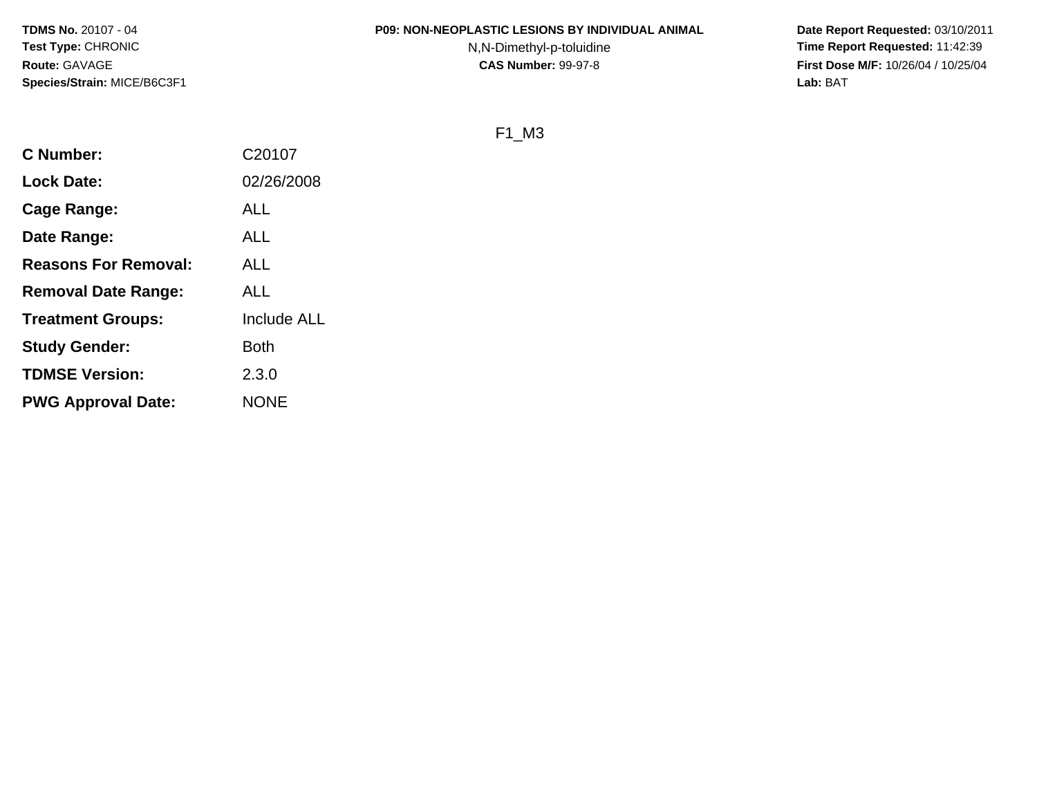**TDMS No.** 20107 - 04
**Test Type:** CHRONIC
**Route:** GAVAGE
**Species/Strain:** MICE/B6C3F1

**P09: NON-NEOPLASTIC LESIONS BY INDIVIDUAL ANIMAL**
N,N-Dimethyl-p-toluidine
**CAS Number:** 99-97-8

**Date Report Requested:** 03/10/2011
**Time Report Requested:** 11:42:39
**First Dose M/F:** 10/26/04 / 10/25/04
**Lab:** BAT

F1_M3

| | |
|---|---|
| **C Number:** | C20107 |
| **Lock Date:** | 02/26/2008 |
| **Cage Range:** | ALL |
| **Date Range:** | ALL |
| **Reasons For Removal:** | ALL |
| **Removal Date Range:** | ALL |
| **Treatment Groups:** | Include ALL |
| **Study Gender:** | Both |
| **TDMSE Version:** | 2.3.0 |
| **PWG Approval Date:** | NONE |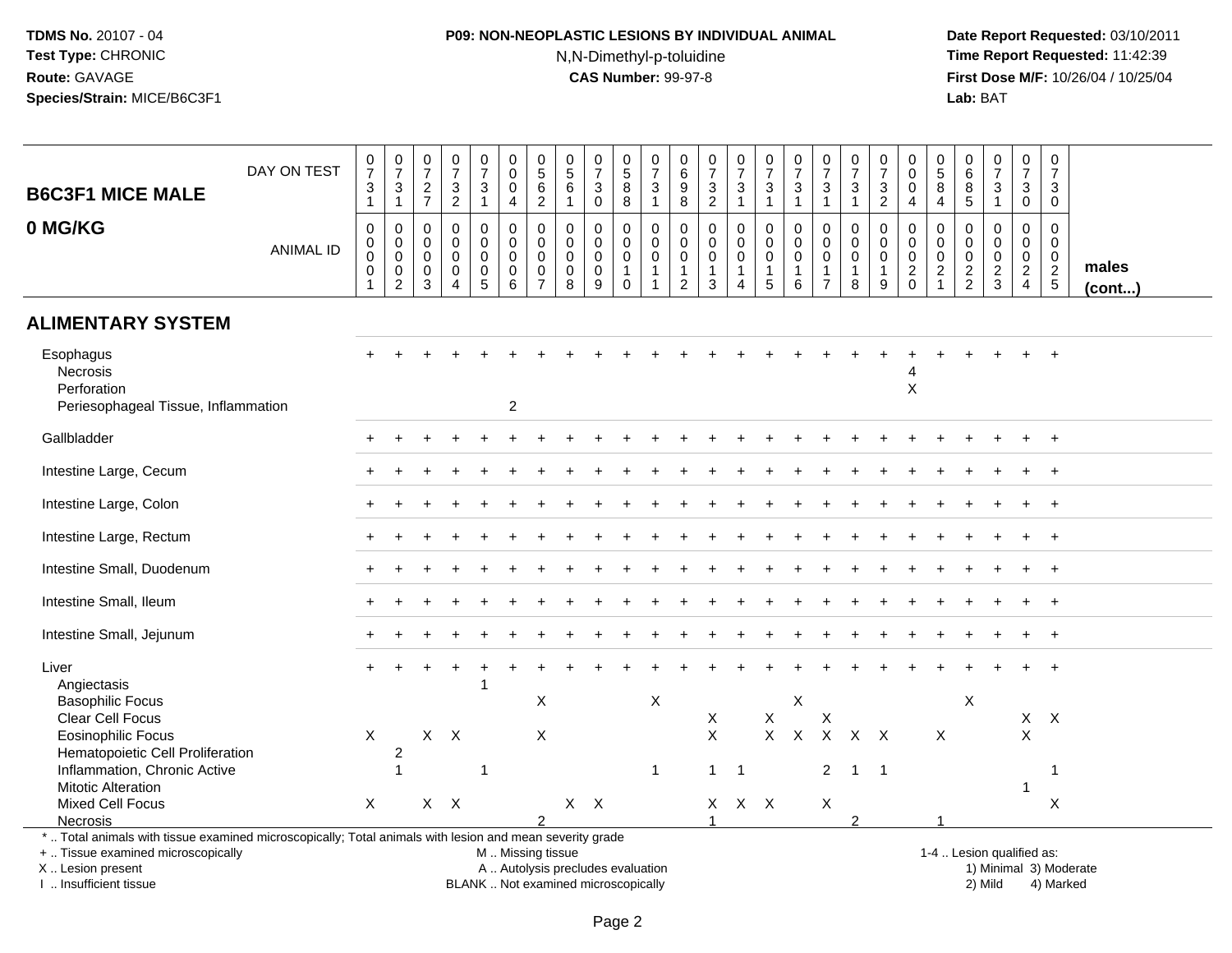**TDMS No.** 20107 - 04
**Test Type:** CHRONIC
**Route:** GAVAGE
**Species/Strain:** MICE/B6C3F1

**P09: NON-NEOPLASTIC LESIONS BY INDIVIDUAL ANIMAL**
N,N-Dimethyl-p-toluidine
**CAS Number:** 99-97-8

**Date Report Requested:** 03/10/2011
**Time Report Requested:** 11:42:39
**First Dose M/F:** 10/26/04 / 10/25/04
**Lab:** BAT

## B6C3F1 MICE MALE 0 MG/KG

| DAY ON TEST | 0731 | 0731 | 0727 | 0732 | 0731 | 0004 | 0562 | 0561 | 0730 | 0588 | 0731 | 0698 | 0732 | 0731 | 0731 | 0731 | 0731 | 0731 | 0732 | 0004 | 0584 | 0685 | 0731 | 0730 | 0730 | |
|---|---|---|---|---|---|---|---|---|---|---|---|---|---|---|---|---|---|---|---|---|---|---|---|---|---|---|
| **ANIMAL ID** | 0001 | 0002 | 0003 | 0004 | 0005 | 0006 | 0007 | 0008 | 0009 | 0010 | 0011 | 0012 | 0013 | 0014 | 0015 | 0016 | 0017 | 0018 | 0019 | 0020 | 0021 | 0022 | 0023 | 0024 | 0025 | **males (cont...)** |
| **ALIMENTARY SYSTEM** | | | | | | | | | | | | | | | | | | | | | | | | | | |
| Esophagus | + | + | + | + | + | + | + | + | + | + | + | + | + | + | + | + | + | + | + | + | + | + | + | + | + | |
| Necrosis | | | | | | | | | | | | | | | | | | | | 4 | | | | | | |
| Perforation | | | | | | | | | | | | | | | | | | | | X | | | | | | |
| Periesophageal Tissue, Inflammation | | | | | | 2 | | | | | | | | | | | | | | | | | | | | |
| Gallbladder | + | + | + | + | + | + | + | + | + | + | + | + | + | + | + | + | + | + | + | + | + | + | + | + | + | |
| Intestine Large, Cecum | + | + | + | + | + | + | + | + | + | + | + | + | + | + | + | + | + | + | + | + | + | + | + | + | + | |
| Intestine Large, Colon | + | + | + | + | + | + | + | + | + | + | + | + | + | + | + | + | + | + | + | + | + | + | + | + | + | |
| Intestine Large, Rectum | + | + | + | + | + | + | + | + | + | + | + | + | + | + | + | + | + | + | + | + | + | + | + | + | + | |
| Intestine Small, Duodenum | + | + | + | + | + | + | + | + | + | + | + | + | + | + | + | + | + | + | + | + | + | + | + | + | + | |
| Intestine Small, Ileum | + | + | + | + | + | + | + | + | + | + | + | + | + | + | + | + | + | + | + | + | + | + | + | + | + | |
| Intestine Small, Jejunum | + | + | + | + | + | + | + | + | + | + | + | + | + | + | + | + | + | + | + | + | + | + | + | + | + | |
| Liver | + | + | + | + | + | + | + | + | + | + | + | + | + | + | + | + | + | + | + | + | + | + | + | + | + | |
| Angiectasis | | | | | 1 | | | | | | | | | | | | | | | | | | | | | |
| Basophilic Focus | | | | | | | X | | | | X | | | | | X | | | | | | X | | | | |
| Clear Cell Focus | | | | | | | | | | | | | X | | X | | X | | | | | | | X | X | |
| Eosinophilic Focus | X | | X | X | | | X | | | | | | X | | X | X | X | X | X | | X | | | X | | |
| Hematopoietic Cell Proliferation | | 2 | | | | | | | | | | | | | | | | | | | | | | | | |
| Inflammation, Chronic Active | | 1 | | | 1 | | | | | | 1 | | 1 | 1 | | | 2 | 1 | 1 | | | | | | 1 | |
| Mitotic Alteration | | | | | | | | | | | | | | | | | | | | | | | | 1 | | |
| Mixed Cell Focus | X | | X | X | | | | X | X | | | | X | X | X | | X | | | | | | | | X | |
| Necrosis | | | | | | | 2 | | | | | | 1 | | | | | 2 | | | 1 | | | | | |

\* .. Total animals with tissue examined microscopically; Total animals with lesion and mean severity grade
+ .. Tissue examined microscopically
X .. Lesion present
I .. Insufficient tissue

M .. Missing tissue
A .. Autolysis precludes evaluation
BLANK .. Not examined microscopically

1-4 .. Lesion qualified as:
1) Minimal 2) Mild 3) Moderate 4) Marked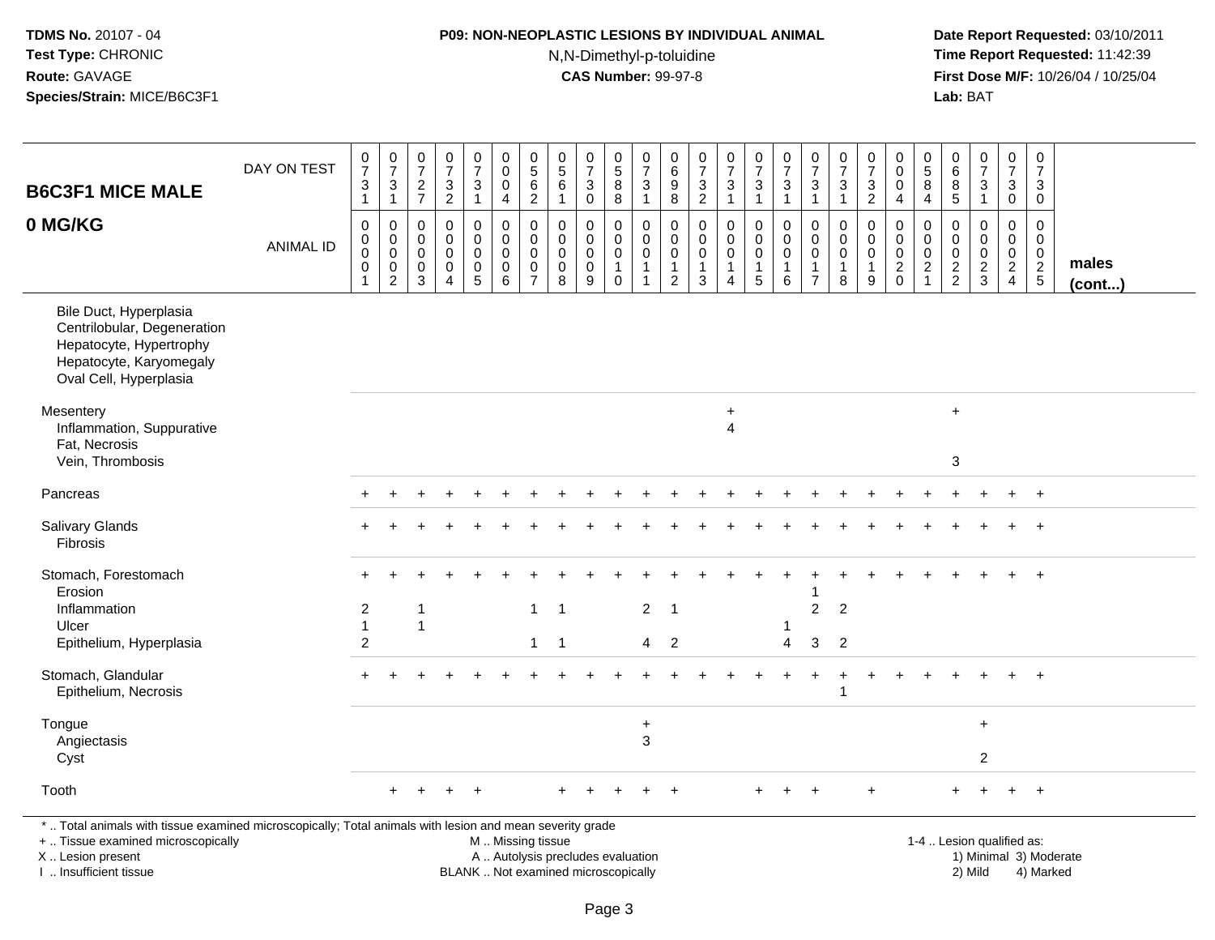**TDMS No.** 20107 - 04
**Test Type:** CHRONIC
**Route:** GAVAGE
**Species/Strain:** MICE/B6C3F1

**P09: NON-NEOPLASTIC LESIONS BY INDIVIDUAL ANIMAL**
N,N-Dimethyl-p-toluidine
**CAS Number:** 99-97-8

**Date Report Requested:** 03/10/2011
**Time Report Requested:** 11:42:39
**First Dose M/F:** 10/26/04 / 10/25/04
**Lab:** BAT

## B6C3F1 MICE MALE 0 MG/KG

| DAY ON TEST | 0731 | 0731 | 0727 | 0732 | 0731 | 0004 | 0562 | 0561 | 0730 | 0588 | 0731 | 0698 | 0732 | 0731 | 0731 | 0731 | 0731 | 0731 | 0732 | 0004 | 0584 | 0685 | 0731 | 0730 | 0730 | |
|---|---|---|---|---|---|---|---|---|---|---|---|---|---|---|---|---|---|---|---|---|---|---|---|---|---|---|
| **ANIMAL ID** | 0001 | 0002 | 0003 | 0004 | 0005 | 0006 | 0007 | 0008 | 0009 | 0010 | 0011 | 0012 | 0013 | 0014 | 0015 | 0016 | 0017 | 0018 | 0019 | 0020 | 0021 | 0022 | 0023 | 0024 | 0025 | **males (cont...)** |
| Bile Duct, Hyperplasia | | | | | | | | | | | | | | | | | | | | | | | | | | |
| Centrilobular, Degeneration | | | | | | | | | | | | | | | | | | | | | | | | | | |
| Hepatocyte, Hypertrophy | | | | | | | | | | | | | | | | | | | | | | | | | | |
| Hepatocyte, Karyomegaly | | | | | | | | | | | | | | | | | | | | | | | | | | |
| Oval Cell, Hyperplasia | | | | | | | | | | | | | | | | | | | | | | | | | | |
| Mesentery | | | | | | | | | | | | | | + | | | | | | | | + | | | | |
| Inflammation, Suppurative | | | | | | | | | | | | | | 4 | | | | | | | | | | | | |
| Fat, Necrosis | | | | | | | | | | | | | | | | | | | | | | | | | | |
| Vein, Thrombosis | | | | | | | | | | | | | | | | | | | | | | 3 | | | | |
| Pancreas | + | + | + | + | + | + | + | + | + | + | + | + | + | + | + | + | + | + | + | + | + | + | + | + | + | |
| Salivary Glands | + | + | + | + | + | + | + | + | + | + | + | + | + | + | + | + | + | + | + | + | + | + | + | + | + | |
| Fibrosis | | | | | | | | | | | | | | | | | | | | | | | | | | |
| Stomach, Forestomach | + | + | + | + | + | + | + | + | + | + | + | + | + | + | + | + | + | + | + | + | + | + | + | + | + | |
| Erosion | | | | | | | | | | | | | | | | | 1 | | | | | | | | | |
| Inflammation | 2 | | 1 | | | | 1 | 1 | | | 2 | 1 | | | | | 2 | 2 | | | | | | | | |
| Ulcer | 1 | | 1 | | | | | | | | | | | | | 1 | | | | | | | | | | |
| Epithelium, Hyperplasia | 2 | | | | | | 1 | 1 | | | 4 | 2 | | | | 4 | 3 | 2 | | | | | | | | |
| Stomach, Glandular | + | + | + | + | + | + | + | + | + | + | + | + | + | + | + | + | + | + | + | + | + | + | + | + | + | |
| Epithelium, Necrosis | | | | | | | | | | | | | | | | | | 1 | | | | | | | | |
| Tongue | | | | | | | | | | | + | | | | | | | | | | | | + | | | |
| Angiectasis | | | | | | | | | | | 3 | | | | | | | | | | | | | | | |
| Cyst | | | | | | | | | | | | | | | | | | | | | | | 2 | | | |
| Tooth | | + | + | + | + | | | + | + | + | + | + | | | + | + | + | | + | | | + | + | + | + | |

* .. Total animals with tissue examined microscopically; Total animals with lesion and mean severity grade
+ .. Tissue examined microscopically
X .. Lesion present
I .. Insufficient tissue

M .. Missing tissue
A .. Autolysis precludes evaluation
BLANK .. Not examined microscopically

1-4 .. Lesion qualified as:
1) Minimal 3) Moderate
2) Mild 4) Marked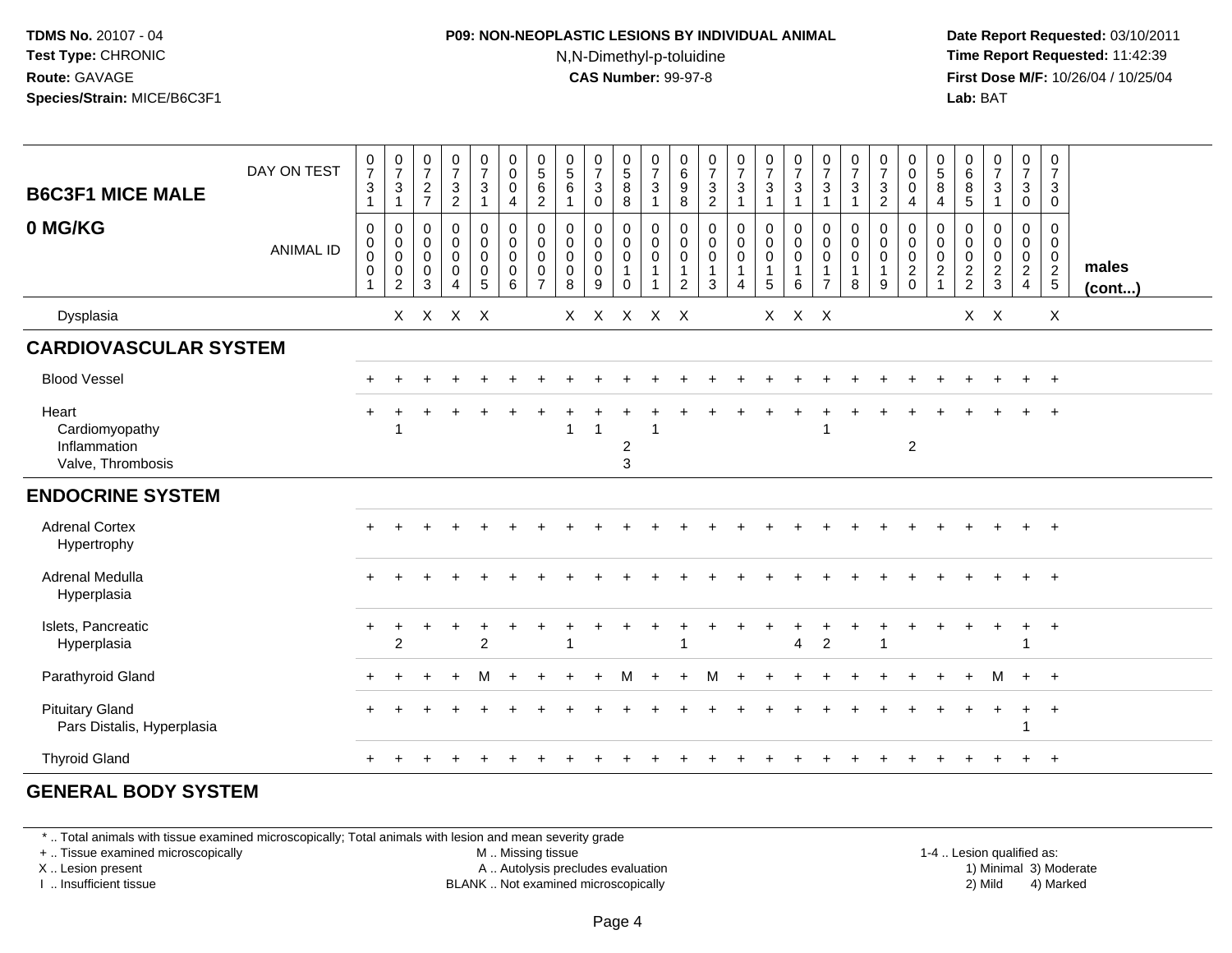**TDMS No.** 20107 - 04
**Test Type:** CHRONIC
**Route:** GAVAGE
**Species/Strain:** MICE/B6C3F1

**P09: NON-NEOPLASTIC LESIONS BY INDIVIDUAL ANIMAL**
N,N-Dimethyl-p-toluidine
**CAS Number:** 99-97-8

**Date Report Requested:** 03/10/2011
**Time Report Requested:** 11:42:39
**First Dose M/F:** 10/26/04 / 10/25/04
**Lab:** BAT

| B6C3F1 MICE MALE 0 MG/KG | | | | | | | | | | | | | | | | | | | | | | | | | | males (cont...) |
|---|---|---|---|---|---|---|---|---|---|---|---|---|---|---|---|---|---|---|---|---|---|---|---|---|---|---|
| DAY ON TEST | 0731 | 0731 | 0727 | 0732 | 0731 | 0004 | 0562 | 0561 | 0730 | 0588 | 0731 | 0698 | 0732 | 0731 | 0731 | 0731 | 0731 | 0731 | 0732 | 0004 | 0584 | 0685 | 0731 | 0730 | 0730 | |
| ANIMAL ID | 0001 | 0002 | 0003 | 0004 | 0005 | 0006 | 0007 | 0008 | 0009 | 0010 | 0011 | 0012 | 0013 | 0014 | 0015 | 0016 | 0017 | 0018 | 0019 | 0020 | 0021 | 0022 | 0023 | 0024 | 0025 | |
| Dysplasia | | X | X | X | X | | | X | X | X | X | X | | | X | X | X | | | | | X | X | | X | |
| **CARDIOVASCULAR SYSTEM** | | | | | | | | | | | | | | | | | | | | | | | | | | |
| Blood Vessel | + | + | + | + | + | + | + | + | + | + | + | + | + | + | + | + | + | + | + | + | + | + | + | + | + | |
| Heart | + | + | + | + | + | + | + | + | + | + | + | + | + | + | + | + | + | + | + | + | + | + | + | + | + | |
| Cardiomyopathy | | 1 | | | | | | 1 | 1 | | 1 | | | | | | 1 | | | | | | | | | |
| Inflammation | | | | | | | | | | 2 | | | | | | | | | | 2 | | | | | | |
| Valve, Thrombosis | | | | | | | | | | 3 | | | | | | | | | | | | | | | | |
| **ENDOCRINE SYSTEM** | | | | | | | | | | | | | | | | | | | | | | | | | | |
| Adrenal Cortex | + | + | + | + | + | + | + | + | + | + | + | + | + | + | + | + | + | + | + | + | + | + | + | + | + | |
| Hypertrophy | | | | | | | | | | | | | | | | | | | | | | | | | | |
| Adrenal Medulla | + | + | + | + | + | + | + | + | + | + | + | + | + | + | + | + | + | + | + | + | + | + | + | + | + | |
| Hyperplasia | | | | | | | | | | | | | | | | | | | | | | | | | | |
| Islets, Pancreatic | + | + | + | + | + | + | + | + | + | + | + | + | + | + | + | + | + | + | + | + | + | + | + | + | + | |
| Hyperplasia | | 2 | | | 2 | | | 1 | | | | 1 | | | | 4 | 2 | | 1 | | | | | 1 | | |
| Parathyroid Gland | + | + | + | + | M | + | + | + | + | M | + | + | M | + | + | + | + | + | + | + | + | + | M | + | + | |
| Pituitary Gland | + | + | + | + | + | + | + | + | + | + | + | + | + | + | + | + | + | + | + | + | + | + | + | + | + | |
| Pars Distalis, Hyperplasia | | | | | | | | | | | | | | | | | | | | | | | | 1 | | |
| Thyroid Gland | + | + | + | + | + | + | + | + | + | + | + | + | + | + | + | + | + | + | + | + | + | + | + | + | + | |
| **GENERAL BODY SYSTEM** | | | | | | | | | | | | | | | | | | | | | | | | | | |

\* .. Total animals with tissue examined microscopically; Total animals with lesion and mean severity grade
+ .. Tissue examined microscopically
X .. Lesion present
I .. Insufficient tissue

M .. Missing tissue
A .. Autolysis precludes evaluation
BLANK .. Not examined microscopically

1-4 .. Lesion qualified as:
1) Minimal 3) Moderate
2) Mild 4) Marked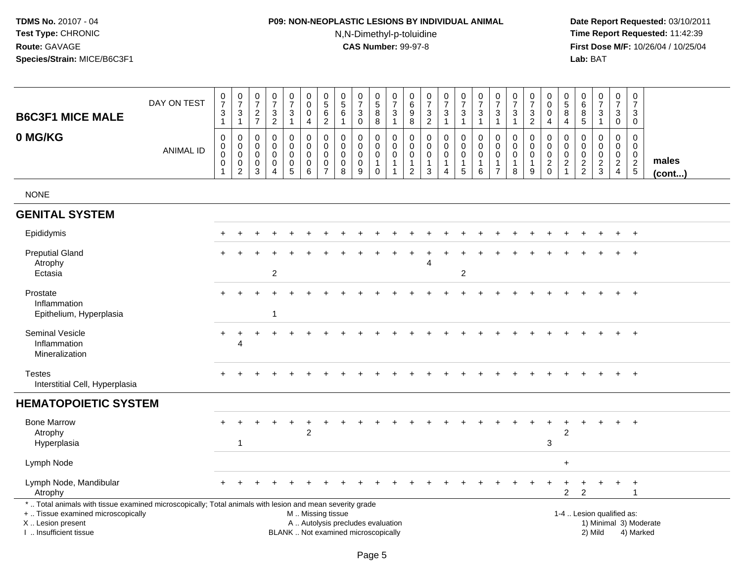TDMS No. 20107 - 04
Test Type: CHRONIC
Route: GAVAGE
Species/Strain: MICE/B6C3F1

**P09: NON-NEOPLASTIC LESIONS BY INDIVIDUAL ANIMAL**
N,N-Dimethyl-p-toluidine
**CAS Number:** 99-97-8

Date Report Requested: 03/10/2011
Time Report Requested: 11:42:39
First Dose M/F: 10/26/04 / 10/25/04
Lab: BAT

| B6C3F1 MICE MALE 0 MG/KG | | | | | | | | | | | | | | | | | | | | | | | | | | |
|---|---|---|---|---|---|---|---|---|---|---|---|---|---|---|---|---|---|---|---|---|---|---|---|---|---|---|
| DAY ON TEST | 0731 | 0731 | 0727 | 0732 | 0731 | 0004 | 0562 | 0561 | 0730 | 0588 | 0731 | 0698 | 0732 | 0731 | 0731 | 0731 | 0731 | 0731 | 0732 | 0004 | 0584 | 0685 | 0731 | 0730 | 0730 | |
| ANIMAL ID | 0000001 | 0000002 | 0000003 | 0000004 | 0000005 | 0000006 | 0000007 | 0000008 | 0000009 | 0000010 | 0000011 | 0000012 | 0000013 | 0000014 | 0000015 | 0000016 | 0000017 | 0000018 | 0000019 | 0000020 | 0000021 | 0000022 | 0000023 | 0000024 | 0000025 | males (cont...) |
| NONE | | | | | | | | | | | | | | | | | | | | | | | | | | |
| **GENITAL SYSTEM** | | | | | | | | | | | | | | | | | | | | | | | | | | |
| Epididymis | + | + | + | + | + | + | + | + | + | + | + | + | + | + | + | + | + | + | + | + | + | + | + | + | + | |
| Preputial Gland | + | + | + | + | + | + | + | + | + | + | + | + | + | + | + | + | + | + | + | + | + | + | + | + | + | |
| Atrophy | | | | | | | | | | | | | 4 | | | | | | | | | | | | | |
| Ectasia | | | | 2 | | | | | | | | | | | 2 | | | | | | | | | | | |
| Prostate | + | + | + | + | + | + | + | + | + | + | + | + | + | + | + | + | + | + | + | + | + | + | + | + | + | |
| Inflammation | | | | | | | | | | | | | | | | | | | | | | | | | | |
| Epithelium, Hyperplasia | | | | 1 | | | | | | | | | | | | | | | | | | | | | | |
| Seminal Vesicle | + | + | + | + | + | + | + | + | + | + | + | + | + | + | + | + | + | + | + | + | + | + | + | + | + | |
| Inflammation | | 4 | | | | | | | | | | | | | | | | | | | | | | | | |
| Mineralization | | | | | | | | | | | | | | | | | | | | | | | | | | |
| Testes | + | + | + | + | + | + | + | + | + | + | + | + | + | + | + | + | + | + | + | + | + | + | + | + | + | |
| Interstitial Cell, Hyperplasia | | | | | | | | | | | | | | | | | | | | | | | | | | |
| **HEMATOPOIETIC SYSTEM** | | | | | | | | | | | | | | | | | | | | | | | | | | |
| Bone Marrow | + | + | + | + | + | + | + | + | + | + | + | + | + | + | + | + | + | + | + | + | + | + | + | + | + | |
| Atrophy | | | | | | 2 | | | | | | | | | | | | | | | 2 | | | | | |
| Hyperplasia | | 1 | | | | | | | | | | | | | | | | | | 3 | | | | | | |
| Lymph Node | | | | | | | | | | | | | | | | | | | | | + | | | | | |
| Lymph Node, Mandibular | + | + | + | + | + | + | + | + | + | + | + | + | + | + | + | + | + | + | + | + | + | + | + | + | + | |
| Atrophy | | | | | | | | | | | | | | | | | | | | | 2 | 2 | | | 1 | |

\* .. Total animals with tissue examined microscopically; Total animals with lesion and mean severity grade
+ .. Tissue examined microscopically
X .. Lesion present
I .. Insufficient tissue

M .. Missing tissue
A .. Autolysis precludes evaluation
BLANK .. Not examined microscopically

1-4 .. Lesion qualified as:
1) Minimal 3) Moderate
2) Mild 4) Marked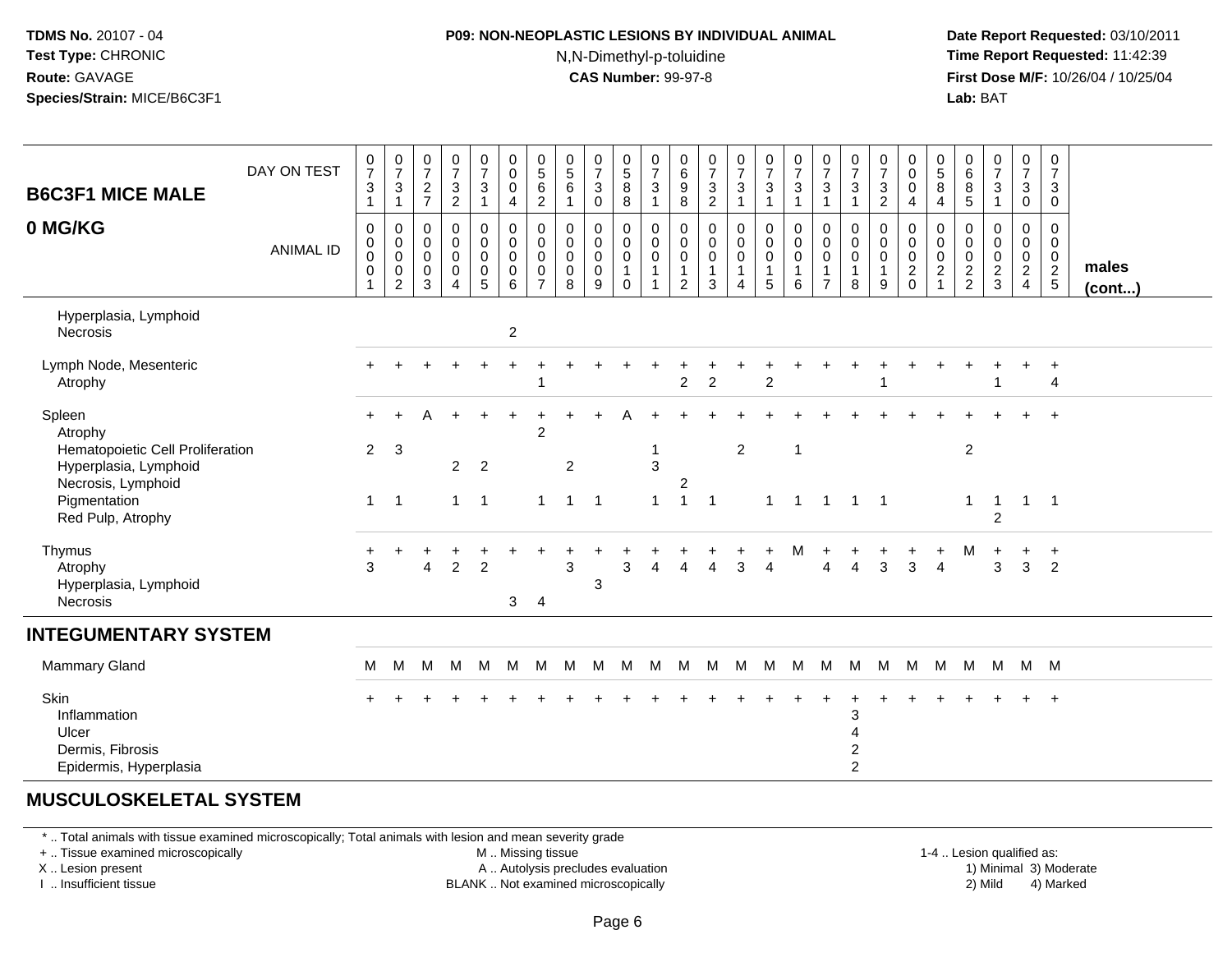**TDMS No.** 20107 - 04
**Test Type:** CHRONIC
**Route:** GAVAGE
**Species/Strain:** MICE/B6C3F1

**P09: NON-NEOPLASTIC LESIONS BY INDIVIDUAL ANIMAL**
N,N-Dimethyl-p-toluidine
**CAS Number:** 99-97-8

**Date Report Requested:** 03/10/2011
**Time Report Requested:** 11:42:39
**First Dose M/F:** 10/26/04 / 10/25/04
**Lab:** BAT

## B6C3F1 MICE MALE 0 MG/KG

| DAY ON TEST | 731 | 731 | 727 | 732 | 731 | 004 | 562 | 561 | 730 | 588 | 731 | 698 | 732 | 731 | 731 | 731 | 731 | 731 | 732 | 004 | 584 | 685 | 731 | 730 | 730 | |
|---|---|---|---|---|---|---|---|---|---|---|---|---|---|---|---|---|---|---|---|---|---|---|---|---|---|---|
| **ANIMAL ID** | 0001 | 0002 | 0003 | 0004 | 0005 | 0006 | 0007 | 0008 | 0009 | 0010 | 0011 | 0012 | 0013 | 0014 | 0015 | 0016 | 0017 | 0018 | 0019 | 0020 | 0021 | 0022 | 0023 | 0024 | 0025 | **males (cont...)** |
| Hyperplasia, Lymphoid | | | | | | | | | | | | | | | | | | | | | | | | | | |
| Necrosis | | | | | | 2 | | | | | | | | | | | | | | | | | | | | |
| Lymph Node, Mesenteric | + | + | + | + | + | + | + | + | + | + | + | + | + | + | + | + | + | + | + | + | + | + | + | + | + | |
| Atrophy | | | | | | | 1 | | | | | 2 | 2 | | 2 | | | | 1 | | | | 1 | | 4 | |
| Spleen | + | + | A | + | + | + | + | + | + | A | + | + | + | + | + | + | + | + | + | + | + | + | + | + | + | |
| Atrophy | | | | | | | 2 | | | | | | | | | | | | | | | | | | | |
| Hematopoietic Cell Proliferation | 2 | 3 | | | | | | | | | 1 | | | 2 | | 1 | | | | | | 2 | | | | |
| Hyperplasia, Lymphoid | | | | 2 | 2 | | | 2 | | | 3 | | | | | | | | | | | | | | | |
| Necrosis, Lymphoid | | | | | | | | | | | | 2 | | | | | | | | | | | | | | |
| Pigmentation | 1 | 1 | | 1 | 1 | | 1 | 1 | 1 | | 1 | 1 | 1 | | 1 | 1 | 1 | 1 | 1 | | | 1 | 1 | 1 | 1 | |
| Red Pulp, Atrophy | | | | | | | | | | | | | | | | | | | | | | | 2 | | | |
| Thymus | + | + | + | + | + | + | + | + | + | + | + | + | + | + | + | M | + | + | + | + | + | M | + | + | + | |
| Atrophy | 3 | | 4 | 2 | 2 | | | 3 | | 3 | 4 | 4 | 4 | 3 | 4 | | 4 | 4 | 3 | 3 | 4 | | 3 | 3 | 2 | |
| Hyperplasia, Lymphoid | | | | | | | | | 3 | | | | | | | | | | | | | | | | | |
| Necrosis | | | | | | 3 | 4 | | | | | | | | | | | | | | | | | | | |
| **INTEGUMENTARY SYSTEM** | | | | | | | | | | | | | | | | | | | | | | | | | | |
| Mammary Gland | M | M | M | M | M | M | M | M | M | M | M | M | M | M | M | M | M | M | M | M | M | M | M | M | M | |
| Skin | + | + | + | + | + | + | + | + | + | + | + | + | + | + | + | + | + | + | + | + | + | + | + | + | + | |
| Inflammation | | | | | | | | | | | | | | | | | | 3 | | | | | | | | |
| Ulcer | | | | | | | | | | | | | | | | | | 4 | | | | | | | | |
| Dermis, Fibrosis | | | | | | | | | | | | | | | | | | 2 | | | | | | | | |
| Epidermis, Hyperplasia | | | | | | | | | | | | | | | | | | 2 | | | | | | | | |
| **MUSCULOSKELETAL SYSTEM** | | | | | | | | | | | | | | | | | | | | | | | | | | |

\* .. Total animals with tissue examined microscopically; Total animals with lesion and mean severity grade
\+ .. Tissue examined microscopically
X .. Lesion present
I .. Insufficient tissue
M .. Missing tissue
A .. Autolysis precludes evaluation
BLANK .. Not examined microscopically
1-4 .. Lesion qualified as: 1) Minimal 2) Mild 3) Moderate 4) Marked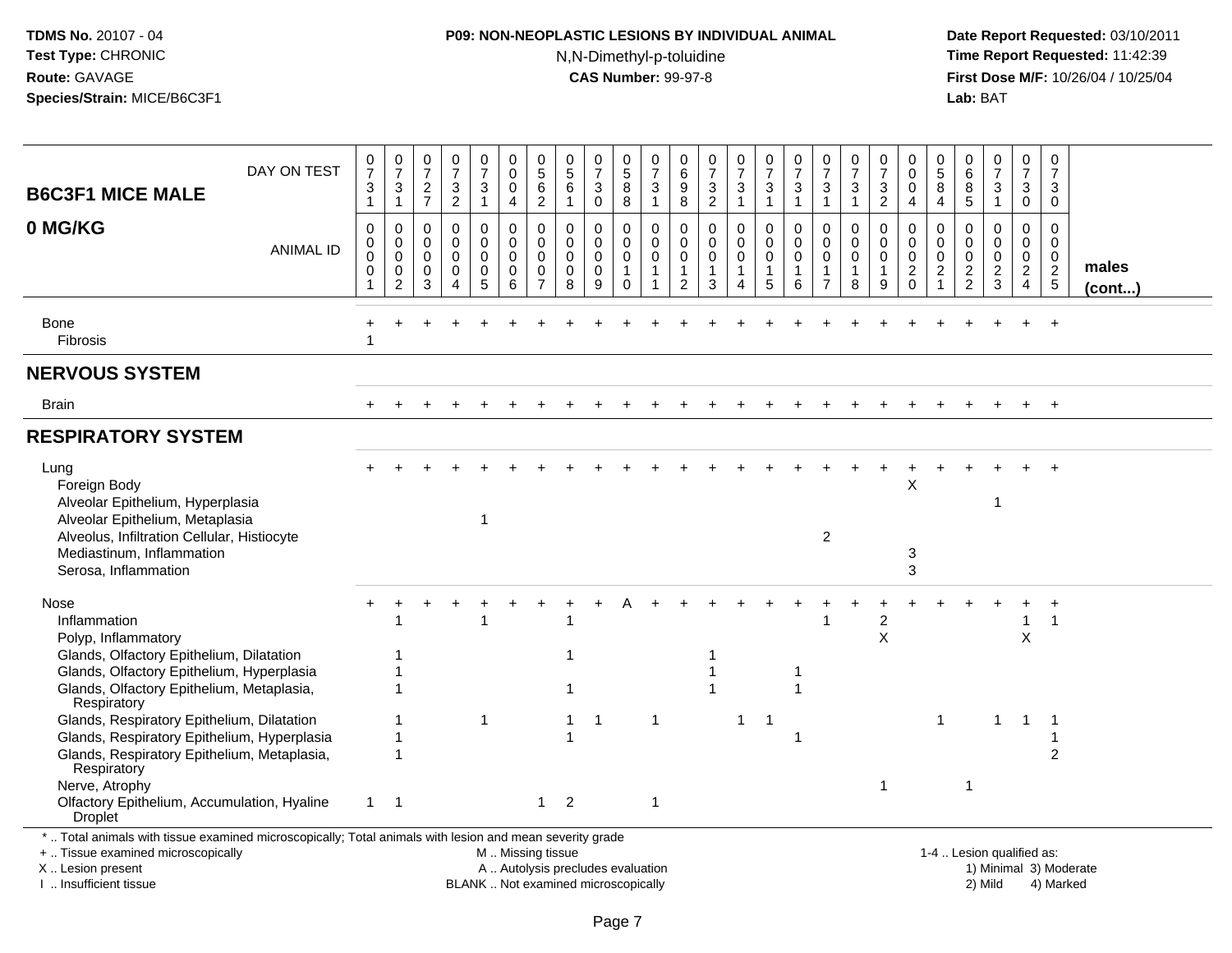**TDMS No.** 20107 - 04
**Test Type:** CHRONIC
**Route:** GAVAGE
**Species/Strain:** MICE/B6C3F1

**P09: NON-NEOPLASTIC LESIONS BY INDIVIDUAL ANIMAL**
N,N-Dimethyl-p-toluidine
**CAS Number:** 99-97-8

**Date Report Requested:** 03/10/2011
**Time Report Requested:** 11:42:39
**First Dose M/F:** 10/26/04 / 10/25/04
**Lab:** BAT

## B6C3F1 MICE MALE 0 MG/KG (males cont...)

| DAY ON TEST | 0731 | 0731 | 0727 | 0732 | 0731 | 0004 | 0562 | 0561 | 0730 | 0588 | 0731 | 0698 | 0732 | 0731 | 0731 | 0731 | 0731 | 0731 | 0732 | 0004 | 0584 | 0685 | 0731 | 0730 | 0730 |
|---|---|---|---|---|---|---|---|---|---|---|---|---|---|---|---|---|---|---|---|---|---|---|---|---|---|
| **ANIMAL ID** | 0001 | 0002 | 0003 | 0004 | 0005 | 0006 | 0007 | 0008 | 0009 | 0010 | 0011 | 0012 | 0013 | 0014 | 0015 | 0016 | 0017 | 0018 | 0019 | 0020 | 0021 | 0022 | 0023 | 0024 | 0025 |
| Bone | + | + | + | + | + | + | + | + | + | + | + | + | + | + | + | + | + | + | + | + | + | + | + | + | + |
| Fibrosis | 1 | | | | | | | | | | | | | | | | | | | | | | | | |
| **NERVOUS SYSTEM** | | | | | | | | | | | | | | | | | | | | | | | | | |
| Brain | + | + | + | + | + | + | + | + | + | + | + | + | + | + | + | + | + | + | + | + | + | + | + | + | + |
| **RESPIRATORY SYSTEM** | | | | | | | | | | | | | | | | | | | | | | | | | |
| Lung | + | + | + | + | + | + | + | + | + | + | + | + | + | + | + | + | + | + | + | + | + | + | + | + | + |
| Foreign Body | | | | | | | | | | | | | | | | | | | | X | | | | | |
| Alveolar Epithelium, Hyperplasia | | | | | | | | | | | | | | | | | | | | | | | 1 | | |
| Alveolar Epithelium, Metaplasia | | | | | 1 | | | | | | | | | | | | | | | | | | | | |
| Alveolus, Infiltration Cellular, Histiocyte | | | | | | | | | | | | | | | | | 2 | | | | | | | | |
| Mediastinum, Inflammation | | | | | | | | | | | | | | | | | | | | 3 | | | | | |
| Serosa, Inflammation | | | | | | | | | | | | | | | | | | | | 3 | | | | | |
| Nose | + | + | + | + | + | + | + | + | + | A | + | + | + | + | + | + | + | + | + | + | + | + | + | + | + |
| Inflammation | | 1 | | | 1 | | | 1 | | | | | | | | | 1 | | 2 | | | | | 1 | 1 |
| Polyp, Inflammatory | | | | | | | | | | | | | | | | | | | X | | | | | X | |
| Glands, Olfactory Epithelium, Dilatation | | 1 | | | | | | 1 | | | | | 1 | | | | | | | | | | | | |
| Glands, Olfactory Epithelium, Hyperplasia | | 1 | | | | | | | | | | | 1 | | | 1 | | | | | | | | | |
| Glands, Olfactory Epithelium, Metaplasia, Respiratory | | 1 | | | | | | 1 | | | | | 1 | | | 1 | | | | | | | | | |
| Glands, Respiratory Epithelium, Dilatation | | 1 | | | 1 | | | 1 | 1 | | 1 | | | 1 | 1 | | | | | | 1 | | 1 | 1 | 1 |
| Glands, Respiratory Epithelium, Hyperplasia | | 1 | | | | | | 1 | | | | | | | | 1 | | | | | | | | | 1 |
| Glands, Respiratory Epithelium, Metaplasia, Respiratory | | 1 | | | | | | | | | | | | | | | | | | | | | | | 2 |
| Nerve, Atrophy | | | | | | | | | | | | | | | | | | | 1 | | | 1 | | | |
| Olfactory Epithelium, Accumulation, Hyaline Droplet | 1 | 1 | | | | | 1 | 2 | | | 1 | | | | | | | | | | | | | | |

\* .. Total animals with tissue examined microscopically; Total animals with lesion and mean severity grade
\+ .. Tissue examined microscopically
X .. Lesion present
I .. Insufficient tissue
M .. Missing tissue
A .. Autolysis precludes evaluation
BLANK .. Not examined microscopically
1-4 .. Lesion qualified as: 1) Minimal 2) Mild 3) Moderate 4) Marked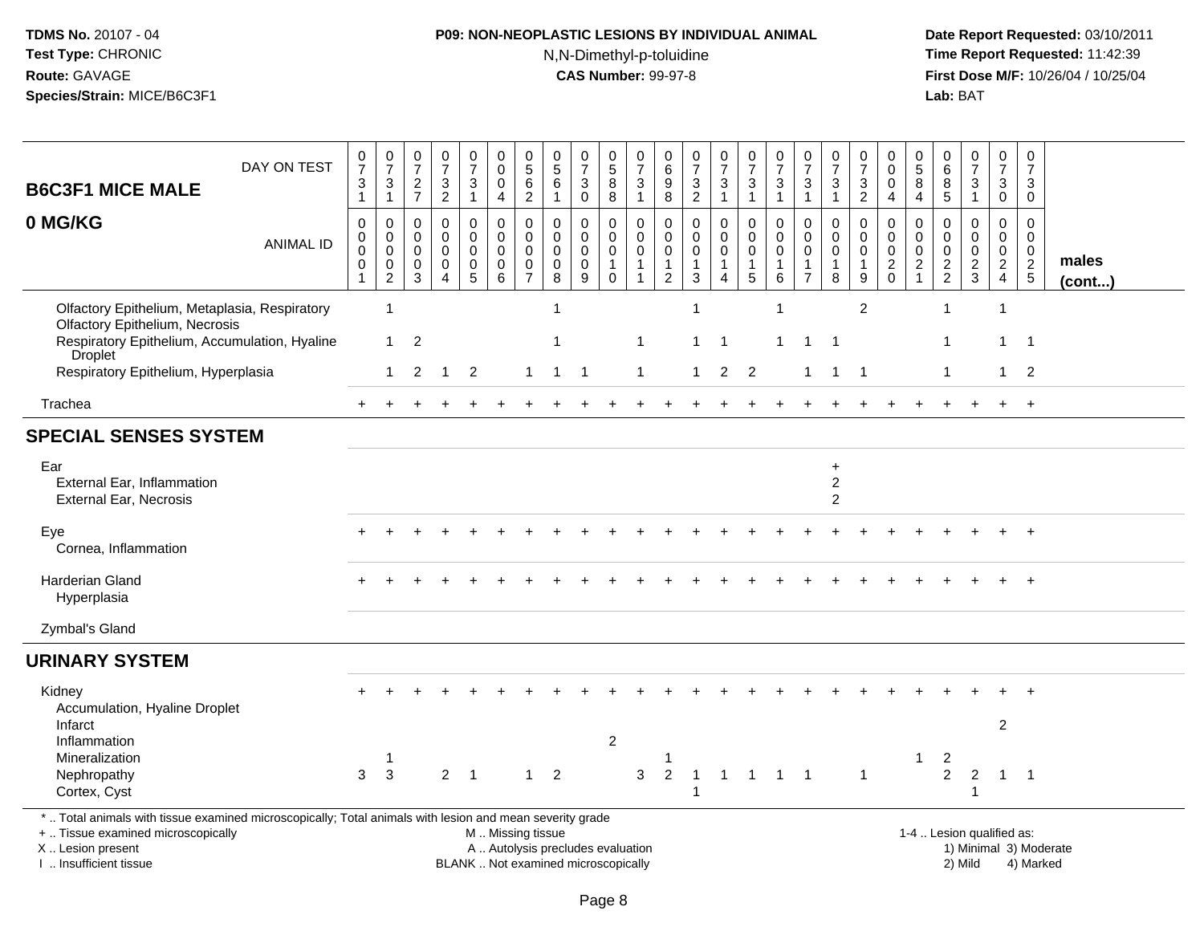**TDMS No.** 20107 - 04
**Test Type:** CHRONIC
**Route:** GAVAGE
**Species/Strain:** MICE/B6C3F1

**P09: NON-NEOPLASTIC LESIONS BY INDIVIDUAL ANIMAL**
N,N-Dimethyl-p-toluidine
**CAS Number:** 99-97-8

**Date Report Requested:** 03/10/2011
**Time Report Requested:** 11:42:39
**First Dose M/F:** 10/26/04 / 10/25/04
**Lab:** BAT

| B6C3F1 MICE MALE 0 MG/KG | | | | | | | | | | | | | | | | | | | | | | | | | | |
|---|---|---|---|---|---|---|---|---|---|---|---|---|---|---|---|---|---|---|---|---|---|---|---|---|---|---|
| DAY ON TEST | 0731 | 0731 | 0727 | 0732 | 0731 | 0004 | 0562 | 0561 | 0730 | 0588 | 0731 | 0698 | 0732 | 0731 | 0731 | 0731 | 0731 | 0731 | 0732 | 0004 | 0584 | 0685 | 0731 | 0730 | 0730 | |
| ANIMAL ID | 0001 | 0002 | 0003 | 0004 | 0005 | 0006 | 0007 | 0008 | 0009 | 0010 | 0011 | 0012 | 0013 | 0014 | 0015 | 0016 | 0017 | 0018 | 0019 | 0020 | 0021 | 0022 | 0023 | 0024 | 0025 | **males (cont...)** |
| Olfactory Epithelium, Metaplasia, Respiratory | | 1 | | | | | | 1 | | | | | 1 | | | 1 | | | 2 | | | 1 | | 1 | | |
| Olfactory Epithelium, Necrosis | | | | | | | | | | | | | | | | | | | | | | | | | | |
| Respiratory Epithelium, Accumulation, Hyaline Droplet | | 1 | 2 | | | | | 1 | | | 1 | | 1 | 1 | | 1 | 1 | 1 | | | | 1 | | 1 | 1 | |
| Respiratory Epithelium, Hyperplasia | | 1 | 2 | 1 | 2 | | 1 | 1 | 1 | | 1 | | 1 | 2 | 2 | | 1 | 1 | 1 | | | 1 | | 1 | 2 | |
| Trachea | + | + | + | + | + | + | + | + | + | + | + | + | + | + | + | + | + | + | + | + | + | + | + | + | + | |
| **SPECIAL SENSES SYSTEM** | | | | | | | | | | | | | | | | | | | | | | | | | | |
| Ear | | | | | | | | | | | | | | | | | | + | | | | | | | | |
| External Ear, Inflammation | | | | | | | | | | | | | | | | | | 2 | | | | | | | | |
| External Ear, Necrosis | | | | | | | | | | | | | | | | | | 2 | | | | | | | | |
| Eye | + | + | + | + | + | + | + | + | + | + | + | + | + | + | + | + | + | + | + | + | + | + | + | + | + | |
| Cornea, Inflammation | | | | | | | | | | | | | | | | | | | | | | | | | | |
| Harderian Gland | + | + | + | + | + | + | + | + | + | + | + | + | + | + | + | + | + | + | + | + | + | + | + | + | + | |
| Hyperplasia | | | | | | | | | | | | | | | | | | | | | | | | | | |
| Zymbal's Gland | | | | | | | | | | | | | | | | | | | | | | | | | | |
| **URINARY SYSTEM** | | | | | | | | | | | | | | | | | | | | | | | | | | |
| Kidney | + | + | + | + | + | + | + | + | + | + | + | + | + | + | + | + | + | + | + | + | + | + | + | + | + | |
| Accumulation, Hyaline Droplet | | | | | | | | | | | | | | | | | | | | | | | | | | |
| Infarct | | | | | | | | | | | | | | | | | | | | | | | | 2 | | |
| Inflammation | | | | | | | | | | 2 | | | | | | | | | | | | | | | | |
| Mineralization | | 1 | | | | | | | | | | 1 | | | | | | | | | 1 | 2 | | | | |
| Nephropathy | 3 | 3 | | 2 | 1 | | 1 | 2 | | | 3 | 2 | 1 | 1 | 1 | 1 | 1 | | 1 | | | 2 | 2 | 1 | 1 | |
| Cortex, Cyst | | | | | | | | | | | | | 1 | | | | | | | | | | 1 | | | |

\* .. Total animals with tissue examined microscopically; Total animals with lesion and mean severity grade
+ .. Tissue examined microscopically
X .. Lesion present
I .. Insufficient tissue

M .. Missing tissue
A .. Autolysis precludes evaluation
BLANK .. Not examined microscopically

1-4 .. Lesion qualified as:
1) Minimal 3) Moderate
2) Mild 4) Marked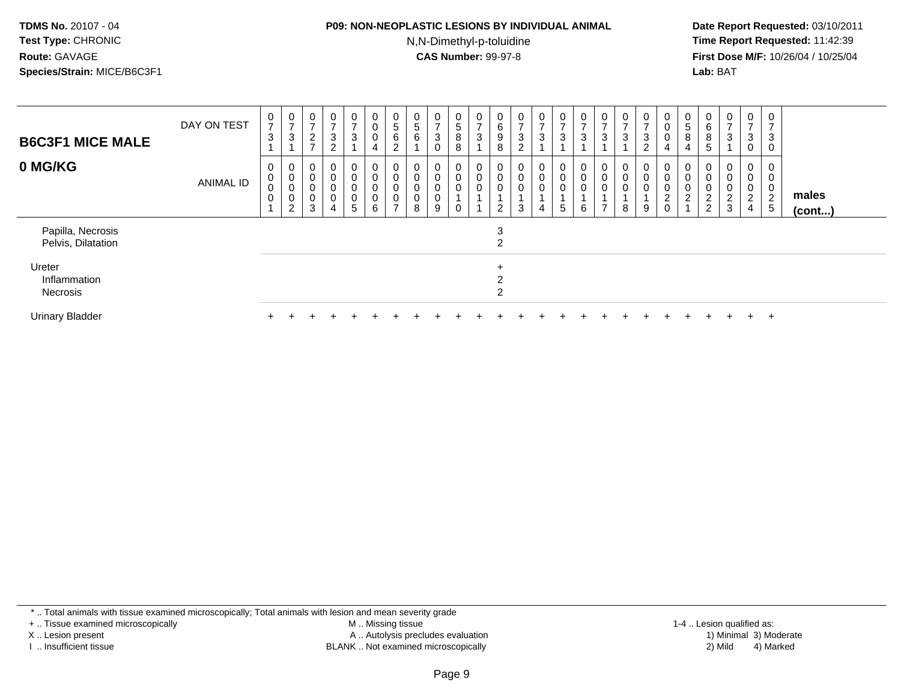**TDMS No.** 20107 - 04
**Test Type:** CHRONIC
**Route:** GAVAGE
**Species/Strain:** MICE/B6C3F1

**P09: NON-NEOPLASTIC LESIONS BY INDIVIDUAL ANIMAL**
N,N-Dimethyl-p-toluidine
**CAS Number:** 99-97-8

**Date Report Requested:** 03/10/2011
**Time Report Requested:** 11:42:39
**First Dose M/F:** 10/26/04 / 10/25/04
**Lab:** BAT

| B6C3F1 MICE MALE 0 MG/KG | | | | | | | | | | | | | | | | | | | | | | | | | | |
|---|---|---|---|---|---|---|---|---|---|---|---|---|---|---|---|---|---|---|---|---|---|---|---|---|---|---|
| DAY ON TEST | 0731 | 0731 | 0727 | 0732 | 0731 | 0004 | 0562 | 0561 | 0730 | 0588 | 0731 | 0698 | 0732 | 0731 | 0731 | 0731 | 0731 | 0731 | 0732 | 0004 | 0584 | 0685 | 0731 | 0730 | 0730 | |
| ANIMAL ID | 0001 | 0002 | 0003 | 0004 | 0005 | 0006 | 0007 | 0008 | 0009 | 0010 | 0011 | 0012 | 0013 | 0014 | 0015 | 0016 | 0017 | 0018 | 0019 | 0020 | 0021 | 0022 | 0023 | 0024 | 0025 | males (cont...) |
| Papilla, Necrosis | | | | | | | | | | | | 3 | | | | | | | | | | | | | | |
| Pelvis, Dilatation | | | | | | | | | | | | 2 | | | | | | | | | | | | | | |
| Ureter | | | | | | | | | | | | + | | | | | | | | | | | | | | |
| Inflammation | | | | | | | | | | | | 2 | | | | | | | | | | | | | | |
| Necrosis | | | | | | | | | | | | 2 | | | | | | | | | | | | | | |
| Urinary Bladder | + | + | + | + | + | + | + | + | + | + | + | + | + | + | + | + | + | + | + | + | + | + | + | + | + | |

\* .. Total animals with tissue examined microscopically; Total animals with lesion and mean severity grade
\+ .. Tissue examined microscopically
X .. Lesion present
I .. Insufficient tissue
M .. Missing tissue
A .. Autolysis precludes evaluation
BLANK .. Not examined microscopically
1-4 .. Lesion qualified as: 1) Minimal 2) Mild 3) Moderate 4) Marked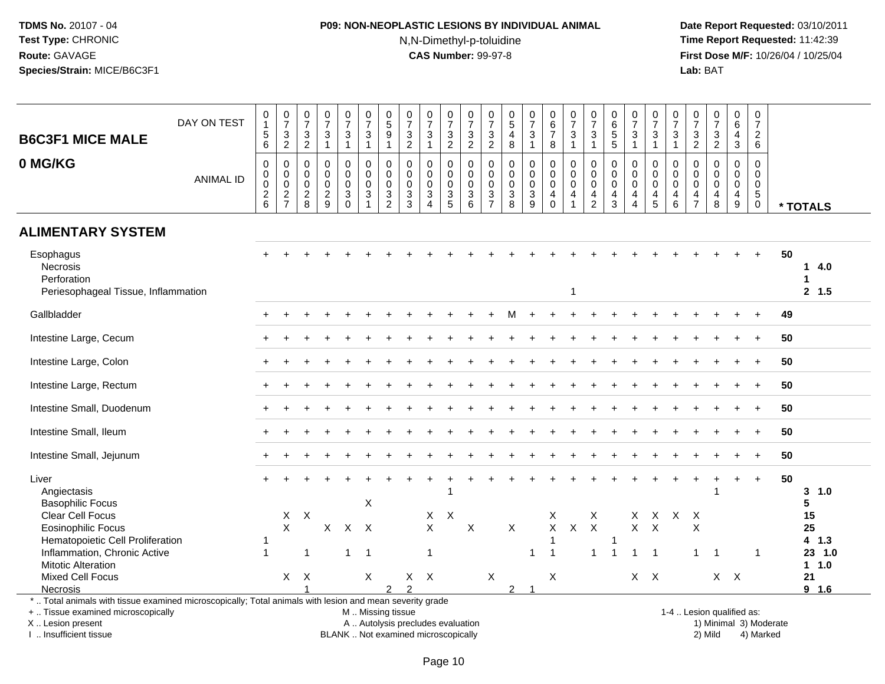## B6C3F1 MICE MALE 0 MG/KG

| | 0026 | 0027 | 0028 | 0029 | 0030 | 0031 | 0032 | 0033 | 0034 | 0035 | 0036 | 0037 | 0038 | 0039 | 0040 | 0041 | 0042 | 0043 | 0044 | 0045 | 0046 | 0047 | 0048 | 0049 | 0050 | * TOTALS |
|---|---|---|---|---|---|---|---|---|---|---|---|---|---|---|---|---|---|---|---|---|---|---|---|---|---|---|
| DAY ON TEST | 0156 | 0732 | 0732 | 0731 | 0731 | 0731 | 0591 | 0732 | 0731 | 0732 | 0732 | 0732 | 0548 | 0731 | 0678 | 0731 | 0731 | 0655 | 0731 | 0731 | 0731 | 0732 | 0732 | 0643 | 0726 | |
| **ALIMENTARY SYSTEM** | | | | | | | | | | | | | | | | | | | | | | | | | | |
| Esophagus | + | + | + | + | + | + | + | + | + | + | + | + | + | + | + | + | + | + | + | + | + | + | + | + | + | 50 |
| Necrosis | | | | | | | | | | | | | | | | | | | | | | | | | | 1 4.0 |
| Perforation | | | | | | | | | | | | | | | | | | | | | | | | | | 1 |
| Periesophageal Tissue, Inflammation | | | | | | | | | | | | | | | | 1 | | | | | | | | | | 2 1.5 |
| Gallbladder | + | + | + | + | + | + | + | + | + | + | + | + | M | + | + | + | + | + | + | + | + | + | + | + | + | 49 |
| Intestine Large, Cecum | + | + | + | + | + | + | + | + | + | + | + | + | + | + | + | + | + | + | + | + | + | + | + | + | + | 50 |
| Intestine Large, Colon | + | + | + | + | + | + | + | + | + | + | + | + | + | + | + | + | + | + | + | + | + | + | + | + | + | 50 |
| Intestine Large, Rectum | + | + | + | + | + | + | + | + | + | + | + | + | + | + | + | + | + | + | + | + | + | + | + | + | + | 50 |
| Intestine Small, Duodenum | + | + | + | + | + | + | + | + | + | + | + | + | + | + | + | + | + | + | + | + | + | + | + | + | + | 50 |
| Intestine Small, Ileum | + | + | + | + | + | + | + | + | + | + | + | + | + | + | + | + | + | + | + | + | + | + | + | + | + | 50 |
| Intestine Small, Jejunum | + | + | + | + | + | + | + | + | + | + | + | + | + | + | + | + | + | + | + | + | + | + | + | + | + | 50 |
| Liver | + | + | + | + | + | + | + | + | + | + | + | + | + | + | + | + | + | + | + | + | + | + | + | + | + | 50 |
| Angiectasis | | | | | | | | | | 1 | | | | | | | | | | | | | 1 | | | 3 1.0 |
| Basophilic Focus | | | | | | X | | | | | | | | | | | | | | | | | | | | 5 |
| Clear Cell Focus | | X | X | | | | | | X | X | | | | | X | | X | | X | X | X | X | | | | 15 |
| Eosinophilic Focus | | X | | X | X | X | | | X | | X | | X | | X | X | X | | X | X | | X | | | | 25 |
| Hematopoietic Cell Proliferation | 1 | | | | | | | | | | | | | | 1 | | | 1 | | | | | | | | 4 1.3 |
| Inflammation, Chronic Active | 1 | | 1 | | 1 | 1 | | | 1 | | | | | 1 | 1 | | 1 | 1 | 1 | 1 | | 1 | 1 | | 1 | 23 1.0 |
| Mitotic Alteration | | | | | | | | | | | | | | | | | | | | | | | | | | 1 1.0 |
| Mixed Cell Focus | | X | X | | | X | | X | X | | | X | | | X | | | | X | X | | | X | X | | 21 |
| Necrosis | | | 1 | | | | 2 | 2 | | | | | 2 | 1 | | | | | | | | | | | | 9 1.6 |

\* .. Total animals with tissue examined microscopically; Total animals with lesion and mean severity grade
+ .. Tissue examined microscopically
X .. Lesion present
I .. Insufficient tissue
M .. Missing tissue
A .. Autolysis precludes evaluation
BLANK .. Not examined microscopically
1-4 .. Lesion qualified as: 1) Minimal 2) Mild 3) Moderate 4) Marked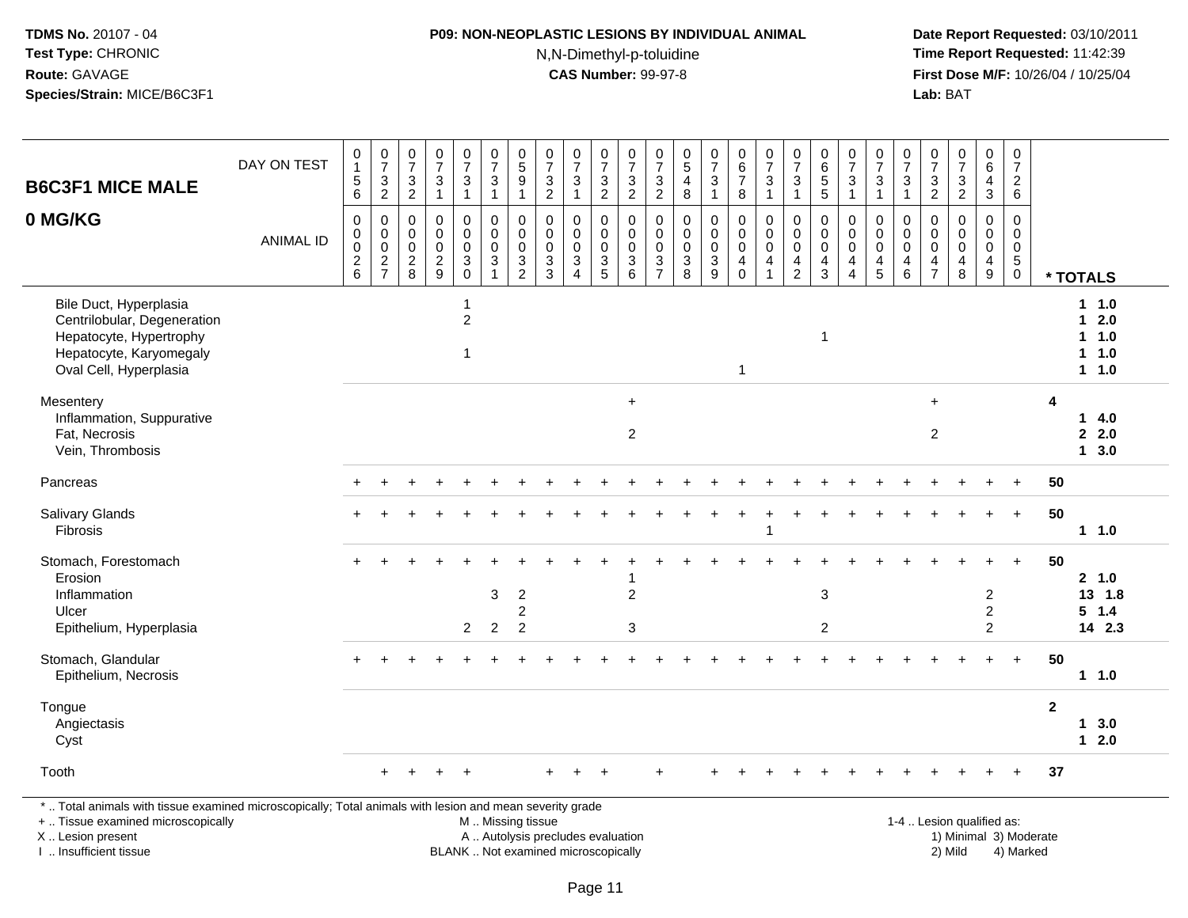| B6C3F1 MICE MALE 0 MG/KG | DAY ON TEST | 0156 | 0732 | 0732 | 0731 | 0731 | 0731 | 0591 | 0732 | 0731 | 0732 | 0732 | 0732 | 0548 | 0731 | 0678 | 0731 | 0731 | 0655 | 0731 | 0731 | 0731 | 0732 | 0732 | 0643 | 0726 | |
|---|---|---|---|---|---|---|---|---|---|---|---|---|---|---|---|---|---|---|---|---|---|---|---|---|---|---|---|
| | ANIMAL ID | 0026 | 0027 | 0028 | 0029 | 0030 | 0031 | 0032 | 0033 | 0034 | 0035 | 0036 | 0037 | 0038 | 0039 | 0040 | 0041 | 0042 | 0043 | 0044 | 0045 | 0046 | 0047 | 0048 | 0049 | 0050 | * TOTALS |
| Bile Duct, Hyperplasia | | | | | | 1 | | | | | | | | | | | | | | | | | | | | | 1 1.0 |
| Centrilobular, Degeneration | | | | | | 2 | | | | | | | | | | | | | | | | | | | | | 1 2.0 |
| Hepatocyte, Hypertrophy | | | | | | | | | | | | | | | | | | | 1 | | | | | | | | 1 1.0 |
| Hepatocyte, Karyomegaly | | | | | | 1 | | | | | | | | | | | | | | | | | | | | | 1 1.0 |
| Oval Cell, Hyperplasia | | | | | | | | | | | | | | | | 1 | | | | | | | | | | | 1 1.0 |
| Mesentery | | | | | | | | | | | | + | | | | | | | | | | | + | | | | 4 |
| Inflammation, Suppurative | | | | | | | | | | | | | | | | | | | | | | | | | | | 1 4.0 |
| Fat, Necrosis | | | | | | | | | | | | 2 | | | | | | | | | | | 2 | | | | 2 2.0 |
| Vein, Thrombosis | | | | | | | | | | | | | | | | | | | | | | | | | | | 1 3.0 |
| Pancreas | | + | + | + | + | + | + | + | + | + | + | + | + | + | + | + | + | + | + | + | + | + | + | + | + | + | 50 |
| Salivary Glands | | + | + | + | + | + | + | + | + | + | + | + | + | + | + | + | + | + | + | + | + | + | + | + | + | + | 50 |
| Fibrosis | | | | | | | | | | | | | | | | | 1 | | | | | | | | | | 1 1.0 |
| Stomach, Forestomach | | + | + | + | + | + | + | + | + | + | + | + | + | + | + | + | + | + | + | + | + | + | + | + | + | + | 50 |
| Erosion | | | | | | | | | | | | 1 | | | | | | | | | | | | | | | 2 1.0 |
| Inflammation | | | | | | | 3 | 2 | | | | 2 | | | | | | | 3 | | | | | | 2 | | 13 1.8 |
| Ulcer | | | | | | | | 2 | | | | | | | | | | | | | | | | | 2 | | 5 1.4 |
| Epithelium, Hyperplasia | | | | | | 2 | 2 | 2 | | | | 3 | | | | | | | 2 | | | | | | 2 | | 14 2.3 |
| Stomach, Glandular | | + | + | + | + | + | + | + | + | + | + | + | + | + | + | + | + | + | + | + | + | + | + | + | + | + | 50 |
| Epithelium, Necrosis | | | | | | | | | | | | | | | | | | | | | | | | | | | 1 1.0 |
| Tongue | | | | | | | | | | | | | | | | | | | | | | | | | | | 2 |
| Angiectasis | | | | | | | | | | | | | | | | | | | | | | | | | | | 1 3.0 |
| Cyst | | | | | | | | | | | | | | | | | | | | | | | | | | | 1 2.0 |
| Tooth | | | + | + | + | + | | | + | + | + | | + | | + | + | + | + | + | + | + | + | + | + | + | + | 37 |

* .. Total animals with tissue examined microscopically; Total animals with lesion and mean severity grade
+ .. Tissue examined microscopically
X .. Lesion present
I .. Insufficient tissue

M .. Missing tissue
A .. Autolysis precludes evaluation
BLANK .. Not examined microscopically

1-4 .. Lesion qualified as:
1) Minimal 3) Moderate
2) Mild 4) Marked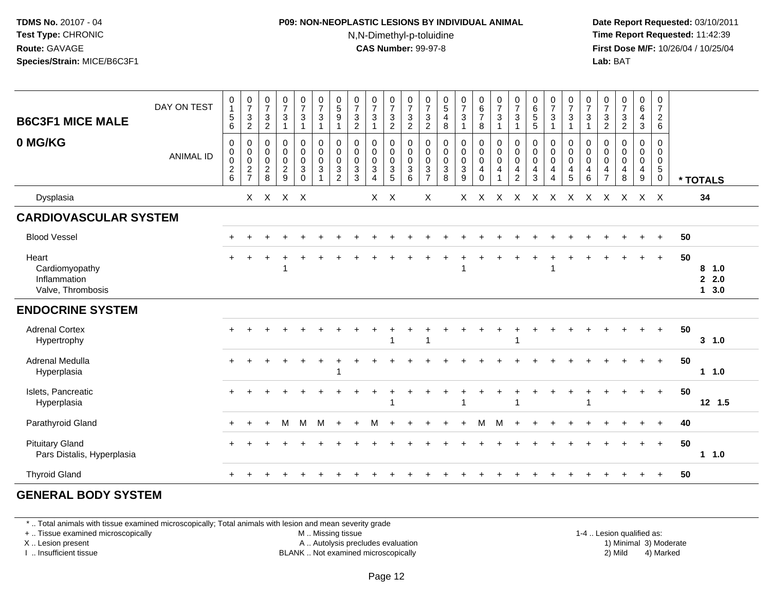**TDMS No.** 20107 - 04
**Test Type:** CHRONIC
**Route:** GAVAGE
**Species/Strain:** MICE/B6C3F1

**P09: NON-NEOPLASTIC LESIONS BY INDIVIDUAL ANIMAL**
N,N-Dimethyl-p-toluidine
**CAS Number:** 99-97-8

**Date Report Requested:** 03/10/2011
**Time Report Requested:** 11:42:39
**First Dose M/F:** 10/26/04 / 10/25/04
**Lab:** BAT

## B6C3F1 MICE MALE 0 MG/KG

| DAY ON TEST | 156 | 732 | 732 | 731 | 731 | 731 | 591 | 732 | 731 | 732 | 732 | 732 | 548 | 731 | 678 | 731 | 731 | 655 | 731 | 731 | 731 | 732 | 732 | 643 | 726 | |
|---|---|---|---|---|---|---|---|---|---|---|---|---|---|---|---|---|---|---|---|---|---|---|---|---|---|---|
| **ANIMAL ID** | 0026 | 0027 | 0028 | 0029 | 0030 | 0031 | 0032 | 0033 | 0034 | 0035 | 0036 | 0037 | 0038 | 0039 | 0040 | 0041 | 0042 | 0043 | 0044 | 0045 | 0046 | 0047 | 0048 | 0049 | 0050 | *** TOTALS** |
| Dysplasia | | X | X | X | X | | | | X | X | | X | | X | X | X | X | X | X | X | X | X | X | X | X | 34 |
| **CARDIOVASCULAR SYSTEM** | | | | | | | | | | | | | | | | | | | | | | | | | | |
| Blood Vessel | + | + | + | + | + | + | + | + | + | + | + | + | + | + | + | + | + | + | + | + | + | + | + | + | + | 50 |
| Heart | + | + | + | + | + | + | + | + | + | + | + | + | + | + | + | + | + | + | + | + | + | + | + | + | + | 50 |
| Cardiomyopathy | | | | 1 | | | | | | | | | | 1 | | | | | 1 | | | | | | | 8 1.0 |
| Inflammation | | | | | | | | | | | | | | | | | | | | | | | | | | 2 2.0 |
| Valve, Thrombosis | | | | | | | | | | | | | | | | | | | | | | | | | | 1 3.0 |
| **ENDOCRINE SYSTEM** | | | | | | | | | | | | | | | | | | | | | | | | | | |
| Adrenal Cortex | + | + | + | + | + | + | + | + | + | + | + | + | + | + | + | + | + | + | + | + | + | + | + | + | + | 50 |
| Hypertrophy | | | | | | | | | | 1 | | 1 | | | | | 1 | | | | | | | | | 3 1.0 |
| Adrenal Medulla | + | + | + | + | + | + | + | + | + | + | + | + | + | + | + | + | + | + | + | + | + | + | + | + | + | 50 |
| Hyperplasia | | | | | | | 1 | | | | | | | | | | | | | | | | | | | 1 1.0 |
| Islets, Pancreatic | + | + | + | + | + | + | + | + | + | + | + | + | + | + | + | + | + | + | + | + | + | + | + | + | + | 50 |
| Hyperplasia | | | | | | | | | | 1 | | | | 1 | | | 1 | | | | 1 | | | | | 12 1.5 |
| Parathyroid Gland | + | + | + | M | M | M | + | + | M | + | + | + | + | + | M | M | + | + | + | + | + | + | + | + | + | 40 |
| Pituitary Gland | + | + | + | + | + | + | + | + | + | + | + | + | + | + | + | + | + | + | + | + | + | + | + | + | + | 50 |
| Pars Distalis, Hyperplasia | | | | | | | | | | | | | | | | | | | | | | | | | | 1 1.0 |
| Thyroid Gland | + | + | + | + | + | + | + | + | + | + | + | + | + | + | + | + | + | + | + | + | + | + | + | + | + | 50 |
| **GENERAL BODY SYSTEM** | | | | | | | | | | | | | | | | | | | | | | | | | | |

* .. Total animals with tissue examined microscopically; Total animals with lesion and mean severity grade
+ .. Tissue examined microscopically
X .. Lesion present
I .. Insufficient tissue
M .. Missing tissue
A .. Autolysis precludes evaluation
BLANK .. Not examined microscopically
1-4 .. Lesion qualified as: 1) Minimal 2) Mild 3) Moderate 4) Marked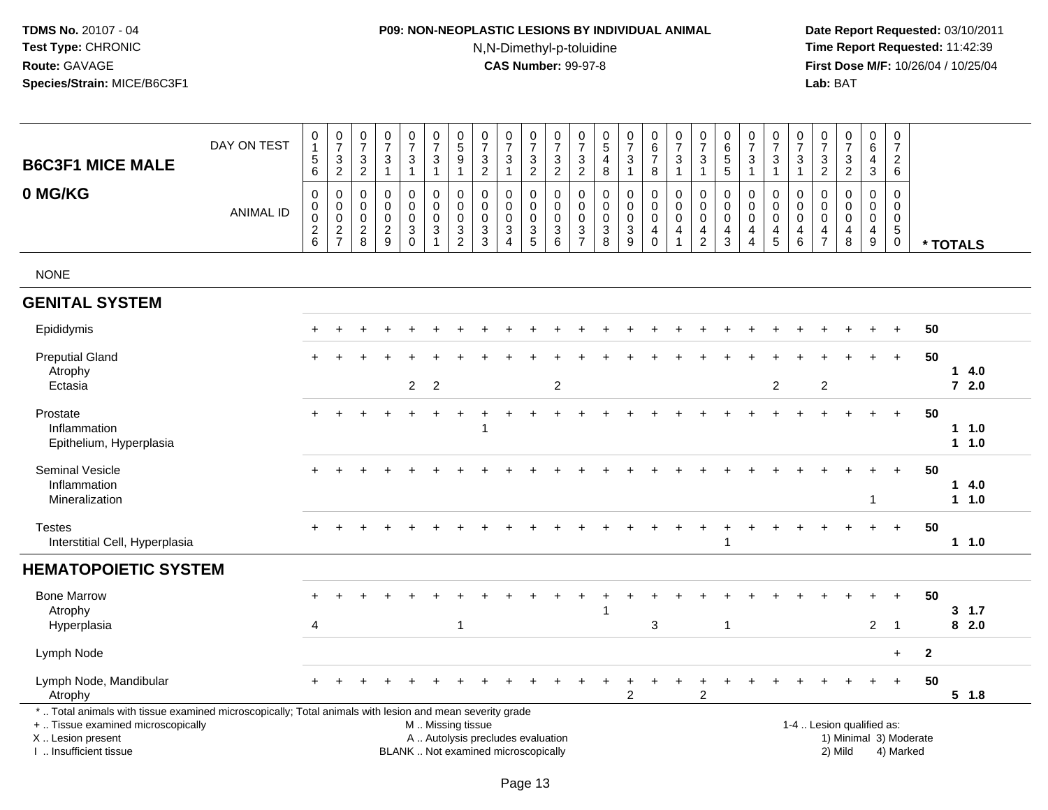**TDMS No.** 20107 - 04
**Test Type:** CHRONIC
**Route:** GAVAGE
**Species/Strain:** MICE/B6C3F1

**P09: NON-NEOPLASTIC LESIONS BY INDIVIDUAL ANIMAL**
N,N-Dimethyl-p-toluidine
**CAS Number:** 99-97-8

**Date Report Requested:** 03/10/2011
**Time Report Requested:** 11:42:39
**First Dose M/F:** 10/26/04 / 10/25/04
**Lab:** BAT

| B6C3F1 MICE MALE 0 MG/KG | | | | | | | | | | | | | | | | | | | | | | | | | | | |
|---|---|---|---|---|---|---|---|---|---|---|---|---|---|---|---|---|---|---|---|---|---|---|---|---|---|---|---|
| DAY ON TEST | 0156 | 0732 | 0732 | 0731 | 0731 | 0731 | 0591 | 0732 | 0731 | 0732 | 0732 | 0732 | 0548 | 0731 | 0678 | 0731 | 0731 | 0655 | 0731 | 0731 | 0731 | 0732 | 0732 | 0643 | 0726 | | |
| ANIMAL ID | 00026 | 00027 | 00028 | 00029 | 00030 | 00031 | 00032 | 00033 | 00034 | 00035 | 00036 | 00037 | 00038 | 00039 | 00040 | 00041 | 00042 | 00043 | 00044 | 00045 | 00046 | 00047 | 00048 | 00049 | 00050 | * TOTALS | |
| NONE | | | | | | | | | | | | | | | | | | | | | | | | | | | |
| **GENITAL SYSTEM** | | | | | | | | | | | | | | | | | | | | | | | | | | | |
| Epididymis | + | + | + | + | + | + | + | + | + | + | + | + | + | + | + | + | + | + | + | + | + | + | + | + | + | 50 | |
| Preputial Gland | + | + | + | + | + | + | + | + | + | + | + | + | + | + | + | + | + | + | + | + | + | + | + | + | + | 50 | |
| Atrophy | | | | | | | | | | | | | | | | | | | | | | | | | | | 1 4.0 |
| Ectasia | | | | | 2 | 2 | | | | | 2 | | | | | | | | | 2 | | 2 | | | | | 7 2.0 |
| Prostate | + | + | + | + | + | + | + | + | + | + | + | + | + | + | + | + | + | + | + | + | + | + | + | + | + | 50 | |
| Inflammation | | | | | | | | 1 | | | | | | | | | | | | | | | | | | | 1 1.0 |
| Epithelium, Hyperplasia | | | | | | | | | | | | | | | | | | | | | | | | | | | 1 1.0 |
| Seminal Vesicle | + | + | + | + | + | + | + | + | + | + | + | + | + | + | + | + | + | + | + | + | + | + | + | + | + | 50 | |
| Inflammation | | | | | | | | | | | | | | | | | | | | | | | | | | | 1 4.0 |
| Mineralization | | | | | | | | | | | | | | | | | | | | | | | | 1 | | | 1 1.0 |
| Testes | + | + | + | + | + | + | + | + | + | + | + | + | + | + | + | + | + | + | + | + | + | + | + | + | + | 50 | |
| Interstitial Cell, Hyperplasia | | | | | | | | | | | | | | | | | | 1 | | | | | | | | | 1 1.0 |
| **HEMATOPOIETIC SYSTEM** | | | | | | | | | | | | | | | | | | | | | | | | | | | |
| Bone Marrow | + | + | + | + | + | + | + | + | + | + | + | + | + | + | + | + | + | + | + | + | + | + | + | + | + | 50 | |
| Atrophy | | | | | | | | | | | | | 1 | | | | | | | | | | | | | | 3 1.7 |
| Hyperplasia | 4 | | | | | | 1 | | | | | | | | 3 | | | 1 | | | | | | 2 | 1 | | 8 2.0 |
| Lymph Node | | | | | | | | | | | | | | | | | | | | | | | | | + | 2 | |
| Lymph Node, Mandibular | + | + | + | + | + | + | + | + | + | + | + | + | + | + | + | + | + | + | + | + | + | + | + | + | + | 50 | |
| Atrophy | | | | | | | | | | | | | | 2 | | | 2 | | | | | | | | | | 5 1.8 |

\* .. Total animals with tissue examined microscopically; Total animals with lesion and mean severity grade
\+ .. Tissue examined microscopically
X .. Lesion present
I .. Insufficient tissue

M .. Missing tissue
A .. Autolysis precludes evaluation
BLANK .. Not examined microscopically

1-4 .. Lesion qualified as:
1) Minimal 3) Moderate
2) Mild 4) Marked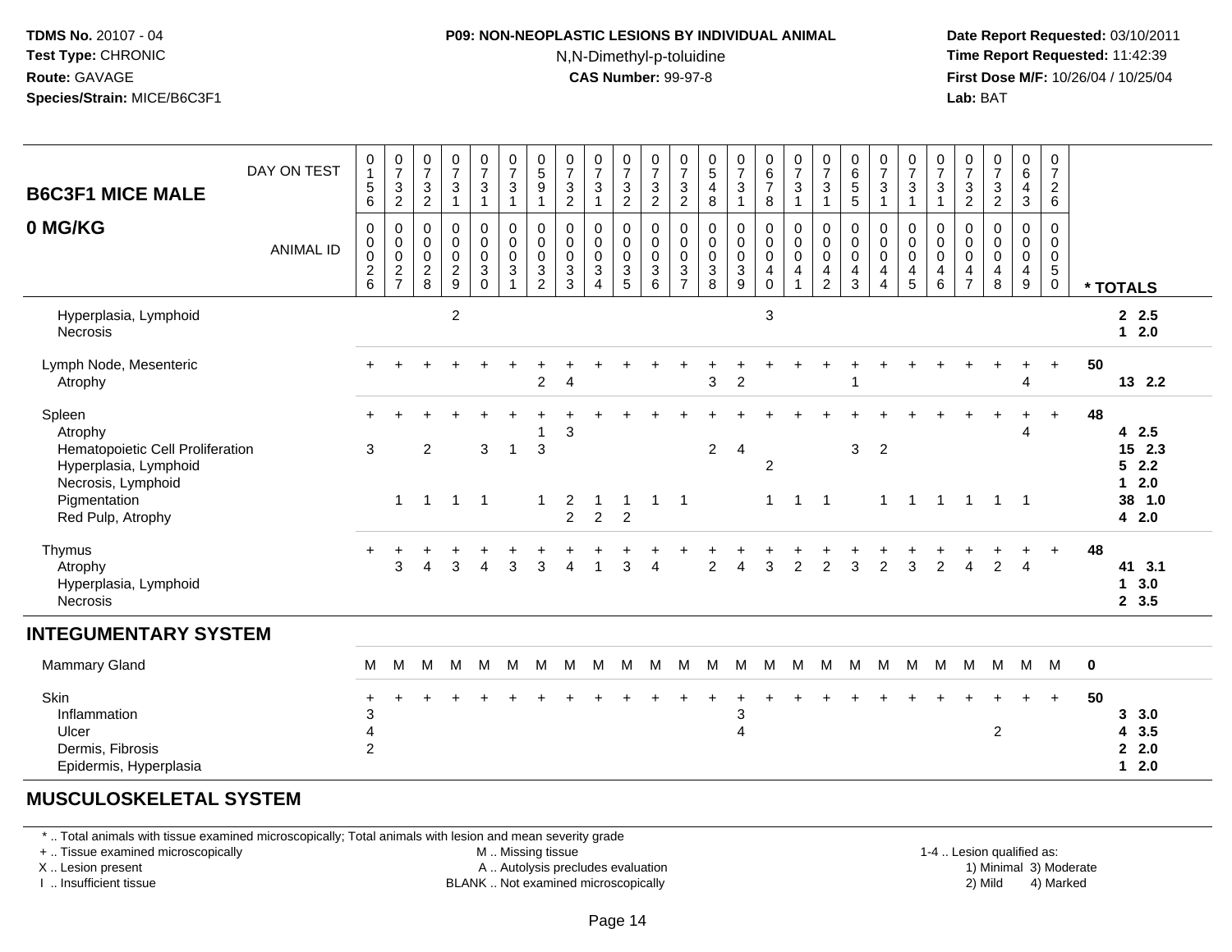TDMS No. 20107 - 04
Test Type: CHRONIC
Route: GAVAGE
Species/Strain: MICE/B6C3F1

**P09: NON-NEOPLASTIC LESIONS BY INDIVIDUAL ANIMAL**
N,N-Dimethyl-p-toluidine
**CAS Number:** 99-97-8

Date Report Requested: 03/10/2011
Time Report Requested: 11:42:39
First Dose M/F: 10/26/04 / 10/25/04
Lab: BAT

| B6C3F1 MICE MALE 0 MG/KG | | | | | | | | | | | | | | | | | | | | | | | | | | |
|---|---|---|---|---|---|---|---|---|---|---|---|---|---|---|---|---|---|---|---|---|---|---|---|---|---|---|
| DAY ON TEST | 0156 | 0732 | 0732 | 0731 | 0731 | 0731 | 0591 | 0732 | 0731 | 0732 | 0732 | 0732 | 0548 | 0731 | 0678 | 0731 | 0731 | 0655 | 0731 | 0731 | 0731 | 0732 | 0732 | 0643 | 0726 | |
| ANIMAL ID | 0026 | 0027 | 0028 | 0029 | 0030 | 0031 | 0032 | 0033 | 0034 | 0035 | 0036 | 0037 | 0038 | 0039 | 0040 | 0041 | 0042 | 0043 | 0044 | 0045 | 0046 | 0047 | 0048 | 0049 | 0050 | * TOTALS |
| Hyperplasia, Lymphoid | | | | 2 | | | | | | | | | | | 3 | | | | | | | | | | | 2 2.5 |
| Necrosis | | | | | | | | | | | | | | | | | | | | | | | | | | 1 2.0 |
| Lymph Node, Mesenteric | + | + | + | + | + | + | + | + | + | + | + | + | + | + | + | + | + | + | + | + | + | + | + | + | + | 50 |
| Atrophy | | | | | | | 2 | 4 | | | | | 3 | 2 | | | | 1 | | | | | | 4 | | 13 2.2 |
| Spleen | + | + | + | + | + | + | + | + | + | + | + | + | + | + | + | + | + | + | + | + | + | + | + | + | + | 48 |
| Atrophy | | | | | | | 1 | 3 | | | | | | | | | | | | | | | | 4 | | 4 2.5 |
| Hematopoietic Cell Proliferation | 3 | | 2 | | 3 | 1 | 3 | | | | | | 2 | 4 | | | | 3 | 2 | | | | | | | 15 2.3 |
| Hyperplasia, Lymphoid | | | | | | | | | | | | | | | 2 | | | | | | | | | | | 5 2.2 |
| Necrosis, Lymphoid | | | | | | | | | | | | | | | | | | | | | | | | | | 1 2.0 |
| Pigmentation | | 1 | 1 | 1 | 1 | | 1 | 2 | 1 | 1 | 1 | 1 | | | 1 | 1 | 1 | | 1 | 1 | 1 | 1 | 1 | 1 | | 38 1.0 |
| Red Pulp, Atrophy | | | | | | | | 2 | 2 | 2 | | | | | | | | | | | | | | | | 4 2.0 |
| Thymus | + | + | + | + | + | + | + | + | + | + | + | + | + | + | + | + | + | + | + | + | + | + | + | + | + | 48 |
| Atrophy | | 3 | 4 | 3 | 4 | 3 | 3 | 4 | 1 | 3 | 4 | | 2 | 4 | 3 | 2 | 2 | 3 | 2 | 3 | 2 | 4 | 2 | 4 | | 41 3.1 |
| Hyperplasia, Lymphoid | | | | | | | | | | | | | | | | | | | | | | | | | | 1 3.0 |
| Necrosis | | | | | | | | | | | | | | | | | | | | | | | | | | 2 3.5 |
| **INTEGUMENTARY SYSTEM** | | | | | | | | | | | | | | | | | | | | | | | | | | |
| Mammary Gland | M | M | M | M | M | M | M | M | M | M | M | M | M | M | M | M | M | M | M | M | M | M | M | M | M | 0 |
| Skin | + | + | + | + | + | + | + | + | + | + | + | + | + | + | + | + | + | + | + | + | + | + | + | + | + | 50 |
| Inflammation | 3 | | | | | | | | | | | | | 3 | | | | | | | | | | | | 3 3.0 |
| Ulcer | 4 | | | | | | | | | | | | | 4 | | | | | | | | | 2 | | | 4 3.5 |
| Dermis, Fibrosis | 2 | | | | | | | | | | | | | | | | | | | | | | | | | 2 2.0 |
| Epidermis, Hyperplasia | | | | | | | | | | | | | | | | | | | | | | | | | | 1 2.0 |
| **MUSCULOSKELETAL SYSTEM** | | | | | | | | | | | | | | | | | | | | | | | | | | |

\* .. Total animals with tissue examined microscopically; Total animals with lesion and mean severity grade
+ .. Tissue examined microscopically
X .. Lesion present
I .. Insufficient tissue
M .. Missing tissue
A .. Autolysis precludes evaluation
BLANK .. Not examined microscopically
1-4 .. Lesion qualified as: 1) Minimal 2) Mild 3) Moderate 4) Marked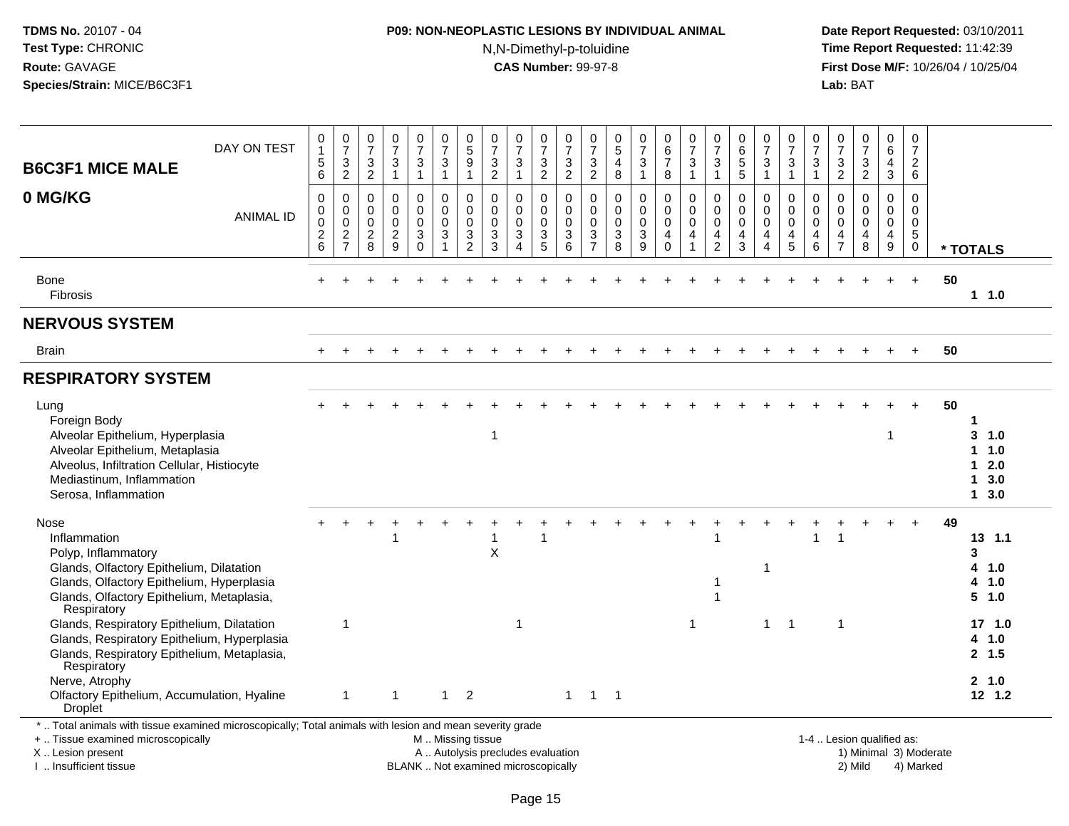**TDMS No.** 20107 - 04
**Test Type:** CHRONIC
**Route:** GAVAGE
**Species/Strain:** MICE/B6C3F1

**P09: NON-NEOPLASTIC LESIONS BY INDIVIDUAL ANIMAL**
N,N-Dimethyl-p-toluidine
**CAS Number:** 99-97-8

**Date Report Requested:** 03/10/2011
**Time Report Requested:** 11:42:39
**First Dose M/F:** 10/26/04 / 10/25/04
**Lab:** BAT

| B6C3F1 MICE MALE 0 MG/KG | | | | | | | | | | | | | | | | | | | | | | | | | | |
|---|---|---|---|---|---|---|---|---|---|---|---|---|---|---|---|---|---|---|---|---|---|---|---|---|---|---|
| DAY ON TEST | 0156 | 0732 | 0732 | 0731 | 0731 | 0731 | 0591 | 0732 | 0731 | 0732 | 0732 | 0732 | 0548 | 0731 | 0678 | 0731 | 0731 | 0655 | 0731 | 0731 | 0731 | 0732 | 0732 | 0643 | 0726 | |
| ANIMAL ID | 0026 | 0027 | 0028 | 0029 | 0030 | 0031 | 0032 | 0033 | 0034 | 0035 | 0036 | 0037 | 0038 | 0039 | 0040 | 0041 | 0042 | 0043 | 0044 | 0045 | 0046 | 0047 | 0048 | 0049 | 0050 | * TOTALS |
| Bone | + | + | + | + | + | + | + | + | + | + | + | + | + | + | + | + | + | + | + | + | + | + | + | + | + | 50 |
| Fibrosis | | | | | | | | | | | | | | | | | | | | | | | | | | 1 1.0 |
| **NERVOUS SYSTEM** | | | | | | | | | | | | | | | | | | | | | | | | | | |
| Brain | + | + | + | + | + | + | + | + | + | + | + | + | + | + | + | + | + | + | + | + | + | + | + | + | + | 50 |
| **RESPIRATORY SYSTEM** | | | | | | | | | | | | | | | | | | | | | | | | | | |
| Lung | + | + | + | + | + | + | + | + | + | + | + | + | + | + | + | + | + | + | + | + | + | + | + | + | + | 50 |
| Foreign Body | | | | | | | | | | | | | | | | | | | | | | | | | | 1 |
| Alveolar Epithelium, Hyperplasia | | | | | | | | 1 | | | | | | | | | | | | | | | | 1 | | 3 1.0 |
| Alveolar Epithelium, Metaplasia | | | | | | | | | | | | | | | | | | | | | | | | | | 1 1.0 |
| Alveolus, Infiltration Cellular, Histiocyte | | | | | | | | | | | | | | | | | | | | | | | | | | 1 2.0 |
| Mediastinum, Inflammation | | | | | | | | | | | | | | | | | | | | | | | | | | 1 3.0 |
| Serosa, Inflammation | | | | | | | | | | | | | | | | | | | | | | | | | | 1 3.0 |
| Nose | + | + | + | + | + | + | + | + | + | + | + | + | + | + | + | + | + | + | + | + | + | + | + | + | + | 49 |
| Inflammation | | | | 1 | | | | 1 | | 1 | | | | | | | 1 | | | | 1 | 1 | | | | 13 1.1 |
| Polyp, Inflammatory | | | | | | | | X | | | | | | | | | | | | | | | | | | 3 |
| Glands, Olfactory Epithelium, Dilatation | | | | | | | | | | | | | | | | | | | 1 | | | | | | | 4 1.0 |
| Glands, Olfactory Epithelium, Hyperplasia | | | | | | | | | | | | | | | | | 1 | | | | | | | | | 4 1.0 |
| Glands, Olfactory Epithelium, Metaplasia, Respiratory | | | | | | | | | | | | | | | | | 1 | | | | | | | | | 5 1.0 |
| Glands, Respiratory Epithelium, Dilatation | | 1 | | | | | | | 1 | | | | | | | 1 | | | 1 | 1 | | 1 | | | | 17 1.0 |
| Glands, Respiratory Epithelium, Hyperplasia | | | | | | | | | | | | | | | | | | | | | | | | | | 4 1.0 |
| Glands, Respiratory Epithelium, Metaplasia, Respiratory | | | | | | | | | | | | | | | | | | | | | | | | | | 2 1.5 |
| Nerve, Atrophy | | | | | | | | | | | | | | | | | | | | | | | | | | 2 1.0 |
| Olfactory Epithelium, Accumulation, Hyaline Droplet | | 1 | | 1 | | 1 | 2 | | | | 1 | 1 | 1 | | | | | | | | | | | | | 12 1.2 |

\* .. Total animals with tissue examined microscopically; Total animals with lesion and mean severity grade
+ .. Tissue examined microscopically
X .. Lesion present
I .. Insufficient tissue

M .. Missing tissue
A .. Autolysis precludes evaluation
BLANK .. Not examined microscopically

1-4 .. Lesion qualified as:
1) Minimal 3) Moderate
2) Mild 4) Marked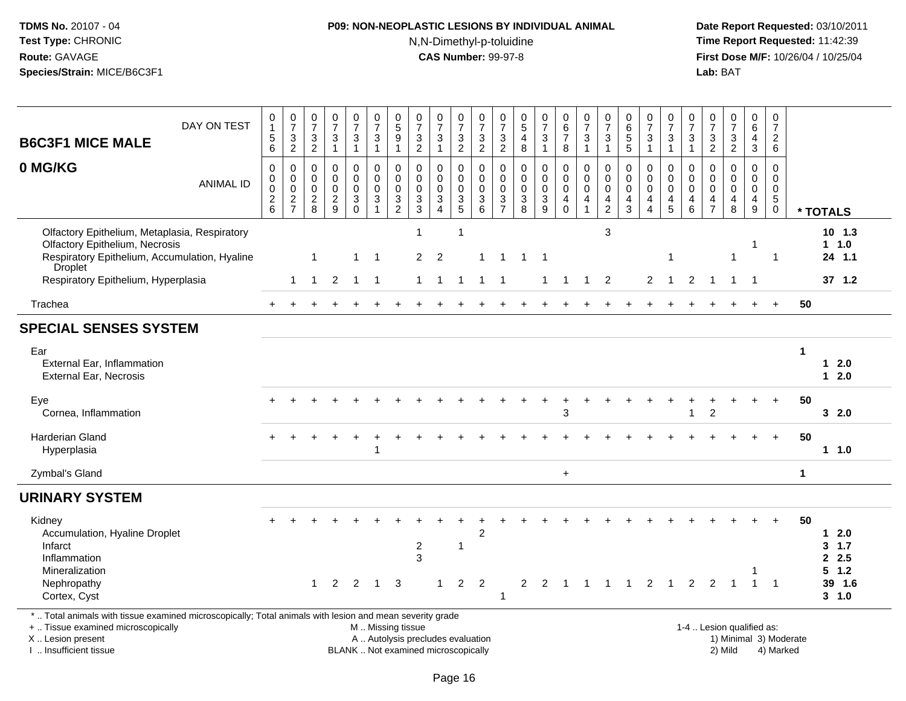**TDMS No.** 20107 - 04
**Test Type:** CHRONIC
**Route:** GAVAGE
**Species/Strain:** MICE/B6C3F1

**P09: NON-NEOPLASTIC LESIONS BY INDIVIDUAL ANIMAL**
N,N-Dimethyl-p-toluidine
**CAS Number:** 99-97-8

**Date Report Requested:** 03/10/2011
**Time Report Requested:** 11:42:39
**First Dose M/F:** 10/26/04 / 10/25/04
**Lab:** BAT

## B6C3F1 MICE MALE 0 MG/KG

| DAY ON TEST | 0156 | 0732 | 0732 | 0731 | 0731 | 0731 | 0591 | 0732 | 0731 | 0732 | 0732 | 0732 | 0548 | 0731 | 0678 | 0731 | 0731 | 0655 | 0731 | 0731 | 0731 | 0732 | 0732 | 0643 | 0726 | | |
|---|---|---|---|---|---|---|---|---|---|---|---|---|---|---|---|---|---|---|---|---|---|---|---|---|---|---|---|
| **ANIMAL ID** | 0026 | 0027 | 0028 | 0029 | 0030 | 0031 | 0032 | 0033 | 0034 | 0035 | 0036 | 0037 | 0038 | 0039 | 0040 | 0041 | 0042 | 0043 | 0044 | 0045 | 0046 | 0047 | 0048 | 0049 | 0050 | | *** TOTALS** |
| Olfactory Epithelium, Metaplasia, Respiratory | | | | | | | | 1 | | 1 | | | | | | | 3 | | | | | | | | | | 10 1.3 |
| Olfactory Epithelium, Necrosis | | | | | | | | | | | | | | | | | | | | | | | | 1 | | | 1 1.0 |
| Respiratory Epithelium, Accumulation, Hyaline Droplet | | | 1 | | 1 | 1 | | 2 | 2 | | 1 | 1 | 1 | 1 | | | | | | 1 | | | 1 | | 1 | | 24 1.1 |
| Respiratory Epithelium, Hyperplasia | | 1 | 1 | 2 | 1 | 1 | | 1 | 1 | 1 | 1 | 1 | | 1 | 1 | 1 | 2 | | 2 | 1 | 2 | 1 | 1 | 1 | | | 37 1.2 |
| Trachea | + | + | + | + | + | + | + | + | + | + | + | + | + | + | + | + | + | + | + | + | + | + | + | + | + | 50 | |
| **SPECIAL SENSES SYSTEM** | | | | | | | | | | | | | | | | | | | | | | | | | | | |
| Ear | | | | | | | | | | | | | | | | | | | | | | | | | | 1 | |
| External Ear, Inflammation | | | | | | | | | | | | | | | | | | | | | | | | | | | 1 2.0 |
| External Ear, Necrosis | | | | | | | | | | | | | | | | | | | | | | | | | | | 1 2.0 |
| Eye | + | + | + | + | + | + | + | + | + | + | + | + | + | + | + | + | + | + | + | + | + | + | + | + | + | 50 | |
| Cornea, Inflammation | | | | | | | | | | | | | | | 3 | | | | | | 1 | 2 | | | | | 3 2.0 |
| Harderian Gland | + | + | + | + | + | + | + | + | + | + | + | + | + | + | + | + | + | + | + | + | + | + | + | + | + | 50 | |
| Hyperplasia | | | | | | 1 | | | | | | | | | | | | | | | | | | | | | 1 1.0 |
| Zymbal's Gland | | | | | | | | | | | | | | | + | | | | | | | | | | | 1 | |
| **URINARY SYSTEM** | | | | | | | | | | | | | | | | | | | | | | | | | | | |
| Kidney | + | + | + | + | + | + | + | + | + | + | + | + | + | + | + | + | + | + | + | + | + | + | + | + | + | 50 | |
| Accumulation, Hyaline Droplet | | | | | | | | | | | 2 | | | | | | | | | | | | | | | | 1 2.0 |
| Infarct | | | | | | | | 2 | | 1 | | | | | | | | | | | | | | | | | 3 1.7 |
| Inflammation | | | | | | | | 3 | | | | | | | | | | | | | | | | | | | 2 2.5 |
| Mineralization | | | | | | | | | | | | | | | | | | | | | | | | 1 | | | 5 1.2 |
| Nephropathy | | | 1 | 2 | 2 | 1 | 3 | | 1 | 2 | 2 | | 2 | 2 | 1 | 1 | 1 | 1 | 2 | 1 | 2 | 2 | 1 | 1 | 1 | | 39 1.6 |
| Cortex, Cyst | | | | | | | | | | | | 1 | | | | | | | | | | | | | | | 3 1.0 |

\* .. Total animals with tissue examined microscopically; Total animals with lesion and mean severity grade
\+ .. Tissue examined microscopically
X .. Lesion present
I .. Insufficient tissue

M .. Missing tissue
A .. Autolysis precludes evaluation
BLANK .. Not examined microscopically

1-4 .. Lesion qualified as:
1) Minimal 3) Moderate
2) Mild 4) Marked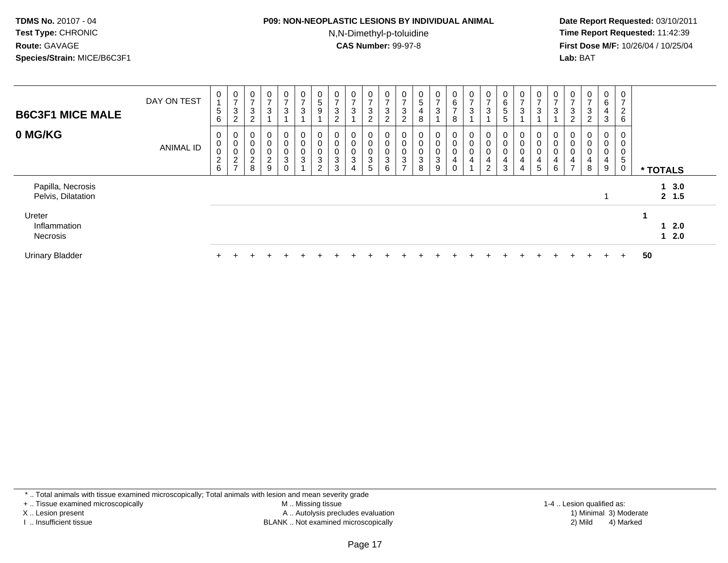**TDMS No.** 20107 - 04
**Test Type:** CHRONIC
**Route:** GAVAGE
**Species/Strain:** MICE/B6C3F1

**P09: NON-NEOPLASTIC LESIONS BY INDIVIDUAL ANIMAL**
N,N-Dimethyl-p-toluidine
**CAS Number:** 99-97-8

**Date Report Requested:** 03/10/2011
**Time Report Requested:** 11:42:39
**First Dose M/F:** 10/26/04 / 10/25/04
**Lab:** BAT

| **B6C3F1 MICE MALE** DAY ON TEST | 0156 | 0732 | 0732 | 0731 | 0731 | 0731 | 0591 | 0732 | 0731 | 0732 | 0732 | 0732 | 0548 | 0731 | 0678 | 0731 | 0731 | 0655 | 0731 | 0731 | 0731 | 0732 | 0732 | 0643 | 0726 | |
|---|---|---|---|---|---|---|---|---|---|---|---|---|---|---|---|---|---|---|---|---|---|---|---|---|---|---|
| **0 MG/KG** ANIMAL ID | 0026 | 0027 | 0028 | 0029 | 0030 | 0031 | 0032 | 0033 | 0034 | 0035 | 0036 | 0037 | 0038 | 0039 | 0040 | 0041 | 0042 | 0043 | 0044 | 0045 | 0046 | 0047 | 0048 | 0049 | 0050 | *** TOTALS** |
| Papilla, Necrosis | | | | | | | | | | | | | | | | | | | | | | | | | | **1 3.0** |
| Pelvis, Dilatation | | | | | | | | | | | | | | | | | | | | | | | | 1 | | **2 1.5** |
| Ureter | | | | | | | | | | | | | | | | | | | | | | | | | | **1** |
| Inflammation | | | | | | | | | | | | | | | | | | | | | | | | | | **1 2.0** |
| Necrosis | | | | | | | | | | | | | | | | | | | | | | | | | | **1 2.0** |
| Urinary Bladder | + | + | + | + | + | + | + | + | + | + | + | + | + | + | + | + | + | + | + | + | + | + | + | + | + | **50** |

\* .. Total animals with tissue examined microscopically; Total animals with lesion and mean severity grade
+ .. Tissue examined microscopically
X .. Lesion present
I .. Insufficient tissue
M .. Missing tissue
A .. Autolysis precludes evaluation
BLANK .. Not examined microscopically
1-4 .. Lesion qualified as: 1) Minimal 2) Mild 3) Moderate 4) Marked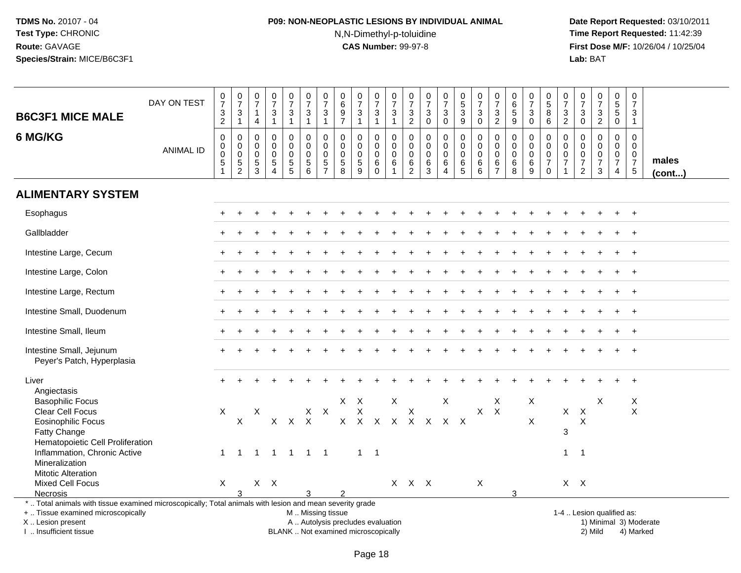**TDMS No.** 20107 - 04
**Test Type:** CHRONIC
**Route:** GAVAGE
**Species/Strain:** MICE/B6C3F1

**P09: NON-NEOPLASTIC LESIONS BY INDIVIDUAL ANIMAL**
N,N-Dimethyl-p-toluidine
**CAS Number:** 99-97-8

**Date Report Requested:** 03/10/2011
**Time Report Requested:** 11:42:39
**First Dose M/F:** 10/26/04 / 10/25/04
**Lab:** BAT

## B6C3F1 MICE MALE
## 6 MG/KG

| DAY ON TEST | 0732 | 0731 | 0714 | 0731 | 0731 | 0731 | 0731 | 0697 | 0731 | 0731 | 0731 | 0732 | 0730 | 0730 | 0539 | 0730 | 0732 | 0659 | 0730 | 0586 | 0732 | 0730 | 0732 | 0550 | 0731 | |
|---|---|---|---|---|---|---|---|---|---|---|---|---|---|---|---|---|---|---|---|---|---|---|---|---|---|---|
| **ANIMAL ID** | 0051 | 0052 | 0053 | 0054 | 0055 | 0056 | 0057 | 0058 | 0059 | 0060 | 0061 | 0062 | 0063 | 0064 | 0065 | 0066 | 0067 | 0068 | 0069 | 0070 | 0071 | 0072 | 0073 | 0074 | 0075 | **males (cont...)** |
| **ALIMENTARY SYSTEM** | | | | | | | | | | | | | | | | | | | | | | | | | | |
| Esophagus | + | + | + | + | + | + | + | + | + | + | + | + | + | + | + | + | + | + | + | + | + | + | + | + | + | |
| Gallbladder | + | + | + | + | + | + | + | + | + | + | + | + | + | + | + | + | + | + | + | + | + | + | + | + | + | |
| Intestine Large, Cecum | + | + | + | + | + | + | + | + | + | + | + | + | + | + | + | + | + | + | + | + | + | + | + | + | + | |
| Intestine Large, Colon | + | + | + | + | + | + | + | + | + | + | + | + | + | + | + | + | + | + | + | + | + | + | + | + | + | |
| Intestine Large, Rectum | + | + | + | + | + | + | + | + | + | + | + | + | + | + | + | + | + | + | + | + | + | + | + | + | + | |
| Intestine Small, Duodenum | + | + | + | + | + | + | + | + | + | + | + | + | + | + | + | + | + | + | + | + | + | + | + | + | + | |
| Intestine Small, Ileum | + | + | + | + | + | + | + | + | + | + | + | + | + | + | + | + | + | + | + | + | + | + | + | + | + | |
| Intestine Small, Jejunum | + | + | + | + | + | + | + | + | + | + | + | + | + | + | + | + | + | + | + | + | + | + | + | + | + | |
| Peyer's Patch, Hyperplasia | | | | | | | | | | | | | | | | | | | | | | | | | | |
| Liver | + | + | + | + | + | + | + | + | + | + | + | + | + | + | + | + | + | + | + | + | + | + | + | + | + | |
| Angiectasis | | | | | | | | | | | | | | | | | | | | | | | | | | |
| Basophilic Focus | | | | | | | | X | X | | X | | | X | | | X | | X | | | | X | | X | |
| Clear Cell Focus | X | | X | | | X | X | | X | | | X | | | | X | X | | | | X | X | | | X | |
| Eosinophilic Focus | | X | | X | X | X | | X | X | X | X | X | X | X | X | | | | X | | | X | | | | |
| Fatty Change | | | | | | | | | | | | | | | | | | | | | 3 | | | | | |
| Hematopoietic Cell Proliferation | | | | | | | | | | | | | | | | | | | | | | | | | | |
| Inflammation, Chronic Active | 1 | 1 | 1 | 1 | 1 | 1 | 1 | | 1 | 1 | | | | | | | | | | | 1 | 1 | | | | |
| Mineralization | | | | | | | | | | | | | | | | | | | | | | | | | | |
| Mitotic Alteration | | | | | | | | | | | | | | | | | | | | | | | | | | |
| Mixed Cell Focus | X | | X | X | | | | | | | X | X | X | | | X | | | | | X | X | | | | |
| Necrosis | | 3 | | | | 3 | | 2 | | | | | | | | | | 3 | | | | | | | | |

\* .. Total animals with tissue examined microscopically; Total animals with lesion and mean severity grade
\+ .. Tissue examined microscopically
X .. Lesion present
I .. Insufficient tissue

M .. Missing tissue
A .. Autolysis precludes evaluation
BLANK .. Not examined microscopically

1-4 .. Lesion qualified as:
1) Minimal 3) Moderate
2) Mild 4) Marked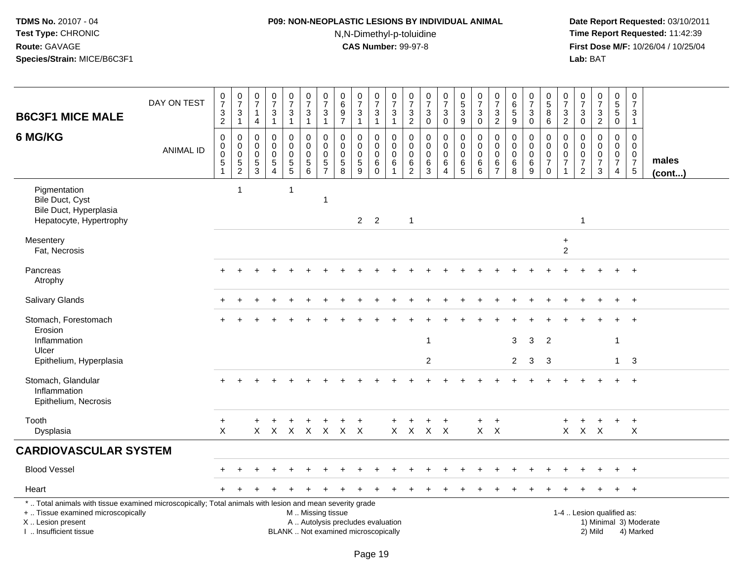**TDMS No.** 20107 - 04
**Test Type:** CHRONIC
**Route:** GAVAGE
**Species/Strain:** MICE/B6C3F1

**P09: NON-NEOPLASTIC LESIONS BY INDIVIDUAL ANIMAL**
N,N-Dimethyl-p-toluidine
**CAS Number:** 99-97-8

**Date Report Requested:** 03/10/2011
**Time Report Requested:** 11:42:39
**First Dose M/F:** 10/26/04 / 10/25/04
**Lab:** BAT

## B6C3F1 MICE MALE
## 6 MG/KG

| DAY ON TEST | 0732 | 0731 | 0714 | 0731 | 0731 | 0731 | 0731 | 0697 | 0731 | 0731 | 0731 | 0732 | 0730 | 0730 | 0539 | 0730 | 0732 | 0659 | 0730 | 0586 | 0732 | 0730 | 0732 | 0550 | 0731 | |
|---|---|---|---|---|---|---|---|---|---|---|---|---|---|---|---|---|---|---|---|---|---|---|---|---|---|---|
| **ANIMAL ID** | 0051 | 0052 | 0053 | 0054 | 0055 | 0056 | 0057 | 0058 | 0059 | 0060 | 0061 | 0062 | 0063 | 0064 | 0065 | 0066 | 0067 | 0068 | 0069 | 0070 | 0071 | 0072 | 0073 | 0074 | 0075 | **males (cont...)** |
| Pigmentation | | 1 | | | 1 | | | | | | | | | | | | | | | | | | | | | |
| Bile Duct, Cyst | | | | | | | 1 | | | | | | | | | | | | | | | | | | | |
| Bile Duct, Hyperplasia | | | | | | | | | | | | | | | | | | | | | | | | | | |
| Hepatocyte, Hypertrophy | | | | | | | | | 2 | 2 | | 1 | | | | | | | | | | 1 | | | | |
| Mesentery | | | | | | | | | | | | | | | | | | | | | + | | | | | |
| Fat, Necrosis | | | | | | | | | | | | | | | | | | | | | 2 | | | | | |
| Pancreas | + | + | + | + | + | + | + | + | + | + | + | + | + | + | + | + | + | + | + | + | + | + | + | + | + | |
| Atrophy | | | | | | | | | | | | | | | | | | | | | | | | | | |
| Salivary Glands | + | + | + | + | + | + | + | + | + | + | + | + | + | + | + | + | + | + | + | + | + | + | + | + | + | |
| Stomach, Forestomach | + | + | + | + | + | + | + | + | + | + | + | + | + | + | + | + | + | + | + | + | + | + | + | + | + | |
| Erosion | | | | | | | | | | | | | | | | | | | | | | | | | | |
| Inflammation | | | | | | | | | | | | | 1 | | | | | 3 | 3 | 2 | | | | 1 | | |
| Ulcer | | | | | | | | | | | | | | | | | | | | | | | | | | |
| Epithelium, Hyperplasia | | | | | | | | | | | | | 2 | | | | | 2 | 3 | 3 | | | | 1 | 3 | |
| Stomach, Glandular | + | + | + | + | + | + | + | + | + | + | + | + | + | + | + | + | + | + | + | + | + | + | + | + | + | |
| Inflammation | | | | | | | | | | | | | | | | | | | | | | | | | | |
| Epithelium, Necrosis | | | | | | | | | | | | | | | | | | | | | | | | | | |
| Tooth | + | | + | + | + | + | + | + | + | | + | + | + | + | | + | + | | | | + | + | + | + | + | |
| Dysplasia | X | | X | X | X | X | X | X | X | | X | X | X | X | | X | X | | | | X | X | X | | X | |

## CARDIOVASCULAR SYSTEM

| | | | | | | | | | | | | | | | | | | | | | | | | | | |
|---|---|---|---|---|---|---|---|---|---|---|---|---|---|---|---|---|---|---|---|---|---|---|---|---|---|---|
| Blood Vessel | + | + | + | + | + | + | + | + | + | + | + | + | + | + | + | + | + | + | + | + | + | + | + | + | + | |
| Heart | + | + | + | + | + | + | + | + | + | + | + | + | + | + | + | + | + | + | + | + | + | + | + | + | + | |

\* .. Total animals with tissue examined microscopically; Total animals with lesion and mean severity grade
+ .. Tissue examined microscopically
X .. Lesion present
I .. Insufficient tissue

M .. Missing tissue
A .. Autolysis precludes evaluation
BLANK .. Not examined microscopically

1-4 .. Lesion qualified as:
1) Minimal 3) Moderate
2) Mild 4) Marked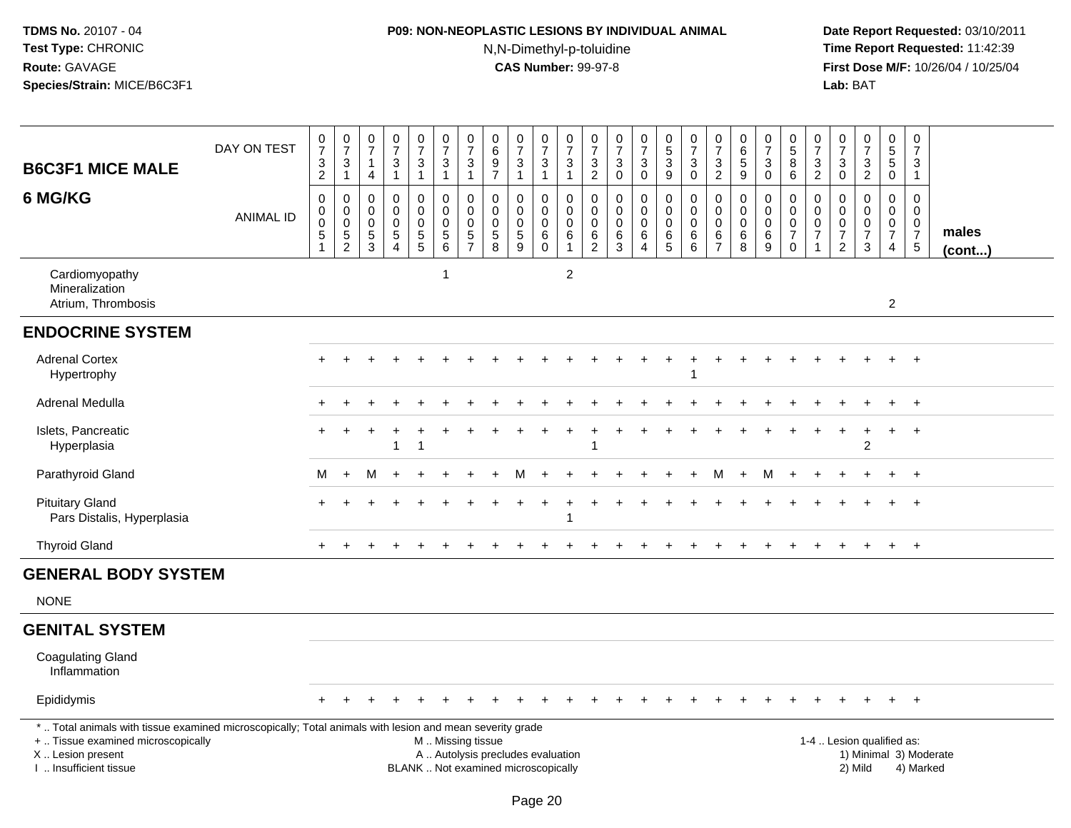**TDMS No.** 20107 - 04
**Test Type:** CHRONIC
**Route:** GAVAGE
**Species/Strain:** MICE/B6C3F1

**P09: NON-NEOPLASTIC LESIONS BY INDIVIDUAL ANIMAL**
N,N-Dimethyl-p-toluidine
**CAS Number:** 99-97-8

**Date Report Requested:** 03/10/2011
**Time Report Requested:** 11:42:39
**First Dose M/F:** 10/26/04 / 10/25/04
**Lab:** BAT

| B6C3F1 MICE MALE 6 MG/KG | | | | | | | | | | | | | | | | | | | | | | | | | | |
|---|---|---|---|---|---|---|---|---|---|---|---|---|---|---|---|---|---|---|---|---|---|---|---|---|---|---|
| DAY ON TEST | 0732 | 0731 | 0714 | 0731 | 0731 | 0731 | 0731 | 0697 | 0731 | 0731 | 0731 | 0732 | 0730 | 0730 | 0539 | 0730 | 0732 | 0659 | 0730 | 0586 | 0732 | 0730 | 0732 | 0550 | 0731 | |
| ANIMAL ID | 0051 | 0052 | 0053 | 0054 | 0055 | 0056 | 0057 | 0058 | 0059 | 0060 | 0061 | 0062 | 0063 | 0064 | 0065 | 0066 | 0067 | 0068 | 0069 | 0070 | 0071 | 0072 | 0073 | 0074 | 0075 | males (cont...) |
| Cardiomyopathy | | | | | | 1 | | | | | 2 | | | | | | | | | | | | | | | |
| Mineralization | | | | | | | | | | | | | | | | | | | | | | | | | | |
| Atrium, Thrombosis | | | | | | | | | | | | | | | | | | | | | | | | 2 | | |
| **ENDOCRINE SYSTEM** | | | | | | | | | | | | | | | | | | | | | | | | | | |
| Adrenal Cortex | + | + | + | + | + | + | + | + | + | + | + | + | + | + | + | + | + | + | + | + | + | + | + | + | + | |
| Hypertrophy | | | | | | | | | | | | | | | | 1 | | | | | | | | | | |
| Adrenal Medulla | + | + | + | + | + | + | + | + | + | + | + | + | + | + | + | + | + | + | + | + | + | + | + | + | + | |
| Islets, Pancreatic | + | + | + | + | + | + | + | + | + | + | + | + | + | + | + | + | + | + | + | + | + | + | + | + | + | |
| Hyperplasia | | | | 1 | 1 | | | | | | | 1 | | | | | | | | | | | 2 | | | |
| Parathyroid Gland | M | + | M | + | + | + | + | + | M | + | + | + | + | + | + | + | M | + | M | + | + | + | + | + | + | |
| Pituitary Gland | + | + | + | + | + | + | + | + | + | + | + | + | + | + | + | + | + | + | + | + | + | + | + | + | + | |
| Pars Distalis, Hyperplasia | | | | | | | | | | | 1 | | | | | | | | | | | | | | | |
| Thyroid Gland | + | + | + | + | + | + | + | + | + | + | + | + | + | + | + | + | + | + | + | + | + | + | + | + | + | |
| **GENERAL BODY SYSTEM** | | | | | | | | | | | | | | | | | | | | | | | | | | |
| NONE | | | | | | | | | | | | | | | | | | | | | | | | | | |
| **GENITAL SYSTEM** | | | | | | | | | | | | | | | | | | | | | | | | | | |
| Coagulating Gland | | | | | | | | | | | | | | | | | | | | | | | | | | |
| Inflammation | | | | | | | | | | | | | | | | | | | | | | | | | | |
| Epididymis | + | + | + | + | + | + | + | + | + | + | + | + | + | + | + | + | + | + | + | + | + | + | + | + | + | |

\* .. Total animals with tissue examined microscopically; Total animals with lesion and mean severity grade
\+ .. Tissue examined microscopically
X .. Lesion present
I .. Insufficient tissue

M .. Missing tissue
A .. Autolysis precludes evaluation
BLANK .. Not examined microscopically

1-4 .. Lesion qualified as:
1) Minimal 3) Moderate
2) Mild 4) Marked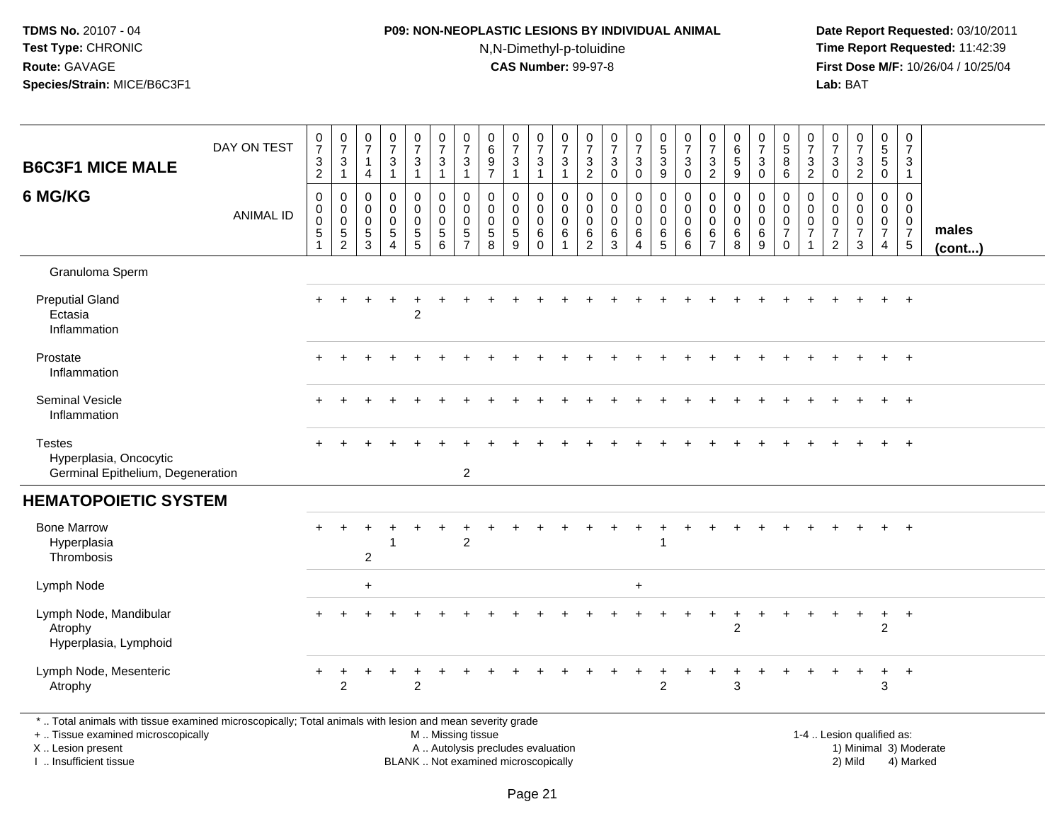**TDMS No.** 20107 - 04
**Test Type:** CHRONIC
**Route:** GAVAGE
**Species/Strain:** MICE/B6C3F1

**P09: NON-NEOPLASTIC LESIONS BY INDIVIDUAL ANIMAL**
N,N-Dimethyl-p-toluidine
**CAS Number:** 99-97-8

**Date Report Requested:** 03/10/2011
**Time Report Requested:** 11:42:39
**First Dose M/F:** 10/26/04 / 10/25/04
**Lab:** BAT

| B6C3F1 MICE MALE 6 MG/KG | DAY ON TEST | 0732 | 0731 | 0714 | 0731 | 0731 | 0731 | 0731 | 0697 | 0731 | 0731 | 0731 | 0732 | 0730 | 0730 | 0539 | 0730 | 0732 | 0659 | 0730 | 0586 | 0732 | 0730 | 0732 | 0550 | 0731 | |
|---|---|---|---|---|---|---|---|---|---|---|---|---|---|---|---|---|---|---|---|---|---|---|---|---|---|---|---|
| | ANIMAL ID | 0051 | 0052 | 0053 | 0054 | 0055 | 0056 | 0057 | 0058 | 0059 | 0060 | 0061 | 0062 | 0063 | 0064 | 0065 | 0066 | 0067 | 0068 | 0069 | 0070 | 0071 | 0072 | 0073 | 0074 | 0075 | males (cont...) |
| Granuloma Sperm | | | | | | | | | | | | | | | | | | | | | | | | | | | |
| Preputial Gland | | + | + | + | + | + | + | + | + | + | + | + | + | + | + | + | + | + | + | + | + | + | + | + | + | + | |
| Ectasia | | | | | | 2 | | | | | | | | | | | | | | | | | | | | | |
| Inflammation | | | | | | | | | | | | | | | | | | | | | | | | | | | |
| Prostate | | + | + | + | + | + | + | + | + | + | + | + | + | + | + | + | + | + | + | + | + | + | + | + | + | + | |
| Inflammation | | | | | | | | | | | | | | | | | | | | | | | | | | | |
| Seminal Vesicle | | + | + | + | + | + | + | + | + | + | + | + | + | + | + | + | + | + | + | + | + | + | + | + | + | + | |
| Inflammation | | | | | | | | | | | | | | | | | | | | | | | | | | | |
| Testes | | + | + | + | + | + | + | + | + | + | + | + | + | + | + | + | + | + | + | + | + | + | + | + | + | + | |
| Hyperplasia, Oncocytic | | | | | | | | | | | | | | | | | | | | | | | | | | | |
| Germinal Epithelium, Degeneration | | | | | | | | 2 | | | | | | | | | | | | | | | | | | | |
| **HEMATOPOIETIC SYSTEM** | | | | | | | | | | | | | | | | | | | | | | | | | | | |
| Bone Marrow | | + | + | + | + | + | + | + | + | + | + | + | + | + | + | + | + | + | + | + | + | + | + | + | + | + | |
| Hyperplasia | | | | | 1 | | | 2 | | | | | | | | 1 | | | | | | | | | | | |
| Thrombosis | | | | 2 | | | | | | | | | | | | | | | | | | | | | | | |
| Lymph Node | | | | + | | | | | | | | | | | + | | | | | | | | | | | | |
| Lymph Node, Mandibular | | + | + | + | + | + | + | + | + | + | + | + | + | + | + | + | + | + | + | + | + | + | + | + | + | + | |
| Atrophy | | | | | | | | | | | | | | | | | | | 2 | | | | | | 2 | | |
| Hyperplasia, Lymphoid | | | | | | | | | | | | | | | | | | | | | | | | | | | |
| Lymph Node, Mesenteric | | + | + | + | + | + | + | + | + | + | + | + | + | + | + | + | + | + | + | + | + | + | + | + | + | + | |
| Atrophy | | | 2 | | | 2 | | | | | | | | | | 2 | | | 3 | | | | | | 3 | | |

\* .. Total animals with tissue examined microscopically; Total animals with lesion and mean severity grade
+ .. Tissue examined microscopically
X .. Lesion present
I .. Insufficient tissue

M .. Missing tissue
A .. Autolysis precludes evaluation
BLANK .. Not examined microscopically

1-4 .. Lesion qualified as:
1) Minimal 3) Moderate
2) Mild 4) Marked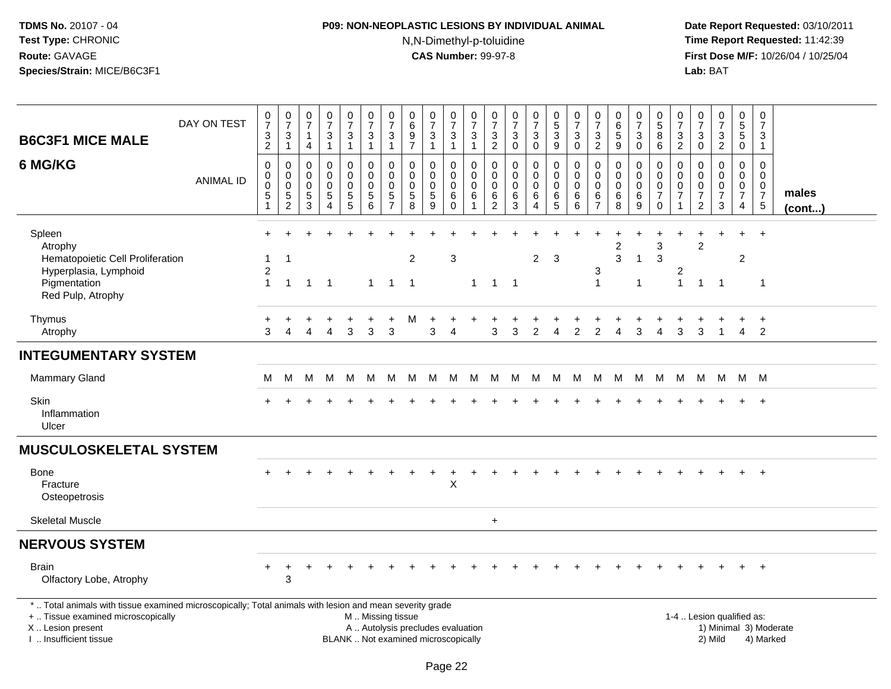**TDMS No.** 20107 - 04
**Test Type:** CHRONIC
**Route:** GAVAGE
**Species/Strain:** MICE/B6C3F1

**P09: NON-NEOPLASTIC LESIONS BY INDIVIDUAL ANIMAL**
N,N-Dimethyl-p-toluidine
**CAS Number:** 99-97-8

**Date Report Requested:** 03/10/2011
**Time Report Requested:** 11:42:39
**First Dose M/F:** 10/26/04 / 10/25/04
**Lab:** BAT

## B6C3F1 MICE MALE — 6 MG/KG

| DAY ON TEST | 0732 | 0731 | 0714 | 0731 | 0731 | 0731 | 0731 | 0697 | 0731 | 0731 | 0731 | 0732 | 0730 | 0730 | 0539 | 0730 | 0732 | 0659 | 0730 | 0586 | 0732 | 0730 | 0732 | 0550 | 0731 | |
|---|---|---|---|---|---|---|---|---|---|---|---|---|---|---|---|---|---|---|---|---|---|---|---|---|---|---|
| **ANIMAL ID** | 0051 | 0052 | 0053 | 0054 | 0055 | 0056 | 0057 | 0058 | 0059 | 0060 | 0061 | 0062 | 0063 | 0064 | 0065 | 0066 | 0067 | 0068 | 0069 | 0070 | 0071 | 0072 | 0073 | 0074 | 0075 | **males (cont...)** |
| Spleen | + | + | + | + | + | + | + | + | + | + | + | + | + | + | + | + | + | + | + | + | + | + | + | + | + | |
| Atrophy | | | | | | | | | | | | | | | | | | 2 | | 3 | | 2 | | | | |
| Hematopoietic Cell Proliferation | 1 | 1 | | | | | | 2 | | 3 | | | | 2 | 3 | | | 3 | 1 | 3 | | | | 2 | | |
| Hyperplasia, Lymphoid | 2 | | | | | | | | | | | | | | | | 3 | | | | 2 | | | | | |
| Pigmentation | 1 | 1 | 1 | 1 | | 1 | 1 | 1 | | | 1 | 1 | 1 | | | | 1 | | 1 | | 1 | 1 | 1 | | 1 | |
| Red Pulp, Atrophy | | | | | | | | | | | | | | | | | | | | | | | | | | |
| Thymus | + | + | + | + | + | + | + | M | + | + | + | + | + | + | + | + | + | + | + | + | + | + | + | + | + | |
| Atrophy | 3 | 4 | 4 | 4 | 3 | 3 | 3 | | 3 | 4 | | 3 | 3 | 2 | 4 | 2 | 2 | 4 | 3 | 4 | 3 | 3 | 1 | 4 | 2 | |
| **INTEGUMENTARY SYSTEM** | | | | | | | | | | | | | | | | | | | | | | | | | | |
| Mammary Gland | M | M | M | M | M | M | M | M | M | M | M | M | M | M | M | M | M | M | M | M | M | M | M | M | M | |
| Skin | + | + | + | + | + | + | + | + | + | + | + | + | + | + | + | + | + | + | + | + | + | + | + | + | + | |
| Inflammation | | | | | | | | | | | | | | | | | | | | | | | | | | |
| Ulcer | | | | | | | | | | | | | | | | | | | | | | | | | | |
| **MUSCULOSKELETAL SYSTEM** | | | | | | | | | | | | | | | | | | | | | | | | | | |
| Bone | + | + | + | + | + | + | + | + | + | + | + | + | + | + | + | + | + | + | + | + | + | + | + | + | + | |
| Fracture | | | | | | | | | | X | | | | | | | | | | | | | | | | |
| Osteopetrosis | | | | | | | | | | | | | | | | | | | | | | | | | | |
| Skeletal Muscle | | | | | | | | | | | | + | | | | | | | | | | | | | | |
| **NERVOUS SYSTEM** | | | | | | | | | | | | | | | | | | | | | | | | | | |
| Brain | + | + | + | + | + | + | + | + | + | + | + | + | + | + | + | + | + | + | + | + | + | + | + | + | + | |
| Olfactory Lobe, Atrophy | | 3 | | | | | | | | | | | | | | | | | | | | | | | | |

\* .. Total animals with tissue examined microscopically; Total animals with lesion and mean severity grade
\+ .. Tissue examined microscopically
X .. Lesion present
I .. Insufficient tissue

M .. Missing tissue
A .. Autolysis precludes evaluation
BLANK .. Not examined microscopically

1-4 .. Lesion qualified as:
1) Minimal 3) Moderate
2) Mild 4) Marked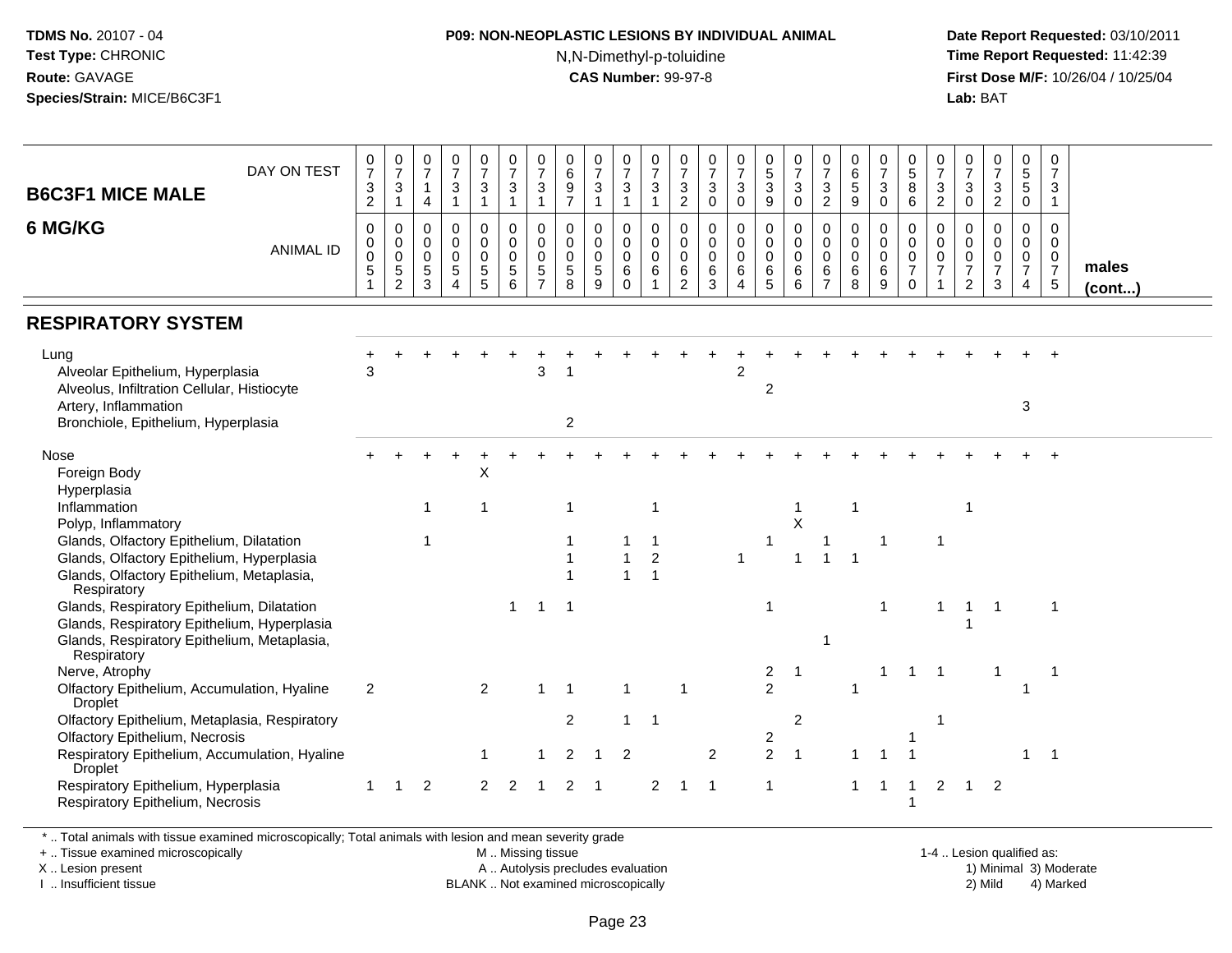**TDMS No.** 20107 - 04
**Test Type:** CHRONIC
**Route:** GAVAGE
**Species/Strain:** MICE/B6C3F1

**P09: NON-NEOPLASTIC LESIONS BY INDIVIDUAL ANIMAL**
N,N-Dimethyl-p-toluidine
**CAS Number:** 99-97-8

**Date Report Requested:** 03/10/2011
**Time Report Requested:** 11:42:39
**First Dose M/F:** 10/26/04 / 10/25/04
**Lab:** BAT

## B6C3F1 MICE MALE 6 MG/KG

| DAY ON TEST | 0732 | 0731 | 0714 | 0731 | 0731 | 0731 | 0731 | 0697 | 0731 | 0731 | 0731 | 0732 | 0730 | 0730 | 0539 | 0730 | 0732 | 0659 | 0730 | 0586 | 0732 | 0730 | 0732 | 0550 | 0731 | |
|---|---|---|---|---|---|---|---|---|---|---|---|---|---|---|---|---|---|---|---|---|---|---|---|---|---|---|
| **ANIMAL ID** | 0051 | 0052 | 0053 | 0054 | 0055 | 0056 | 0057 | 0058 | 0059 | 0060 | 0061 | 0062 | 0063 | 0064 | 0065 | 0066 | 0067 | 0068 | 0069 | 0070 | 0071 | 0072 | 0073 | 0074 | 0075 | **males (cont...)** |
| **RESPIRATORY SYSTEM** | | | | | | | | | | | | | | | | | | | | | | | | | | |
| Lung | + | + | + | + | + | + | + | + | + | + | + | + | + | + | + | + | + | + | + | + | + | + | + | + | + | |
| Alveolar Epithelium, Hyperplasia | 3 | | | | | | 3 | 1 | | | | | | 2 | | | | | | | | | | | | |
| Alveolus, Infiltration Cellular, Histiocyte | | | | | | | | | | | | | | | 2 | | | | | | | | | | | |
| Artery, Inflammation | | | | | | | | | | | | | | | | | | | | | | | | 3 | | |
| Bronchiole, Epithelium, Hyperplasia | | | | | | | | 2 | | | | | | | | | | | | | | | | | | |
| Nose | + | + | + | + | + | + | + | + | + | + | + | + | + | + | + | + | + | + | + | + | + | + | + | + | + | |
| Foreign Body | | | | | X | | | | | | | | | | | | | | | | | | | | | |
| Hyperplasia | | | | | | | | | | | | | | | | | | | | | | | | | | |
| Inflammation | | | 1 | | 1 | | | 1 | | | 1 | | | | | 1 | | 1 | | | | 1 | | | | |
| Polyp, Inflammatory | | | | | | | | | | | | | | | | X | | | | | | | | | | |
| Glands, Olfactory Epithelium, Dilatation | | | 1 | | | | | 1 | | 1 | 1 | | | | 1 | | 1 | | 1 | | 1 | | | | | |
| Glands, Olfactory Epithelium, Hyperplasia | | | | | | | | 1 | | 1 | 2 | | | 1 | | 1 | 1 | 1 | | | | | | | | |
| Glands, Olfactory Epithelium, Metaplasia, Respiratory | | | | | | | | 1 | | 1 | 1 | | | | | | | | | | | | | | | |
| Glands, Respiratory Epithelium, Dilatation | | | | | | 1 | 1 | 1 | | | | | | | 1 | | | | 1 | | 1 | 1 | 1 | | 1 | |
| Glands, Respiratory Epithelium, Hyperplasia | | | | | | | | | | | | | | | | | | | | | | 1 | | | | |
| Glands, Respiratory Epithelium, Metaplasia, Respiratory | | | | | | | | | | | | | | | | | 1 | | | | | | | | | |
| Nerve, Atrophy | | | | | | | | | | | | | | | 2 | 1 | | | 1 | 1 | 1 | | 1 | | 1 | |
| Olfactory Epithelium, Accumulation, Hyaline Droplet | 2 | | | | 2 | | 1 | 1 | | 1 | | 1 | | | 2 | | | 1 | | | | | | 1 | | |
| Olfactory Epithelium, Metaplasia, Respiratory | | | | | | | | 2 | | 1 | 1 | | | | | 2 | | | | | 1 | | | | | |
| Olfactory Epithelium, Necrosis | | | | | | | | | | | | | | | 2 | | | | | 1 | | | | | | |
| Respiratory Epithelium, Accumulation, Hyaline Droplet | | | | | 1 | | 1 | 2 | 1 | 2 | | | 2 | | 2 | 1 | | 1 | 1 | 1 | | | | 1 | 1 | |
| Respiratory Epithelium, Hyperplasia | 1 | 1 | 2 | | 2 | 2 | 1 | 2 | 1 | | 2 | 1 | 1 | | 1 | | | 1 | 1 | 1 | 2 | 1 | 2 | | | |
| Respiratory Epithelium, Necrosis | | | | | | | | | | | | | | | | | | | | 1 | | | | | | |

\* .. Total animals with tissue examined microscopically; Total animals with lesion and mean severity grade
+ .. Tissue examined microscopically
X .. Lesion present
I .. Insufficient tissue

M .. Missing tissue
A .. Autolysis precludes evaluation
BLANK .. Not examined microscopically

1-4 .. Lesion qualified as:
1) Minimal 3) Moderate
2) Mild 4) Marked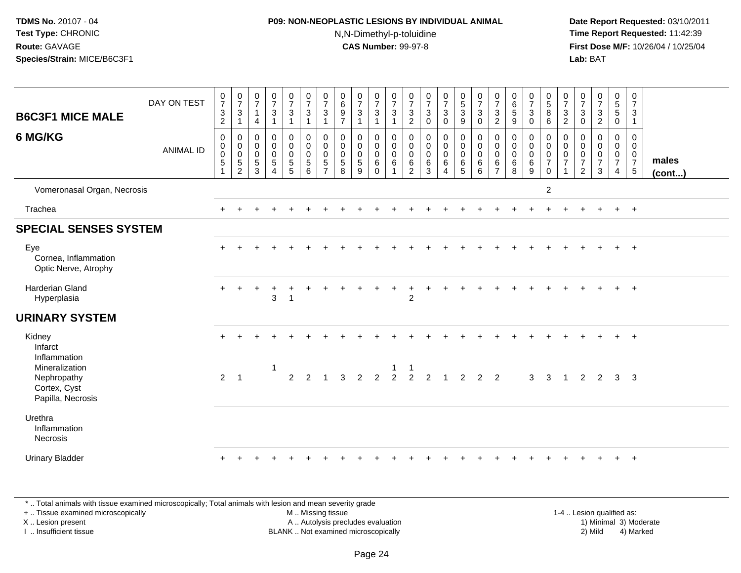**TDMS No.** 20107 - 04
**Test Type:** CHRONIC
**Route:** GAVAGE
**Species/Strain:** MICE/B6C3F1

**P09: NON-NEOPLASTIC LESIONS BY INDIVIDUAL ANIMAL**
N,N-Dimethyl-p-toluidine
**CAS Number:** 99-97-8

**Date Report Requested:** 03/10/2011
**Time Report Requested:** 11:42:39
**First Dose M/F:** 10/26/04 / 10/25/04
**Lab:** BAT

## B6C3F1 MICE MALE 6 MG/KG — males (cont...)

| DAY ON TEST | 0732 | 0731 | 0714 | 0731 | 0731 | 0731 | 0731 | 0697 | 0731 | 0731 | 0731 | 0732 | 0730 | 0730 | 0539 | 0730 | 0732 | 0659 | 0730 | 0586 | 0732 | 0730 | 0732 | 0550 | 0731 |
|---|---|---|---|---|---|---|---|---|---|---|---|---|---|---|---|---|---|---|---|---|---|---|---|---|---|
| **ANIMAL ID** | 0051 | 0052 | 0053 | 0054 | 0055 | 0056 | 0057 | 0058 | 0059 | 0060 | 0061 | 0062 | 0063 | 0064 | 0065 | 0066 | 0067 | 0068 | 0069 | 0070 | 0071 | 0072 | 0073 | 0074 | 0075 |
| Vomeronasal Organ, Necrosis | | | | | | | | | | | | | | | | | | | | 2 | | | | | |
| Trachea | + | + | + | + | + | + | + | + | + | + | + | + | + | + | + | + | + | + | + | + | + | + | + | + | + |
| **SPECIAL SENSES SYSTEM** | | | | | | | | | | | | | | | | | | | | | | | | | |
| Eye | + | + | + | + | + | + | + | + | + | + | + | + | + | + | + | + | + | + | + | + | + | + | + | + | + |
| Cornea, Inflammation | | | | | | | | | | | | | | | | | | | | | | | | | |
| Optic Nerve, Atrophy | | | | | | | | | | | | | | | | | | | | | | | | | |
| Harderian Gland | + | + | + | + | + | + | + | + | + | + | + | + | + | + | + | + | + | + | + | + | + | + | + | + | + |
| Hyperplasia | | | | 3 | 1 | | | | | | | 2 | | | | | | | | | | | | | |
| **URINARY SYSTEM** | | | | | | | | | | | | | | | | | | | | | | | | | |
| Kidney | + | + | + | + | + | + | + | + | + | + | + | + | + | + | + | + | + | + | + | + | + | + | + | + | + |
| Infarct | | | | | | | | | | | | | | | | | | | | | | | | | |
| Inflammation | | | | | | | | | | | | | | | | | | | | | | | | | |
| Mineralization | | | | 1 | | | | | | | 1 | 1 | | | | | | | | | | | | | |
| Nephropathy | 2 | 1 | | | 2 | 2 | 1 | 3 | 2 | 2 | 2 | 2 | 2 | 1 | 2 | 2 | 2 | | 3 | 3 | 1 | 2 | 2 | 3 | 3 |
| Cortex, Cyst | | | | | | | | | | | | | | | | | | | | | | | | | |
| Papilla, Necrosis | | | | | | | | | | | | | | | | | | | | | | | | | |
| Urethra | | | | | | | | | | | | | | | | | | | | | | | | | |
| Inflammation | | | | | | | | | | | | | | | | | | | | | | | | | |
| Necrosis | | | | | | | | | | | | | | | | | | | | | | | | | |
| Urinary Bladder | + | + | + | + | + | + | + | + | + | + | + | + | + | + | + | + | + | + | + | + | + | + | + | + | + |

\* .. Total animals with tissue examined microscopically; Total animals with lesion and mean severity grade
+ .. Tissue examined microscopically
X .. Lesion present
I .. Insufficient tissue
M .. Missing tissue
A .. Autolysis precludes evaluation
BLANK .. Not examined microscopically
1-4 .. Lesion qualified as: 1) Minimal 2) Mild 3) Moderate 4) Marked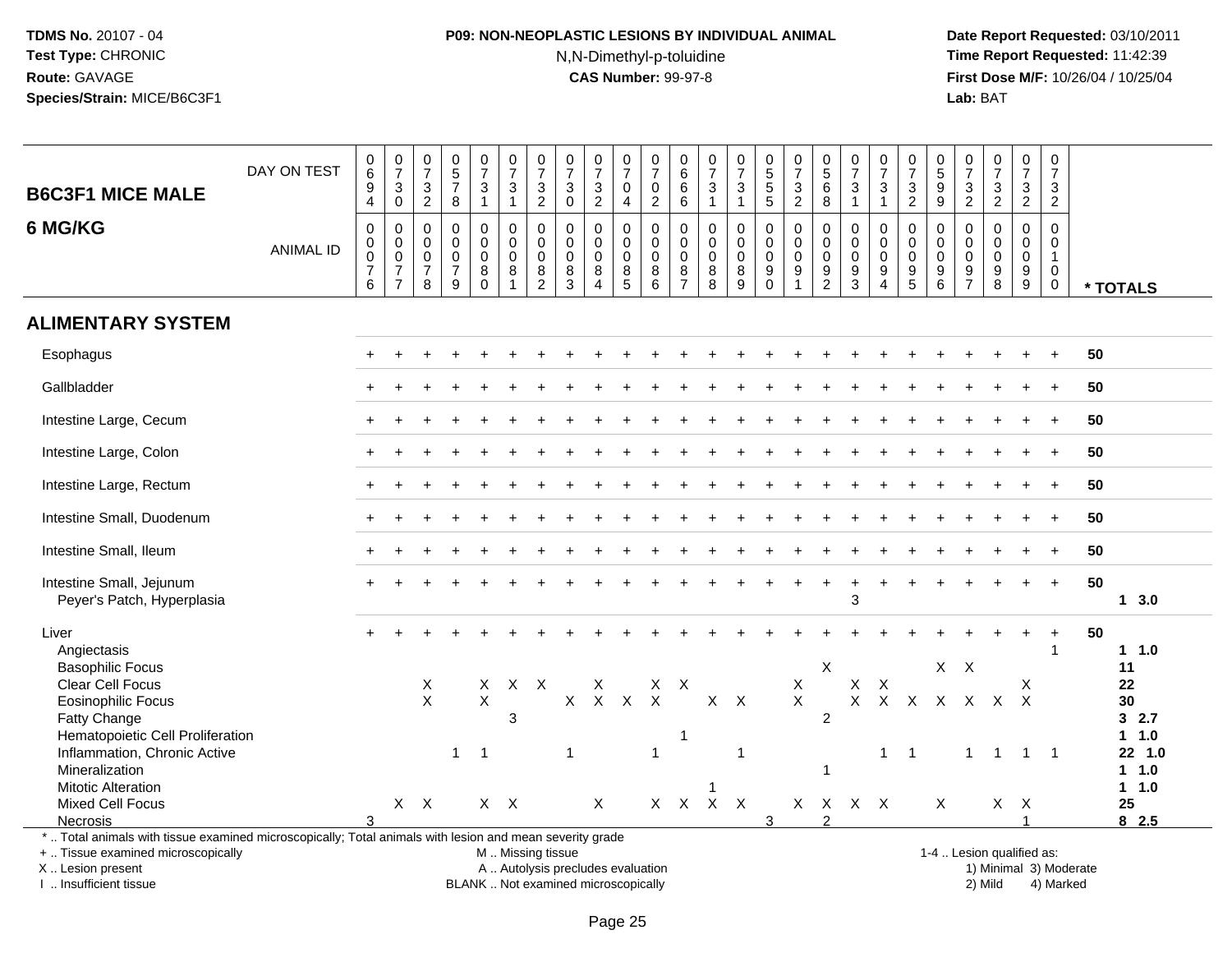**TDMS No.** 20107 - 04
**Test Type:** CHRONIC
**Route:** GAVAGE
**Species/Strain:** MICE/B6C3F1

**P09: NON-NEOPLASTIC LESIONS BY INDIVIDUAL ANIMAL**
N,N-Dimethyl-p-toluidine
**CAS Number:** 99-97-8

**Date Report Requested:** 03/10/2011
**Time Report Requested:** 11:42:39
**First Dose M/F:** 10/26/04 / 10/25/04
**Lab:** BAT

| B6C3F1 MICE MALE 6 MG/KG — DAY ON TEST | 0694 | 0730 | 0732 | 0578 | 0731 | 0731 | 0732 | 0730 | 0732 | 0704 | 0702 | 0666 | 0731 | 0731 | 0555 | 0732 | 0568 | 0731 | 0731 | 0732 | 0599 | 0732 | 0732 | 0732 | 0732 | |
|---|---|---|---|---|---|---|---|---|---|---|---|---|---|---|---|---|---|---|---|---|---|---|---|---|---|---|
| **ANIMAL ID** | 0076 | 0077 | 0078 | 0079 | 0080 | 0081 | 0082 | 0083 | 0084 | 0085 | 0086 | 0087 | 0088 | 0089 | 0090 | 0091 | 0092 | 0093 | 0094 | 0095 | 0096 | 0097 | 0098 | 0099 | 0100 | *** TOTALS** |
| **ALIMENTARY SYSTEM** | | | | | | | | | | | | | | | | | | | | | | | | | | |
| Esophagus | + | + | + | + | + | + | + | + | + | + | + | + | + | + | + | + | + | + | + | + | + | + | + | + | + | 50 |
| Gallbladder | + | + | + | + | + | + | + | + | + | + | + | + | + | + | + | + | + | + | + | + | + | + | + | + | + | 50 |
| Intestine Large, Cecum | + | + | + | + | + | + | + | + | + | + | + | + | + | + | + | + | + | + | + | + | + | + | + | + | + | 50 |
| Intestine Large, Colon | + | + | + | + | + | + | + | + | + | + | + | + | + | + | + | + | + | + | + | + | + | + | + | + | + | 50 |
| Intestine Large, Rectum | + | + | + | + | + | + | + | + | + | + | + | + | + | + | + | + | + | + | + | + | + | + | + | + | + | 50 |
| Intestine Small, Duodenum | + | + | + | + | + | + | + | + | + | + | + | + | + | + | + | + | + | + | + | + | + | + | + | + | + | 50 |
| Intestine Small, Ileum | + | + | + | + | + | + | + | + | + | + | + | + | + | + | + | + | + | + | + | + | + | + | + | + | + | 50 |
| Intestine Small, Jejunum | + | + | + | + | + | + | + | + | + | + | + | + | + | + | + | + | + | + | + | + | + | + | + | + | + | 50 |
| Peyer's Patch, Hyperplasia | | | | | | | | | | | | | | | | | | 3 | | | | | | | | 1 3.0 |
| Liver | + | + | + | + | + | + | + | + | + | + | + | + | + | + | + | + | + | + | + | + | + | + | + | + | + | 50 |
| Angiectasis | | | | | | | | | | | | | | | | | | | | | | | | | 1 | 1 1.0 |
| Basophilic Focus | | | | | | | | | | | | | | | | | X | | | | X | X | | | | 11 |
| Clear Cell Focus | | | X | | X | X | X | | X | | X | X | | | | X | | X | X | | | | | X | | 22 |
| Eosinophilic Focus | | | X | | X | | | X | X | X | X | | X | X | | X | | X | X | X | X | X | X | X | | 30 |
| Fatty Change | | | | | | 3 | | | | | | | | | | | 2 | | | | | | | | | 3 2.7 |
| Hematopoietic Cell Proliferation | | | | | | | | | | | | 1 | | | | | | | | | | | | | | 1 1.0 |
| Inflammation, Chronic Active | | | | 1 | 1 | | | 1 | | | 1 | | | 1 | | | | | 1 | 1 | | 1 | 1 | 1 | 1 | 22 1.0 |
| Mineralization | | | | | | | | | | | | | | | | | 1 | | | | | | | | | 1 1.0 |
| Mitotic Alteration | | | | | | | | | | | | | 1 | | | | | | | | | | | | | 1 1.0 |
| Mixed Cell Focus | | X | X | | X | X | | | X | | X | X | X | X | | X | X | X | X | | X | | X | X | | 25 |
| Necrosis | 3 | | | | | | | | | | | | | | 3 | | 2 | | | | | | | 1 | | 8 2.5 |

\* .. Total animals with tissue examined microscopically; Total animals with lesion and mean severity grade
\+ .. Tissue examined microscopically
X .. Lesion present
I .. Insufficient tissue

M .. Missing tissue
A .. Autolysis precludes evaluation
BLANK .. Not examined microscopically

1-4 .. Lesion qualified as:
1) Minimal 3) Moderate
2) Mild 4) Marked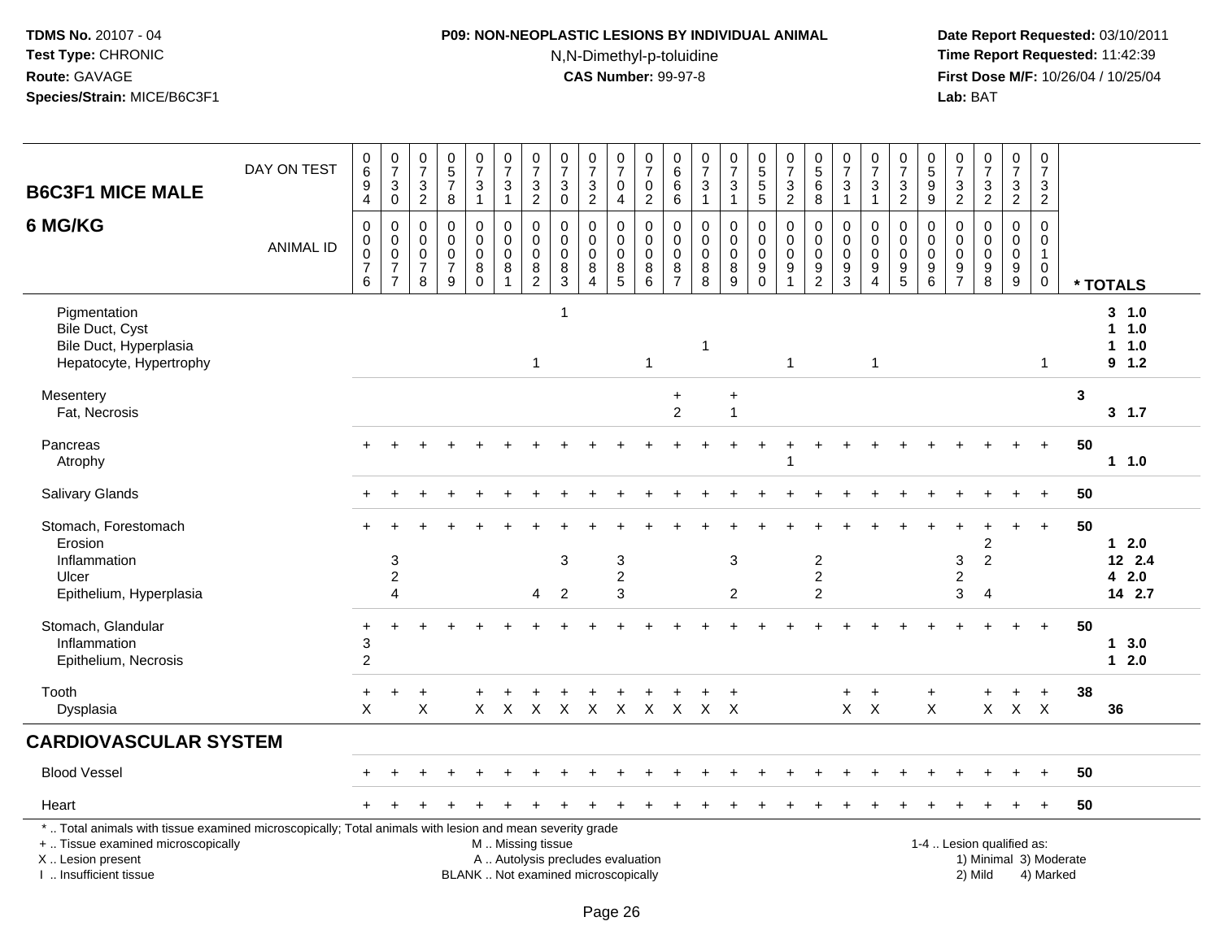**TDMS No.** 20107 - 04
**Test Type:** CHRONIC
**Route:** GAVAGE
**Species/Strain:** MICE/B6C3F1

**P09: NON-NEOPLASTIC LESIONS BY INDIVIDUAL ANIMAL**
N,N-Dimethyl-p-toluidine
**CAS Number:** 99-97-8

**Date Report Requested:** 03/10/2011
**Time Report Requested:** 11:42:39
**First Dose M/F:** 10/26/04 / 10/25/04
**Lab:** BAT

| B6C3F1 MICE MALE — 6 MG/KG | | | | | | | | | | | | | | | | | | | | | | | | | | |
|---|---|---|---|---|---|---|---|---|---|---|---|---|---|---|---|---|---|---|---|---|---|---|---|---|---|---|
| DAY ON TEST | 0694 | 0730 | 0732 | 0578 | 0731 | 0731 | 0732 | 0730 | 0732 | 0704 | 0702 | 0666 | 0731 | 0731 | 0555 | 0732 | 0568 | 0731 | 0731 | 0732 | 0599 | 0732 | 0732 | 0732 | 0732 | |
| ANIMAL ID | 0076 | 0077 | 0078 | 0079 | 0080 | 0081 | 0082 | 0083 | 0084 | 0085 | 0086 | 0087 | 0088 | 0089 | 0090 | 0091 | 0092 | 0093 | 0094 | 0095 | 0096 | 0097 | 0098 | 0099 | 0100 | * TOTALS |
| Pigmentation | | | | | | | | 1 | | | | | | | | | | | | | | | | | | 3 1.0 |
| Bile Duct, Cyst | | | | | | | | | | | | | | | | | | | | | | | | | | 1 1.0 |
| Bile Duct, Hyperplasia | | | | | | | | | | | | | 1 | | | | | | | | | | | | | 1 1.0 |
| Hepatocyte, Hypertrophy | | | | | | | 1 | | | | 1 | | | | | 1 | | | 1 | | | | | | 1 | 9 1.2 |
| Mesentery | | | | | | | | | | | | + | | + | | | | | | | | | | | | 3 |
| Fat, Necrosis | | | | | | | | | | | | 2 | | 1 | | | | | | | | | | | | 3 1.7 |
| Pancreas | + | + | + | + | + | + | + | + | + | + | + | + | + | + | + | + | + | + | + | + | + | + | + | + | + | 50 |
| Atrophy | | | | | | | | | | | | | | | | 1 | | | | | | | | | | 1 1.0 |
| Salivary Glands | + | + | + | + | + | + | + | + | + | + | + | + | + | + | + | + | + | + | + | + | + | + | + | + | + | 50 |
| Stomach, Forestomach | + | + | + | + | + | + | + | + | + | + | + | + | + | + | + | + | + | + | + | + | + | + | + | + | + | 50 |
| Erosion | | | | | | | | | | | | | | | | | | | | | | | 2 | | | 1 2.0 |
| Inflammation | | 3 | | | | | | 3 | | 3 | | | | 3 | | | 2 | | | | | 3 | 2 | | | 12 2.4 |
| Ulcer | | 2 | | | | | | | | 2 | | | | | | | 2 | | | | | 2 | | | | 4 2.0 |
| Epithelium, Hyperplasia | | 4 | | | | | 4 | 2 | | 3 | | | | 2 | | | 2 | | | | | 3 | 4 | | | 14 2.7 |
| Stomach, Glandular | + | + | + | + | + | + | + | + | + | + | + | + | + | + | + | + | + | + | + | + | + | + | + | + | + | 50 |
| Inflammation | 3 | | | | | | | | | | | | | | | | | | | | | | | | | 1 3.0 |
| Epithelium, Necrosis | 2 | | | | | | | | | | | | | | | | | | | | | | | | | 1 2.0 |
| Tooth | + | + | + | | + | + | + | + | + | + | + | + | + | + | | | | + | + | | + | | + | + | + | 38 |
| Dysplasia | X | | X | | X | X | X | X | X | X | X | X | X | X | | | | X | X | | X | | X | X | X | 36 |
| **CARDIOVASCULAR SYSTEM** | | | | | | | | | | | | | | | | | | | | | | | | | | |
| Blood Vessel | + | + | + | + | + | + | + | + | + | + | + | + | + | + | + | + | + | + | + | + | + | + | + | + | + | 50 |
| Heart | + | + | + | + | + | + | + | + | + | + | + | + | + | + | + | + | + | + | + | + | + | + | + | + | + | 50 |

\* .. Total animals with tissue examined microscopically; Total animals with lesion and mean severity grade
\+ .. Tissue examined microscopically
X .. Lesion present
I .. Insufficient tissue

M .. Missing tissue
A .. Autolysis precludes evaluation
BLANK .. Not examined microscopically

1-4 .. Lesion qualified as:
1) Minimal 3) Moderate
2) Mild 4) Marked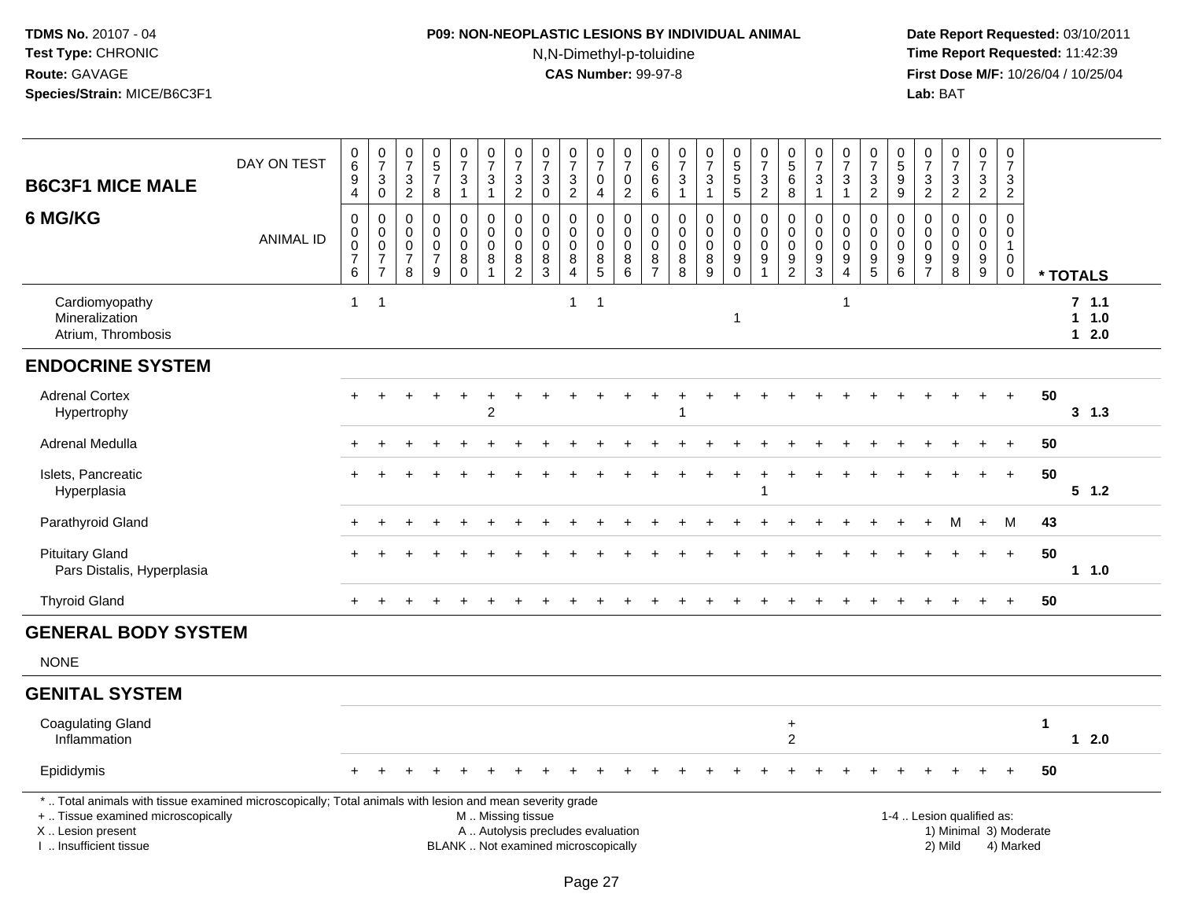**TDMS No.** 20107 - 04
**Test Type:** CHRONIC
**Route:** GAVAGE
**Species/Strain:** MICE/B6C3F1

**P09: NON-NEOPLASTIC LESIONS BY INDIVIDUAL ANIMAL**
N,N-Dimethyl-p-toluidine
**CAS Number:** 99-97-8

**Date Report Requested:** 03/10/2011
**Time Report Requested:** 11:42:39
**First Dose M/F:** 10/26/04 / 10/25/04
**Lab:** BAT

## B6C3F1 MICE MALE
## 6 MG/KG

| DAY ON TEST | 0694 | 0730 | 0732 | 0578 | 0731 | 0731 | 0732 | 0730 | 0732 | 0704 | 0702 | 0666 | 0731 | 0731 | 0555 | 0732 | 0568 | 0731 | 0731 | 0732 | 0599 | 0732 | 0732 | 0732 | 0732 | |
|---|---|---|---|---|---|---|---|---|---|---|---|---|---|---|---|---|---|---|---|---|---|---|---|---|---|---|
| **ANIMAL ID** | 0000076 | 0000077 | 0000078 | 0000079 | 0000080 | 0000081 | 0000082 | 0000083 | 0000084 | 0000085 | 0000086 | 0000087 | 0000088 | 0000089 | 0000090 | 0000091 | 0000092 | 0000093 | 0000094 | 0000095 | 0000096 | 0000097 | 0000098 | 0000099 | 0000100 | *** TOTALS** |
| Cardiomyopathy | 1 | 1 | | | | | | | 1 | 1 | | | | | | | | | 1 | | | | | | | **7 1.1** |
| Mineralization | | | | | | | | | | | | | | | 1 | | | | | | | | | | | **1 1.0** |
| Atrium, Thrombosis | | | | | | | | | | | | | | | | | | | | | | | | | | **1 2.0** |
| **ENDOCRINE SYSTEM** | | | | | | | | | | | | | | | | | | | | | | | | | | |
| Adrenal Cortex | + | + | + | + | + | + | + | + | + | + | + | + | + | + | + | + | + | + | + | + | + | + | + | + | + | **50** |
| Hypertrophy | | | | | | 2 | | | | | | | 1 | | | | | | | | | | | | | **3 1.3** |
| Adrenal Medulla | + | + | + | + | + | + | + | + | + | + | + | + | + | + | + | + | + | + | + | + | + | + | + | + | + | **50** |
| Islets, Pancreatic | + | + | + | + | + | + | + | + | + | + | + | + | + | + | + | + | + | + | + | + | + | + | + | + | + | **50** |
| Hyperplasia | | | | | | | | | | | | | | | | 1 | | | | | | | | | | **5 1.2** |
| Parathyroid Gland | + | + | + | + | + | + | + | + | + | + | + | + | + | + | + | + | + | + | + | + | + | + | M | + | M | **43** |
| Pituitary Gland | + | + | + | + | + | + | + | + | + | + | + | + | + | + | + | + | + | + | + | + | + | + | + | + | + | **50** |
| Pars Distalis, Hyperplasia | | | | | | | | | | | | | | | | | | | | | | | | | | **1 1.0** |
| Thyroid Gland | + | + | + | + | + | + | + | + | + | + | + | + | + | + | + | + | + | + | + | + | + | + | + | + | + | **50** |
| **GENERAL BODY SYSTEM** | | | | | | | | | | | | | | | | | | | | | | | | | | |
| NONE | | | | | | | | | | | | | | | | | | | | | | | | | | |
| **GENITAL SYSTEM** | | | | | | | | | | | | | | | | | | | | | | | | | | |
| Coagulating Gland | | | | | | | | | | | | | | | | | + | | | | | | | | | **1** |
| Inflammation | | | | | | | | | | | | | | | | | 2 | | | | | | | | | **1 2.0** |
| Epididymis | + | + | + | + | + | + | + | + | + | + | + | + | + | + | + | + | + | + | + | + | + | + | + | + | + | **50** |

\* .. Total animals with tissue examined microscopically; Total animals with lesion and mean severity grade
\+ .. Tissue examined microscopically
X .. Lesion present
I .. Insufficient tissue

M .. Missing tissue
A .. Autolysis precludes evaluation
BLANK .. Not examined microscopically

1-4 .. Lesion qualified as:
1) Minimal 3) Moderate
2) Mild 4) Marked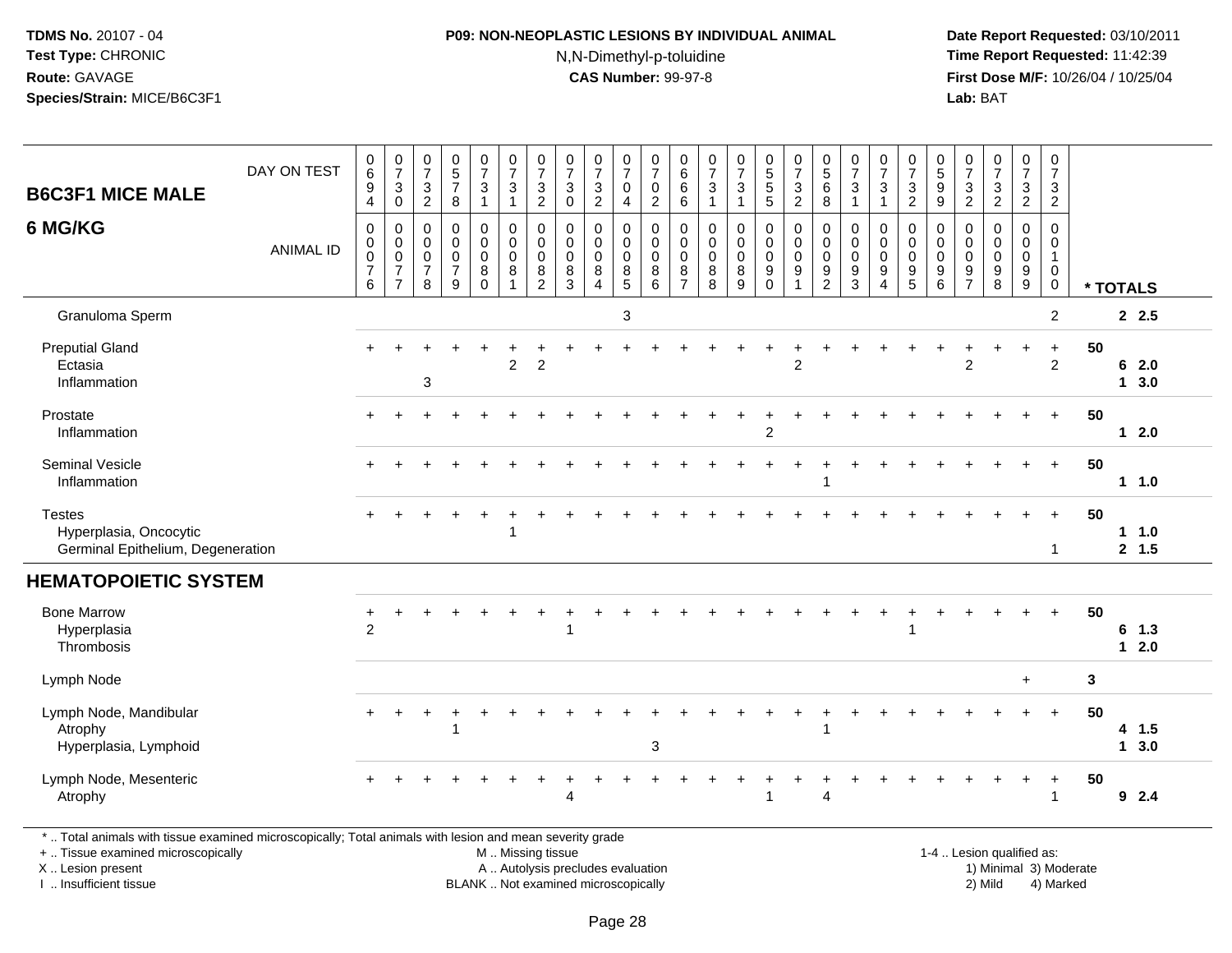**B6C3F1 MICE MALE**

**6 MG/KG**

| DAY ON TEST | 0694 | 0730 | 0732 | 0578 | 0731 | 0731 | 0732 | 0730 | 0732 | 0704 | 0702 | 0666 | 0731 | 0731 | 0555 | 0732 | 0568 | 0731 | 0731 | 0732 | 0599 | 0732 | 0732 | 0732 | 0732 | |
|---|---|---|---|---|---|---|---|---|---|---|---|---|---|---|---|---|---|---|---|---|---|---|---|---|---|---|
| **ANIMAL ID** | 0076 | 0077 | 0078 | 0079 | 0080 | 0081 | 0082 | 0083 | 0084 | 0085 | 0086 | 0087 | 0088 | 0089 | 0090 | 0091 | 0092 | 0093 | 0094 | 0095 | 0096 | 0097 | 0098 | 0099 | 0100 | *** TOTALS** |
| Granuloma Sperm | | | | | | | | | | 3 | | | | | | | | | | | | | | | 2 | 2 2.5 |
| Preputial Gland | + | + | + | + | + | + | + | + | + | + | + | + | + | + | + | + | + | + | + | + | + | + | + | + | + | 50 |
| Ectasia | | | | | | 2 | 2 | | | | | | | | | 2 | | | | | | 2 | | | 2 | 6 2.0 |
| Inflammation | | | 3 | | | | | | | | | | | | | | | | | | | | | | | 1 3.0 |
| Prostate | + | + | + | + | + | + | + | + | + | + | + | + | + | + | + | + | + | + | + | + | + | + | + | + | + | 50 |
| Inflammation | | | | | | | | | | | | | | | 2 | | | | | | | | | | | 1 2.0 |
| Seminal Vesicle | + | + | + | + | + | + | + | + | + | + | + | + | + | + | + | + | + | + | + | + | + | + | + | + | + | 50 |
| Inflammation | | | | | | | | | | | | | | | | | 1 | | | | | | | | | 1 1.0 |
| Testes | + | + | + | + | + | + | + | + | + | + | + | + | + | + | + | + | + | + | + | + | + | + | + | + | + | 50 |
| Hyperplasia, Oncocytic | | | | | | 1 | | | | | | | | | | | | | | | | | | | | 1 1.0 |
| Germinal Epithelium, Degeneration | | | | | | | | | | | | | | | | | | | | | | | | | 1 | 2 1.5 |
| **HEMATOPOIETIC SYSTEM** | | | | | | | | | | | | | | | | | | | | | | | | | | |
| Bone Marrow | + | + | + | + | + | + | + | + | + | + | + | + | + | + | + | + | + | + | + | + | + | + | + | + | + | 50 |
| Hyperplasia | 2 | | | | | | | 1 | | | | | | | | | | | | 1 | | | | | | 6 1.3 |
| Thrombosis | | | | | | | | | | | | | | | | | | | | | | | | | | 1 2.0 |
| Lymph Node | | | | | | | | | | | | | | | | | | | | | | | | + | | 3 |
| Lymph Node, Mandibular | + | + | + | + | + | + | + | + | + | + | + | + | + | + | + | + | + | + | + | + | + | + | + | + | + | 50 |
| Atrophy | | | | 1 | | | | | | | | | | | | | 1 | | | | | | | | | 4 1.5 |
| Hyperplasia, Lymphoid | | | | | | | | | | | 3 | | | | | | | | | | | | | | | 1 3.0 |
| Lymph Node, Mesenteric | + | + | + | + | + | + | + | + | + | + | + | + | + | + | + | + | + | + | + | + | + | + | + | + | + | 50 |
| Atrophy | | | | | | | | 4 | | | | | | | 1 | | 4 | | | | | | | | 1 | 9 2.4 |

\* .. Total animals with tissue examined microscopically; Total animals with lesion and mean severity grade
+ .. Tissue examined microscopically
X .. Lesion present
I .. Insufficient tissue

M .. Missing tissue
A .. Autolysis precludes evaluation
BLANK .. Not examined microscopically

1-4 .. Lesion qualified as:
1) Minimal 3) Moderate
2) Mild 4) Marked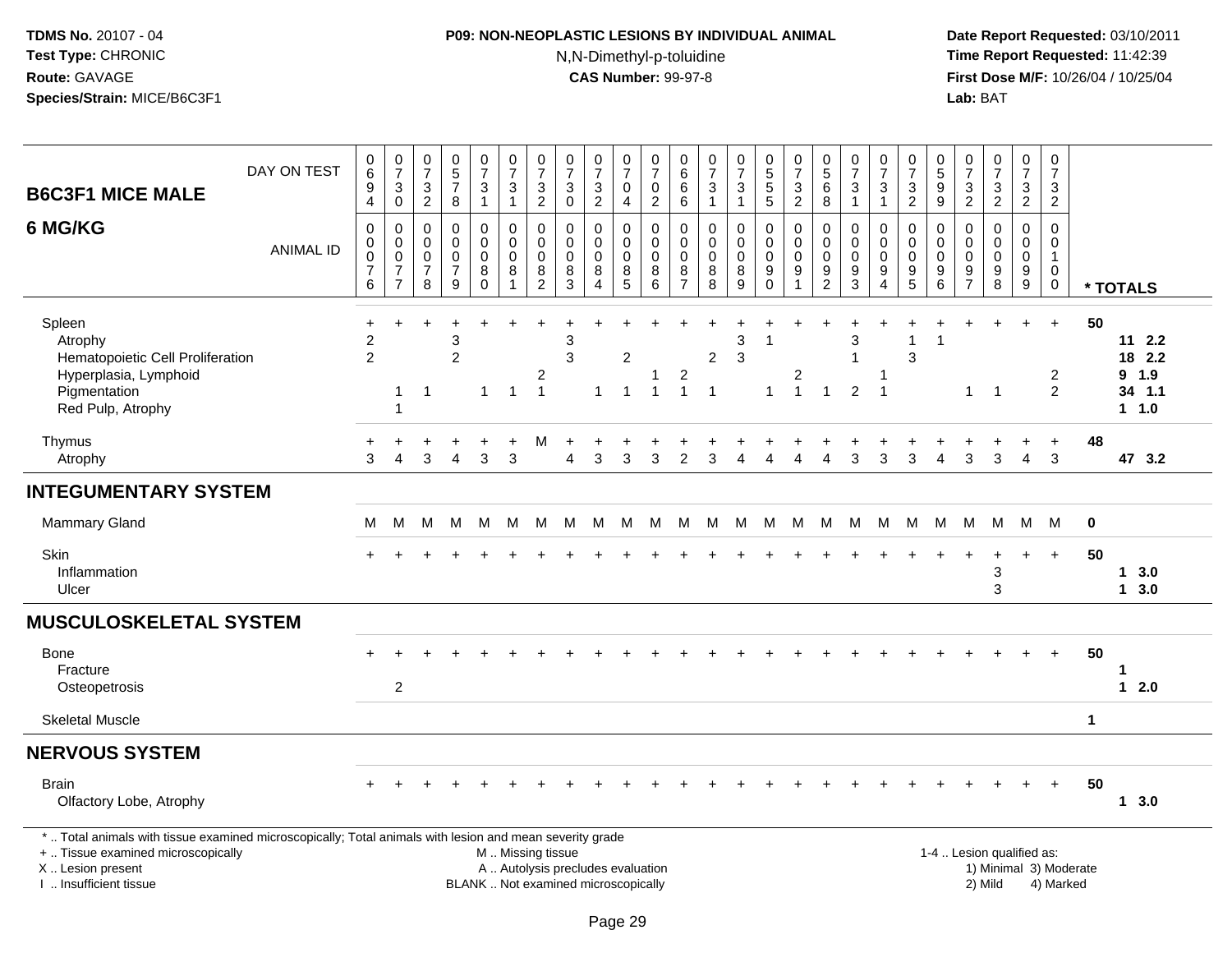**TDMS No.** 20107 - 04
**Test Type:** CHRONIC
**Route:** GAVAGE
**Species/Strain:** MICE/B6C3F1

**P09: NON-NEOPLASTIC LESIONS BY INDIVIDUAL ANIMAL**
N,N-Dimethyl-p-toluidine
**CAS Number:** 99-97-8

**Date Report Requested:** 03/10/2011
**Time Report Requested:** 11:42:39
**First Dose M/F:** 10/26/04 / 10/25/04
**Lab:** BAT

| B6C3F1 MICE MALE — 6 MG/KG | | | | | | | | | | | | | | | | | | | | | | | | | | | |
|---|---|---|---|---|---|---|---|---|---|---|---|---|---|---|---|---|---|---|---|---|---|---|---|---|---|---|---|
| DAY ON TEST | 0694 | 0730 | 0732 | 0578 | 0731 | 0731 | 0732 | 0730 | 0732 | 0704 | 0702 | 0666 | 0731 | 0731 | 0555 | 0732 | 0568 | 0731 | 0731 | 0732 | 0599 | 0732 | 0732 | 0732 | 0732 | | |
| ANIMAL ID | 0076 | 0077 | 0078 | 0079 | 0080 | 0081 | 0082 | 0083 | 0084 | 0085 | 0086 | 0087 | 0088 | 0089 | 0090 | 0091 | 0092 | 0093 | 0094 | 0095 | 0096 | 0097 | 0098 | 0099 | 0100 | | * TOTALS |
| Spleen | + | + | + | + | + | + | + | + | + | + | + | + | + | + | + | + | + | + | + | + | + | + | + | + | + | 50 | |
| Atrophy | 2 | | | 3 | | | | 3 | | | | | | 3 | 1 | | | 3 | | 1 | 1 | | | | | | 11 2.2 |
| Hematopoietic Cell Proliferation | 2 | | | 2 | | | | 3 | | 2 | | | 2 | 3 | | | | 1 | | 3 | | | | | | | 18 2.2 |
| Hyperplasia, Lymphoid | | | | | | | 2 | | | | 1 | 2 | | | | 2 | | | 1 | | | | | | 2 | | 9 1.9 |
| Pigmentation | | 1 | 1 | | 1 | 1 | 1 | | 1 | 1 | 1 | 1 | 1 | | 1 | 1 | 1 | 2 | 1 | | | 1 | 1 | | 2 | | 34 1.1 |
| Red Pulp, Atrophy | | 1 | | | | | | | | | | | | | | | | | | | | | | | | | 1 1.0 |
| Thymus | + | + | + | + | + | + | M | + | + | + | + | + | + | + | + | + | + | + | + | + | + | + | + | + | + | 48 | |
| Atrophy | 3 | 4 | 3 | 4 | 3 | 3 | | 4 | 3 | 3 | 3 | 2 | 3 | 4 | 4 | 4 | 4 | 3 | 3 | 3 | 4 | 3 | 3 | 4 | 3 | | 47 3.2 |
| **INTEGUMENTARY SYSTEM** | | | | | | | | | | | | | | | | | | | | | | | | | | | |
| Mammary Gland | M | M | M | M | M | M | M | M | M | M | M | M | M | M | M | M | M | M | M | M | M | M | M | M | M | 0 | |
| Skin | + | + | + | + | + | + | + | + | + | + | + | + | + | + | + | + | + | + | + | + | + | + | + | + | + | 50 | |
| Inflammation | | | | | | | | | | | | | | | | | | | | | | | 3 | | | | 1 3.0 |
| Ulcer | | | | | | | | | | | | | | | | | | | | | | | 3 | | | | 1 3.0 |
| **MUSCULOSKELETAL SYSTEM** | | | | | | | | | | | | | | | | | | | | | | | | | | | |
| Bone | + | + | + | + | + | + | + | + | + | + | + | + | + | + | + | + | + | + | + | + | + | + | + | + | + | 50 | |
| Fracture | | | | | | | | | | | | | | | | | | | | | | | | | | | 1 |
| Osteopetrosis | | 2 | | | | | | | | | | | | | | | | | | | | | | | | | 1 2.0 |
| Skeletal Muscle | | | | | | | | | | | | | | | | | | | | | | | | | | 1 | |
| **NERVOUS SYSTEM** | | | | | | | | | | | | | | | | | | | | | | | | | | | |
| Brain | + | + | + | + | + | + | + | + | + | + | + | + | + | + | + | + | + | + | + | + | + | + | + | + | + | 50 | |
| Olfactory Lobe, Atrophy | | | | | | | | | | | | | | | | | | | | | | | | | | | 1 3.0 |

\* .. Total animals with tissue examined microscopically; Total animals with lesion and mean severity grade
\+ .. Tissue examined microscopically
X .. Lesion present
I .. Insufficient tissue

M .. Missing tissue
A .. Autolysis precludes evaluation
BLANK .. Not examined microscopically

1-4 .. Lesion qualified as:
1) Minimal 3) Moderate
2) Mild 4) Marked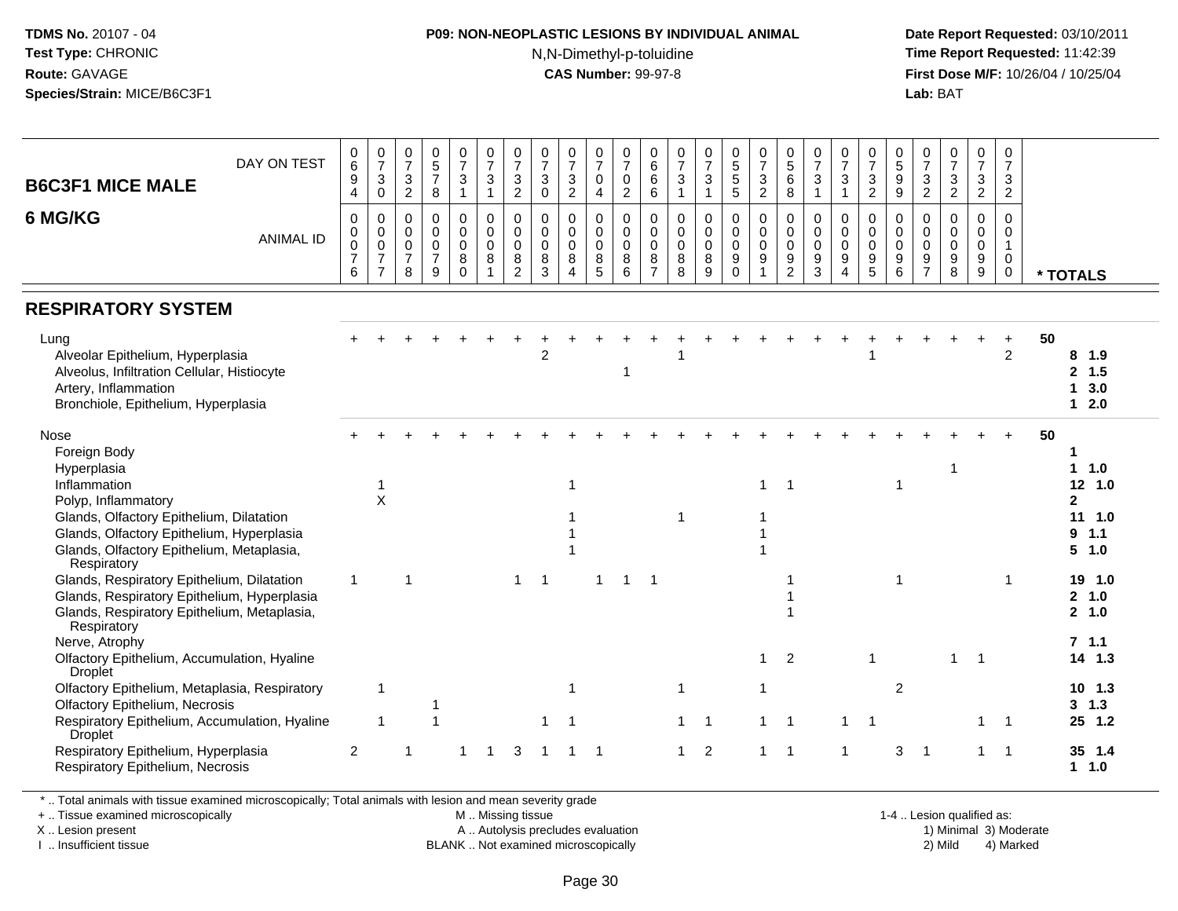TDMS No. 20107 - 04
Test Type: CHRONIC
Route: GAVAGE
Species/Strain: MICE/B6C3F1

**P09: NON-NEOPLASTIC LESIONS BY INDIVIDUAL ANIMAL**
N,N-Dimethyl-p-toluidine
**CAS Number:** 99-97-8

Date Report Requested: 03/10/2011
Time Report Requested: 11:42:39
First Dose M/F: 10/26/04 / 10/25/04
Lab: BAT

## B6C3F1 MICE MALE
## 6 MG/KG

| | | | | | | | | | | | | | | | | | | | | | | | | | | |
|---|---|---|---|---|---|---|---|---|---|---|---|---|---|---|---|---|---|---|---|---|---|---|---|---|---|---|
| DAY ON TEST | 0694 | 0730 | 0732 | 0578 | 0731 | 0731 | 0732 | 0730 | 0732 | 0704 | 0702 | 0666 | 0731 | 0731 | 0555 | 0732 | 0568 | 0731 | 0731 | 0732 | 0599 | 0732 | 0732 | 0732 | 0732 | |
| ANIMAL ID | 0076 | 0077 | 0078 | 0079 | 0080 | 0081 | 0082 | 0083 | 0084 | 0085 | 0086 | 0087 | 0088 | 0089 | 0090 | 0091 | 0092 | 0093 | 0094 | 0095 | 0096 | 0097 | 0098 | 0099 | 0100 | * TOTALS |
| **RESPIRATORY SYSTEM** | | | | | | | | | | | | | | | | | | | | | | | | | | |
| Lung | + | + | + | + | + | + | + | + | + | + | + | + | + | + | + | + | + | + | + | + | + | + | + | + | + | 50 |
| Alveolar Epithelium, Hyperplasia | | | | | | | | 2 | | | | | 1 | | | | | | | 1 | | | | | 2 | 8 1.9 |
| Alveolus, Infiltration Cellular, Histiocyte | | | | | | | | | | | 1 | | | | | | | | | | | | | | | 2 1.5 |
| Artery, Inflammation | | | | | | | | | | | | | | | | | | | | | | | | | | 1 3.0 |
| Bronchiole, Epithelium, Hyperplasia | | | | | | | | | | | | | | | | | | | | | | | | | | 1 2.0 |
| Nose | + | + | + | + | + | + | + | + | + | + | + | + | + | + | + | + | + | + | + | + | + | + | + | + | + | 50 |
| Foreign Body | | | | | | | | | | | | | | | | | | | | | | | | | | 1 |
| Hyperplasia | | | | | | | | | | | | | | | | | | | | | | | 1 | | | 1 1.0 |
| Inflammation | | 1 | | | | | | | 1 | | | | | | | 1 | 1 | | | | 1 | | | | | 12 1.0 |
| Polyp, Inflammatory | | X | | | | | | | | | | | | | | | | | | | | | | | | 2 |
| Glands, Olfactory Epithelium, Dilatation | | | | | | | | | 1 | | | | 1 | | | 1 | | | | | | | | | | 11 1.0 |
| Glands, Olfactory Epithelium, Hyperplasia | | | | | | | | | 1 | | | | | | | 1 | | | | | | | | | | 9 1.1 |
| Glands, Olfactory Epithelium, Metaplasia, Respiratory | | | | | | | | | 1 | | | | | | | 1 | | | | | | | | | | 5 1.0 |
| Glands, Respiratory Epithelium, Dilatation | 1 | | 1 | | | | 1 | 1 | | 1 | 1 | 1 | | | | | 1 | | | | 1 | | | | 1 | 19 1.0 |
| Glands, Respiratory Epithelium, Hyperplasia | | | | | | | | | | | | | | | | | 1 | | | | | | | | | 2 1.0 |
| Glands, Respiratory Epithelium, Metaplasia, Respiratory | | | | | | | | | | | | | | | | | 1 | | | | | | | | | 2 1.0 |
| Nerve, Atrophy | | | | | | | | | | | | | | | | | | | | | | | | | | 7 1.1 |
| Olfactory Epithelium, Accumulation, Hyaline Droplet | | | | | | | | | | | | | | | | 1 | 2 | | | 1 | | | 1 | 1 | | 14 1.3 |
| Olfactory Epithelium, Metaplasia, Respiratory | | 1 | | | | | | | 1 | | | | 1 | | | 1 | | | | | 2 | | | | | 10 1.3 |
| Olfactory Epithelium, Necrosis | | | | 1 | | | | | | | | | | | | | | | | | | | | | | 3 1.3 |
| Respiratory Epithelium, Accumulation, Hyaline Droplet | | 1 | | 1 | | | | 1 | 1 | | | | 1 | 1 | | 1 | 1 | | 1 | 1 | | | | 1 | 1 | 25 1.2 |
| Respiratory Epithelium, Hyperplasia | 2 | | 1 | | 1 | 1 | 3 | 1 | 1 | 1 | | | 1 | 2 | | 1 | 1 | | 1 | | 3 | 1 | | 1 | 1 | 35 1.4 |
| Respiratory Epithelium, Necrosis | | | | | | | | | | | | | | | | | | | | | | | | | | 1 1.0 |

\* .. Total animals with tissue examined microscopically; Total animals with lesion and mean severity grade
\+ .. Tissue examined microscopically
X .. Lesion present
I .. Insufficient tissue
M .. Missing tissue
A .. Autolysis precludes evaluation
BLANK .. Not examined microscopically
1-4 .. Lesion qualified as: 1) Minimal 2) Mild 3) Moderate 4) Marked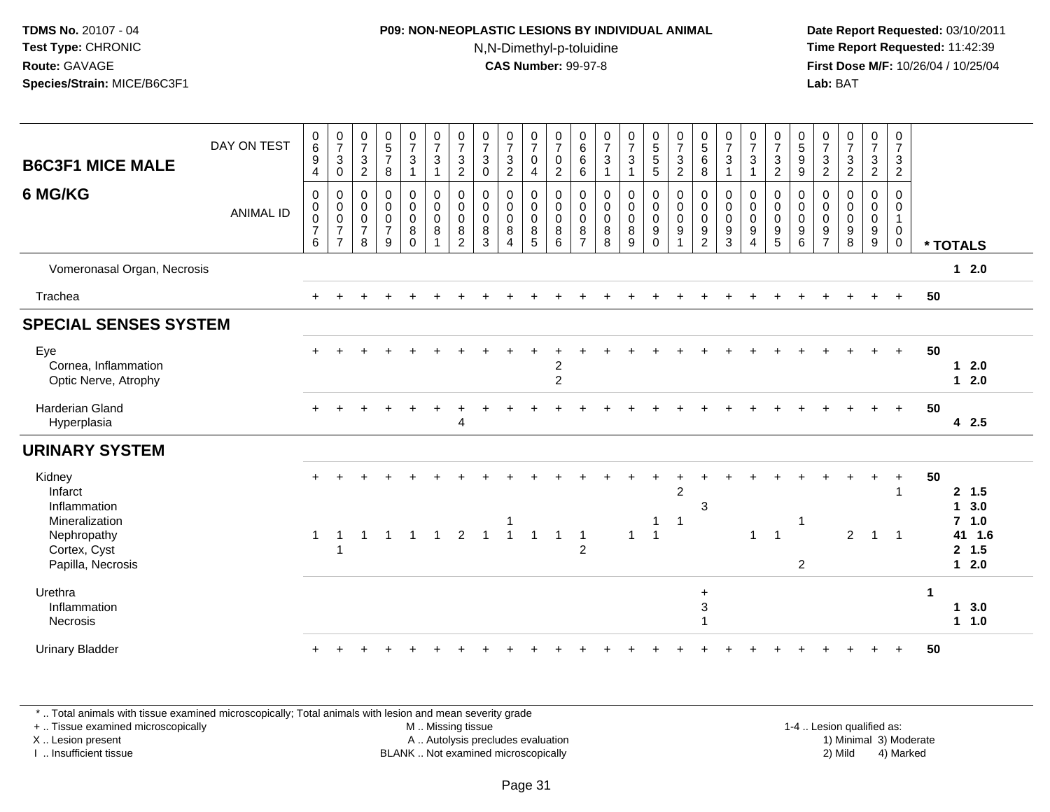**TDMS No.** 20107 - 04
**Test Type:** CHRONIC
**Route:** GAVAGE
**Species/Strain:** MICE/B6C3F1

**P09: NON-NEOPLASTIC LESIONS BY INDIVIDUAL ANIMAL**
N,N-Dimethyl-p-toluidine
**CAS Number:** 99-97-8

**Date Report Requested:** 03/10/2011
**Time Report Requested:** 11:42:39
**First Dose M/F:** 10/26/04 / 10/25/04
**Lab:** BAT

## B6C3F1 MICE MALE 6 MG/KG

| DAY ON TEST | 0694 | 0730 | 0732 | 0578 | 0731 | 0731 | 0732 | 0730 | 0732 | 0704 | 0702 | 0666 | 0731 | 0731 | 0555 | 0732 | 0568 | 0731 | 0731 | 0732 | 0599 | 0732 | 0732 | 0732 | 0732 | |
|---|---|---|---|---|---|---|---|---|---|---|---|---|---|---|---|---|---|---|---|---|---|---|---|---|---|---|
| **ANIMAL ID** | 0076 | 0077 | 0078 | 0079 | 0080 | 0081 | 0082 | 0083 | 0084 | 0085 | 0086 | 0087 | 0088 | 0089 | 0090 | 0091 | 0092 | 0093 | 0094 | 0095 | 0096 | 0097 | 0098 | 0099 | 0100 | *** TOTALS** |
| Vomeronasal Organ, Necrosis | | | | | | | | | | | | | | | | | | | | | | | | | | **1 2.0** |
| Trachea | + | + | + | + | + | + | + | + | + | + | + | + | + | + | + | + | + | + | + | + | + | + | + | + | + | **50** |
| **SPECIAL SENSES SYSTEM** | | | | | | | | | | | | | | | | | | | | | | | | | | |
| Eye | + | + | + | + | + | + | + | + | + | + | + | + | + | + | + | + | + | + | + | + | + | + | + | + | + | **50** |
| Cornea, Inflammation | | | | | | | | | | | 2 | | | | | | | | | | | | | | | **1 2.0** |
| Optic Nerve, Atrophy | | | | | | | | | | | 2 | | | | | | | | | | | | | | | **1 2.0** |
| Harderian Gland | + | + | + | + | + | + | + | + | + | + | + | + | + | + | + | + | + | + | + | + | + | + | + | + | + | **50** |
| Hyperplasia | | | | | | | 4 | | | | | | | | | | | | | | | | | | | **4 2.5** |
| **URINARY SYSTEM** | | | | | | | | | | | | | | | | | | | | | | | | | | |
| Kidney | + | + | + | + | + | + | + | + | + | + | + | + | + | + | + | + | + | + | + | + | + | + | + | + | + | **50** |
| Infarct | | | | | | | | | | | | | | | | 2 | | | | | | | | | 1 | **2 1.5** |
| Inflammation | | | | | | | | | | | | | | | | | 3 | | | | | | | | | **1 3.0** |
| Mineralization | | | | | | | | | 1 | | | | | | 1 | 1 | | | | | 1 | | | | | **7 1.0** |
| Nephropathy | 1 | 1 | 1 | 1 | 1 | 1 | 2 | 1 | 1 | 1 | 1 | 1 | | 1 | 1 | | | | 1 | 1 | | | 2 | 1 | 1 | **41 1.6** |
| Cortex, Cyst | | 1 | | | | | | | | | | 2 | | | | | | | | | | | | | | **2 1.5** |
| Papilla, Necrosis | | | | | | | | | | | | | | | | | | | | | 2 | | | | | **1 2.0** |
| Urethra | | | | | | | | | | | | | | | | | + | | | | | | | | | **1** |
| Inflammation | | | | | | | | | | | | | | | | | 3 | | | | | | | | | **1 3.0** |
| Necrosis | | | | | | | | | | | | | | | | | 1 | | | | | | | | | **1 1.0** |
| Urinary Bladder | + | + | + | + | + | + | + | + | + | + | + | + | + | + | + | + | + | + | + | + | + | + | + | + | + | **50** |

\* .. Total animals with tissue examined microscopically; Total animals with lesion and mean severity grade
+ .. Tissue examined microscopically
X .. Lesion present
I .. Insufficient tissue
M .. Missing tissue
A .. Autolysis precludes evaluation
BLANK .. Not examined microscopically
1-4 .. Lesion qualified as: 1) Minimal 2) Mild 3) Moderate 4) Marked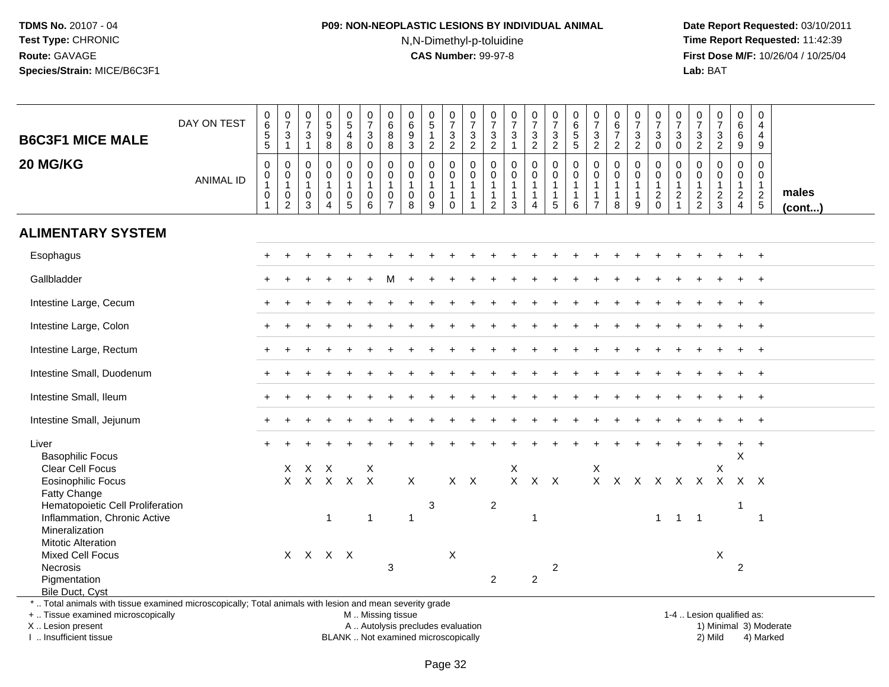**TDMS No.** 20107 - 04
**Test Type:** CHRONIC
**Route:** GAVAGE
**Species/Strain:** MICE/B6C3F1

**P09: NON-NEOPLASTIC LESIONS BY INDIVIDUAL ANIMAL**
N,N-Dimethyl-p-toluidine
**CAS Number:** 99-97-8

**Date Report Requested:** 03/10/2011
**Time Report Requested:** 11:42:39
**First Dose M/F:** 10/26/04 / 10/25/04
**Lab:** BAT

## B6C3F1 MICE MALE
## 20 MG/KG

| DAY ON TEST | 0655 | 0731 | 0731 | 0598 | 0548 | 0730 | 0688 | 0693 | 0512 | 0732 | 0732 | 0732 | 0731 | 0732 | 0732 | 0655 | 0732 | 0672 | 0732 | 0730 | 0730 | 0732 | 0732 | 0669 | 0449 | |
|---|---|---|---|---|---|---|---|---|---|---|---|---|---|---|---|---|---|---|---|---|---|---|---|---|---|---|
| **ANIMAL ID** | 00101 | 00102 | 00103 | 00104 | 00105 | 00106 | 00107 | 00108 | 00109 | 00110 | 00111 | 00112 | 00113 | 00114 | 00115 | 00116 | 00117 | 00118 | 00119 | 00120 | 00121 | 00122 | 00123 | 00124 | 00125 | **males (cont...)** |
| **ALIMENTARY SYSTEM** | | | | | | | | | | | | | | | | | | | | | | | | | | |
| Esophagus | + | + | + | + | + | + | + | + | + | + | + | + | + | + | + | + | + | + | + | + | + | + | + | + | + | |
| Gallbladder | + | + | + | + | + | + | M | + | + | + | + | + | + | + | + | + | + | + | + | + | + | + | + | + | + | |
| Intestine Large, Cecum | + | + | + | + | + | + | + | + | + | + | + | + | + | + | + | + | + | + | + | + | + | + | + | + | + | |
| Intestine Large, Colon | + | + | + | + | + | + | + | + | + | + | + | + | + | + | + | + | + | + | + | + | + | + | + | + | + | |
| Intestine Large, Rectum | + | + | + | + | + | + | + | + | + | + | + | + | + | + | + | + | + | + | + | + | + | + | + | + | + | |
| Intestine Small, Duodenum | + | + | + | + | + | + | + | + | + | + | + | + | + | + | + | + | + | + | + | + | + | + | + | + | + | |
| Intestine Small, Ileum | + | + | + | + | + | + | + | + | + | + | + | + | + | + | + | + | + | + | + | + | + | + | + | + | + | |
| Intestine Small, Jejunum | + | + | + | + | + | + | + | + | + | + | + | + | + | + | + | + | + | + | + | + | + | + | + | + | + | |
| Liver | + | + | + | + | + | + | + | + | + | + | + | + | + | + | + | + | + | + | + | + | + | + | + | + | + | |
| Basophilic Focus | | | | | | | | | | | | | | | | | | | | | | | | X | | |
| Clear Cell Focus | | X | X | X | | X | | | | | | | X | | | | X | | | | | | X | | | |
| Eosinophilic Focus | | X | X | X | X | X | | X | | X | X | | X | X | X | | X | X | X | X | X | X | X | X | X | |
| Fatty Change | | | | | | | | | | | | | | | | | | | | | | | | | | |
| Hematopoietic Cell Proliferation | | | | | | | | | 3 | | | 2 | | | | | | | | | | | | 1 | | |
| Inflammation, Chronic Active | | | | 1 | | 1 | | 1 | | | | | | 1 | | | | | | 1 | 1 | 1 | | | 1 | |
| Mineralization | | | | | | | | | | | | | | | | | | | | | | | | | | |
| Mitotic Alteration | | | | | | | | | | | | | | | | | | | | | | | | | | |
| Mixed Cell Focus | | X | X | X | X | | | | | X | | | | | | | | | | | | | X | | | |
| Necrosis | | | | | | | 3 | | | | | | | | 2 | | | | | | | | | 2 | | |
| Pigmentation | | | | | | | | | | | | 2 | | 2 | | | | | | | | | | | | |
| Bile Duct, Cyst | | | | | | | | | | | | | | | | | | | | | | | | | | |

\* .. Total animals with tissue examined microscopically; Total animals with lesion and mean severity grade
+ .. Tissue examined microscopically
X .. Lesion present
I .. Insufficient tissue

M .. Missing tissue
A .. Autolysis precludes evaluation
BLANK .. Not examined microscopically

1-4 .. Lesion qualified as:
1) Minimal 3) Moderate
2) Mild 4) Marked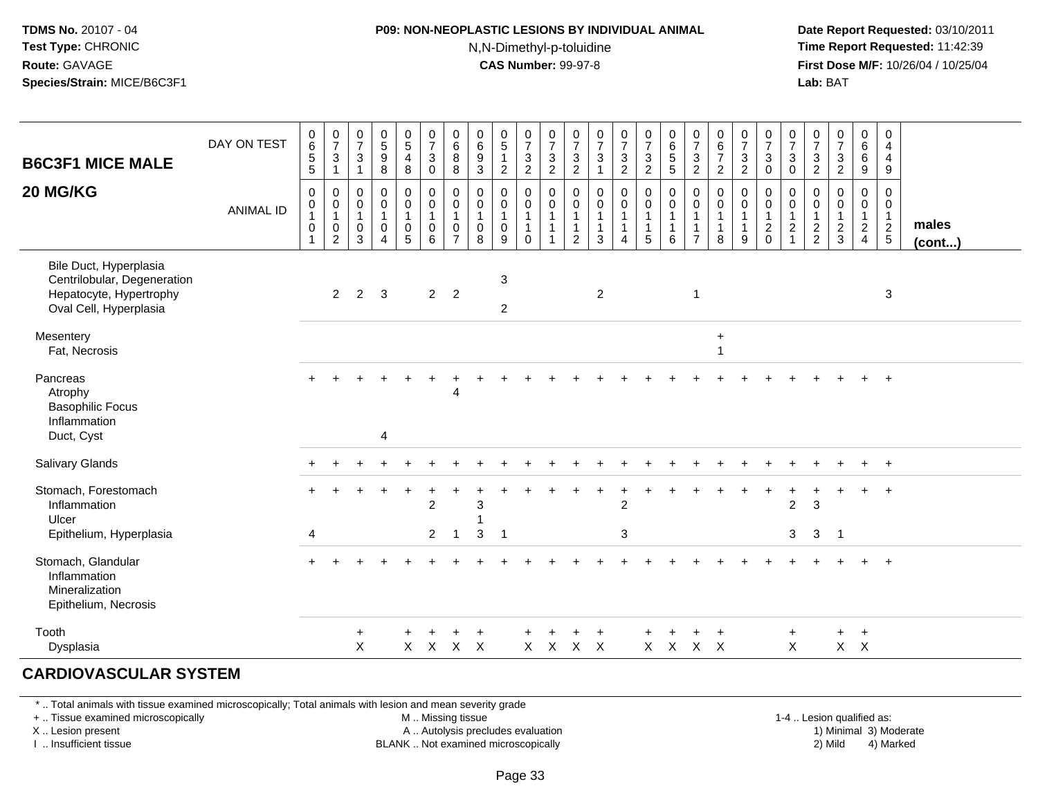**TDMS No.** 20107 - 04
**Test Type:** CHRONIC
**Route:** GAVAGE
**Species/Strain:** MICE/B6C3F1

**P09: NON-NEOPLASTIC LESIONS BY INDIVIDUAL ANIMAL**
N,N-Dimethyl-p-toluidine
**CAS Number:** 99-97-8

**Date Report Requested:** 03/10/2011
**Time Report Requested:** 11:42:39
**First Dose M/F:** 10/26/04 / 10/25/04
**Lab:** BAT

## B6C3F1 MICE MALE 20 MG/KG

| DAY ON TEST | 0655 | 0731 | 0731 | 0598 | 0548 | 0730 | 0688 | 0693 | 0512 | 0732 | 0732 | 0732 | 0731 | 0732 | 0732 | 0655 | 0732 | 0672 | 0732 | 0730 | 0730 | 0732 | 0732 | 0669 | 0449 | |
|---|---|---|---|---|---|---|---|---|---|---|---|---|---|---|---|---|---|---|---|---|---|---|---|---|---|---|
| **ANIMAL ID** | 00101 | 00102 | 00103 | 00104 | 00105 | 00106 | 00107 | 00108 | 00109 | 00110 | 00111 | 00112 | 00113 | 00114 | 00115 | 00116 | 00117 | 00118 | 00119 | 00120 | 00121 | 00122 | 00123 | 00124 | 00125 | **males (cont...)** |
| Bile Duct, Hyperplasia | | | | | | | | | | | | | | | | | | | | | | | | | | |
| Centrilobular, Degeneration | | | | | | | | | 3 | | | | | | | | | | | | | | | | | |
| Hepatocyte, Hypertrophy | | 2 | 2 | 3 | | 2 | 2 | | | | | | 2 | | | | 1 | | | | | | | | 3 | |
| Oval Cell, Hyperplasia | | | | | | | | | 2 | | | | | | | | | | | | | | | | | |
| Mesentery | | | | | | | | | | | | | | | | | | + | | | | | | | | |
| Fat, Necrosis | | | | | | | | | | | | | | | | | | 1 | | | | | | | | |
| Pancreas | + | + | + | + | + | + | + | + | + | + | + | + | + | + | + | + | + | + | + | + | + | + | + | + | + | |
| Atrophy | | | | | | | 4 | | | | | | | | | | | | | | | | | | | |
| Basophilic Focus | | | | | | | | | | | | | | | | | | | | | | | | | | |
| Inflammation | | | | | | | | | | | | | | | | | | | | | | | | | | |
| Duct, Cyst | | | | 4 | | | | | | | | | | | | | | | | | | | | | | |
| Salivary Glands | + | + | + | + | + | + | + | + | + | + | + | + | + | + | + | + | + | + | + | + | + | + | + | + | + | |
| Stomach, Forestomach | + | + | + | + | + | + | + | + | + | + | + | + | + | + | + | + | + | + | + | + | + | + | + | + | + | |
| Inflammation | | | | | | 2 | | 3 | | | | | | 2 | | | | | | | 2 | 3 | | | | |
| Ulcer | | | | | | | | 1 | | | | | | | | | | | | | | | | | | |
| Epithelium, Hyperplasia | 4 | | | | | 2 | 1 | 3 | 1 | | | | | 3 | | | | | | | 3 | 3 | 1 | | | |
| Stomach, Glandular | + | + | + | + | + | + | + | + | + | + | + | + | + | + | + | + | + | + | + | + | + | + | + | + | + | |
| Inflammation | | | | | | | | | | | | | | | | | | | | | | | | | | |
| Mineralization | | | | | | | | | | | | | | | | | | | | | | | | | | |
| Epithelium, Necrosis | | | | | | | | | | | | | | | | | | | | | | | | | | |
| Tooth | | | + | | + | + | + | + | | + | + | + | + | | + | + | + | + | | | + | | + | + | | |
| Dysplasia | | | X | | X | X | X | X | | X | X | X | X | | X | X | X | X | | | X | | X | X | | |

## CARDIOVASCULAR SYSTEM

\* .. Total animals with tissue examined microscopically; Total animals with lesion and mean severity grade
\+ .. Tissue examined microscopically
X .. Lesion present
I .. Insufficient tissue

M .. Missing tissue
A .. Autolysis precludes evaluation
BLANK .. Not examined microscopically

1-4 .. Lesion qualified as:
1) Minimal 3) Moderate
2) Mild 4) Marked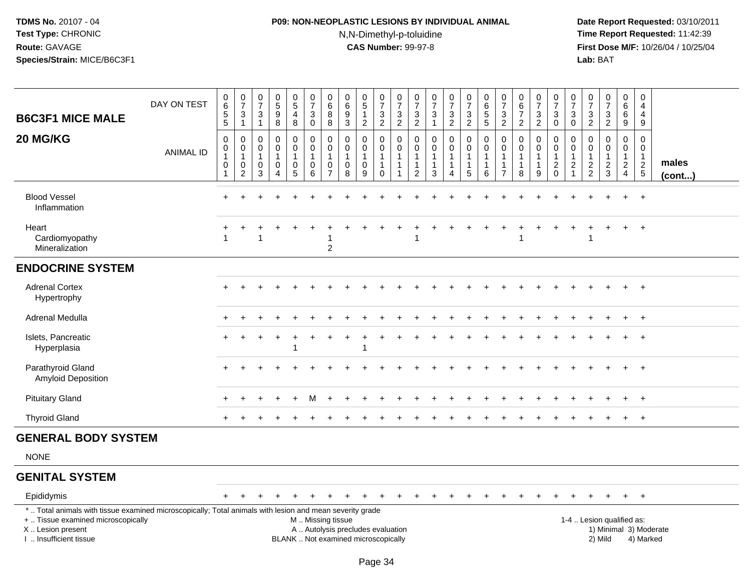**TDMS No.** 20107 - 04
**Test Type:** CHRONIC
**Route:** GAVAGE
**Species/Strain:** MICE/B6C3F1

**P09: NON-NEOPLASTIC LESIONS BY INDIVIDUAL ANIMAL**
N,N-Dimethyl-p-toluidine
**CAS Number:** 99-97-8

**Date Report Requested:** 03/10/2011
**Time Report Requested:** 11:42:39
**First Dose M/F:** 10/26/04 / 10/25/04
**Lab:** BAT

| B6C3F1 MICE MALE 20 MG/KG | | | | | | | | | | | | | | | | | | | | | | | | | | |
|---|---|---|---|---|---|---|---|---|---|---|---|---|---|---|---|---|---|---|---|---|---|---|---|---|---|---|
| DAY ON TEST | 0655 | 0731 | 0731 | 0598 | 0548 | 0730 | 0688 | 0693 | 0512 | 0732 | 0732 | 0732 | 0731 | 0732 | 0732 | 0655 | 0732 | 0672 | 0732 | 0730 | 0730 | 0732 | 0732 | 0669 | 0449 | |
| ANIMAL ID | 0010 1 | 0010 2 | 0010 3 | 0010 4 | 0010 5 | 0010 6 | 0010 7 | 0010 8 | 0010 9 | 0011 0 | 0011 1 | 0011 2 | 0011 3 | 0011 4 | 0011 5 | 0011 6 | 0011 7 | 0011 8 | 0011 9 | 0012 0 | 0012 1 | 0012 2 | 0012 3 | 0012 4 | 0012 5 | males (cont...) |
| Blood Vessel | + | + | + | + | + | + | + | + | + | + | + | + | + | + | + | + | + | + | + | + | + | + | + | + | + | |
| Inflammation | | | | | | | | | | | | | | | | | | | | | | | | | | |
| Heart | + | + | + | + | + | + | + | + | + | + | + | + | + | + | + | + | + | + | + | + | + | + | + | + | + | |
| Cardiomyopathy | 1 | | 1 | | | | 1 | | | | | 1 | | | | | | 1 | | | | 1 | | | | |
| Mineralization | | | | | | | 2 | | | | | | | | | | | | | | | | | | | |
| **ENDOCRINE SYSTEM** | | | | | | | | | | | | | | | | | | | | | | | | | | |
| Adrenal Cortex | + | + | + | + | + | + | + | + | + | + | + | + | + | + | + | + | + | + | + | + | + | + | + | + | + | |
| Hypertrophy | | | | | | | | | | | | | | | | | | | | | | | | | | |
| Adrenal Medulla | + | + | + | + | + | + | + | + | + | + | + | + | + | + | + | + | + | + | + | + | + | + | + | + | + | |
| Islets, Pancreatic | + | + | + | + | + | + | + | + | + | + | + | + | + | + | + | + | + | + | + | + | + | + | + | + | + | |
| Hyperplasia | | | | | 1 | | | | 1 | | | | | | | | | | | | | | | | | |
| Parathyroid Gland | + | + | + | + | + | + | + | + | + | + | + | + | + | + | + | + | + | + | + | + | + | + | + | + | + | |
| Amyloid Deposition | | | | | | | | | | | | | | | | | | | | | | | | | | |
| Pituitary Gland | + | + | + | + | + | M | + | + | + | + | + | + | + | + | + | + | + | + | + | + | + | + | + | + | + | |
| Thyroid Gland | + | + | + | + | + | + | + | + | + | + | + | + | + | + | + | + | + | + | + | + | + | + | + | + | + | |
| **GENERAL BODY SYSTEM** | | | | | | | | | | | | | | | | | | | | | | | | | | |
| NONE | | | | | | | | | | | | | | | | | | | | | | | | | | |
| **GENITAL SYSTEM** | | | | | | | | | | | | | | | | | | | | | | | | | | |
| Epididymis | + | + | + | + | + | + | + | + | + | + | + | + | + | + | + | + | + | + | + | + | + | + | + | + | + | |

\* .. Total animals with tissue examined microscopically; Total animals with lesion and mean severity grade
+ .. Tissue examined microscopically
X .. Lesion present
I .. Insufficient tissue

M .. Missing tissue
A .. Autolysis precludes evaluation
BLANK .. Not examined microscopically

1-4 .. Lesion qualified as:
1) Minimal 3) Moderate
2) Mild 4) Marked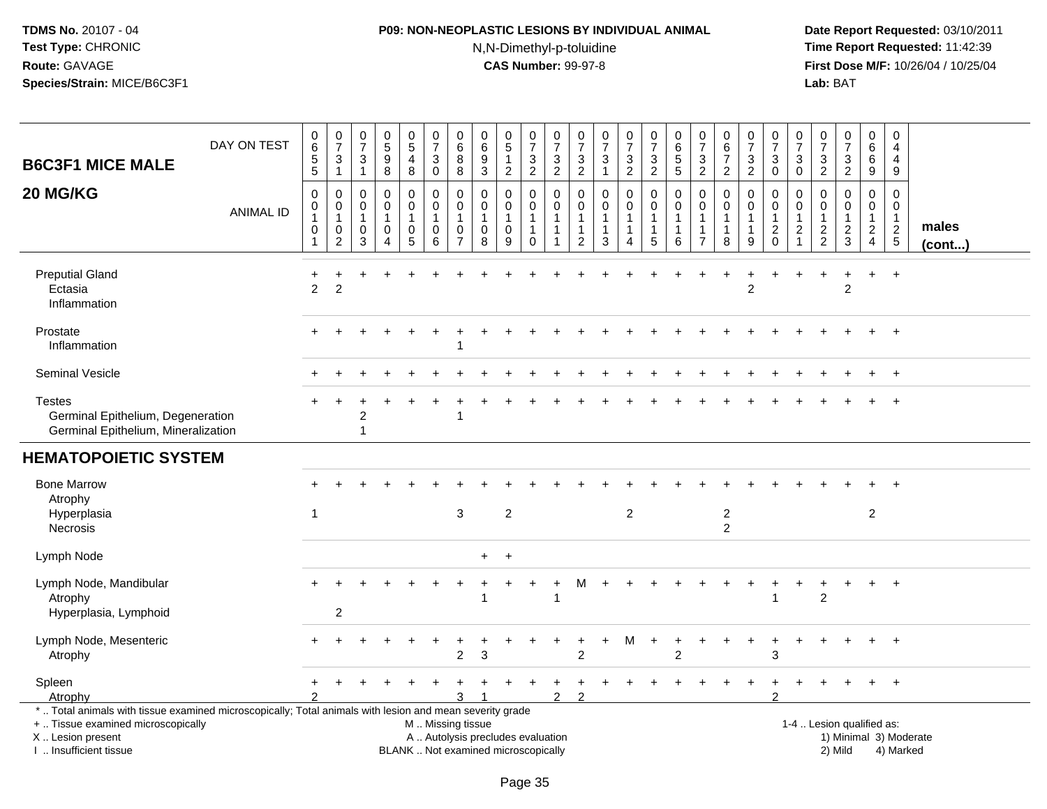**TDMS No.** 20107 - 04
**Test Type:** CHRONIC
**Route:** GAVAGE
**Species/Strain:** MICE/B6C3F1

**P09: NON-NEOPLASTIC LESIONS BY INDIVIDUAL ANIMAL**
N,N-Dimethyl-p-toluidine
**CAS Number:** 99-97-8

**Date Report Requested:** 03/10/2011
**Time Report Requested:** 11:42:39
**First Dose M/F:** 10/26/04 / 10/25/04
**Lab:** BAT

## B6C3F1 MICE MALE
## 20 MG/KG

| DAY ON TEST | 0655 | 0731 | 0731 | 0598 | 0548 | 0730 | 0688 | 0693 | 0512 | 0732 | 0732 | 0732 | 0731 | 0732 | 0732 | 0655 | 0732 | 0672 | 0732 | 0730 | 0730 | 0732 | 0732 | 0669 | 0449 | |
|---|---|---|---|---|---|---|---|---|---|---|---|---|---|---|---|---|---|---|---|---|---|---|---|---|---|---|
| **ANIMAL ID** | 0010 1 | 0010 2 | 0010 3 | 0010 4 | 0010 5 | 0010 6 | 0010 7 | 0010 8 | 0010 9 | 0011 0 | 0011 1 | 0011 2 | 0011 3 | 0011 4 | 0011 5 | 0011 6 | 0011 7 | 0011 8 | 0011 9 | 0012 0 | 0012 1 | 0012 2 | 0012 3 | 0012 4 | 0012 5 | **males (cont...)** |
| Preputial Gland | + | + | + | + | + | + | + | + | + | + | + | + | + | + | + | + | + | + | + | + | + | + | + | + | + | |
| Ectasia | 2 | 2 | | | | | | | | | | | | | | | | | 2 | | | | 2 | | | |
| Inflammation | | | | | | | | | | | | | | | | | | | | | | | | | | |
| Prostate | + | + | + | + | + | + | + | + | + | + | + | + | + | + | + | + | + | + | + | + | + | + | + | + | + | |
| Inflammation | | | | | | | 1 | | | | | | | | | | | | | | | | | | | |
| Seminal Vesicle | + | + | + | + | + | + | + | + | + | + | + | + | + | + | + | + | + | + | + | + | + | + | + | + | + | |
| Testes | + | + | + | + | + | + | + | + | + | + | + | + | + | + | + | + | + | + | + | + | + | + | + | + | + | |
| Germinal Epithelium, Degeneration | | | 2 | | | | 1 | | | | | | | | | | | | | | | | | | | |
| Germinal Epithelium, Mineralization | | | 1 | | | | | | | | | | | | | | | | | | | | | | | |
| **HEMATOPOIETIC SYSTEM** | | | | | | | | | | | | | | | | | | | | | | | | | | |
| Bone Marrow | + | + | + | + | + | + | + | + | + | + | + | + | + | + | + | + | + | + | + | + | + | + | + | + | + | |
| Atrophy | | | | | | | | | | | | | | | | | | | | | | | | | | |
| Hyperplasia | 1 | | | | | | 3 | | 2 | | | | | 2 | | | | 2 | | | | | | 2 | | |
| Necrosis | | | | | | | | | | | | | | | | | | 2 | | | | | | | | |
| Lymph Node | | | | | | | | + | + | | | | | | | | | | | | | | | | | |
| Lymph Node, Mandibular | + | + | + | + | + | + | + | + | + | + | + | M | + | + | + | + | + | + | + | + | + | + | + | + | + | |
| Atrophy | | | | | | | | 1 | | | 1 | | | | | | | | | 1 | | 2 | | | | |
| Hyperplasia, Lymphoid | | 2 | | | | | | | | | | | | | | | | | | | | | | | | |
| Lymph Node, Mesenteric | + | + | + | + | + | + | + | + | + | + | + | + | + | M | + | + | + | + | + | + | + | + | + | + | + | |
| Atrophy | | | | | | | 2 | 3 | | | | 2 | | | | 2 | | | | 3 | | | | | | |
| Spleen | + | + | + | + | + | + | + | + | + | + | + | + | + | + | + | + | + | + | + | + | + | + | + | + | + | |
| Atrophy | 2 | | | | | | 3 | 1 | | | 2 | 2 | | | | | | | | 2 | | | | | | |

\* .. Total animals with tissue examined microscopically; Total animals with lesion and mean severity grade
\+ .. Tissue examined microscopically
X .. Lesion present
I .. Insufficient tissue

M .. Missing tissue
A .. Autolysis precludes evaluation
BLANK .. Not examined microscopically

1-4 .. Lesion qualified as:
1) Minimal 3) Moderate
2) Mild 4) Marked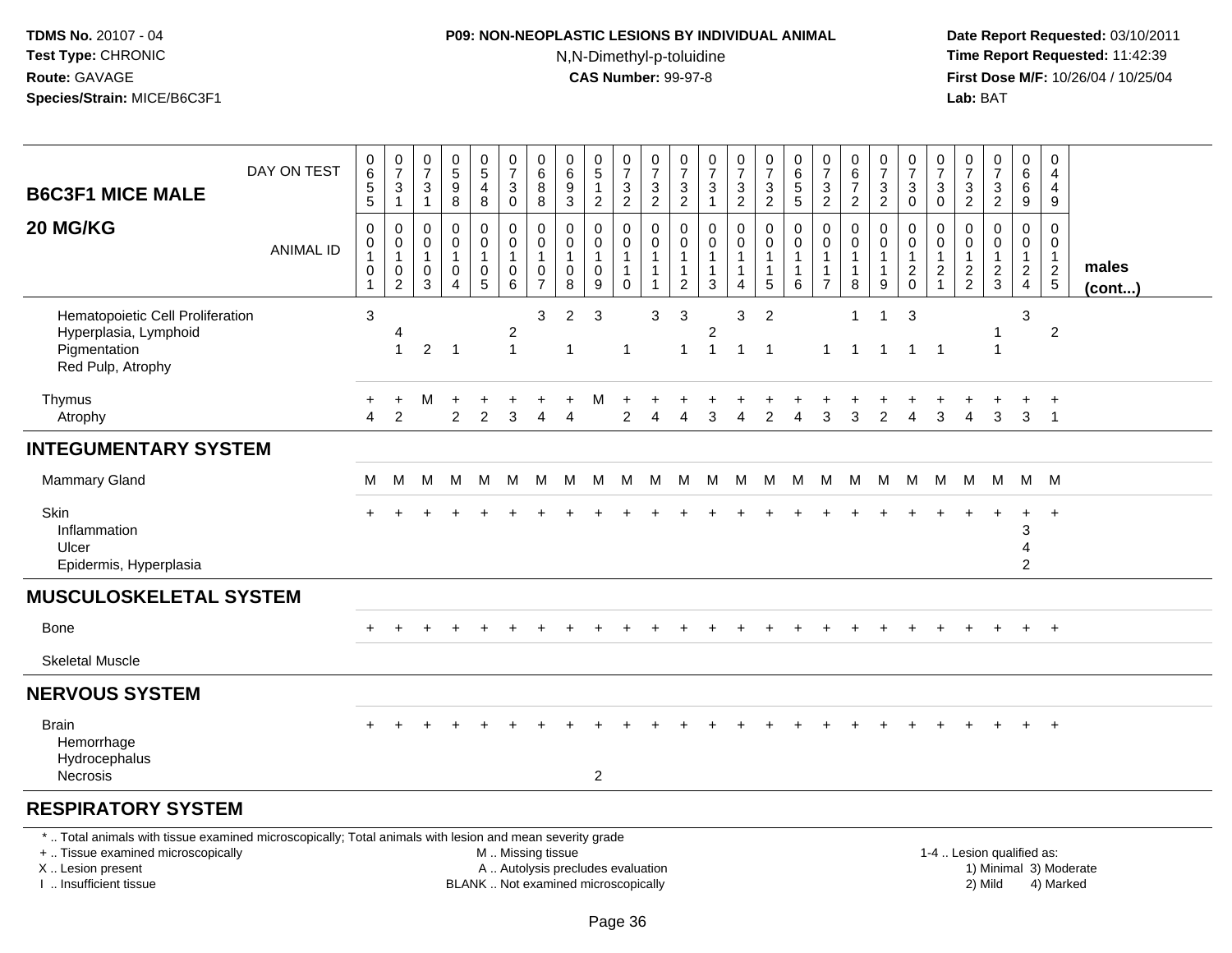**TDMS No.** 20107 - 04
**Test Type:** CHRONIC
**Route:** GAVAGE
**Species/Strain:** MICE/B6C3F1

**P09: NON-NEOPLASTIC LESIONS BY INDIVIDUAL ANIMAL**
N,N-Dimethyl-p-toluidine
**CAS Number:** 99-97-8

**Date Report Requested:** 03/10/2011
**Time Report Requested:** 11:42:39
**First Dose M/F:** 10/26/04 / 10/25/04
**Lab:** BAT

| B6C3F1 MICE MALE 20 MG/KG | | | | | | | | | | | | | | | | | | | | | | | | | | |
|---|---|---|---|---|---|---|---|---|---|---|---|---|---|---|---|---|---|---|---|---|---|---|---|---|---|---|
| DAY ON TEST | 0655 | 0731 | 0731 | 0598 | 0548 | 0730 | 0688 | 0693 | 0512 | 0732 | 0732 | 0732 | 0731 | 0732 | 0732 | 0655 | 0732 | 0672 | 0732 | 0730 | 0730 | 0732 | 0732 | 0669 | 0449 | |
| ANIMAL ID | 00101 | 00102 | 00103 | 00104 | 00105 | 00106 | 00107 | 00108 | 00109 | 00110 | 00111 | 00112 | 00113 | 00114 | 00115 | 00116 | 00117 | 00118 | 00119 | 00120 | 00121 | 00122 | 00123 | 00124 | 00125 | males (cont...) |
| Hematopoietic Cell Proliferation | 3 | | | | | | 3 | 2 | 3 | | 3 | 3 | | 3 | 2 | | | 1 | 1 | 3 | | | | 3 | | |
| Hyperplasia, Lymphoid | | 4 | | | | 2 | | | | | | | 2 | | | | | | | | | | 1 | | 2 | |
| Pigmentation | | 1 | 2 | 1 | | 1 | | 1 | | 1 | | 1 | 1 | 1 | 1 | | 1 | 1 | 1 | 1 | 1 | | 1 | | | |
| Red Pulp, Atrophy | | | | | | | | | | | | | | | | | | | | | | | | | | |
| Thymus | + | + | M | + | + | + | + | + | M | + | + | + | + | + | + | + | + | + | + | + | + | + | + | + | + | |
| Atrophy | 4 | 2 | | 2 | 2 | 3 | 4 | 4 | | 2 | 4 | 4 | 3 | 4 | 2 | 4 | 3 | 3 | 2 | 4 | 3 | 4 | 3 | 3 | 1 | |
| **INTEGUMENTARY SYSTEM** | | | | | | | | | | | | | | | | | | | | | | | | | | |
| Mammary Gland | M | M | M | M | M | M | M | M | M | M | M | M | M | M | M | M | M | M | M | M | M | M | M | M | M | |
| Skin | + | + | + | + | + | + | + | + | + | + | + | + | + | + | + | + | + | + | + | + | + | + | + | + | + | |
| Inflammation | | | | | | | | | | | | | | | | | | | | | | | | 3 | | |
| Ulcer | | | | | | | | | | | | | | | | | | | | | | | | 4 | | |
| Epidermis, Hyperplasia | | | | | | | | | | | | | | | | | | | | | | | | 2 | | |
| **MUSCULOSKELETAL SYSTEM** | | | | | | | | | | | | | | | | | | | | | | | | | | |
| Bone | + | + | + | + | + | + | + | + | + | + | + | + | + | + | + | + | + | + | + | + | + | + | + | + | + | |
| Skeletal Muscle | | | | | | | | | | | | | | | | | | | | | | | | | | |
| **NERVOUS SYSTEM** | | | | | | | | | | | | | | | | | | | | | | | | | | |
| Brain | + | + | + | + | + | + | + | + | + | + | + | + | + | + | + | + | + | + | + | + | + | + | + | + | + | |
| Hemorrhage | | | | | | | | | | | | | | | | | | | | | | | | | | |
| Hydrocephalus | | | | | | | | | | | | | | | | | | | | | | | | | | |
| Necrosis | | | | | | | | | 2 | | | | | | | | | | | | | | | | | |
| **RESPIRATORY SYSTEM** | | | | | | | | | | | | | | | | | | | | | | | | | | |

\* .. Total animals with tissue examined microscopically; Total animals with lesion and mean severity grade
+ .. Tissue examined microscopically
X .. Lesion present
I .. Insufficient tissue

M .. Missing tissue
A .. Autolysis precludes evaluation
BLANK .. Not examined microscopically

1-4 .. Lesion qualified as:
1) Minimal 3) Moderate
2) Mild 4) Marked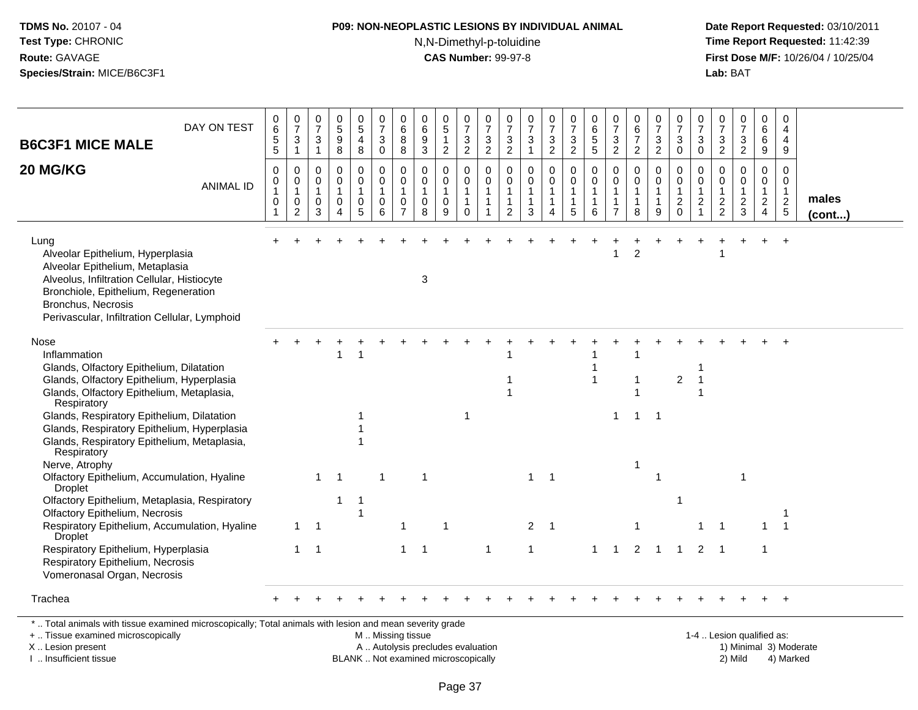**TDMS No.** 20107 - 04
**Test Type:** CHRONIC
**Route:** GAVAGE
**Species/Strain:** MICE/B6C3F1

**P09: NON-NEOPLASTIC LESIONS BY INDIVIDUAL ANIMAL**
N,N-Dimethyl-p-toluidine
**CAS Number:** 99-97-8

**Date Report Requested:** 03/10/2011
**Time Report Requested:** 11:42:39
**First Dose M/F:** 10/26/04 / 10/25/04
**Lab:** BAT

| B6C3F1 MICE MALE — 20 MG/KG | | | | | | | | | | | | | | | | | | | | | | | | | | |
|---|---|---|---|---|---|---|---|---|---|---|---|---|---|---|---|---|---|---|---|---|---|---|---|---|---|---|
| DAY ON TEST | 0655 | 0731 | 0731 | 0598 | 0548 | 0730 | 0688 | 0693 | 0512 | 0732 | 0732 | 0732 | 0731 | 0732 | 0732 | 0655 | 0732 | 0672 | 0732 | 0730 | 0730 | 0732 | 0732 | 0669 | 0449 | |
| ANIMAL ID | 00101 | 00102 | 00103 | 00104 | 00105 | 00106 | 00107 | 00108 | 00109 | 00110 | 00111 | 00112 | 00113 | 00114 | 00115 | 00116 | 00117 | 00118 | 00119 | 00120 | 00121 | 00122 | 00123 | 00124 | 00125 | males (cont...) |
| Lung | + | + | + | + | + | + | + | + | + | + | + | + | + | + | + | + | + | + | + | + | + | + | + | + | + | |
| Alveolar Epithelium, Hyperplasia | | | | | | | | | | | | | | | | | 1 | 2 | | | | 1 | | | | |
| Alveolar Epithelium, Metaplasia | | | | | | | | | | | | | | | | | | | | | | | | | | |
| Alveolus, Infiltration Cellular, Histiocyte | | | | | | | | 3 | | | | | | | | | | | | | | | | | | |
| Bronchiole, Epithelium, Regeneration | | | | | | | | | | | | | | | | | | | | | | | | | | |
| Bronchus, Necrosis | | | | | | | | | | | | | | | | | | | | | | | | | | |
| Perivascular, Infiltration Cellular, Lymphoid | | | | | | | | | | | | | | | | | | | | | | | | | | |
| Nose | + | + | + | + | + | + | + | + | + | + | + | + | + | + | + | + | + | + | + | + | + | + | + | + | + | |
| Inflammation | | | | 1 | 1 | | | | | | | 1 | | | | 1 | | 1 | | | | | | | | |
| Glands, Olfactory Epithelium, Dilatation | | | | | | | | | | | | | | | | 1 | | | | | 1 | | | | | |
| Glands, Olfactory Epithelium, Hyperplasia | | | | | | | | | | | | 1 | | | | 1 | | 1 | | 2 | 1 | | | | | |
| Glands, Olfactory Epithelium, Metaplasia, Respiratory | | | | | | | | | | | | 1 | | | | | | 1 | | | 1 | | | | | |
| Glands, Respiratory Epithelium, Dilatation | | | | | 1 | | | | | 1 | | | | | | | 1 | 1 | 1 | | | | | | | |
| Glands, Respiratory Epithelium, Hyperplasia | | | | | 1 | | | | | | | | | | | | | | | | | | | | | |
| Glands, Respiratory Epithelium, Metaplasia, Respiratory | | | | | 1 | | | | | | | | | | | | | | | | | | | | | |
| Nerve, Atrophy | | | | | | | | | | | | | | | | | | 1 | | | | | | | | |
| Olfactory Epithelium, Accumulation, Hyaline Droplet | | | 1 | 1 | | 1 | | 1 | | | | | 1 | 1 | | | | | 1 | | | | 1 | | | |
| Olfactory Epithelium, Metaplasia, Respiratory | | | | 1 | 1 | | | | | | | | | | | | | | | 1 | | | | | | |
| Olfactory Epithelium, Necrosis | | | | | 1 | | | | | | | | | | | | | | | | | | | | 1 | |
| Respiratory Epithelium, Accumulation, Hyaline Droplet | | 1 | 1 | | | | 1 | | 1 | | | | 2 | 1 | | | | 1 | | | 1 | 1 | | 1 | 1 | |
| Respiratory Epithelium, Hyperplasia | | 1 | 1 | | | | 1 | 1 | | | 1 | | 1 | | | 1 | 1 | 2 | 1 | 1 | 2 | 1 | | 1 | | |
| Respiratory Epithelium, Necrosis | | | | | | | | | | | | | | | | | | | | | | | | | | |
| Vomeronasal Organ, Necrosis | | | | | | | | | | | | | | | | | | | | | | | | | | |
| Trachea | + | + | + | + | + | + | + | + | + | + | + | + | + | + | + | + | + | + | + | + | + | + | + | + | + | |

* .. Total animals with tissue examined microscopically; Total animals with lesion and mean severity grade
+ .. Tissue examined microscopically
X .. Lesion present
I .. Insufficient tissue

M .. Missing tissue
A .. Autolysis precludes evaluation
BLANK .. Not examined microscopically

1-4 .. Lesion qualified as:
1) Minimal 3) Moderate
2) Mild 4) Marked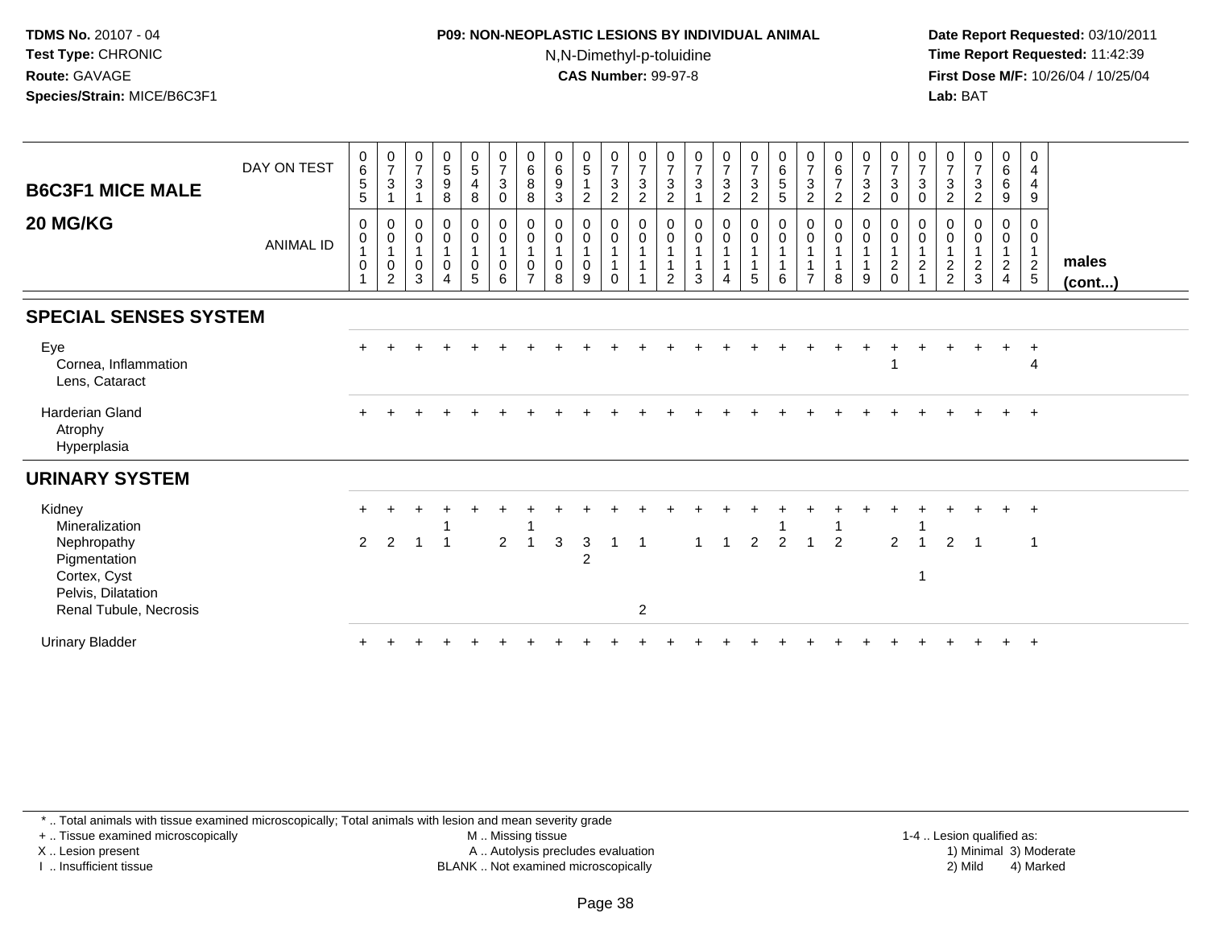**TDMS No.** 20107 - 04
**Test Type:** CHRONIC
**Route:** GAVAGE
**Species/Strain:** MICE/B6C3F1

**P09: NON-NEOPLASTIC LESIONS BY INDIVIDUAL ANIMAL**
N,N-Dimethyl-p-toluidine
**CAS Number:** 99-97-8

**Date Report Requested:** 03/10/2011
**Time Report Requested:** 11:42:39
**First Dose M/F:** 10/26/04 / 10/25/04
**Lab:** BAT

| B6C3F1 MICE MALE 20 MG/KG | | | | | | | | | | | | | | | | | | | | | | | | | | |
|---|---|---|---|---|---|---|---|---|---|---|---|---|---|---|---|---|---|---|---|---|---|---|---|---|---|---|
| DAY ON TEST | 0655 | 0731 | 0731 | 0598 | 0548 | 0730 | 0688 | 0693 | 0512 | 0732 | 0732 | 0732 | 0731 | 0732 | 0732 | 0655 | 0732 | 0672 | 0732 | 0730 | 0730 | 0732 | 0732 | 0669 | 0449 | |
| ANIMAL ID | 0011001 | 0011002 | 0011003 | 0011004 | 0011005 | 0011006 | 0011007 | 0011008 | 0011009 | 0011010 | 0011011 | 0011012 | 0011013 | 0011014 | 0011015 | 0011016 | 0011017 | 0011018 | 0011019 | 0011020 | 0011021 | 0011022 | 0011023 | 0011024 | 0011025 | males (cont...) |
| **SPECIAL SENSES SYSTEM** | | | | | | | | | | | | | | | | | | | | | | | | | | |
| Eye | + | + | + | + | + | + | + | + | + | + | + | + | + | + | + | + | + | + | + | + | + | + | + | + | + | |
| Cornea, Inflammation | | | | | | | | | | | | | | | | | | | | 1 | | | | | 4 | |
| Lens, Cataract | | | | | | | | | | | | | | | | | | | | | | | | | | |
| Harderian Gland | + | + | + | + | + | + | + | + | + | + | + | + | + | + | + | + | + | + | + | + | + | + | + | + | + | |
| Atrophy | | | | | | | | | | | | | | | | | | | | | | | | | | |
| Hyperplasia | | | | | | | | | | | | | | | | | | | | | | | | | | |
| **URINARY SYSTEM** | | | | | | | | | | | | | | | | | | | | | | | | | | |
| Kidney | + | + | + | + | + | + | + | + | + | + | + | + | + | + | + | + | + | + | + | + | + | + | + | + | + | |
| Mineralization | | | | 1 | | | 1 | | | | | | | | | 1 | | 1 | | | 1 | | | | | |
| Nephropathy | 2 | 2 | 1 | 1 | | 2 | 1 | 3 | 3 | 1 | 1 | | 1 | 1 | 2 | 2 | 1 | 2 | | 2 | 1 | 2 | 1 | | 1 | |
| Pigmentation | | | | | | | | | 2 | | | | | | | | | | | | | | | | | |
| Cortex, Cyst | | | | | | | | | | | | | | | | | | | | | 1 | | | | | |
| Pelvis, Dilatation | | | | | | | | | | | | | | | | | | | | | | | | | | |
| Renal Tubule, Necrosis | | | | | | | | | | | 2 | | | | | | | | | | | | | | | |
| Urinary Bladder | + | + | + | + | + | + | + | + | + | + | + | + | + | + | + | + | + | + | + | + | + | + | + | + | + | |

\* .. Total animals with tissue examined microscopically; Total animals with lesion and mean severity grade
+ .. Tissue examined microscopically
X .. Lesion present
I .. Insufficient tissue
M .. Missing tissue
A .. Autolysis precludes evaluation
BLANK .. Not examined microscopically
1-4 .. Lesion qualified as: 1) Minimal 2) Mild 3) Moderate 4) Marked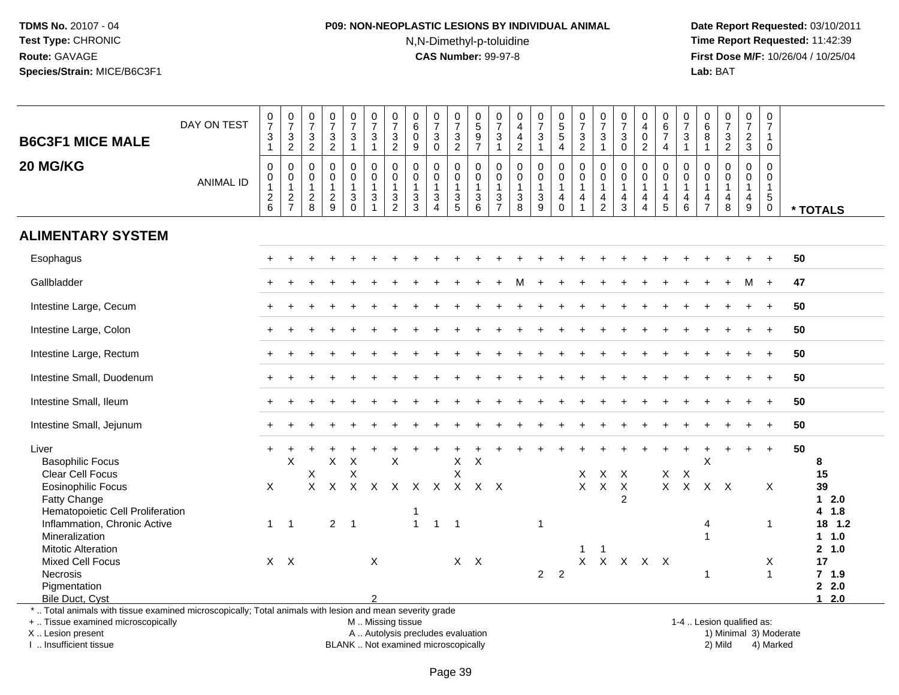# P09: NON-NEOPLASTIC LESIONS BY INDIVIDUAL ANIMAL

N,N-Dimethyl-p-toluidine

**CAS Number:** 99-97-8

**TDMS No.** 20107 - 04
**Test Type:** CHRONIC
**Route:** GAVAGE
**Species/Strain:** MICE/B6C3F1

**Date Report Requested:** 03/10/2011
**Time Report Requested:** 11:42:39
**First Dose M/F:** 10/26/04 / 10/25/04
**Lab:** BAT

## B6C3F1 MICE MALE
## 20 MG/KG

| DAY ON TEST | 0731 | 0732 | 0732 | 0732 | 0731 | 0731 | 0732 | 0609 | 0730 | 0732 | 0597 | 0731 | 0442 | 0731 | 0554 | 0732 | 0731 | 0730 | 0402 | 0674 | 0731 | 0681 | 0732 | 0723 | 0710 | |
|---|---|---|---|---|---|---|---|---|---|---|---|---|---|---|---|---|---|---|---|---|---|---|---|---|---|---|
| **ANIMAL ID** | 0126 | 0127 | 0128 | 0129 | 0130 | 0131 | 0132 | 0133 | 0134 | 0135 | 0136 | 0137 | 0138 | 0139 | 0140 | 0141 | 0142 | 0143 | 0144 | 0145 | 0146 | 0147 | 0148 | 0149 | 0150 | *** TOTALS** |
| **ALIMENTARY SYSTEM** | | | | | | | | | | | | | | | | | | | | | | | | | | |
| Esophagus | + | + | + | + | + | + | + | + | + | + | + | + | + | + | + | + | + | + | + | + | + | + | + | + | + | 50 |
| Gallbladder | + | + | + | + | + | + | + | + | + | + | + | + | M | + | + | + | + | + | + | + | + | + | + | M | + | 47 |
| Intestine Large, Cecum | + | + | + | + | + | + | + | + | + | + | + | + | + | + | + | + | + | + | + | + | + | + | + | + | + | 50 |
| Intestine Large, Colon | + | + | + | + | + | + | + | + | + | + | + | + | + | + | + | + | + | + | + | + | + | + | + | + | + | 50 |
| Intestine Large, Rectum | + | + | + | + | + | + | + | + | + | + | + | + | + | + | + | + | + | + | + | + | + | + | + | + | + | 50 |
| Intestine Small, Duodenum | + | + | + | + | + | + | + | + | + | + | + | + | + | + | + | + | + | + | + | + | + | + | + | + | + | 50 |
| Intestine Small, Ileum | + | + | + | + | + | + | + | + | + | + | + | + | + | + | + | + | + | + | + | + | + | + | + | + | + | 50 |
| Intestine Small, Jejunum | + | + | + | + | + | + | + | + | + | + | + | + | + | + | + | + | + | + | + | + | + | + | + | + | + | 50 |
| Liver | + | + | + | + | + | + | + | + | + | + | + | + | + | + | + | + | + | + | + | + | + | + | + | + | + | 50 |
| Basophilic Focus | | X | | X | X | | X | | | X | X | | | | | | | | | | | X | | | | 8 |
| Clear Cell Focus | | | X | | X | | | | | X | | | | | | X | X | X | | X | X | | | | | 15 |
| Eosinophilic Focus | X | | X | X | X | X | X | X | X | X | X | X | | | | X | X | X | | X | X | X | X | | X | 39 |
| Fatty Change | | | | | | | | | | | | | | | | | | 2 | | | | | | | | 1 2.0 |
| Hematopoietic Cell Proliferation | | | | | | | | 1 | | | | | | | | | | | | | | | | | | 4 1.8 |
| Inflammation, Chronic Active | 1 | 1 | | 2 | 1 | | | 1 | 1 | 1 | | | | 1 | | | | | | | | 4 | | | 1 | 18 1.2 |
| Mineralization | | | | | | | | | | | | | | | | | | | | | | 1 | | | | 1 1.0 |
| Mitotic Alteration | | | | | | | | | | | | | | | | 1 | 1 | | | | | | | | | 2 1.0 |
| Mixed Cell Focus | X | X | | | | X | | | | X | X | | | | | X | X | X | X | X | | | | | X | 17 |
| Necrosis | | | | | | | | | | | | | | 2 | 2 | | | | | | | 1 | | | 1 | 7 1.9 |
| Pigmentation | | | | | | | | | | | | | | | | | | | | | | | | | | 2 2.0 |
| Bile Duct, Cyst | | | | | | 2 | | | | | | | | | | | | | | | | | | | | 1 2.0 |

\* .. Total animals with tissue examined microscopically; Total animals with lesion and mean severity grade
+ .. Tissue examined microscopically
X .. Lesion present
I .. Insufficient tissue

M .. Missing tissue
A .. Autolysis precludes evaluation
BLANK .. Not examined microscopically

1-4 .. Lesion qualified as:
1) Minimal 3) Moderate
2) Mild 4) Marked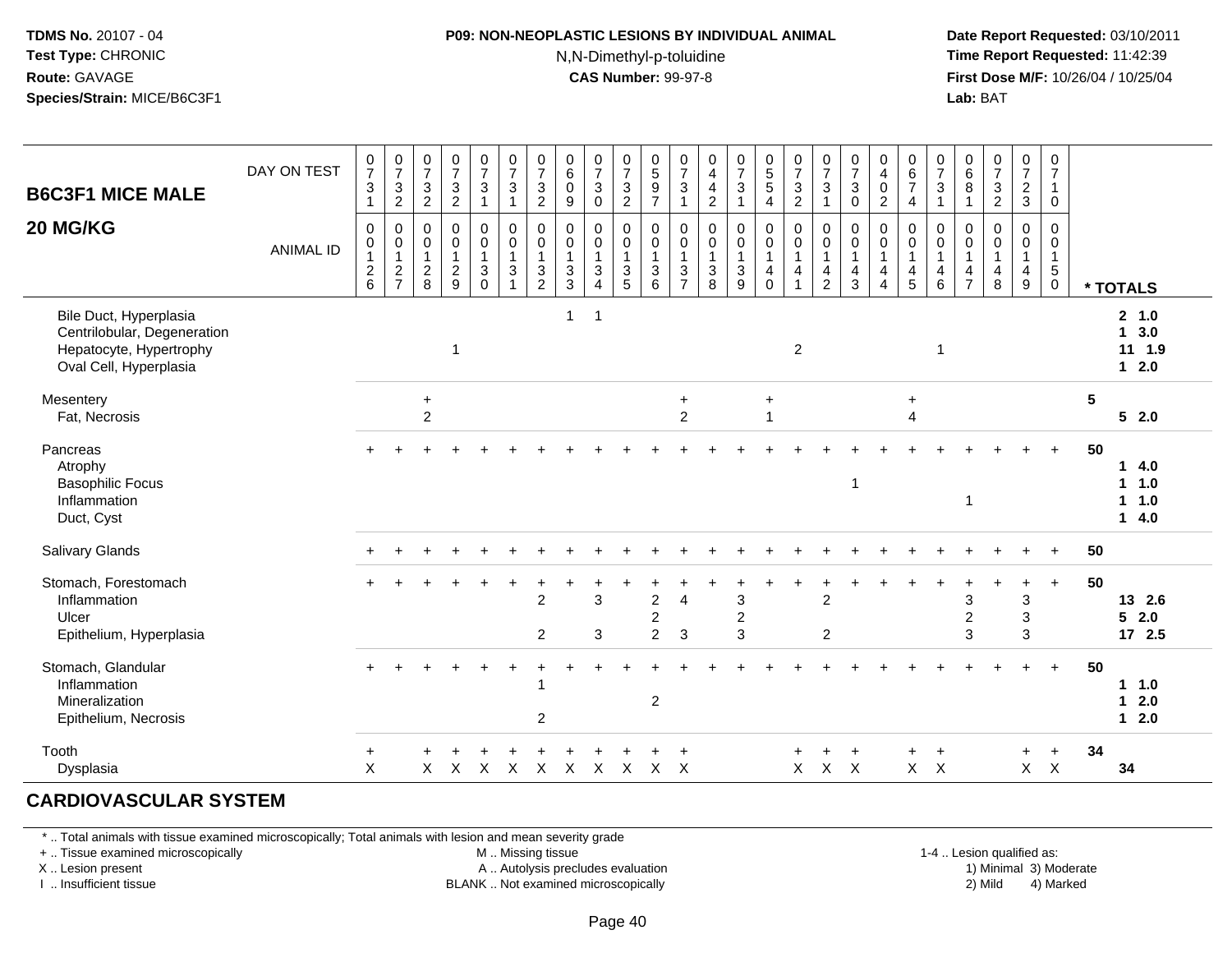**TDMS No.** 20107 - 04
**Test Type:** CHRONIC
**Route:** GAVAGE
**Species/Strain:** MICE/B6C3F1

**P09: NON-NEOPLASTIC LESIONS BY INDIVIDUAL ANIMAL**
N,N-Dimethyl-p-toluidine
**CAS Number:** 99-97-8

**Date Report Requested:** 03/10/2011
**Time Report Requested:** 11:42:39
**First Dose M/F:** 10/26/04 / 10/25/04
**Lab:** BAT

## B6C3F1 MICE MALE
## 20 MG/KG

| DAY ON TEST | 0731 | 0732 | 0732 | 0732 | 0731 | 0731 | 0732 | 0609 | 0730 | 0732 | 0597 | 0731 | 0442 | 0731 | 0554 | 0732 | 0731 | 0730 | 0402 | 0674 | 0731 | 0681 | 0732 | 0723 | 0710 | |
|---|---|---|---|---|---|---|---|---|---|---|---|---|---|---|---|---|---|---|---|---|---|---|---|---|---|---|
| **ANIMAL ID** | 00126 | 00127 | 00128 | 00129 | 00130 | 00131 | 00132 | 00133 | 00134 | 00135 | 00136 | 00137 | 00138 | 00139 | 00140 | 00141 | 00142 | 00143 | 00144 | 00145 | 00146 | 00147 | 00148 | 00149 | 00150 | *** TOTALS** |
| Bile Duct, Hyperplasia | | | | | | | | 1 | 1 | | | | | | | | | | | | | | | | | 2 1.0 |
| Centrilobular, Degeneration | | | | | | | | | | | | | | | | | | | | | | | | | | 1 3.0 |
| Hepatocyte, Hypertrophy | | | | 1 | | | | | | | | | | | | 2 | | | | | 1 | | | | | 11 1.9 |
| Oval Cell, Hyperplasia | | | | | | | | | | | | | | | | | | | | | | | | | | 1 2.0 |
| Mesentery | | | + | | | | | | | | | + | | | + | | | | | + | | | | | | 5 |
| Fat, Necrosis | | | 2 | | | | | | | | | 2 | | | 1 | | | | | 4 | | | | | | 5 2.0 |
| Pancreas | + | + | + | + | + | + | + | + | + | + | + | + | + | + | + | + | + | + | + | + | + | + | + | + | + | 50 |
| Atrophy | | | | | | | | | | | | | | | | | | | | | | | | | | 1 4.0 |
| Basophilic Focus | | | | | | | | | | | | | | | | | | 1 | | | | | | | | 1 1.0 |
| Inflammation | | | | | | | | | | | | | | | | | | | | | | 1 | | | | 1 1.0 |
| Duct, Cyst | | | | | | | | | | | | | | | | | | | | | | | | | | 1 4.0 |
| Salivary Glands | + | + | + | + | + | + | + | + | + | + | + | + | + | + | + | + | + | + | + | + | + | + | + | + | + | 50 |
| Stomach, Forestomach | + | + | + | + | + | + | + | + | + | + | + | + | + | + | + | + | + | + | + | + | + | + | + | + | + | 50 |
| Inflammation | | | | | | | 2 | | 3 | | 2 | 4 | | 3 | | | 2 | | | | | 3 | | 3 | | 13 2.6 |
| Ulcer | | | | | | | | | | | 2 | | | 2 | | | | | | | | 2 | | 3 | | 5 2.0 |
| Epithelium, Hyperplasia | | | | | | | 2 | | 3 | | 2 | 3 | | 3 | | | 2 | | | | | 3 | | 3 | | 17 2.5 |
| Stomach, Glandular | + | + | + | + | + | + | + | + | + | + | + | + | + | + | + | + | + | + | + | + | + | + | + | + | + | 50 |
| Inflammation | | | | | | | 1 | | | | | | | | | | | | | | | | | | | 1 1.0 |
| Mineralization | | | | | | | | | | | 2 | | | | | | | | | | | | | | | 1 2.0 |
| Epithelium, Necrosis | | | | | | | 2 | | | | | | | | | | | | | | | | | | | 1 2.0 |
| Tooth | + | | + | + | + | + | + | + | + | + | + | + | | | | + | + | + | | + | + | | | + | + | 34 |
| Dysplasia | X | | X | X | X | X | X | X | X | X | X | X | | | | X | X | X | | X | X | | | X | X | 34 |

## CARDIOVASCULAR SYSTEM

* .. Total animals with tissue examined microscopically; Total animals with lesion and mean severity grade
+ .. Tissue examined microscopically
X .. Lesion present
I .. Insufficient tissue
M .. Missing tissue
A .. Autolysis precludes evaluation
BLANK .. Not examined microscopically
1-4 .. Lesion qualified as: 1) Minimal 2) Mild 3) Moderate 4) Marked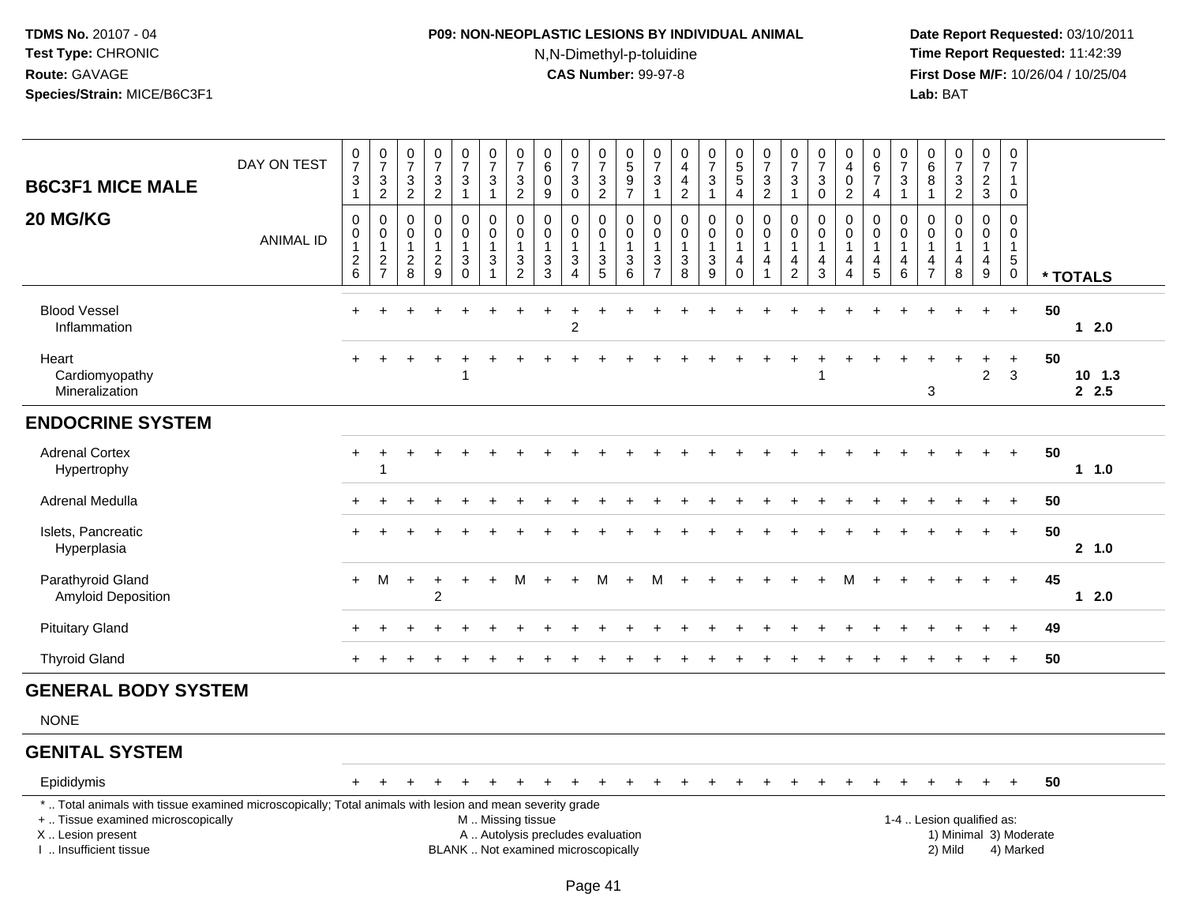**TDMS No.** 20107 - 04
**Test Type:** CHRONIC
**Route:** GAVAGE
**Species/Strain:** MICE/B6C3F1

**P09: NON-NEOPLASTIC LESIONS BY INDIVIDUAL ANIMAL**
N,N-Dimethyl-p-toluidine
**CAS Number:** 99-97-8

**Date Report Requested:** 03/10/2011
**Time Report Requested:** 11:42:39
**First Dose M/F:** 10/26/04 / 10/25/04
**Lab:** BAT

## B6C3F1 MICE MALE 20 MG/KG

| DAY ON TEST | 0731 | 0732 | 0732 | 0732 | 0731 | 0731 | 0732 | 0609 | 0730 | 0732 | 0597 | 0731 | 0442 | 0731 | 0554 | 0732 | 0731 | 0730 | 0402 | 0674 | 0731 | 0681 | 0732 | 0723 | 0710 | |
|---|---|---|---|---|---|---|---|---|---|---|---|---|---|---|---|---|---|---|---|---|---|---|---|---|---|---|
| **ANIMAL ID** | 0012 6 | 0012 7 | 0012 8 | 0012 9 | 0013 0 | 0013 1 | 0013 2 | 0013 3 | 0013 4 | 0013 5 | 0013 6 | 0013 7 | 0013 8 | 0013 9 | 0014 0 | 0014 1 | 0014 2 | 0014 3 | 0014 4 | 0014 5 | 0014 6 | 0014 7 | 0014 8 | 0014 9 | 0015 0 | *** TOTALS** |
| Blood Vessel | + | + | + | + | + | + | + | + | + | + | + | + | + | + | + | + | + | + | + | + | + | + | + | + | + | 50 |
| Inflammation | | | | | | | | | 2 | | | | | | | | | | | | | | | | | 1 2.0 |
| Heart | + | + | + | + | + | + | + | + | + | + | + | + | + | + | + | + | + | + | + | + | + | + | + | + | + | 50 |
| Cardiomyopathy | | | | | 1 | | | | | | | | | | | | | 1 | | | | | | 2 | 3 | 10 1.3 |
| Mineralization | | | | | | | | | | | | | | | | | | | | | | 3 | | | | 2 2.5 |
| **ENDOCRINE SYSTEM** | | | | | | | | | | | | | | | | | | | | | | | | | | |
| Adrenal Cortex | + | + | + | + | + | + | + | + | + | + | + | + | + | + | + | + | + | + | + | + | + | + | + | + | + | 50 |
| Hypertrophy | | 1 | | | | | | | | | | | | | | | | | | | | | | | | 1 1.0 |
| Adrenal Medulla | + | + | + | + | + | + | + | + | + | + | + | + | + | + | + | + | + | + | + | + | + | + | + | + | + | 50 |
| Islets, Pancreatic | + | + | + | + | + | + | + | + | + | + | + | + | + | + | + | + | + | + | + | + | + | + | + | + | + | 50 |
| Hyperplasia | | | | | | | | | | | | | | | | | | | | | | | | | | 2 1.0 |
| Parathyroid Gland | + | M | + | + | + | + | M | + | + | M | + | M | + | + | + | + | + | + | M | + | + | + | + | + | + | 45 |
| Amyloid Deposition | | | | 2 | | | | | | | | | | | | | | | | | | | | | | 1 2.0 |
| Pituitary Gland | + | + | + | + | + | + | + | + | + | + | + | + | + | + | + | + | + | + | + | + | + | + | + | + | + | 49 |
| Thyroid Gland | + | + | + | + | + | + | + | + | + | + | + | + | + | + | + | + | + | + | + | + | + | + | + | + | + | 50 |
| **GENERAL BODY SYSTEM** | | | | | | | | | | | | | | | | | | | | | | | | | | |
| NONE | | | | | | | | | | | | | | | | | | | | | | | | | | |
| **GENITAL SYSTEM** | | | | | | | | | | | | | | | | | | | | | | | | | | |
| Epididymis | + | + | + | + | + | + | + | + | + | + | + | + | + | + | + | + | + | + | + | + | + | + | + | + | + | 50 |

\* .. Total animals with tissue examined microscopically; Total animals with lesion and mean severity grade
\+ .. Tissue examined microscopically
X .. Lesion present
I .. Insufficient tissue

M .. Missing tissue
A .. Autolysis precludes evaluation
BLANK .. Not examined microscopically

1-4 .. Lesion qualified as:
1) Minimal 3) Moderate
2) Mild 4) Marked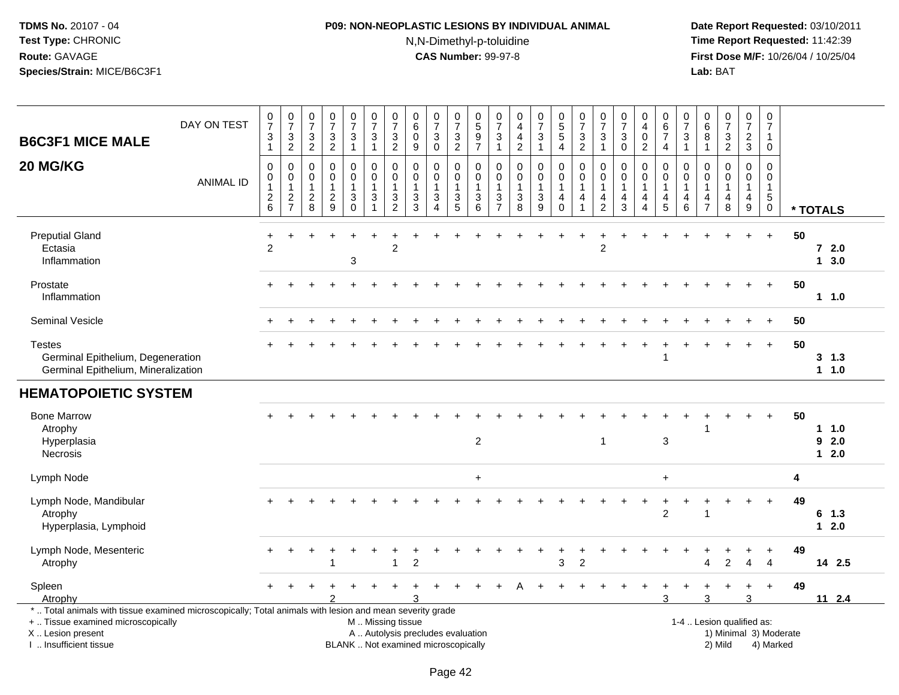**TDMS No.** 20107 - 04
**Test Type:** CHRONIC
**Route:** GAVAGE
**Species/Strain:** MICE/B6C3F1

**P09: NON-NEOPLASTIC LESIONS BY INDIVIDUAL ANIMAL**
N,N-Dimethyl-p-toluidine
**CAS Number:** 99-97-8

**Date Report Requested:** 03/10/2011
**Time Report Requested:** 11:42:39
**First Dose M/F:** 10/26/04 / 10/25/04
**Lab:** BAT

## B6C3F1 MICE MALE
## 20 MG/KG

| DAY ON TEST | 0731 | 0732 | 0732 | 0732 | 0731 | 0731 | 0732 | 0609 | 0730 | 0732 | 0597 | 0731 | 0442 | 0731 | 0554 | 0732 | 0731 | 0730 | 0402 | 0674 | 0731 | 0681 | 0732 | 0723 | 0710 | |
|---|---|---|---|---|---|---|---|---|---|---|---|---|---|---|---|---|---|---|---|---|---|---|---|---|---|---|
| **ANIMAL ID** | 00126 | 00127 | 00128 | 00129 | 00130 | 00131 | 00132 | 00133 | 00134 | 00135 | 00136 | 00137 | 00138 | 00139 | 00140 | 00141 | 00142 | 00143 | 00144 | 00145 | 00146 | 00147 | 00148 | 00149 | 00150 | *** TOTALS** |
| Preputial Gland | + | + | + | + | + | + | + | + | + | + | + | + | + | + | + | + | + | + | + | + | + | + | + | + | + | 50 |
| Ectasia | 2 | | | | | | 2 | | | | | | | | | | 2 | | | | | | | | | 7 2.0 |
| Inflammation | | | | | 3 | | | | | | | | | | | | | | | | | | | | | 1 3.0 |
| Prostate | + | + | + | + | + | + | + | + | + | + | + | + | + | + | + | + | + | + | + | + | + | + | + | + | + | 50 |
| Inflammation | | | | | | | | | | | | | | | | | | | | | | | | | | 1 1.0 |
| Seminal Vesicle | + | + | + | + | + | + | + | + | + | + | + | + | + | + | + | + | + | + | + | + | + | + | + | + | + | 50 |
| Testes | + | + | + | + | + | + | + | + | + | + | + | + | + | + | + | + | + | + | + | + | + | + | + | + | + | 50 |
| Germinal Epithelium, Degeneration | | | | | | | | | | | | | | | | | | | | 1 | | | | | | 3 1.3 |
| Germinal Epithelium, Mineralization | | | | | | | | | | | | | | | | | | | | | | | | | | 1 1.0 |
| **HEMATOPOIETIC SYSTEM** | | | | | | | | | | | | | | | | | | | | | | | | | | |
| Bone Marrow | + | + | + | + | + | + | + | + | + | + | + | + | + | + | + | + | + | + | + | + | + | + | + | + | + | 50 |
| Atrophy | | | | | | | | | | | | | | | | | | | | | | 1 | | | | 1 1.0 |
| Hyperplasia | | | | | | | | | | | 2 | | | | | | 1 | | | 3 | | | | | | 9 2.0 |
| Necrosis | | | | | | | | | | | | | | | | | | | | | | | | | | 1 2.0 |
| Lymph Node | | | | | | | | | | | + | | | | | | | | | + | | | | | | 4 |
| Lymph Node, Mandibular | + | + | + | + | + | + | + | + | + | + | + | + | + | + | + | + | + | + | + | + | + | + | + | + | + | 49 |
| Atrophy | | | | | | | | | | | | | | | | | | | | 2 | | 1 | | | | 6 1.3 |
| Hyperplasia, Lymphoid | | | | | | | | | | | | | | | | | | | | | | | | | | 1 2.0 |
| Lymph Node, Mesenteric | + | + | + | + | + | + | + | + | + | + | + | + | + | + | + | + | + | + | + | + | + | + | + | + | + | 49 |
| Atrophy | | | | 1 | | | 1 | 2 | | | | | | | 3 | 2 | | | | | | 4 | 2 | 4 | 4 | 14 2.5 |
| Spleen | + | + | + | + | + | + | + | + | + | + | + | + | A | + | + | + | + | + | + | + | + | + | + | + | + | 49 |
| Atrophy | | | | 2 | | | | 3 | | | | | | | | | | | | 3 | | 3 | | 3 | | 11 2.4 |

\* .. Total animals with tissue examined microscopically; Total animals with lesion and mean severity grade
\+ .. Tissue examined microscopically
X .. Lesion present
I .. Insufficient tissue
M .. Missing tissue
A .. Autolysis precludes evaluation
BLANK .. Not examined microscopically
1-4 .. Lesion qualified as: 1) Minimal 2) Mild 3) Moderate 4) Marked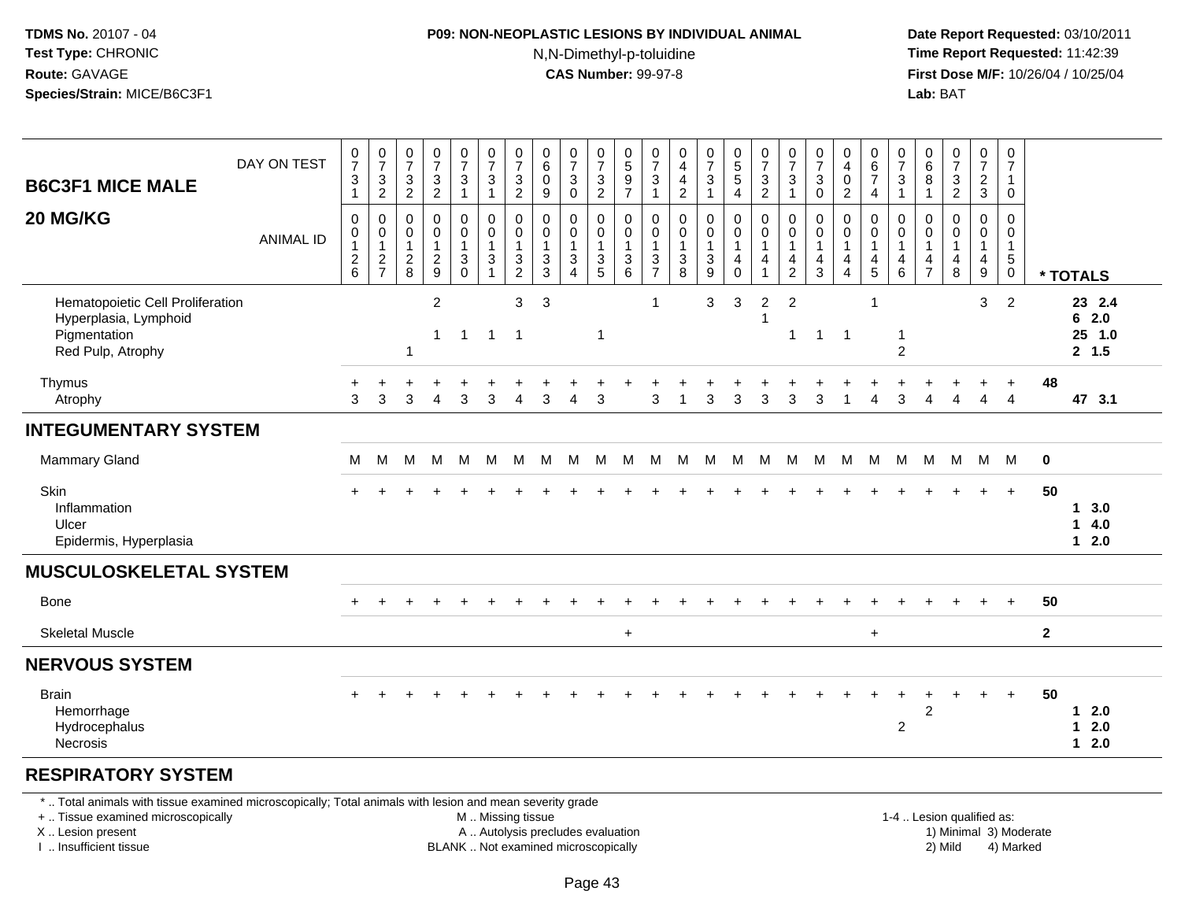**TDMS No.** 20107 - 04
**Test Type:** CHRONIC
**Route:** GAVAGE
**Species/Strain:** MICE/B6C3F1

**P09: NON-NEOPLASTIC LESIONS BY INDIVIDUAL ANIMAL**
N,N-Dimethyl-p-toluidine
**CAS Number:** 99-97-8

**Date Report Requested:** 03/10/2011
**Time Report Requested:** 11:42:39
**First Dose M/F:** 10/26/04 / 10/25/04
**Lab:** BAT

## B6C3F1 MICE MALE
## 20 MG/KG

| DAY ON TEST | 731 | 732 | 732 | 732 | 731 | 731 | 732 | 609 | 730 | 732 | 597 | 731 | 442 | 731 | 554 | 732 | 731 | 730 | 402 | 674 | 731 | 681 | 732 | 723 | 710 | |
|---|---|---|---|---|---|---|---|---|---|---|---|---|---|---|---|---|---|---|---|---|---|---|---|---|---|---|
| **ANIMAL ID** | 0126 | 0127 | 0128 | 0129 | 0130 | 0131 | 0132 | 0133 | 0134 | 0135 | 0136 | 0137 | 0138 | 0139 | 0140 | 0141 | 0142 | 0143 | 0144 | 0145 | 0146 | 0147 | 0148 | 0149 | 0150 | *** TOTALS** |
| Hematopoietic Cell Proliferation | | | | 2 | | | 3 | 3 | | | | 1 | | 3 | 3 | 2 | 2 | | | 1 | | | | 3 | 2 | 23 2.4 |
| Hyperplasia, Lymphoid | | | | | | | | | | | | | | | | 1 | | | | | | | | | | 6 2.0 |
| Pigmentation | | | | 1 | 1 | 1 | 1 | | | 1 | | | | | | | 1 | 1 | 1 | | 1 | | | | | 25 1.0 |
| Red Pulp, Atrophy | | | 1 | | | | | | | | | | | | | | | | | | 2 | | | | | 2 1.5 |
| Thymus | + | + | + | + | + | + | + | + | + | + | + | + | + | + | + | + | + | + | + | + | + | + | + | + | + | 48 |
| Atrophy | 3 | 3 | 3 | 4 | 3 | 3 | 4 | 3 | 4 | 3 | | 3 | 1 | 3 | 3 | 3 | 3 | 3 | 1 | 4 | 3 | 4 | 4 | 4 | 4 | 47 3.1 |
| **INTEGUMENTARY SYSTEM** | | | | | | | | | | | | | | | | | | | | | | | | | | |
| Mammary Gland | M | M | M | M | M | M | M | M | M | M | M | M | M | M | M | M | M | M | M | M | M | M | M | M | M | 0 |
| Skin | + | + | + | + | + | + | + | + | + | + | + | + | + | + | + | + | + | + | + | + | + | + | + | + | + | 50 |
| Inflammation | | | | | | | | | | | | | | | | | | | | | | | | | | 1 3.0 |
| Ulcer | | | | | | | | | | | | | | | | | | | | | | | | | | 1 4.0 |
| Epidermis, Hyperplasia | | | | | | | | | | | | | | | | | | | | | | | | | | 1 2.0 |
| **MUSCULOSKELETAL SYSTEM** | | | | | | | | | | | | | | | | | | | | | | | | | | |
| Bone | + | + | + | + | + | + | + | + | + | + | + | + | + | + | + | + | + | + | + | + | + | + | + | + | + | 50 |
| Skeletal Muscle | | | | | | | | | | | + | | | | | | | | | + | | | | | | 2 |
| **NERVOUS SYSTEM** | | | | | | | | | | | | | | | | | | | | | | | | | | |
| Brain | + | + | + | + | + | + | + | + | + | + | + | + | + | + | + | + | + | + | + | + | + | + | + | + | + | 50 |
| Hemorrhage | | | | | | | | | | | | | | | | | | | | | | 2 | | | | 1 2.0 |
| Hydrocephalus | | | | | | | | | | | | | | | | | | | | | 2 | | | | | 1 2.0 |
| Necrosis | | | | | | | | | | | | | | | | | | | | | | | | | | 1 2.0 |
| **RESPIRATORY SYSTEM** | | | | | | | | | | | | | | | | | | | | | | | | | | |

\* .. Total animals with tissue examined microscopically; Total animals with lesion and mean severity grade
\+ .. Tissue examined microscopically
X .. Lesion present
I .. Insufficient tissue

M .. Missing tissue
A .. Autolysis precludes evaluation
BLANK .. Not examined microscopically

1-4 .. Lesion qualified as:
1) Minimal 3) Moderate
2) Mild 4) Marked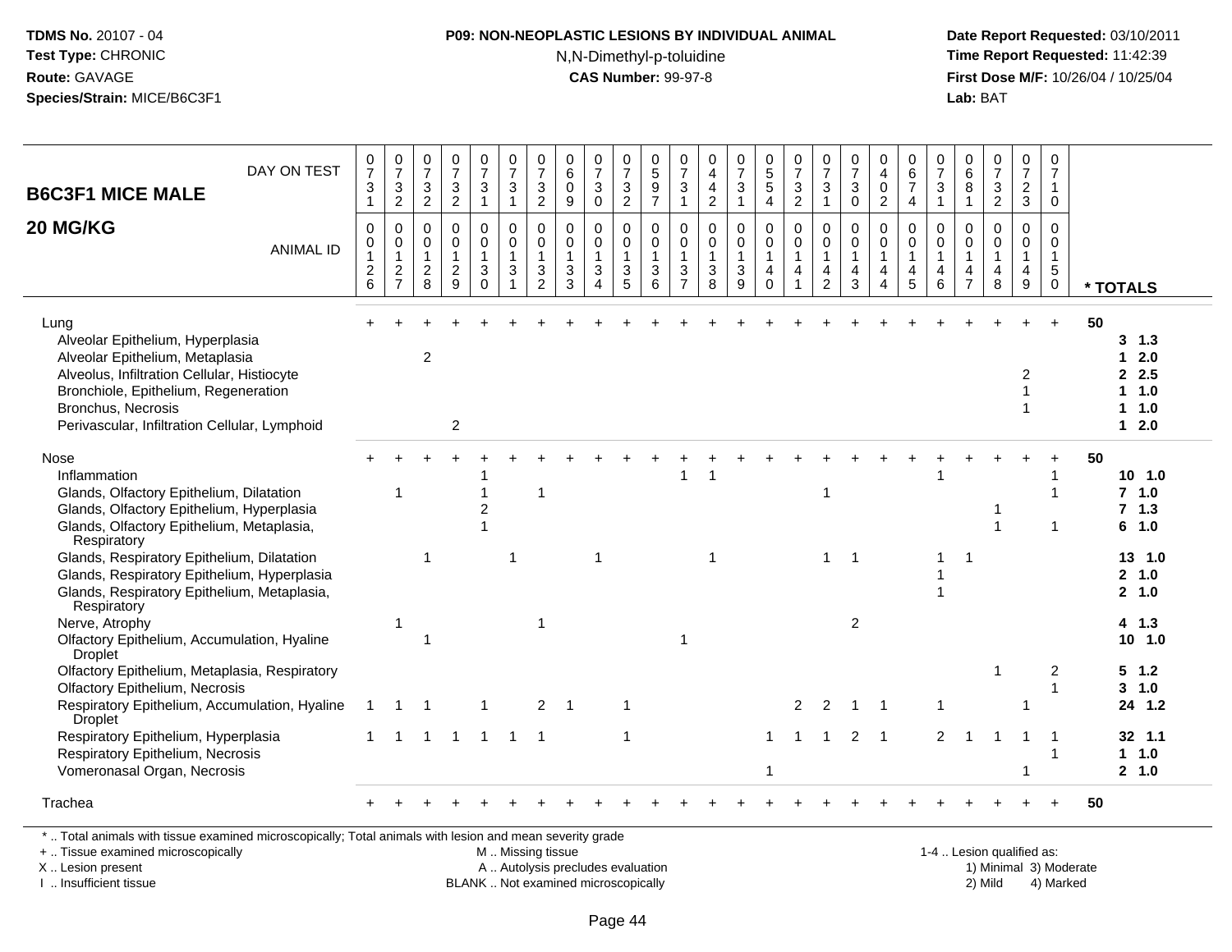TDMS No. 20107 - 04
Test Type: CHRONIC
Route: GAVAGE
Species/Strain: MICE/B6C3F1

**P09: NON-NEOPLASTIC LESIONS BY INDIVIDUAL ANIMAL**
N,N-Dimethyl-p-toluidine
**CAS Number:** 99-97-8

Date Report Requested: 03/10/2011
Time Report Requested: 11:42:39
First Dose M/F: 10/26/04 / 10/25/04
Lab: BAT

## B6C3F1 MICE MALE
## 20 MG/KG

| DAY ON TEST | 0731 | 0732 | 0732 | 0732 | 0731 | 0731 | 0732 | 0609 | 0730 | 0732 | 0597 | 0731 | 0442 | 0731 | 0554 | 0732 | 0731 | 0730 | 0402 | 0674 | 0731 | 0681 | 0732 | 0723 | 0710 | |
|---|---|---|---|---|---|---|---|---|---|---|---|---|---|---|---|---|---|---|---|---|---|---|---|---|---|---|
| **ANIMAL ID** | 0126 | 0127 | 0128 | 0129 | 0130 | 0131 | 0132 | 0133 | 0134 | 0135 | 0136 | 0137 | 0138 | 0139 | 0140 | 0141 | 0142 | 0143 | 0144 | 0145 | 0146 | 0147 | 0148 | 0149 | 0150 | *** TOTALS** |
| Lung | + | + | + | + | + | + | + | + | + | + | + | + | + | + | + | + | + | + | + | + | + | + | + | + | + | 50 |
| Alveolar Epithelium, Hyperplasia | | | | | | | | | | | | | | | | | | | | | | | | | | 3 1.3 |
| Alveolar Epithelium, Metaplasia | | | 2 | | | | | | | | | | | | | | | | | | | | | | | 1 2.0 |
| Alveolus, Infiltration Cellular, Histiocyte | | | | | | | | | | | | | | | | | | | | | | | | 2 | | 2 2.5 |
| Bronchiole, Epithelium, Regeneration | | | | | | | | | | | | | | | | | | | | | | | | 1 | | 1 1.0 |
| Bronchus, Necrosis | | | | | | | | | | | | | | | | | | | | | | | | 1 | | 1 1.0 |
| Perivascular, Infiltration Cellular, Lymphoid | | | | 2 | | | | | | | | | | | | | | | | | | | | | | 1 2.0 |
| Nose | + | + | + | + | + | + | + | + | + | + | + | + | + | + | + | + | + | + | + | + | + | + | + | + | + | 50 |
| Inflammation | | | | | 1 | | | | | | | 1 | 1 | | | | | | | | 1 | | | | 1 | 10 1.0 |
| Glands, Olfactory Epithelium, Dilatation | | 1 | | | 1 | | 1 | | | | | | | | | | 1 | | | | | | | | 1 | 7 1.0 |
| Glands, Olfactory Epithelium, Hyperplasia | | | | | 2 | | | | | | | | | | | | | | | | | | 1 | | | 7 1.3 |
| Glands, Olfactory Epithelium, Metaplasia, Respiratory | | | | | 1 | | | | | | | | | | | | | | | | | | 1 | | 1 | 6 1.0 |
| Glands, Respiratory Epithelium, Dilatation | | | 1 | | | 1 | | | 1 | | | | 1 | | | | 1 | 1 | | | 1 | 1 | | | | 13 1.0 |
| Glands, Respiratory Epithelium, Hyperplasia | | | | | | | | | | | | | | | | | | | | | 1 | | | | | 2 1.0 |
| Glands, Respiratory Epithelium, Metaplasia, Respiratory | | | | | | | | | | | | | | | | | | | | | 1 | | | | | 2 1.0 |
| Nerve, Atrophy | | 1 | | | | | 1 | | | | | | | | | | | 2 | | | | | | | | 4 1.3 |
| Olfactory Epithelium, Accumulation, Hyaline Droplet | | | 1 | | | | | | | | | 1 | | | | | | | | | | | | | | 10 1.0 |
| Olfactory Epithelium, Metaplasia, Respiratory | | | | | | | | | | | | | | | | | | | | | | | 1 | | 2 | 5 1.2 |
| Olfactory Epithelium, Necrosis | | | | | | | | | | | | | | | | | | | | | | | | | 1 | 3 1.0 |
| Respiratory Epithelium, Accumulation, Hyaline Droplet | 1 | 1 | 1 | | 1 | | 2 | 1 | | 1 | | | | | | 2 | 2 | 1 | 1 | | 1 | | | 1 | | 24 1.2 |
| Respiratory Epithelium, Hyperplasia | 1 | 1 | 1 | 1 | 1 | 1 | 1 | | | 1 | | | | | 1 | 1 | 1 | 2 | 1 | | 2 | 1 | 1 | 1 | 1 | 32 1.1 |
| Respiratory Epithelium, Necrosis | | | | | | | | | | | | | | | | | | | | | | | | | 1 | 1 1.0 |
| Vomeronasal Organ, Necrosis | | | | | | | | | | | | | | | 1 | | | | | | | | | 1 | | 2 1.0 |
| Trachea | + | + | + | + | + | + | + | + | + | + | + | + | + | + | + | + | + | + | + | + | + | + | + | + | + | 50 |

\* .. Total animals with tissue examined microscopically; Total animals with lesion and mean severity grade
\+ .. Tissue examined microscopically
X .. Lesion present
I .. Insufficient tissue

M .. Missing tissue
A .. Autolysis precludes evaluation
BLANK .. Not examined microscopically

1-4 .. Lesion qualified as:
1) Minimal 3) Moderate
2) Mild 4) Marked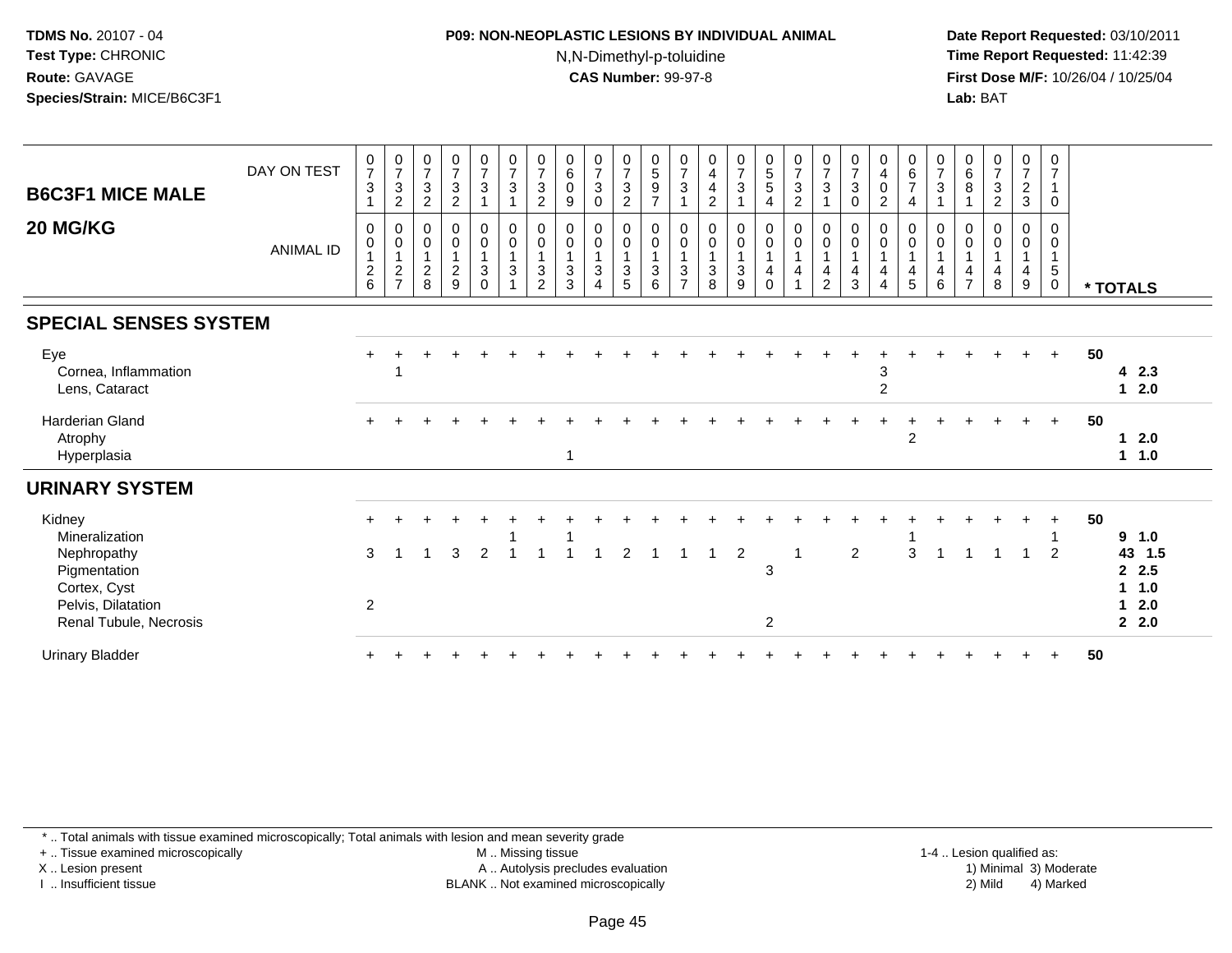**TDMS No.** 20107 - 04
**Test Type:** CHRONIC
**Route:** GAVAGE
**Species/Strain:** MICE/B6C3F1

**P09: NON-NEOPLASTIC LESIONS BY INDIVIDUAL ANIMAL**
N,N-Dimethyl-p-toluidine
**CAS Number:** 99-97-8

**Date Report Requested:** 03/10/2011
**Time Report Requested:** 11:42:39
**First Dose M/F:** 10/26/04 / 10/25/04
**Lab:** BAT

## B6C3F1 MICE MALE – 20 MG/KG

| DAY ON TEST | 0731 | 0732 | 0732 | 0732 | 0731 | 0731 | 0732 | 0609 | 0730 | 0732 | 0597 | 0731 | 0442 | 0731 | 0554 | 0732 | 0731 | 0730 | 0402 | 0674 | 0731 | 0681 | 0732 | 0723 | 0710 | |
|---|---|---|---|---|---|---|---|---|---|---|---|---|---|---|---|---|---|---|---|---|---|---|---|---|---|---|
| **ANIMAL ID** | 0126 | 0127 | 0128 | 0129 | 0130 | 0131 | 0132 | 0133 | 0134 | 0135 | 0136 | 0137 | 0138 | 0139 | 0140 | 0141 | 0142 | 0143 | 0144 | 0145 | 0146 | 0147 | 0148 | 0149 | 0150 | *** TOTALS** |
| **SPECIAL SENSES SYSTEM** | | | | | | | | | | | | | | | | | | | | | | | | | | |
| Eye | + | + | + | + | + | + | + | + | + | + | + | + | + | + | + | + | + | + | + | + | + | + | + | + | + | **50** |
| Cornea, Inflammation | | 1 | | | | | | | | | | | | | | | | | 3 | | | | | | | **4 2.3** |
| Lens, Cataract | | | | | | | | | | | | | | | | | | | 2 | | | | | | | **1 2.0** |
| Harderian Gland | + | + | + | + | + | + | + | + | + | + | + | + | + | + | + | + | + | + | + | + | + | + | + | + | + | **50** |
| Atrophy | | | | | | | | | | | | | | | | | | | | 2 | | | | | | **1 2.0** |
| Hyperplasia | | | | | | | | 1 | | | | | | | | | | | | | | | | | | **1 1.0** |
| **URINARY SYSTEM** | | | | | | | | | | | | | | | | | | | | | | | | | | |
| Kidney | + | + | + | + | + | + | + | + | + | + | + | + | + | + | + | + | + | + | + | + | + | + | + | + | + | **50** |
| Mineralization | | | | | | 1 | | 1 | | | | | | | | | | | | 1 | | | | | 1 | **9 1.0** |
| Nephropathy | 3 | 1 | 1 | 3 | 2 | 1 | 1 | 1 | 1 | 2 | 1 | 1 | 1 | 2 | | 1 | | 2 | | 3 | 1 | 1 | 1 | 1 | 2 | **43 1.5** |
| Pigmentation | | | | | | | | | | | | | | | 3 | | | | | | | | | | | **2 2.5** |
| Cortex, Cyst | | | | | | | | | | | | | | | | | | | | | | | | | | **1 1.0** |
| Pelvis, Dilatation | 2 | | | | | | | | | | | | | | | | | | | | | | | | | **1 2.0** |
| Renal Tubule, Necrosis | | | | | | | | | | | | | | | 2 | | | | | | | | | | | **2 2.0** |
| Urinary Bladder | + | + | + | + | + | + | + | + | + | + | + | + | + | + | + | + | + | + | + | + | + | + | + | + | + | **50** |

\* .. Total animals with tissue examined microscopically; Total animals with lesion and mean severity grade
+ .. Tissue examined microscopically
X .. Lesion present
I .. Insufficient tissue
M .. Missing tissue
A .. Autolysis precludes evaluation
BLANK .. Not examined microscopically
1-4 .. Lesion qualified as: 1) Minimal 2) Mild 3) Moderate 4) Marked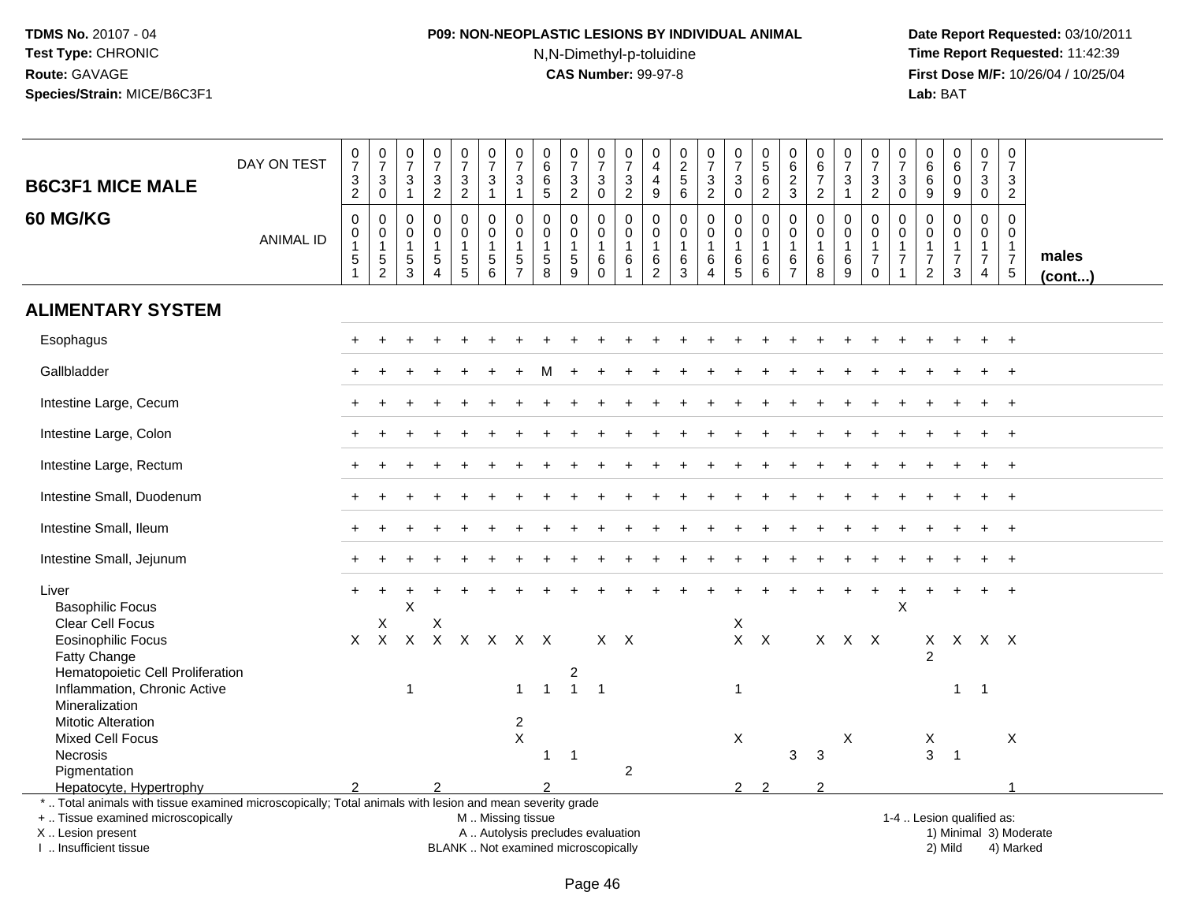**TDMS No.** 20107 - 04
**Test Type:** CHRONIC
**Route:** GAVAGE
**Species/Strain:** MICE/B6C3F1

**P09: NON-NEOPLASTIC LESIONS BY INDIVIDUAL ANIMAL**
N,N-Dimethyl-p-toluidine
**CAS Number:** 99-97-8

**Date Report Requested:** 03/10/2011
**Time Report Requested:** 11:42:39
**First Dose M/F:** 10/26/04 / 10/25/04
**Lab:** BAT

## B6C3F1 MICE MALE 60 MG/KG

| DAY ON TEST | 0732 | 0730 | 0731 | 0732 | 0732 | 0731 | 0731 | 0665 | 0732 | 0730 | 0732 | 0449 | 0256 | 0732 | 0730 | 0562 | 0623 | 0672 | 0731 | 0732 | 0730 | 0669 | 0609 | 0730 | 0732 | |
|---|---|---|---|---|---|---|---|---|---|---|---|---|---|---|---|---|---|---|---|---|---|---|---|---|---|---|
| **ANIMAL ID** | 0151 | 0152 | 0153 | 0154 | 0155 | 0156 | 0157 | 0158 | 0159 | 0160 | 0161 | 0162 | 0163 | 0164 | 0165 | 0166 | 0167 | 0168 | 0169 | 0170 | 0171 | 0172 | 0173 | 0174 | 0175 | **males (cont...)** |
| **ALIMENTARY SYSTEM** | | | | | | | | | | | | | | | | | | | | | | | | | | |
| Esophagus | + | + | + | + | + | + | + | + | + | + | + | + | + | + | + | + | + | + | + | + | + | + | + | + | + | |
| Gallbladder | + | + | + | + | + | + | + | M | + | + | + | + | + | + | + | + | + | + | + | + | + | + | + | + | + | |
| Intestine Large, Cecum | + | + | + | + | + | + | + | + | + | + | + | + | + | + | + | + | + | + | + | + | + | + | + | + | + | |
| Intestine Large, Colon | + | + | + | + | + | + | + | + | + | + | + | + | + | + | + | + | + | + | + | + | + | + | + | + | + | |
| Intestine Large, Rectum | + | + | + | + | + | + | + | + | + | + | + | + | + | + | + | + | + | + | + | + | + | + | + | + | + | |
| Intestine Small, Duodenum | + | + | + | + | + | + | + | + | + | + | + | + | + | + | + | + | + | + | + | + | + | + | + | + | + | |
| Intestine Small, Ileum | + | + | + | + | + | + | + | + | + | + | + | + | + | + | + | + | + | + | + | + | + | + | + | + | + | |
| Intestine Small, Jejunum | + | + | + | + | + | + | + | + | + | + | + | + | + | + | + | + | + | + | + | + | + | + | + | + | + | |
| Liver | + | + | + | + | + | + | + | + | + | + | + | + | + | + | + | + | + | + | + | + | + | + | + | + | + | |
| Basophilic Focus | | | X | | | | | | | | | | | | | | | | | | X | | | | | |
| Clear Cell Focus | | X | | X | | | | | | | | | | | X | | | | | | | | | | | |
| Eosinophilic Focus | X | X | X | X | X | X | X | X | | X | X | | | | X | X | | X | X | X | | X | X | X | X | |
| Fatty Change | | | | | | | | | | | | | | | | | | | | | | 2 | | | | |
| Hematopoietic Cell Proliferation | | | | | | | | | 2 | | | | | | | | | | | | | | | | | |
| Inflammation, Chronic Active | | | 1 | | | | 1 | 1 | 1 | 1 | | | | | 1 | | | | | | | | 1 | 1 | | |
| Mineralization | | | | | | | | | | | | | | | | | | | | | | | | | | |
| Mitotic Alteration | | | | | | | 2 | | | | | | | | | | | | | | | | | | | |
| Mixed Cell Focus | | | | | | | X | | | | | | | | X | | | | X | | | X | | | X | |
| Necrosis | | | | | | | | 1 | 1 | | | | | | | | 3 | 3 | | | | 3 | 1 | | | |
| Pigmentation | | | | | | | | | | | 2 | | | | | | | | | | | | | | | |
| Hepatocyte, Hypertrophy | 2 | | | 2 | | | | 2 | | | | | | | 2 | 2 | | 2 | | | | | | | 1 | |

\* .. Total animals with tissue examined microscopically; Total animals with lesion and mean severity grade
\+ .. Tissue examined microscopically
X .. Lesion present
I .. Insufficient tissue

M .. Missing tissue
A .. Autolysis precludes evaluation
BLANK .. Not examined microscopically

1-4 .. Lesion qualified as:
1) Minimal 3) Moderate
2) Mild 4) Marked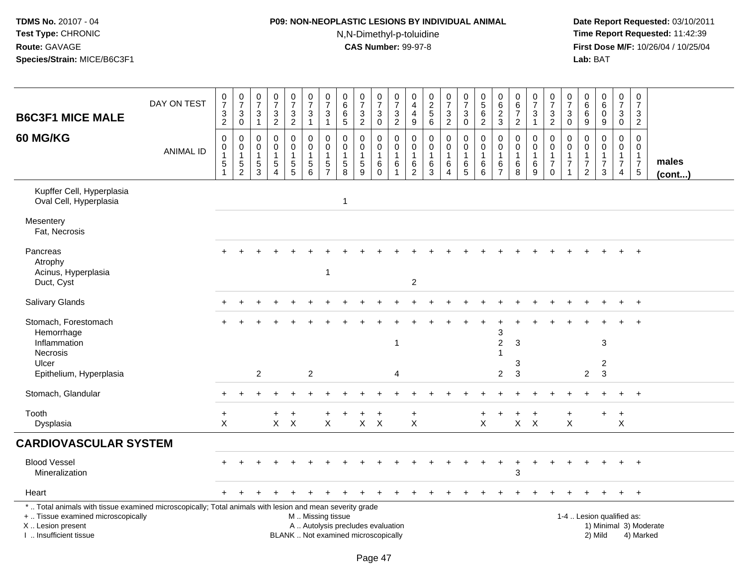**TDMS No.** 20107 - 04
**Test Type:** CHRONIC
**Route:** GAVAGE
**Species/Strain:** MICE/B6C3F1

**P09: NON-NEOPLASTIC LESIONS BY INDIVIDUAL ANIMAL**
N,N-Dimethyl-p-toluidine
**CAS Number:** 99-97-8

**Date Report Requested:** 03/10/2011
**Time Report Requested:** 11:42:39
**First Dose M/F:** 10/26/04 / 10/25/04
**Lab:** BAT

## B6C3F1 MICE MALE 60 MG/KG

| DAY ON TEST | 0732 | 0730 | 0731 | 0732 | 0732 | 0731 | 0731 | 0665 | 0732 | 0730 | 0732 | 0449 | 0256 | 0732 | 0730 | 0562 | 0623 | 0672 | 0731 | 0732 | 0730 | 0669 | 0609 | 0730 | 0732 | |
|---|---|---|---|---|---|---|---|---|---|---|---|---|---|---|---|---|---|---|---|---|---|---|---|---|---|---|
| **ANIMAL ID** | 0015 1 | 0015 2 | 0015 3 | 0015 4 | 0015 5 | 0015 6 | 0015 7 | 0015 8 | 0015 9 | 0016 0 | 0016 1 | 0016 2 | 0016 3 | 0016 4 | 0016 5 | 0016 6 | 0016 7 | 0016 8 | 0016 9 | 0017 0 | 0017 1 | 0017 2 | 0017 3 | 0017 4 | 0017 5 | **males (cont...)** |
| Kupffer Cell, Hyperplasia | | | | | | | | | | | | | | | | | | | | | | | | | | |
| Oval Cell, Hyperplasia | | | | | | | | 1 | | | | | | | | | | | | | | | | | | |
| Mesentery | | | | | | | | | | | | | | | | | | | | | | | | | | |
| Fat, Necrosis | | | | | | | | | | | | | | | | | | | | | | | | | | |
| Pancreas | + | + | + | + | + | + | + | + | + | + | + | + | + | + | + | + | + | + | + | + | + | + | + | + | + | |
| Atrophy | | | | | | | | | | | | | | | | | | | | | | | | | | |
| Acinus, Hyperplasia | | | | | | | 1 | | | | | | | | | | | | | | | | | | | |
| Duct, Cyst | | | | | | | | | | | | 2 | | | | | | | | | | | | | | |
| Salivary Glands | + | + | + | + | + | + | + | + | + | + | + | + | + | + | + | + | + | + | + | + | + | + | + | + | + | |
| Stomach, Forestomach | + | + | + | + | + | + | + | + | + | + | + | + | + | + | + | + | + | + | + | + | + | + | + | + | + | |
| Hemorrhage | | | | | | | | | | | | | | | | | 3 | | | | | | | | | |
| Inflammation | | | | | | | | | | | 1 | | | | | | 2 | 3 | | | | | 3 | | | |
| Necrosis | | | | | | | | | | | | | | | | | 1 | | | | | | | | | |
| Ulcer | | | | | | | | | | | | | | | | | | 3 | | | | | 2 | | | |
| Epithelium, Hyperplasia | | | 2 | | | 2 | | | | | 4 | | | | | | 2 | 3 | | | | 2 | 3 | | | |
| Stomach, Glandular | + | + | + | + | + | + | + | + | + | + | + | + | + | + | + | + | + | + | + | + | + | + | + | + | + | |
| Tooth | + | | | + | + | | + | + | + | + | | + | | | | + | + | + | + | | + | | + | + | | |
| Dysplasia | X | | | X | X | | X | | X | X | | X | | | | X | | X | X | | X | | | X | | |
| **CARDIOVASCULAR SYSTEM** | | | | | | | | | | | | | | | | | | | | | | | | | | |
| Blood Vessel | + | + | + | + | + | + | + | + | + | + | + | + | + | + | + | + | + | + | + | + | + | + | + | + | + | |
| Mineralization | | | | | | | | | | | | | | | | | | 3 | | | | | | | | |
| Heart | + | + | + | + | + | + | + | + | + | + | + | + | + | + | + | + | + | + | + | + | + | + | + | + | + | |

\* .. Total animals with tissue examined microscopically; Total animals with lesion and mean severity grade
\+ .. Tissue examined microscopically
X .. Lesion present
I .. Insufficient tissue

M .. Missing tissue
A .. Autolysis precludes evaluation
BLANK .. Not examined microscopically

1-4 .. Lesion qualified as:
1) Minimal 3) Moderate
2) Mild 4) Marked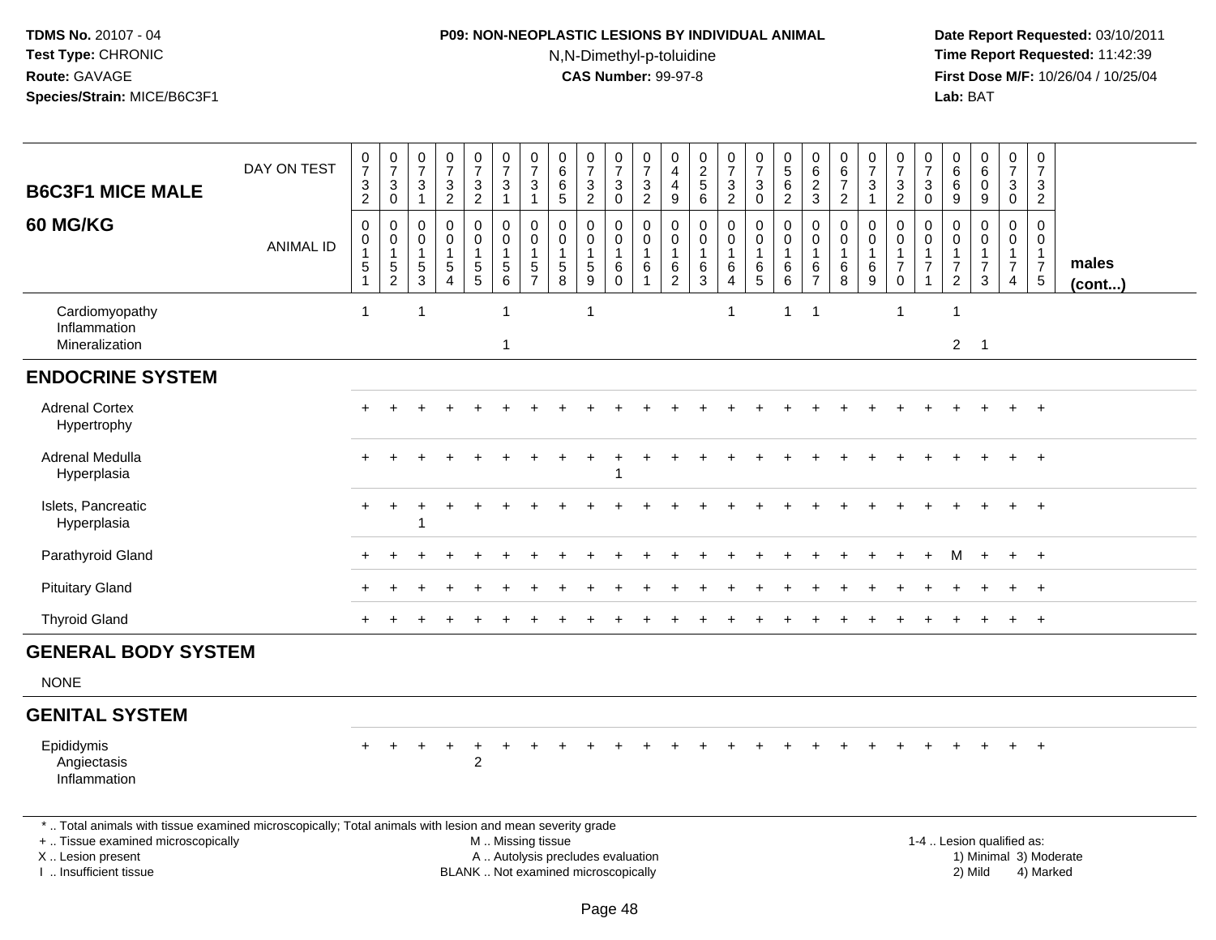**TDMS No.** 20107 - 04
**Test Type:** CHRONIC
**Route:** GAVAGE
**Species/Strain:** MICE/B6C3F1

**P09: NON-NEOPLASTIC LESIONS BY INDIVIDUAL ANIMAL**
N,N-Dimethyl-p-toluidine
**CAS Number:** 99-97-8

**Date Report Requested:** 03/10/2011
**Time Report Requested:** 11:42:39
**First Dose M/F:** 10/26/04 / 10/25/04
**Lab:** BAT

| **B6C3F1 MICE MALE** DAY ON TEST | 0732 | 0730 | 0731 | 0732 | 0732 | 0731 | 0731 | 0665 | 0732 | 0730 | 0732 | 0449 | 0256 | 0732 | 0730 | 0562 | 0623 | 0672 | 0731 | 0732 | 0730 | 0669 | 0609 | 0730 | 0732 | |
|---|---|---|---|---|---|---|---|---|---|---|---|---|---|---|---|---|---|---|---|---|---|---|---|---|---|---|
| **60 MG/KG** ANIMAL ID | 00151 | 00152 | 00153 | 00154 | 00155 | 00156 | 00157 | 00158 | 00159 | 00160 | 00161 | 00162 | 00163 | 00164 | 00165 | 00166 | 00167 | 00168 | 00169 | 00170 | 00171 | 00172 | 00173 | 00174 | 00175 | **males (cont...)** |
| Cardiomyopathy | 1 | | 1 | | | 1 | | | 1 | | | | | 1 | | 1 | 1 | | | 1 | | 1 | | | | |
| Inflammation | | | | | | | | | | | | | | | | | | | | | | | | | | |
| Mineralization | | | | | | 1 | | | | | | | | | | | | | | | | 2 | 1 | | | |
| **ENDOCRINE SYSTEM** | | | | | | | | | | | | | | | | | | | | | | | | | | |
| Adrenal Cortex | + | + | + | + | + | + | + | + | + | + | + | + | + | + | + | + | + | + | + | + | + | + | + | + | + | |
| Hypertrophy | | | | | | | | | | | | | | | | | | | | | | | | | | |
| Adrenal Medulla | + | + | + | + | + | + | + | + | + | + | + | + | + | + | + | + | + | + | + | + | + | + | + | + | + | |
| Hyperplasia | | | | | | | | | | 1 | | | | | | | | | | | | | | | | |
| Islets, Pancreatic | + | + | + | + | + | + | + | + | + | + | + | + | + | + | + | + | + | + | + | + | + | + | + | + | + | |
| Hyperplasia | | | 1 | | | | | | | | | | | | | | | | | | | | | | | |
| Parathyroid Gland | + | + | + | + | + | + | + | + | + | + | + | + | + | + | + | + | + | + | + | + | + | M | + | + | + | |
| Pituitary Gland | + | + | + | + | + | + | + | + | + | + | + | + | + | + | + | + | + | + | + | + | + | + | + | + | + | |
| Thyroid Gland | + | + | + | + | + | + | + | + | + | + | + | + | + | + | + | + | + | + | + | + | + | + | + | + | + | |
| **GENERAL BODY SYSTEM** | | | | | | | | | | | | | | | | | | | | | | | | | | |
| NONE | | | | | | | | | | | | | | | | | | | | | | | | | | |
| **GENITAL SYSTEM** | | | | | | | | | | | | | | | | | | | | | | | | | | |
| Epididymis | + | + | + | + | + | + | + | + | + | + | + | + | + | + | + | + | + | + | + | + | + | + | + | + | + | |
| Angiectasis | | | | | 2 | | | | | | | | | | | | | | | | | | | | | |
| Inflammation | | | | | | | | | | | | | | | | | | | | | | | | | | |

\* .. Total animals with tissue examined microscopically; Total animals with lesion and mean severity grade
+ .. Tissue examined microscopically
X .. Lesion present
I .. Insufficient tissue

M .. Missing tissue
A .. Autolysis precludes evaluation
BLANK .. Not examined microscopically

1-4 .. Lesion qualified as:
1) Minimal 3) Moderate
2) Mild 4) Marked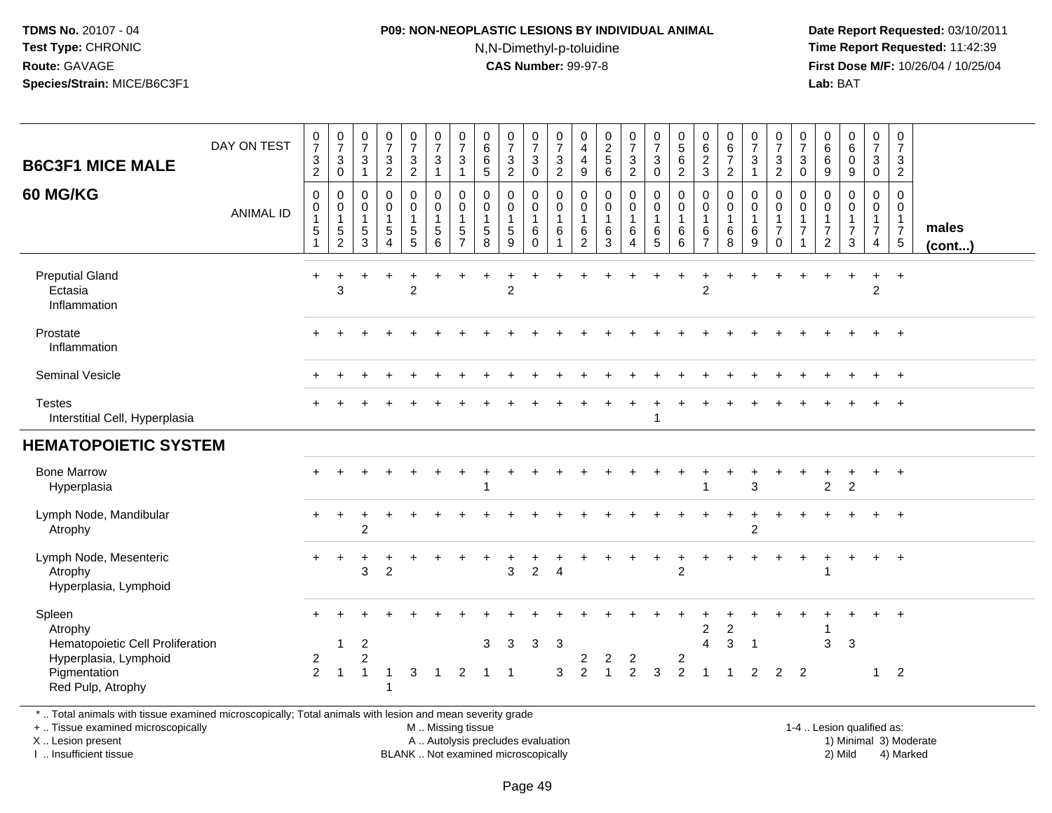**TDMS No.** 20107 - 04
**Test Type:** CHRONIC
**Route:** GAVAGE
**Species/Strain:** MICE/B6C3F1

**P09: NON-NEOPLASTIC LESIONS BY INDIVIDUAL ANIMAL**
N,N-Dimethyl-p-toluidine
**CAS Number:** 99-97-8

**Date Report Requested:** 03/10/2011
**Time Report Requested:** 11:42:39
**First Dose M/F:** 10/26/04 / 10/25/04
**Lab:** BAT

## B6C3F1 MICE MALE 60 MG/KG

| DAY ON TEST | 0732 | 0730 | 0731 | 0732 | 0732 | 0731 | 0731 | 0665 | 0732 | 0730 | 0732 | 0449 | 0256 | 0732 | 0730 | 0562 | 0623 | 0672 | 0731 | 0732 | 0730 | 0669 | 0609 | 0730 | 0732 | |
|---|---|---|---|---|---|---|---|---|---|---|---|---|---|---|---|---|---|---|---|---|---|---|---|---|---|---|
| **ANIMAL ID** | 0151 | 0152 | 0153 | 0154 | 0155 | 0156 | 0157 | 0158 | 0159 | 0160 | 0161 | 0162 | 0163 | 0164 | 0165 | 0166 | 0167 | 0168 | 0169 | 0170 | 0171 | 0172 | 0173 | 0174 | 0175 | **males (cont...)** |
| Preputial Gland | + | + | + | + | + | + | + | + | + | + | + | + | + | + | + | + | + | + | + | + | + | + | + | + | + | |
| Ectasia | | 3 | | | 2 | | | | 2 | | | | | | | | 2 | | | | | | | 2 | | |
| Inflammation | | | | | | | | | | | | | | | | | | | | | | | | | | |
| Prostate | + | + | + | + | + | + | + | + | + | + | + | + | + | + | + | + | + | + | + | + | + | + | + | + | + | |
| Inflammation | | | | | | | | | | | | | | | | | | | | | | | | | | |
| Seminal Vesicle | + | + | + | + | + | + | + | + | + | + | + | + | + | + | + | + | + | + | + | + | + | + | + | + | + | |
| Testes | + | + | + | + | + | + | + | + | + | + | + | + | + | + | + | + | + | + | + | + | + | + | + | + | + | |
| Interstitial Cell, Hyperplasia | | | | | | | | | | | | | | | 1 | | | | | | | | | | | |
| **HEMATOPOIETIC SYSTEM** | | | | | | | | | | | | | | | | | | | | | | | | | | |
| Bone Marrow | + | + | + | + | + | + | + | + | + | + | + | + | + | + | + | + | + | + | + | + | + | + | + | + | + | |
| Hyperplasia | | | | | | | | 1 | | | | | | | | | 1 | | 3 | | | 2 | 2 | | | |
| Lymph Node, Mandibular | + | + | + | + | + | + | + | + | + | + | + | + | + | + | + | + | + | + | + | + | + | + | + | + | + | |
| Atrophy | | | 2 | | | | | | | | | | | | | | | | 2 | | | | | | | |
| Lymph Node, Mesenteric | + | + | + | + | + | + | + | + | + | + | + | + | + | + | + | + | + | + | + | + | + | + | + | + | + | |
| Atrophy | | | 3 | 2 | | | | | 3 | 2 | 4 | | | | | 2 | | | | | | 1 | | | | |
| Hyperplasia, Lymphoid | | | | | | | | | | | | | | | | | | | | | | | | | | |
| Spleen | + | + | + | + | + | + | + | + | + | + | + | + | + | + | + | + | + | + | + | + | + | + | + | + | + | |
| Atrophy | | | | | | | | | | | | | | | | | 2 | 2 | | | | 1 | | | | |
| Hematopoietic Cell Proliferation | | 1 | 2 | | | | | 3 | 3 | 3 | 3 | | | | | | 4 | 3 | 1 | | | 3 | 3 | | | |
| Hyperplasia, Lymphoid | 2 | | 2 | | | | | | | | | 2 | 2 | 2 | | 2 | | | | | | | | | | |
| Pigmentation | 2 | 1 | 1 | 1 | 3 | 1 | 2 | 1 | 1 | | 3 | 2 | 1 | 2 | 3 | 2 | 1 | 1 | 2 | 2 | 2 | | | 1 | 2 | |
| Red Pulp, Atrophy | | | | 1 | | | | | | | | | | | | | | | | | | | | | | |

\* .. Total animals with tissue examined microscopically; Total animals with lesion and mean severity grade
+ .. Tissue examined microscopically
X .. Lesion present
I .. Insufficient tissue

M .. Missing tissue
A .. Autolysis precludes evaluation
BLANK .. Not examined microscopically

1-4 .. Lesion qualified as:
1) Minimal 3) Moderate
2) Mild 4) Marked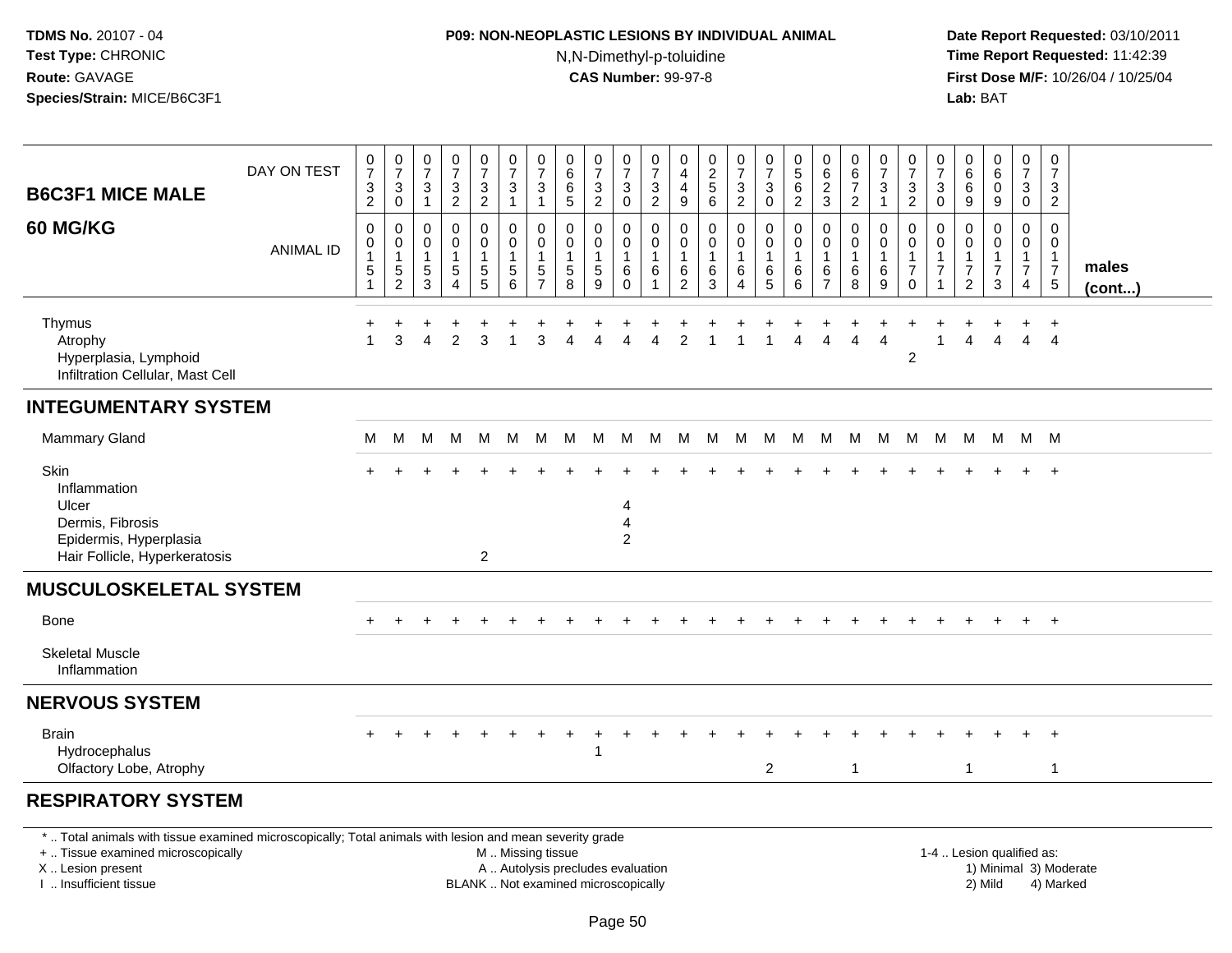TDMS No. 20107 - 04
Test Type: CHRONIC
Route: GAVAGE
Species/Strain: MICE/B6C3F1

**P09: NON-NEOPLASTIC LESIONS BY INDIVIDUAL ANIMAL**
N,N-Dimethyl-p-toluidine
**CAS Number:** 99-97-8

Date Report Requested: 03/10/2011
Time Report Requested: 11:42:39
First Dose M/F: 10/26/04 / 10/25/04
Lab: BAT

| B6C3F1 MICE MALE 60 MG/KG | DAY ON TEST | 0732 | 0730 | 0731 | 0732 | 0732 | 0731 | 0731 | 0665 | 0732 | 0730 | 0732 | 0449 | 0256 | 0732 | 0730 | 0562 | 0623 | 0672 | 0731 | 0732 | 0730 | 0669 | 0609 | 0730 | 0732 | |
|---|---|---|---|---|---|---|---|---|---|---|---|---|---|---|---|---|---|---|---|---|---|---|---|---|---|---|---|
| | ANIMAL ID | 0015 1 | 0015 2 | 0015 3 | 0015 4 | 0015 5 | 0015 6 | 0015 7 | 0015 8 | 0015 9 | 0016 0 | 0016 1 | 0016 2 | 0016 3 | 0016 4 | 0016 5 | 0016 6 | 0016 7 | 0016 8 | 0016 9 | 0017 0 | 0017 1 | 0017 2 | 0017 3 | 0017 4 | 0017 5 | males (cont...) |
| Thymus | | + | + | + | + | + | + | + | + | + | + | + | + | + | + | + | + | + | + | + | + | + | + | + | + | + | |
| Atrophy | | 1 | 3 | 4 | 2 | 3 | 1 | 3 | 4 | 4 | 4 | 4 | 2 | 1 | 1 | 1 | 4 | 4 | 4 | 4 | | 1 | 4 | 4 | 4 | 4 | |
| Hyperplasia, Lymphoid | | | | | | | | | | | | | | | | | | | | | 2 | | | | | | |
| Infiltration Cellular, Mast Cell | | | | | | | | | | | | | | | | | | | | | | | | | | | |
| **INTEGUMENTARY SYSTEM** | | | | | | | | | | | | | | | | | | | | | | | | | | | |
| Mammary Gland | | M | M | M | M | M | M | M | M | M | M | M | M | M | M | M | M | M | M | M | M | M | M | M | M | M | |
| Skin | | + | + | + | + | + | + | + | + | + | + | + | + | + | + | + | + | + | + | + | + | + | + | + | + | + | |
| Inflammation | | | | | | | | | | | | | | | | | | | | | | | | | | | |
| Ulcer | | | | | | | | | | | 4 | | | | | | | | | | | | | | | | |
| Dermis, Fibrosis | | | | | | | | | | | 4 | | | | | | | | | | | | | | | | |
| Epidermis, Hyperplasia | | | | | | | | | | | 2 | | | | | | | | | | | | | | | | |
| Hair Follicle, Hyperkeratosis | | | | | | 2 | | | | | | | | | | | | | | | | | | | | | |
| **MUSCULOSKELETAL SYSTEM** | | | | | | | | | | | | | | | | | | | | | | | | | | | |
| Bone | | + | + | + | + | + | + | + | + | + | + | + | + | + | + | + | + | + | + | + | + | + | + | + | + | + | |
| Skeletal Muscle | | | | | | | | | | | | | | | | | | | | | | | | | | | |
| Inflammation | | | | | | | | | | | | | | | | | | | | | | | | | | | |
| **NERVOUS SYSTEM** | | | | | | | | | | | | | | | | | | | | | | | | | | | |
| Brain | | + | + | + | + | + | + | + | + | + | + | + | + | + | + | + | + | + | + | + | + | + | + | + | + | + | |
| Hydrocephalus | | | | | | | | | | 1 | | | | | | | | | | | | | | | | | |
| Olfactory Lobe, Atrophy | | | | | | | | | | | | | | | | 2 | | | 1 | | | | 1 | | | 1 | |
| **RESPIRATORY SYSTEM** | | | | | | | | | | | | | | | | | | | | | | | | | | | |

* .. Total animals with tissue examined microscopically; Total animals with lesion and mean severity grade
+ .. Tissue examined microscopically
X .. Lesion present
I .. Insufficient tissue

M .. Missing tissue
A .. Autolysis precludes evaluation
BLANK .. Not examined microscopically

1-4 .. Lesion qualified as:
1) Minimal 3) Moderate
2) Mild 4) Marked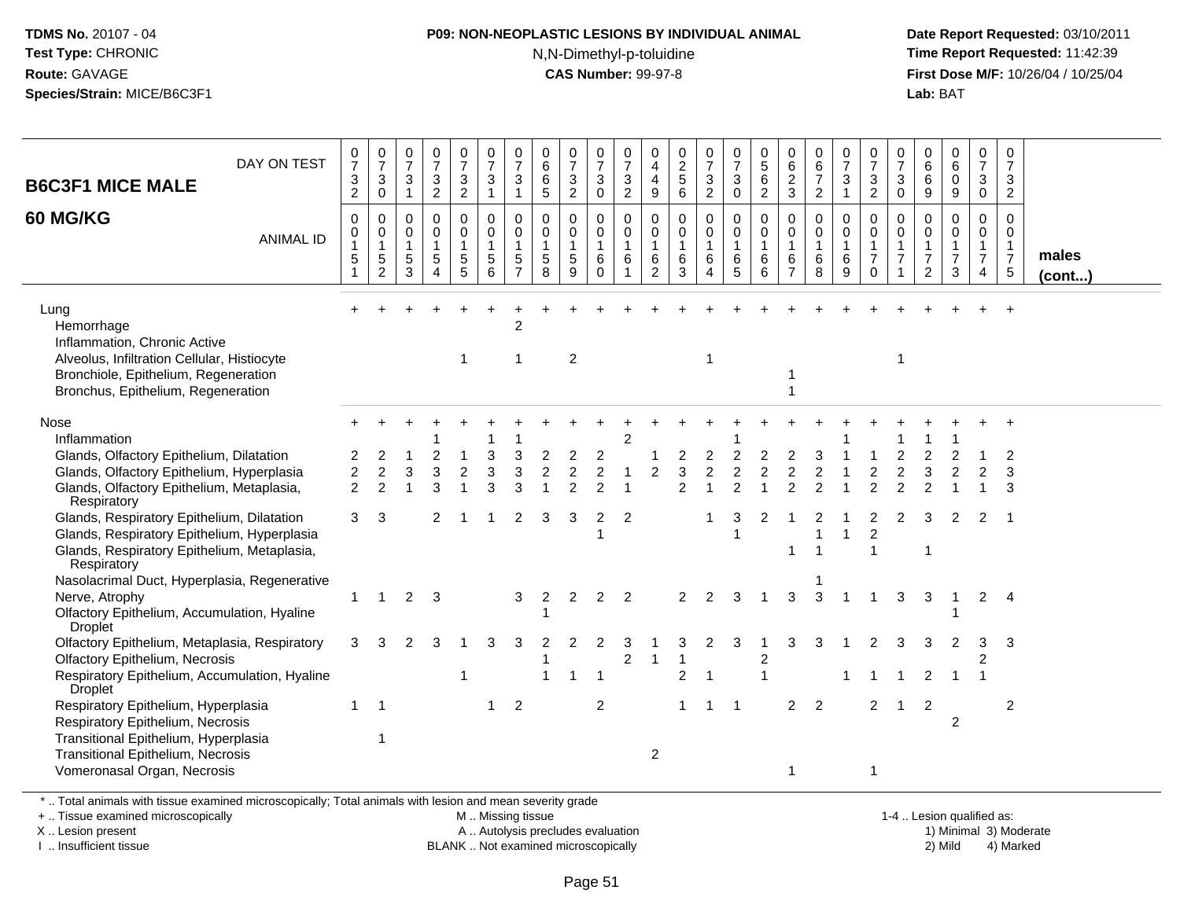**TDMS No.** 20107 - 04
**Test Type:** CHRONIC
**Route:** GAVAGE
**Species/Strain:** MICE/B6C3F1

**P09: NON-NEOPLASTIC LESIONS BY INDIVIDUAL ANIMAL**
N,N-Dimethyl-p-toluidine
**CAS Number:** 99-97-8

**Date Report Requested:** 03/10/2011
**Time Report Requested:** 11:42:39
**First Dose M/F:** 10/26/04 / 10/25/04
**Lab:** BAT

## B6C3F1 MICE MALE
## 60 MG/KG

| DAY ON TEST | 0732 | 0730 | 0731 | 0732 | 0732 | 0731 | 0731 | 0665 | 0732 | 0730 | 0732 | 0449 | 0256 | 0732 | 0730 | 0562 | 0623 | 0672 | 0731 | 0732 | 0730 | 0669 | 0609 | 0730 | 0732 | |
|---|---|---|---|---|---|---|---|---|---|---|---|---|---|---|---|---|---|---|---|---|---|---|---|---|---|---|
| **ANIMAL ID** | 0015 1 | 0015 2 | 0015 3 | 0015 4 | 0015 5 | 0015 6 | 0015 7 | 0015 8 | 0015 9 | 0016 0 | 0016 1 | 0016 2 | 0016 3 | 0016 4 | 0016 5 | 0016 6 | 0016 7 | 0016 8 | 0016 9 | 0017 0 | 0017 1 | 0017 2 | 0017 3 | 0017 4 | 0017 5 | **males (cont...)** |
| Lung | + | + | + | + | + | + | + | + | + | + | + | + | + | + | + | + | + | + | + | + | + | + | + | + | + | |
| Hemorrhage | | | | | | | 2 | | | | | | | | | | | | | | | | | | | |
| Inflammation, Chronic Active | | | | | | | | | | | | | | | | | | | | | | | | | | |
| Alveolus, Infiltration Cellular, Histiocyte | | | | | 1 | | 1 | | 2 | | | | | 1 | | | | | | | 1 | | | | | |
| Bronchiole, Epithelium, Regeneration | | | | | | | | | | | | | | | | | 1 | | | | | | | | | |
| Bronchus, Epithelium, Regeneration | | | | | | | | | | | | | | | | | 1 | | | | | | | | | |
| Nose | + | + | + | + | + | + | + | + | + | + | + | + | + | + | + | + | + | + | + | + | + | + | + | + | + | |
| Inflammation | | | | 1 | | 1 | 1 | | | | 2 | | | | 1 | | | | 1 | | 1 | 1 | 1 | | | |
| Glands, Olfactory Epithelium, Dilatation | 2 | 2 | 1 | 2 | 1 | 3 | 3 | 2 | 2 | 2 | | 1 | 2 | 2 | 2 | 2 | 2 | 3 | 1 | 1 | 2 | 2 | 2 | 1 | 2 | |
| Glands, Olfactory Epithelium, Hyperplasia | 2 | 2 | 3 | 3 | 2 | 3 | 3 | 2 | 2 | 2 | 1 | 2 | 3 | 2 | 2 | 2 | 2 | 2 | 1 | 2 | 2 | 3 | 2 | 2 | 3 | |
| Glands, Olfactory Epithelium, Metaplasia, Respiratory | 2 | 2 | 1 | 3 | 1 | 3 | 3 | 1 | 2 | 2 | 1 | | 2 | 1 | 2 | 1 | 2 | 2 | 1 | 2 | 2 | 2 | 1 | 1 | 3 | |
| Glands, Respiratory Epithelium, Dilatation | 3 | 3 | | 2 | 1 | 1 | 2 | 3 | 3 | 2 | 2 | | | 1 | 3 | 2 | 1 | 2 | 1 | 2 | 2 | 3 | 2 | 2 | 1 | |
| Glands, Respiratory Epithelium, Hyperplasia | | | | | | | | | | 1 | | | | | 1 | | | 1 | 1 | 2 | | | | | | |
| Glands, Respiratory Epithelium, Metaplasia, Respiratory | | | | | | | | | | | | | | | | | 1 | 1 | | 1 | | 1 | | | | |
| Nasolacrimal Duct, Hyperplasia, Regenerative | | | | | | | | | | | | | | | | | | 1 | | | | | | | | |
| Nerve, Atrophy | 1 | 1 | 2 | 3 | | | 3 | 2 | 2 | 2 | 2 | | 2 | 2 | 3 | 1 | 3 | 3 | 1 | 1 | 3 | 3 | 1 | 2 | 4 | |
| Olfactory Epithelium, Accumulation, Hyaline Droplet | | | | | | | | 1 | | | | | | | | | | | | | | | 1 | | | |
| Olfactory Epithelium, Metaplasia, Respiratory | 3 | 3 | 2 | 3 | 1 | 3 | 3 | 2 | 2 | 2 | 3 | 1 | 3 | 2 | 3 | 1 | 3 | 3 | 1 | 2 | 3 | 3 | 2 | 3 | 3 | |
| Olfactory Epithelium, Necrosis | | | | | | | | 1 | | | 2 | 1 | 1 | | | 2 | | | | | | | | 2 | | |
| Respiratory Epithelium, Accumulation, Hyaline Droplet | | | | | 1 | | | 1 | 1 | 1 | | | 2 | 1 | | 1 | | | 1 | 1 | 1 | 2 | 1 | 1 | | |
| Respiratory Epithelium, Hyperplasia | 1 | 1 | | | | 1 | 2 | | | 2 | | | 1 | 1 | 1 | | 2 | 2 | | 2 | 1 | 2 | | | 2 | |
| Respiratory Epithelium, Necrosis | | | | | | | | | | | | | | | | | | | | | | | 2 | | | |
| Transitional Epithelium, Hyperplasia | | 1 | | | | | | | | | | | | | | | | | | | | | | | | |
| Transitional Epithelium, Necrosis | | | | | | | | | | | | 2 | | | | | | | | | | | | | | |
| Vomeronasal Organ, Necrosis | | | | | | | | | | | | | | | | | 1 | | | 1 | | | | | | |

\* .. Total animals with tissue examined microscopically; Total animals with lesion and mean severity grade
\+ .. Tissue examined microscopically
X .. Lesion present
I .. Insufficient tissue

M .. Missing tissue
A .. Autolysis precludes evaluation
BLANK .. Not examined microscopically

1-4 .. Lesion qualified as:
1) Minimal 3) Moderate
2) Mild 4) Marked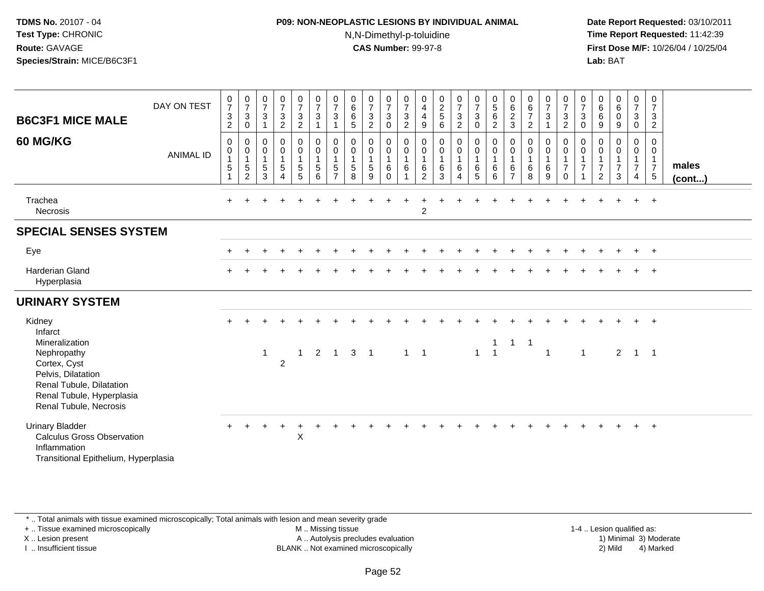**TDMS No.** 20107 - 04
**Test Type:** CHRONIC
**Route:** GAVAGE
**Species/Strain:** MICE/B6C3F1

**P09: NON-NEOPLASTIC LESIONS BY INDIVIDUAL ANIMAL**
N,N-Dimethyl-p-toluidine
**CAS Number:** 99-97-8

**Date Report Requested:** 03/10/2011
**Time Report Requested:** 11:42:39
**First Dose M/F:** 10/26/04 / 10/25/04
**Lab:** BAT

| B6C3F1 MICE MALE 60 MG/KG | 1 | 2 | 3 | 4 | 5 | 6 | 7 | 8 | 9 | 10 | 11 | 12 | 13 | 14 | 15 | 16 | 17 | 18 | 19 | 20 | 21 | 22 | 23 | 24 | 25 | |
|---|---|---|---|---|---|---|---|---|---|---|---|---|---|---|---|---|---|---|---|---|---|---|---|---|---|---|
| DAY ON TEST | 0732 | 0730 | 0731 | 0732 | 0732 | 0731 | 0731 | 0665 | 0732 | 0730 | 0732 | 0449 | 0256 | 0732 | 0730 | 0562 | 0623 | 0672 | 0731 | 0732 | 0730 | 0669 | 0609 | 0730 | 0732 | |
| ANIMAL ID | 0015 1 | 0015 2 | 0015 3 | 0015 4 | 0015 5 | 0015 6 | 0015 7 | 0015 8 | 0015 9 | 0016 0 | 0016 1 | 0016 2 | 0016 3 | 0016 4 | 0016 5 | 0016 6 | 0016 7 | 0016 8 | 0016 9 | 0017 0 | 0017 1 | 0017 2 | 0017 3 | 0017 4 | 0017 5 | males (cont...) |
| Trachea | + | + | + | + | + | + | + | + | + | + | + | + | + | + | + | + | + | + | + | + | + | + | + | + | + | |
| Necrosis | | | | | | | | | | | | 2 | | | | | | | | | | | | | | |
| **SPECIAL SENSES SYSTEM** | | | | | | | | | | | | | | | | | | | | | | | | | | |
| Eye | + | + | + | + | + | + | + | + | + | + | + | + | + | + | + | + | + | + | + | + | + | + | + | + | + | |
| Harderian Gland | + | + | + | + | + | + | + | + | + | + | + | + | + | + | + | + | + | + | + | + | + | + | + | + | + | |
| Hyperplasia | | | | | | | | | | | | | | | | | | | | | | | | | | |
| **URINARY SYSTEM** | | | | | | | | | | | | | | | | | | | | | | | | | | |
| Kidney | + | + | + | + | + | + | + | + | + | + | + | + | + | + | + | + | + | + | + | + | + | + | + | + | + | |
| Infarct | | | | | | | | | | | | | | | | | | | | | | | | | | |
| Mineralization | | | | | | | | | | | | | | | | 1 | 1 | 1 | | | | | | | | |
| Nephropathy | | | 1 | | 1 | 2 | 1 | 3 | 1 | | 1 | 1 | | | 1 | 1 | | | 1 | | 1 | | 2 | 1 | 1 | |
| Cortex, Cyst | | | | 2 | | | | | | | | | | | | | | | | | | | | | | |
| Pelvis, Dilatation | | | | | | | | | | | | | | | | | | | | | | | | | | |
| Renal Tubule, Dilatation | | | | | | | | | | | | | | | | | | | | | | | | | | |
| Renal Tubule, Hyperplasia | | | | | | | | | | | | | | | | | | | | | | | | | | |
| Renal Tubule, Necrosis | | | | | | | | | | | | | | | | | | | | | | | | | | |
| Urinary Bladder | + | + | + | + | + | + | + | + | + | + | + | + | + | + | + | + | + | + | + | + | + | + | + | + | + | |
| Calculus Gross Observation | | | | | X | | | | | | | | | | | | | | | | | | | | | |
| Inflammation | | | | | | | | | | | | | | | | | | | | | | | | | | |
| Transitional Epithelium, Hyperplasia | | | | | | | | | | | | | | | | | | | | | | | | | | |

\* .. Total animals with tissue examined microscopically; Total animals with lesion and mean severity grade
+ .. Tissue examined microscopically
X .. Lesion present
I .. Insufficient tissue

M .. Missing tissue
A .. Autolysis precludes evaluation
BLANK .. Not examined microscopically

1-4 .. Lesion qualified as:
1) Minimal 3) Moderate
2) Mild 4) Marked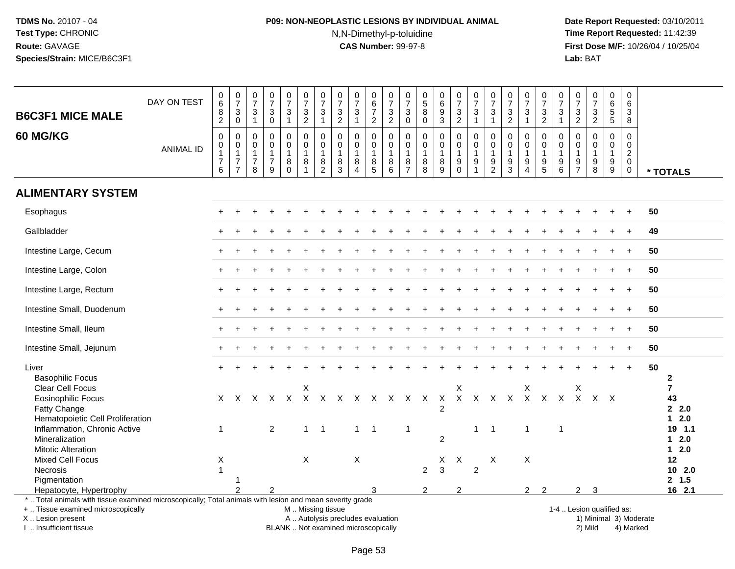**TDMS No.** 20107 - 04
**Test Type:** CHRONIC
**Route:** GAVAGE
**Species/Strain:** MICE/B6C3F1

**P09: NON-NEOPLASTIC LESIONS BY INDIVIDUAL ANIMAL**
N,N-Dimethyl-p-toluidine
**CAS Number:** 99-97-8

**Date Report Requested:** 03/10/2011
**Time Report Requested:** 11:42:39
**First Dose M/F:** 10/26/04 / 10/25/04
**Lab:** BAT

| B6C3F1 MICE MALE 60 MG/KG | | | | | | | | | | | | | | | | | | | | | | | | | | |
|---|---|---|---|---|---|---|---|---|---|---|---|---|---|---|---|---|---|---|---|---|---|---|---|---|---|---|
| DAY ON TEST | 0682 | 0730 | 0731 | 0730 | 0731 | 0732 | 0731 | 0732 | 0731 | 0672 | 0732 | 0730 | 0580 | 0693 | 0732 | 0731 | 0731 | 0732 | 0731 | 0732 | 0731 | 0732 | 0732 | 0655 | 0638 | |
| ANIMAL ID | 00176 | 00177 | 00178 | 00179 | 00180 | 00181 | 00182 | 00183 | 00184 | 00185 | 00186 | 00187 | 00188 | 00189 | 00190 | 00191 | 00192 | 00193 | 00194 | 00195 | 00196 | 00197 | 00198 | 00199 | 00200 | * TOTALS |
| **ALIMENTARY SYSTEM** | | | | | | | | | | | | | | | | | | | | | | | | | | |
| Esophagus | + | + | + | + | + | + | + | + | + | + | + | + | + | + | + | + | + | + | + | + | + | + | + | + | + | 50 |
| Gallbladder | + | + | + | + | + | + | + | + | + | + | + | + | + | + | + | + | + | + | + | + | + | + | + | + | + | 49 |
| Intestine Large, Cecum | + | + | + | + | + | + | + | + | + | + | + | + | + | + | + | + | + | + | + | + | + | + | + | + | + | 50 |
| Intestine Large, Colon | + | + | + | + | + | + | + | + | + | + | + | + | + | + | + | + | + | + | + | + | + | + | + | + | + | 50 |
| Intestine Large, Rectum | + | + | + | + | + | + | + | + | + | + | + | + | + | + | + | + | + | + | + | + | + | + | + | + | + | 50 |
| Intestine Small, Duodenum | + | + | + | + | + | + | + | + | + | + | + | + | + | + | + | + | + | + | + | + | + | + | + | + | + | 50 |
| Intestine Small, Ileum | + | + | + | + | + | + | + | + | + | + | + | + | + | + | + | + | + | + | + | + | + | + | + | + | + | 50 |
| Intestine Small, Jejunum | + | + | + | + | + | + | + | + | + | + | + | + | + | + | + | + | + | + | + | + | + | + | + | + | + | 50 |
| Liver | + | + | + | + | + | + | + | + | + | + | + | + | + | + | + | + | + | + | + | + | + | + | + | + | + | 50 |
| Basophilic Focus | | | | | | | | | | | | | | | | | | | | | | | | | | 2 |
| Clear Cell Focus | | | | | | X | | | | | | | | | X | | | | X | | | X | | | | 7 |
| Eosinophilic Focus | X | X | X | X | X | X | X | X | X | X | X | X | X | X | X | X | X | X | X | X | X | X | X | X | | 43 |
| Fatty Change | | | | | | | | | | | | | | 2 | | | | | | | | | | | | 2 2.0 |
| Hematopoietic Cell Proliferation | | | | | | | | | | | | | | | | | | | | | | | | | | 1 2.0 |
| Inflammation, Chronic Active | 1 | | | 2 | | 1 | 1 | | 1 | 1 | | 1 | | | | 1 | 1 | | 1 | | 1 | | | | | 19 1.1 |
| Mineralization | | | | | | | | | | | | | | 2 | | | | | | | | | | | | 1 2.0 |
| Mitotic Alteration | | | | | | | | | | | | | | | | | | | | | | | | | | 1 2.0 |
| Mixed Cell Focus | X | | | | | X | | | X | | | | | X | X | | X | | X | | | | | | | 12 |
| Necrosis | 1 | | | | | | | | | | | | 2 | 3 | | 2 | | | | | | | | | | 10 2.0 |
| Pigmentation | | 1 | | | | | | | | | | | | | | | | | | | | | | | | 2 1.5 |
| Hepatocyte, Hypertrophy | | 2 | | 2 | | | | | | 3 | | | 2 | | 2 | | | | 2 | 2 | | 2 | 3 | | | 16 2.1 |

\* .. Total animals with tissue examined microscopically; Total animals with lesion and mean severity grade
+ .. Tissue examined microscopically
X .. Lesion present
I .. Insufficient tissue
M .. Missing tissue
A .. Autolysis precludes evaluation
BLANK .. Not examined microscopically
1-4 .. Lesion qualified as: 1) Minimal 2) Mild 3) Moderate 4) Marked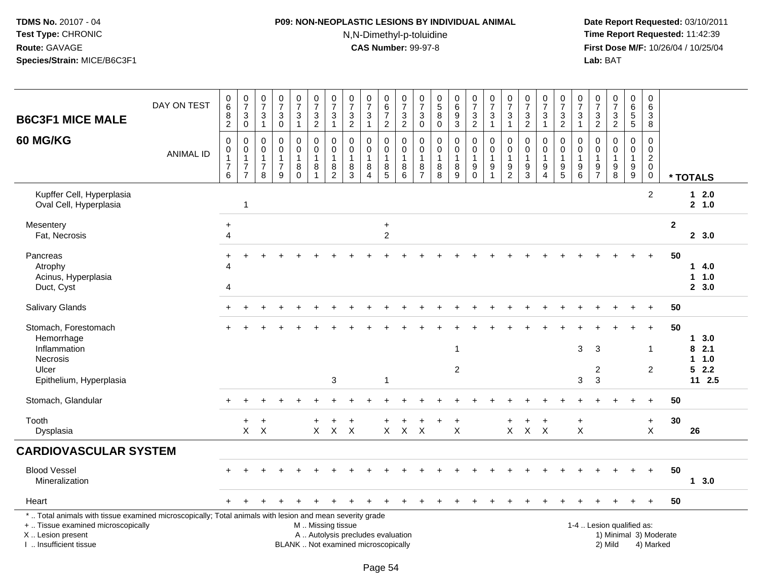**TDMS No.** 20107 - 04
**Test Type:** CHRONIC
**Route:** GAVAGE
**Species/Strain:** MICE/B6C3F1

**P09: NON-NEOPLASTIC LESIONS BY INDIVIDUAL ANIMAL**
N,N-Dimethyl-p-toluidine
**CAS Number:** 99-97-8

**Date Report Requested:** 03/10/2011
**Time Report Requested:** 11:42:39
**First Dose M/F:** 10/26/04 / 10/25/04
**Lab:** BAT

## B6C3F1 MICE MALE 60 MG/KG

| DAY ON TEST | 682 | 730 | 731 | 730 | 731 | 732 | 731 | 732 | 731 | 672 | 732 | 730 | 580 | 693 | 732 | 731 | 731 | 732 | 731 | 732 | 731 | 732 | 732 | 655 | 638 | |
|---|---|---|---|---|---|---|---|---|---|---|---|---|---|---|---|---|---|---|---|---|---|---|---|---|---|---|
| **ANIMAL ID** | 0176 | 0177 | 0178 | 0179 | 0180 | 0181 | 0182 | 0183 | 0184 | 0185 | 0186 | 0187 | 0188 | 0189 | 0190 | 0191 | 0192 | 0193 | 0194 | 0195 | 0196 | 0197 | 0198 | 0199 | 0200 | *** TOTALS** |
| Kupffer Cell, Hyperplasia | | | | | | | | | | | | | | | | | | | | | | | | | 2 | **1 2.0** |
| Oval Cell, Hyperplasia | | 1 | | | | | | | | | | | | | | | | | | | | | | | | **2 1.0** |
| Mesentery | + | | | | | | | | | + | | | | | | | | | | | | | | | | **2** |
| Fat, Necrosis | 4 | | | | | | | | | 2 | | | | | | | | | | | | | | | | **2 3.0** |
| Pancreas | + | + | + | + | + | + | + | + | + | + | + | + | + | + | + | + | + | + | + | + | + | + | + | + | + | **50** |
| Atrophy | 4 | | | | | | | | | | | | | | | | | | | | | | | | | **1 4.0** |
| Acinus, Hyperplasia | | | | | | | | | | | | | | | | | | | | | | | | | | **1 1.0** |
| Duct, Cyst | 4 | | | | | | | | | | | | | | | | | | | | | | | | | **2 3.0** |
| Salivary Glands | + | + | + | + | + | + | + | + | + | + | + | + | + | + | + | + | + | + | + | + | + | + | + | + | + | **50** |
| Stomach, Forestomach | + | + | + | + | + | + | + | + | + | + | + | + | + | + | + | + | + | + | + | + | + | + | + | + | + | **50** |
| Hemorrhage | | | | | | | | | | | | | | | | | | | | | | | | | | **1 3.0** |
| Inflammation | | | | | | | | | | | | | | 1 | | | | | | | 3 | 3 | | | 1 | **8 2.1** |
| Necrosis | | | | | | | | | | | | | | | | | | | | | | | | | | **1 1.0** |
| Ulcer | | | | | | | | | | | | | | 2 | | | | | | | | 2 | | | 2 | **5 2.2** |
| Epithelium, Hyperplasia | | | | | | | 3 | | | 1 | | | | | | | | | | | 3 | 3 | | | | **11 2.5** |
| Stomach, Glandular | + | + | + | + | + | + | + | + | + | + | + | + | + | + | + | + | + | + | + | + | + | + | + | + | + | **50** |
| Tooth | | + | + | | | + | + | + | | + | + | + | + | + | | | + | + | + | | + | | | | + | **30** |
| Dysplasia | | X | X | | | X | X | X | | X | X | X | | X | | | X | X | X | | X | | | | X | **26** |

## CARDIOVASCULAR SYSTEM

| | | | | | | | | | | | | | | | | | | | | | | | | | | |
|---|---|---|---|---|---|---|---|---|---|---|---|---|---|---|---|---|---|---|---|---|---|---|---|---|---|---|
| Blood Vessel | + | + | + | + | + | + | + | + | + | + | + | + | + | + | + | + | + | + | + | + | + | + | + | + | + | **50** |
| Mineralization | | | | | | | | | | | | | | | | | | | | | | | | | | **1 3.0** |
| Heart | + | + | + | + | + | + | + | + | + | + | + | + | + | + | + | + | + | + | + | + | + | + | + | + | + | **50** |

\* .. Total animals with tissue examined microscopically; Total animals with lesion and mean severity grade
+ .. Tissue examined microscopically
X .. Lesion present
I .. Insufficient tissue

M .. Missing tissue
A .. Autolysis precludes evaluation
BLANK .. Not examined microscopically

1-4 .. Lesion qualified as:
1) Minimal 3) Moderate
2) Mild 4) Marked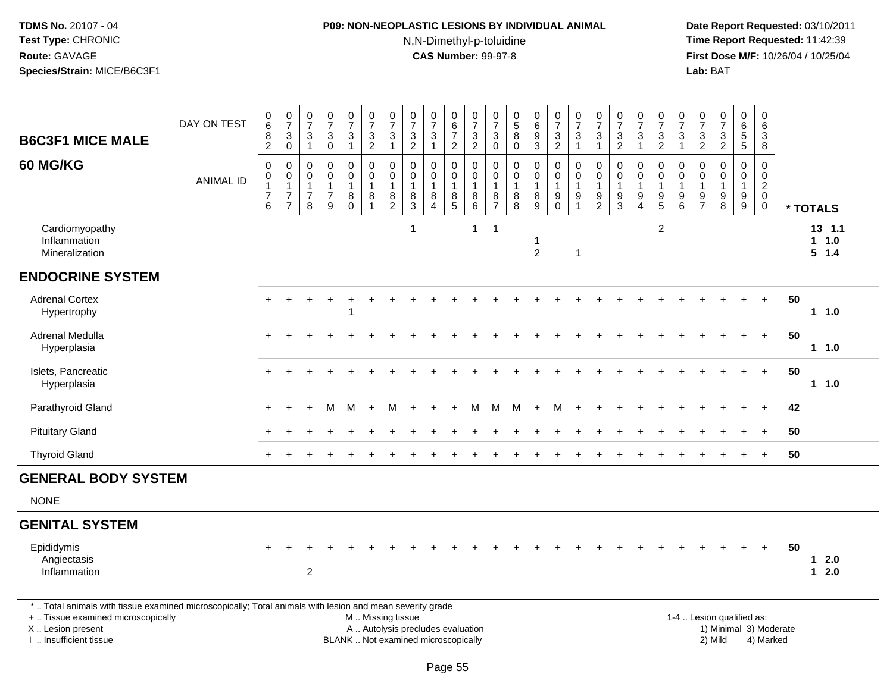TDMS No. 20107 - 04
Test Type: CHRONIC
Route: GAVAGE
Species/Strain: MICE/B6C3F1

**P09: NON-NEOPLASTIC LESIONS BY INDIVIDUAL ANIMAL**
N,N-Dimethyl-p-toluidine
**CAS Number:** 99-97-8

Date Report Requested: 03/10/2011
Time Report Requested: 11:42:39
First Dose M/F: 10/26/04 / 10/25/04
Lab: BAT

| B6C3F1 MICE MALE 60 MG/KG | | | | | | | | | | | | | | | | | | | | | | | | | | |
|---|---|---|---|---|---|---|---|---|---|---|---|---|---|---|---|---|---|---|---|---|---|---|---|---|---|---|
| DAY ON TEST | 0682 | 0730 | 0731 | 0730 | 0731 | 0732 | 0731 | 0732 | 0731 | 0672 | 0732 | 0730 | 0580 | 0693 | 0732 | 0731 | 0731 | 0732 | 0731 | 0732 | 0731 | 0732 | 0732 | 0655 | 0638 | |
| ANIMAL ID | 00176 | 00177 | 00178 | 00179 | 00180 | 00181 | 00182 | 00183 | 00184 | 00185 | 00186 | 00187 | 00188 | 00189 | 00190 | 00191 | 00192 | 00193 | 00194 | 00195 | 00196 | 00197 | 00198 | 00199 | 00200 | * TOTALS |
| Cardiomyopathy | | | | | | | | 1 | | | 1 | 1 | | | | | | | | 2 | | | | | | 13 1.1 |
| Inflammation | | | | | | | | | | | | | | 1 | | | | | | | | | | | | 1 1.0 |
| Mineralization | | | | | | | | | | | | | | 2 | | 1 | | | | | | | | | | 5 1.4 |
| **ENDOCRINE SYSTEM** | | | | | | | | | | | | | | | | | | | | | | | | | | |
| Adrenal Cortex | + | + | + | + | + | + | + | + | + | + | + | + | + | + | + | + | + | + | + | + | + | + | + | + | + | 50 |
| Hypertrophy | | | | | 1 | | | | | | | | | | | | | | | | | | | | | 1 1.0 |
| Adrenal Medulla | + | + | + | + | + | + | + | + | + | + | + | + | + | + | + | + | + | + | + | + | + | + | + | + | + | 50 |
| Hyperplasia | | | | | | | | | | | | | | | | | | | | | | | | | | 1 1.0 |
| Islets, Pancreatic | + | + | + | + | + | + | + | + | + | + | + | + | + | + | + | + | + | + | + | + | + | + | + | + | + | 50 |
| Hyperplasia | | | | | | | | | | | | | | | | | | | | | | | | | | 1 1.0 |
| Parathyroid Gland | + | + | + | M | M | + | M | + | + | + | M | M | M | + | M | + | + | + | + | + | + | + | + | + | + | 42 |
| Pituitary Gland | + | + | + | + | + | + | + | + | + | + | + | + | + | + | + | + | + | + | + | + | + | + | + | + | + | 50 |
| Thyroid Gland | + | + | + | + | + | + | + | + | + | + | + | + | + | + | + | + | + | + | + | + | + | + | + | + | + | 50 |
| **GENERAL BODY SYSTEM** | | | | | | | | | | | | | | | | | | | | | | | | | | |
| NONE | | | | | | | | | | | | | | | | | | | | | | | | | | |
| **GENITAL SYSTEM** | | | | | | | | | | | | | | | | | | | | | | | | | | |
| Epididymis | + | + | + | + | + | + | + | + | + | + | + | + | + | + | + | + | + | + | + | + | + | + | + | + | + | 50 |
| Angiectasis | | | | | | | | | | | | | | | | | | | | | | | | | | 1 2.0 |
| Inflammation | | | 2 | | | | | | | | | | | | | | | | | | | | | | | 1 2.0 |

* .. Total animals with tissue examined microscopically; Total animals with lesion and mean severity grade
+ .. Tissue examined microscopically
X .. Lesion present
I .. Insufficient tissue
M .. Missing tissue
A .. Autolysis precludes evaluation
BLANK .. Not examined microscopically
1-4 .. Lesion qualified as: 1) Minimal 2) Mild 3) Moderate 4) Marked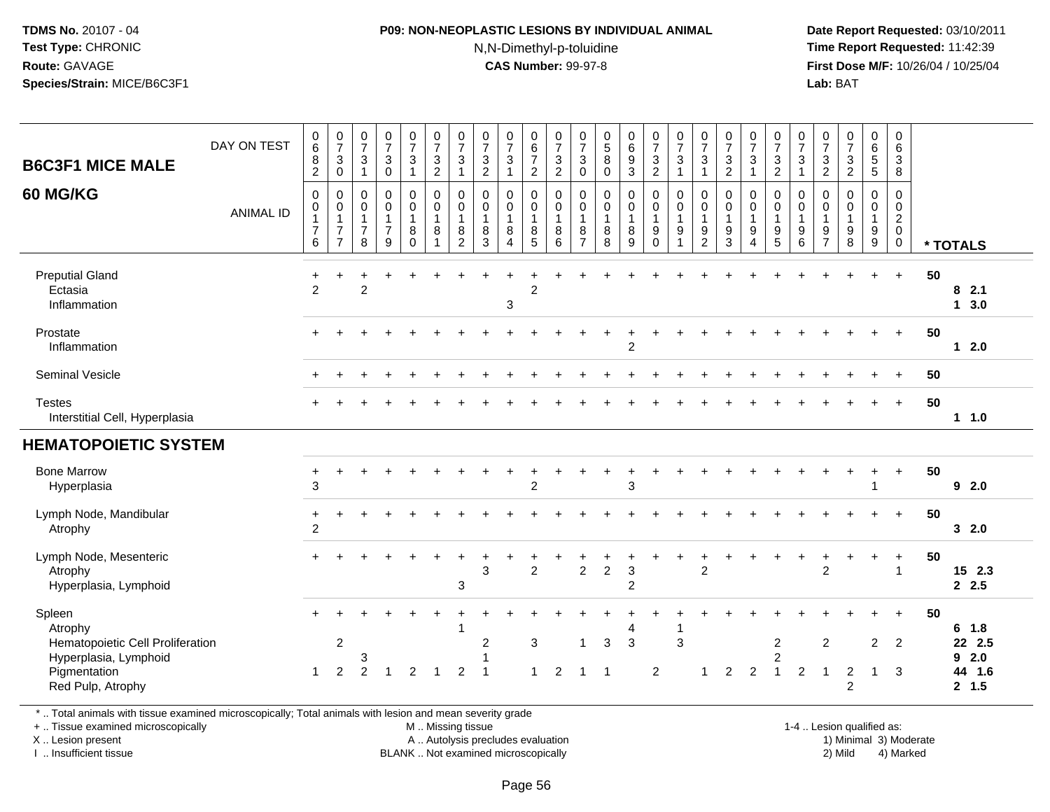**TDMS No.** 20107 - 04
**Test Type:** CHRONIC
**Route:** GAVAGE
**Species/Strain:** MICE/B6C3F1

**P09: NON-NEOPLASTIC LESIONS BY INDIVIDUAL ANIMAL**
N,N-Dimethyl-p-toluidine
**CAS Number:** 99-97-8

**Date Report Requested:** 03/10/2011
**Time Report Requested:** 11:42:39
**First Dose M/F:** 10/26/04 / 10/25/04
**Lab:** BAT

## B6C3F1 MICE MALE
## 60 MG/KG

| DAY ON TEST | 682 | 730 | 731 | 730 | 731 | 732 | 731 | 732 | 731 | 672 | 732 | 730 | 580 | 693 | 732 | 731 | 731 | 732 | 731 | 732 | 731 | 732 | 732 | 655 | 638 | |
|---|---|---|---|---|---|---|---|---|---|---|---|---|---|---|---|---|---|---|---|---|---|---|---|---|---|---|
| **ANIMAL ID** | 0176 | 0177 | 0178 | 0179 | 0180 | 0181 | 0182 | 0183 | 0184 | 0185 | 0186 | 0187 | 0188 | 0189 | 0190 | 0191 | 0192 | 0193 | 0194 | 0195 | 0196 | 0197 | 0198 | 0199 | 0200 | *** TOTALS** |
| Preputial Gland | + | + | + | + | + | + | + | + | + | + | + | + | + | + | + | + | + | + | + | + | + | + | + | + | + | 50 |
| Ectasia | 2 | | 2 | | | | | | | 2 | | | | | | | | | | | | | | | | 8 2.1 |
| Inflammation | | | | | | | | | 3 | | | | | | | | | | | | | | | | | 1 3.0 |
| Prostate | + | + | + | + | + | + | + | + | + | + | + | + | + | + | + | + | + | + | + | + | + | + | + | + | + | 50 |
| Inflammation | | | | | | | | | | | | | | 2 | | | | | | | | | | | | 1 2.0 |
| Seminal Vesicle | + | + | + | + | + | + | + | + | + | + | + | + | + | + | + | + | + | + | + | + | + | + | + | + | + | 50 |
| Testes | + | + | + | + | + | + | + | + | + | + | + | + | + | + | + | + | + | + | + | + | + | + | + | + | + | 50 |
| Interstitial Cell, Hyperplasia | | | | | | | | | | | | | | | | | | | | | | | | | | 1 1.0 |
| **HEMATOPOIETIC SYSTEM** | | | | | | | | | | | | | | | | | | | | | | | | | | |
| Bone Marrow | + | + | + | + | + | + | + | + | + | + | + | + | + | + | + | + | + | + | + | + | + | + | + | + | + | 50 |
| Hyperplasia | 3 | | | | | | | | | 2 | | | | 3 | | | | | | | | | | 1 | | 9 2.0 |
| Lymph Node, Mandibular | + | + | + | + | + | + | + | + | + | + | + | + | + | + | + | + | + | + | + | + | + | + | + | + | + | 50 |
| Atrophy | 2 | | | | | | | | | | | | | | | | | | | | | | | | | 3 2.0 |
| Lymph Node, Mesenteric | + | + | + | + | + | + | + | + | + | + | + | + | + | + | + | + | + | + | + | + | + | + | + | + | + | 50 |
| Atrophy | | | | | | | | 3 | | 2 | | 2 | 2 | 3 | | | 2 | | | | | 2 | | | 1 | 15 2.3 |
| Hyperplasia, Lymphoid | | | | | | | 3 | | | | | | | 2 | | | | | | | | | | | | 2 2.5 |
| Spleen | + | + | + | + | + | + | + | + | + | + | + | + | + | + | + | + | + | + | + | + | + | + | + | + | + | 50 |
| Atrophy | | | | | | | 1 | | | | | | | 4 | | 1 | | | | | | | | | | 6 1.8 |
| Hematopoietic Cell Proliferation | | 2 | | | | | | 2 | | 3 | | 1 | 3 | 3 | | 3 | | | | 2 | | 2 | | 2 | 2 | 22 2.5 |
| Hyperplasia, Lymphoid | | | 3 | | | | | 1 | | | | | | | | | | | | 2 | | | | | | 9 2.0 |
| Pigmentation | 1 | 2 | 2 | 1 | 2 | 1 | 2 | 1 | | 1 | 2 | 1 | 1 | | 2 | | 1 | 2 | 2 | 1 | 2 | 1 | 2 | 1 | 3 | 44 1.6 |
| Red Pulp, Atrophy | | | | | | | | | | | | | | | | | | | | | | | 2 | | | 2 1.5 |

* .. Total animals with tissue examined microscopically; Total animals with lesion and mean severity grade
+ .. Tissue examined microscopically
X .. Lesion present
I .. Insufficient tissue

M .. Missing tissue
A .. Autolysis precludes evaluation
BLANK .. Not examined microscopically

1-4 .. Lesion qualified as:
1) Minimal 3) Moderate
2) Mild 4) Marked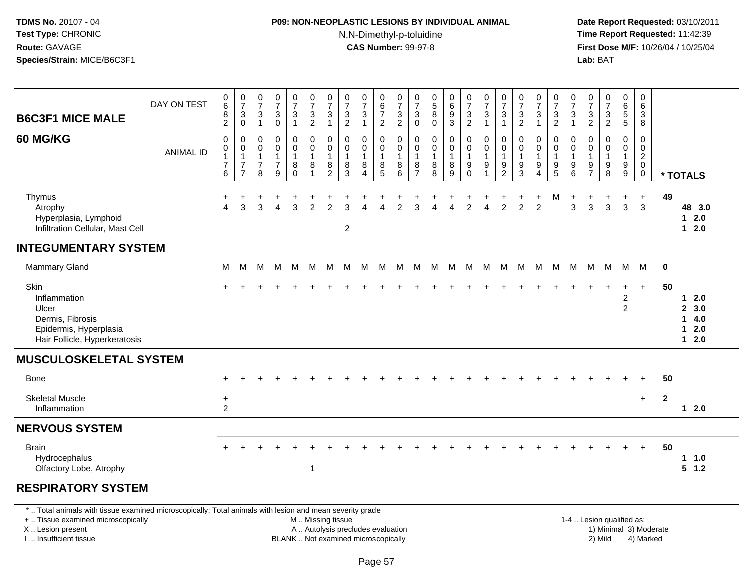TDMS No. 20107 - 04
Test Type: CHRONIC
Route: GAVAGE
Species/Strain: MICE/B6C3F1

**P09: NON-NEOPLASTIC LESIONS BY INDIVIDUAL ANIMAL**
N,N-Dimethyl-p-toluidine
**CAS Number:** 99-97-8

Date Report Requested: 03/10/2011
Time Report Requested: 11:42:39
First Dose M/F: 10/26/04 / 10/25/04
Lab: BAT

## B6C3F1 MICE MALE
## 60 MG/KG

| DAY ON TEST | 0682 | 0730 | 0731 | 0730 | 0731 | 0732 | 0731 | 0732 | 0731 | 0672 | 0732 | 0730 | 0580 | 0693 | 0732 | 0731 | 0731 | 0732 | 0731 | 0732 | 0731 | 0732 | 0732 | 0655 | 0638 | |
|---|---|---|---|---|---|---|---|---|---|---|---|---|---|---|---|---|---|---|---|---|---|---|---|---|---|---|
| **ANIMAL ID** | 00176 | 00177 | 00178 | 00179 | 00180 | 00181 | 00182 | 00183 | 00184 | 00185 | 00186 | 00187 | 00188 | 00189 | 00190 | 00191 | 00192 | 00193 | 00194 | 00195 | 00196 | 00197 | 00198 | 00199 | 00200 | *** TOTALS** |
| Thymus | + | + | + | + | + | + | + | + | + | + | + | + | + | + | + | + | + | + | + | M | + | + | + | + | + | 49 |
| Atrophy | 4 | 3 | 3 | 4 | 3 | 2 | 2 | 3 | 4 | 4 | 2 | 3 | 4 | 4 | 2 | 4 | 2 | 2 | 2 | | 3 | 3 | 3 | 3 | 3 | 48 3.0 |
| Hyperplasia, Lymphoid | | | | | | | | | | | | | | | | | | | | | | | | | | 1 2.0 |
| Infiltration Cellular, Mast Cell | | | | | | | | 2 | | | | | | | | | | | | | | | | | | 1 2.0 |
| **INTEGUMENTARY SYSTEM** | | | | | | | | | | | | | | | | | | | | | | | | | | |
| Mammary Gland | M | M | M | M | M | M | M | M | M | M | M | M | M | M | M | M | M | M | M | M | M | M | M | M | M | 0 |
| Skin | + | + | + | + | + | + | + | + | + | + | + | + | + | + | + | + | + | + | + | + | + | + | + | + | + | 50 |
| Inflammation | | | | | | | | | | | | | | | | | | | | | | | | 2 | | 1 2.0 |
| Ulcer | | | | | | | | | | | | | | | | | | | | | | | | 2 | | 2 3.0 |
| Dermis, Fibrosis | | | | | | | | | | | | | | | | | | | | | | | | | | 1 4.0 |
| Epidermis, Hyperplasia | | | | | | | | | | | | | | | | | | | | | | | | | | 1 2.0 |
| Hair Follicle, Hyperkeratosis | | | | | | | | | | | | | | | | | | | | | | | | | | 1 2.0 |
| **MUSCULOSKELETAL SYSTEM** | | | | | | | | | | | | | | | | | | | | | | | | | | |
| Bone | + | + | + | + | + | + | + | + | + | + | + | + | + | + | + | + | + | + | + | + | + | + | + | + | + | 50 |
| Skeletal Muscle | + | | | | | | | | | | | | | | | | | | | | | | | | + | 2 |
| Inflammation | 2 | | | | | | | | | | | | | | | | | | | | | | | | | 1 2.0 |
| **NERVOUS SYSTEM** | | | | | | | | | | | | | | | | | | | | | | | | | | |
| Brain | + | + | + | + | + | + | + | + | + | + | + | + | + | + | + | + | + | + | + | + | + | + | + | + | + | 50 |
| Hydrocephalus | | | | | | | | | | | | | | | | | | | | | | | | | | 1 1.0 |
| Olfactory Lobe, Atrophy | | | | | | 1 | | | | | | | | | | | | | | | | | | | | 5 1.2 |
| **RESPIRATORY SYSTEM** | | | | | | | | | | | | | | | | | | | | | | | | | | |

* .. Total animals with tissue examined microscopically; Total animals with lesion and mean severity grade
+ .. Tissue examined microscopically
X .. Lesion present
I .. Insufficient tissue
M .. Missing tissue
A .. Autolysis precludes evaluation
BLANK .. Not examined microscopically
1-4 .. Lesion qualified as: 1) Minimal 2) Mild 3) Moderate 4) Marked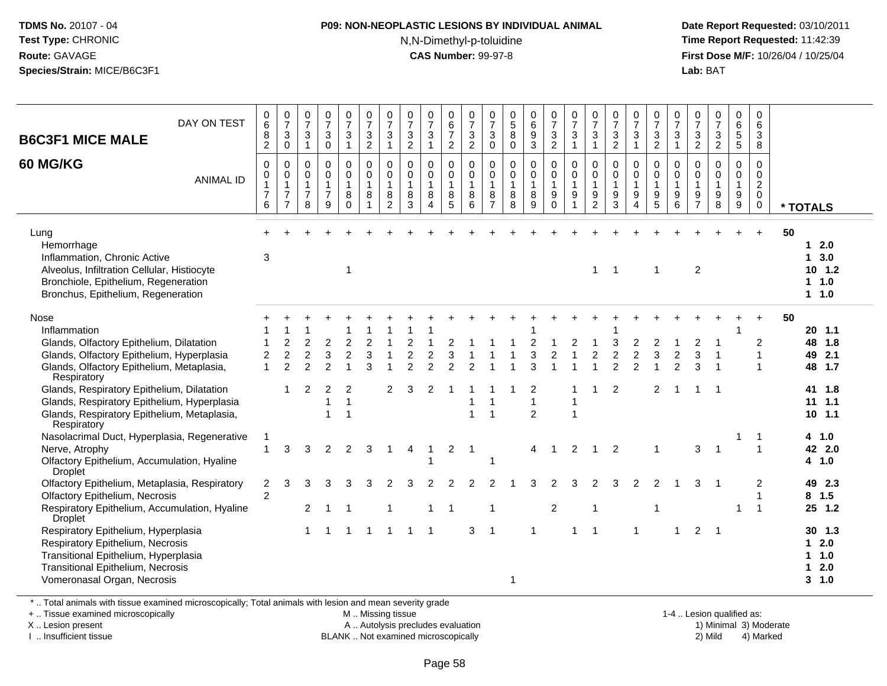**TDMS No.** 20107 - 04
**Test Type:** CHRONIC
**Route:** GAVAGE
**Species/Strain:** MICE/B6C3F1

**P09: NON-NEOPLASTIC LESIONS BY INDIVIDUAL ANIMAL**
N,N-Dimethyl-p-toluidine
**CAS Number:** 99-97-8

**Date Report Requested:** 03/10/2011
**Time Report Requested:** 11:42:39
**First Dose M/F:** 10/26/04 / 10/25/04
**Lab:** BAT

## B6C3F1 MICE MALE
## 60 MG/KG

| DAY ON TEST | 0682 | 0730 | 0731 | 0730 | 0731 | 0732 | 0731 | 0732 | 0731 | 0672 | 0732 | 0730 | 0580 | 0693 | 0732 | 0731 | 0731 | 0732 | 0731 | 0732 | 0731 | 0732 | 0732 | 0655 | 0638 | |
|---|---|---|---|---|---|---|---|---|---|---|---|---|---|---|---|---|---|---|---|---|---|---|---|---|---|---|
| **ANIMAL ID** | 0176 | 0177 | 0178 | 0179 | 0180 | 0181 | 0182 | 0183 | 0184 | 0185 | 0186 | 0187 | 0188 | 0189 | 0190 | 0191 | 0192 | 0193 | 0194 | 0195 | 0196 | 0197 | 0198 | 0199 | 0200 | *** TOTALS** |
| Lung | + | + | + | + | + | + | + | + | + | + | + | + | + | + | + | + | + | + | + | + | + | + | + | + | + | 50 |
| Hemorrhage | | | | | | | | | | | | | | | | | | | | | | | | | | 1 2.0 |
| Inflammation, Chronic Active | 3 | | | | | | | | | | | | | | | | | | | | | | | | | 1 3.0 |
| Alveolus, Infiltration Cellular, Histiocyte | | | | | 1 | | | | | | | | | | | | 1 | 1 | | 1 | | 2 | | | | 10 1.2 |
| Bronchiole, Epithelium, Regeneration | | | | | | | | | | | | | | | | | | | | | | | | | | 1 1.0 |
| Bronchus, Epithelium, Regeneration | | | | | | | | | | | | | | | | | | | | | | | | | | 1 1.0 |
| Nose | + | + | + | + | + | + | + | + | + | + | + | + | + | + | + | + | + | + | + | + | + | + | + | + | + | 50 |
| Inflammation | 1 | 1 | 1 | | 1 | 1 | 1 | 1 | 1 | | | | | 1 | | | | 1 | | | | | | 1 | | 20 1.1 |
| Glands, Olfactory Epithelium, Dilatation | 1 | 2 | 2 | 2 | 2 | 2 | 1 | 2 | 1 | 2 | 1 | 1 | 1 | 2 | 1 | 2 | 1 | 3 | 2 | 2 | 1 | 2 | 1 | | 2 | 48 1.8 |
| Glands, Olfactory Epithelium, Hyperplasia | 2 | 2 | 2 | 3 | 2 | 3 | 1 | 2 | 2 | 3 | 1 | 1 | 1 | 3 | 2 | 1 | 2 | 2 | 2 | 3 | 2 | 3 | 1 | | 1 | 49 2.1 |
| Glands, Olfactory Epithelium, Metaplasia, Respiratory | 1 | 2 | 2 | 2 | 1 | 3 | 1 | 2 | 2 | 2 | 2 | 1 | 1 | 3 | 1 | 1 | 1 | 2 | 2 | 1 | 2 | 3 | 1 | | 1 | 48 1.7 |
| Glands, Respiratory Epithelium, Dilatation | | 1 | 2 | 2 | 2 | | 2 | 3 | 2 | 1 | 1 | 1 | 1 | 2 | | 1 | 1 | 2 | | 2 | 1 | 1 | 1 | | | 41 1.8 |
| Glands, Respiratory Epithelium, Hyperplasia | | | | 1 | 1 | | | | | | 1 | 1 | | 1 | | 1 | | | | | | | | | | 11 1.1 |
| Glands, Respiratory Epithelium, Metaplasia, Respiratory | | | | 1 | 1 | | | | | | 1 | 1 | | 2 | | 1 | | | | | | | | | | 10 1.1 |
| Nasolacrimal Duct, Hyperplasia, Regenerative | 1 | | | | | | | | | | | | | | | | | | | | | | | 1 | 1 | 4 1.0 |
| Nerve, Atrophy | 1 | 3 | 3 | 2 | 2 | 3 | 1 | 4 | 1 | 2 | 1 | | | 4 | 1 | 2 | 1 | 2 | | 1 | | 3 | 1 | | 1 | 42 2.0 |
| Olfactory Epithelium, Accumulation, Hyaline Droplet | | | | | | | | | 1 | | | 1 | | | | | | | | | | | | | | 4 1.0 |
| Olfactory Epithelium, Metaplasia, Respiratory | 2 | 3 | 3 | 3 | 3 | 3 | 2 | 3 | 2 | 2 | 2 | 2 | 1 | 3 | 2 | 3 | 2 | 3 | 2 | 2 | 1 | 3 | 1 | | 2 | 49 2.3 |
| Olfactory Epithelium, Necrosis | 2 | | | | | | | | | | | | | | | | | | | | | | | | 1 | 8 1.5 |
| Respiratory Epithelium, Accumulation, Hyaline Droplet | | | 2 | 1 | 1 | | 1 | | 1 | 1 | | 1 | | | 2 | | 1 | | | 1 | | | | 1 | 1 | 25 1.2 |
| Respiratory Epithelium, Hyperplasia | | | 1 | 1 | 1 | 1 | 1 | 1 | 1 | | 3 | 1 | | 1 | | 1 | 1 | | 1 | | 1 | 2 | 1 | | | 30 1.3 |
| Respiratory Epithelium, Necrosis | | | | | | | | | | | | | | | | | | | | | | | | | | 1 2.0 |
| Transitional Epithelium, Hyperplasia | | | | | | | | | | | | | | | | | | | | | | | | | | 1 1.0 |
| Transitional Epithelium, Necrosis | | | | | | | | | | | | | | | | | | | | | | | | | | 1 2.0 |
| Vomeronasal Organ, Necrosis | | | | | | | | | | | | | 1 | | | | | | | | | | | | | 3 1.0 |

* .. Total animals with tissue examined microscopically; Total animals with lesion and mean severity grade
+ .. Tissue examined microscopically
X .. Lesion present
I .. Insufficient tissue

M .. Missing tissue
A .. Autolysis precludes evaluation
BLANK .. Not examined microscopically

1-4 .. Lesion qualified as:
1) Minimal 3) Moderate
2) Mild 4) Marked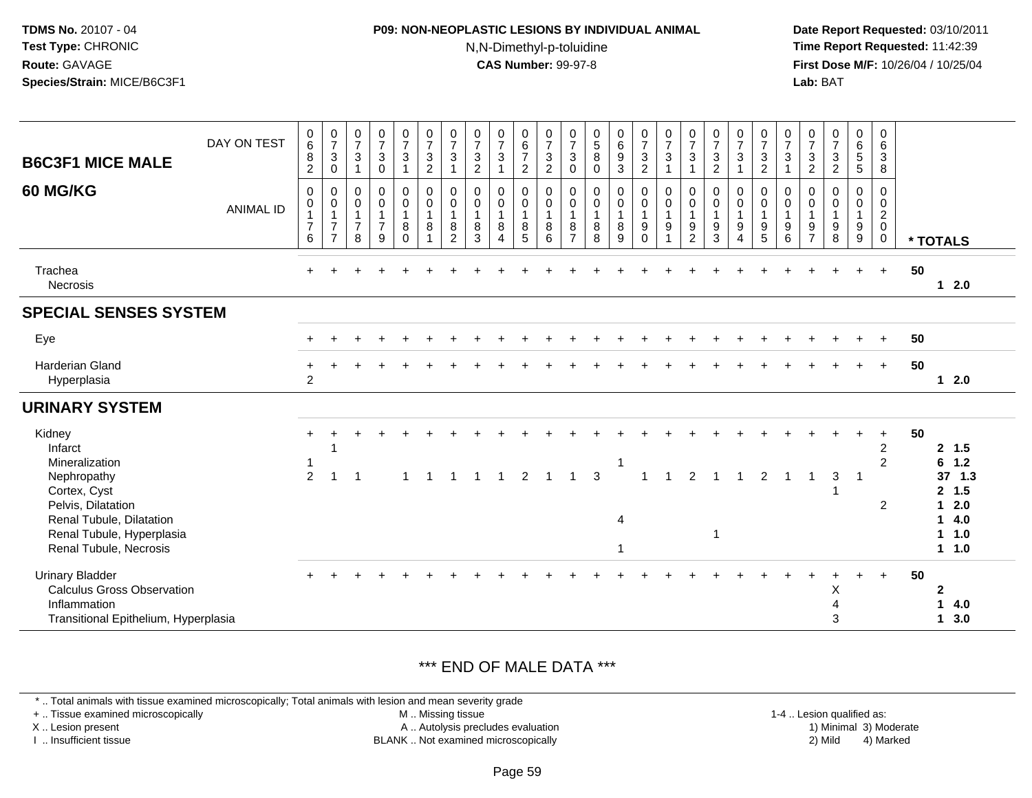| B6C3F1 MICE MALE 60 MG/KG | 0682 | 0730 | 0731 | 0730 | 0731 | 0732 | 0731 | 0732 | 0731 | 0672 | 0732 | 0730 | 0580 | 0693 | 0732 | 0731 | 0731 | 0732 | 0731 | 0732 | 0731 | 0732 | 0732 | 0655 | 0638 | |
|---|---|---|---|---|---|---|---|---|---|---|---|---|---|---|---|---|---|---|---|---|---|---|---|---|---|---|
| **DAY ON TEST / ANIMAL ID** | 0176 | 0177 | 0178 | 0179 | 0180 | 0181 | 0182 | 0183 | 0184 | 0185 | 0186 | 0187 | 0188 | 0189 | 0190 | 0191 | 0192 | 0193 | 0194 | 0195 | 0196 | 0197 | 0198 | 0199 | 0200 | *** TOTALS** |
| Trachea | + | + | + | + | + | + | + | + | + | + | + | + | + | + | + | + | + | + | + | + | + | + | + | + | + | 50 |
| Necrosis | | | | | | | | | | | | | | | | | | | | | | | | | | 1 2.0 |
| **SPECIAL SENSES SYSTEM** | | | | | | | | | | | | | | | | | | | | | | | | | | |
| Eye | + | + | + | + | + | + | + | + | + | + | + | + | + | + | + | + | + | + | + | + | + | + | + | + | + | 50 |
| Harderian Gland | + | + | + | + | + | + | + | + | + | + | + | + | + | + | + | + | + | + | + | + | + | + | + | + | + | 50 |
| Hyperplasia | 2 | | | | | | | | | | | | | | | | | | | | | | | | | 1 2.0 |
| **URINARY SYSTEM** | | | | | | | | | | | | | | | | | | | | | | | | | | |
| Kidney | + | + | + | + | + | + | + | + | + | + | + | + | + | + | + | + | + | + | + | + | + | + | + | + | + | 50 |
| Infarct | | 1 | | | | | | | | | | | | | | | | | | | | | | | 2 | 2 1.5 |
| Mineralization | 1 | | | | | | | | | | | | | 1 | | | | | | | | | | | 2 | 6 1.2 |
| Nephropathy | 2 | 1 | 1 | | 1 | 1 | 1 | 1 | 1 | 2 | 1 | 1 | 3 | | 1 | 1 | 2 | 1 | 1 | 2 | 1 | 1 | 3 | 1 | | 37 1.3 |
| Cortex, Cyst | | | | | | | | | | | | | | | | | | | | | | | 1 | | | 2 1.5 |
| Pelvis, Dilatation | | | | | | | | | | | | | | | | | | | | | | | | | 2 | 1 2.0 |
| Renal Tubule, Dilatation | | | | | | | | | | | | | | 4 | | | | | | | | | | | | 1 4.0 |
| Renal Tubule, Hyperplasia | | | | | | | | | | | | | | | | | | 1 | | | | | | | | 1 1.0 |
| Renal Tubule, Necrosis | | | | | | | | | | | | | | 1 | | | | | | | | | | | | 1 1.0 |
| Urinary Bladder | + | + | + | + | + | + | + | + | + | + | + | + | + | + | + | + | + | + | + | + | + | + | + | + | + | 50 |
| Calculus Gross Observation | | | | | | | | | | | | | | | | | | | | | | | X | | | 2 |
| Inflammation | | | | | | | | | | | | | | | | | | | | | | | 4 | | | 1 4.0 |
| Transitional Epithelium, Hyperplasia | | | | | | | | | | | | | | | | | | | | | | | 3 | | | 1 3.0 |

*** END OF MALE DATA ***

* .. Total animals with tissue examined microscopically; Total animals with lesion and mean severity grade
+ .. Tissue examined microscopically    M .. Missing tissue    1-4 .. Lesion qualified as:
X .. Lesion present    A .. Autolysis precludes evaluation    1) Minimal 3) Moderate
I .. Insufficient tissue    BLANK .. Not examined microscopically    2) Mild 4) Marked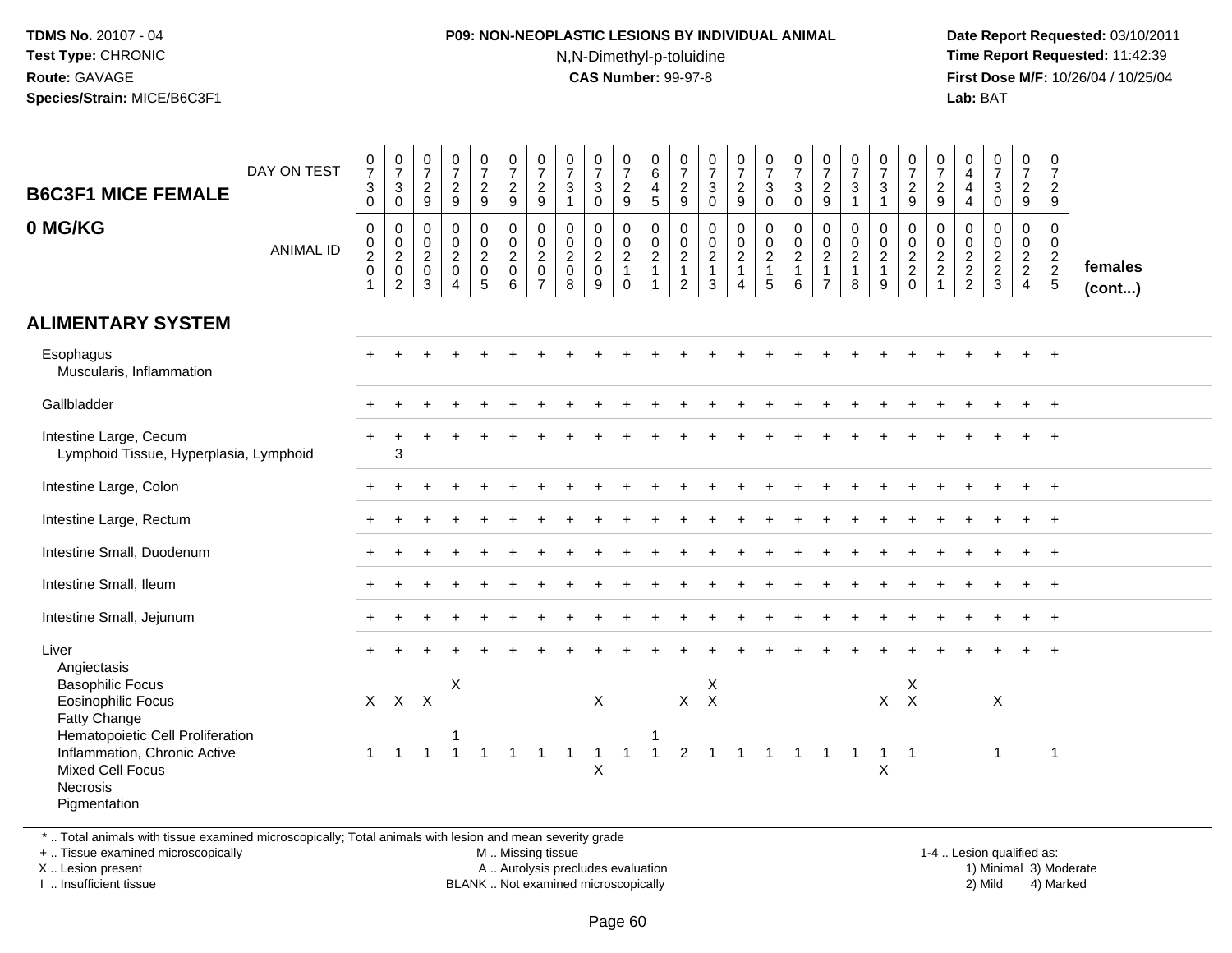**TDMS No.** 20107 - 04
**Test Type:** CHRONIC
**Route:** GAVAGE
**Species/Strain:** MICE/B6C3F1

**P09: NON-NEOPLASTIC LESIONS BY INDIVIDUAL ANIMAL**
N,N-Dimethyl-p-toluidine
**CAS Number:** 99-97-8

**Date Report Requested:** 03/10/2011
**Time Report Requested:** 11:42:39
**First Dose M/F:** 10/26/04 / 10/25/04
**Lab:** BAT

| B6C3F1 MICE FEMALE 0 MG/KG | DAY ON TEST | 0730 | 0730 | 0729 | 0729 | 0729 | 0729 | 0729 | 0731 | 0730 | 0729 | 0645 | 0729 | 0730 | 0729 | 0730 | 0730 | 0729 | 0731 | 0731 | 0729 | 0729 | 0444 | 0730 | 0729 | 0729 | |
|---|---|---|---|---|---|---|---|---|---|---|---|---|---|---|---|---|---|---|---|---|---|---|---|---|---|---|---|
| | ANIMAL ID | 00201 | 00202 | 00203 | 00204 | 00205 | 00206 | 00207 | 00208 | 00209 | 00210 | 00211 | 00212 | 00213 | 00214 | 00215 | 00216 | 00217 | 00218 | 00219 | 00220 | 00221 | 00222 | 00223 | 00224 | 00225 | females (cont...) |
| **ALIMENTARY SYSTEM** | | | | | | | | | | | | | | | | | | | | | | | | | | | |
| Esophagus | | + | + | + | + | + | + | + | + | + | + | + | + | + | + | + | + | + | + | + | + | + | + | + | + | + | |
| Muscularis, Inflammation | | | | | | | | | | | | | | | | | | | | | | | | | | | |
| Gallbladder | | + | + | + | + | + | + | + | + | + | + | + | + | + | + | + | + | + | + | + | + | + | + | + | + | + | |
| Intestine Large, Cecum | | + | + | + | + | + | + | + | + | + | + | + | + | + | + | + | + | + | + | + | + | + | + | + | + | + | |
| Lymphoid Tissue, Hyperplasia, Lymphoid | | | 3 | | | | | | | | | | | | | | | | | | | | | | | | |
| Intestine Large, Colon | | + | + | + | + | + | + | + | + | + | + | + | + | + | + | + | + | + | + | + | + | + | + | + | + | + | |
| Intestine Large, Rectum | | + | + | + | + | + | + | + | + | + | + | + | + | + | + | + | + | + | + | + | + | + | + | + | + | + | |
| Intestine Small, Duodenum | | + | + | + | + | + | + | + | + | + | + | + | + | + | + | + | + | + | + | + | + | + | + | + | + | + | |
| Intestine Small, Ileum | | + | + | + | + | + | + | + | + | + | + | + | + | + | + | + | + | + | + | + | + | + | + | + | + | + | |
| Intestine Small, Jejunum | | + | + | + | + | + | + | + | + | + | + | + | + | + | + | + | + | + | + | + | + | + | + | + | + | + | |
| Liver | | + | + | + | + | + | + | + | + | + | + | + | + | + | + | + | + | + | + | + | + | + | + | + | + | + | |
| Angiectasis | | | | | | | | | | | | | | | | | | | | | | | | | | | |
| Basophilic Focus | | | | | X | | | | | | | | | X | | | | | | | X | | | | | | |
| Eosinophilic Focus | | X | X | X | | | | | | X | | | X | X | | | | | | X | X | | | X | | | |
| Fatty Change | | | | | | | | | | | | | | | | | | | | | | | | | | | |
| Hematopoietic Cell Proliferation | | | | | 1 | | | | | | | 1 | | | | | | | | | | | | | | | |
| Inflammation, Chronic Active | | 1 | 1 | 1 | 1 | 1 | 1 | 1 | 1 | 1 | 1 | 1 | 2 | 1 | 1 | 1 | 1 | 1 | 1 | 1 | 1 | | | 1 | | 1 | |
| Mixed Cell Focus | | | | | | | | | | X | | | | | | | | | | X | | | | | | | |
| Necrosis | | | | | | | | | | | | | | | | | | | | | | | | | | | |
| Pigmentation | | | | | | | | | | | | | | | | | | | | | | | | | | | |

\* .. Total animals with tissue examined microscopically; Total animals with lesion and mean severity grade
+ .. Tissue examined microscopically
X .. Lesion present
I .. Insufficient tissue

M .. Missing tissue
A .. Autolysis precludes evaluation
BLANK .. Not examined microscopically

1-4 .. Lesion qualified as:
1) Minimal 3) Moderate
2) Mild 4) Marked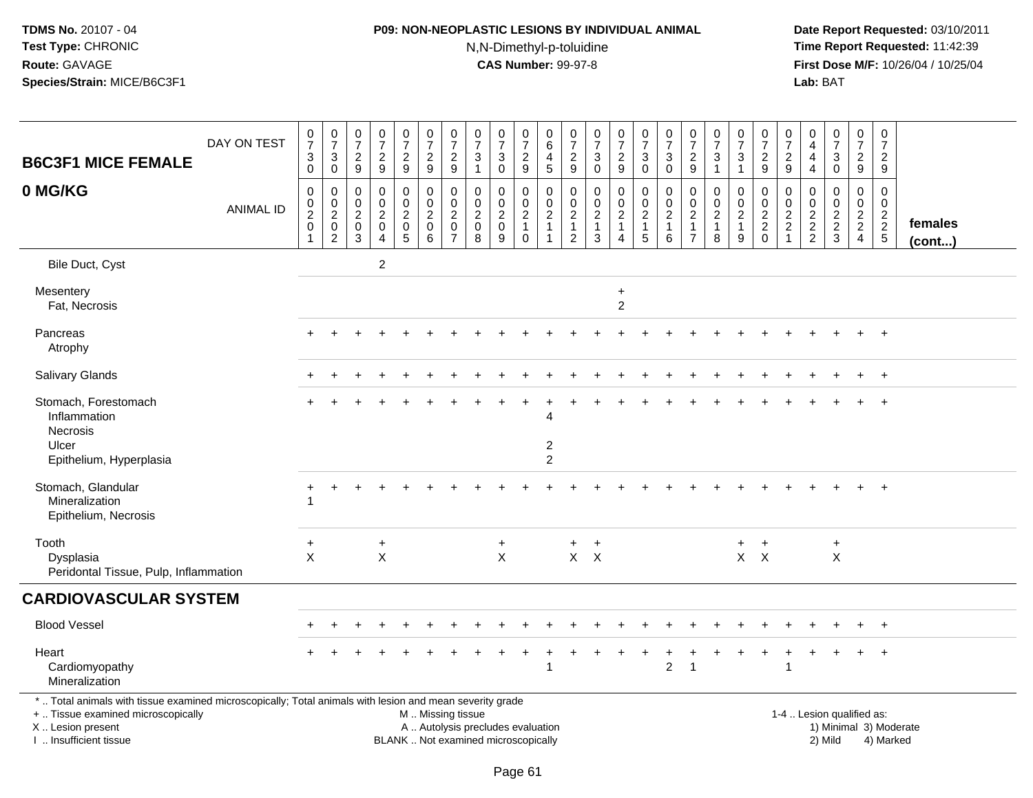**TDMS No.** 20107 - 04
**Test Type:** CHRONIC
**Route:** GAVAGE
**Species/Strain:** MICE/B6C3F1

**P09: NON-NEOPLASTIC LESIONS BY INDIVIDUAL ANIMAL**
N,N-Dimethyl-p-toluidine
**CAS Number:** 99-97-8

**Date Report Requested:** 03/10/2011
**Time Report Requested:** 11:42:39
**First Dose M/F:** 10/26/04 / 10/25/04
**Lab:** BAT

## B6C3F1 MICE FEMALE
## 0 MG/KG

| DAY ON TEST | 0730 | 0730 | 0729 | 0729 | 0729 | 0729 | 0729 | 0731 | 0730 | 0729 | 0645 | 0729 | 0730 | 0729 | 0730 | 0730 | 0729 | 0731 | 0731 | 0729 | 0729 | 0444 | 0730 | 0729 | 0729 | |
|---|---|---|---|---|---|---|---|---|---|---|---|---|---|---|---|---|---|---|---|---|---|---|---|---|---|---|
| **ANIMAL ID** | 00201 | 00202 | 00203 | 00204 | 00205 | 00206 | 00207 | 00208 | 00209 | 00210 | 00211 | 00212 | 00213 | 00214 | 00215 | 00216 | 00217 | 00218 | 00219 | 00220 | 00221 | 00222 | 00223 | 00224 | 00225 | **females (cont...)** |
| Bile Duct, Cyst | | | | 2 | | | | | | | | | | | | | | | | | | | | | | |
| Mesentery | | | | | | | | | | | | | | + | | | | | | | | | | | | |
| Fat, Necrosis | | | | | | | | | | | | | | 2 | | | | | | | | | | | | |
| Pancreas | + | + | + | + | + | + | + | + | + | + | + | + | + | + | + | + | + | + | + | + | + | + | + | + | + | |
| Atrophy | | | | | | | | | | | | | | | | | | | | | | | | | | |
| Salivary Glands | + | + | + | + | + | + | + | + | + | + | + | + | + | + | + | + | + | + | + | + | + | + | + | + | + | |
| Stomach, Forestomach | + | + | + | + | + | + | + | + | + | + | + | + | + | + | + | + | + | + | + | + | + | + | + | + | + | |
| Inflammation | | | | | | | | | | | 4 | | | | | | | | | | | | | | | |
| Necrosis | | | | | | | | | | | | | | | | | | | | | | | | | | |
| Ulcer | | | | | | | | | | | 2 | | | | | | | | | | | | | | | |
| Epithelium, Hyperplasia | | | | | | | | | | | 2 | | | | | | | | | | | | | | | |
| Stomach, Glandular | + | + | + | + | + | + | + | + | + | + | + | + | + | + | + | + | + | + | + | + | + | + | + | + | + | |
| Mineralization | 1 | | | | | | | | | | | | | | | | | | | | | | | | | |
| Epithelium, Necrosis | | | | | | | | | | | | | | | | | | | | | | | | | | |
| Tooth | + | | | + | | | | | + | | | + | + | | | | | | + | + | | | + | | | |
| Dysplasia | X | | | X | | | | | X | | | X | X | | | | | | X | X | | | X | | | |
| Peridontal Tissue, Pulp, Inflammation | | | | | | | | | | | | | | | | | | | | | | | | | | |

## CARDIOVASCULAR SYSTEM

| | | | | | | | | | | | | | | | | | | | | | | | | | | |
|---|---|---|---|---|---|---|---|---|---|---|---|---|---|---|---|---|---|---|---|---|---|---|---|---|---|---|
| Blood Vessel | + | + | + | + | + | + | + | + | + | + | + | + | + | + | + | + | + | + | + | + | + | + | + | + | + | |
| Heart | + | + | + | + | + | + | + | + | + | + | + | + | + | + | + | + | + | + | + | + | + | + | + | + | + | |
| Cardiomyopathy | | | | | | | | | | | 1 | | | | | 2 | 1 | | | | 1 | | | | | |
| Mineralization | | | | | | | | | | | | | | | | | | | | | | | | | | |

\* .. Total animals with tissue examined microscopically; Total animals with lesion and mean severity grade
+ .. Tissue examined microscopically
X .. Lesion present
I .. Insufficient tissue

M .. Missing tissue
A .. Autolysis precludes evaluation
BLANK .. Not examined microscopically

1-4 .. Lesion qualified as:
1) Minimal 3) Moderate
2) Mild 4) Marked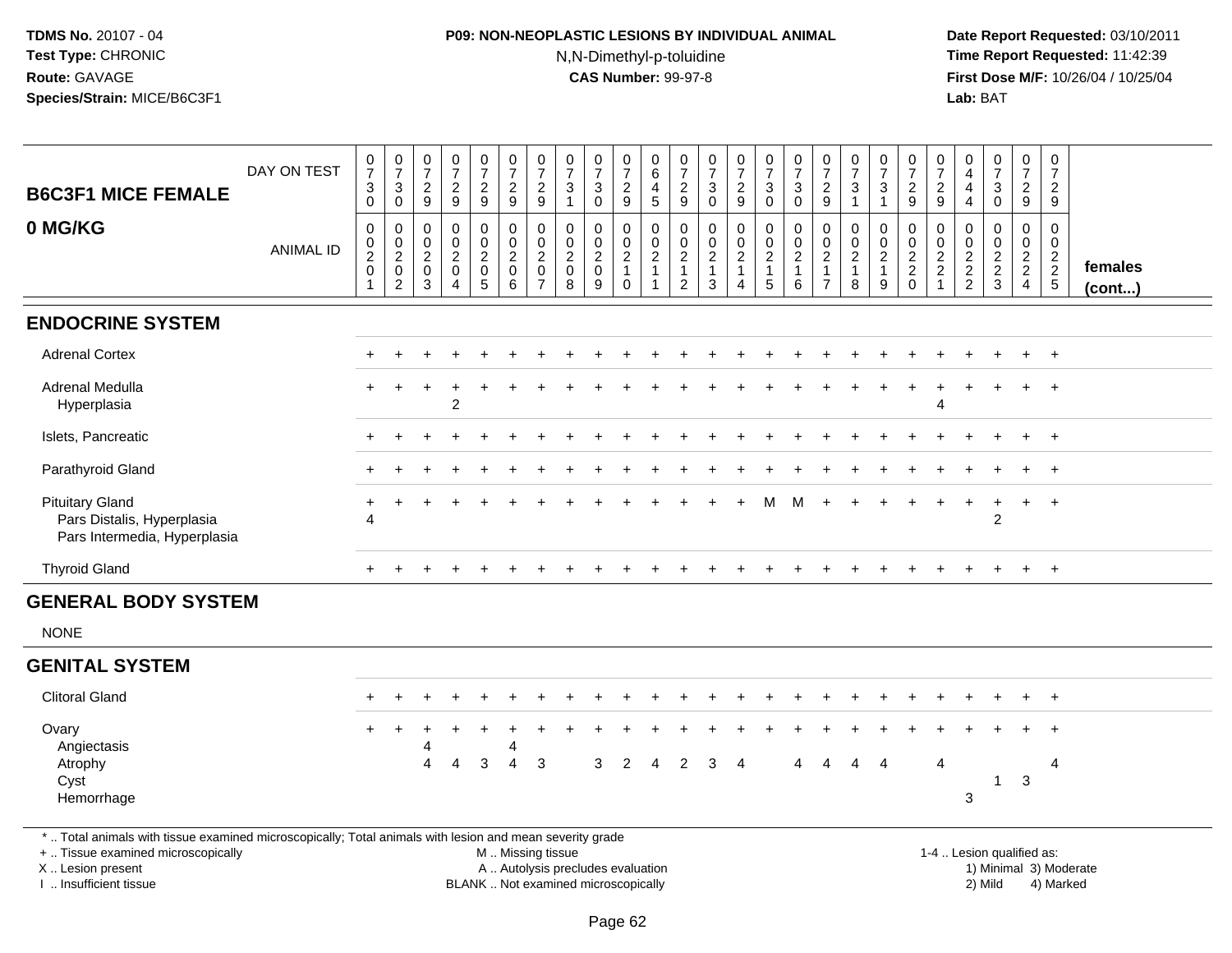TDMS No. 20107 - 04
Test Type: CHRONIC
Route: GAVAGE
Species/Strain: MICE/B6C3F1

**P09: NON-NEOPLASTIC LESIONS BY INDIVIDUAL ANIMAL**
N,N-Dimethyl-p-toluidine
**CAS Number:** 99-97-8

Date Report Requested: 03/10/2011
Time Report Requested: 11:42:39
First Dose M/F: 10/26/04 / 10/25/04
Lab: BAT

| B6C3F1 MICE FEMALE 0 MG/KG | | | | | | | | | | | | | | | | | | | | | | | | | | |
|---|---|---|---|---|---|---|---|---|---|---|---|---|---|---|---|---|---|---|---|---|---|---|---|---|---|---|
| DAY ON TEST | 0730 | 0730 | 0729 | 0729 | 0729 | 0729 | 0729 | 0731 | 0730 | 0729 | 0645 | 0729 | 0730 | 0729 | 0730 | 0730 | 0729 | 0731 | 0731 | 0729 | 0729 | 0444 | 0730 | 0729 | 0729 | |
| ANIMAL ID | 0020 1 | 0020 2 | 0020 3 | 0020 4 | 0020 5 | 0020 6 | 0020 7 | 0020 8 | 0020 9 | 0021 0 | 0021 1 | 0021 2 | 0021 3 | 0021 4 | 0021 5 | 0021 6 | 0021 7 | 0021 8 | 0021 9 | 0022 0 | 0022 1 | 0022 2 | 0022 3 | 0022 4 | 0022 5 | females (cont...) |
| **ENDOCRINE SYSTEM** | | | | | | | | | | | | | | | | | | | | | | | | | | |
| Adrenal Cortex | + | + | + | + | + | + | + | + | + | + | + | + | + | + | + | + | + | + | + | + | + | + | + | + | + | |
| Adrenal Medulla | + | + | + | + | + | + | + | + | + | + | + | + | + | + | + | + | + | + | + | + | + | + | + | + | + | |
| Hyperplasia | | | | 2 | | | | | | | | | | | | | | | | | 4 | | | | | |
| Islets, Pancreatic | + | + | + | + | + | + | + | + | + | + | + | + | + | + | + | + | + | + | + | + | + | + | + | + | + | |
| Parathyroid Gland | + | + | + | + | + | + | + | + | + | + | + | + | + | + | + | + | + | + | + | + | + | + | + | + | + | |
| Pituitary Gland | + | + | + | + | + | + | + | + | + | + | + | + | + | + | M | M | + | + | + | + | + | + | + | + | + | |
| Pars Distalis, Hyperplasia | 4 | | | | | | | | | | | | | | | | | | | | | | 2 | | | |
| Pars Intermedia, Hyperplasia | | | | | | | | | | | | | | | | | | | | | | | | | | |
| Thyroid Gland | + | + | + | + | + | + | + | + | + | + | + | + | + | + | + | + | + | + | + | + | + | + | + | + | + | |
| **GENERAL BODY SYSTEM** | | | | | | | | | | | | | | | | | | | | | | | | | | |
| NONE | | | | | | | | | | | | | | | | | | | | | | | | | | |
| **GENITAL SYSTEM** | | | | | | | | | | | | | | | | | | | | | | | | | | |
| Clitoral Gland | + | + | + | + | + | + | + | + | + | + | + | + | + | + | + | + | + | + | + | + | + | + | + | + | + | |
| Ovary | + | + | + | + | + | + | + | + | + | + | + | + | + | + | + | + | + | + | + | + | + | + | + | + | + | |
| Angiectasis | | | 4 | | | 4 | | | | | | | | | | | | | | | | | | | | |
| Atrophy | | | 4 | 4 | 3 | 4 | 3 | | 3 | 2 | 4 | 2 | 3 | 4 | | 4 | 4 | 4 | 4 | | 4 | | | | 4 | |
| Cyst | | | | | | | | | | | | | | | | | | | | | | | 1 | 3 | | |
| Hemorrhage | | | | | | | | | | | | | | | | | | | | | | 3 | | | | |

\* .. Total animals with tissue examined microscopically; Total animals with lesion and mean severity grade
\+ .. Tissue examined microscopically
X .. Lesion present
I .. Insufficient tissue
M .. Missing tissue
A .. Autolysis precludes evaluation
BLANK .. Not examined microscopically
1-4 .. Lesion qualified as: 1) Minimal 2) Mild 3) Moderate 4) Marked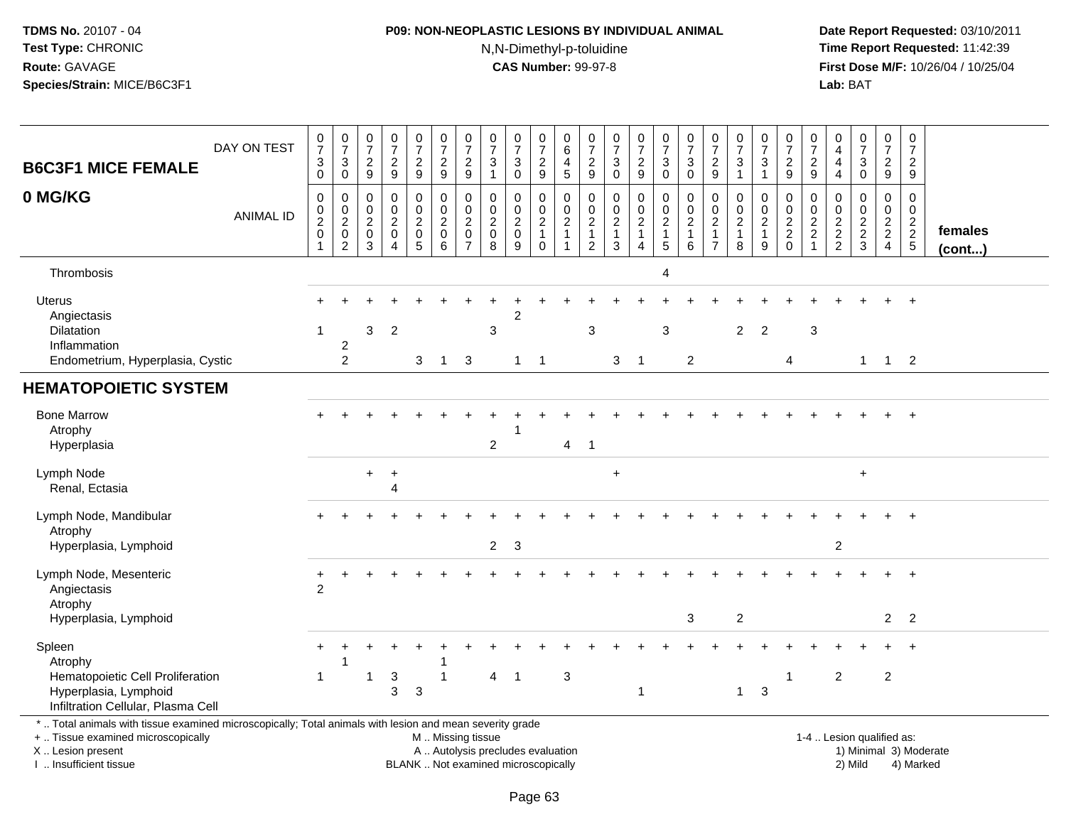TDMS No. 20107 - 04
Test Type: CHRONIC
Route: GAVAGE
Species/Strain: MICE/B6C3F1

**P09: NON-NEOPLASTIC LESIONS BY INDIVIDUAL ANIMAL**
N,N-Dimethyl-p-toluidine
**CAS Number:** 99-97-8

Date Report Requested: 03/10/2011
Time Report Requested: 11:42:39
First Dose M/F: 10/26/04 / 10/25/04
Lab: BAT

| B6C3F1 MICE FEMALE 0 MG/KG | | | | | | | | | | | | | | | | | | | | | | | | | | |
|---|---|---|---|---|---|---|---|---|---|---|---|---|---|---|---|---|---|---|---|---|---|---|---|---|---|---|
| DAY ON TEST | 0730 | 0730 | 0729 | 0729 | 0729 | 0729 | 0729 | 0731 | 0730 | 0729 | 0645 | 0729 | 0730 | 0729 | 0730 | 0730 | 0729 | 0731 | 0731 | 0729 | 0729 | 0444 | 0730 | 0729 | 0729 | |
| ANIMAL ID | 0020 1 | 0020 2 | 0020 3 | 0020 4 | 0020 5 | 0020 6 | 0020 7 | 0020 8 | 0020 9 | 0021 0 | 0021 1 | 0021 2 | 0021 3 | 0021 4 | 0021 5 | 0021 6 | 0021 7 | 0021 8 | 0021 9 | 0022 0 | 0022 1 | 0022 2 | 0022 3 | 0022 4 | 0022 5 | females (cont...) |
| Thrombosis | | | | | | | | | | | | | | | 4 | | | | | | | | | | | |
| Uterus | + | + | + | + | + | + | + | + | + | + | + | + | + | + | + | + | + | + | + | + | + | + | + | + | + | |
| Angiectasis | | | | | | | | | 2 | | | | | | | | | | | | | | | | | |
| Dilatation | 1 | | 3 | 2 | | | | 3 | | | | 3 | | | 3 | | | 2 | 2 | | 3 | | | | | |
| Inflammation | | 2 | | | | | | | | | | | | | | | | | | | | | | | | |
| Endometrium, Hyperplasia, Cystic | | 2 | | | 3 | 1 | 3 | | 1 | 1 | | | 3 | 1 | | 2 | | | | 4 | | | 1 | 1 | 2 | |
| **HEMATOPOIETIC SYSTEM** | | | | | | | | | | | | | | | | | | | | | | | | | | |
| Bone Marrow | + | + | + | + | + | + | + | + | + | + | + | + | + | + | + | + | + | + | + | + | + | + | + | + | + | |
| Atrophy | | | | | | | | | 1 | | | | | | | | | | | | | | | | | |
| Hyperplasia | | | | | | | | 2 | | | 4 | 1 | | | | | | | | | | | | | | |
| Lymph Node | | | + | + | | | | | | | | | + | | | | | | | | | | + | | | |
| Renal, Ectasia | | | | 4 | | | | | | | | | | | | | | | | | | | | | | |
| Lymph Node, Mandibular | + | + | + | + | + | + | + | + | + | + | + | + | + | + | + | + | + | + | + | + | + | + | + | + | + | |
| Atrophy | | | | | | | | | | | | | | | | | | | | | | | | | | |
| Hyperplasia, Lymphoid | | | | | | | | 2 | 3 | | | | | | | | | | | | | 2 | | | | |
| Lymph Node, Mesenteric | + | + | + | + | + | + | + | + | + | + | + | + | + | + | + | + | + | + | + | + | + | + | + | + | + | |
| Angiectasis | 2 | | | | | | | | | | | | | | | | | | | | | | | | | |
| Atrophy | | | | | | | | | | | | | | | | | | | | | | | | | | |
| Hyperplasia, Lymphoid | | | | | | | | | | | | | | | | 3 | | 2 | | | | | | 2 | 2 | |
| Spleen | + | + | + | + | + | + | + | + | + | + | + | + | + | + | + | + | + | + | + | + | + | + | + | + | + | |
| Atrophy | | 1 | | | | 1 | | | | | | | | | | | | | | | | | | | | |
| Hematopoietic Cell Proliferation | 1 | | 1 | 3 | | 1 | | 4 | 1 | | 3 | | | | | | | | | 1 | | 2 | | 2 | | |
| Hyperplasia, Lymphoid | | | | 3 | 3 | | | | | | | | | 1 | | | | 1 | 3 | | | | | | | |
| Infiltration Cellular, Plasma Cell | | | | | | | | | | | | | | | | | | | | | | | | | | |

* .. Total animals with tissue examined microscopically; Total animals with lesion and mean severity grade
+ .. Tissue examined microscopically
X .. Lesion present
I .. Insufficient tissue

M .. Missing tissue
A .. Autolysis precludes evaluation
BLANK .. Not examined microscopically

1-4 .. Lesion qualified as:
1) Minimal 3) Moderate
2) Mild 4) Marked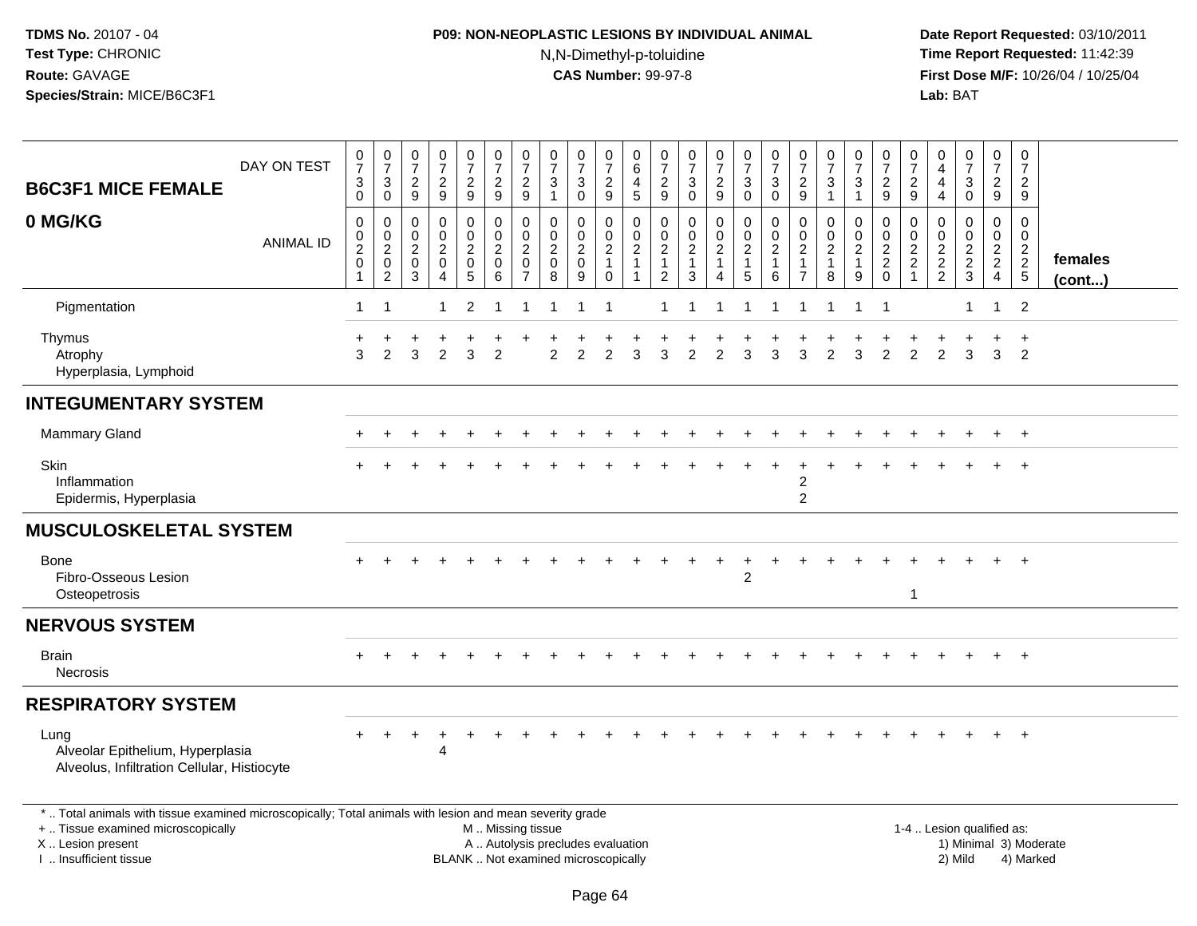# B6C3F1 MICE FEMALE

## 0 MG/KG

| | 0 | 0 | 0 | 0 | 0 | 0 | 0 | 0 | 0 | 0 | 0 | 0 | 0 | 0 | 0 | 0 | 0 | 0 | 0 | 0 | 0 | 0 | 0 | 0 | 0 | |
|---|---|---|---|---|---|---|---|---|---|---|---|---|---|---|---|---|---|---|---|---|---|---|---|---|---|---|
| DAY ON TEST | 0730 | 0730 | 0729 | 0729 | 0729 | 0729 | 0729 | 0731 | 0730 | 0729 | 0645 | 0729 | 0730 | 0729 | 0730 | 0730 | 0729 | 0731 | 0731 | 0729 | 0729 | 0444 | 0730 | 0729 | 0729 | |
| ANIMAL ID | 00201 | 00202 | 00203 | 00204 | 00205 | 00206 | 00207 | 00208 | 00209 | 00210 | 00211 | 00212 | 00213 | 00214 | 00215 | 00216 | 00217 | 00218 | 00219 | 00220 | 00221 | 00222 | 00223 | 00224 | 00225 | **females (cont...)** |
| Pigmentation | 1 | 1 | | 1 | 2 | 1 | 1 | 1 | 1 | 1 | | 1 | 1 | 1 | 1 | 1 | 1 | 1 | 1 | 1 | | | 1 | 1 | 2 | |
| Thymus | + | + | + | + | + | + | + | + | + | + | + | + | + | + | + | + | + | + | + | + | + | + | + | + | + | |
| Atrophy | 3 | 2 | 3 | 2 | 3 | 2 | | 2 | 2 | 2 | 3 | 3 | 2 | 2 | 3 | 3 | 3 | 2 | 3 | 2 | 2 | 2 | 3 | 3 | 2 | |
| Hyperplasia, Lymphoid | | | | | | | | | | | | | | | | | | | | | | | | | | |
| **INTEGUMENTARY SYSTEM** | | | | | | | | | | | | | | | | | | | | | | | | | | |
| Mammary Gland | + | + | + | + | + | + | + | + | + | + | + | + | + | + | + | + | + | + | + | + | + | + | + | + | + | |
| Skin | + | + | + | + | + | + | + | + | + | + | + | + | + | + | + | + | + | + | + | + | + | + | + | + | + | |
| Inflammation | | | | | | | | | | | | | | | | | 2 | | | | | | | | | |
| Epidermis, Hyperplasia | | | | | | | | | | | | | | | | | 2 | | | | | | | | | |
| **MUSCULOSKELETAL SYSTEM** | | | | | | | | | | | | | | | | | | | | | | | | | | |
| Bone | + | + | + | + | + | + | + | + | + | + | + | + | + | + | + | + | + | + | + | + | + | + | + | + | + | |
| Fibro-Osseous Lesion | | | | | | | | | | | | | | | 2 | | | | | | | | | | | |
| Osteopetrosis | | | | | | | | | | | | | | | | | | | | | 1 | | | | | |
| **NERVOUS SYSTEM** | | | | | | | | | | | | | | | | | | | | | | | | | | |
| Brain | + | + | + | + | + | + | + | + | + | + | + | + | + | + | + | + | + | + | + | + | + | + | + | + | + | |
| Necrosis | | | | | | | | | | | | | | | | | | | | | | | | | | |
| **RESPIRATORY SYSTEM** | | | | | | | | | | | | | | | | | | | | | | | | | | |
| Lung | + | + | + | + | + | + | + | + | + | + | + | + | + | + | + | + | + | + | + | + | + | + | + | + | + | |
| Alveolar Epithelium, Hyperplasia | | | | 4 | | | | | | | | | | | | | | | | | | | | | | |
| Alveolus, Infiltration Cellular, Histiocyte | | | | | | | | | | | | | | | | | | | | | | | | | | |

* .. Total animals with tissue examined microscopically; Total animals with lesion and mean severity grade
+ .. Tissue examined microscopically
X .. Lesion present
I .. Insufficient tissue

M .. Missing tissue
A .. Autolysis precludes evaluation
BLANK .. Not examined microscopically

1-4 .. Lesion qualified as:
1) Minimal 3) Moderate
2) Mild 4) Marked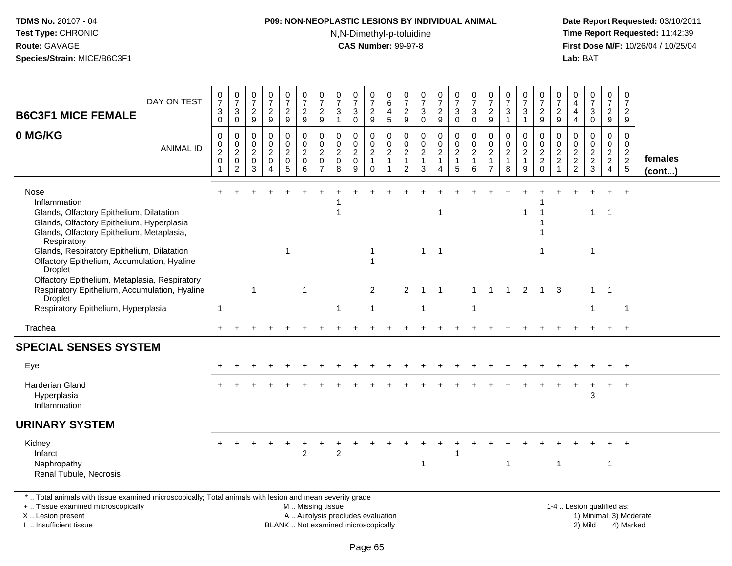**TDMS No.** 20107 - 04
**Test Type:** CHRONIC
**Route:** GAVAGE
**Species/Strain:** MICE/B6C3F1

**P09: NON-NEOPLASTIC LESIONS BY INDIVIDUAL ANIMAL**
N,N-Dimethyl-p-toluidine
**CAS Number:** 99-97-8

**Date Report Requested:** 03/10/2011
**Time Report Requested:** 11:42:39
**First Dose M/F:** 10/26/04 / 10/25/04
**Lab:** BAT

| B6C3F1 MICE FEMALE 0 MG/KG | | | | | | | | | | | | | | | | | | | | | | | | | | |
|---|---|---|---|---|---|---|---|---|---|---|---|---|---|---|---|---|---|---|---|---|---|---|---|---|---|---|
| DAY ON TEST | 0730 | 0730 | 0729 | 0729 | 0729 | 0729 | 0729 | 0731 | 0730 | 0729 | 0645 | 0729 | 0730 | 0729 | 0730 | 0730 | 0729 | 0731 | 0731 | 0729 | 0729 | 0444 | 0730 | 0729 | 0729 | |
| ANIMAL ID | 0020 1 | 0020 2 | 0020 3 | 0020 4 | 0020 5 | 0020 6 | 0020 7 | 0020 8 | 0020 9 | 0021 0 | 0021 1 | 0021 2 | 0021 3 | 0021 4 | 0021 5 | 0021 6 | 0021 7 | 0021 8 | 0021 9 | 0022 0 | 0022 1 | 0022 2 | 0022 3 | 0022 4 | 0022 5 | females (cont...) |
| Nose | + | + | + | + | + | + | + | + | + | + | + | + | + | + | + | + | + | + | + | + | + | + | + | + | + | |
| Inflammation | | | | | | | | 1 | | | | | | | | | | | | 1 | | | | | | |
| Glands, Olfactory Epithelium, Dilatation | | | | | | | | 1 | | | | | | 1 | | | | | 1 | 1 | | | 1 | 1 | | |
| Glands, Olfactory Epithelium, Hyperplasia | | | | | | | | | | | | | | | | | | | | 1 | | | | | | |
| Glands, Olfactory Epithelium, Metaplasia, Respiratory | | | | | | | | | | | | | | | | | | | | 1 | | | | | | |
| Glands, Respiratory Epithelium, Dilatation | | | | | 1 | | | | | 1 | | | 1 | 1 | | | | | | 1 | | | 1 | | | |
| Olfactory Epithelium, Accumulation, Hyaline Droplet | | | | | | | | | | 1 | | | | | | | | | | | | | | | | |
| Olfactory Epithelium, Metaplasia, Respiratory | | | | | | | | | | | | | | | | | | | | | | | | | | |
| Respiratory Epithelium, Accumulation, Hyaline Droplet | | | 1 | | | 1 | | | | 2 | | 2 | 1 | 1 | | 1 | 1 | 1 | 2 | 1 | 3 | | 1 | 1 | | |
| Respiratory Epithelium, Hyperplasia | 1 | | | | | | | 1 | | 1 | | | 1 | | | 1 | | | | | | | 1 | | 1 | |
| Trachea | + | + | + | + | + | + | + | + | + | + | + | + | + | + | + | + | + | + | + | + | + | + | + | + | + | |
| **SPECIAL SENSES SYSTEM** | | | | | | | | | | | | | | | | | | | | | | | | | | |
| Eye | + | + | + | + | + | + | + | + | + | + | + | + | + | + | + | + | + | + | + | + | + | + | + | + | + | |
| Harderian Gland | + | + | + | + | + | + | + | + | + | + | + | + | + | + | + | + | + | + | + | + | + | + | + | + | + | |
| Hyperplasia | | | | | | | | | | | | | | | | | | | | | | | 3 | | | |
| Inflammation | | | | | | | | | | | | | | | | | | | | | | | | | | |
| **URINARY SYSTEM** | | | | | | | | | | | | | | | | | | | | | | | | | | |
| Kidney | + | + | + | + | + | + | + | + | + | + | + | + | + | + | + | + | + | + | + | + | + | + | + | + | + | |
| Infarct | | | | | | 2 | | 2 | | | | | | | 1 | | | | | | | | | | | |
| Nephropathy | | | | | | | | | | | | | 1 | | | | | 1 | | | 1 | | | 1 | | |
| Renal Tubule, Necrosis | | | | | | | | | | | | | | | | | | | | | | | | | | |

\* .. Total animals with tissue examined microscopically; Total animals with lesion and mean severity grade
\+ .. Tissue examined microscopically
X .. Lesion present
I .. Insufficient tissue

M .. Missing tissue
A .. Autolysis precludes evaluation
BLANK .. Not examined microscopically

1-4 .. Lesion qualified as:
1) Minimal 3) Moderate
2) Mild 4) Marked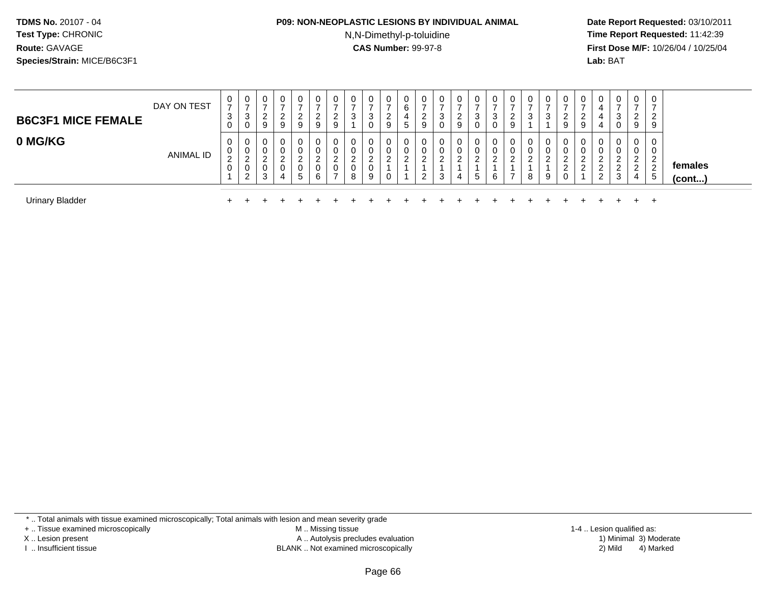**TDMS No.** 20107 - 04
**Test Type:** CHRONIC
**Route:** GAVAGE
**Species/Strain:** MICE/B6C3F1

**P09: NON-NEOPLASTIC LESIONS BY INDIVIDUAL ANIMAL**
N,N-Dimethyl-p-toluidine
**CAS Number:** 99-97-8

**Date Report Requested:** 03/10/2011
**Time Report Requested:** 11:42:39
**First Dose M/F:** 10/26/04 / 10/25/04
**Lab:** BAT

## B6C3F1 MICE FEMALE
## 0 MG/KG

| DAY ON TEST | 0730 | 0730 | 0729 | 0729 | 0729 | 0729 | 0729 | 0731 | 0730 | 0729 | 0645 | 0729 | 0730 | 0729 | 0730 | 0730 | 0729 | 0731 | 0731 | 0729 | 0729 | 0444 | 0730 | 0729 | 0729 | |
|---|---|---|---|---|---|---|---|---|---|---|---|---|---|---|---|---|---|---|---|---|---|---|---|---|---|---|
| **ANIMAL ID** | 00201 | 00202 | 00203 | 00204 | 00205 | 00206 | 00207 | 00208 | 00209 | 00210 | 00211 | 00212 | 00213 | 00214 | 00215 | 00216 | 00217 | 00218 | 00219 | 00220 | 00221 | 00222 | 00223 | 00224 | 00225 | **females (cont...)** |
| Urinary Bladder | + | + | + | + | + | + | + | + | + | + | + | + | + | + | + | + | + | + | + | + | + | + | + | + | + | |

\* .. Total animals with tissue examined microscopically; Total animals with lesion and mean severity grade
+ .. Tissue examined microscopically
X .. Lesion present
I .. Insufficient tissue

M .. Missing tissue
A .. Autolysis precludes evaluation
BLANK .. Not examined microscopically

1-4 .. Lesion qualified as:
1) Minimal 3) Moderate
2) Mild 4) Marked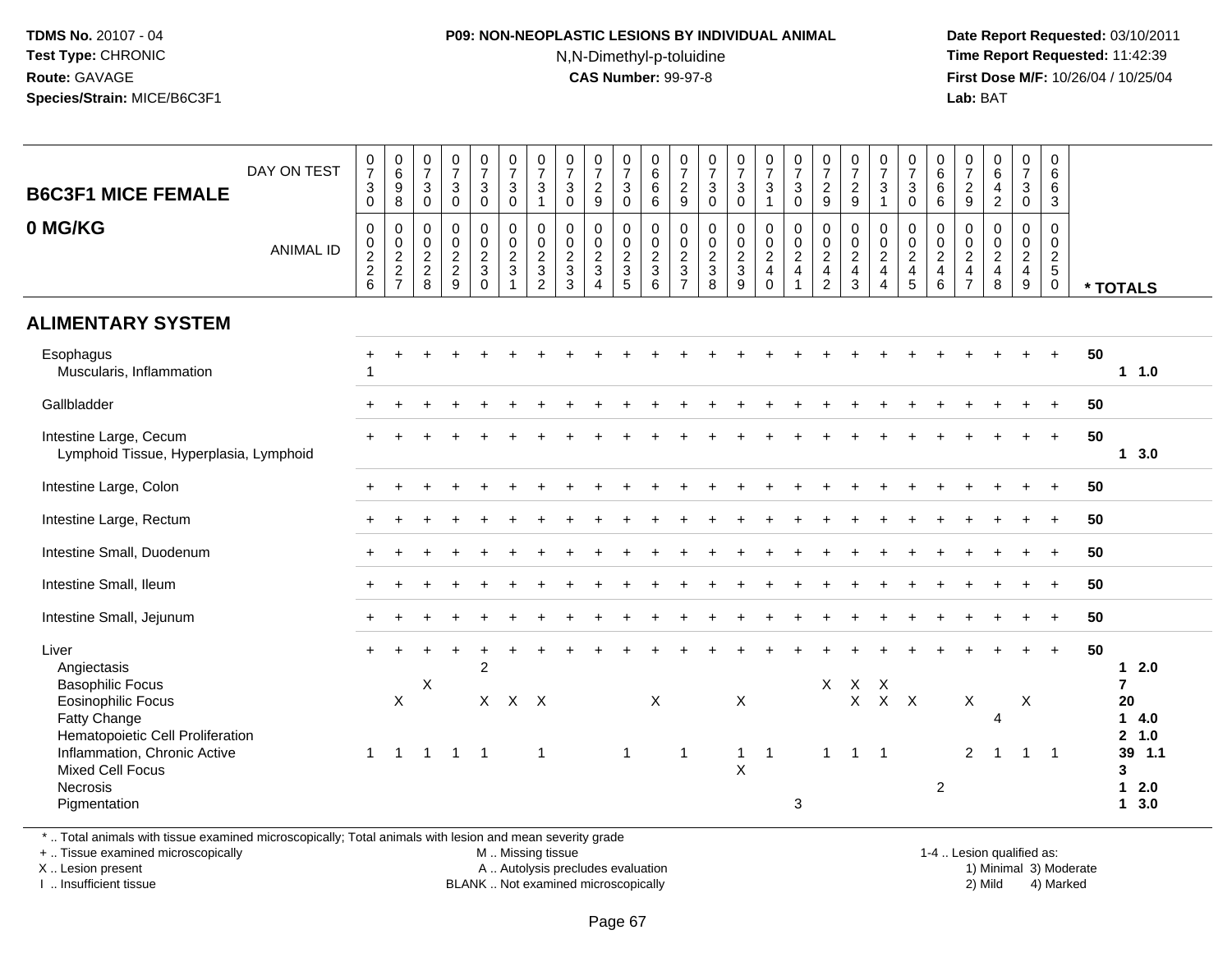**TDMS No.** 20107 - 04
**Test Type:** CHRONIC
**Route:** GAVAGE
**Species/Strain:** MICE/B6C3F1

**P09: NON-NEOPLASTIC LESIONS BY INDIVIDUAL ANIMAL**
N,N-Dimethyl-p-toluidine
**CAS Number:** 99-97-8

**Date Report Requested:** 03/10/2011
**Time Report Requested:** 11:42:39
**First Dose M/F:** 10/26/04 / 10/25/04
**Lab:** BAT

## B6C3F1 MICE FEMALE
## 0 MG/KG

| DAY ON TEST | 0730 | 0698 | 0730 | 0730 | 0730 | 0730 | 0731 | 0730 | 0729 | 0730 | 0666 | 0729 | 0730 | 0730 | 0731 | 0730 | 0729 | 0729 | 0731 | 0730 | 0666 | 0729 | 0642 | 0730 | 0663 | |
|---|---|---|---|---|---|---|---|---|---|---|---|---|---|---|---|---|---|---|---|---|---|---|---|---|---|---|
| **ANIMAL ID** | 0226 | 0227 | 0228 | 0229 | 0230 | 0231 | 0232 | 0233 | 0234 | 0235 | 0236 | 0237 | 0238 | 0239 | 0240 | 0241 | 0242 | 0243 | 0244 | 0245 | 0246 | 0247 | 0248 | 0249 | 0250 | *** TOTALS** |
| **ALIMENTARY SYSTEM** | | | | | | | | | | | | | | | | | | | | | | | | | | |
| Esophagus | + | + | + | + | + | + | + | + | + | + | + | + | + | + | + | + | + | + | + | + | + | + | + | + | + | 50 |
| Muscularis, Inflammation | 1 | | | | | | | | | | | | | | | | | | | | | | | | | 1 1.0 |
| Gallbladder | + | + | + | + | + | + | + | + | + | + | + | + | + | + | + | + | + | + | + | + | + | + | + | + | + | 50 |
| Intestine Large, Cecum | + | + | + | + | + | + | + | + | + | + | + | + | + | + | + | + | + | + | + | + | + | + | + | + | + | 50 |
| Lymphoid Tissue, Hyperplasia, Lymphoid | | | | | | | | | | | | | | | | | | | | | | | | | | 1 3.0 |
| Intestine Large, Colon | + | + | + | + | + | + | + | + | + | + | + | + | + | + | + | + | + | + | + | + | + | + | + | + | + | 50 |
| Intestine Large, Rectum | + | + | + | + | + | + | + | + | + | + | + | + | + | + | + | + | + | + | + | + | + | + | + | + | + | 50 |
| Intestine Small, Duodenum | + | + | + | + | + | + | + | + | + | + | + | + | + | + | + | + | + | + | + | + | + | + | + | + | + | 50 |
| Intestine Small, Ileum | + | + | + | + | + | + | + | + | + | + | + | + | + | + | + | + | + | + | + | + | + | + | + | + | + | 50 |
| Intestine Small, Jejunum | + | + | + | + | + | + | + | + | + | + | + | + | + | + | + | + | + | + | + | + | + | + | + | + | + | 50 |
| Liver | + | + | + | + | + | + | + | + | + | + | + | + | + | + | + | + | + | + | + | + | + | + | + | + | + | 50 |
| Angiectasis | | | | | 2 | | | | | | | | | | | | | | | | | | | | | 1 2.0 |
| Basophilic Focus | | | X | | | | | | | | | | | | | | X | X | X | | | | | | | 7 |
| Eosinophilic Focus | | X | | | X | X | X | | | | X | | | X | | | | X | X | X | | X | | X | | 20 |
| Fatty Change | | | | | | | | | | | | | | | | | | | | | | | 4 | | | 1 4.0 |
| Hematopoietic Cell Proliferation | | | | | | | | | | | | | | | | | | | | | | | | | | 2 1.0 |
| Inflammation, Chronic Active | 1 | 1 | 1 | 1 | 1 | | 1 | | | 1 | | 1 | | 1 | 1 | | 1 | 1 | 1 | | | 2 | 1 | 1 | 1 | 39 1.1 |
| Mixed Cell Focus | | | | | | | | | | | | | | X | | | | | | | | | | | | 3 |
| Necrosis | | | | | | | | | | | | | | | | | | | | | 2 | | | | | 1 2.0 |
| Pigmentation | | | | | | | | | | | | | | | | 3 | | | | | | | | | | 1 3.0 |

\* .. Total animals with tissue examined microscopically; Total animals with lesion and mean severity grade
\+ .. Tissue examined microscopically
X .. Lesion present
I .. Insufficient tissue

M .. Missing tissue
A .. Autolysis precludes evaluation
BLANK .. Not examined microscopically

1-4 .. Lesion qualified as:
1) Minimal 3) Moderate
2) Mild 4) Marked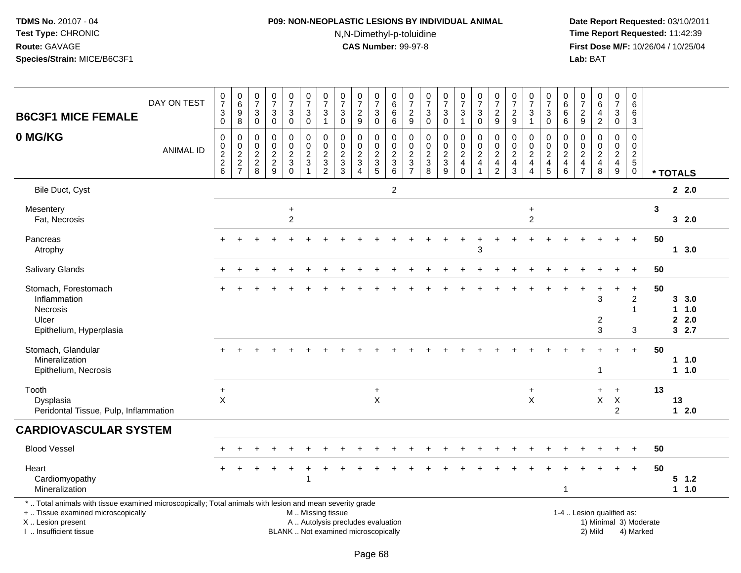**TDMS No.** 20107 - 04
**Test Type:** CHRONIC
**Route:** GAVAGE
**Species/Strain:** MICE/B6C3F1

**P09: NON-NEOPLASTIC LESIONS BY INDIVIDUAL ANIMAL**
N,N-Dimethyl-p-toluidine
**CAS Number:** 99-97-8

**Date Report Requested:** 03/10/2011
**Time Report Requested:** 11:42:39
**First Dose M/F:** 10/26/04 / 10/25/04
**Lab:** BAT

| B6C3F1 MICE FEMALE 0 MG/KG | | | | | | | | | | | | | | | | | | | | | | | | | | |
|---|---|---|---|---|---|---|---|---|---|---|---|---|---|---|---|---|---|---|---|---|---|---|---|---|---|---|
| DAY ON TEST | 0730 | 0698 | 0730 | 0730 | 0730 | 0730 | 0731 | 0730 | 0729 | 0730 | 0666 | 0729 | 0730 | 0730 | 0731 | 0730 | 0729 | 0729 | 0731 | 0730 | 0666 | 0729 | 0642 | 0730 | 0663 | |
| ANIMAL ID | 0226 | 0227 | 0228 | 0229 | 0230 | 0231 | 0232 | 0233 | 0234 | 0235 | 0236 | 0237 | 0238 | 0239 | 0240 | 0241 | 0242 | 0243 | 0244 | 0245 | 0246 | 0247 | 0248 | 0249 | 0250 | * TOTALS |
| Bile Duct, Cyst | | | | | | | | | | | 2 | | | | | | | | | | | | | | | 2 2.0 |
| Mesentery | | | | | + | | | | | | | | | | | | | | + | | | | | | | 3 |
| Fat, Necrosis | | | | | 2 | | | | | | | | | | | | | | 2 | | | | | | | 3 2.0 |
| Pancreas | + | + | + | + | + | + | + | + | + | + | + | + | + | + | + | + | + | + | + | + | + | + | + | + | + | 50 |
| Atrophy | | | | | | | | | | | | | | | | 3 | | | | | | | | | | 1 3.0 |
| Salivary Glands | + | + | + | + | + | + | + | + | + | + | + | + | + | + | + | + | + | + | + | + | + | + | + | + | + | 50 |
| Stomach, Forestomach | + | + | + | + | + | + | + | + | + | + | + | + | + | + | + | + | + | + | + | + | + | + | + | + | + | 50 |
| Inflammation | | | | | | | | | | | | | | | | | | | | | | | 3 | | 2 | 3 3.0 |
| Necrosis | | | | | | | | | | | | | | | | | | | | | | | | | 1 | 1 1.0 |
| Ulcer | | | | | | | | | | | | | | | | | | | | | | | 2 | | | 2 2.0 |
| Epithelium, Hyperplasia | | | | | | | | | | | | | | | | | | | | | | | 3 | | 3 | 3 2.7 |
| Stomach, Glandular | + | + | + | + | + | + | + | + | + | + | + | + | + | + | + | + | + | + | + | + | + | + | + | + | + | 50 |
| Mineralization | | | | | | | | | | | | | | | | | | | | | | | | | | 1 1.0 |
| Epithelium, Necrosis | | | | | | | | | | | | | | | | | | | | | | | 1 | | | 1 1.0 |
| Tooth | + | | | | | | | | | + | | | | | | | | | + | | | | + | + | | 13 |
| Dysplasia | X | | | | | | | | | X | | | | | | | | | X | | | | X | X | | 13 |
| Peridontal Tissue, Pulp, Inflammation | | | | | | | | | | | | | | | | | | | | | | | | 2 | | 1 2.0 |
| **CARDIOVASCULAR SYSTEM** | | | | | | | | | | | | | | | | | | | | | | | | | | |
| Blood Vessel | + | + | + | + | + | + | + | + | + | + | + | + | + | + | + | + | + | + | + | + | + | + | + | + | + | 50 |
| Heart | + | + | + | + | + | + | + | + | + | + | + | + | + | + | + | + | + | + | + | + | + | + | + | + | + | 50 |
| Cardiomyopathy | | | | | | 1 | | | | | | | | | | | | | | | | | | | | 5 1.2 |
| Mineralization | | | | | | | | | | | | | | | | | | | | | 1 | | | | | 1 1.0 |

\* .. Total animals with tissue examined microscopically; Total animals with lesion and mean severity grade
\+ .. Tissue examined microscopically
X .. Lesion present
I .. Insufficient tissue

M .. Missing tissue
A .. Autolysis precludes evaluation
BLANK .. Not examined microscopically

1-4 .. Lesion qualified as:
1) Minimal 3) Moderate
2) Mild 4) Marked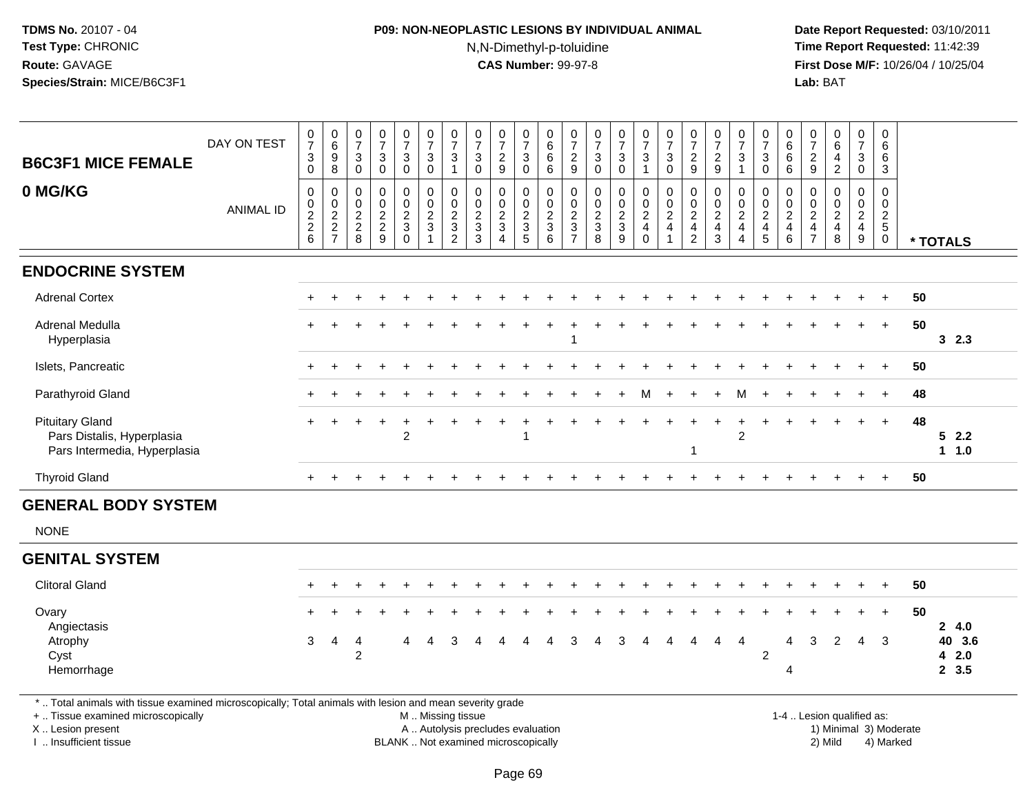**TDMS No.** 20107 - 04
**Test Type:** CHRONIC
**Route:** GAVAGE
**Species/Strain:** MICE/B6C3F1

**P09: NON-NEOPLASTIC LESIONS BY INDIVIDUAL ANIMAL**
N,N-Dimethyl-p-toluidine
**CAS Number:** 99-97-8

**Date Report Requested:** 03/10/2011
**Time Report Requested:** 11:42:39
**First Dose M/F:** 10/26/04 / 10/25/04
**Lab:** BAT

## B6C3F1 MICE FEMALE
## 0 MG/KG

| DAY ON TEST | 0730 | 0698 | 0730 | 0730 | 0730 | 0730 | 0731 | 0730 | 0729 | 0730 | 0666 | 0729 | 0730 | 0730 | 0731 | 0730 | 0729 | 0729 | 0731 | 0730 | 0666 | 0729 | 0642 | 0730 | 0663 | |
|---|---|---|---|---|---|---|---|---|---|---|---|---|---|---|---|---|---|---|---|---|---|---|---|---|---|---|
| **ANIMAL ID** | 0226 | 0227 | 0228 | 0229 | 0230 | 0231 | 0232 | 0233 | 0234 | 0235 | 0236 | 0237 | 0238 | 0239 | 0240 | 0241 | 0242 | 0243 | 0244 | 0245 | 0246 | 0247 | 0248 | 0249 | 0250 | *** TOTALS** |
| **ENDOCRINE SYSTEM** | | | | | | | | | | | | | | | | | | | | | | | | | | |
| Adrenal Cortex | + | + | + | + | + | + | + | + | + | + | + | + | + | + | + | + | + | + | + | + | + | + | + | + | + | 50 |
| Adrenal Medulla | + | + | + | + | + | + | + | + | + | + | + | + | + | + | + | + | + | + | + | + | + | + | + | + | + | 50 |
| Hyperplasia | | | | | | | | | | | | 1 | | | | | | | | | | | | | | 3 2.3 |
| Islets, Pancreatic | + | + | + | + | + | + | + | + | + | + | + | + | + | + | + | + | + | + | + | + | + | + | + | + | + | 50 |
| Parathyroid Gland | + | + | + | + | + | + | + | + | + | + | + | + | + | + | M | + | + | + | M | + | + | + | + | + | + | 48 |
| Pituitary Gland | + | + | + | + | + | + | + | + | + | + | + | + | + | + | + | + | + | + | + | + | + | + | + | + | + | 48 |
| Pars Distalis, Hyperplasia | | | | | 2 | | | | | 1 | | | | | | | | | 2 | | | | | | | 5 2.2 |
| Pars Intermedia, Hyperplasia | | | | | | | | | | | | | | | | | 1 | | | | | | | | | 1 1.0 |
| Thyroid Gland | + | + | + | + | + | + | + | + | + | + | + | + | + | + | + | + | + | + | + | + | + | + | + | + | + | 50 |
| **GENERAL BODY SYSTEM** | | | | | | | | | | | | | | | | | | | | | | | | | | |
| NONE | | | | | | | | | | | | | | | | | | | | | | | | | | |
| **GENITAL SYSTEM** | | | | | | | | | | | | | | | | | | | | | | | | | | |
| Clitoral Gland | + | + | + | + | + | + | + | + | + | + | + | + | + | + | + | + | + | + | + | + | + | + | + | + | + | 50 |
| Ovary | + | + | + | + | + | + | + | + | + | + | + | + | + | + | + | + | + | + | + | + | + | + | + | + | + | 50 |
| Angiectasis | | | | | | | | | | | | | | | | | | | | | | | | | | 2 4.0 |
| Atrophy | 3 | 4 | 4 | | 4 | 4 | 3 | 4 | 4 | 4 | 4 | 3 | 4 | 3 | 4 | 4 | 4 | 4 | 4 | | 4 | 3 | 2 | 4 | 3 | 40 3.6 |
| Cyst | | | 2 | | | | | | | | | | | | | | | | | 2 | | | | | | 4 2.0 |
| Hemorrhage | | | | | | | | | | | | | | | | | | | | | 4 | | | | | 2 3.5 |

* .. Total animals with tissue examined microscopically; Total animals with lesion and mean severity grade
+ .. Tissue examined microscopically
X .. Lesion present
I .. Insufficient tissue

M .. Missing tissue
A .. Autolysis precludes evaluation
BLANK .. Not examined microscopically

1-4 .. Lesion qualified as:
1) Minimal 3) Moderate
2) Mild 4) Marked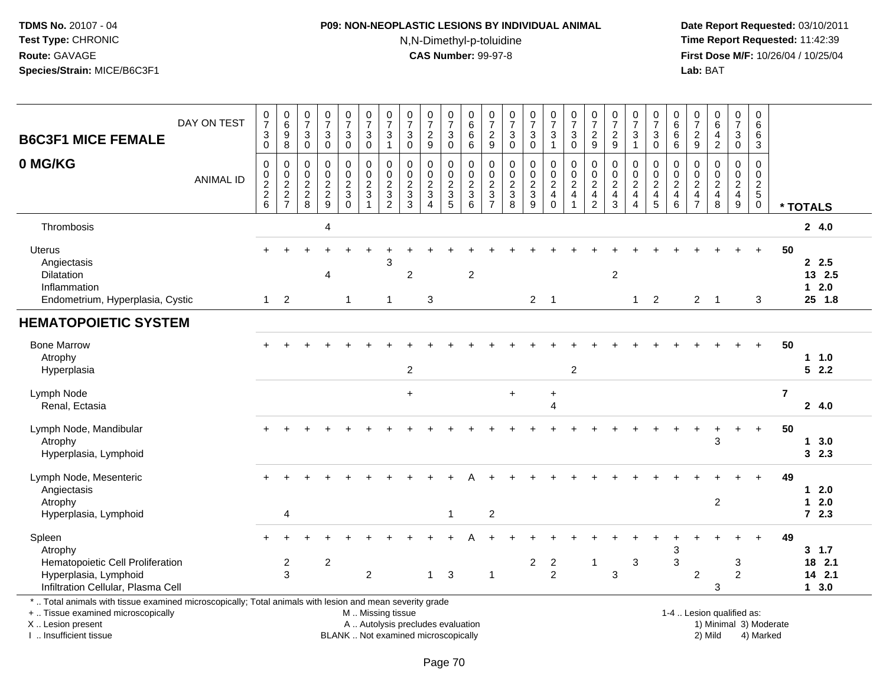TDMS No. 20107 - 04
Test Type: CHRONIC
Route: GAVAGE
Species/Strain: MICE/B6C3F1

**P09: NON-NEOPLASTIC LESIONS BY INDIVIDUAL ANIMAL**
N,N-Dimethyl-p-toluidine
**CAS Number:** 99-97-8

Date Report Requested: 03/10/2011
Time Report Requested: 11:42:39
First Dose M/F: 10/26/04 / 10/25/04
Lab: BAT

| B6C3F1 MICE FEMALE 0 MG/KG — DAY ON TEST | 0730 | 0698 | 0730 | 0730 | 0730 | 0730 | 0731 | 0730 | 0729 | 0730 | 0666 | 0729 | 0730 | 0730 | 0731 | 0730 | 0729 | 0729 | 0731 | 0730 | 0666 | 0729 | 0642 | 0730 | 0663 | |
|---|---|---|---|---|---|---|---|---|---|---|---|---|---|---|---|---|---|---|---|---|---|---|---|---|---|---|
| **ANIMAL ID** | 0226 | 0227 | 0228 | 0229 | 0230 | 0231 | 0232 | 0233 | 0234 | 0235 | 0236 | 0237 | 0238 | 0239 | 0240 | 0241 | 0242 | 0243 | 0244 | 0245 | 0246 | 0247 | 0248 | 0249 | 0250 | *** TOTALS** |
| Thrombosis | | | | 4 | | | | | | | | | | | | | | | | | | | | | | 2 4.0 |
| Uterus | + | + | + | + | + | + | + | + | + | + | + | + | + | + | + | + | + | + | + | + | + | + | + | + | + | 50 |
| Angiectasis | | | | | | | 3 | | | | | | | | | | | | | | | | | | | 2 2.5 |
| Dilatation | | | | 4 | | | | 2 | | | 2 | | | | | | | 2 | | | | | | | | 13 2.5 |
| Inflammation | | | | | | | | | | | | | | | | | | | | | | | | | | 1 2.0 |
| Endometrium, Hyperplasia, Cystic | 1 | 2 | | | 1 | | 1 | | 3 | | | | | 2 | 1 | | | | 1 | 2 | | 2 | 1 | | 3 | 25 1.8 |
| **HEMATOPOIETIC SYSTEM** | | | | | | | | | | | | | | | | | | | | | | | | | | |
| Bone Marrow | + | + | + | + | + | + | + | + | + | + | + | + | + | + | + | + | + | + | + | + | + | + | + | + | + | 50 |
| Atrophy | | | | | | | | | | | | | | | | | | | | | | | | | | 1 1.0 |
| Hyperplasia | | | | | | | | 2 | | | | | | | | 2 | | | | | | | | | | 5 2.2 |
| Lymph Node | | | | | | | | + | | | | | + | | + | | | | | | | | | | | 7 |
| Renal, Ectasia | | | | | | | | | | | | | | | 4 | | | | | | | | | | | 2 4.0 |
| Lymph Node, Mandibular | + | + | + | + | + | + | + | + | + | + | + | + | + | + | + | + | + | + | + | + | + | + | + | + | + | 50 |
| Atrophy | | | | | | | | | | | | | | | | | | | | | | | 3 | | | 1 3.0 |
| Hyperplasia, Lymphoid | | | | | | | | | | | | | | | | | | | | | | | | | | 3 2.3 |
| Lymph Node, Mesenteric | + | + | + | + | + | + | + | + | + | + | A | + | + | + | + | + | + | + | + | + | + | + | + | + | + | 49 |
| Angiectasis | | | | | | | | | | | | | | | | | | | | | | | | | | 1 2.0 |
| Atrophy | | | | | | | | | | | | | | | | | | | | | | | 2 | | | 1 2.0 |
| Hyperplasia, Lymphoid | | 4 | | | | | | | | 1 | | 2 | | | | | | | | | | | | | | 7 2.3 |
| Spleen | + | + | + | + | + | + | + | + | + | + | A | + | + | + | + | + | + | + | + | + | + | + | + | + | + | 49 |
| Atrophy | | | | | | | | | | | | | | | | | | | | | 3 | | | | | 3 1.7 |
| Hematopoietic Cell Proliferation | | 2 | | 2 | | | | | | | | | | 2 | 2 | | 1 | | 3 | | 3 | | | 3 | | 18 2.1 |
| Hyperplasia, Lymphoid | | 3 | | | | 2 | | | 1 | 3 | | 1 | | | 2 | | | 3 | | | | 2 | | 2 | | 14 2.1 |
| Infiltration Cellular, Plasma Cell | | | | | | | | | | | | | | | | | | | | | | | 3 | | | 1 3.0 |

\* .. Total animals with tissue examined microscopically; Total animals with lesion and mean severity grade
\+ .. Tissue examined microscopically
X .. Lesion present
I .. Insufficient tissue

M .. Missing tissue
A .. Autolysis precludes evaluation
BLANK .. Not examined microscopically

1-4 .. Lesion qualified as:
1) Minimal 3) Moderate
2) Mild 4) Marked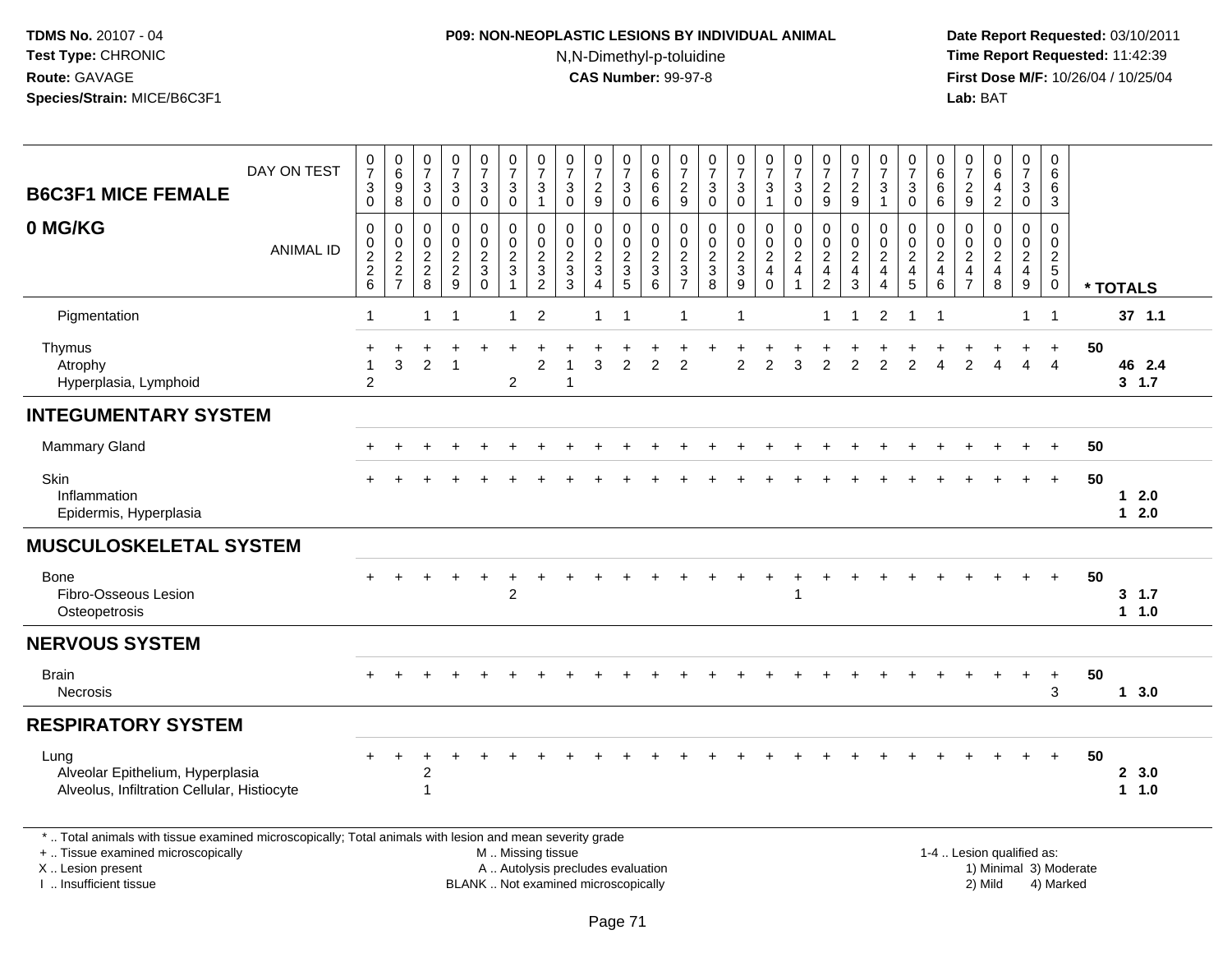**TDMS No.** 20107 - 04
**Test Type:** CHRONIC
**Route:** GAVAGE
**Species/Strain:** MICE/B6C3F1

**P09: NON-NEOPLASTIC LESIONS BY INDIVIDUAL ANIMAL**
N,N-Dimethyl-p-toluidine
**CAS Number:** 99-97-8

**Date Report Requested:** 03/10/2011
**Time Report Requested:** 11:42:39
**First Dose M/F:** 10/26/04 / 10/25/04
**Lab:** BAT

| B6C3F1 MICE FEMALE 0 MG/KG | | | | | | | | | | | | | | | | | | | | | | | | | | | |
|---|---|---|---|---|---|---|---|---|---|---|---|---|---|---|---|---|---|---|---|---|---|---|---|---|---|---|---|
| DAY ON TEST | 0730 | 0698 | 0730 | 0730 | 0730 | 0730 | 0731 | 0730 | 0729 | 0730 | 0666 | 0729 | 0730 | 0730 | 0731 | 0730 | 0729 | 0729 | 0731 | 0730 | 0666 | 0729 | 0642 | 0730 | 0663 | | |
| ANIMAL ID | 0226 | 0227 | 0228 | 0229 | 0230 | 0231 | 0232 | 0233 | 0234 | 0235 | 0236 | 0237 | 0238 | 0239 | 0240 | 0241 | 0242 | 0243 | 0244 | 0245 | 0246 | 0247 | 0248 | 0249 | 0250 | | * TOTALS |
| Pigmentation | 1 | | 1 | 1 | | 1 | 2 | | 1 | 1 | | 1 | | 1 | | | 1 | 1 | 2 | 1 | 1 | | | 1 | 1 | | 37 1.1 |
| Thymus | + | + | + | + | + | + | + | + | + | + | + | + | + | + | + | + | + | + | + | + | + | + | + | + | + | 50 | |
| Atrophy | 1 | 3 | 2 | 1 | | | 2 | 1 | 3 | 2 | 2 | 2 | | 2 | 2 | 3 | 2 | 2 | 2 | 2 | 4 | 2 | 4 | 4 | 4 | | 46 2.4 |
| Hyperplasia, Lymphoid | 2 | | | | | 2 | | 1 | | | | | | | | | | | | | | | | | | | 3 1.7 |
| **INTEGUMENTARY SYSTEM** | | | | | | | | | | | | | | | | | | | | | | | | | | | |
| Mammary Gland | + | + | + | + | + | + | + | + | + | + | + | + | + | + | + | + | + | + | + | + | + | + | + | + | + | 50 | |
| Skin | + | + | + | + | + | + | + | + | + | + | + | + | + | + | + | + | + | + | + | + | + | + | + | + | + | 50 | |
| Inflammation | | | | | | | | | | | | | | | | | | | | | | | | | | | 1 2.0 |
| Epidermis, Hyperplasia | | | | | | | | | | | | | | | | | | | | | | | | | | | 1 2.0 |
| **MUSCULOSKELETAL SYSTEM** | | | | | | | | | | | | | | | | | | | | | | | | | | | |
| Bone | + | + | + | + | + | + | + | + | + | + | + | + | + | + | + | + | + | + | + | + | + | + | + | + | + | 50 | |
| Fibro-Osseous Lesion | | | | | | 2 | | | | | | | | | | | 1 | | | | | | | | | | 3 1.7 |
| Osteopetrosis | | | | | | | | | | | | | | | | | | | | | | | | | | | 1 1.0 |
| **NERVOUS SYSTEM** | | | | | | | | | | | | | | | | | | | | | | | | | | | |
| Brain | + | + | + | + | + | + | + | + | + | + | + | + | + | + | + | + | + | + | + | + | + | + | + | + | + | 50 | |
| Necrosis | | | | | | | | | | | | | | | | | | | | | | | | | 3 | | 1 3.0 |
| **RESPIRATORY SYSTEM** | | | | | | | | | | | | | | | | | | | | | | | | | | | |
| Lung | + | + | + | + | + | + | + | + | + | + | + | + | + | + | + | + | + | + | + | + | + | + | + | + | + | 50 | |
| Alveolar Epithelium, Hyperplasia | | | 2 | | | | | | | | | | | | | | | | | | | | | | | | 2 3.0 |
| Alveolus, Infiltration Cellular, Histiocyte | | | 1 | | | | | | | | | | | | | | | | | | | | | | | | 1 1.0 |

\* .. Total animals with tissue examined microscopically; Total animals with lesion and mean severity grade
+ .. Tissue examined microscopically
X .. Lesion present
I .. Insufficient tissue

M .. Missing tissue
A .. Autolysis precludes evaluation
BLANK .. Not examined microscopically

1-4 .. Lesion qualified as:
1) Minimal 3) Moderate
2) Mild 4) Marked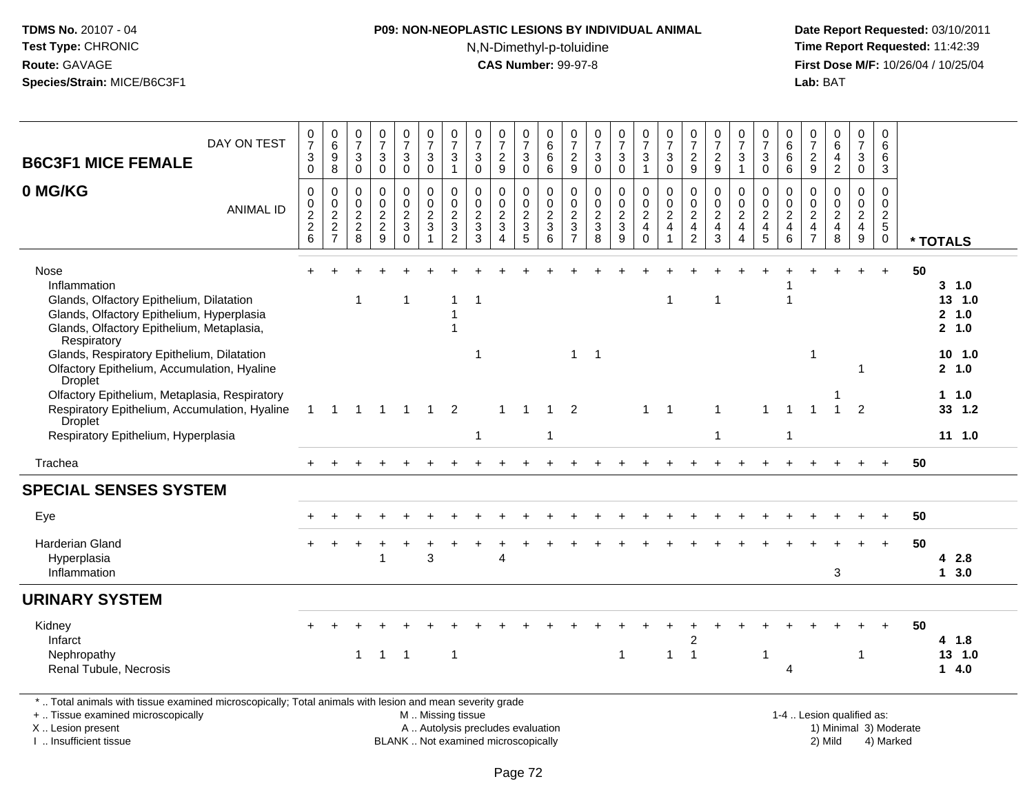| B6C3F1 MICE FEMALE 0 MG/KG | | | | | | | | | | | | | | | | | | | | | | | | | | |
|---|---|---|---|---|---|---|---|---|---|---|---|---|---|---|---|---|---|---|---|---|---|---|---|---|---|---|
| DAY ON TEST | 0730 | 0698 | 0730 | 0730 | 0730 | 0730 | 0731 | 0730 | 0729 | 0730 | 0666 | 0729 | 0730 | 0730 | 0731 | 0730 | 0729 | 0729 | 0731 | 0730 | 0666 | 0729 | 0642 | 0730 | 0663 | |
| ANIMAL ID | 0226 | 0227 | 0228 | 0229 | 0230 | 0231 | 0232 | 0233 | 0234 | 0235 | 0236 | 0237 | 0238 | 0239 | 0240 | 0241 | 0242 | 0243 | 0244 | 0245 | 0246 | 0247 | 0248 | 0249 | 0250 | * TOTALS |
| Nose | + | + | + | + | + | + | + | + | + | + | + | + | + | + | + | + | + | + | + | + | + | + | + | + | + | 50 |
| Inflammation | | | | | | | | | | | | | | | | | | | | | | 1 | | | | 3 1.0 |
| Glands, Olfactory Epithelium, Dilatation | | | 1 | | | 1 | | 1 | 1 | | | | | | | | 1 | | 1 | | | 1 | | | | 13 1.0 |
| Glands, Olfactory Epithelium, Hyperplasia | | | | | | | | 1 | | | | | | | | | | | | | | | | | | 2 1.0 |
| Glands, Olfactory Epithelium, Metaplasia, Respiratory | | | | | | | | 1 | | | | | | | | | | | | | | | | | | 2 1.0 |
| Glands, Respiratory Epithelium, Dilatation | | | | | | | | | 1 | | | | 1 | 1 | | | | | | | | | 1 | | | 10 1.0 |
| Olfactory Epithelium, Accumulation, Hyaline Droplet | | | | | | | | | | | | | | | | | | | | | | | | | 1 | 2 1.0 |
| Olfactory Epithelium, Metaplasia, Respiratory | | | | | | | | | | | | | | | | | | | | | | | | 1 | | 1 1.0 |
| Respiratory Epithelium, Accumulation, Hyaline Droplet | 1 | 1 | 1 | 1 | 1 | 1 | 2 | | | 1 | 1 | 1 | 2 | | | 1 | 1 | | 1 | | 1 | 1 | 1 | 1 | 2 | 33 1.2 |
| Respiratory Epithelium, Hyperplasia | | | | | | | | | 1 | | | 1 | | | | | | | 1 | | | 1 | | | | 11 1.0 |
| Trachea | + | + | + | + | + | + | + | + | + | + | + | + | + | + | + | + | + | + | + | + | + | + | + | + | + | 50 |
| **SPECIAL SENSES SYSTEM** | | | | | | | | | | | | | | | | | | | | | | | | | | |
| Eye | + | + | + | + | + | + | + | + | + | + | + | + | + | + | + | + | + | + | + | + | + | + | + | + | + | 50 |
| Harderian Gland | + | + | + | + | + | + | + | + | + | + | + | + | + | + | + | + | + | + | + | + | + | + | + | + | + | 50 |
| Hyperplasia | | | | | 1 | | 3 | | | 4 | | | | | | | | | | | | | | | | 4 2.8 |
| Inflammation | | | | | | | | | | | | | | | | | | | | | | | | 3 | | 1 3.0 |
| **URINARY SYSTEM** | | | | | | | | | | | | | | | | | | | | | | | | | | |
| Kidney | + | + | + | + | + | + | + | + | + | + | + | + | + | + | + | + | + | + | + | + | + | + | + | + | + | 50 |
| Infarct | | | | | | | | | | | | | | | | | | 2 | | | | | | | | 4 1.8 |
| Nephropathy | | | 1 | 1 | 1 | | 1 | | | | | | | | 1 | | 1 | 1 | | | 1 | | | | 1 | 13 1.0 |
| Renal Tubule, Necrosis | | | | | | | | | | | | | | | | | | | | | | 4 | | | | 1 4.0 |

* .. Total animals with tissue examined microscopically; Total animals with lesion and mean severity grade
+ .. Tissue examined microscopically
X .. Lesion present
I .. Insufficient tissue
M .. Missing tissue
A .. Autolysis precludes evaluation
BLANK .. Not examined microscopically
1-4 .. Lesion qualified as: 1) Minimal 2) Mild 3) Moderate 4) Marked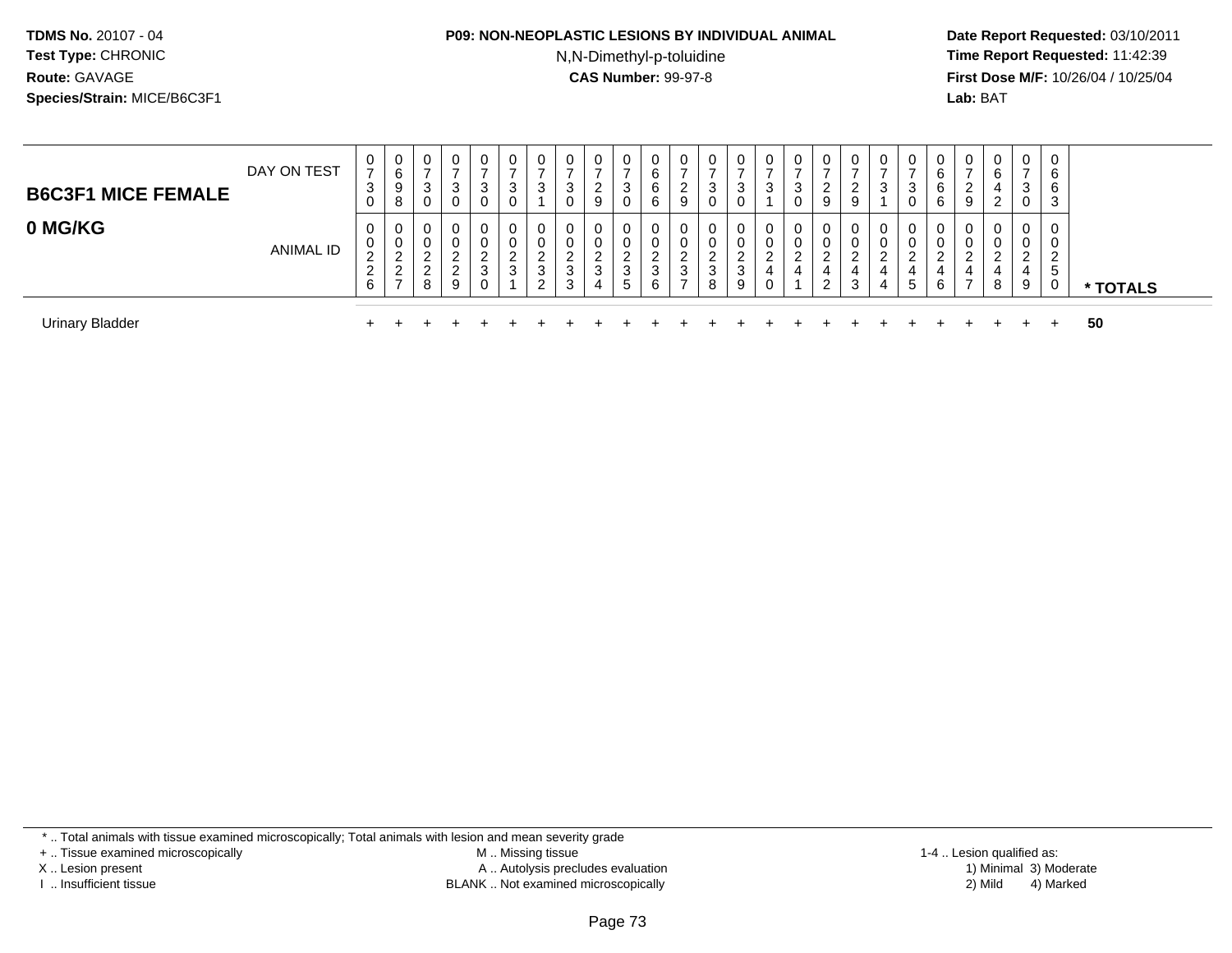TDMS No. 20107 - 04
Test Type: CHRONIC
Route: GAVAGE
Species/Strain: MICE/B6C3F1

**P09: NON-NEOPLASTIC LESIONS BY INDIVIDUAL ANIMAL**
N,N-Dimethyl-p-toluidine
**CAS Number:** 99-97-8

Date Report Requested: 03/10/2011
Time Report Requested: 11:42:39
First Dose M/F: 10/26/04 / 10/25/04
Lab: BAT

## B6C3F1 MICE FEMALE
## 0 MG/KG

| DAY ON TEST | 0730 | 0698 | 0730 | 0730 | 0730 | 0730 | 0731 | 0730 | 0729 | 0730 | 0666 | 0729 | 0730 | 0730 | 0731 | 0730 | 0729 | 0729 | 0731 | 0730 | 0666 | 0729 | 0642 | 0730 | 0663 | |
|---|---|---|---|---|---|---|---|---|---|---|---|---|---|---|---|---|---|---|---|---|---|---|---|---|---|---|
| **ANIMAL ID** | 0226 | 0227 | 0228 | 0229 | 0230 | 0231 | 0232 | 0233 | 0234 | 0235 | 0236 | 0237 | 0238 | 0239 | 0240 | 0241 | 0242 | 0243 | 0244 | 0245 | 0246 | 0247 | 0248 | 0249 | 0250 | *** TOTALS** |
| Urinary Bladder | + | + | + | + | + | + | + | + | + | + | + | + | + | + | + | + | + | + | + | + | + | + | + | + | + | 50 |

\* .. Total animals with tissue examined microscopically; Total animals with lesion and mean severity grade
+ .. Tissue examined microscopically
X .. Lesion present
I .. Insufficient tissue
M .. Missing tissue
A .. Autolysis precludes evaluation
BLANK .. Not examined microscopically
1-4 .. Lesion qualified as:
1) Minimal 3) Moderate
2) Mild 4) Marked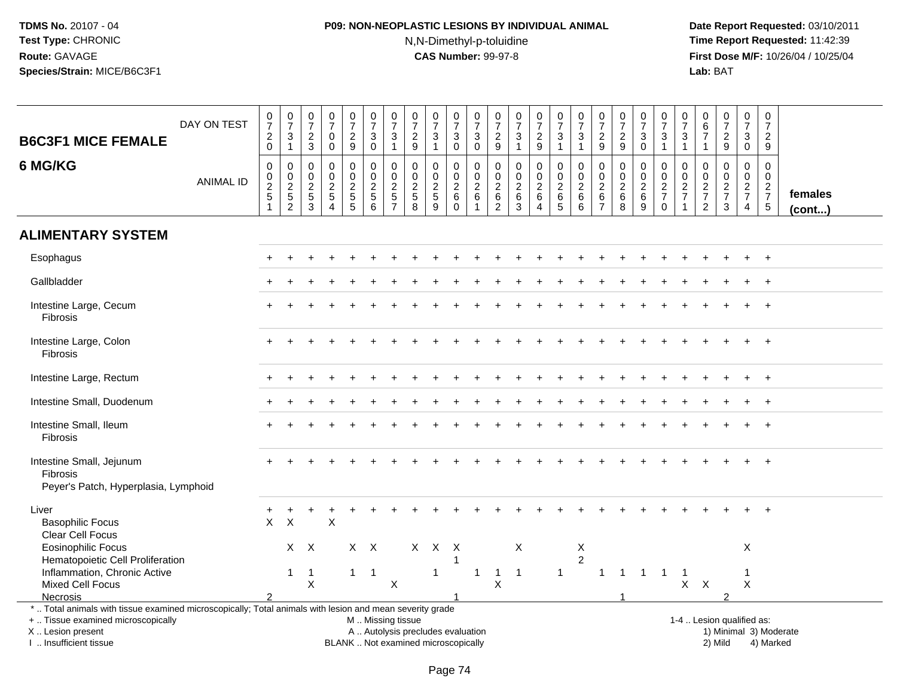**TDMS No.** 20107 - 04
**Test Type:** CHRONIC
**Route:** GAVAGE
**Species/Strain:** MICE/B6C3F1

**P09: NON-NEOPLASTIC LESIONS BY INDIVIDUAL ANIMAL**
N,N-Dimethyl-p-toluidine
**CAS Number:** 99-97-8

**Date Report Requested:** 03/10/2011
**Time Report Requested:** 11:42:39
**First Dose M/F:** 10/26/04 / 10/25/04
**Lab:** BAT

## B6C3F1 MICE FEMALE 6 MG/KG

| DAY ON TEST | 0720 | 0731 | 0723 | 0700 | 0729 | 0730 | 0731 | 0729 | 0731 | 0730 | 0730 | 0729 | 0731 | 0729 | 0731 | 0731 | 0729 | 0729 | 0730 | 0731 | 0731 | 0671 | 0729 | 0730 | 0729 | |
|---|---|---|---|---|---|---|---|---|---|---|---|---|---|---|---|---|---|---|---|---|---|---|---|---|---|---|
| **ANIMAL ID** | 0251 | 0252 | 0253 | 0254 | 0255 | 0256 | 0257 | 0258 | 0259 | 0260 | 0261 | 0262 | 0263 | 0264 | 0265 | 0266 | 0267 | 0268 | 0269 | 0270 | 0271 | 0272 | 0273 | 0274 | 0275 | **females (cont...)** |
| **ALIMENTARY SYSTEM** | | | | | | | | | | | | | | | | | | | | | | | | | | |
| Esophagus | + | + | + | + | + | + | + | + | + | + | + | + | + | + | + | + | + | + | + | + | + | + | + | + | + | |
| Gallbladder | + | + | + | + | + | + | + | + | + | + | + | + | + | + | + | + | + | + | + | + | + | + | + | + | + | |
| Intestine Large, Cecum | + | + | + | + | + | + | + | + | + | + | + | + | + | + | + | + | + | + | + | + | + | + | + | + | + | |
| Fibrosis | | | | | | | | | | | | | | | | | | | | | | | | | | |
| Intestine Large, Colon | + | + | + | + | + | + | + | + | + | + | + | + | + | + | + | + | + | + | + | + | + | + | + | + | + | |
| Fibrosis | | | | | | | | | | | | | | | | | | | | | | | | | | |
| Intestine Large, Rectum | + | + | + | + | + | + | + | + | + | + | + | + | + | + | + | + | + | + | + | + | + | + | + | + | + | |
| Intestine Small, Duodenum | + | + | + | + | + | + | + | + | + | + | + | + | + | + | + | + | + | + | + | + | + | + | + | + | + | |
| Intestine Small, Ileum | + | + | + | + | + | + | + | + | + | + | + | + | + | + | + | + | + | + | + | + | + | + | + | + | + | |
| Fibrosis | | | | | | | | | | | | | | | | | | | | | | | | | | |
| Intestine Small, Jejunum | + | + | + | + | + | + | + | + | + | + | + | + | + | + | + | + | + | + | + | + | + | + | + | + | + | |
| Fibrosis | | | | | | | | | | | | | | | | | | | | | | | | | | |
| Peyer's Patch, Hyperplasia, Lymphoid | | | | | | | | | | | | | | | | | | | | | | | | | | |
| Liver | + | + | + | + | + | + | + | + | + | + | + | + | + | + | + | + | + | + | + | + | + | + | + | + | + | |
| Basophilic Focus | X | X | | X | | | | | | | | | | | | | | | | | | | | | | |
| Clear Cell Focus | | | | | | | | | | | | | | | | | | | | | | | | | | |
| Eosinophilic Focus | | X | X | | X | X | | X | X | X | | | X | | | X | | | | | | | | X | | |
| Hematopoietic Cell Proliferation | | | | | | | | | | 1 | | | | | | 2 | | | | | | | | | | |
| Inflammation, Chronic Active | | 1 | 1 | | 1 | 1 | | | 1 | | 1 | 1 | 1 | | 1 | | 1 | 1 | 1 | 1 | 1 | | | 1 | | |
| Mixed Cell Focus | | | X | | | | X | | | | | X | | | | | | | | | X | X | | X | | |
| Necrosis | 2 | | | | | | | | | 1 | | | | | | | | 1 | | | | | 2 | | | |

\* .. Total animals with tissue examined microscopically; Total animals with lesion and mean severity grade
+ .. Tissue examined microscopically
X .. Lesion present
I .. Insufficient tissue

M .. Missing tissue
A .. Autolysis precludes evaluation
BLANK .. Not examined microscopically

1-4 .. Lesion qualified as:
1) Minimal 3) Moderate
2) Mild 4) Marked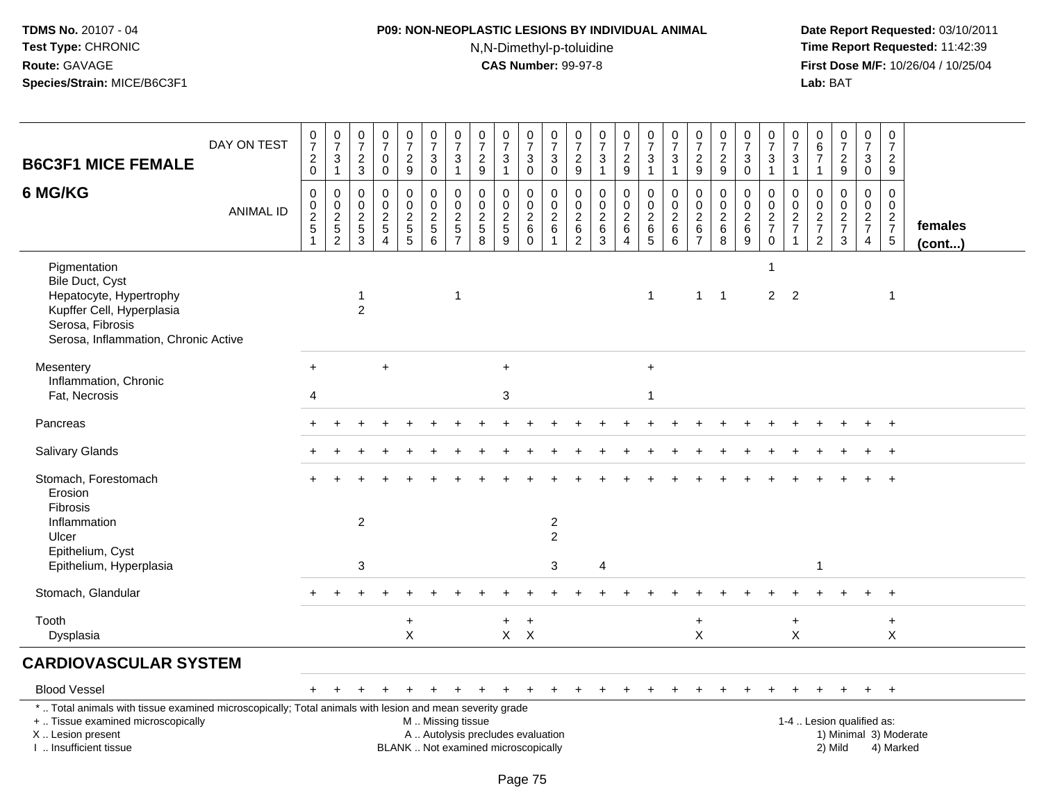**TDMS No.** 20107 - 04
**Test Type:** CHRONIC
**Route:** GAVAGE
**Species/Strain:** MICE/B6C3F1

**P09: NON-NEOPLASTIC LESIONS BY INDIVIDUAL ANIMAL**
N,N-Dimethyl-p-toluidine
**CAS Number:** 99-97-8

**Date Report Requested:** 03/10/2011
**Time Report Requested:** 11:42:39
**First Dose M/F:** 10/26/04 / 10/25/04
**Lab:** BAT

## B6C3F1 MICE FEMALE 6 MG/KG

| DAY ON TEST | 0720 | 0731 | 0723 | 0700 | 0729 | 0730 | 0731 | 0729 | 0731 | 0730 | 0730 | 0729 | 0731 | 0729 | 0731 | 0731 | 0729 | 0729 | 0730 | 0731 | 0731 | 0671 | 0729 | 0730 | 0729 | |
|---|---|---|---|---|---|---|---|---|---|---|---|---|---|---|---|---|---|---|---|---|---|---|---|---|---|---|
| **ANIMAL ID** | 0025 1 | 0025 2 | 0025 3 | 0025 4 | 0025 5 | 0025 6 | 0025 7 | 0025 8 | 0025 9 | 0026 0 | 0026 1 | 0026 2 | 0026 3 | 0026 4 | 0026 5 | 0026 6 | 0026 7 | 0026 8 | 0026 9 | 0027 0 | 0027 1 | 0027 2 | 0027 3 | 0027 4 | 0027 5 | **females (cont...)** |
| Pigmentation | | | | | | | | | | | | | | | | | | | | 1 | | | | | | |
| Bile Duct, Cyst | | | | | | | | | | | | | | | | | | | | | | | | | | |
| Hepatocyte, Hypertrophy | | | 1 | | | | 1 | | | | | | | | 1 | | 1 | 1 | | 2 | 2 | | | | 1 | |
| Kupffer Cell, Hyperplasia | | | 2 | | | | | | | | | | | | | | | | | | | | | | | |
| Serosa, Fibrosis | | | | | | | | | | | | | | | | | | | | | | | | | | |
| Serosa, Inflammation, Chronic Active | | | | | | | | | | | | | | | | | | | | | | | | | | |
| Mesentery | + | | | + | | | | | + | | | | | | + | | | | | | | | | | | |
| Inflammation, Chronic | | | | | | | | | | | | | | | | | | | | | | | | | | |
| Fat, Necrosis | 4 | | | | | | | | 3 | | | | | | 1 | | | | | | | | | | | |
| Pancreas | + | + | + | + | + | + | + | + | + | + | + | + | + | + | + | + | + | + | + | + | + | + | + | + | + | |
| Salivary Glands | + | + | + | + | + | + | + | + | + | + | + | + | + | + | + | + | + | + | + | + | + | + | + | + | + | |
| Stomach, Forestomach | + | + | + | + | + | + | + | + | + | + | + | + | + | + | + | + | + | + | + | + | + | + | + | + | + | |
| Erosion | | | | | | | | | | | | | | | | | | | | | | | | | | |
| Fibrosis | | | | | | | | | | | | | | | | | | | | | | | | | | |
| Inflammation | | | 2 | | | | | | | | 2 | | | | | | | | | | | | | | | |
| Ulcer | | | | | | | | | | | 2 | | | | | | | | | | | | | | | |
| Epithelium, Cyst | | | | | | | | | | | | | | | | | | | | | | | | | | |
| Epithelium, Hyperplasia | | | 3 | | | | | | | | 3 | | 4 | | | | | | | | | 1 | | | | |
| Stomach, Glandular | + | + | + | + | + | + | + | + | + | + | + | + | + | + | + | + | + | + | + | + | + | + | + | + | + | |
| Tooth | | | | | + | | | | + | + | | | | | | | + | | | | + | | | | + | |
| Dysplasia | | | | | X | | | | X | X | | | | | | | X | | | | X | | | | X | |

## CARDIOVASCULAR SYSTEM

| | | | | | | | | | | | | | | | | | | | | | | | | | | |
|---|---|---|---|---|---|---|---|---|---|---|---|---|---|---|---|---|---|---|---|---|---|---|---|---|---|---|
| Blood Vessel | + | + | + | + | + | + | + | + | + | + | + | + | + | + | + | + | + | + | + | + | + | + | + | + | + | |

\* .. Total animals with tissue examined microscopically; Total animals with lesion and mean severity grade
\+ .. Tissue examined microscopically
X .. Lesion present
I .. Insufficient tissue

M .. Missing tissue
A .. Autolysis precludes evaluation
BLANK .. Not examined microscopically

1-4 .. Lesion qualified as:
1) Minimal 3) Moderate
2) Mild 4) Marked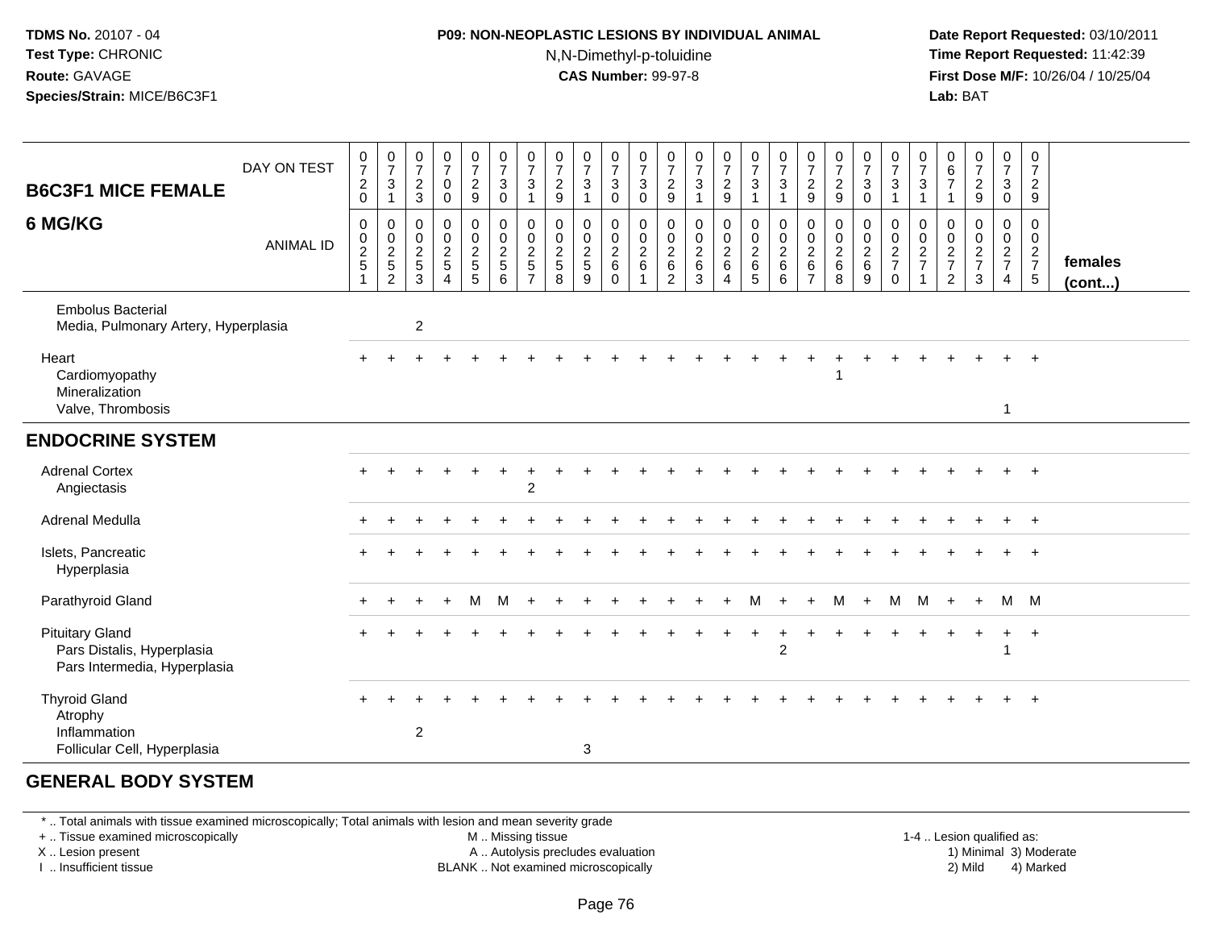**TDMS No.** 20107 - 04
**Test Type:** CHRONIC
**Route:** GAVAGE
**Species/Strain:** MICE/B6C3F1

**P09: NON-NEOPLASTIC LESIONS BY INDIVIDUAL ANIMAL**
N,N-Dimethyl-p-toluidine
**CAS Number:** 99-97-8

**Date Report Requested:** 03/10/2011
**Time Report Requested:** 11:42:39
**First Dose M/F:** 10/26/04 / 10/25/04
**Lab:** BAT

| B6C3F1 MICE FEMALE 6 MG/KG — DAY ON TEST | 0720 | 0731 | 0723 | 0700 | 0729 | 0730 | 0731 | 0729 | 0731 | 0730 | 0730 | 0729 | 0731 | 0729 | 0731 | 0731 | 0729 | 0729 | 0730 | 0731 | 0731 | 0671 | 0729 | 0730 | 0729 | females (cont...) |
|---|---|---|---|---|---|---|---|---|---|---|---|---|---|---|---|---|---|---|---|---|---|---|---|---|---|---|
| ANIMAL ID | 0025 1 | 0025 2 | 0025 3 | 0025 4 | 0025 5 | 0025 6 | 0025 7 | 0025 8 | 0025 9 | 0026 0 | 0026 1 | 0026 2 | 0026 3 | 0026 4 | 0026 5 | 0026 6 | 0026 7 | 0026 8 | 0026 9 | 0027 0 | 0027 1 | 0027 2 | 0027 3 | 0027 4 | 0027 5 | |
| Embolus Bacterial | | | | | | | | | | | | | | | | | | | | | | | | | | |
| Media, Pulmonary Artery, Hyperplasia | | | 2 | | | | | | | | | | | | | | | | | | | | | | | |
| Heart | + | + | + | + | + | + | + | + | + | + | + | + | + | + | + | + | + | + | + | + | + | + | + | + | + | |
| Cardiomyopathy | | | | | | | | | | | | | | | | | | 1 | | | | | | | | |
| Mineralization | | | | | | | | | | | | | | | | | | | | | | | | | | |
| Valve, Thrombosis | | | | | | | | | | | | | | | | | | | | | | | | 1 | | |
| **ENDOCRINE SYSTEM** | | | | | | | | | | | | | | | | | | | | | | | | | | |
| Adrenal Cortex | + | + | + | + | + | + | + | + | + | + | + | + | + | + | + | + | + | + | + | + | + | + | + | + | + | |
| Angiectasis | | | | | | | 2 | | | | | | | | | | | | | | | | | | | |
| Adrenal Medulla | + | + | + | + | + | + | + | + | + | + | + | + | + | + | + | + | + | + | + | + | + | + | + | + | + | |
| Islets, Pancreatic | + | + | + | + | + | + | + | + | + | + | + | + | + | + | + | + | + | + | + | + | + | + | + | + | + | |
| Hyperplasia | | | | | | | | | | | | | | | | | | | | | | | | | | |
| Parathyroid Gland | + | + | + | + | M | M | + | + | + | + | + | + | + | + | M | + | + | M | + | M | M | + | + | M | M | |
| Pituitary Gland | + | + | + | + | + | + | + | + | + | + | + | + | + | + | + | + | + | + | + | + | + | + | + | + | + | |
| Pars Distalis, Hyperplasia | | | | | | | | | | | | | | | | 2 | | | | | | | | 1 | | |
| Pars Intermedia, Hyperplasia | | | | | | | | | | | | | | | | | | | | | | | | | | |
| Thyroid Gland | + | + | + | + | + | + | + | + | + | + | + | + | + | + | + | + | + | + | + | + | + | + | + | + | + | |
| Atrophy | | | | | | | | | | | | | | | | | | | | | | | | | | |
| Inflammation | | | 2 | | | | | | | | | | | | | | | | | | | | | | | |
| Follicular Cell, Hyperplasia | | | | | | | | | 3 | | | | | | | | | | | | | | | | | |

## GENERAL BODY SYSTEM

\* .. Total animals with tissue examined microscopically; Total animals with lesion and mean severity grade
+ .. Tissue examined microscopically
X .. Lesion present
I .. Insufficient tissue
M .. Missing tissue
A .. Autolysis precludes evaluation
BLANK .. Not examined microscopically
1-4 .. Lesion qualified as:
1) Minimal 3) Moderate
2) Mild 4) Marked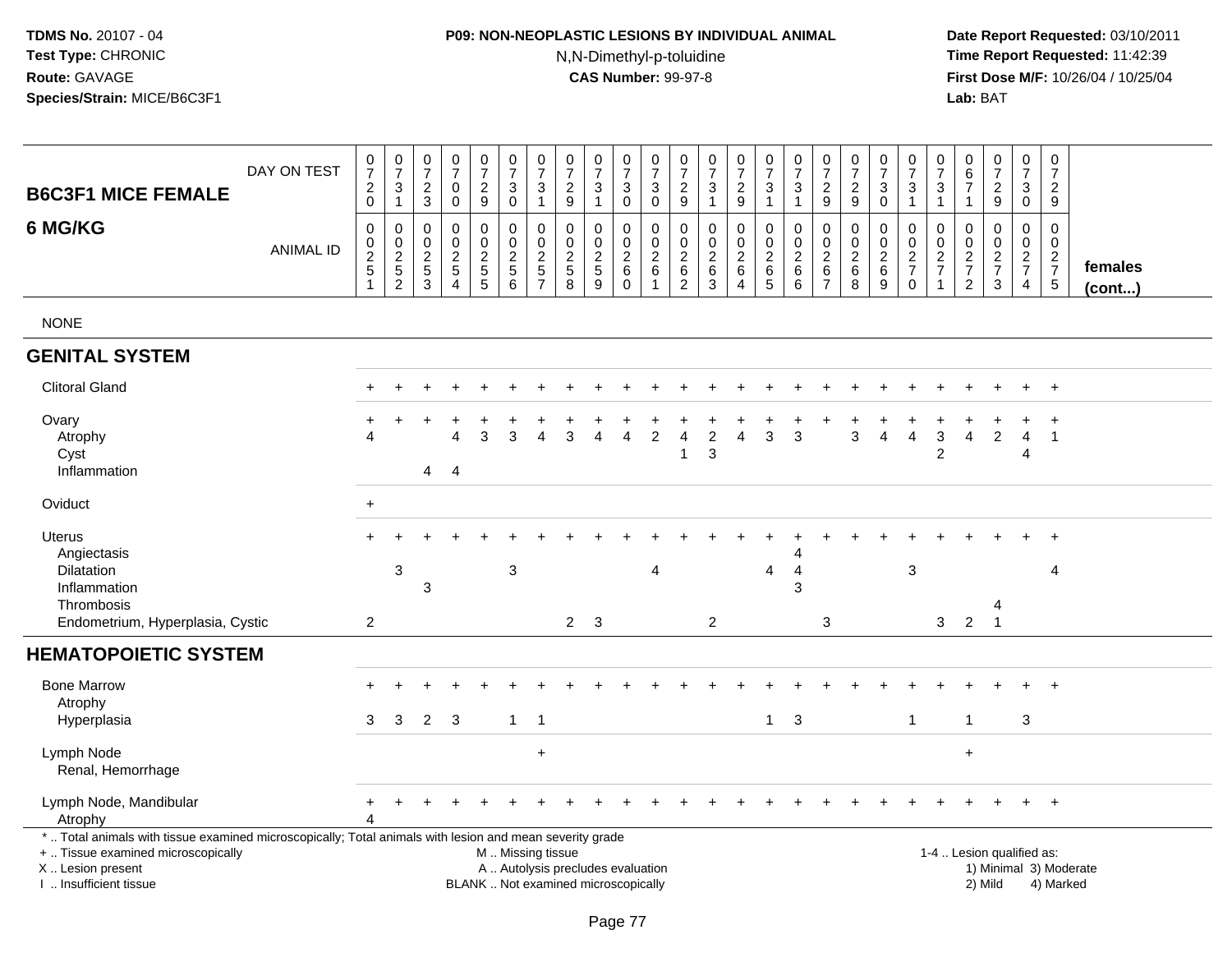**TDMS No.** 20107 - 04
**Test Type:** CHRONIC
**Route:** GAVAGE
**Species/Strain:** MICE/B6C3F1

**P09: NON-NEOPLASTIC LESIONS BY INDIVIDUAL ANIMAL**
N,N-Dimethyl-p-toluidine
**CAS Number:** 99-97-8

**Date Report Requested:** 03/10/2011
**Time Report Requested:** 11:42:39
**First Dose M/F:** 10/26/04 / 10/25/04
**Lab:** BAT

| B6C3F1 MICE FEMALE 6 MG/KG | | | | | | | | | | | | | | | | | | | | | | | | | | |
|---|---|---|---|---|---|---|---|---|---|---|---|---|---|---|---|---|---|---|---|---|---|---|---|---|---|---|
| DAY ON TEST | 0720 | 0731 | 0723 | 0700 | 0729 | 0730 | 0731 | 0729 | 0731 | 0730 | 0730 | 0729 | 0731 | 0729 | 0731 | 0731 | 0729 | 0729 | 0730 | 0731 | 0731 | 0671 | 0729 | 0730 | 0729 | |
| ANIMAL ID | 0251 | 0252 | 0253 | 0254 | 0255 | 0256 | 0257 | 0258 | 0259 | 0260 | 0261 | 0262 | 0263 | 0264 | 0265 | 0266 | 0267 | 0268 | 0269 | 0270 | 0271 | 0272 | 0273 | 0274 | 0275 | females (cont...) |
| NONE | | | | | | | | | | | | | | | | | | | | | | | | | | |
| **GENITAL SYSTEM** | | | | | | | | | | | | | | | | | | | | | | | | | | |
| Clitoral Gland | + | + | + | + | + | + | + | + | + | + | + | + | + | + | + | + | + | + | + | + | + | + | + | + | + | |
| Ovary | + | + | + | + | + | + | + | + | + | + | + | + | + | + | + | + | + | + | + | + | + | + | + | + | + | |
| Atrophy | 4 | | | 4 | 3 | 3 | 4 | 3 | 4 | 4 | 2 | 4 | 2 | 4 | 3 | 3 | | 3 | 4 | 4 | 3 | 4 | 2 | 4 | 1 | |
| Cyst | | | | | | | | | | | | 1 | 3 | | | | | | | | 2 | | | 4 | | |
| Inflammation | | | 4 | 4 | | | | | | | | | | | | | | | | | | | | | | |
| Oviduct | + | | | | | | | | | | | | | | | | | | | | | | | | | |
| Uterus | + | + | + | + | + | + | + | + | + | + | + | + | + | + | + | + | + | + | + | + | + | + | + | + | + | |
| Angiectasis | | | | | | | | | | | | | | | | 4 | | | | | | | | | | |
| Dilatation | | 3 | | | | 3 | | | | | 4 | | | | 4 | 4 | | | | 3 | | | | | 4 | |
| Inflammation | | | 3 | | | | | | | | | | | | | 3 | | | | | | | | | | |
| Thrombosis | | | | | | | | | | | | | | | | | | | | | | | 4 | | | |
| Endometrium, Hyperplasia, Cystic | 2 | | | | | | | 2 | 3 | | | | 2 | | | | 3 | | | | 3 | 2 | 1 | | | |
| **HEMATOPOIETIC SYSTEM** | | | | | | | | | | | | | | | | | | | | | | | | | | |
| Bone Marrow | + | + | + | + | + | + | + | + | + | + | + | + | + | + | + | + | + | + | + | + | + | + | + | + | + | |
| Atrophy | | | | | | | | | | | | | | | | | | | | | | | | | | |
| Hyperplasia | 3 | 3 | 2 | 3 | | 1 | 1 | | | | | | | | 1 | 3 | | | | 1 | | 1 | | 3 | | |
| Lymph Node | | | | | | | + | | | | | | | | | | | | | | | + | | | | |
| Renal, Hemorrhage | | | | | | | | | | | | | | | | | | | | | | | | | | |
| Lymph Node, Mandibular | + | + | + | + | + | + | + | + | + | + | + | + | + | + | + | + | + | + | + | + | + | + | + | + | + | |
| Atrophy | 4 | | | | | | | | | | | | | | | | | | | | | | | | | |

\* .. Total animals with tissue examined microscopically; Total animals with lesion and mean severity grade
\+ .. Tissue examined microscopically
X .. Lesion present
I .. Insufficient tissue

M .. Missing tissue
A .. Autolysis precludes evaluation
BLANK .. Not examined microscopically

1-4 .. Lesion qualified as:
1) Minimal 3) Moderate
2) Mild 4) Marked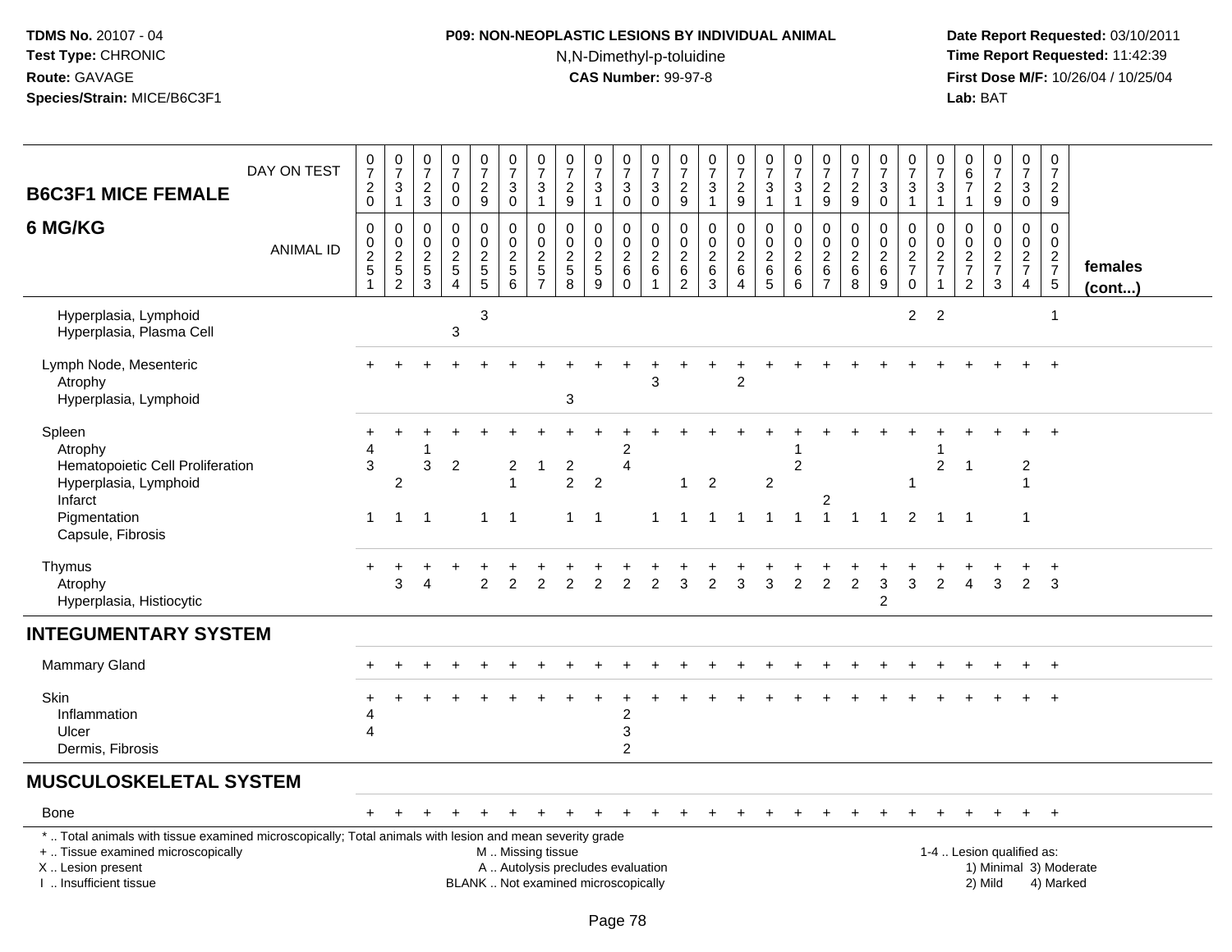**TDMS No.** 20107 - 04
**Test Type:** CHRONIC
**Route:** GAVAGE
**Species/Strain:** MICE/B6C3F1

**P09: NON-NEOPLASTIC LESIONS BY INDIVIDUAL ANIMAL**
N,N-Dimethyl-p-toluidine
**CAS Number:** 99-97-8

**Date Report Requested:** 03/10/2011
**Time Report Requested:** 11:42:39
**First Dose M/F:** 10/26/04 / 10/25/04
**Lab:** BAT

| B6C3F1 MICE FEMALE 6 MG/KG | | | | | | | | | | | | | | | | | | | | | | | | | | |
|---|---|---|---|---|---|---|---|---|---|---|---|---|---|---|---|---|---|---|---|---|---|---|---|---|---|---|
| DAY ON TEST | 0720 | 0731 | 0723 | 0700 | 0729 | 0730 | 0731 | 0729 | 0731 | 0730 | 0730 | 0729 | 0731 | 0729 | 0731 | 0731 | 0729 | 0729 | 0730 | 0731 | 0731 | 0671 | 0729 | 0730 | 0729 | |
| ANIMAL ID | 0251 | 0252 | 0253 | 0254 | 0255 | 0256 | 0257 | 0258 | 0259 | 0260 | 0261 | 0262 | 0263 | 0264 | 0265 | 0266 | 0267 | 0268 | 0269 | 0270 | 0271 | 0272 | 0273 | 0274 | 0275 | females (cont...) |
| Hyperplasia, Lymphoid | | | | | 3 | | | | | | | | | | | | | | | 2 | 2 | | | | 1 | |
| Hyperplasia, Plasma Cell | | | | 3 | | | | | | | | | | | | | | | | | | | | | | |
| Lymph Node, Mesenteric | + | + | + | + | + | + | + | + | + | + | + | + | + | + | + | + | + | + | + | + | + | + | + | + | + | |
| Atrophy | | | | | | | | | | | 3 | | | 2 | | | | | | | | | | | | |
| Hyperplasia, Lymphoid | | | | | | | | 3 | | | | | | | | | | | | | | | | | | |
| Spleen | + | + | + | + | + | + | + | + | + | + | + | + | + | + | + | + | + | + | + | + | + | + | + | + | + | |
| Atrophy | 4 | | 1 | | | | | | | 2 | | | | | | 1 | | | | | 1 | | | | | |
| Hematopoietic Cell Proliferation | 3 | | 3 | 2 | | 2 | 1 | 2 | | 4 | | | | | | 2 | | | | | 2 | 1 | | 2 | | |
| Hyperplasia, Lymphoid | | 2 | | | | 1 | | 2 | 2 | | | 1 | 2 | | 2 | | | | | 1 | | | | 1 | | |
| Infarct | | | | | | | | | | | | | | | | | 2 | | | | | | | | | |
| Pigmentation | 1 | 1 | 1 | | 1 | 1 | | 1 | 1 | | 1 | 1 | 1 | 1 | 1 | 1 | 1 | 1 | 1 | 2 | 1 | 1 | | 1 | | |
| Capsule, Fibrosis | | | | | | | | | | | | | | | | | | | | | | | | | | |
| Thymus | + | + | + | + | + | + | + | + | + | + | + | + | + | + | + | + | + | + | + | + | + | + | + | + | + | |
| Atrophy | | 3 | 4 | | 2 | 2 | 2 | 2 | 2 | 2 | 2 | 3 | 2 | 3 | 3 | 2 | 2 | 2 | 3 | 3 | 2 | 4 | 3 | 2 | 3 | |
| Hyperplasia, Histiocytic | | | | | | | | | | | | | | | | | | | 2 | | | | | | | |
| **INTEGUMENTARY SYSTEM** | | | | | | | | | | | | | | | | | | | | | | | | | | |
| Mammary Gland | + | + | + | + | + | + | + | + | + | + | + | + | + | + | + | + | + | + | + | + | + | + | + | + | + | |
| Skin | + | + | + | + | + | + | + | + | + | + | + | + | + | + | + | + | + | + | + | + | + | + | + | + | + | |
| Inflammation | 4 | | | | | | | | | 2 | | | | | | | | | | | | | | | | |
| Ulcer | 4 | | | | | | | | | 3 | | | | | | | | | | | | | | | | |
| Dermis, Fibrosis | | | | | | | | | | 2 | | | | | | | | | | | | | | | | |
| **MUSCULOSKELETAL SYSTEM** | | | | | | | | | | | | | | | | | | | | | | | | | | |
| Bone | + | + | + | + | + | + | + | + | + | + | + | + | + | + | + | + | + | + | + | + | + | + | + | + | + | |

\* .. Total animals with tissue examined microscopically; Total animals with lesion and mean severity grade
+ .. Tissue examined microscopically
X .. Lesion present
I .. Insufficient tissue

M .. Missing tissue
A .. Autolysis precludes evaluation
BLANK .. Not examined microscopically

1-4 .. Lesion qualified as:
1) Minimal 3) Moderate
2) Mild 4) Marked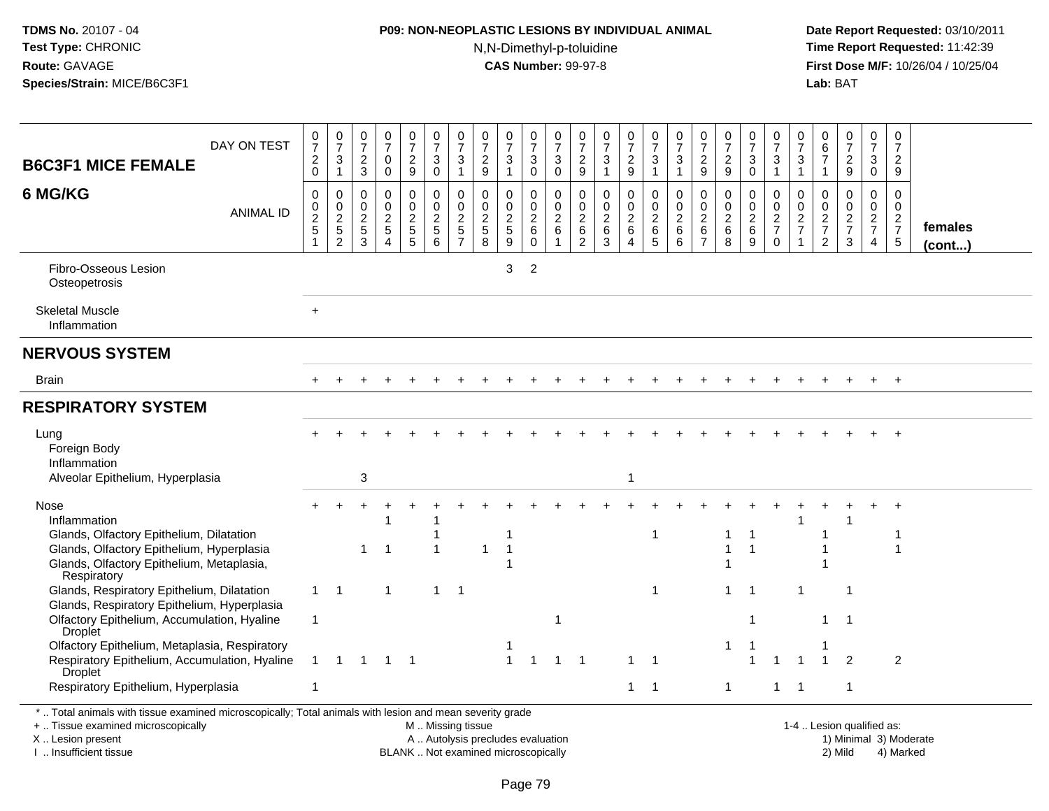**TDMS No.** 20107 - 04
**Test Type:** CHRONIC
**Route:** GAVAGE
**Species/Strain:** MICE/B6C3F1

**P09: NON-NEOPLASTIC LESIONS BY INDIVIDUAL ANIMAL**
N,N-Dimethyl-p-toluidine
**CAS Number:** 99-97-8

**Date Report Requested:** 03/10/2011
**Time Report Requested:** 11:42:39
**First Dose M/F:** 10/26/04 / 10/25/04
**Lab:** BAT

| B6C3F1 MICE FEMALE 6 MG/KG | 1 | 2 | 3 | 4 | 5 | 6 | 7 | 8 | 9 | 10 | 11 | 12 | 13 | 14 | 15 | 16 | 17 | 18 | 19 | 20 | 21 | 22 | 23 | 24 | 25 | |
|---|---|---|---|---|---|---|---|---|---|---|---|---|---|---|---|---|---|---|---|---|---|---|---|---|---|---|
| DAY ON TEST | 0720 | 0731 | 0723 | 0700 | 0729 | 0730 | 0731 | 0729 | 0731 | 0730 | 0730 | 0729 | 0731 | 0729 | 0731 | 0731 | 0729 | 0729 | 0730 | 0731 | 0731 | 0671 | 0729 | 0730 | 0729 | |
| ANIMAL ID | 0251 | 0252 | 0253 | 0254 | 0255 | 0256 | 0257 | 0258 | 0259 | 0260 | 0261 | 0262 | 0263 | 0264 | 0265 | 0266 | 0267 | 0268 | 0269 | 0270 | 0271 | 0272 | 0273 | 0274 | 0275 | **females (cont...)** |
| Fibro-Osseous Lesion | | | | | | | | | 3 | 2 | | | | | | | | | | | | | | | | |
| Osteopetrosis | | | | | | | | | | | | | | | | | | | | | | | | | | |
| Skeletal Muscle | + | | | | | | | | | | | | | | | | | | | | | | | | | |
| Inflammation | | | | | | | | | | | | | | | | | | | | | | | | | | |
| **NERVOUS SYSTEM** | | | | | | | | | | | | | | | | | | | | | | | | | | |
| Brain | + | + | + | + | + | + | + | + | + | + | + | + | + | + | + | + | + | + | + | + | + | + | + | + | + | |
| **RESPIRATORY SYSTEM** | | | | | | | | | | | | | | | | | | | | | | | | | | |
| Lung | + | + | + | + | + | + | + | + | + | + | + | + | + | + | + | + | + | + | + | + | + | + | + | + | + | |
| Foreign Body | | | | | | | | | | | | | | | | | | | | | | | | | | |
| Inflammation | | | | | | | | | | | | | | | | | | | | | | | | | | |
| Alveolar Epithelium, Hyperplasia | | | 3 | | | | | | | | | | | 1 | | | | | | | | | | | | |
| Nose | + | + | + | + | + | + | + | + | + | + | + | + | + | + | + | + | + | + | + | + | + | + | + | + | + | |
| Inflammation | | | | 1 | | 1 | | | | | | | | | | | | | | | 1 | | 1 | | | |
| Glands, Olfactory Epithelium, Dilatation | | | | | | 1 | | | 1 | | | | | | 1 | | | 1 | 1 | | | 1 | | | 1 | |
| Glands, Olfactory Epithelium, Hyperplasia | | | 1 | 1 | | 1 | | 1 | 1 | | | | | | | | | 1 | 1 | | | 1 | | | 1 | |
| Glands, Olfactory Epithelium, Metaplasia, Respiratory | | | | | | | | | 1 | | | | | | | | | 1 | | | | 1 | | | | |
| Glands, Respiratory Epithelium, Dilatation | 1 | 1 | | 1 | | 1 | 1 | | | | | | | | 1 | | | 1 | 1 | | 1 | | 1 | | | |
| Glands, Respiratory Epithelium, Hyperplasia | | | | | | | | | | | | | | | | | | | | | | | | | | |
| Olfactory Epithelium, Accumulation, Hyaline Droplet | 1 | | | | | | | | | | 1 | | | | | | | | 1 | | | 1 | 1 | | | |
| Olfactory Epithelium, Metaplasia, Respiratory | | | | | | | | | 1 | | | | | | | | | 1 | 1 | | | 1 | | | | |
| Respiratory Epithelium, Accumulation, Hyaline Droplet | 1 | 1 | 1 | 1 | 1 | | | | 1 | 1 | 1 | 1 | | 1 | 1 | | | | 1 | 1 | 1 | 1 | 2 | | 2 | |
| Respiratory Epithelium, Hyperplasia | 1 | | | | | | | | | | | | | 1 | 1 | | | 1 | | 1 | 1 | | 1 | | | |

\* .. Total animals with tissue examined microscopically; Total animals with lesion and mean severity grade
\+ .. Tissue examined microscopically
X .. Lesion present
I .. Insufficient tissue

M .. Missing tissue
A .. Autolysis precludes evaluation
BLANK .. Not examined microscopically

1-4 .. Lesion qualified as:
1) Minimal 3) Moderate
2) Mild 4) Marked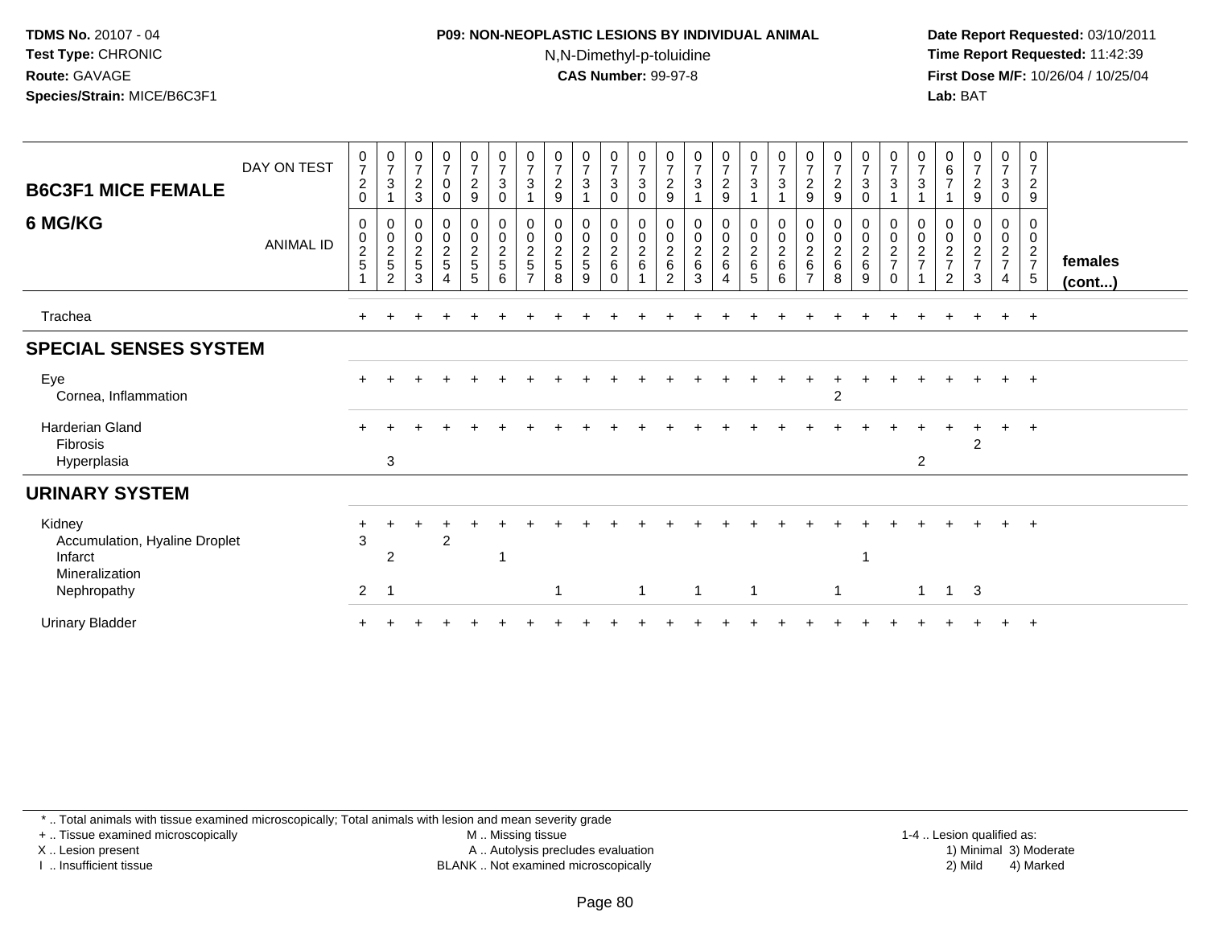**TDMS No.** 20107 - 04
**Test Type:** CHRONIC
**Route:** GAVAGE
**Species/Strain:** MICE/B6C3F1

**P09: NON-NEOPLASTIC LESIONS BY INDIVIDUAL ANIMAL**
N,N-Dimethyl-p-toluidine
**CAS Number:** 99-97-8

**Date Report Requested:** 03/10/2011
**Time Report Requested:** 11:42:39
**First Dose M/F:** 10/26/04 / 10/25/04
**Lab:** BAT

| B6C3F1 MICE FEMALE 6 MG/KG | | | | | | | | | | | | | | | | | | | | | | | | | | |
|---|---|---|---|---|---|---|---|---|---|---|---|---|---|---|---|---|---|---|---|---|---|---|---|---|---|---|
| DAY ON TEST | 0720 | 0731 | 0723 | 0700 | 0729 | 0730 | 0731 | 0729 | 0731 | 0730 | 0730 | 0729 | 0731 | 0729 | 0731 | 0731 | 0729 | 0729 | 0730 | 0731 | 0731 | 0671 | 0729 | 0730 | 0729 | |
| ANIMAL ID | 0251 | 0252 | 0253 | 0254 | 0255 | 0256 | 0257 | 0258 | 0259 | 0260 | 0261 | 0262 | 0263 | 0264 | 0265 | 0266 | 0267 | 0268 | 0269 | 0270 | 0271 | 0272 | 0273 | 0274 | 0275 | **females (cont...)** |
| Trachea | + | + | + | + | + | + | + | + | + | + | + | + | + | + | + | + | + | + | + | + | + | + | + | + | + | |
| **SPECIAL SENSES SYSTEM** | | | | | | | | | | | | | | | | | | | | | | | | | | |
| Eye | + | + | + | + | + | + | + | + | + | + | + | + | + | + | + | + | + | + | + | + | + | + | + | + | + | |
| Cornea, Inflammation | | | | | | | | | | | | | | | | | | 2 | | | | | | | | |
| Harderian Gland | + | + | + | + | + | + | + | + | + | + | + | + | + | + | + | + | + | + | + | + | + | + | + | + | + | |
| Fibrosis | | | | | | | | | | | | | | | | | | | | | | | 2 | | | |
| Hyperplasia | | 3 | | | | | | | | | | | | | | | | | | | 2 | | | | | |
| **URINARY SYSTEM** | | | | | | | | | | | | | | | | | | | | | | | | | | |
| Kidney | + | + | + | + | + | + | + | + | + | + | + | + | + | + | + | + | + | + | + | + | + | + | + | + | + | |
| Accumulation, Hyaline Droplet | 3 | | | 2 | | | | | | | | | | | | | | | | | | | | | | |
| Infarct | | 2 | | | | 1 | | | | | | | | | | | | | 1 | | | | | | | |
| Mineralization | | | | | | | | | | | | | | | | | | | | | | | | | | |
| Nephropathy | 2 | 1 | | | | | | 1 | | | 1 | | 1 | | 1 | | | 1 | | | 1 | 1 | 3 | | | |
| Urinary Bladder | + | + | + | + | + | + | + | + | + | + | + | + | + | + | + | + | + | + | + | + | + | + | + | + | + | |

\* .. Total animals with tissue examined microscopically; Total animals with lesion and mean severity grade
\+ .. Tissue examined microscopically
X .. Lesion present
I .. Insufficient tissue

M .. Missing tissue
A .. Autolysis precludes evaluation
BLANK .. Not examined microscopically

1-4 .. Lesion qualified as:
1) Minimal 3) Moderate
2) Mild 4) Marked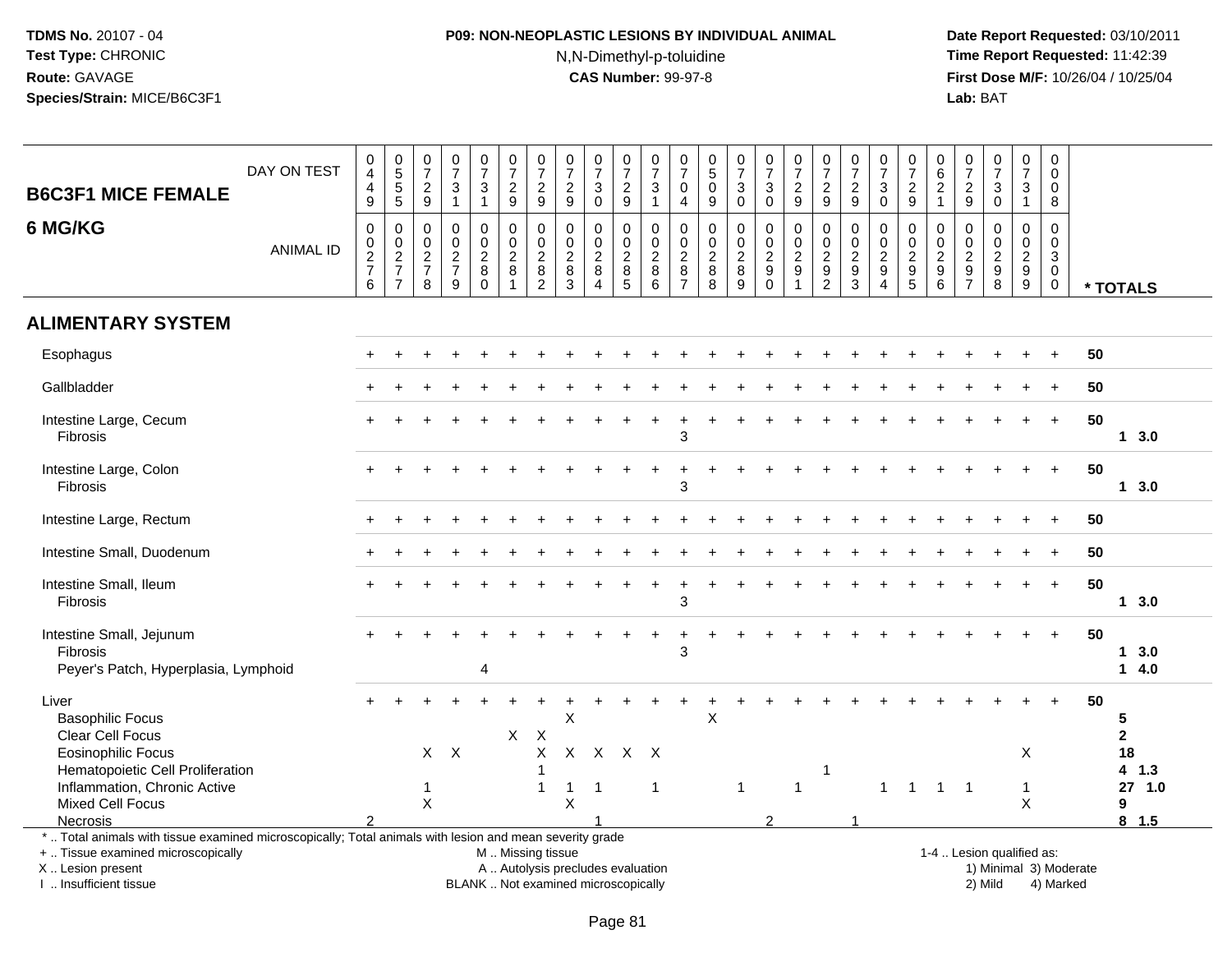**TDMS No.** 20107 - 04
**Test Type:** CHRONIC
**Route:** GAVAGE
**Species/Strain:** MICE/B6C3F1

**P09: NON-NEOPLASTIC LESIONS BY INDIVIDUAL ANIMAL**
N,N-Dimethyl-p-toluidine
**CAS Number:** 99-97-8

**Date Report Requested:** 03/10/2011
**Time Report Requested:** 11:42:39
**First Dose M/F:** 10/26/04 / 10/25/04
**Lab:** BAT

## B6C3F1 MICE FEMALE 6 MG/KG

| DAY ON TEST | 0449 | 0555 | 0729 | 0731 | 0731 | 0729 | 0729 | 0729 | 0730 | 0729 | 0731 | 0704 | 0509 | 0730 | 0730 | 0729 | 0729 | 0729 | 0730 | 0729 | 0621 | 0729 | 0730 | 0731 | 0008 | |
|---|---|---|---|---|---|---|---|---|---|---|---|---|---|---|---|---|---|---|---|---|---|---|---|---|---|---|
| **ANIMAL ID** | 0276 | 0277 | 0278 | 0279 | 0280 | 0281 | 0282 | 0283 | 0284 | 0285 | 0286 | 0287 | 0288 | 0289 | 0290 | 0291 | 0292 | 0293 | 0294 | 0295 | 0296 | 0297 | 0298 | 0299 | 0300 | *** TOTALS** |
| **ALIMENTARY SYSTEM** | | | | | | | | | | | | | | | | | | | | | | | | | | |
| Esophagus | + | + | + | + | + | + | + | + | + | + | + | + | + | + | + | + | + | + | + | + | + | + | + | + | + | 50 |
| Gallbladder | + | + | + | + | + | + | + | + | + | + | + | + | + | + | + | + | + | + | + | + | + | + | + | + | + | 50 |
| Intestine Large, Cecum | + | + | + | + | + | + | + | + | + | + | + | + | + | + | + | + | + | + | + | + | + | + | + | + | + | 50 |
| Fibrosis | | | | | | | | | | | | 3 | | | | | | | | | | | | | | 1 3.0 |
| Intestine Large, Colon | + | + | + | + | + | + | + | + | + | + | + | + | + | + | + | + | + | + | + | + | + | + | + | + | + | 50 |
| Fibrosis | | | | | | | | | | | | 3 | | | | | | | | | | | | | | 1 3.0 |
| Intestine Large, Rectum | + | + | + | + | + | + | + | + | + | + | + | + | + | + | + | + | + | + | + | + | + | + | + | + | + | 50 |
| Intestine Small, Duodenum | + | + | + | + | + | + | + | + | + | + | + | + | + | + | + | + | + | + | + | + | + | + | + | + | + | 50 |
| Intestine Small, Ileum | + | + | + | + | + | + | + | + | + | + | + | + | + | + | + | + | + | + | + | + | + | + | + | + | + | 50 |
| Fibrosis | | | | | | | | | | | | 3 | | | | | | | | | | | | | | 1 3.0 |
| Intestine Small, Jejunum | + | + | + | + | + | + | + | + | + | + | + | + | + | + | + | + | + | + | + | + | + | + | + | + | + | 50 |
| Fibrosis | | | | | | | | | | | | 3 | | | | | | | | | | | | | | 1 3.0 |
| Peyer's Patch, Hyperplasia, Lymphoid | | | | | 4 | | | | | | | | | | | | | | | | | | | | | 1 4.0 |
| Liver | + | + | + | + | + | + | + | + | + | + | + | + | + | + | + | + | + | + | + | + | + | + | + | + | + | 50 |
| Basophilic Focus | | | | | | | | X | | | | | X | | | | | | | | | | | | | 5 |
| Clear Cell Focus | | | | | | X | X | | | | | | | | | | | | | | | | | | | 2 |
| Eosinophilic Focus | | | X | X | | | X | X | X | X | X | | | | | | | | | | | | | X | | 18 |
| Hematopoietic Cell Proliferation | | | | | | | 1 | | | | | | | | | | 1 | | | | | | | | | 4 1.3 |
| Inflammation, Chronic Active | | | 1 | | | | 1 | 1 | 1 | | 1 | | | 1 | | 1 | | | 1 | 1 | 1 | 1 | | 1 | | 27 1.0 |
| Mixed Cell Focus | | | X | | | | | X | | | | | | | | | | | | | | | | X | | 9 |
| Necrosis | 2 | | | | | | | | 1 | | | | | | 2 | | | 1 | | | | | | | | 8 1.5 |

* .. Total animals with tissue examined microscopically; Total animals with lesion and mean severity grade
+ .. Tissue examined microscopically
X .. Lesion present
I .. Insufficient tissue

M .. Missing tissue
A .. Autolysis precludes evaluation
BLANK .. Not examined microscopically

1-4 .. Lesion qualified as:
1) Minimal 3) Moderate
2) Mild 4) Marked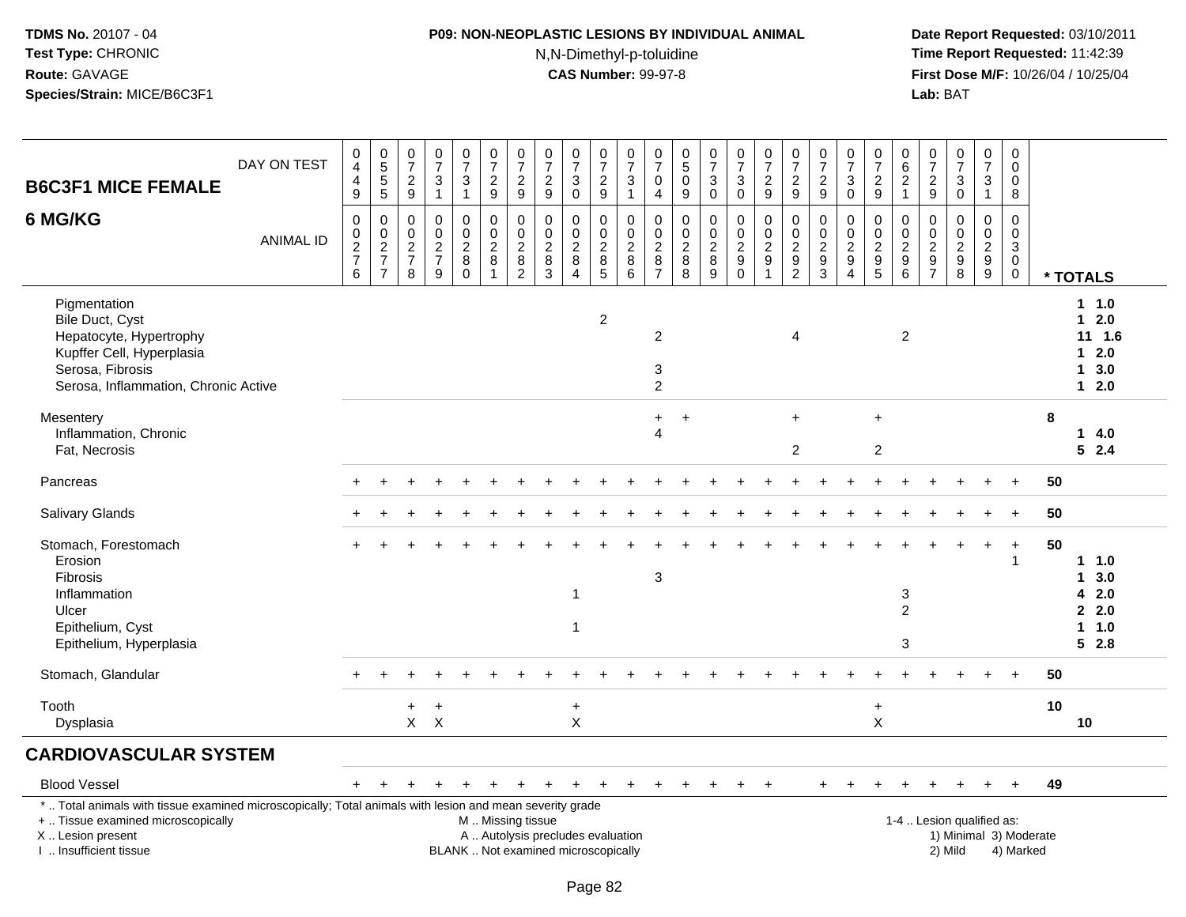**TDMS No.** 20107 - 04
**Test Type:** CHRONIC
**Route:** GAVAGE
**Species/Strain:** MICE/B6C3F1

**P09: NON-NEOPLASTIC LESIONS BY INDIVIDUAL ANIMAL**
N,N-Dimethyl-p-toluidine
**CAS Number:** 99-97-8

**Date Report Requested:** 03/10/2011
**Time Report Requested:** 11:42:39
**First Dose M/F:** 10/26/04 / 10/25/04
**Lab:** BAT

| B6C3F1 MICE FEMALE 6 MG/KG | | | | | | | | | | | | | | | | | | | | | | | | | | |
|---|---|---|---|---|---|---|---|---|---|---|---|---|---|---|---|---|---|---|---|---|---|---|---|---|---|---|
| DAY ON TEST | 0449 | 0555 | 0729 | 0731 | 0731 | 0729 | 0729 | 0729 | 0730 | 0729 | 0731 | 0704 | 0509 | 0730 | 0730 | 0729 | 0729 | 0729 | 0730 | 0729 | 0621 | 0729 | 0730 | 0731 | 0008 | |
| ANIMAL ID | 0276 | 0277 | 0278 | 0279 | 0280 | 0281 | 0282 | 0283 | 0284 | 0285 | 0286 | 0287 | 0288 | 0289 | 0290 | 0291 | 0292 | 0293 | 0294 | 0295 | 0296 | 0297 | 0298 | 0299 | 0300 | * TOTALS |
| Pigmentation | | | | | | | | | | | | | | | | | | | | | | | | | | 1 1.0 |
| Bile Duct, Cyst | | | | | | | | | | 2 | | | | | | | | | | | | | | | | 1 2.0 |
| Hepatocyte, Hypertrophy | | | | | | | | | | | | 2 | | | | | 4 | | | | 2 | | | | | 11 1.6 |
| Kupffer Cell, Hyperplasia | | | | | | | | | | | | | | | | | | | | | | | | | | 1 2.0 |
| Serosa, Fibrosis | | | | | | | | | | | | 3 | | | | | | | | | | | | | | 1 3.0 |
| Serosa, Inflammation, Chronic Active | | | | | | | | | | | | 2 | | | | | | | | | | | | | | 1 2.0 |
| Mesentery | | | | | | | | | | | | + | + | | | | + | | | + | | | | | | 8 |
| Inflammation, Chronic | | | | | | | | | | | | 4 | | | | | | | | | | | | | | 1 4.0 |
| Fat, Necrosis | | | | | | | | | | | | | | | | | 2 | | | 2 | | | | | | 5 2.4 |
| Pancreas | + | + | + | + | + | + | + | + | + | + | + | + | + | + | + | + | + | + | + | + | + | + | + | + | + | 50 |
| Salivary Glands | + | + | + | + | + | + | + | + | + | + | + | + | + | + | + | + | + | + | + | + | + | + | + | + | + | 50 |
| Stomach, Forestomach | + | + | + | + | + | + | + | + | + | + | + | + | + | + | + | + | + | + | + | + | + | + | + | + | + | 50 |
| Erosion | | | | | | | | | | | | | | | | | | | | | | | | | 1 | 1 1.0 |
| Fibrosis | | | | | | | | | | | | 3 | | | | | | | | | | | | | | 1 3.0 |
| Inflammation | | | | | | | | | 1 | | | | | | | | | | | | 3 | | | | | 4 2.0 |
| Ulcer | | | | | | | | | | | | | | | | | | | | | 2 | | | | | 2 2.0 |
| Epithelium, Cyst | | | | | | | | | 1 | | | | | | | | | | | | | | | | | 1 1.0 |
| Epithelium, Hyperplasia | | | | | | | | | | | | | | | | | | | | | 3 | | | | | 5 2.8 |
| Stomach, Glandular | + | + | + | + | + | + | + | + | + | + | + | + | + | + | + | + | + | + | + | + | + | + | + | + | + | 50 |
| Tooth | | | + | + | | | | | + | | | | | | | | | | | + | | | | | | 10 |
| Dysplasia | | | X | X | | | | | X | | | | | | | | | | | X | | | | | | 10 |
| **CARDIOVASCULAR SYSTEM** | | | | | | | | | | | | | | | | | | | | | | | | | | |
| Blood Vessel | + | + | + | + | + | + | + | + | + | + | + | + | + | + | + | + | | + | + | + | + | + | + | + | + | 49 |

\* .. Total animals with tissue examined microscopically; Total animals with lesion and mean severity grade
+ .. Tissue examined microscopically
X .. Lesion present
I .. Insufficient tissue

M .. Missing tissue
A .. Autolysis precludes evaluation
BLANK .. Not examined microscopically

1-4 .. Lesion qualified as:
1) Minimal 3) Moderate
2) Mild 4) Marked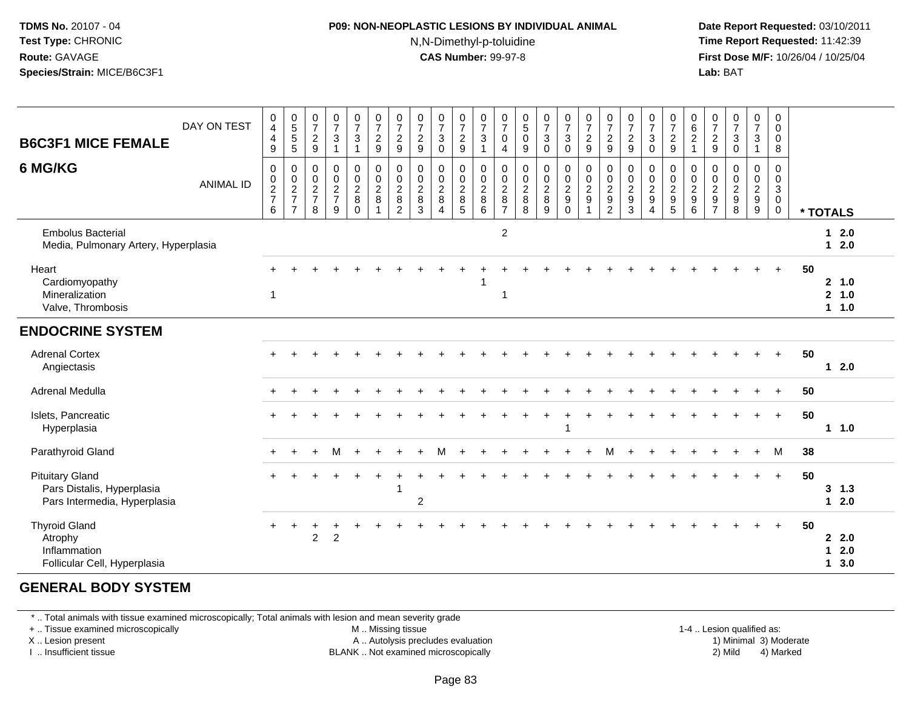**TDMS No.** 20107 - 04
**Test Type:** CHRONIC
**Route:** GAVAGE
**Species/Strain:** MICE/B6C3F1

**P09: NON-NEOPLASTIC LESIONS BY INDIVIDUAL ANIMAL**
N,N-Dimethyl-p-toluidine
**CAS Number:** 99-97-8

**Date Report Requested:** 03/10/2011
**Time Report Requested:** 11:42:39
**First Dose M/F:** 10/26/04 / 10/25/04
**Lab:** BAT

| B6C3F1 MICE FEMALE — DAY ON TEST | 0449 | 0555 | 0729 | 0731 | 0731 | 0729 | 0729 | 0729 | 0730 | 0729 | 0731 | 0704 | 0509 | 0730 | 0730 | 0729 | 0729 | 0729 | 0730 | 0729 | 0621 | 0729 | 0730 | 0731 | 0008 | |
|---|---|---|---|---|---|---|---|---|---|---|---|---|---|---|---|---|---|---|---|---|---|---|---|---|---|---|
| **6 MG/KG** — ANIMAL ID | 0276 | 0277 | 0278 | 0279 | 0280 | 0281 | 0282 | 0283 | 0284 | 0285 | 0286 | 0287 | 0288 | 0289 | 0290 | 0291 | 0292 | 0293 | 0294 | 0295 | 0296 | 0297 | 0298 | 0299 | 0300 | * TOTALS |
| Embolus Bacterial | | | | | | | | | | | | 2 | | | | | | | | | | | | | | 1 2.0 |
| Media, Pulmonary Artery, Hyperplasia | | | | | | | | | | | | | | | | | | | | | | | | | | 1 2.0 |
| Heart | + | + | + | + | + | + | + | + | + | + | + | + | + | + | + | + | + | + | + | + | + | + | + | + | + | 50 |
| Cardiomyopathy | | | | | | | | | | | 1 | | | | | | | | | | | | | | | 2 1.0 |
| Mineralization | 1 | | | | | | | | | | | 1 | | | | | | | | | | | | | | 2 1.0 |
| Valve, Thrombosis | | | | | | | | | | | | | | | | | | | | | | | | | | 1 1.0 |
| **ENDOCRINE SYSTEM** | | | | | | | | | | | | | | | | | | | | | | | | | | |
| Adrenal Cortex | + | + | + | + | + | + | + | + | + | + | + | + | + | + | + | + | + | + | + | + | + | + | + | + | + | 50 |
| Angiectasis | | | | | | | | | | | | | | | | | | | | | | | | | | 1 2.0 |
| Adrenal Medulla | + | + | + | + | + | + | + | + | + | + | + | + | + | + | + | + | + | + | + | + | + | + | + | + | + | 50 |
| Islets, Pancreatic | + | + | + | + | + | + | + | + | + | + | + | + | + | + | + | + | + | + | + | + | + | + | + | + | + | 50 |
| Hyperplasia | | | | | | | | | | | | | | | 1 | | | | | | | | | | | 1 1.0 |
| Parathyroid Gland | + | + | + | M | + | + | + | + | M | + | + | + | + | + | + | + | M | + | + | + | + | + | + | + | M | 38 |
| Pituitary Gland | + | + | + | + | + | + | + | + | + | + | + | + | + | + | + | + | + | + | + | + | + | + | + | + | + | 50 |
| Pars Distalis, Hyperplasia | | | | | | | 1 | | | | | | | | | | | | | | | | | | | 3 1.3 |
| Pars Intermedia, Hyperplasia | | | | | | | | 2 | | | | | | | | | | | | | | | | | | 1 2.0 |
| Thyroid Gland | + | + | + | + | + | + | + | + | + | + | + | + | + | + | + | + | + | + | + | + | + | + | + | + | + | 50 |
| Atrophy | | | 2 | 2 | | | | | | | | | | | | | | | | | | | | | | 2 2.0 |
| Inflammation | | | | | | | | | | | | | | | | | | | | | | | | | | 1 2.0 |
| Follicular Cell, Hyperplasia | | | | | | | | | | | | | | | | | | | | | | | | | | 1 3.0 |

## GENERAL BODY SYSTEM

\* .. Total animals with tissue examined microscopically; Total animals with lesion and mean severity grade
+ .. Tissue examined microscopically
X .. Lesion present
I .. Insufficient tissue

M .. Missing tissue
A .. Autolysis precludes evaluation
BLANK .. Not examined microscopically

1-4 .. Lesion qualified as:
1) Minimal 3) Moderate
2) Mild 4) Marked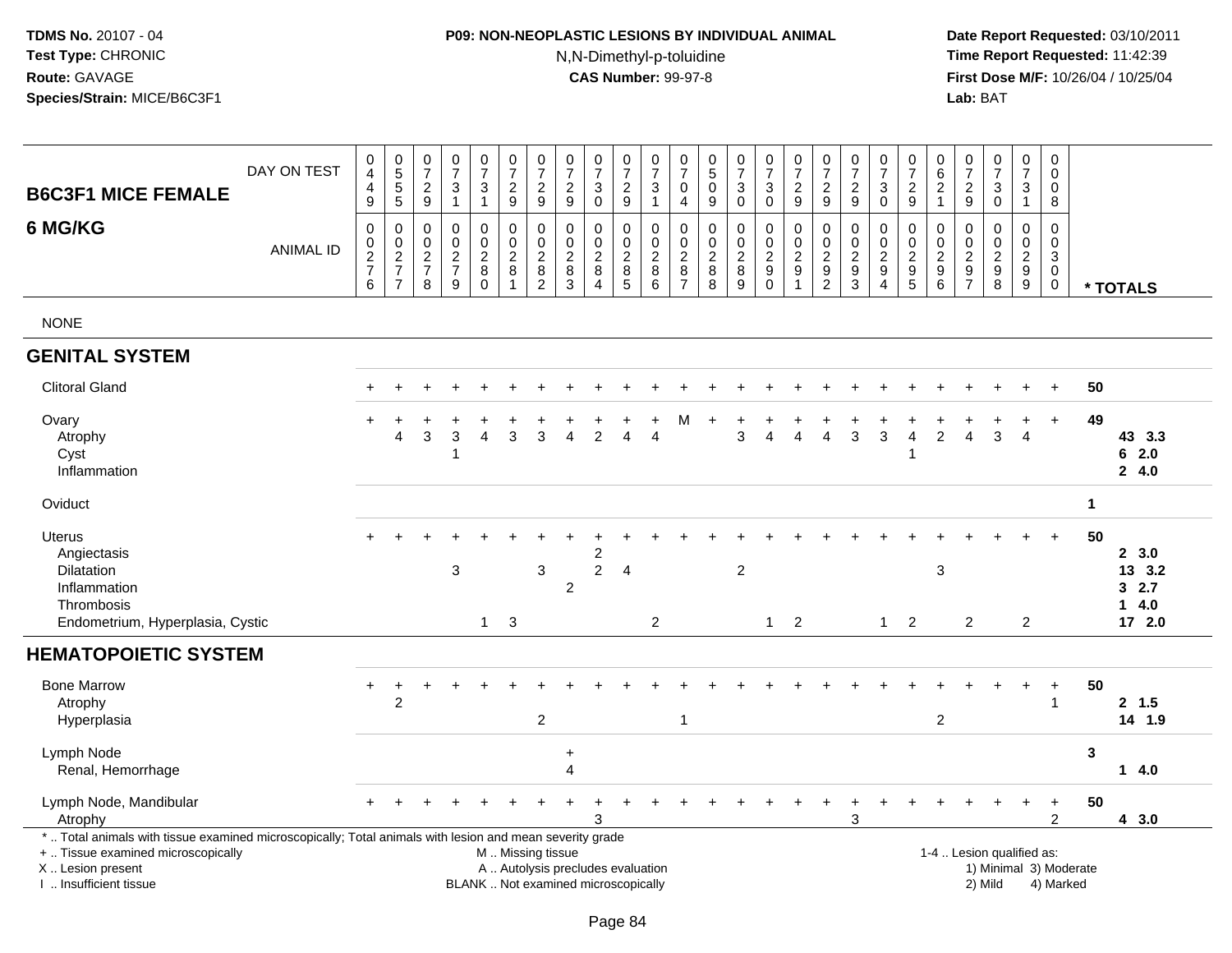**TDMS No.** 20107 - 04
**Test Type:** CHRONIC
**Route:** GAVAGE
**Species/Strain:** MICE/B6C3F1

**P09: NON-NEOPLASTIC LESIONS BY INDIVIDUAL ANIMAL**
N,N-Dimethyl-p-toluidine
**CAS Number:** 99-97-8

**Date Report Requested:** 03/10/2011
**Time Report Requested:** 11:42:39
**First Dose M/F:** 10/26/04 / 10/25/04
**Lab:** BAT

## B6C3F1 MICE FEMALE 6 MG/KG

| DAY ON TEST | 0449 | 0555 | 0729 | 0731 | 0731 | 0729 | 0729 | 0729 | 0730 | 0729 | 0731 | 0704 | 0509 | 0730 | 0730 | 0729 | 0729 | 0729 | 0730 | 0729 | 0621 | 0729 | 0730 | 0731 | 0008 | |
|---|---|---|---|---|---|---|---|---|---|---|---|---|---|---|---|---|---|---|---|---|---|---|---|---|---|---|
| **ANIMAL ID** | 0276 | 0277 | 0278 | 0279 | 0280 | 0281 | 0282 | 0283 | 0284 | 0285 | 0286 | 0287 | 0288 | 0289 | 0290 | 0291 | 0292 | 0293 | 0294 | 0295 | 0296 | 0297 | 0298 | 0299 | 0300 | *** TOTALS** |
| NONE | | | | | | | | | | | | | | | | | | | | | | | | | | |
| **GENITAL SYSTEM** | | | | | | | | | | | | | | | | | | | | | | | | | | |
| Clitoral Gland | + | + | + | + | + | + | + | + | + | + | + | + | + | + | + | + | + | + | + | + | + | + | + | + | + | 50 |
| Ovary | + | + | + | + | + | + | + | + | + | + | + | M | + | + | + | + | + | + | + | + | + | + | + | + | + | 49 |
| Atrophy | | 4 | 3 | 3 | 4 | 3 | 3 | 4 | 2 | 4 | 4 | | | 3 | 4 | 4 | 4 | 3 | 3 | 4 | 2 | 4 | 3 | 4 | | 43 3.3 |
| Cyst | | | | 1 | | | | | | | | | | | | | | | | 1 | | | | | | 6 2.0 |
| Inflammation | | | | | | | | | | | | | | | | | | | | | | | | | | 2 4.0 |
| Oviduct | | | | | | | | | | | | | | | | | | | | | | | | | | 1 |
| Uterus | + | + | + | + | + | + | + | + | + | + | + | + | + | + | + | + | + | + | + | + | + | + | + | + | + | 50 |
| Angiectasis | | | | | | | | | 2 | | | | | | | | | | | | | | | | | 2 3.0 |
| Dilatation | | | | 3 | | | 3 | | 2 | 4 | | | | 2 | | | | | | | 3 | | | | | 13 3.2 |
| Inflammation | | | | | | | | 2 | | | | | | | | | | | | | | | | | | 3 2.7 |
| Thrombosis | | | | | | | | | | | | | | | | | | | | | | | | | | 1 4.0 |
| Endometrium, Hyperplasia, Cystic | | | | | 1 | 3 | | | | | 2 | | | | 1 | 2 | | | 1 | 2 | | 2 | | 2 | | 17 2.0 |
| **HEMATOPOIETIC SYSTEM** | | | | | | | | | | | | | | | | | | | | | | | | | | |
| Bone Marrow | + | + | + | + | + | + | + | + | + | + | + | + | + | + | + | + | + | + | + | + | + | + | + | + | + | 50 |
| Atrophy | | 2 | | | | | | | | | | | | | | | | | | | | | | | 1 | 2 1.5 |
| Hyperplasia | | | | | | | 2 | | | | | 1 | | | | | | | | | 2 | | | | | 14 1.9 |
| Lymph Node | | | | | | | | + | | | | | | | | | | | | | | | | | | 3 |
| Renal, Hemorrhage | | | | | | | | 4 | | | | | | | | | | | | | | | | | | 1 4.0 |
| Lymph Node, Mandibular | + | + | + | + | + | + | + | + | + | + | + | + | + | + | + | + | + | + | + | + | + | + | + | + | + | 50 |
| Atrophy | | | | | | | | | 3 | | | | | | | | | 3 | | | | | | | 2 | 4 3.0 |

\* .. Total animals with tissue examined microscopically; Total animals with lesion and mean severity grade
\+ .. Tissue examined microscopically
X .. Lesion present
I .. Insufficient tissue

M .. Missing tissue
A .. Autolysis precludes evaluation
BLANK .. Not examined microscopically

1-4 .. Lesion qualified as:
1) Minimal 3) Moderate
2) Mild 4) Marked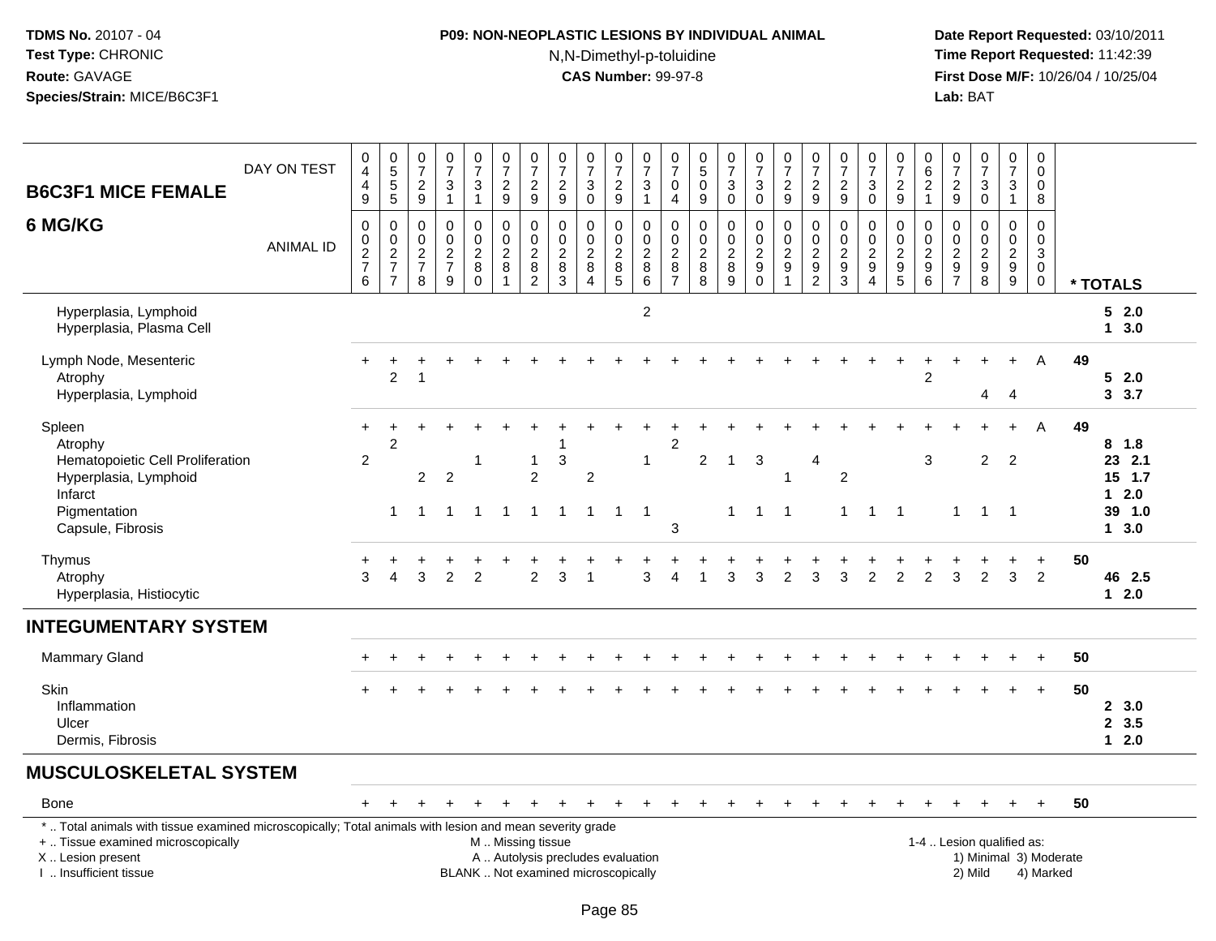**TDMS No.** 20107 - 04
**Test Type:** CHRONIC
**Route:** GAVAGE
**Species/Strain:** MICE/B6C3F1

**P09: NON-NEOPLASTIC LESIONS BY INDIVIDUAL ANIMAL**
N,N-Dimethyl-p-toluidine
**CAS Number:** 99-97-8

**Date Report Requested:** 03/10/2011
**Time Report Requested:** 11:42:39
**First Dose M/F:** 10/26/04 / 10/25/04
**Lab:** BAT

## B6C3F1 MICE FEMALE — 6 MG/KG

| DAY ON TEST | 449 | 555 | 729 | 731 | 731 | 729 | 729 | 729 | 730 | 729 | 731 | 704 | 509 | 730 | 730 | 729 | 729 | 729 | 730 | 729 | 621 | 729 | 730 | 731 | 008 | |
|---|---|---|---|---|---|---|---|---|---|---|---|---|---|---|---|---|---|---|---|---|---|---|---|---|---|---|
| **ANIMAL ID** | 0276 | 0277 | 0278 | 0279 | 0280 | 0281 | 0282 | 0283 | 0284 | 0285 | 0286 | 0287 | 0288 | 0289 | 0290 | 0291 | 0292 | 0293 | 0294 | 0295 | 0296 | 0297 | 0298 | 0299 | 0300 | *** TOTALS** |
| Hyperplasia, Lymphoid | | | | | | | | | | | 2 | | | | | | | | | | | | | | | 5 2.0 |
| Hyperplasia, Plasma Cell | | | | | | | | | | | | | | | | | | | | | | | | | | 1 3.0 |
| Lymph Node, Mesenteric | + | + | + | + | + | + | + | + | + | + | + | + | + | + | + | + | + | + | + | + | + | + | + | + | A | 49 |
| Atrophy | | 2 | 1 | | | | | | | | | | | | | | | | | | 2 | | | | | 5 2.0 |
| Hyperplasia, Lymphoid | | | | | | | | | | | | | | | | | | | | | | | 4 | 4 | | 3 3.7 |
| Spleen | + | + | + | + | + | + | + | + | + | + | + | + | + | + | + | + | + | + | + | + | + | + | + | + | A | 49 |
| Atrophy | | 2 | | | | | | 1 | | | | 2 | | | | | | | | | | | | | | 8 1.8 |
| Hematopoietic Cell Proliferation | 2 | | | | | 1 | 1 | 3 | | | 1 | | 2 | 1 | 3 | | 4 | | | | 3 | | 2 | 2 | | 23 2.1 |
| Hyperplasia, Lymphoid | | | 2 | 2 | | | 2 | | 2 | | | | | | | 1 | | 2 | | | | | | | | 15 1.7 |
| Infarct | | | | | | | | | | | | | | | | | | | | | | | | | | 1 2.0 |
| Pigmentation | | 1 | 1 | 1 | 1 | 1 | 1 | 1 | 1 | 1 | 1 | | | 1 | 1 | 1 | | 1 | 1 | 1 | | 1 | 1 | 1 | | 39 1.0 |
| Capsule, Fibrosis | | | | | | | | | | | | 3 | | | | | | | | | | | | | | 1 3.0 |
| Thymus | + | + | + | + | + | + | + | + | + | + | + | + | + | + | + | + | + | + | + | + | + | + | + | + | + | 50 |
| Atrophy | 3 | 4 | 3 | 2 | 2 | | 2 | 3 | 1 | | 3 | 4 | 1 | 3 | 3 | 2 | 3 | 3 | 2 | 2 | 2 | 3 | 2 | 3 | 2 | 46 2.5 |
| Hyperplasia, Histiocytic | | | | | | | | | | | | | | | | | | | | | | | | | | 1 2.0 |
| **INTEGUMENTARY SYSTEM** | | | | | | | | | | | | | | | | | | | | | | | | | | |
| Mammary Gland | + | + | + | + | + | + | + | + | + | + | + | + | + | + | + | + | + | + | + | + | + | + | + | + | + | 50 |
| Skin | + | + | + | + | + | + | + | + | + | + | + | + | + | + | + | + | + | + | + | + | + | + | + | + | + | 50 |
| Inflammation | | | | | | | | | | | | | | | | | | | | | | | | | | 2 3.0 |
| Ulcer | | | | | | | | | | | | | | | | | | | | | | | | | | 2 3.5 |
| Dermis, Fibrosis | | | | | | | | | | | | | | | | | | | | | | | | | | 1 2.0 |
| **MUSCULOSKELETAL SYSTEM** | | | | | | | | | | | | | | | | | | | | | | | | | | |
| Bone | + | + | + | + | + | + | + | + | + | + | + | + | + | + | + | + | + | + | + | + | + | + | + | + | + | 50 |

* .. Total animals with tissue examined microscopically; Total animals with lesion and mean severity grade
+ .. Tissue examined microscopically
X .. Lesion present
I .. Insufficient tissue

M .. Missing tissue
A .. Autolysis precludes evaluation
BLANK .. Not examined microscopically

1-4 .. Lesion qualified as:
1) Minimal 3) Moderate
2) Mild 4) Marked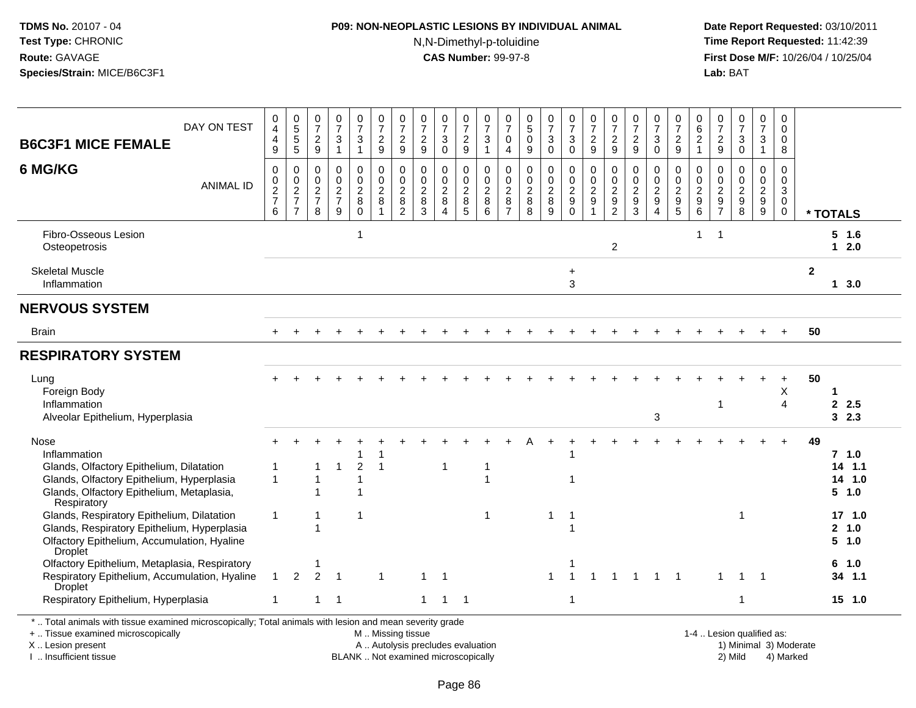TDMS No. 20107 - 04
Test Type: CHRONIC
Route: GAVAGE
Species/Strain: MICE/B6C3F1

**P09: NON-NEOPLASTIC LESIONS BY INDIVIDUAL ANIMAL**
N,N-Dimethyl-p-toluidine
**CAS Number:** 99-97-8

Date Report Requested: 03/10/2011
Time Report Requested: 11:42:39
First Dose M/F: 10/26/04 / 10/25/04
Lab: BAT

| B6C3F1 MICE FEMALE 6 MG/KG | DAY ON TEST | 0449 | 0555 | 0729 | 0731 | 0731 | 0729 | 0729 | 0729 | 0730 | 0729 | 0731 | 0704 | 0509 | 0730 | 0730 | 0729 | 0729 | 0729 | 0730 | 0729 | 0621 | 0729 | 0730 | 0731 | 0008 | |
|---|---|---|---|---|---|---|---|---|---|---|---|---|---|---|---|---|---|---|---|---|---|---|---|---|---|---|---|
| | ANIMAL ID | 00276 | 00277 | 00278 | 00279 | 00280 | 00281 | 00282 | 00283 | 00284 | 00285 | 00286 | 00287 | 00288 | 00289 | 00290 | 00291 | 00292 | 00293 | 00294 | 00295 | 00296 | 00297 | 00298 | 00299 | 00300 | * TOTALS |
| Fibro-Osseous Lesion | | | | | | 1 | | | | | | | | | | | | | | | | 1 | 1 | | | | 5 1.6 |
| Osteopetrosis | | | | | | | | | | | | | | | | | | 2 | | | | | | | | | 1 2.0 |
| Skeletal Muscle | | | | | | | | | | | | | | | | + | | | | | | | | | | | 2 |
| Inflammation | | | | | | | | | | | | | | | | 3 | | | | | | | | | | | 1 3.0 |
| **NERVOUS SYSTEM** | | | | | | | | | | | | | | | | | | | | | | | | | | | |
| Brain | | + | + | + | + | + | + | + | + | + | + | + | + | + | + | + | + | + | + | + | + | + | + | + | + | + | 50 |
| **RESPIRATORY SYSTEM** | | | | | | | | | | | | | | | | | | | | | | | | | | | |
| Lung | | + | + | + | + | + | + | + | + | + | + | + | + | + | + | + | + | + | + | + | + | + | + | + | + | + | 50 |
| Foreign Body | | | | | | | | | | | | | | | | | | | | | | | | | | X | 1 |
| Inflammation | | | | | | | | | | | | | | | | | | | | | | | 1 | | | 4 | 2 2.5 |
| Alveolar Epithelium, Hyperplasia | | | | | | | | | | | | | | | | | | | | 3 | | | | | | | 3 2.3 |
| Nose | | + | + | + | + | + | + | + | + | + | + | + | + | A | + | + | + | + | + | + | + | + | + | + | + | + | 49 |
| Inflammation | | | | | | 1 | 1 | | | | | | | | | 1 | | | | | | | | | | | 7 1.0 |
| Glands, Olfactory Epithelium, Dilatation | | 1 | | 1 | 1 | 2 | 1 | | | 1 | | 1 | | | | | | | | | | | | | | | 14 1.1 |
| Glands, Olfactory Epithelium, Hyperplasia | | 1 | | 1 | | 1 | | | | | | 1 | | | | 1 | | | | | | | | | | | 14 1.0 |
| Glands, Olfactory Epithelium, Metaplasia, Respiratory | | | | 1 | | 1 | | | | | | | | | | | | | | | | | | | | | 5 1.0 |
| Glands, Respiratory Epithelium, Dilatation | | 1 | | 1 | | 1 | | | | | | 1 | | | 1 | 1 | | | | | | | | 1 | | | 17 1.0 |
| Glands, Respiratory Epithelium, Hyperplasia | | | | 1 | | | | | | | | | | | | 1 | | | | | | | | | | | 2 1.0 |
| Olfactory Epithelium, Accumulation, Hyaline Droplet | | | | | | | | | | | | | | | | | | | | | | | | | | | 5 1.0 |
| Olfactory Epithelium, Metaplasia, Respiratory | | | | 1 | | | | | | | | | | | | 1 | | | | | | | | | | | 6 1.0 |
| Respiratory Epithelium, Accumulation, Hyaline Droplet | | 1 | 2 | 2 | 1 | | 1 | | 1 | 1 | | | | | 1 | 1 | 1 | 1 | 1 | 1 | 1 | | 1 | 1 | 1 | | 34 1.1 |
| Respiratory Epithelium, Hyperplasia | | 1 | | 1 | 1 | | | | 1 | 1 | 1 | | | | | 1 | | | | | | | | 1 | | | 15 1.0 |

\* .. Total animals with tissue examined microscopically; Total animals with lesion and mean severity grade
\+ .. Tissue examined microscopically
X .. Lesion present
I .. Insufficient tissue

M .. Missing tissue
A .. Autolysis precludes evaluation
BLANK .. Not examined microscopically

1-4 .. Lesion qualified as:
1) Minimal 3) Moderate
2) Mild 4) Marked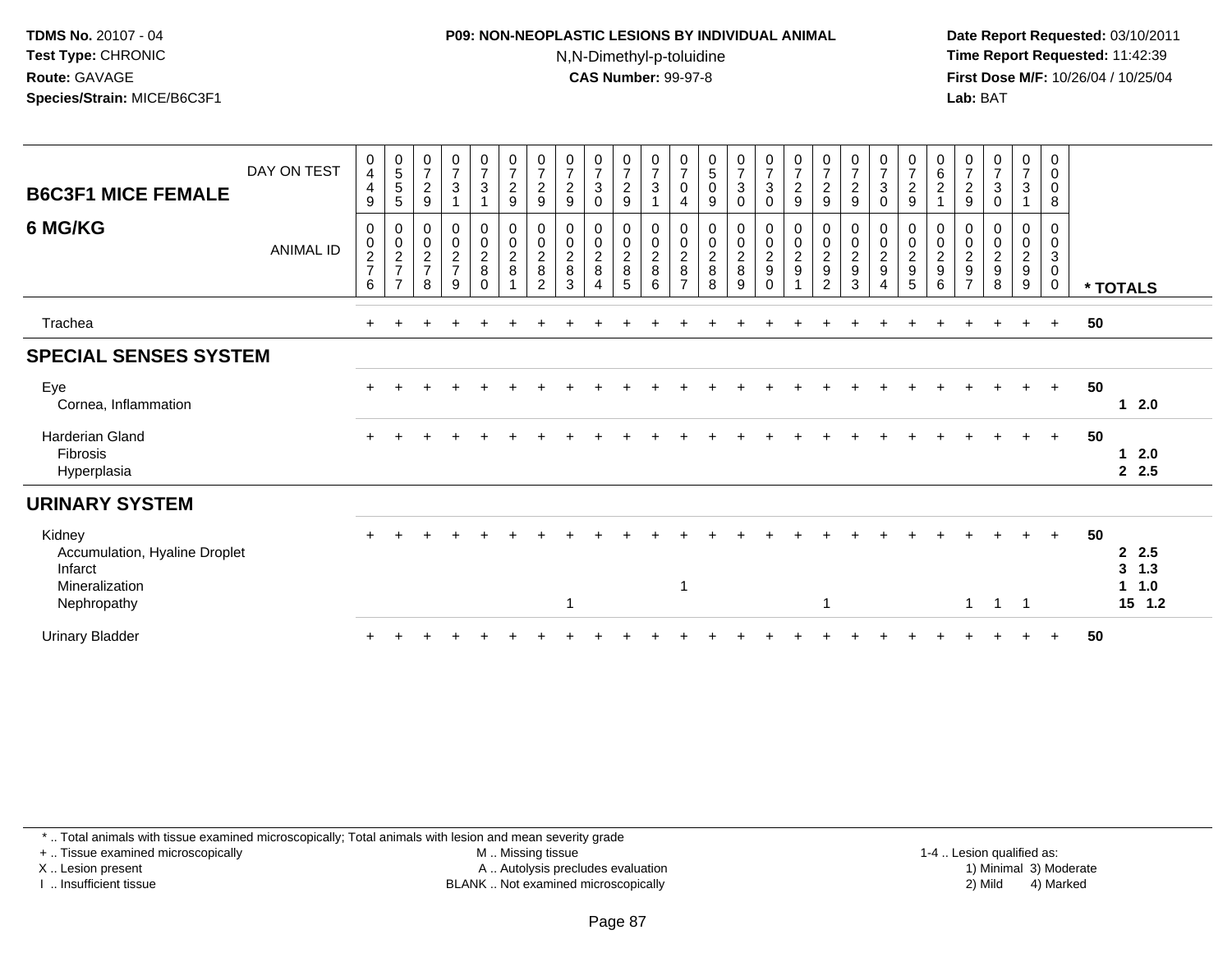**TDMS No.** 20107 - 04
**Test Type:** CHRONIC
**Route:** GAVAGE
**Species/Strain:** MICE/B6C3F1

**P09: NON-NEOPLASTIC LESIONS BY INDIVIDUAL ANIMAL**
N,N-Dimethyl-p-toluidine
**CAS Number:** 99-97-8

**Date Report Requested:** 03/10/2011
**Time Report Requested:** 11:42:39
**First Dose M/F:** 10/26/04 / 10/25/04
**Lab:** BAT

| B6C3F1 MICE FEMALE 6 MG/KG | 0449 | 0555 | 0729 | 0731 | 0731 | 0729 | 0729 | 0729 | 0730 | 0729 | 0731 | 0704 | 0509 | 0730 | 0730 | 0729 | 0729 | 0729 | 0730 | 0729 | 0621 | 0729 | 0730 | 0731 | 0008 | |
|---|---|---|---|---|---|---|---|---|---|---|---|---|---|---|---|---|---|---|---|---|---|---|---|---|---|---|
| ANIMAL ID | 0027 6 | 0027 7 | 0027 8 | 0027 9 | 0028 0 | 0028 1 | 0028 2 | 0028 3 | 0028 4 | 0028 5 | 0028 6 | 0028 7 | 0028 8 | 0028 9 | 0029 0 | 0029 1 | 0029 2 | 0029 3 | 0029 4 | 0029 5 | 0029 6 | 0029 7 | 0029 8 | 0029 9 | 0030 0 | * TOTALS |
| Trachea | + | + | + | + | + | + | + | + | + | + | + | + | + | + | + | + | + | + | + | + | + | + | + | + | + | 50 |
| **SPECIAL SENSES SYSTEM** | | | | | | | | | | | | | | | | | | | | | | | | | | |
| Eye | + | + | + | + | + | + | + | + | + | + | + | + | + | + | + | + | + | + | + | + | + | + | + | + | + | 50 |
| Cornea, Inflammation | | | | | | | | | | | | | | | | | | | | | | | | | | 1 2.0 |
| Harderian Gland | + | + | + | + | + | + | + | + | + | + | + | + | + | + | + | + | + | + | + | + | + | + | + | + | + | 50 |
| Fibrosis | | | | | | | | | | | | | | | | | | | | | | | | | | 1 2.0 |
| Hyperplasia | | | | | | | | | | | | | | | | | | | | | | | | | | 2 2.5 |
| **URINARY SYSTEM** | | | | | | | | | | | | | | | | | | | | | | | | | | |
| Kidney | + | + | + | + | + | + | + | + | + | + | + | + | + | + | + | + | + | + | + | + | + | + | + | + | + | 50 |
| Accumulation, Hyaline Droplet | | | | | | | | | | | | | | | | | | | | | | | | | | 2 2.5 |
| Infarct | | | | | | | | | | | | | | | | | | | | | | | | | | 3 1.3 |
| Mineralization | | | | | | | | | | | | 1 | | | | | | | | | | | | | | 1 1.0 |
| Nephropathy | | | | | | | | 1 | | | | | | | | | 1 | | | | | 1 | 1 | 1 | | 15 1.2 |
| Urinary Bladder | + | + | + | + | + | + | + | + | + | + | + | + | + | + | + | + | + | + | + | + | + | + | + | + | + | 50 |

\* .. Total animals with tissue examined microscopically; Total animals with lesion and mean severity grade
+ .. Tissue examined microscopically
X .. Lesion present
I .. Insufficient tissue
M .. Missing tissue
A .. Autolysis precludes evaluation
BLANK .. Not examined microscopically
1-4 .. Lesion qualified as:
1) Minimal 3) Moderate
2) Mild 4) Marked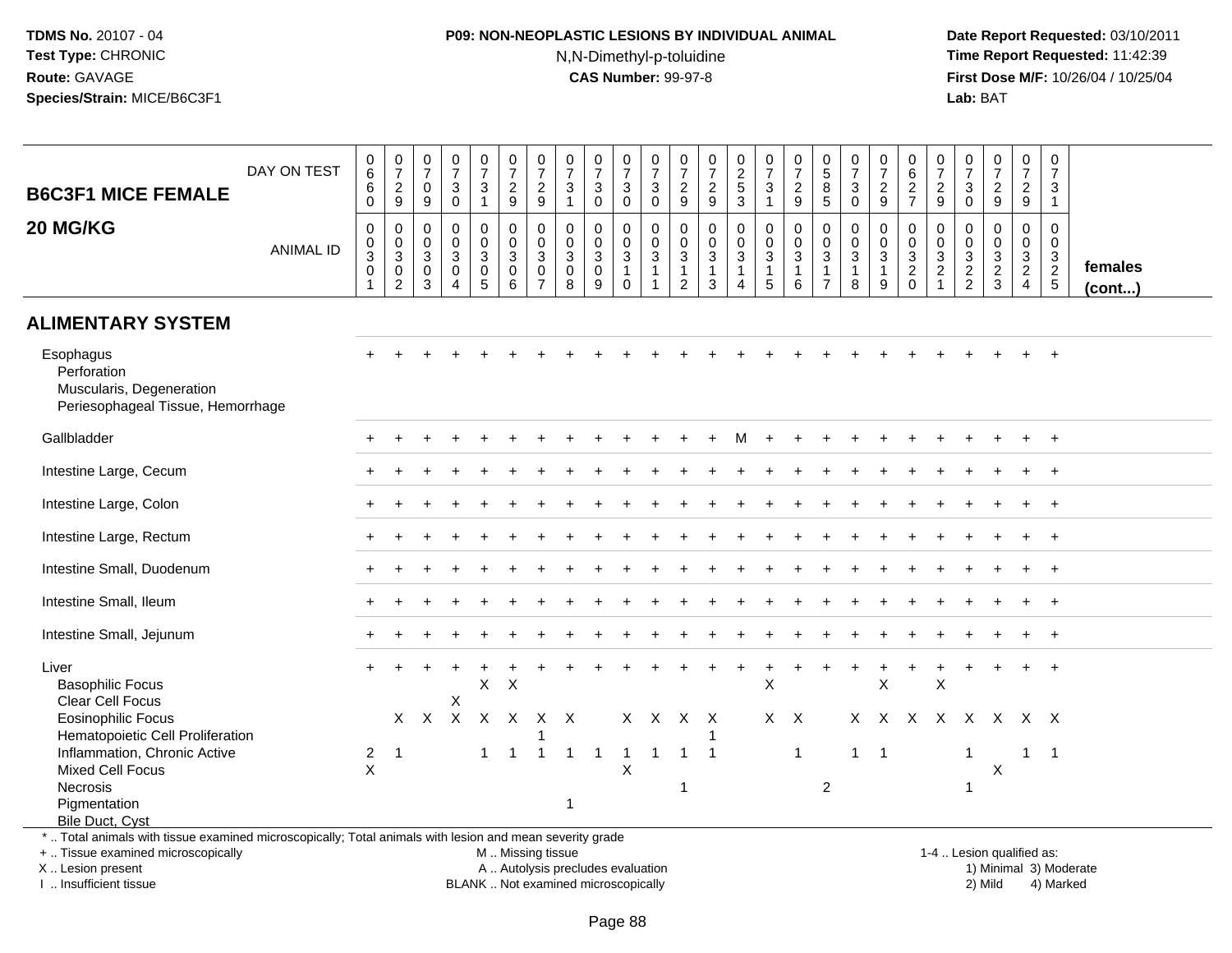**TDMS No.** 20107 - 04
**Test Type:** CHRONIC
**Route:** GAVAGE
**Species/Strain:** MICE/B6C3F1

**P09: NON-NEOPLASTIC LESIONS BY INDIVIDUAL ANIMAL**
N,N-Dimethyl-p-toluidine
**CAS Number:** 99-97-8

**Date Report Requested:** 03/10/2011
**Time Report Requested:** 11:42:39
**First Dose M/F:** 10/26/04 / 10/25/04
**Lab:** BAT

| B6C3F1 MICE FEMALE 20 MG/KG | DAY ON TEST | 0660 | 0729 | 0709 | 0730 | 0731 | 0729 | 0729 | 0731 | 0730 | 0730 | 0730 | 0729 | 0729 | 0253 | 0731 | 0729 | 0585 | 0730 | 0729 | 0627 | 0729 | 0730 | 0729 | 0729 | 0731 | |
|---|---|---|---|---|---|---|---|---|---|---|---|---|---|---|---|---|---|---|---|---|---|---|---|---|---|---|---|
| | ANIMAL ID | 0301 | 0302 | 0303 | 0304 | 0305 | 0306 | 0307 | 0308 | 0309 | 0310 | 0311 | 0312 | 0313 | 0314 | 0315 | 0316 | 0317 | 0318 | 0319 | 0320 | 0321 | 0322 | 0323 | 0324 | 0325 | females (cont...) |
| **ALIMENTARY SYSTEM** | | | | | | | | | | | | | | | | | | | | | | | | | | | |
| Esophagus | | + | + | + | + | + | + | + | + | + | + | + | + | + | + | + | + | + | + | + | + | + | + | + | + | + | |
| Perforation | | | | | | | | | | | | | | | | | | | | | | | | | | | |
| Muscularis, Degeneration | | | | | | | | | | | | | | | | | | | | | | | | | | | |
| Periesophageal Tissue, Hemorrhage | | | | | | | | | | | | | | | | | | | | | | | | | | | |
| Gallbladder | | + | + | + | + | + | + | + | + | + | + | + | + | + | M | + | + | + | + | + | + | + | + | + | + | + | |
| Intestine Large, Cecum | | + | + | + | + | + | + | + | + | + | + | + | + | + | + | + | + | + | + | + | + | + | + | + | + | + | |
| Intestine Large, Colon | | + | + | + | + | + | + | + | + | + | + | + | + | + | + | + | + | + | + | + | + | + | + | + | + | + | |
| Intestine Large, Rectum | | + | + | + | + | + | + | + | + | + | + | + | + | + | + | + | + | + | + | + | + | + | + | + | + | + | |
| Intestine Small, Duodenum | | + | + | + | + | + | + | + | + | + | + | + | + | + | + | + | + | + | + | + | + | + | + | + | + | + | |
| Intestine Small, Ileum | | + | + | + | + | + | + | + | + | + | + | + | + | + | + | + | + | + | + | + | + | + | + | + | + | + | |
| Intestine Small, Jejunum | | + | + | + | + | + | + | + | + | + | + | + | + | + | + | + | + | + | + | + | + | + | + | + | + | + | |
| Liver | | + | + | + | + | + | + | + | + | + | + | + | + | + | + | + | + | + | + | + | + | + | + | + | + | + | |
| Basophilic Focus | | | | | | X | X | | | | | | | | | X | | | | X | | X | | | | | |
| Clear Cell Focus | | | | | X | | | | | | | | | | | | | | | | | | | | | | |
| Eosinophilic Focus | | | X | X | X | X | X | X | X | | X | X | X | X | | X | X | | X | X | X | X | X | X | X | X | |
| Hematopoietic Cell Proliferation | | | | | | | | 1 | | | | | | 1 | | | | | | | | | | | | | |
| Inflammation, Chronic Active | | 2 | 1 | | | 1 | 1 | 1 | 1 | 1 | 1 | 1 | 1 | 1 | | | 1 | | 1 | 1 | | | 1 | | 1 | 1 | |
| Mixed Cell Focus | | X | | | | | | | | | X | | | | | | | | | | | | | X | | | |
| Necrosis | | | | | | | | | | | | | 1 | | | | | 2 | | | | | 1 | | | | |
| Pigmentation | | | | | | | | | 1 | | | | | | | | | | | | | | | | | | |
| Bile Duct, Cyst | | | | | | | | | | | | | | | | | | | | | | | | | | | |

\* .. Total animals with tissue examined microscopically; Total animals with lesion and mean severity grade
\+ .. Tissue examined microscopically
X .. Lesion present
I .. Insufficient tissue

M .. Missing tissue
A .. Autolysis precludes evaluation
BLANK .. Not examined microscopically

1-4 .. Lesion qualified as:
1) Minimal 3) Moderate
2) Mild 4) Marked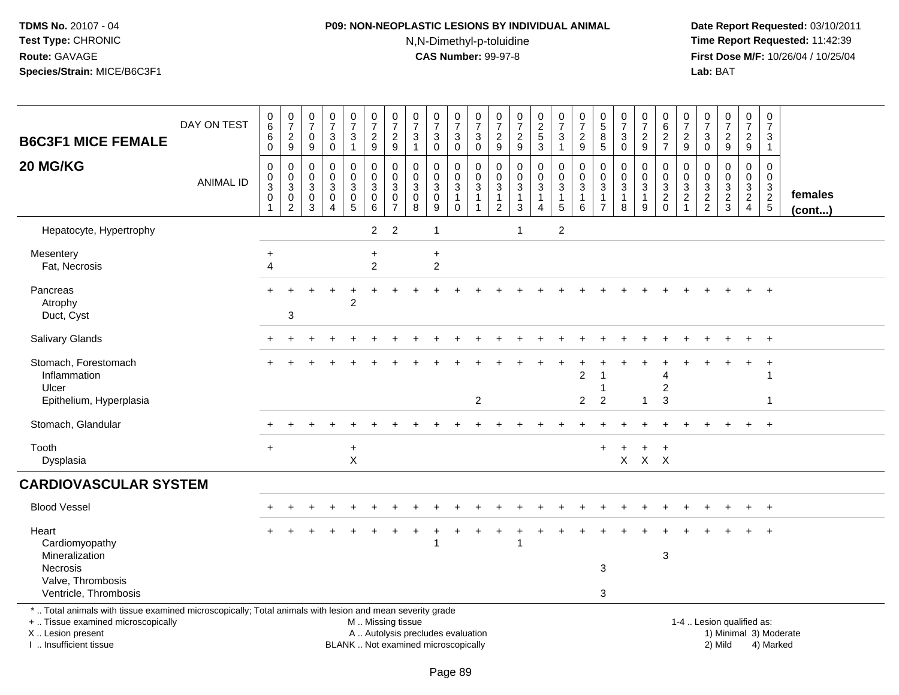**TDMS No.** 20107 - 04
**Test Type:** CHRONIC
**Route:** GAVAGE
**Species/Strain:** MICE/B6C3F1

**P09: NON-NEOPLASTIC LESIONS BY INDIVIDUAL ANIMAL**
N,N-Dimethyl-p-toluidine
**CAS Number:** 99-97-8

**Date Report Requested:** 03/10/2011
**Time Report Requested:** 11:42:39
**First Dose M/F:** 10/26/04 / 10/25/04
**Lab:** BAT

## B6C3F1 MICE FEMALE 20 MG/KG

| DAY ON TEST | 0660 | 0729 | 0709 | 0730 | 0731 | 0729 | 0729 | 0731 | 0730 | 0730 | 0730 | 0729 | 0729 | 0253 | 0731 | 0729 | 0585 | 0730 | 0729 | 0627 | 0729 | 0730 | 0729 | 0729 | 0731 | |
|---|---|---|---|---|---|---|---|---|---|---|---|---|---|---|---|---|---|---|---|---|---|---|---|---|---|---|
| **ANIMAL ID** | 00301 | 00302 | 00303 | 00304 | 00305 | 00306 | 00307 | 00308 | 00309 | 00310 | 00311 | 00312 | 00313 | 00314 | 00315 | 00316 | 00317 | 00318 | 00319 | 00320 | 00321 | 00322 | 00323 | 00324 | 00325 | **females (cont...)** |
| Hepatocyte, Hypertrophy | | | | | | 2 | 2 | | 1 | | | | 1 | | 2 | | | | | | | | | | | |
| Mesentery | + | | | | | + | | | + | | | | | | | | | | | | | | | | | |
| Fat, Necrosis | 4 | | | | | 2 | | | 2 | | | | | | | | | | | | | | | | | |
| Pancreas | + | + | + | + | + | + | + | + | + | + | + | + | + | + | + | + | + | + | + | + | + | + | + | + | + | |
| Atrophy | | | | | 2 | | | | | | | | | | | | | | | | | | | | | |
| Duct, Cyst | | 3 | | | | | | | | | | | | | | | | | | | | | | | | |
| Salivary Glands | + | + | + | + | + | + | + | + | + | + | + | + | + | + | + | + | + | + | + | + | + | + | + | + | + | |
| Stomach, Forestomach | + | + | + | + | + | + | + | + | + | + | + | + | + | + | + | + | + | + | + | + | + | + | + | + | + | |
| Inflammation | | | | | | | | | | | | | | | | 2 | 1 | | | 4 | | | | | 1 | |
| Ulcer | | | | | | | | | | | | | | | | | 1 | | | 2 | | | | | | |
| Epithelium, Hyperplasia | | | | | | | | | | | 2 | | | | | 2 | 2 | | 1 | 3 | | | | | 1 | |
| Stomach, Glandular | + | + | + | + | + | + | + | + | + | + | + | + | + | + | + | + | + | + | + | + | + | + | + | + | + | |
| Tooth | + | | | | + | | | | | | | | | | | | + | + | + | + | | | | | | |
| Dysplasia | | | | | X | | | | | | | | | | | | | X | X | X | | | | | | |
| **CARDIOVASCULAR SYSTEM** | | | | | | | | | | | | | | | | | | | | | | | | | | |
| Blood Vessel | + | + | + | + | + | + | + | + | + | + | + | + | + | + | + | + | + | + | + | + | + | + | + | + | + | |
| Heart | + | + | + | + | + | + | + | + | + | + | + | + | + | + | + | + | + | + | + | + | + | + | + | + | + | |
| Cardiomyopathy | | | | | | | | | 1 | | | | 1 | | | | | | | | | | | | | |
| Mineralization | | | | | | | | | | | | | | | | | | | | 3 | | | | | | |
| Necrosis | | | | | | | | | | | | | | | | | 3 | | | | | | | | | |
| Valve, Thrombosis | | | | | | | | | | | | | | | | | | | | | | | | | | |
| Ventricle, Thrombosis | | | | | | | | | | | | | | | | | 3 | | | | | | | | | |

\* .. Total animals with tissue examined microscopically; Total animals with lesion and mean severity grade
\+ .. Tissue examined microscopically
X .. Lesion present
I .. Insufficient tissue

M .. Missing tissue
A .. Autolysis precludes evaluation
BLANK .. Not examined microscopically

1-4 .. Lesion qualified as:
1) Minimal 3) Moderate
2) Mild 4) Marked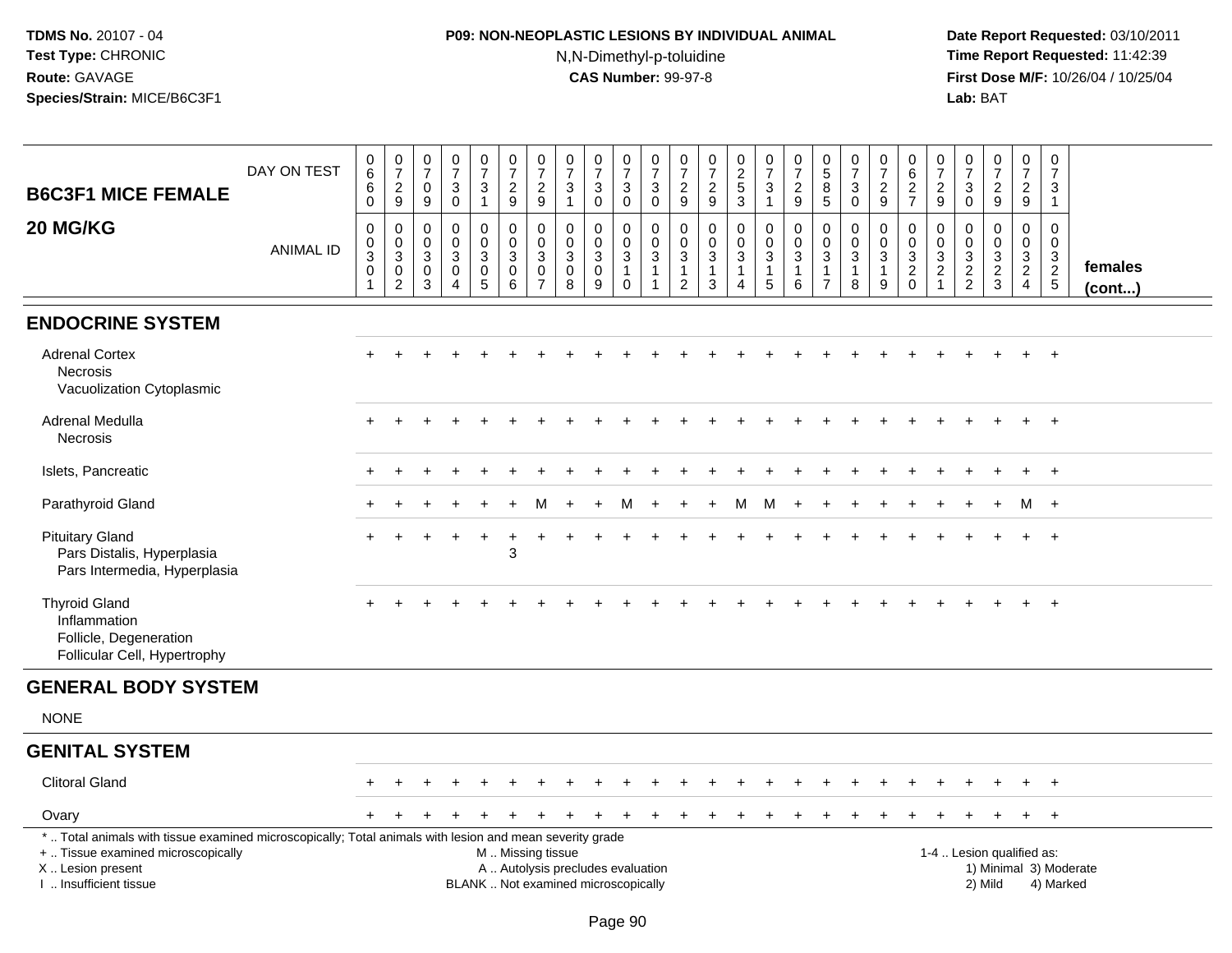**TDMS No.** 20107 - 04
**Test Type:** CHRONIC
**Route:** GAVAGE
**Species/Strain:** MICE/B6C3F1

**P09: NON-NEOPLASTIC LESIONS BY INDIVIDUAL ANIMAL**
N,N-Dimethyl-p-toluidine
**CAS Number:** 99-97-8

**Date Report Requested:** 03/10/2011
**Time Report Requested:** 11:42:39
**First Dose M/F:** 10/26/04 / 10/25/04
**Lab:** BAT

## B6C3F1 MICE FEMALE 20 MG/KG

| DAY ON TEST | 0660 | 0729 | 0709 | 0730 | 0731 | 0729 | 0729 | 0731 | 0730 | 0730 | 0730 | 0729 | 0729 | 0253 | 0731 | 0729 | 0585 | 0730 | 0729 | 0627 | 0729 | 0730 | 0729 | 0729 | 0731 | |
|---|---|---|---|---|---|---|---|---|---|---|---|---|---|---|---|---|---|---|---|---|---|---|---|---|---|---|
| ANIMAL ID | 00301 | 00302 | 00303 | 00304 | 00305 | 00306 | 00307 | 00308 | 00309 | 00310 | 00311 | 00312 | 00313 | 00314 | 00315 | 00316 | 00317 | 00318 | 00319 | 00320 | 00321 | 00322 | 00323 | 00324 | 00325 | females (cont...) |
| **ENDOCRINE SYSTEM** | | | | | | | | | | | | | | | | | | | | | | | | | | |
| Adrenal Cortex | + | + | + | + | + | + | + | + | + | + | + | + | + | + | + | + | + | + | + | + | + | + | + | + | + | |
| Necrosis | | | | | | | | | | | | | | | | | | | | | | | | | | |
| Vacuolization Cytoplasmic | | | | | | | | | | | | | | | | | | | | | | | | | | |
| Adrenal Medulla | + | + | + | + | + | + | + | + | + | + | + | + | + | + | + | + | + | + | + | + | + | + | + | + | + | |
| Necrosis | | | | | | | | | | | | | | | | | | | | | | | | | | |
| Islets, Pancreatic | + | + | + | + | + | + | + | + | + | + | + | + | + | + | + | + | + | + | + | + | + | + | + | + | + | |
| Parathyroid Gland | + | + | + | + | + | + | M | + | + | M | + | + | + | M | M | + | + | + | + | + | + | + | + | M | + | |
| Pituitary Gland | + | + | + | + | + | + | + | + | + | + | + | + | + | + | + | + | + | + | + | + | + | + | + | + | + | |
| Pars Distalis, Hyperplasia | | | | | | 3 | | | | | | | | | | | | | | | | | | | | |
| Pars Intermedia, Hyperplasia | | | | | | | | | | | | | | | | | | | | | | | | | | |
| Thyroid Gland | + | + | + | + | + | + | + | + | + | + | + | + | + | + | + | + | + | + | + | + | + | + | + | + | + | |
| Inflammation | | | | | | | | | | | | | | | | | | | | | | | | | | |
| Follicle, Degeneration | | | | | | | | | | | | | | | | | | | | | | | | | | |
| Follicular Cell, Hypertrophy | | | | | | | | | | | | | | | | | | | | | | | | | | |
| **GENERAL BODY SYSTEM** | | | | | | | | | | | | | | | | | | | | | | | | | | |
| NONE | | | | | | | | | | | | | | | | | | | | | | | | | | |
| **GENITAL SYSTEM** | | | | | | | | | | | | | | | | | | | | | | | | | | |
| Clitoral Gland | + | + | + | + | + | + | + | + | + | + | + | + | + | + | + | + | + | + | + | + | + | + | + | + | + | |
| Ovary | + | + | + | + | + | + | + | + | + | + | + | + | + | + | + | + | + | + | + | + | + | + | + | + | + | |

\* .. Total animals with tissue examined microscopically; Total animals with lesion and mean severity grade
+ .. Tissue examined microscopically
X .. Lesion present
I .. Insufficient tissue

M .. Missing tissue
A .. Autolysis precludes evaluation
BLANK .. Not examined microscopically

1-4 .. Lesion qualified as:
1) Minimal 3) Moderate
2) Mild 4) Marked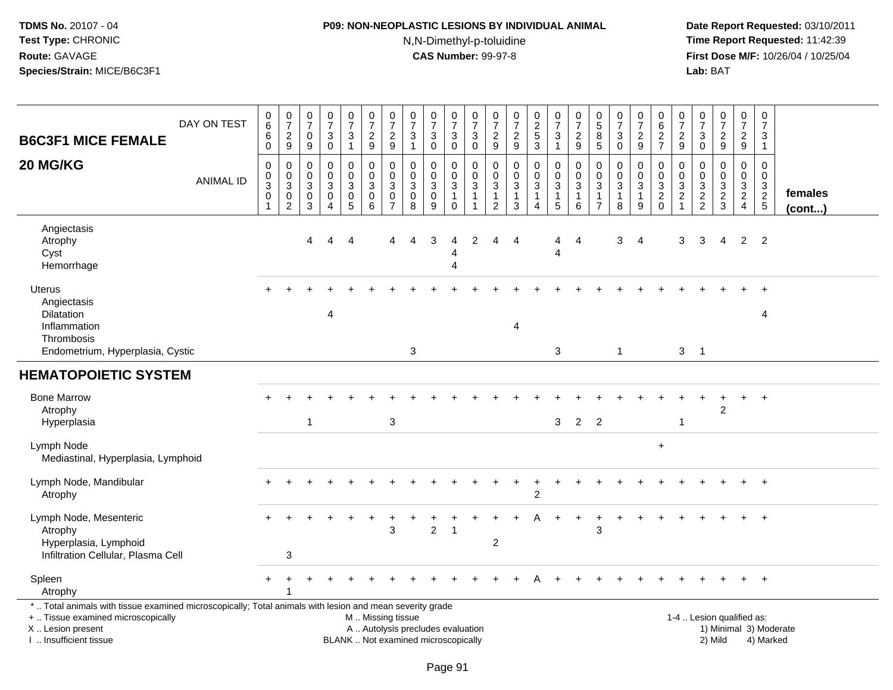TDMS No. 20107 - 04
Test Type: CHRONIC
Route: GAVAGE
Species/Strain: MICE/B6C3F1

**P09: NON-NEOPLASTIC LESIONS BY INDIVIDUAL ANIMAL**
N,N-Dimethyl-p-toluidine
**CAS Number:** 99-97-8

Date Report Requested: 03/10/2011
Time Report Requested: 11:42:39
First Dose M/F: 10/26/04 / 10/25/04
Lab: BAT

| B6C3F1 MICE FEMALE 20 MG/KG — DAY ON TEST | 0660 | 0729 | 0709 | 0730 | 0731 | 0729 | 0729 | 0731 | 0730 | 0730 | 0730 | 0729 | 0729 | 0253 | 0731 | 0729 | 0585 | 0730 | 0729 | 0627 | 0729 | 0730 | 0729 | 0729 | 0731 | |
|---|---|---|---|---|---|---|---|---|---|---|---|---|---|---|---|---|---|---|---|---|---|---|---|---|---|---|
| ANIMAL ID | 00301 | 00302 | 00303 | 00304 | 00305 | 00306 | 00307 | 00308 | 00309 | 00310 | 00311 | 00312 | 00313 | 00314 | 00315 | 00316 | 00317 | 00318 | 00319 | 00320 | 00321 | 00322 | 00323 | 00324 | 00325 | females (cont...) |
| Angiectasis | | | | | | | | | | | | | | | | | | | | | | | | | | |
| Atrophy | | | 4 | 4 | 4 | | 4 | 4 | 3 | 4 | 2 | 4 | 4 | | 4 | 4 | | 3 | 4 | | 3 | 3 | 4 | 2 | 2 | |
| Cyst | | | | | | | | | | 4 | | | | | 4 | | | | | | | | | | | |
| Hemorrhage | | | | | | | | | | 4 | | | | | | | | | | | | | | | | |
| Uterus | + | + | + | + | + | + | + | + | + | + | + | + | + | + | + | + | + | + | + | + | + | + | + | + | + | |
| Angiectasis | | | | | | | | | | | | | | | | | | | | | | | | | | |
| Dilatation | | | | 4 | | | | | | | | | | | | | | | | | | | | | 4 | |
| Inflammation | | | | | | | | | | | | | 4 | | | | | | | | | | | | | |
| Thrombosis | | | | | | | | | | | | | | | | | | | | | | | | | | |
| Endometrium, Hyperplasia, Cystic | | | | | | | | 3 | | | | | | | 3 | | | 1 | | | 3 | 1 | | | | |
| **HEMATOPOIETIC SYSTEM** | | | | | | | | | | | | | | | | | | | | | | | | | | |
| Bone Marrow | + | + | + | + | + | + | + | + | + | + | + | + | + | + | + | + | + | + | + | + | + | + | + | + | + | |
| Atrophy | | | | | | | | | | | | | | | | | | | | | | | 2 | | | |
| Hyperplasia | | | 1 | | | | 3 | | | | | | | | 3 | 2 | 2 | | | | 1 | | | | | |
| Lymph Node | | | | | | | | | | | | | | | | | | | | + | | | | | | |
| Mediastinal, Hyperplasia, Lymphoid | | | | | | | | | | | | | | | | | | | | | | | | | | |
| Lymph Node, Mandibular | + | + | + | + | + | + | + | + | + | + | + | + | + | + | + | + | + | + | + | + | + | + | + | + | + | |
| Atrophy | | | | | | | | | | | | | | 2 | | | | | | | | | | | | |
| Lymph Node, Mesenteric | + | + | + | + | + | + | + | + | + | + | + | + | + | A | + | + | + | + | + | + | + | + | + | + | + | |
| Atrophy | | | | | | | 3 | | 2 | 1 | | | | | | | 3 | | | | | | | | | |
| Hyperplasia, Lymphoid | | | | | | | | | | | | 2 | | | | | | | | | | | | | | |
| Infiltration Cellular, Plasma Cell | | 3 | | | | | | | | | | | | | | | | | | | | | | | | |
| Spleen | + | + | + | + | + | + | + | + | + | + | + | + | + | A | + | + | + | + | + | + | + | + | + | + | + | |
| Atrophy | | 1 | | | | | | | | | | | | | | | | | | | | | | | | |

\* .. Total animals with tissue examined microscopically; Total animals with lesion and mean severity grade
\+ .. Tissue examined microscopically
X .. Lesion present
I .. Insufficient tissue

M .. Missing tissue
A .. Autolysis precludes evaluation
BLANK .. Not examined microscopically

1-4 .. Lesion qualified as:
1) Minimal 3) Moderate
2) Mild 4) Marked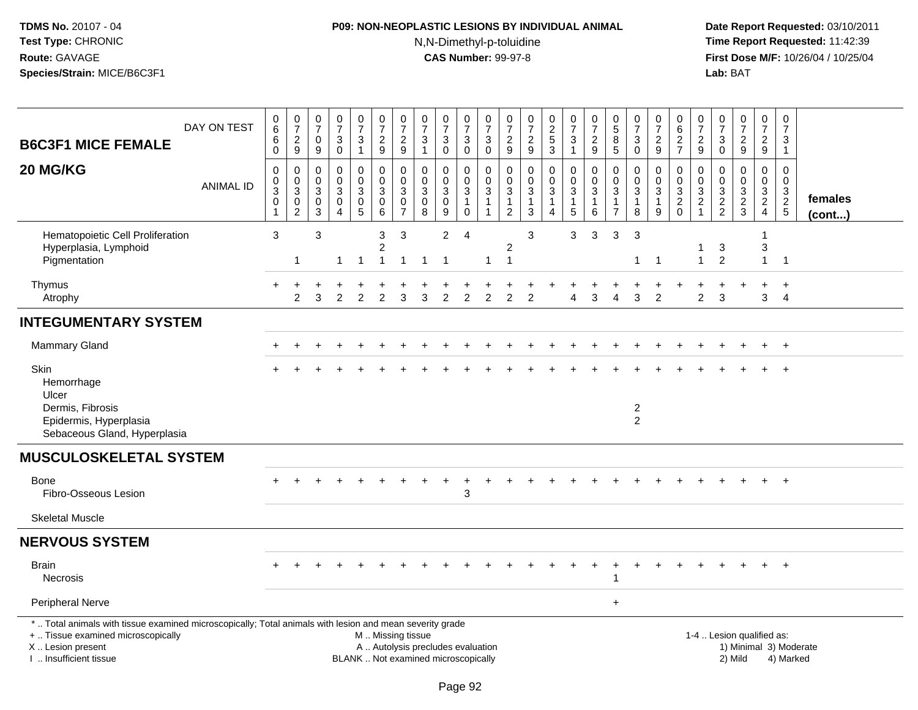**TDMS No.** 20107 - 04
**Test Type:** CHRONIC
**Route:** GAVAGE
**Species/Strain:** MICE/B6C3F1

**P09: NON-NEOPLASTIC LESIONS BY INDIVIDUAL ANIMAL**
N,N-Dimethyl-p-toluidine
**CAS Number:** 99-97-8

**Date Report Requested:** 03/10/2011
**Time Report Requested:** 11:42:39
**First Dose M/F:** 10/26/04 / 10/25/04
**Lab:** BAT

| B6C3F1 MICE FEMALE 20 MG/KG | | | | | | | | | | | | | | | | | | | | | | | | | | |
|---|---|---|---|---|---|---|---|---|---|---|---|---|---|---|---|---|---|---|---|---|---|---|---|---|---|---|
| DAY ON TEST | 0660 | 0729 | 0709 | 0730 | 0731 | 0729 | 0729 | 0731 | 0730 | 0730 | 0730 | 0729 | 0729 | 0253 | 0731 | 0729 | 0585 | 0730 | 0729 | 0627 | 0729 | 0730 | 0729 | 0729 | 0731 | |
| ANIMAL ID | 0030 1 | 0030 2 | 0030 3 | 0030 4 | 0030 5 | 0030 6 | 0030 7 | 0030 8 | 0030 9 | 0031 0 | 0031 1 | 0031 2 | 0031 3 | 0031 4 | 0031 5 | 0031 6 | 0031 7 | 0031 8 | 0031 9 | 0032 0 | 0032 1 | 0032 2 | 0032 3 | 0032 4 | 0032 5 | females (cont...) |
| Hematopoietic Cell Proliferation | 3 | | 3 | | | 3 | 3 | | 2 | 4 | | | 3 | | 3 | 3 | 3 | 3 | | | | | | 1 | | |
| Hyperplasia, Lymphoid | | | | | | 2 | | | | | | 2 | | | | | | | | | 1 | 3 | | 3 | | |
| Pigmentation | | 1 | | 1 | 1 | 1 | 1 | 1 | 1 | | 1 | 1 | | | | | | 1 | 1 | | 1 | 2 | | 1 | 1 | |
| Thymus | + | + | + | + | + | + | + | + | + | + | + | + | + | + | + | + | + | + | + | + | + | + | + | + | + | |
| Atrophy | | 2 | 3 | 2 | 2 | 2 | 3 | 3 | 2 | 2 | 2 | 2 | 2 | | 4 | 3 | 4 | 3 | 2 | | 2 | 3 | | 3 | 4 | |
| **INTEGUMENTARY SYSTEM** | | | | | | | | | | | | | | | | | | | | | | | | | | |
| Mammary Gland | + | + | + | + | + | + | + | + | + | + | + | + | + | + | + | + | + | + | + | + | + | + | + | + | + | |
| Skin | + | + | + | + | + | + | + | + | + | + | + | + | + | + | + | + | + | + | + | + | + | + | + | + | + | |
| Hemorrhage | | | | | | | | | | | | | | | | | | | | | | | | | | |
| Ulcer | | | | | | | | | | | | | | | | | | | | | | | | | | |
| Dermis, Fibrosis | | | | | | | | | | | | | | | | | | 2 | | | | | | | | |
| Epidermis, Hyperplasia | | | | | | | | | | | | | | | | | | 2 | | | | | | | | |
| Sebaceous Gland, Hyperplasia | | | | | | | | | | | | | | | | | | | | | | | | | | |
| **MUSCULOSKELETAL SYSTEM** | | | | | | | | | | | | | | | | | | | | | | | | | | |
| Bone | + | + | + | + | + | + | + | + | + | + | + | + | + | + | + | + | + | + | + | + | + | + | + | + | + | |
| Fibro-Osseous Lesion | | | | | | | | | | 3 | | | | | | | | | | | | | | | | |
| Skeletal Muscle | | | | | | | | | | | | | | | | | | | | | | | | | | |
| **NERVOUS SYSTEM** | | | | | | | | | | | | | | | | | | | | | | | | | | |
| Brain | + | + | + | + | + | + | + | + | + | + | + | + | + | + | + | + | + | + | + | + | + | + | + | + | + | |
| Necrosis | | | | | | | | | | | | | | | | | 1 | | | | | | | | | |
| Peripheral Nerve | | | | | | | | | | | | | | | | | + | | | | | | | | | |

\* .. Total animals with tissue examined microscopically; Total animals with lesion and mean severity grade
\+ .. Tissue examined microscopically
X .. Lesion present
I .. Insufficient tissue

M .. Missing tissue
A .. Autolysis precludes evaluation
BLANK .. Not examined microscopically

1-4 .. Lesion qualified as:
1) Minimal 3) Moderate
2) Mild 4) Marked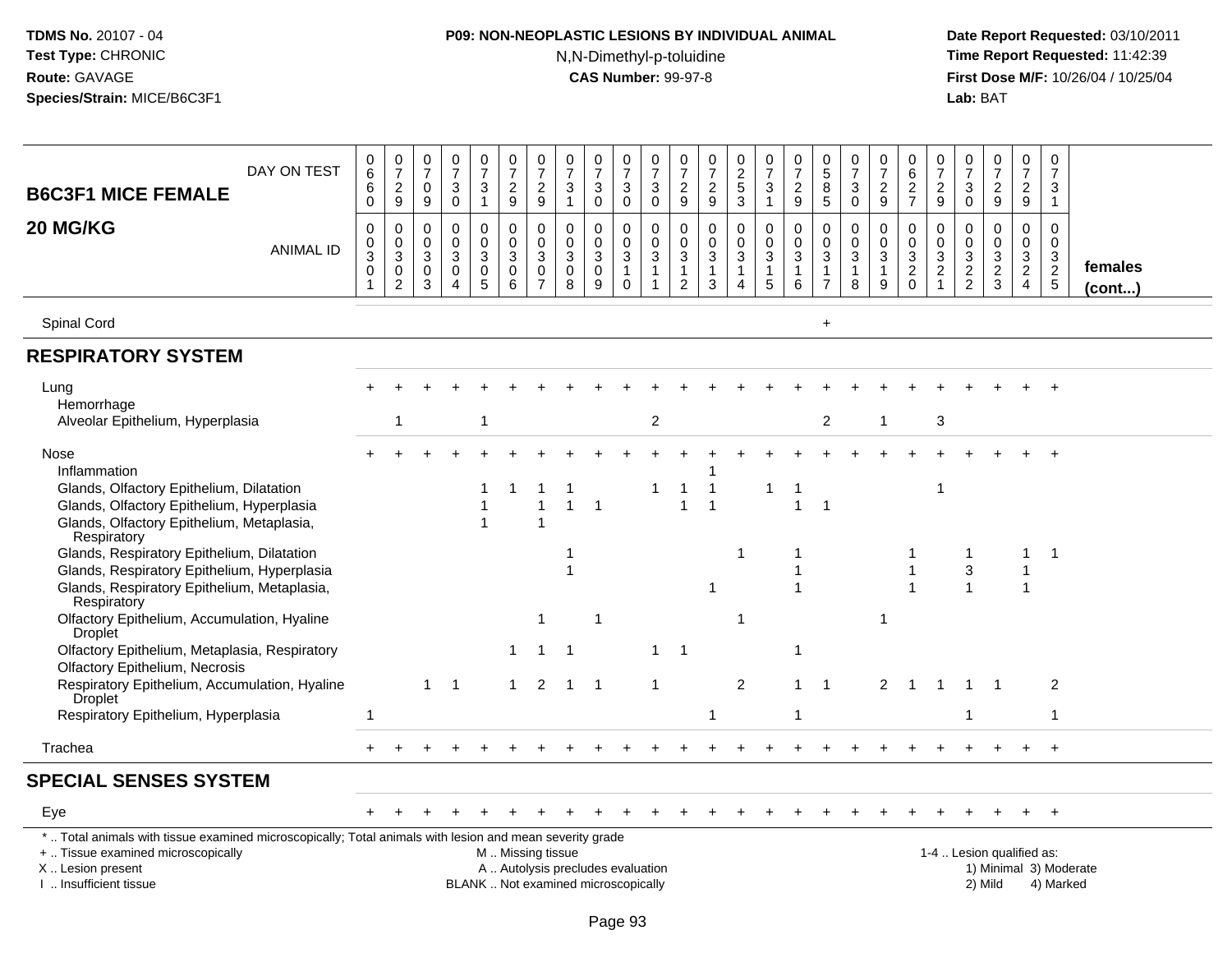## B6C3F1 MICE FEMALE 20 MG/KG

| DAY ON TEST | 0660 | 0729 | 0709 | 0730 | 0731 | 0729 | 0729 | 0731 | 0730 | 0730 | 0730 | 0729 | 0729 | 0253 | 0731 | 0729 | 0585 | 0730 | 0729 | 0627 | 0729 | 0730 | 0729 | 0729 | 0731 | |
|---|---|---|---|---|---|---|---|---|---|---|---|---|---|---|---|---|---|---|---|---|---|---|---|---|---|---|
| **ANIMAL ID** | 0301 | 0302 | 0303 | 0304 | 0305 | 0306 | 0307 | 0308 | 0309 | 0310 | 0311 | 0312 | 0313 | 0314 | 0315 | 0316 | 0317 | 0318 | 0319 | 0320 | 0321 | 0322 | 0323 | 0324 | 0325 | **females (cont...)** |
| Spinal Cord | | | | | | | | | | | | | | | | | + | | | | | | | | | |
| **RESPIRATORY SYSTEM** | | | | | | | | | | | | | | | | | | | | | | | | | | |
| Lung | + | + | + | + | + | + | + | + | + | + | + | + | + | + | + | + | + | + | + | + | + | + | + | + | + | |
| Hemorrhage | | | | | | | | | | | | | | | | | | | | | | | | | | |
| Alveolar Epithelium, Hyperplasia | | 1 | | | 1 | | | | | | 2 | | | | | | 2 | | 1 | | 3 | | | | | |
| Nose | + | + | + | + | + | + | + | + | + | + | + | + | + | + | + | + | + | + | + | + | + | + | + | + | + | |
| Inflammation | | | | | | | | | | | | | 1 | | | | | | | | | | | | | |
| Glands, Olfactory Epithelium, Dilatation | | | | | 1 | 1 | 1 | 1 | | | 1 | 1 | 1 | | 1 | 1 | | | | | 1 | | | | | |
| Glands, Olfactory Epithelium, Hyperplasia | | | | | 1 | | 1 | 1 | 1 | | | 1 | 1 | | | 1 | 1 | | | | | | | | | |
| Glands, Olfactory Epithelium, Metaplasia, Respiratory | | | | | 1 | | 1 | | | | | | | | | | | | | | | | | | | |
| Glands, Respiratory Epithelium, Dilatation | | | | | | | | 1 | | | | | | 1 | | 1 | | | | 1 | | 1 | | 1 | 1 | |
| Glands, Respiratory Epithelium, Hyperplasia | | | | | | | | 1 | | | | | | | | 1 | | | | 1 | | 3 | | 1 | | |
| Glands, Respiratory Epithelium, Metaplasia, Respiratory | | | | | | | | | | | | | 1 | | | 1 | | | | 1 | | 1 | | 1 | | |
| Olfactory Epithelium, Accumulation, Hyaline Droplet | | | | | | | 1 | | 1 | | | | | 1 | | | | | 1 | | | | | | | |
| Olfactory Epithelium, Metaplasia, Respiratory | | | | | | 1 | 1 | 1 | | | 1 | 1 | | | | 1 | | | | | | | | | | |
| Olfactory Epithelium, Necrosis | | | | | | | | | | | | | | | | | | | | | | | | | | |
| Respiratory Epithelium, Accumulation, Hyaline Droplet | | | 1 | 1 | | 1 | 2 | 1 | 1 | | 1 | | | 2 | | 1 | 1 | | 2 | 1 | 1 | 1 | 1 | | 2 | |
| Respiratory Epithelium, Hyperplasia | 1 | | | | | | | | | | | | 1 | | | 1 | | | | | | 1 | | | 1 | |
| Trachea | + | + | + | + | + | + | + | + | + | + | + | + | + | + | + | + | + | + | + | + | + | + | + | + | + | |
| **SPECIAL SENSES SYSTEM** | | | | | | | | | | | | | | | | | | | | | | | | | | |
| Eye | + | + | + | + | + | + | + | + | + | + | + | + | + | + | + | + | + | + | + | + | + | + | + | + | + | |

\* .. Total animals with tissue examined microscopically; Total animals with lesion and mean severity grade
+ .. Tissue examined microscopically
X .. Lesion present
I .. Insufficient tissue

M .. Missing tissue
A .. Autolysis precludes evaluation
BLANK .. Not examined microscopically

1-4 .. Lesion qualified as:
1) Minimal 3) Moderate
2) Mild 4) Marked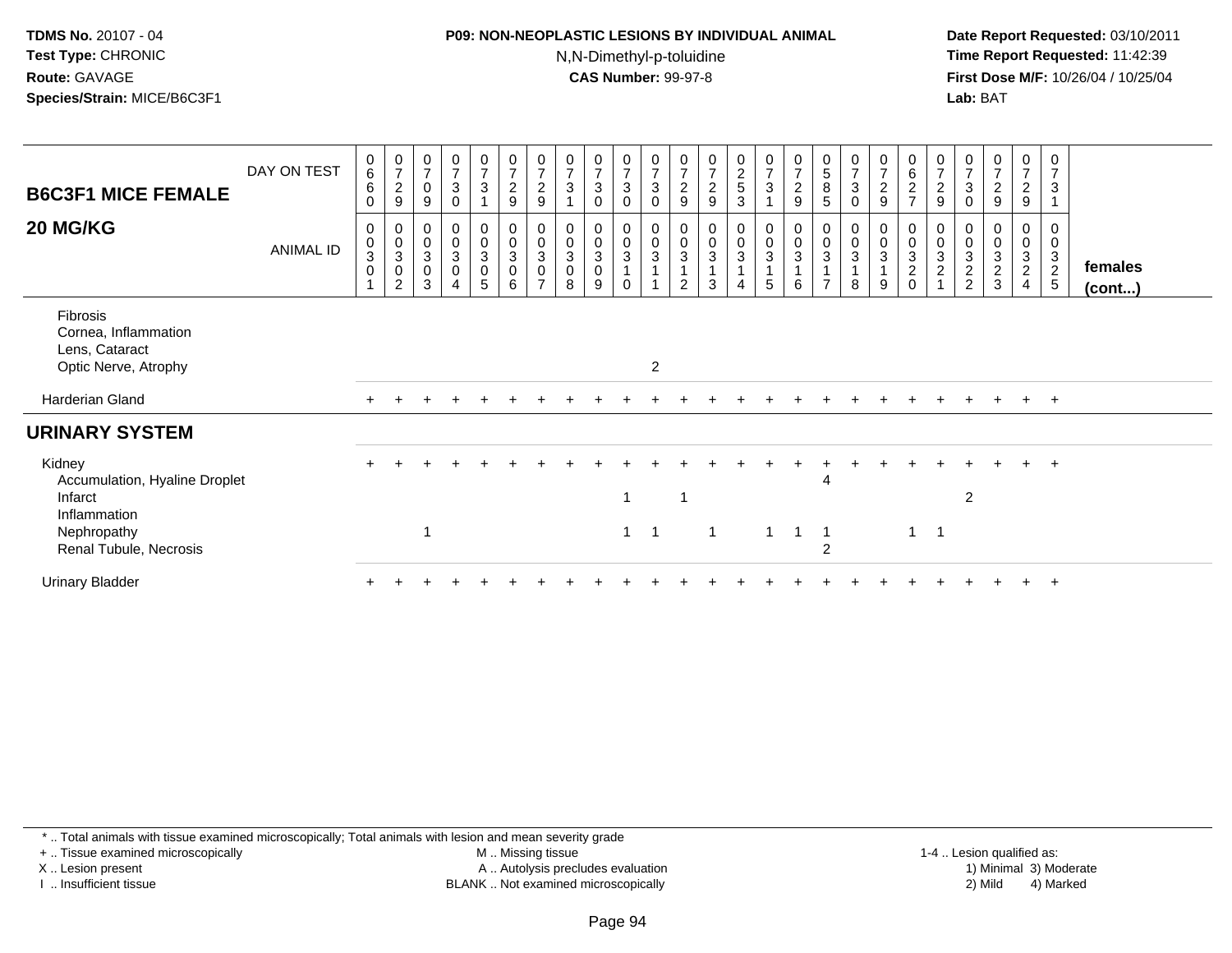**TDMS No.** 20107 - 04
**Test Type:** CHRONIC
**Route:** GAVAGE
**Species/Strain:** MICE/B6C3F1

**P09: NON-NEOPLASTIC LESIONS BY INDIVIDUAL ANIMAL**
N,N-Dimethyl-p-toluidine
**CAS Number:** 99-97-8

**Date Report Requested:** 03/10/2011
**Time Report Requested:** 11:42:39
**First Dose M/F:** 10/26/04 / 10/25/04
**Lab:** BAT

## B6C3F1 MICE FEMALE 20 MG/KG

| DAY ON TEST | 0660 | 0729 | 0709 | 0730 | 0731 | 0729 | 0729 | 0731 | 0730 | 0730 | 0730 | 0729 | 0729 | 0253 | 0731 | 0729 | 0585 | 0730 | 0729 | 0627 | 0729 | 0730 | 0729 | 0729 | 0731 | |
|---|---|---|---|---|---|---|---|---|---|---|---|---|---|---|---|---|---|---|---|---|---|---|---|---|---|---|
| **ANIMAL ID** | 0030 1 | 0030 2 | 0030 3 | 0030 4 | 0030 5 | 0030 6 | 0030 7 | 0030 8 | 0030 9 | 0031 0 | 0031 1 | 0031 2 | 0031 3 | 0031 4 | 0031 5 | 0031 6 | 0031 7 | 0031 8 | 0031 9 | 0032 0 | 0032 1 | 0032 2 | 0032 3 | 0032 4 | 0032 5 | **females (cont...)** |
| Fibrosis | | | | | | | | | | | | | | | | | | | | | | | | | | |
| Cornea, Inflammation | | | | | | | | | | | | | | | | | | | | | | | | | | |
| Lens, Cataract | | | | | | | | | | | | | | | | | | | | | | | | | | |
| Optic Nerve, Atrophy | | | | | | | | | | | 2 | | | | | | | | | | | | | | | |
| Harderian Gland | + | + | + | + | + | + | + | + | + | + | + | + | + | + | + | + | + | + | + | + | + | + | + | + | + | |
| **URINARY SYSTEM** | | | | | | | | | | | | | | | | | | | | | | | | | | |
| Kidney | + | + | + | + | + | + | + | + | + | + | + | + | + | + | + | + | + | + | + | + | + | + | + | + | + | |
| Accumulation, Hyaline Droplet | | | | | | | | | | | | | | | | | 4 | | | | | | | | | |
| Infarct | | | | | | | | | | 1 | | 1 | | | | | | | | | | 2 | | | | |
| Inflammation | | | | | | | | | | | | | | | | | | | | | | | | | | |
| Nephropathy | | | 1 | | | | | | | 1 | 1 | | 1 | | 1 | 1 | 1 | | | 1 | 1 | | | | | |
| Renal Tubule, Necrosis | | | | | | | | | | | | | | | | | 2 | | | | | | | | | |
| Urinary Bladder | + | + | + | + | + | + | + | + | + | + | + | + | + | + | + | + | + | + | + | + | + | + | + | + | + | |

\* .. Total animals with tissue examined microscopically; Total animals with lesion and mean severity grade
+ .. Tissue examined microscopically
X .. Lesion present
I .. Insufficient tissue
M .. Missing tissue
A .. Autolysis precludes evaluation
BLANK .. Not examined microscopically
1-4 .. Lesion qualified as: 1) Minimal 2) Mild 3) Moderate 4) Marked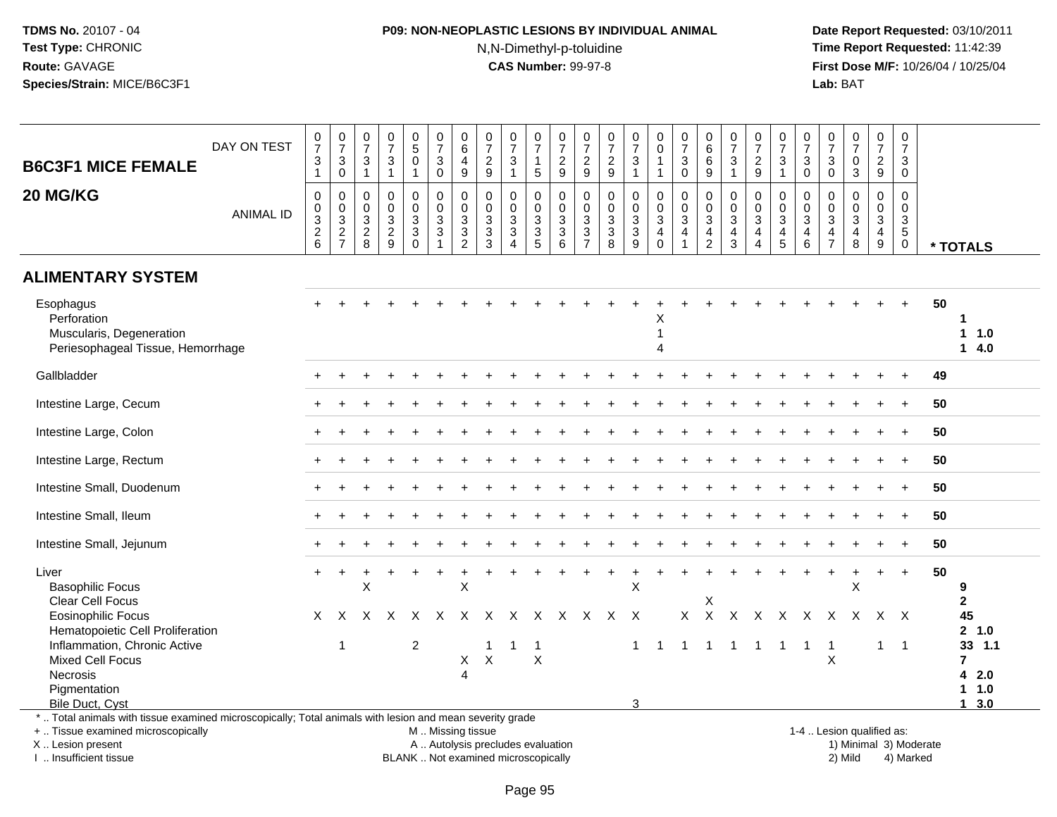TDMS No. 20107 - 04
Test Type: CHRONIC
Route: GAVAGE
Species/Strain: MICE/B6C3F1

**P09: NON-NEOPLASTIC LESIONS BY INDIVIDUAL ANIMAL**
N,N-Dimethyl-p-toluidine
**CAS Number:** 99-97-8

Date Report Requested: 03/10/2011
Time Report Requested: 11:42:39
First Dose M/F: 10/26/04 / 10/25/04
Lab: BAT

## B6C3F1 MICE FEMALE 20 MG/KG

| DAY ON TEST | 0731 | 0730 | 0731 | 0731 | 0501 | 0730 | 0649 | 0729 | 0731 | 0715 | 0729 | 0729 | 0729 | 0731 | 0011 | 0730 | 0669 | 0731 | 0729 | 0731 | 0730 | 0730 | 0703 | 0729 | 0730 | |
|---|---|---|---|---|---|---|---|---|---|---|---|---|---|---|---|---|---|---|---|---|---|---|---|---|---|---|
| ANIMAL ID | 00326 | 00327 | 00328 | 00329 | 00330 | 00331 | 00332 | 00333 | 00334 | 00335 | 00336 | 00337 | 00338 | 00339 | 00340 | 00341 | 00342 | 00343 | 00344 | 00345 | 00346 | 00347 | 00348 | 00349 | 00350 | * TOTALS |
| **ALIMENTARY SYSTEM** | | | | | | | | | | | | | | | | | | | | | | | | | | |
| Esophagus | + | + | + | + | + | + | + | + | + | + | + | + | + | + | + | + | + | + | + | + | + | + | + | + | + | 50 |
| Perforation | | | | | | | | | | | | | | | X | | | | | | | | | | | 1 |
| Muscularis, Degeneration | | | | | | | | | | | | | | | 1 | | | | | | | | | | | 1 1.0 |
| Periesophageal Tissue, Hemorrhage | | | | | | | | | | | | | | | 4 | | | | | | | | | | | 1 4.0 |
| Gallbladder | + | + | + | + | + | + | + | + | + | + | + | + | + | + | + | + | + | + | + | + | + | + | + | + | + | 49 |
| Intestine Large, Cecum | + | + | + | + | + | + | + | + | + | + | + | + | + | + | + | + | + | + | + | + | + | + | + | + | + | 50 |
| Intestine Large, Colon | + | + | + | + | + | + | + | + | + | + | + | + | + | + | + | + | + | + | + | + | + | + | + | + | + | 50 |
| Intestine Large, Rectum | + | + | + | + | + | + | + | + | + | + | + | + | + | + | + | + | + | + | + | + | + | + | + | + | + | 50 |
| Intestine Small, Duodenum | + | + | + | + | + | + | + | + | + | + | + | + | + | + | + | + | + | + | + | + | + | + | + | + | + | 50 |
| Intestine Small, Ileum | + | + | + | + | + | + | + | + | + | + | + | + | + | + | + | + | + | + | + | + | + | + | + | + | + | 50 |
| Intestine Small, Jejunum | + | + | + | + | + | + | + | + | + | + | + | + | + | + | + | + | + | + | + | + | + | + | + | + | + | 50 |
| Liver | + | + | + | + | + | + | + | + | + | + | + | + | + | + | + | + | + | + | + | + | + | + | + | + | + | 50 |
| Basophilic Focus | | | X | | | | X | | | | | | | X | | | | | | | | | X | | | 9 |
| Clear Cell Focus | | | | | | | | | | | | | | | | | X | | | | | | | | | 2 |
| Eosinophilic Focus | X | X | X | X | X | X | X | X | X | X | X | X | X | X | | X | X | X | X | X | X | X | X | X | X | 45 |
| Hematopoietic Cell Proliferation | | | | | | | | | | | | | | | | | | | | | | | | | | 2 1.0 |
| Inflammation, Chronic Active | | 1 | | | 2 | | | 1 | 1 | 1 | | | | 1 | 1 | 1 | 1 | 1 | 1 | 1 | 1 | 1 | | 1 | 1 | 33 1.1 |
| Mixed Cell Focus | | | | | | | X | X | | X | | | | | | | | | | | | X | | | | 7 |
| Necrosis | | | | | | | 4 | | | | | | | | | | | | | | | | | | | 4 2.0 |
| Pigmentation | | | | | | | | | | | | | | | | | | | | | | | | | | 1 1.0 |
| Bile Duct, Cyst | | | | | | | | | | | | | | 3 | | | | | | | | | | | | 1 3.0 |

\* .. Total animals with tissue examined microscopically; Total animals with lesion and mean severity grade
\+ .. Tissue examined microscopically
X .. Lesion present
I .. Insufficient tissue

M .. Missing tissue
A .. Autolysis precludes evaluation
BLANK .. Not examined microscopically

1-4 .. Lesion qualified as:
1) Minimal 3) Moderate
2) Mild 4) Marked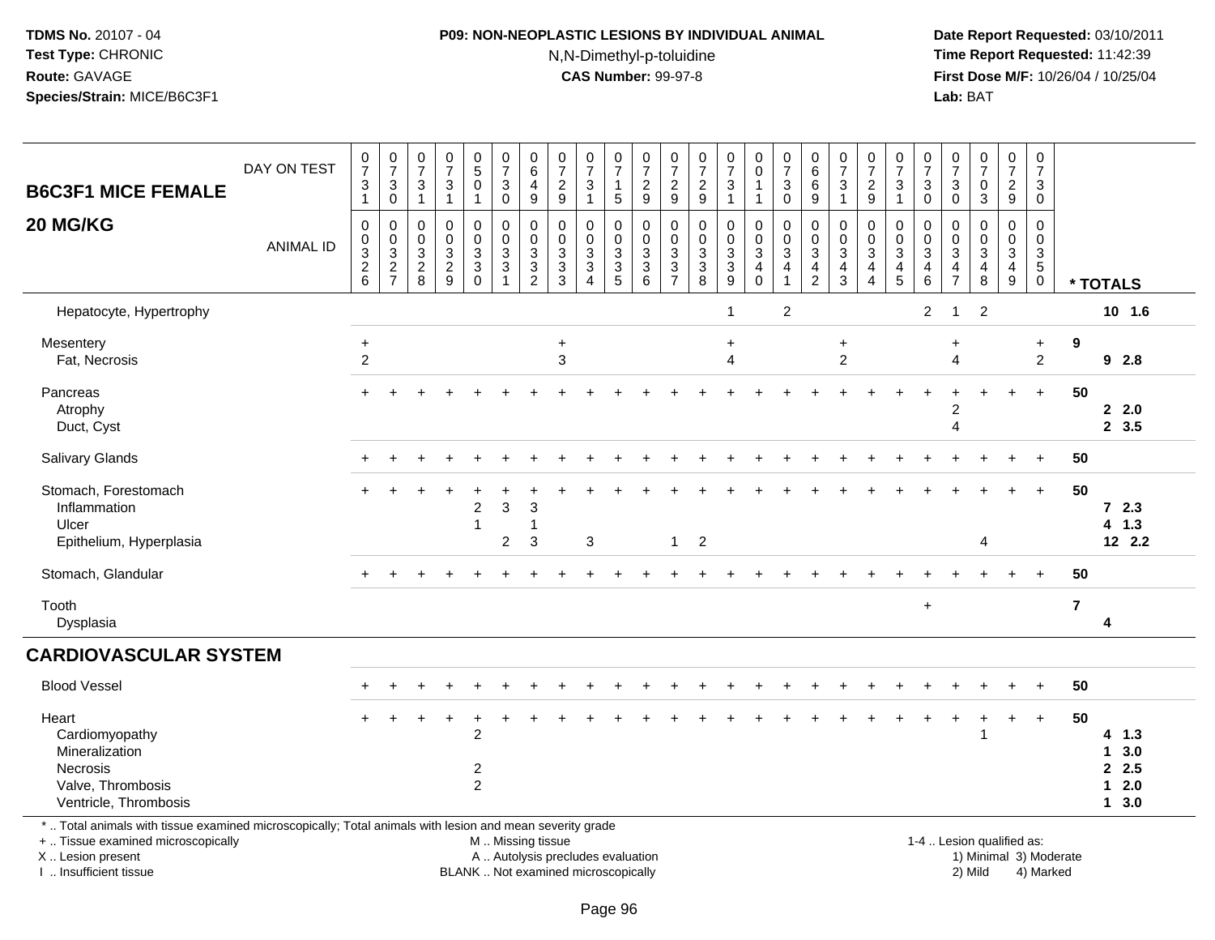**TDMS No.** 20107 - 04
**Test Type:** CHRONIC
**Route:** GAVAGE
**Species/Strain:** MICE/B6C3F1

**P09: NON-NEOPLASTIC LESIONS BY INDIVIDUAL ANIMAL**
N,N-Dimethyl-p-toluidine
**CAS Number:** 99-97-8

**Date Report Requested:** 03/10/2011
**Time Report Requested:** 11:42:39
**First Dose M/F:** 10/26/04 / 10/25/04
**Lab:** BAT

## B6C3F1 MICE FEMALE
## 20 MG/KG

| DAY ON TEST | 0731 | 0730 | 0731 | 0731 | 0501 | 0730 | 0649 | 0729 | 0731 | 0715 | 0729 | 0729 | 0729 | 0731 | 0011 | 0730 | 0669 | 0731 | 0729 | 0731 | 0730 | 0730 | 0703 | 0729 | 0730 | |
|---|---|---|---|---|---|---|---|---|---|---|---|---|---|---|---|---|---|---|---|---|---|---|---|---|---|---|
| **ANIMAL ID** | 0326 | 0327 | 0328 | 0329 | 0330 | 0331 | 0332 | 0333 | 0334 | 0335 | 0336 | 0337 | 0338 | 0339 | 0340 | 0341 | 0342 | 0343 | 0344 | 0345 | 0346 | 0347 | 0348 | 0349 | 0350 | *** TOTALS** |
| Hepatocyte, Hypertrophy | | | | | | | | | | | | | | 1 | | 2 | | | | | 2 | 1 | 2 | | | 10 1.6 |
| Mesentery | + | | | | | | | + | | | | | | + | | | | + | | | | + | | | + | 9 |
| Fat, Necrosis | 2 | | | | | | | 3 | | | | | | 4 | | | | 2 | | | | 4 | | | 2 | 9 2.8 |
| Pancreas | + | + | + | + | + | + | + | + | + | + | + | + | + | + | + | + | + | + | + | + | + | + | + | + | + | 50 |
| Atrophy | | | | | | | | | | | | | | | | | | | | | | 2 | | | | 2 2.0 |
| Duct, Cyst | | | | | | | | | | | | | | | | | | | | | | 4 | | | | 2 3.5 |
| Salivary Glands | + | + | + | + | + | + | + | + | + | + | + | + | + | + | + | + | + | + | + | + | + | + | + | + | + | 50 |
| Stomach, Forestomach | + | + | + | + | + | + | + | + | + | + | + | + | + | + | + | + | + | + | + | + | + | + | + | + | + | 50 |
| Inflammation | | | | | 2 | 3 | 3 | | | | | | | | | | | | | | | | | | | 7 2.3 |
| Ulcer | | | | | 1 | | 1 | | | | | | | | | | | | | | | | | | | 4 1.3 |
| Epithelium, Hyperplasia | | | | | | 2 | 3 | | 3 | | | 1 | 2 | | | | | | | | | | 4 | | | 12 2.2 |
| Stomach, Glandular | + | + | + | + | + | + | + | + | + | + | + | + | + | + | + | + | + | + | + | + | + | + | + | + | + | 50 |
| Tooth | | | | | | | | | | | | | | | | | | | | | + | | | | | 7 |
| Dysplasia | | | | | | | | | | | | | | | | | | | | | | | | | | 4 |
| **CARDIOVASCULAR SYSTEM** | | | | | | | | | | | | | | | | | | | | | | | | | | |
| Blood Vessel | + | + | + | + | + | + | + | + | + | + | + | + | + | + | + | + | + | + | + | + | + | + | + | + | + | 50 |
| Heart | + | + | + | + | + | + | + | + | + | + | + | + | + | + | + | + | + | + | + | + | + | + | + | + | + | 50 |
| Cardiomyopathy | | | | | 2 | | | | | | | | | | | | | | | | | | 1 | | | 4 1.3 |
| Mineralization | | | | | | | | | | | | | | | | | | | | | | | | | | 1 3.0 |
| Necrosis | | | | | 2 | | | | | | | | | | | | | | | | | | | | | 2 2.5 |
| Valve, Thrombosis | | | | | 2 | | | | | | | | | | | | | | | | | | | | | 1 2.0 |
| Ventricle, Thrombosis | | | | | | | | | | | | | | | | | | | | | | | | | | 1 3.0 |

\* .. Total animals with tissue examined microscopically; Total animals with lesion and mean severity grade
\+ .. Tissue examined microscopically
X .. Lesion present
I .. Insufficient tissue

M .. Missing tissue
A .. Autolysis precludes evaluation
BLANK .. Not examined microscopically

1-4 .. Lesion qualified as:
1) Minimal 3) Moderate
2) Mild 4) Marked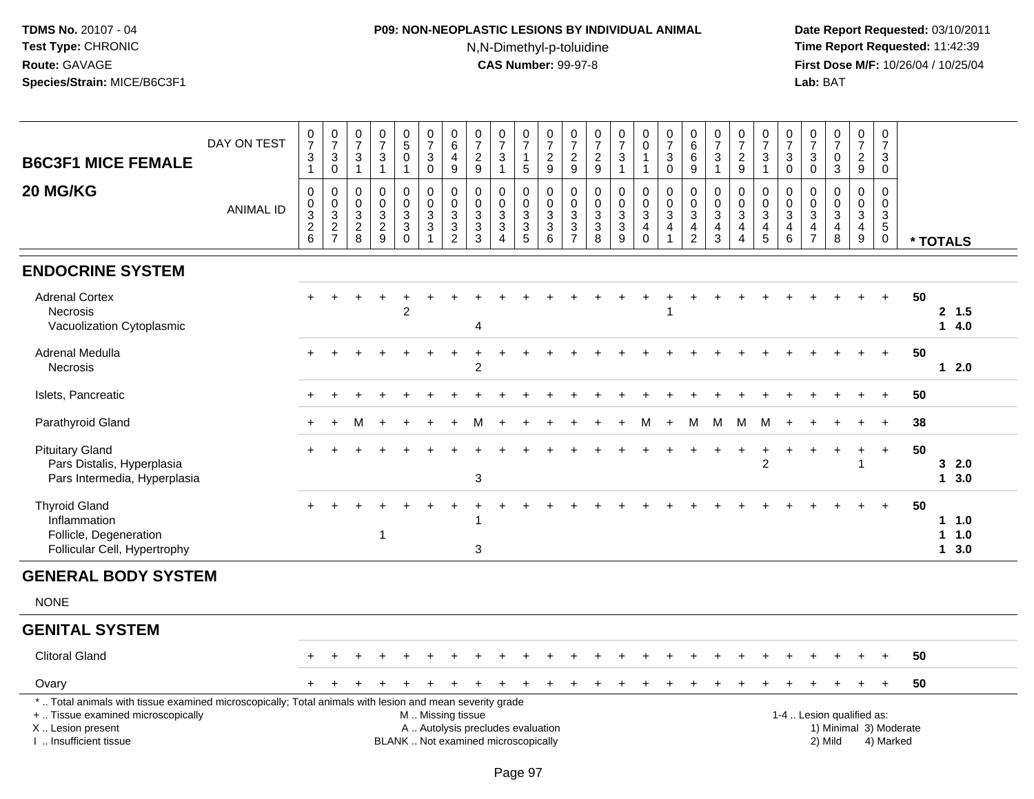**TDMS No.** 20107 - 04
**Test Type:** CHRONIC
**Route:** GAVAGE
**Species/Strain:** MICE/B6C3F1

**P09: NON-NEOPLASTIC LESIONS BY INDIVIDUAL ANIMAL**
N,N-Dimethyl-p-toluidine
**CAS Number:** 99-97-8

**Date Report Requested:** 03/10/2011
**Time Report Requested:** 11:42:39
**First Dose M/F:** 10/26/04 / 10/25/04
**Lab:** BAT

| B6C3F1 MICE FEMALE 20 MG/KG | DAY ON TEST | 0731 | 0730 | 0731 | 0731 | 0501 | 0730 | 0649 | 0729 | 0731 | 0715 | 0729 | 0729 | 0729 | 0731 | 0011 | 0730 | 0669 | 0731 | 0729 | 0731 | 0730 | 0730 | 0703 | 0729 | 0730 | |
|---|---|---|---|---|---|---|---|---|---|---|---|---|---|---|---|---|---|---|---|---|---|---|---|---|---|---|---|
| | ANIMAL ID | 0326 | 0327 | 0328 | 0329 | 0330 | 0331 | 0332 | 0333 | 0334 | 0335 | 0336 | 0337 | 0338 | 0339 | 0340 | 0341 | 0342 | 0343 | 0344 | 0345 | 0346 | 0347 | 0348 | 0349 | 0350 | * TOTALS |
| **ENDOCRINE SYSTEM** | | | | | | | | | | | | | | | | | | | | | | | | | | | |
| Adrenal Cortex | | + | + | + | + | + | + | + | + | + | + | + | + | + | + | + | + | + | + | + | + | + | + | + | + | + | 50 |
| Necrosis | | | | | | 2 | | | | | | | | | | | 1 | | | | | | | | | | 2 1.5 |
| Vacuolization Cytoplasmic | | | | | | | | | 4 | | | | | | | | | | | | | | | | | | 1 4.0 |
| Adrenal Medulla | | + | + | + | + | + | + | + | + | + | + | + | + | + | + | + | + | + | + | + | + | + | + | + | + | + | 50 |
| Necrosis | | | | | | | | | 2 | | | | | | | | | | | | | | | | | | 1 2.0 |
| Islets, Pancreatic | | + | + | + | + | + | + | + | + | + | + | + | + | + | + | + | + | + | + | + | + | + | + | + | + | + | 50 |
| Parathyroid Gland | | + | + | M | + | + | + | + | M | + | + | + | + | + | + | M | + | M | M | M | M | + | + | + | + | + | 38 |
| Pituitary Gland | | + | + | + | + | + | + | + | + | + | + | + | + | + | + | + | + | + | + | + | + | + | + | + | + | + | 50 |
| Pars Distalis, Hyperplasia | | | | | | | | | | | | | | | | | | | | | 2 | | | | 1 | | 3 2.0 |
| Pars Intermedia, Hyperplasia | | | | | | | | | 3 | | | | | | | | | | | | | | | | | | 1 3.0 |
| Thyroid Gland | | + | + | + | + | + | + | + | + | + | + | + | + | + | + | + | + | + | + | + | + | + | + | + | + | + | 50 |
| Inflammation | | | | | | | | | 1 | | | | | | | | | | | | | | | | | | 1 1.0 |
| Follicle, Degeneration | | | | | 1 | | | | | | | | | | | | | | | | | | | | | | 1 1.0 |
| Follicular Cell, Hypertrophy | | | | | | | | | 3 | | | | | | | | | | | | | | | | | | 1 3.0 |
| **GENERAL BODY SYSTEM** | | | | | | | | | | | | | | | | | | | | | | | | | | | |
| NONE | | | | | | | | | | | | | | | | | | | | | | | | | | | |
| **GENITAL SYSTEM** | | | | | | | | | | | | | | | | | | | | | | | | | | | |
| Clitoral Gland | | + | + | + | + | + | + | + | + | + | + | + | + | + | + | + | + | + | + | + | + | + | + | + | + | + | 50 |
| Ovary | | + | + | + | + | + | + | + | + | + | + | + | + | + | + | + | + | + | + | + | + | + | + | + | + | + | 50 |

\* .. Total animals with tissue examined microscopically; Total animals with lesion and mean severity grade
\+ .. Tissue examined microscopically
X .. Lesion present
I .. Insufficient tissue

M .. Missing tissue
A .. Autolysis precludes evaluation
BLANK .. Not examined microscopically

1-4 .. Lesion qualified as:
1) Minimal 3) Moderate
2) Mild 4) Marked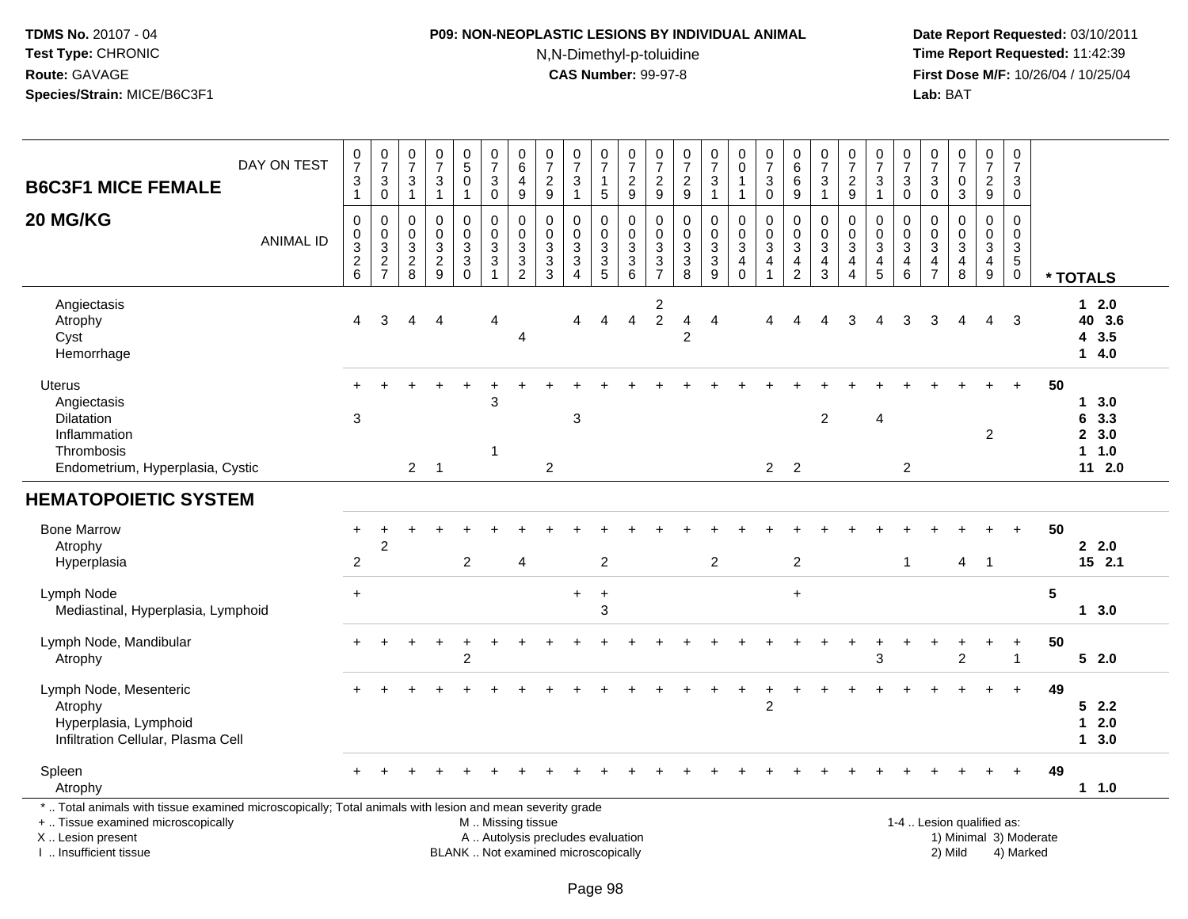**TDMS No.** 20107 - 04
**Test Type:** CHRONIC
**Route:** GAVAGE
**Species/Strain:** MICE/B6C3F1

**P09: NON-NEOPLASTIC LESIONS BY INDIVIDUAL ANIMAL**
N,N-Dimethyl-p-toluidine
**CAS Number:** 99-97-8

**Date Report Requested:** 03/10/2011
**Time Report Requested:** 11:42:39
**First Dose M/F:** 10/26/04 / 10/25/04
**Lab:** BAT

| B6C3F1 MICE FEMALE 20 MG/KG | | | | | | | | | | | | | | | | | | | | | | | | | | | |
|---|---|---|---|---|---|---|---|---|---|---|---|---|---|---|---|---|---|---|---|---|---|---|---|---|---|---|---|
| DAY ON TEST | 0731 | 0730 | 0731 | 0731 | 0501 | 0730 | 0649 | 0729 | 0731 | 0715 | 0729 | 0729 | 0729 | 0731 | 0011 | 0730 | 0669 | 0731 | 0729 | 0731 | 0730 | 0730 | 0703 | 0729 | 0730 | | |
| ANIMAL ID | 00326 | 00327 | 00328 | 00329 | 00330 | 00331 | 00332 | 00333 | 00334 | 00335 | 00336 | 00337 | 00338 | 00339 | 00340 | 00341 | 00342 | 00343 | 00344 | 00345 | 00346 | 00347 | 00348 | 00349 | 00350 | | * TOTALS |
| Angiectasis | | | | | | | | | | | | 2 | | | | | | | | | | | | | | | 1 2.0 |
| Atrophy | 4 | 3 | 4 | 4 | | 4 | | | 4 | 4 | 4 | 2 | 4 | 4 | | 4 | 4 | 4 | 3 | 4 | 3 | 3 | 4 | 4 | 3 | | 40 3.6 |
| Cyst | | | | | | | 4 | | | | | | 2 | | | | | | | | | | | | | | 4 3.5 |
| Hemorrhage | | | | | | | | | | | | | | | | | | | | | | | | | | | 1 4.0 |
| Uterus | + | + | + | + | + | + | + | + | + | + | + | + | + | + | + | + | + | + | + | + | + | + | + | + | + | 50 | |
| Angiectasis | | | | | | 3 | | | | | | | | | | | | | | | | | | | | | 1 3.0 |
| Dilatation | 3 | | | | | | | | 3 | | | | | | | | | 2 | | 4 | | | | | | | 6 3.3 |
| Inflammation | | | | | | | | | | | | | | | | | | | | | | | | 2 | | | 2 3.0 |
| Thrombosis | | | | | | 1 | | | | | | | | | | | | | | | | | | | | | 1 1.0 |
| Endometrium, Hyperplasia, Cystic | | | 2 | 1 | | | | 2 | | | | | | | | 2 | 2 | | | | 2 | | | | | | 11 2.0 |
| **HEMATOPOIETIC SYSTEM** | | | | | | | | | | | | | | | | | | | | | | | | | | | |
| Bone Marrow | + | + | + | + | + | + | + | + | + | + | + | + | + | + | + | + | + | + | + | + | + | + | + | + | + | 50 | |
| Atrophy | | 2 | | | | | | | | | | | | | | | | | | | | | | | | | 2 2.0 |
| Hyperplasia | 2 | | | | 2 | | 4 | | | 2 | | | | 2 | | | 2 | | | | 1 | | 4 | 1 | | | 15 2.1 |
| Lymph Node | + | | | | | | | | + | + | | | | | | | + | | | | | | | | | 5 | |
| Mediastinal, Hyperplasia, Lymphoid | | | | | | | | | | 3 | | | | | | | | | | | | | | | | | 1 3.0 |
| Lymph Node, Mandibular | + | + | + | + | + | + | + | + | + | + | + | + | + | + | + | + | + | + | + | + | + | + | + | + | + | 50 | |
| Atrophy | | | | | 2 | | | | | | | | | | | | | | | 3 | | | 2 | | 1 | | 5 2.0 |
| Lymph Node, Mesenteric | + | + | + | + | + | + | + | + | + | + | + | + | + | + | + | + | + | + | + | + | + | + | + | + | + | 49 | |
| Atrophy | | | | | | | | | | | | | | | | 2 | | | | | | | | | | | 5 2.2 |
| Hyperplasia, Lymphoid | | | | | | | | | | | | | | | | | | | | | | | | | | | 1 2.0 |
| Infiltration Cellular, Plasma Cell | | | | | | | | | | | | | | | | | | | | | | | | | | | 1 3.0 |
| Spleen | + | + | + | + | + | + | + | + | + | + | + | + | + | + | + | + | + | + | + | + | + | + | + | + | + | 49 | |
| Atrophy | | | | | | | | | | | | | | | | | | | | | | | | | | | 1 1.0 |

\* .. Total animals with tissue examined microscopically; Total animals with lesion and mean severity grade
+ .. Tissue examined microscopically
X .. Lesion present
I .. Insufficient tissue

M .. Missing tissue
A .. Autolysis precludes evaluation
BLANK .. Not examined microscopically

1-4 .. Lesion qualified as:
1) Minimal 3) Moderate
2) Mild 4) Marked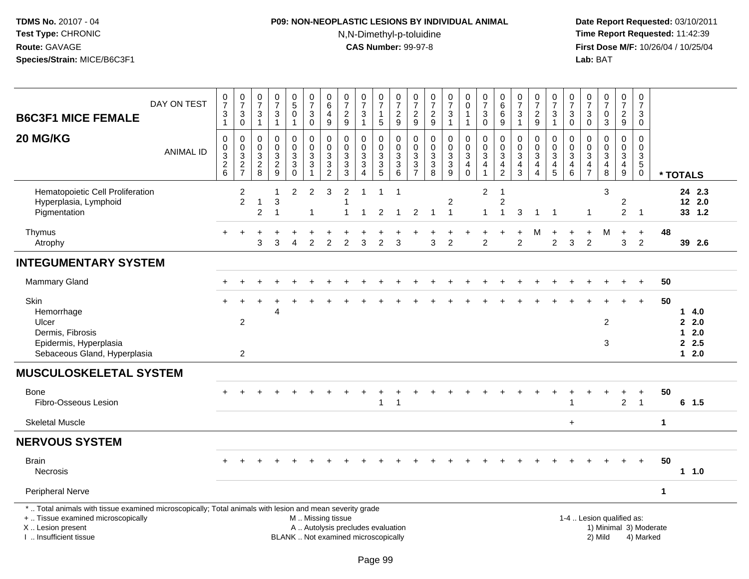**TDMS No.** 20107 - 04
**Test Type:** CHRONIC
**Route:** GAVAGE
**Species/Strain:** MICE/B6C3F1

**P09: NON-NEOPLASTIC LESIONS BY INDIVIDUAL ANIMAL**
N,N-Dimethyl-p-toluidine
**CAS Number:** 99-97-8

**Date Report Requested:** 03/10/2011
**Time Report Requested:** 11:42:39
**First Dose M/F:** 10/26/04 / 10/25/04
**Lab:** BAT

| B6C3F1 MICE FEMALE 20 MG/KG | | | | | | | | | | | | | | | | | | | | | | | | | | |
|---|---|---|---|---|---|---|---|---|---|---|---|---|---|---|---|---|---|---|---|---|---|---|---|---|---|---|
| DAY ON TEST | 0731 | 0730 | 0731 | 0731 | 0501 | 0730 | 0649 | 0729 | 0731 | 0715 | 0729 | 0729 | 0729 | 0731 | 0011 | 0730 | 0669 | 0731 | 0729 | 0731 | 0730 | 0730 | 0703 | 0729 | 0730 | |
| ANIMAL ID | 0326 | 0327 | 0328 | 0329 | 0330 | 0331 | 0332 | 0333 | 0334 | 0335 | 0336 | 0337 | 0338 | 0339 | 0340 | 0341 | 0342 | 0343 | 0344 | 0345 | 0346 | 0347 | 0348 | 0349 | 0350 | * TOTALS |
| Hematopoietic Cell Proliferation | | 2 | | 1 | 2 | 2 | 3 | 2 | 1 | 1 | 1 | | | | | 2 | 1 | | | | | | 3 | | | 24 2.3 |
| Hyperplasia, Lymphoid | | 2 | 1 | 3 | | | | 1 | | | | | | 2 | | | 2 | | | | | | | 2 | | 12 2.0 |
| Pigmentation | | | 2 | 1 | | 1 | | 1 | 1 | 2 | 1 | 2 | 1 | 1 | | 1 | 1 | 3 | 1 | 1 | | 1 | | 2 | 1 | 33 1.2 |
| Thymus | + | + | + | + | + | + | + | + | + | + | + | + | + | + | + | + | + | + | M | + | + | + | M | + | + | 48 |
| Atrophy | | | 3 | 3 | 4 | 2 | 2 | 2 | 3 | 2 | 3 | | 3 | 2 | | 2 | | 2 | | 2 | 3 | 2 | | 3 | 2 | 39 2.6 |
| **INTEGUMENTARY SYSTEM** | | | | | | | | | | | | | | | | | | | | | | | | | | |
| Mammary Gland | + | + | + | + | + | + | + | + | + | + | + | + | + | + | + | + | + | + | + | + | + | + | + | + | + | 50 |
| Skin | + | + | + | + | + | + | + | + | + | + | + | + | + | + | + | + | + | + | + | + | + | + | + | + | + | 50 |
| Hemorrhage | | | | 4 | | | | | | | | | | | | | | | | | | | | | | 1 4.0 |
| Ulcer | | 2 | | | | | | | | | | | | | | | | | | | | | 2 | | | 2 2.0 |
| Dermis, Fibrosis | | | | | | | | | | | | | | | | | | | | | | | | | | 1 2.0 |
| Epidermis, Hyperplasia | | | | | | | | | | | | | | | | | | | | | | | 3 | | | 2 2.5 |
| Sebaceous Gland, Hyperplasia | | 2 | | | | | | | | | | | | | | | | | | | | | | | | 1 2.0 |
| **MUSCULOSKELETAL SYSTEM** | | | | | | | | | | | | | | | | | | | | | | | | | | |
| Bone | + | + | + | + | + | + | + | + | + | + | + | + | + | + | + | + | + | + | + | + | + | + | + | + | + | 50 |
| Fibro-Osseous Lesion | | | | | | | | | | 1 | 1 | | | | | | | | | | 1 | | | 2 | 1 | 6 1.5 |
| Skeletal Muscle | | | | | | | | | | | | | | | | | | | | | + | | | | | 1 |
| **NERVOUS SYSTEM** | | | | | | | | | | | | | | | | | | | | | | | | | | |
| Brain | + | + | + | + | + | + | + | + | + | + | + | + | + | + | + | + | + | + | + | + | + | + | + | + | + | 50 |
| Necrosis | | | | | | | | | | | | | | | | | | | | | | | | | | 1 1.0 |
| Peripheral Nerve | | | | | | | | | | | | | | | | | | | | | | | | | | 1 |

* .. Total animals with tissue examined microscopically; Total animals with lesion and mean severity grade
+ .. Tissue examined microscopically
X .. Lesion present
I .. Insufficient tissue

M .. Missing tissue
A .. Autolysis precludes evaluation
BLANK .. Not examined microscopically

1-4 .. Lesion qualified as:
1) Minimal 3) Moderate
2) Mild 4) Marked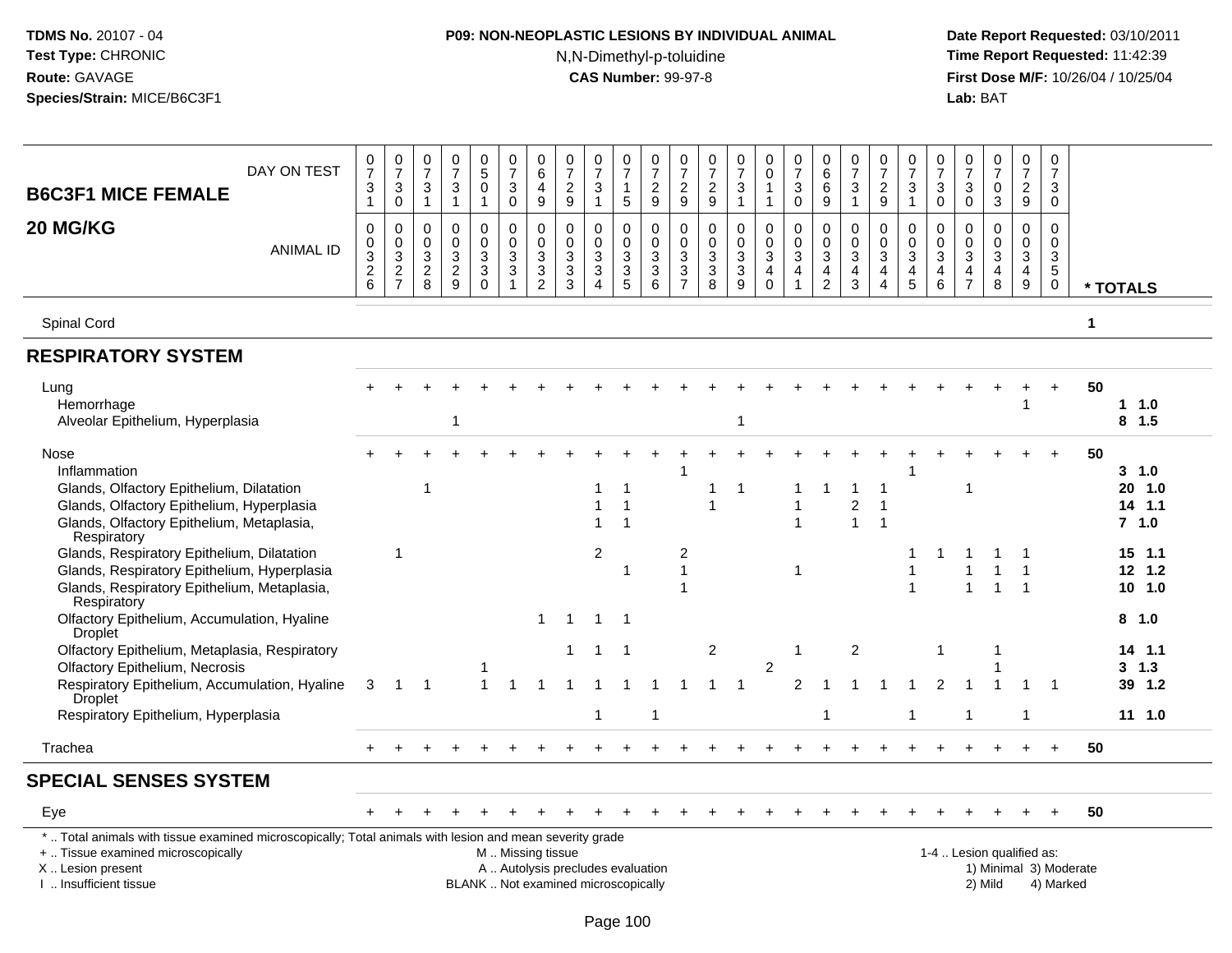**TDMS No.** 20107 - 04
**Test Type:** CHRONIC
**Route:** GAVAGE
**Species/Strain:** MICE/B6C3F1

**P09: NON-NEOPLASTIC LESIONS BY INDIVIDUAL ANIMAL**
N,N-Dimethyl-p-toluidine
**CAS Number:** 99-97-8

**Date Report Requested:** 03/10/2011
**Time Report Requested:** 11:42:39
**First Dose M/F:** 10/26/04 / 10/25/04
**Lab:** BAT

**B6C3F1 MICE FEMALE**
**20 MG/KG**

| DAY ON TEST | 0731 | 0730 | 0731 | 0731 | 0501 | 0730 | 0649 | 0729 | 0731 | 0715 | 0729 | 0729 | 0729 | 0731 | 0011 | 0730 | 0669 | 0731 | 0729 | 0731 | 0730 | 0730 | 0703 | 0729 | 0730 | |
|---|---|---|---|---|---|---|---|---|---|---|---|---|---|---|---|---|---|---|---|---|---|---|---|---|---|---|
| **ANIMAL ID** | 0326 | 0327 | 0328 | 0329 | 0330 | 0331 | 0332 | 0333 | 0334 | 0335 | 0336 | 0337 | 0338 | 0339 | 0340 | 0341 | 0342 | 0343 | 0344 | 0345 | 0346 | 0347 | 0348 | 0349 | 0350 | *** TOTALS** |
| Spinal Cord | | | | | | | | | | | | | | | | | | | | | | | | | | 1 |
| **RESPIRATORY SYSTEM** | | | | | | | | | | | | | | | | | | | | | | | | | | |
| Lung | + | + | + | + | + | + | + | + | + | + | + | + | + | + | + | + | + | + | + | + | + | + | + | + | + | 50 |
| Hemorrhage | | | | | | | | | | | | | | | | | | | | | | | | 1 | | 1 1.0 |
| Alveolar Epithelium, Hyperplasia | | | | 1 | | | | | | | | | | 1 | | | | | | | | | | | | 8 1.5 |
| Nose | + | + | + | + | + | + | + | + | + | + | + | + | + | + | + | + | + | + | + | + | + | + | + | + | + | 50 |
| Inflammation | | | | | | | | | | | | 1 | | | | | | | | 1 | | | | | | 3 1.0 |
| Glands, Olfactory Epithelium, Dilatation | | | 1 | | | | | | 1 | 1 | | | 1 | 1 | | 1 | 1 | 1 | 1 | | | 1 | | | | 20 1.0 |
| Glands, Olfactory Epithelium, Hyperplasia | | | | | | | | | 1 | 1 | | | 1 | | | 1 | | 2 | 1 | | | | | | | 14 1.1 |
| Glands, Olfactory Epithelium, Metaplasia, Respiratory | | | | | | | | | 1 | 1 | | | | | | 1 | | 1 | 1 | | | | | | | 7 1.0 |
| Glands, Respiratory Epithelium, Dilatation | | 1 | | | | | | | 2 | | | 2 | | | | | | | | 1 | 1 | 1 | 1 | 1 | | 15 1.1 |
| Glands, Respiratory Epithelium, Hyperplasia | | | | | | | | | | 1 | | 1 | | | | 1 | | | | 1 | | 1 | 1 | 1 | | 12 1.2 |
| Glands, Respiratory Epithelium, Metaplasia, Respiratory | | | | | | | | | | | | 1 | | | | | | | | 1 | | 1 | 1 | 1 | | 10 1.0 |
| Olfactory Epithelium, Accumulation, Hyaline Droplet | | | | | | | 1 | 1 | 1 | 1 | | | | | | | | | | | | | | | | 8 1.0 |
| Olfactory Epithelium, Metaplasia, Respiratory | | | | | | | | 1 | 1 | 1 | | | 2 | | | 1 | | 2 | | | 1 | | 1 | | | 14 1.1 |
| Olfactory Epithelium, Necrosis | | | | | 1 | | | | | | | | | | 2 | | | | | | | | 1 | | | 3 1.3 |
| Respiratory Epithelium, Accumulation, Hyaline Droplet | 3 | 1 | 1 | | 1 | 1 | 1 | 1 | 1 | 1 | 1 | 1 | 1 | 1 | | 2 | 1 | 1 | 1 | 1 | 2 | 1 | 1 | 1 | 1 | 39 1.2 |
| Respiratory Epithelium, Hyperplasia | | | | | | | | | 1 | | 1 | | | | | | 1 | | | 1 | | 1 | | 1 | | 11 1.0 |
| Trachea | + | + | + | + | + | + | + | + | + | + | + | + | + | + | + | + | + | + | + | + | + | + | + | + | + | 50 |
| **SPECIAL SENSES SYSTEM** | | | | | | | | | | | | | | | | | | | | | | | | | | |
| Eye | + | + | + | + | + | + | + | + | + | + | + | + | + | + | + | + | + | + | + | + | + | + | + | + | + | 50 |

\* .. Total animals with tissue examined microscopically; Total animals with lesion and mean severity grade
+ .. Tissue examined microscopically
X .. Lesion present
I .. Insufficient tissue

M .. Missing tissue
A .. Autolysis precludes evaluation
BLANK .. Not examined microscopically

1-4 .. Lesion qualified as:
1) Minimal 3) Moderate
2) Mild 4) Marked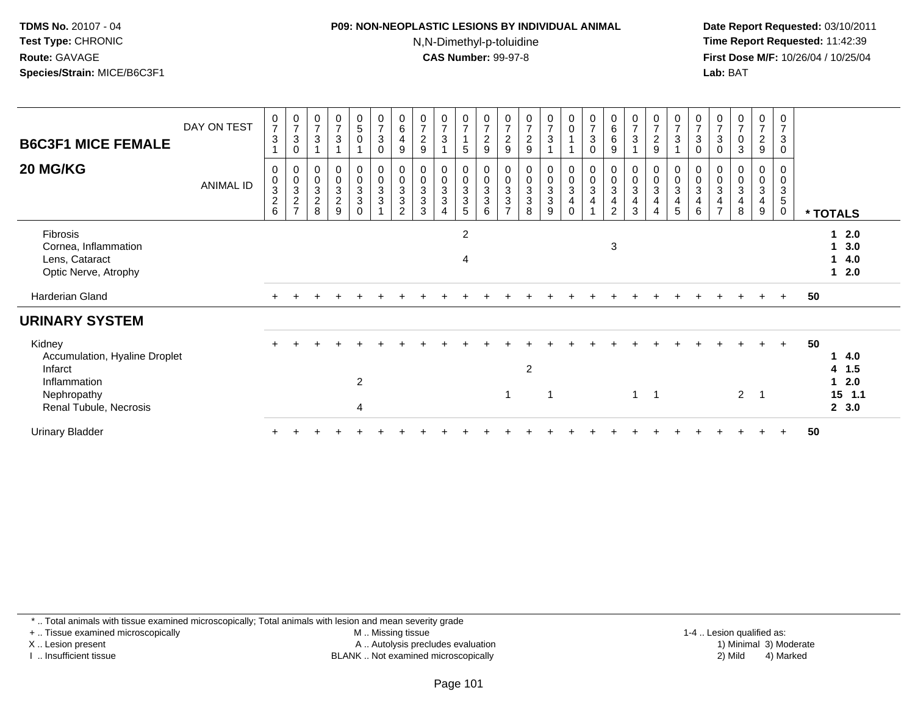**TDMS No.** 20107 - 04
**Test Type:** CHRONIC
**Route:** GAVAGE
**Species/Strain:** MICE/B6C3F1

**P09: NON-NEOPLASTIC LESIONS BY INDIVIDUAL ANIMAL**
N,N-Dimethyl-p-toluidine
**CAS Number:** 99-97-8

**Date Report Requested:** 03/10/2011
**Time Report Requested:** 11:42:39
**First Dose M/F:** 10/26/04 / 10/25/04
**Lab:** BAT

| B6C3F1 MICE FEMALE 20 MG/KG — DAY ON TEST | 0731 | 0730 | 0731 | 0731 | 0501 | 0730 | 0649 | 0729 | 0731 | 0715 | 0729 | 0729 | 0729 | 0731 | 0011 | 0730 | 0669 | 0731 | 0729 | 0731 | 0730 | 0730 | 0703 | 0729 | 0730 | |
|---|---|---|---|---|---|---|---|---|---|---|---|---|---|---|---|---|---|---|---|---|---|---|---|---|---|---|
| **ANIMAL ID** | 0326 | 0327 | 0328 | 0329 | 0330 | 0331 | 0332 | 0333 | 0334 | 0335 | 0336 | 0337 | 0338 | 0339 | 0340 | 0341 | 0342 | 0343 | 0344 | 0345 | 0346 | 0347 | 0348 | 0349 | 0350 | *** TOTALS** |
| Fibrosis | | | | | | | | | | 2 | | | | | | | | | | | | | | | | 1 2.0 |
| Cornea, Inflammation | | | | | | | | | | | | | | | | | 3 | | | | | | | | | 1 3.0 |
| Lens, Cataract | | | | | | | | | | 4 | | | | | | | | | | | | | | | | 1 4.0 |
| Optic Nerve, Atrophy | | | | | | | | | | | | | | | | | | | | | | | | | | 1 2.0 |
| Harderian Gland | + | + | + | + | + | + | + | + | + | + | + | + | + | + | + | + | + | + | + | + | + | + | + | + | + | 50 |
| **URINARY SYSTEM** | | | | | | | | | | | | | | | | | | | | | | | | | | |
| Kidney | + | + | + | + | + | + | + | + | + | + | + | + | + | + | + | + | + | + | + | + | + | + | + | + | + | 50 |
| Accumulation, Hyaline Droplet | | | | | | | | | | | | | | | | | | | | | | | | | | 1 4.0 |
| Infarct | | | | | | | | | | | | | 2 | | | | | | | | | | | | | 4 1.5 |
| Inflammation | | | | | 2 | | | | | | | | | | | | | | | | | | | | | 1 2.0 |
| Nephropathy | | | | | | | | | | | | 1 | | 1 | | | | 1 | 1 | | | | 2 | 1 | | 15 1.1 |
| Renal Tubule, Necrosis | | | | | 4 | | | | | | | | | | | | | | | | | | | | | 2 3.0 |
| Urinary Bladder | + | + | + | + | + | + | + | + | + | + | + | + | + | + | + | + | + | + | + | + | + | + | + | + | + | 50 |

* .. Total animals with tissue examined microscopically; Total animals with lesion and mean severity grade
+ .. Tissue examined microscopically
X .. Lesion present
I .. Insufficient tissue

M .. Missing tissue
A .. Autolysis precludes evaluation
BLANK .. Not examined microscopically

1-4 .. Lesion qualified as:
1) Minimal 3) Moderate
2) Mild 4) Marked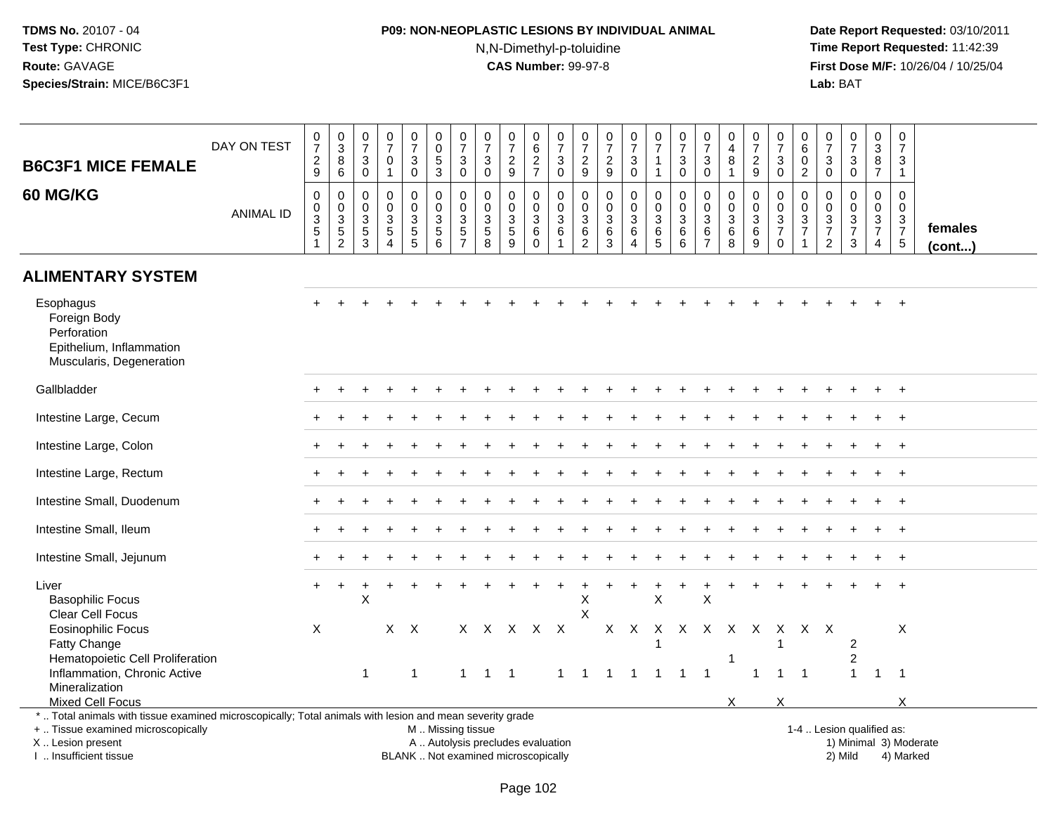**TDMS No.** 20107 - 04
**Test Type:** CHRONIC
**Route:** GAVAGE
**Species/Strain:** MICE/B6C3F1

**P09: NON-NEOPLASTIC LESIONS BY INDIVIDUAL ANIMAL**
N,N-Dimethyl-p-toluidine
**CAS Number:** 99-97-8

**Date Report Requested:** 03/10/2011
**Time Report Requested:** 11:42:39
**First Dose M/F:** 10/26/04 / 10/25/04
**Lab:** BAT

| B6C3F1 MICE FEMALE 60 MG/KG | | | | | | | | | | | | | | | | | | | | | | | | | | |
|---|---|---|---|---|---|---|---|---|---|---|---|---|---|---|---|---|---|---|---|---|---|---|---|---|---|---|
| DAY ON TEST | 0729 | 0386 | 0730 | 0701 | 0730 | 0053 | 0730 | 0730 | 0729 | 0627 | 0730 | 0729 | 0729 | 0730 | 0711 | 0730 | 0730 | 0481 | 0729 | 0730 | 0602 | 0730 | 0730 | 0387 | 0731 | |
| ANIMAL ID | 0351 | 0352 | 0353 | 0354 | 0355 | 0356 | 0357 | 0358 | 0359 | 0360 | 0361 | 0362 | 0363 | 0364 | 0365 | 0366 | 0367 | 0368 | 0369 | 0370 | 0371 | 0372 | 0373 | 0374 | 0375 | females (cont...) |
| **ALIMENTARY SYSTEM** | | | | | | | | | | | | | | | | | | | | | | | | | | |
| Esophagus | + | + | + | + | + | + | + | + | + | + | + | + | + | + | + | + | + | + | + | + | + | + | + | + | + | |
| Foreign Body | | | | | | | | | | | | | | | | | | | | | | | | | | |
| Perforation | | | | | | | | | | | | | | | | | | | | | | | | | | |
| Epithelium, Inflammation | | | | | | | | | | | | | | | | | | | | | | | | | | |
| Muscularis, Degeneration | | | | | | | | | | | | | | | | | | | | | | | | | | |
| Gallbladder | + | + | + | + | + | + | + | + | + | + | + | + | + | + | + | + | + | + | + | + | + | + | + | + | + | |
| Intestine Large, Cecum | + | + | + | + | + | + | + | + | + | + | + | + | + | + | + | + | + | + | + | + | + | + | + | + | + | |
| Intestine Large, Colon | + | + | + | + | + | + | + | + | + | + | + | + | + | + | + | + | + | + | + | + | + | + | + | + | + | |
| Intestine Large, Rectum | + | + | + | + | + | + | + | + | + | + | + | + | + | + | + | + | + | + | + | + | + | + | + | + | + | |
| Intestine Small, Duodenum | + | + | + | + | + | + | + | + | + | + | + | + | + | + | + | + | + | + | + | + | + | + | + | + | + | |
| Intestine Small, Ileum | + | + | + | + | + | + | + | + | + | + | + | + | + | + | + | + | + | + | + | + | + | + | + | + | + | |
| Intestine Small, Jejunum | + | + | + | + | + | + | + | + | + | + | + | + | + | + | + | + | + | + | + | + | + | + | + | + | + | |
| Liver | + | + | + | + | + | + | + | + | + | + | + | + | + | + | + | + | + | + | + | + | + | + | + | + | + | |
| Basophilic Focus | | | X | | | | | | | | | X | | | X | | X | | | | | | | | | |
| Clear Cell Focus | | | | | | | | | | | | X | | | | | | | | | | | | | | |
| Eosinophilic Focus | X | | | X | X | | X | X | X | X | X | | X | X | X | X | X | X | X | X | X | X | | | X | |
| Fatty Change | | | | | | | | | | | | | | | 1 | | | | | 1 | | | 2 | | | |
| Hematopoietic Cell Proliferation | | | | | | | | | | | | | | | | | | 1 | | | | | 2 | | | |
| Inflammation, Chronic Active | | | 1 | | 1 | | 1 | 1 | 1 | | 1 | 1 | 1 | 1 | 1 | 1 | 1 | | 1 | 1 | 1 | | 1 | 1 | 1 | |
| Mineralization | | | | | | | | | | | | | | | | | | | | | | | | | | |
| Mixed Cell Focus | | | | | | | | | | | | | | | | | | X | | X | | | | | X | |

\* .. Total animals with tissue examined microscopically; Total animals with lesion and mean severity grade
+ .. Tissue examined microscopically
X .. Lesion present
I .. Insufficient tissue

M .. Missing tissue
A .. Autolysis precludes evaluation
BLANK .. Not examined microscopically

1-4 .. Lesion qualified as:
1) Minimal 3) Moderate
2) Mild 4) Marked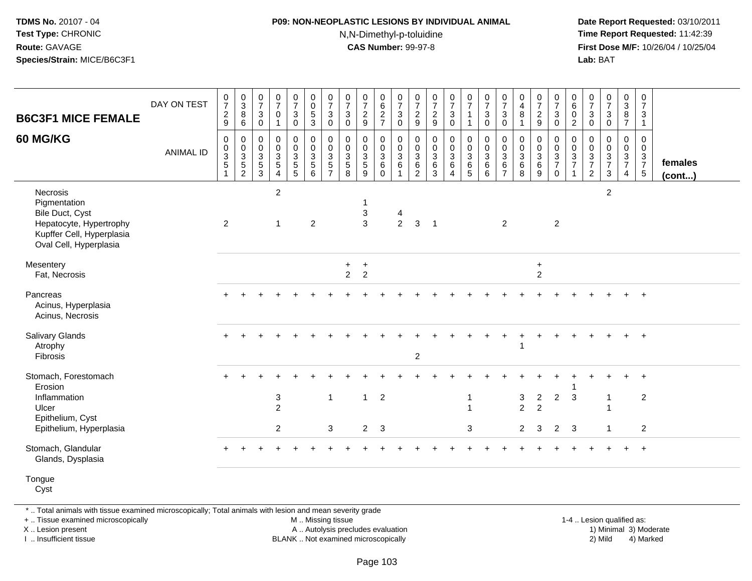**TDMS No.** 20107 - 04
**Test Type:** CHRONIC
**Route:** GAVAGE
**Species/Strain:** MICE/B6C3F1

**P09: NON-NEOPLASTIC LESIONS BY INDIVIDUAL ANIMAL**
N,N-Dimethyl-p-toluidine
**CAS Number:** 99-97-8

**Date Report Requested:** 03/10/2011
**Time Report Requested:** 11:42:39
**First Dose M/F:** 10/26/04 / 10/25/04
**Lab:** BAT

| B6C3F1 MICE FEMALE 60 MG/KG | | | | | | | | | | | | | | | | | | | | | | | | | | |
|---|---|---|---|---|---|---|---|---|---|---|---|---|---|---|---|---|---|---|---|---|---|---|---|---|---|---|
| DAY ON TEST | 0729 | 0386 | 0730 | 0701 | 0730 | 0053 | 0730 | 0730 | 0729 | 0627 | 0730 | 0729 | 0729 | 0730 | 0711 | 0730 | 0730 | 0481 | 0729 | 0730 | 0602 | 0730 | 0730 | 0387 | 0731 | |
| ANIMAL ID | 0351 | 0352 | 0353 | 0354 | 0355 | 0356 | 0357 | 0358 | 0359 | 0360 | 0361 | 0362 | 0363 | 0364 | 0365 | 0366 | 0367 | 0368 | 0369 | 0370 | 0371 | 0372 | 0373 | 0374 | 0375 | **females (cont...)** |
| Necrosis | | | | 2 | | | | | | | | | | | | | | | | | | | 2 | | | |
| Pigmentation | | | | | | | | | 1 | | | | | | | | | | | | | | | | | |
| Bile Duct, Cyst | | | | | | | | | 3 | | 4 | | | | | | | | | | | | | | | |
| Hepatocyte, Hypertrophy | 2 | | | 1 | | 2 | | | 3 | | 2 | 3 | 1 | | | | 2 | | | 2 | | | | | | |
| Kupffer Cell, Hyperplasia | | | | | | | | | | | | | | | | | | | | | | | | | | |
| Oval Cell, Hyperplasia | | | | | | | | | | | | | | | | | | | | | | | | | | |
| Mesentery | | | | | | | | + | + | | | | | | | | | | + | | | | | | | |
| Fat, Necrosis | | | | | | | | 2 | 2 | | | | | | | | | | 2 | | | | | | | |
| Pancreas | + | + | + | + | + | + | + | + | + | + | + | + | + | + | + | + | + | + | + | + | + | + | + | + | + | |
| Acinus, Hyperplasia | | | | | | | | | | | | | | | | | | | | | | | | | | |
| Acinus, Necrosis | | | | | | | | | | | | | | | | | | | | | | | | | | |
| Salivary Glands | + | + | + | + | + | + | + | + | + | + | + | + | + | + | + | + | + | + | + | + | + | + | + | + | + | |
| Atrophy | | | | | | | | | | | | | | | | | | 1 | | | | | | | | |
| Fibrosis | | | | | | | | | | | | 2 | | | | | | | | | | | | | | |
| Stomach, Forestomach | + | + | + | + | + | + | + | + | + | + | + | + | + | + | + | + | + | + | + | + | + | + | + | + | + | |
| Erosion | | | | | | | | | | | | | | | | | | | | | 1 | | | | | |
| Inflammation | | | | 3 | | | 1 | | 1 | 2 | | | | | 1 | | | 3 | 2 | 2 | 3 | | 1 | | 2 | |
| Ulcer | | | | 2 | | | | | | | | | | | 1 | | | 2 | 2 | | | | 1 | | | |
| Epithelium, Cyst | | | | | | | | | | | | | | | | | | | | | | | | | | |
| Epithelium, Hyperplasia | | | | 2 | | | 3 | | 2 | 3 | | | | | 3 | | | 2 | 3 | 2 | 3 | | 1 | | 2 | |
| Stomach, Glandular | + | + | + | + | + | + | + | + | + | + | + | + | + | + | + | + | + | + | + | + | + | + | + | + | + | |
| Glands, Dysplasia | | | | | | | | | | | | | | | | | | | | | | | | | | |
| Tongue | | | | | | | | | | | | | | | | | | | | | | | | | | |
| Cyst | | | | | | | | | | | | | | | | | | | | | | | | | | |

\* .. Total animals with tissue examined microscopically; Total animals with lesion and mean severity grade
\+ .. Tissue examined microscopically
X .. Lesion present
I .. Insufficient tissue

M .. Missing tissue
A .. Autolysis precludes evaluation
BLANK .. Not examined microscopically

1-4 .. Lesion qualified as:
1) Minimal 3) Moderate
2) Mild 4) Marked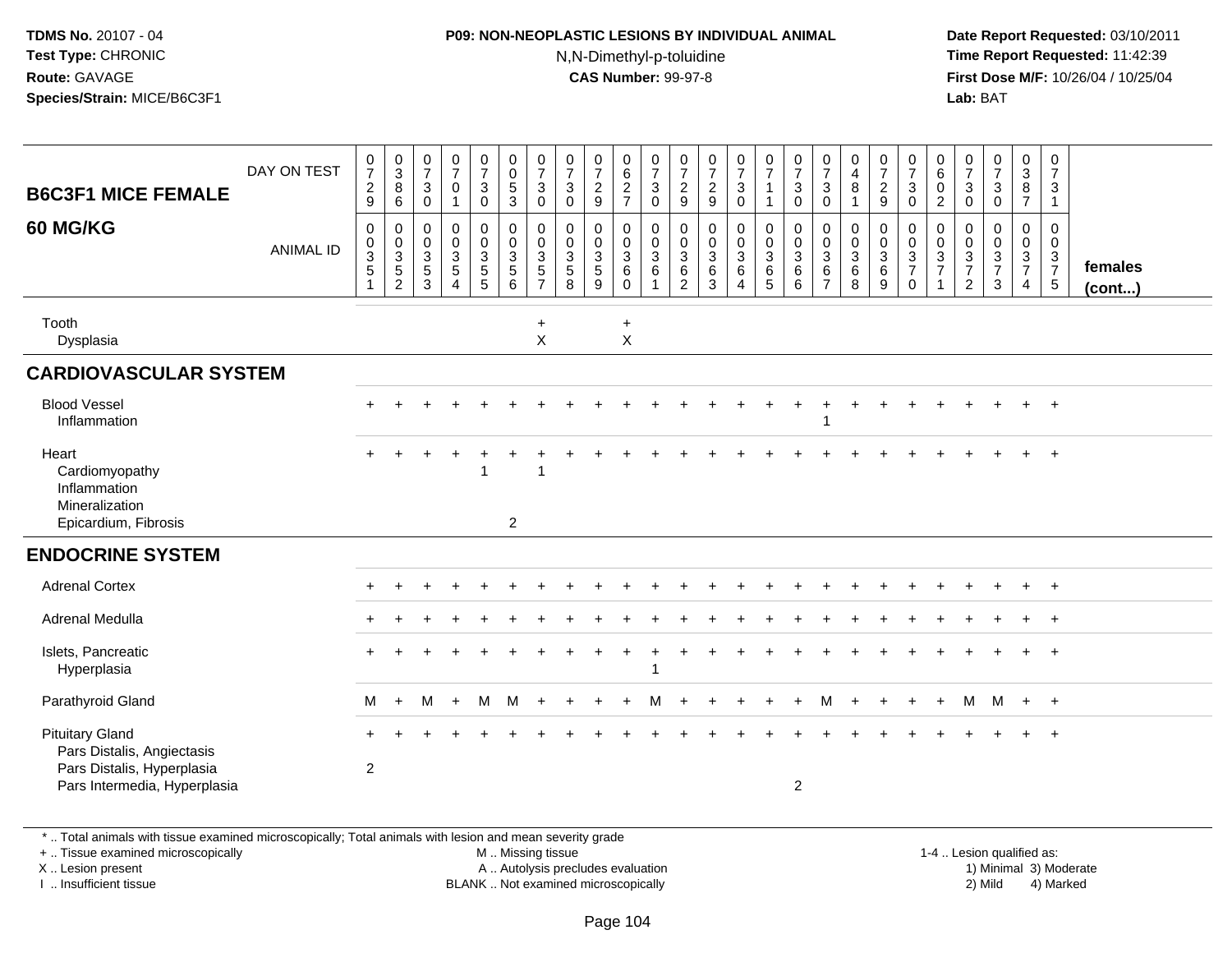**TDMS No.** 20107 - 04
**Test Type:** CHRONIC
**Route:** GAVAGE
**Species/Strain:** MICE/B6C3F1

**P09: NON-NEOPLASTIC LESIONS BY INDIVIDUAL ANIMAL**
N,N-Dimethyl-p-toluidine
**CAS Number:** 99-97-8

**Date Report Requested:** 03/10/2011
**Time Report Requested:** 11:42:39
**First Dose M/F:** 10/26/04 / 10/25/04
**Lab:** BAT

| B6C3F1 MICE FEMALE 60 MG/KG | 1 | 2 | 3 | 4 | 5 | 6 | 7 | 8 | 9 | 10 | 11 | 12 | 13 | 14 | 15 | 16 | 17 | 18 | 19 | 20 | 21 | 22 | 23 | 24 | 25 | females (cont...) |
|---|---|---|---|---|---|---|---|---|---|---|---|---|---|---|---|---|---|---|---|---|---|---|---|---|---|---|
| DAY ON TEST | 0729 | 0386 | 0730 | 0701 | 0730 | 0053 | 0730 | 0730 | 0729 | 0627 | 0730 | 0729 | 0729 | 0730 | 0711 | 0730 | 0730 | 0481 | 0729 | 0730 | 0602 | 0730 | 0730 | 0387 | 0731 | |
| ANIMAL ID | 00351 | 00352 | 00353 | 00354 | 00355 | 00356 | 00357 | 00358 | 00359 | 00360 | 00361 | 00362 | 00363 | 00364 | 00365 | 00366 | 00367 | 00368 | 00369 | 00370 | 00371 | 00372 | 00373 | 00374 | 00375 | |
| Tooth | | | | | | | + | | | + | | | | | | | | | | | | | | | | |
| Dysplasia | | | | | | | X | | | X | | | | | | | | | | | | | | | | |
| **CARDIOVASCULAR SYSTEM** | | | | | | | | | | | | | | | | | | | | | | | | | | |
| Blood Vessel | + | + | + | + | + | + | + | + | + | + | + | + | + | + | + | + | + | + | + | + | + | + | + | + | + | |
| Inflammation | | | | | | | | | | | | | | | | | 1 | | | | | | | | | |
| Heart | + | + | + | + | + | + | + | + | + | + | + | + | + | + | + | + | + | + | + | + | + | + | + | + | + | |
| Cardiomyopathy | | | | | 1 | | 1 | | | | | | | | | | | | | | | | | | | |
| Inflammation | | | | | | | | | | | | | | | | | | | | | | | | | | |
| Mineralization | | | | | | | | | | | | | | | | | | | | | | | | | | |
| Epicardium, Fibrosis | | | | | | 2 | | | | | | | | | | | | | | | | | | | | |
| **ENDOCRINE SYSTEM** | | | | | | | | | | | | | | | | | | | | | | | | | | |
| Adrenal Cortex | + | + | + | + | + | + | + | + | + | + | + | + | + | + | + | + | + | + | + | + | + | + | + | + | + | |
| Adrenal Medulla | + | + | + | + | + | + | + | + | + | + | + | + | + | + | + | + | + | + | + | + | + | + | + | + | + | |
| Islets, Pancreatic | + | + | + | + | + | + | + | + | + | + | + | + | + | + | + | + | + | + | + | + | + | + | + | + | + | |
| Hyperplasia | | | | | | | | | | | 1 | | | | | | | | | | | | | | | |
| Parathyroid Gland | M | + | M | + | M | M | + | + | + | + | M | + | + | + | + | + | M | + | + | + | + | M | M | + | + | |
| Pituitary Gland | + | + | + | + | + | + | + | + | + | + | + | + | + | + | + | + | + | + | + | + | + | + | + | + | + | |
| Pars Distalis, Angiectasis | | | | | | | | | | | | | | | | | | | | | | | | | | |
| Pars Distalis, Hyperplasia | 2 | | | | | | | | | | | | | | | | | | | | | | | | | |
| Pars Intermedia, Hyperplasia | | | | | | | | | | | | | | | | 2 | | | | | | | | | | |

\* .. Total animals with tissue examined microscopically; Total animals with lesion and mean severity grade
+ .. Tissue examined microscopically
X .. Lesion present
I .. Insufficient tissue

M .. Missing tissue
A .. Autolysis precludes evaluation
BLANK .. Not examined microscopically

1-4 .. Lesion qualified as:
1) Minimal 3) Moderate
2) Mild 4) Marked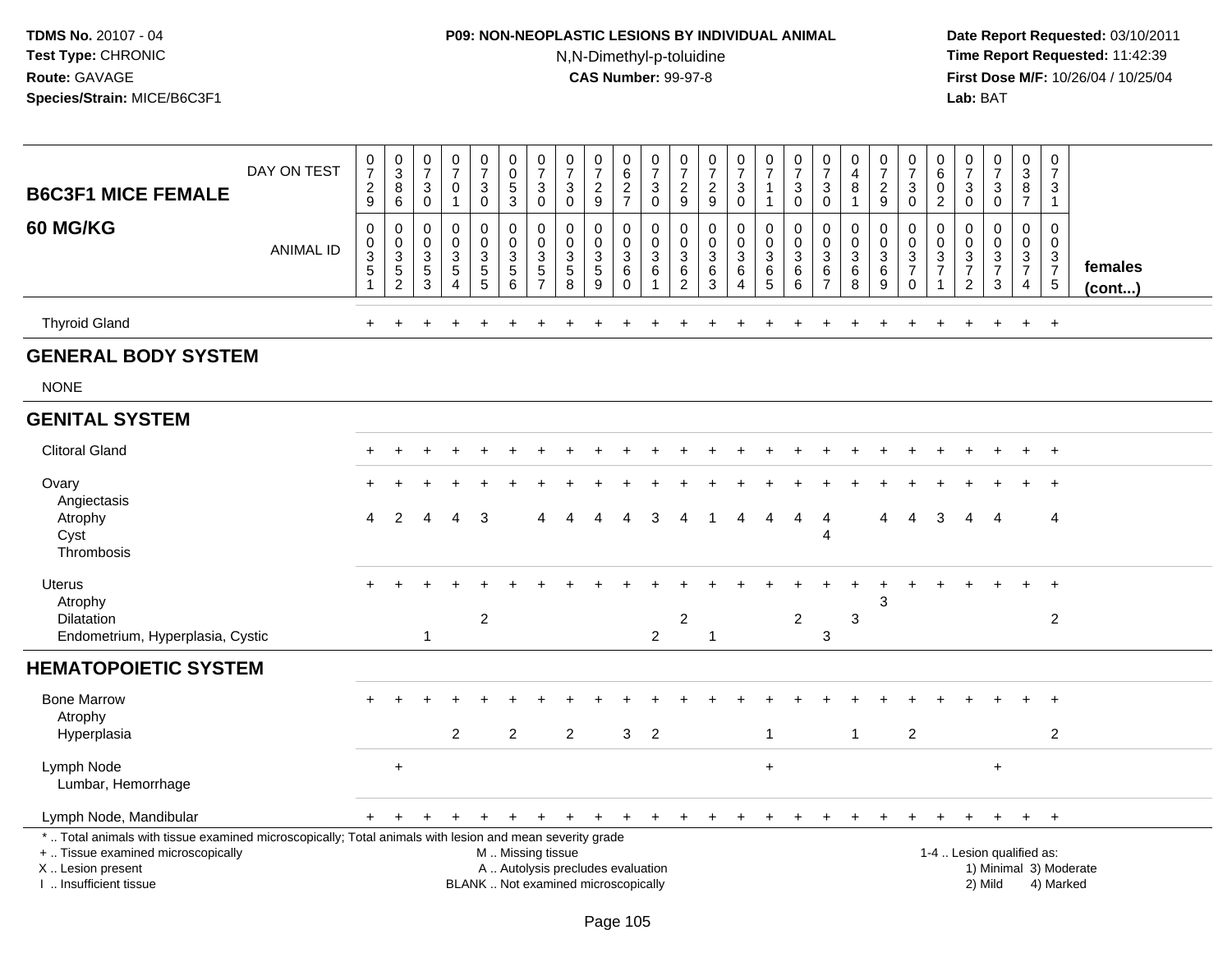TDMS No. 20107 - 04
Test Type: CHRONIC
Route: GAVAGE
Species/Strain: MICE/B6C3F1

**P09: NON-NEOPLASTIC LESIONS BY INDIVIDUAL ANIMAL**
N,N-Dimethyl-p-toluidine
**CAS Number:** 99-97-8

Date Report Requested: 03/10/2011
Time Report Requested: 11:42:39
First Dose M/F: 10/26/04 / 10/25/04
Lab: BAT

| B6C3F1 MICE FEMALE 60 MG/KG | | | | | | | | | | | | | | | | | | | | | | | | | | |
|---|---|---|---|---|---|---|---|---|---|---|---|---|---|---|---|---|---|---|---|---|---|---|---|---|---|---|
| DAY ON TEST | 0729 | 0386 | 0730 | 0701 | 0730 | 0053 | 0730 | 0730 | 0729 | 0627 | 0730 | 0729 | 0729 | 0730 | 0711 | 0730 | 0730 | 0481 | 0729 | 0730 | 0602 | 0730 | 0730 | 0387 | 0731 | |
| ANIMAL ID | 0351 | 0352 | 0353 | 0354 | 0355 | 0356 | 0357 | 0358 | 0359 | 0360 | 0361 | 0362 | 0363 | 0364 | 0365 | 0366 | 0367 | 0368 | 0369 | 0370 | 0371 | 0372 | 0373 | 0374 | 0375 | females (cont...) |
| Thyroid Gland | + | + | + | + | + | + | + | + | + | + | + | + | + | + | + | + | + | + | + | + | + | + | + | + | + | |
| **GENERAL BODY SYSTEM** | | | | | | | | | | | | | | | | | | | | | | | | | | |
| NONE | | | | | | | | | | | | | | | | | | | | | | | | | | |
| **GENITAL SYSTEM** | | | | | | | | | | | | | | | | | | | | | | | | | | |
| Clitoral Gland | + | + | + | + | + | + | + | + | + | + | + | + | + | + | + | + | + | + | + | + | + | + | + | + | + | |
| Ovary | + | + | + | + | + | + | + | + | + | + | + | + | + | + | + | + | + | + | + | + | + | + | + | + | + | |
| Angiectasis | | | | | | | | | | | | | | | | | | | | | | | | | | |
| Atrophy | 4 | 2 | 4 | 4 | 3 | | 4 | 4 | 4 | 4 | 3 | 4 | 1 | 4 | 4 | 4 | 4 | | 4 | 4 | 3 | 4 | 4 | | 4 | |
| Cyst | | | | | | | | | | | | | | | | | 4 | | | | | | | | | |
| Thrombosis | | | | | | | | | | | | | | | | | | | | | | | | | | |
| Uterus | + | + | + | + | + | + | + | + | + | + | + | + | + | + | + | + | + | + | + | + | + | + | + | + | + | |
| Atrophy | | | | | | | | | | | | | | | | | | | 3 | | | | | | | |
| Dilatation | | | | | 2 | | | | | | | 2 | | | | 2 | | 3 | | | | | | | 2 | |
| Endometrium, Hyperplasia, Cystic | | | 1 | | | | | | | | 2 | | 1 | | | | 3 | | | | | | | | | |
| **HEMATOPOIETIC SYSTEM** | | | | | | | | | | | | | | | | | | | | | | | | | | |
| Bone Marrow | + | + | + | + | + | + | + | + | + | + | + | + | + | + | + | + | + | + | + | + | + | + | + | + | + | |
| Atrophy | | | | | | | | | | | | | | | | | | | | | | | | | | |
| Hyperplasia | | | | 2 | | 2 | | 2 | | 3 | 2 | | | | 1 | | | 1 | | 2 | | | | | 2 | |
| Lymph Node | | + | | | | | | | | | | | | | + | | | | | | | | + | | | |
| Lumbar, Hemorrhage | | | | | | | | | | | | | | | | | | | | | | | | | | |
| Lymph Node, Mandibular | + | + | + | + | + | + | + | + | + | + | + | + | + | + | + | + | + | + | + | + | + | + | + | + | + | |

* .. Total animals with tissue examined microscopically; Total animals with lesion and mean severity grade
+ .. Tissue examined microscopically
X .. Lesion present
I .. Insufficient tissue

M .. Missing tissue
A .. Autolysis precludes evaluation
BLANK .. Not examined microscopically

1-4 .. Lesion qualified as:
1) Minimal 3) Moderate
2) Mild 4) Marked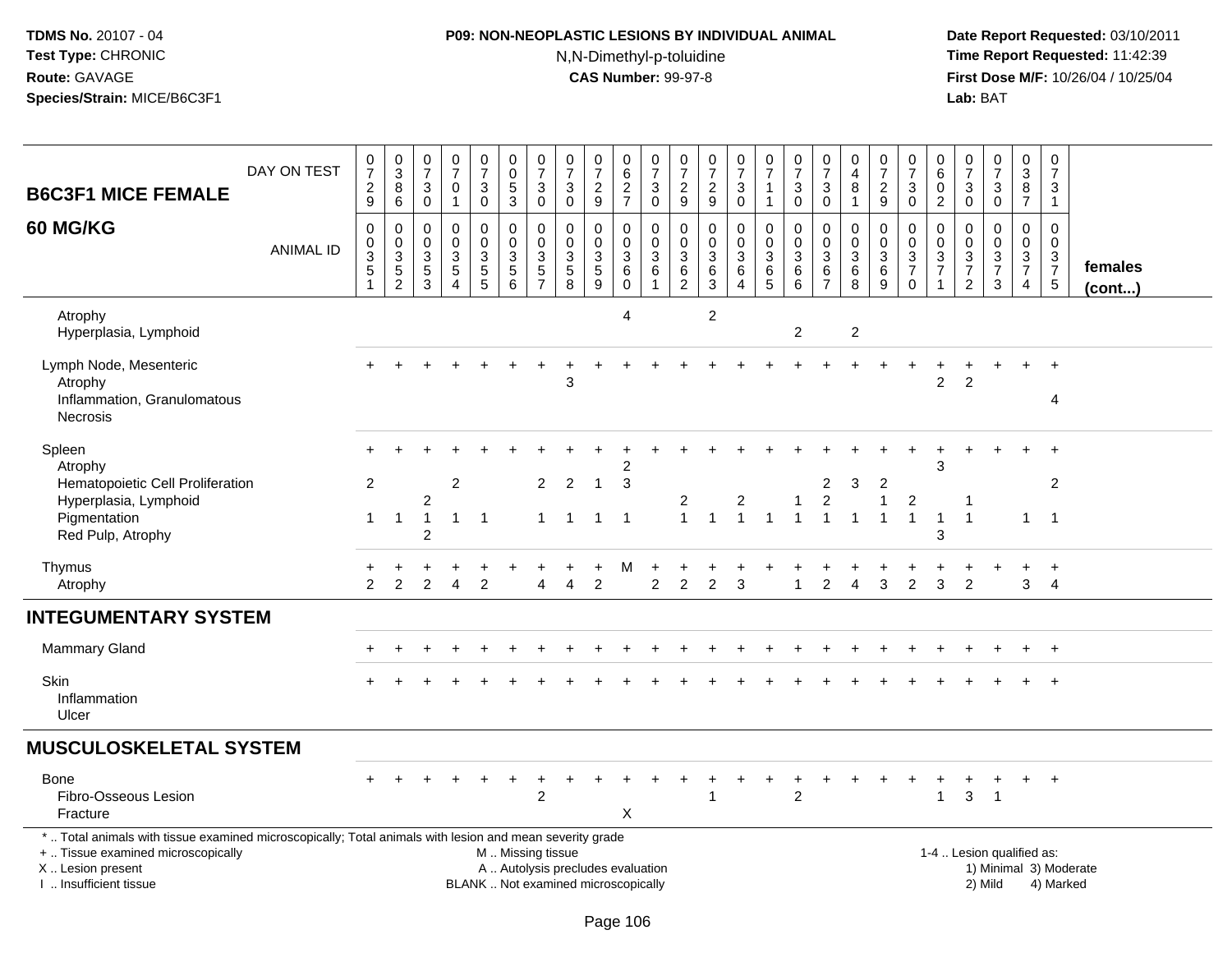**TDMS No.** 20107 - 04
**Test Type:** CHRONIC
**Route:** GAVAGE
**Species/Strain:** MICE/B6C3F1

**P09: NON-NEOPLASTIC LESIONS BY INDIVIDUAL ANIMAL**
N,N-Dimethyl-p-toluidine
**CAS Number:** 99-97-8

**Date Report Requested:** 03/10/2011
**Time Report Requested:** 11:42:39
**First Dose M/F:** 10/26/04 / 10/25/04
**Lab:** BAT

## B6C3F1 MICE FEMALE 60 MG/KG

| DAY ON TEST | 0729 | 0386 | 0730 | 0701 | 0730 | 0053 | 0730 | 0730 | 0729 | 0627 | 0730 | 0729 | 0729 | 0730 | 0711 | 0730 | 0730 | 0481 | 0729 | 0730 | 0602 | 0730 | 0730 | 0387 | 0731 |
|---|---|---|---|---|---|---|---|---|---|---|---|---|---|---|---|---|---|---|---|---|---|---|---|---|---|
| **ANIMAL ID** | 0351 | 0352 | 0353 | 0354 | 0355 | 0356 | 0357 | 0358 | 0359 | 0360 | 0361 | 0362 | 0363 | 0364 | 0365 | 0366 | 0367 | 0368 | 0369 | 0370 | 0371 | 0372 | 0373 | 0374 | 0375 |
| Atrophy | | | | | | | | | | 4 | | | 2 | | | | | | | | | | | | |
| Hyperplasia, Lymphoid | | | | | | | | | | | | | | | | 2 | | 2 | | | | | | | |
| Lymph Node, Mesenteric | + | + | + | + | + | + | + | + | + | + | + | + | + | + | + | + | + | + | + | + | + | + | + | + | + |
| Atrophy | | | | | | | | 3 | | | | | | | | | | | | | 2 | 2 | | | |
| Inflammation, Granulomatous | | | | | | | | | | | | | | | | | | | | | | | | | 4 |
| Necrosis | | | | | | | | | | | | | | | | | | | | | | | | | |
| Spleen | + | + | + | + | + | + | + | + | + | + | + | + | + | + | + | + | + | + | + | + | + | + | + | + | + |
| Atrophy | | | | | | | | | | 2 | | | | | | | | | | | 3 | | | | |
| Hematopoietic Cell Proliferation | 2 | | | 2 | | | 2 | 2 | 1 | 3 | | | | | | | 2 | 3 | 2 | | | | | | 2 |
| Hyperplasia, Lymphoid | | | 2 | | | | | | | | | 2 | | 2 | | 1 | 2 | | 1 | 2 | | 1 | | | |
| Pigmentation | 1 | 1 | 1 | 1 | 1 | | 1 | 1 | 1 | 1 | | 1 | 1 | 1 | 1 | 1 | 1 | 1 | 1 | 1 | 1 | 1 | | 1 | 1 |
| Red Pulp, Atrophy | | | 2 | | | | | | | | | | | | | | | | | | 3 | | | | |
| Thymus | + | + | + | + | + | + | + | + | + | M | + | + | + | + | + | + | + | + | + | + | + | + | + | + | + |
| Atrophy | 2 | 2 | 2 | 4 | 2 | | 4 | 4 | 2 | | 2 | 2 | 2 | 3 | | 1 | 2 | 4 | 3 | 2 | 3 | 2 | | 3 | 4 |
| **INTEGUMENTARY SYSTEM** | | | | | | | | | | | | | | | | | | | | | | | | | |
| Mammary Gland | + | + | + | + | + | + | + | + | + | + | + | + | + | + | + | + | + | + | + | + | + | + | + | + | + |
| Skin | + | + | + | + | + | + | + | + | + | + | + | + | + | + | + | + | + | + | + | + | + | + | + | + | + |
| Inflammation | | | | | | | | | | | | | | | | | | | | | | | | | |
| Ulcer | | | | | | | | | | | | | | | | | | | | | | | | | |
| **MUSCULOSKELETAL SYSTEM** | | | | | | | | | | | | | | | | | | | | | | | | | |
| Bone | + | + | + | + | + | + | + | + | + | + | + | + | + | + | + | + | + | + | + | + | + | + | + | + | + |
| Fibro-Osseous Lesion | | | | | | | 2 | | | | | | 1 | | | 2 | | | | | 1 | 3 | 1 | | |
| Fracture | | | | | | | | | | X | | | | | | | | | | | | | | | |

females (cont...)

\* .. Total animals with tissue examined microscopically; Total animals with lesion and mean severity grade
\+ .. Tissue examined microscopically
X .. Lesion present
I .. Insufficient tissue

M .. Missing tissue
A .. Autolysis precludes evaluation
BLANK .. Not examined microscopically

1-4 .. Lesion qualified as:
1) Minimal 3) Moderate
2) Mild 4) Marked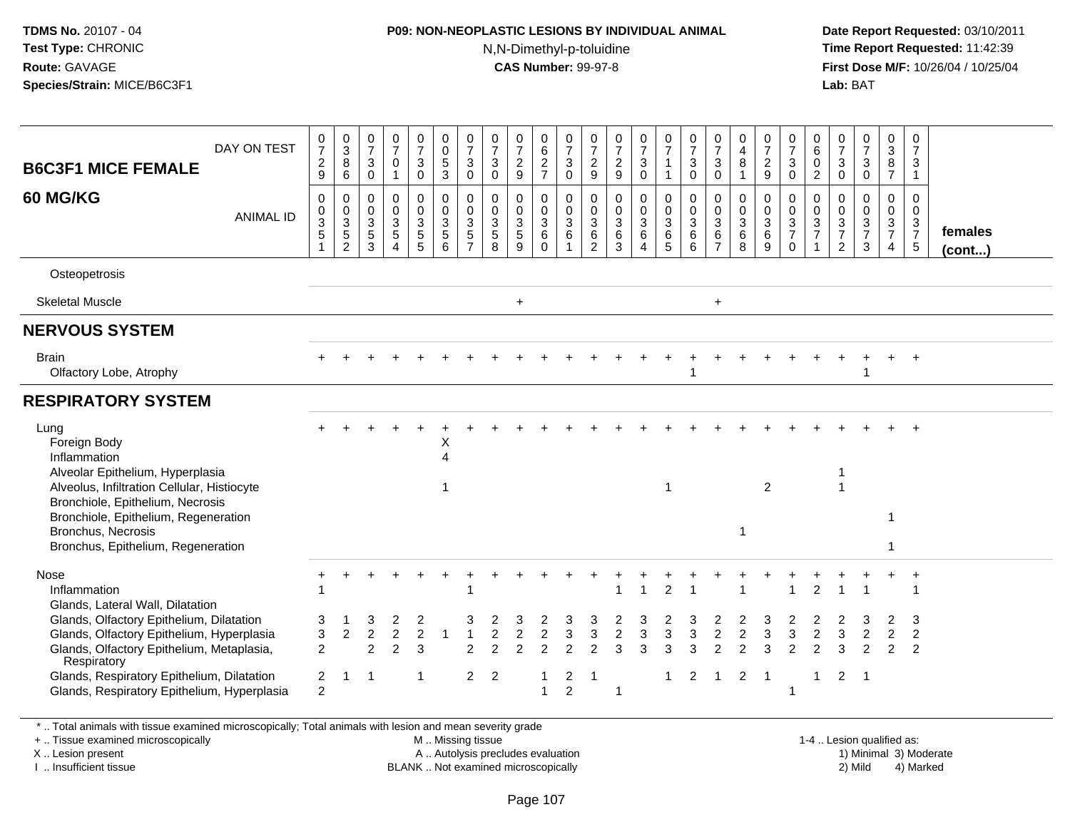# P09: NON-NEOPLASTIC LESIONS BY INDIVIDUAL ANIMAL

N,N-Dimethyl-p-toluidine
**CAS Number:** 99-97-8

**TDMS No.** 20107 - 04
**Test Type:** CHRONIC
**Route:** GAVAGE
**Species/Strain:** MICE/B6C3F1

**Date Report Requested:** 03/10/2011
**Time Report Requested:** 11:42:39
**First Dose M/F:** 10/26/04 / 10/25/04
**Lab:** BAT

| B6C3F1 MICE FEMALE 60 MG/KG | | | | | | | | | | | | | | | | | | | | | | | | | | |
|---|---|---|---|---|---|---|---|---|---|---|---|---|---|---|---|---|---|---|---|---|---|---|---|---|---|---|
| DAY ON TEST | 0729 | 0386 | 0730 | 0701 | 0730 | 0053 | 0730 | 0730 | 0729 | 0627 | 0730 | 0729 | 0729 | 0730 | 0711 | 0730 | 0730 | 0481 | 0729 | 0730 | 0602 | 0730 | 0730 | 0387 | 0731 | |
| ANIMAL ID | 0035 1 | 0035 2 | 0035 3 | 0035 4 | 0035 5 | 0035 6 | 0035 7 | 0035 8 | 0035 9 | 0036 0 | 0036 1 | 0036 2 | 0036 3 | 0036 4 | 0036 5 | 0036 6 | 0036 7 | 0036 8 | 0036 9 | 0037 0 | 0037 1 | 0037 2 | 0037 3 | 0037 4 | 0037 5 | **females (cont...)** |
| Osteopetrosis | | | | | | | | | | | | | | | | | | | | | | | | | | |
| Skeletal Muscle | | | | | | | | | + | | | | | | | | + | | | | | | | | | |
| **NERVOUS SYSTEM** | | | | | | | | | | | | | | | | | | | | | | | | | | |
| Brain | + | + | + | + | + | + | + | + | + | + | + | + | + | + | + | + | + | + | + | + | + | + | + | + | + | |
| Olfactory Lobe, Atrophy | | | | | | | | | | | | | | | | 1 | | | | | | | 1 | | | |
| **RESPIRATORY SYSTEM** | | | | | | | | | | | | | | | | | | | | | | | | | | |
| Lung | + | + | + | + | + | + | + | + | + | + | + | + | + | + | + | + | + | + | + | + | + | + | + | + | + | |
| Foreign Body | | | | | | X | | | | | | | | | | | | | | | | | | | | |
| Inflammation | | | | | | 4 | | | | | | | | | | | | | | | | | | | | |
| Alveolar Epithelium, Hyperplasia | | | | | | | | | | | | | | | | | | | | | | 1 | | | | |
| Alveolus, Infiltration Cellular, Histiocyte | | | | | | 1 | | | | | | | | | 1 | | | | 2 | | | 1 | | | | |
| Bronchiole, Epithelium, Necrosis | | | | | | | | | | | | | | | | | | | | | | | | | | |
| Bronchiole, Epithelium, Regeneration | | | | | | | | | | | | | | | | | | | | | | | | 1 | | |
| Bronchus, Necrosis | | | | | | | | | | | | | | | | | | 1 | | | | | | | | |
| Bronchus, Epithelium, Regeneration | | | | | | | | | | | | | | | | | | | | | | | | 1 | | |
| Nose | + | + | + | + | + | + | + | + | + | + | + | + | + | + | + | + | + | + | + | + | + | + | + | + | + | |
| Inflammation | 1 | | | | | | 1 | | | | | | 1 | 1 | 2 | 1 | | 1 | | 1 | 2 | 1 | 1 | | 1 | |
| Glands, Lateral Wall, Dilatation | | | | | | | | | | | | | | | | | | | | | | | | | | |
| Glands, Olfactory Epithelium, Dilatation | 3 | 1 | 3 | 2 | 2 | | 3 | 2 | 3 | 2 | 3 | 3 | 2 | 3 | 2 | 3 | 2 | 2 | 3 | 2 | 2 | 2 | 3 | 2 | 3 | |
| Glands, Olfactory Epithelium, Hyperplasia | 3 | 2 | 2 | 2 | 2 | 1 | 1 | 2 | 2 | 2 | 3 | 3 | 2 | 3 | 3 | 3 | 2 | 2 | 3 | 3 | 2 | 3 | 2 | 2 | 2 | |
| Glands, Olfactory Epithelium, Metaplasia, Respiratory | 2 | | 2 | 2 | 3 | | 2 | 2 | 2 | 2 | 2 | 2 | 3 | 3 | 3 | 3 | 2 | 2 | 3 | 2 | 2 | 3 | 2 | 2 | 2 | |
| Glands, Respiratory Epithelium, Dilatation | 2 | 1 | 1 | | 1 | | 2 | 2 | | 1 | 2 | 1 | | | 1 | 2 | 1 | 2 | 1 | | 1 | 2 | 1 | | | |
| Glands, Respiratory Epithelium, Hyperplasia | 2 | | | | | | | | | 1 | 2 | | 1 | | | | | | | 1 | | | | | | |

\* .. Total animals with tissue examined microscopically; Total animals with lesion and mean severity grade
+ .. Tissue examined microscopically
X .. Lesion present
I .. Insufficient tissue

M .. Missing tissue
A .. Autolysis precludes evaluation
BLANK .. Not examined microscopically

1-4 .. Lesion qualified as:
1) Minimal 3) Moderate
2) Mild 4) Marked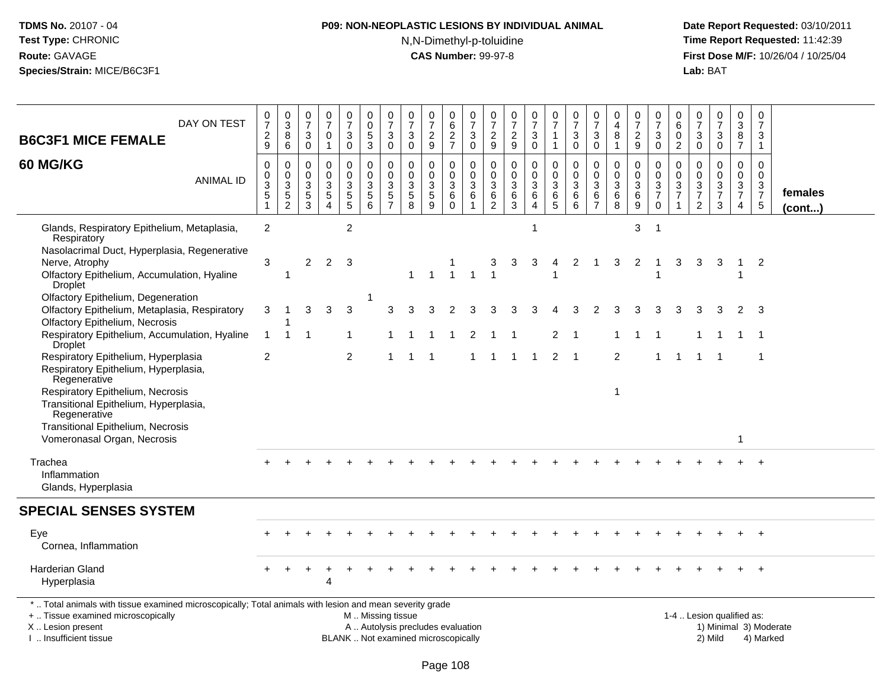TDMS No. 20107 - 04
Test Type: CHRONIC
Route: GAVAGE
Species/Strain: MICE/B6C3F1

**P09: NON-NEOPLASTIC LESIONS BY INDIVIDUAL ANIMAL**
N,N-Dimethyl-p-toluidine
**CAS Number:** 99-97-8

Date Report Requested: 03/10/2011
Time Report Requested: 11:42:39
First Dose M/F: 10/26/04 / 10/25/04
Lab: BAT

| B6C3F1 MICE FEMALE 60 MG/KG | | | | | | | | | | | | | | | | | | | | | | | | | | |
|---|---|---|---|---|---|---|---|---|---|---|---|---|---|---|---|---|---|---|---|---|---|---|---|---|---|---|
| DAY ON TEST | 0729 | 0386 | 0730 | 0701 | 0730 | 0053 | 0730 | 0730 | 0729 | 0627 | 0730 | 0729 | 0729 | 0730 | 0711 | 0730 | 0730 | 0481 | 0729 | 0730 | 0602 | 0730 | 0730 | 0387 | 0731 | |
| ANIMAL ID | 0351 | 0352 | 0353 | 0354 | 0355 | 0356 | 0357 | 0358 | 0359 | 0360 | 0361 | 0362 | 0363 | 0364 | 0365 | 0366 | 0367 | 0368 | 0369 | 0370 | 0371 | 0372 | 0373 | 0374 | 0375 | females (cont...) |
| Glands, Respiratory Epithelium, Metaplasia, Respiratory | 2 | | | | 2 | | | | | | | | | 1 | | | | | 3 | 1 | | | | | | |
| Nasolacrimal Duct, Hyperplasia, Regenerative | | | | | | | | | | | | | | | | | | | | | | | | | | |
| Nerve, Atrophy | 3 | | 2 | 2 | 3 | | | | | 1 | | 3 | 3 | 3 | 4 | 2 | 1 | 3 | 2 | 1 | 3 | 3 | 3 | 1 | 2 | |
| Olfactory Epithelium, Accumulation, Hyaline Droplet | | 1 | | | | | | 1 | 1 | 1 | 1 | 1 | | | 1 | | | | | 1 | | | | 1 | | |
| Olfactory Epithelium, Degeneration | | | | | | 1 | | | | | | | | | | | | | | | | | | | | |
| Olfactory Epithelium, Metaplasia, Respiratory | 3 | 1 | 3 | 3 | 3 | | 3 | 3 | 3 | 2 | 3 | 3 | 3 | 3 | 4 | 3 | 2 | 3 | 3 | 3 | 3 | 3 | 3 | 2 | 3 | |
| Olfactory Epithelium, Necrosis | | 1 | | | | | | | | | | | | | | | | | | | | | | | | |
| Respiratory Epithelium, Accumulation, Hyaline Droplet | 1 | 1 | 1 | | 1 | | 1 | 1 | 1 | 1 | 2 | 1 | 1 | | 2 | 1 | | 1 | 1 | 1 | | 1 | 1 | 1 | 1 | |
| Respiratory Epithelium, Hyperplasia | 2 | | | | 2 | | 1 | 1 | 1 | | 1 | 1 | 1 | 1 | 2 | 1 | | 2 | | 1 | 1 | 1 | 1 | | 1 | |
| Respiratory Epithelium, Hyperplasia, Regenerative | | | | | | | | | | | | | | | | | | | | | | | | | | |
| Respiratory Epithelium, Necrosis | | | | | | | | | | | | | | | | | | 1 | | | | | | | | |
| Transitional Epithelium, Hyperplasia, Regenerative | | | | | | | | | | | | | | | | | | | | | | | | | | |
| Transitional Epithelium, Necrosis | | | | | | | | | | | | | | | | | | | | | | | | | | |
| Vomeronasal Organ, Necrosis | | | | | | | | | | | | | | | | | | | | | | | | 1 | | |
| Trachea | + | + | + | + | + | + | + | + | + | + | + | + | + | + | + | + | + | + | + | + | + | + | + | + | + | |
| Inflammation | | | | | | | | | | | | | | | | | | | | | | | | | | |
| Glands, Hyperplasia | | | | | | | | | | | | | | | | | | | | | | | | | | |
| **SPECIAL SENSES SYSTEM** | | | | | | | | | | | | | | | | | | | | | | | | | | |
| Eye | + | + | + | + | + | + | + | + | + | + | + | + | + | + | + | + | + | + | + | + | + | + | + | + | + | |
| Cornea, Inflammation | | | | | | | | | | | | | | | | | | | | | | | | | | |
| Harderian Gland | + | + | + | + | + | + | + | + | + | + | + | + | + | + | + | + | + | + | + | + | + | + | + | + | + | |
| Hyperplasia | | | | 4 | | | | | | | | | | | | | | | | | | | | | | |

\* .. Total animals with tissue examined microscopically; Total animals with lesion and mean severity grade
+ .. Tissue examined microscopically
X .. Lesion present
I .. Insufficient tissue
M .. Missing tissue
A .. Autolysis precludes evaluation
BLANK .. Not examined microscopically
1-4 .. Lesion qualified as: 1) Minimal 2) Mild 3) Moderate 4) Marked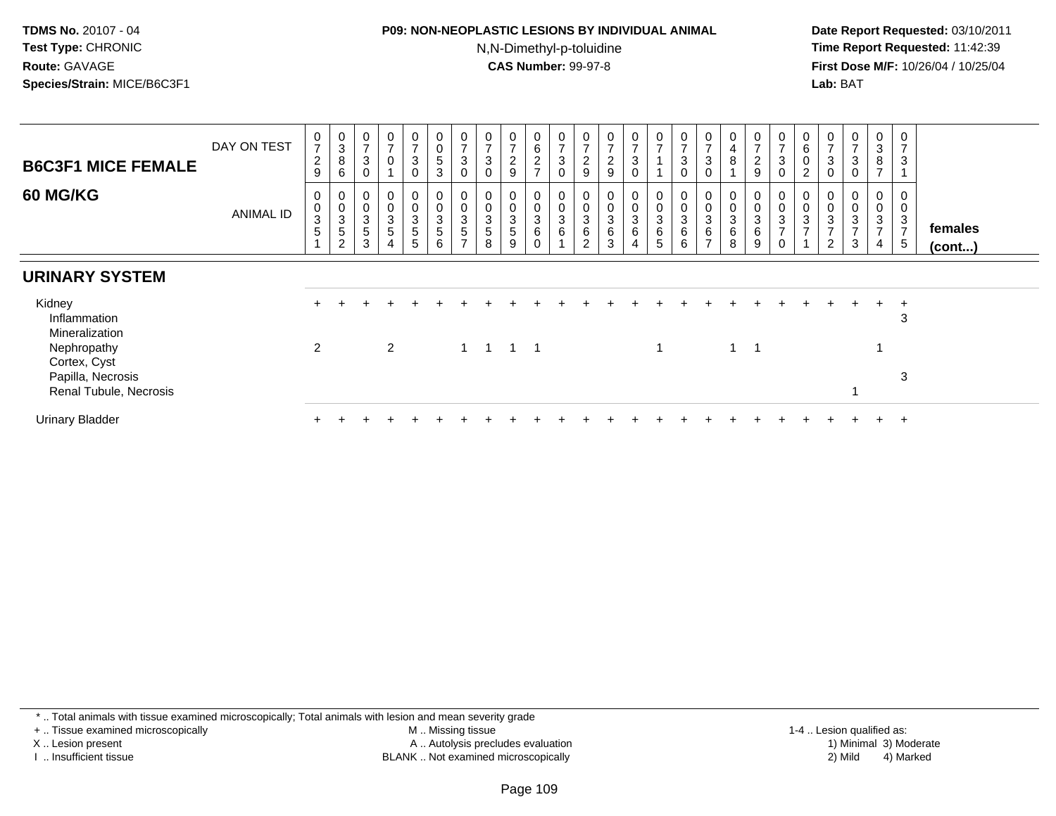**TDMS No.** 20107 - 04
**Test Type:** CHRONIC
**Route:** GAVAGE
**Species/Strain:** MICE/B6C3F1

**P09: NON-NEOPLASTIC LESIONS BY INDIVIDUAL ANIMAL**
N,N-Dimethyl-p-toluidine
**CAS Number:** 99-97-8

**Date Report Requested:** 03/10/2011
**Time Report Requested:** 11:42:39
**First Dose M/F:** 10/26/04 / 10/25/04
**Lab:** BAT

## B6C3F1 MICE FEMALE 60 MG/KG

| DAY ON TEST | 0729 | 0386 | 0730 | 0701 | 0730 | 0053 | 0730 | 0730 | 0729 | 0627 | 0730 | 0729 | 0729 | 0730 | 0711 | 0730 | 0730 | 0481 | 0729 | 0730 | 0602 | 0730 | 0730 | 0387 | 0731 | |
|---|---|---|---|---|---|---|---|---|---|---|---|---|---|---|---|---|---|---|---|---|---|---|---|---|---|---|
| **ANIMAL ID** | 00351 | 00352 | 00353 | 00354 | 00355 | 00356 | 00357 | 00358 | 00359 | 00360 | 00361 | 00362 | 00363 | 00364 | 00365 | 00366 | 00367 | 00368 | 00369 | 00370 | 00371 | 00372 | 00373 | 00374 | 00375 | **females (cont...)** |
| **URINARY SYSTEM** | | | | | | | | | | | | | | | | | | | | | | | | | | |
| Kidney | + | + | + | + | + | + | + | + | + | + | + | + | + | + | + | + | + | + | + | + | + | + | + | + | + | |
| Inflammation | | | | | | | | | | | | | | | | | | | | | | | | | 3 | |
| Mineralization | | | | | | | | | | | | | | | | | | | | | | | | | | |
| Nephropathy | 2 | | | 2 | | | 1 | 1 | 1 | 1 | | | | | 1 | | | 1 | 1 | | | | | 1 | | |
| Cortex, Cyst | | | | | | | | | | | | | | | | | | | | | | | | | | |
| Papilla, Necrosis | | | | | | | | | | | | | | | | | | | | | | | | | 3 | |
| Renal Tubule, Necrosis | | | | | | | | | | | | | | | | | | | | | | | 1 | | | |
| Urinary Bladder | + | + | + | + | + | + | + | + | + | + | + | + | + | + | + | + | + | + | + | + | + | + | + | + | + | |

\* .. Total animals with tissue examined microscopically; Total animals with lesion and mean severity grade
\+ .. Tissue examined microscopically
X .. Lesion present
I .. Insufficient tissue
M .. Missing tissue
A .. Autolysis precludes evaluation
BLANK .. Not examined microscopically
1-4 .. Lesion qualified as:
1) Minimal 3) Moderate
2) Mild 4) Marked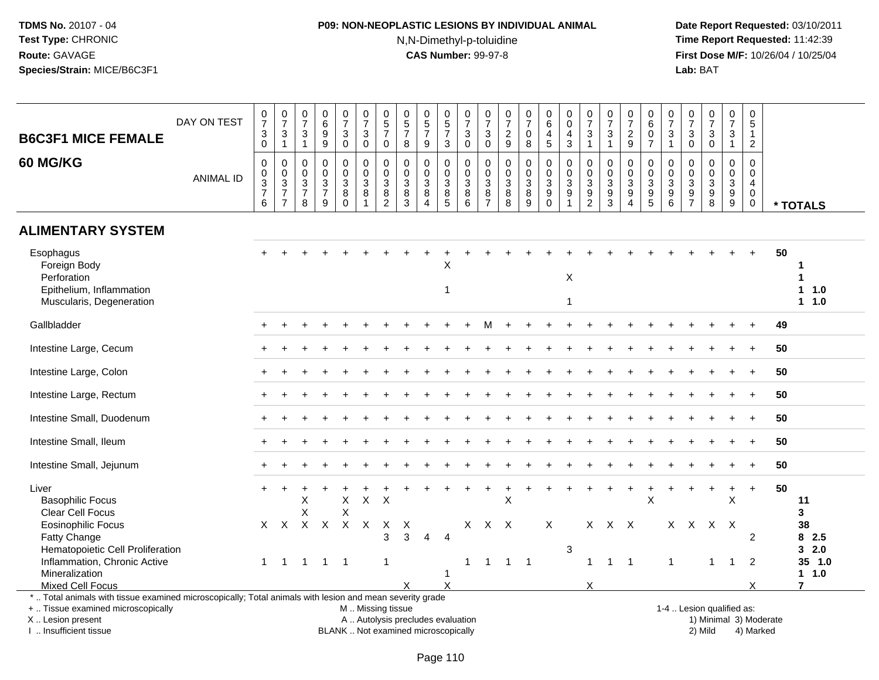**TDMS No.** 20107 - 04
**Test Type:** CHRONIC
**Route:** GAVAGE
**Species/Strain:** MICE/B6C3F1

**P09: NON-NEOPLASTIC LESIONS BY INDIVIDUAL ANIMAL**
N,N-Dimethyl-p-toluidine
**CAS Number:** 99-97-8

**Date Report Requested:** 03/10/2011
**Time Report Requested:** 11:42:39
**First Dose M/F:** 10/26/04 / 10/25/04
**Lab:** BAT

## B6C3F1 MICE FEMALE 60 MG/KG

| DAY ON TEST | 0730 | 0731 | 0731 | 0699 | 0730 | 0730 | 0570 | 0578 | 0579 | 0573 | 0730 | 0730 | 0729 | 0708 | 0645 | 0043 | 0731 | 0731 | 0729 | 0607 | 0731 | 0730 | 0730 | 0731 | 0512 | |
|---|---|---|---|---|---|---|---|---|---|---|---|---|---|---|---|---|---|---|---|---|---|---|---|---|---|---|
| **ANIMAL ID** | 0376 | 0377 | 0378 | 0379 | 0380 | 0381 | 0382 | 0383 | 0384 | 0385 | 0386 | 0387 | 0388 | 0389 | 0390 | 0391 | 0392 | 0393 | 0394 | 0395 | 0396 | 0397 | 0398 | 0399 | 0400 | *** TOTALS** |
| **ALIMENTARY SYSTEM** | | | | | | | | | | | | | | | | | | | | | | | | | | |
| Esophagus | + | + | + | + | + | + | + | + | + | + | + | + | + | + | + | + | + | + | + | + | + | + | + | + | + | 50 |
| Foreign Body | | | | | | | | | | X | | | | | | | | | | | | | | | | 1 |
| Perforation | | | | | | | | | | | | | | | | X | | | | | | | | | | 1 |
| Epithelium, Inflammation | | | | | | | | | | 1 | | | | | | | | | | | | | | | | 1 1.0 |
| Muscularis, Degeneration | | | | | | | | | | | | | | | | 1 | | | | | | | | | | 1 1.0 |
| Gallbladder | + | + | + | + | + | + | + | + | + | + | + | M | + | + | + | + | + | + | + | + | + | + | + | + | + | 49 |
| Intestine Large, Cecum | + | + | + | + | + | + | + | + | + | + | + | + | + | + | + | + | + | + | + | + | + | + | + | + | + | 50 |
| Intestine Large, Colon | + | + | + | + | + | + | + | + | + | + | + | + | + | + | + | + | + | + | + | + | + | + | + | + | + | 50 |
| Intestine Large, Rectum | + | + | + | + | + | + | + | + | + | + | + | + | + | + | + | + | + | + | + | + | + | + | + | + | + | 50 |
| Intestine Small, Duodenum | + | + | + | + | + | + | + | + | + | + | + | + | + | + | + | + | + | + | + | + | + | + | + | + | + | 50 |
| Intestine Small, Ileum | + | + | + | + | + | + | + | + | + | + | + | + | + | + | + | + | + | + | + | + | + | + | + | + | + | 50 |
| Intestine Small, Jejunum | + | + | + | + | + | + | + | + | + | + | + | + | + | + | + | + | + | + | + | + | + | + | + | + | + | 50 |
| Liver | + | + | + | + | + | + | + | + | + | + | + | + | + | + | + | + | + | + | + | + | + | + | + | + | + | 50 |
| Basophilic Focus | | | X | | X | X | X | | | | | | X | | | | | | | X | | | | X | | 11 |
| Clear Cell Focus | | | X | | X | | | | | | | | | | | | | | | | | | | | | 3 |
| Eosinophilic Focus | X | X | X | X | X | X | X | X | | | X | X | X | | X | | X | X | X | | X | X | X | X | | 38 |
| Fatty Change | | | | | | | 3 | 3 | 4 | 4 | | | | | | | | | | | | | | | 2 | 8 2.5 |
| Hematopoietic Cell Proliferation | | | | | | | | | | | | | | | | 3 | | | | | | | | | | 3 2.0 |
| Inflammation, Chronic Active | 1 | 1 | 1 | 1 | 1 | | 1 | | | | 1 | 1 | 1 | 1 | | | 1 | 1 | 1 | | 1 | | 1 | 1 | 2 | 35 1.0 |
| Mineralization | | | | | | | | | | 1 | | | | | | | | | | | | | | | | 1 1.0 |
| Mixed Cell Focus | | | | | | | | X | | X | | | | | | | X | | | | | | | | X | 7 |

\* .. Total animals with tissue examined microscopically; Total animals with lesion and mean severity grade
+ .. Tissue examined microscopically
X .. Lesion present
I .. Insufficient tissue

M .. Missing tissue
A .. Autolysis precludes evaluation
BLANK .. Not examined microscopically

1-4 .. Lesion qualified as:
1) Minimal 3) Moderate
2) Mild 4) Marked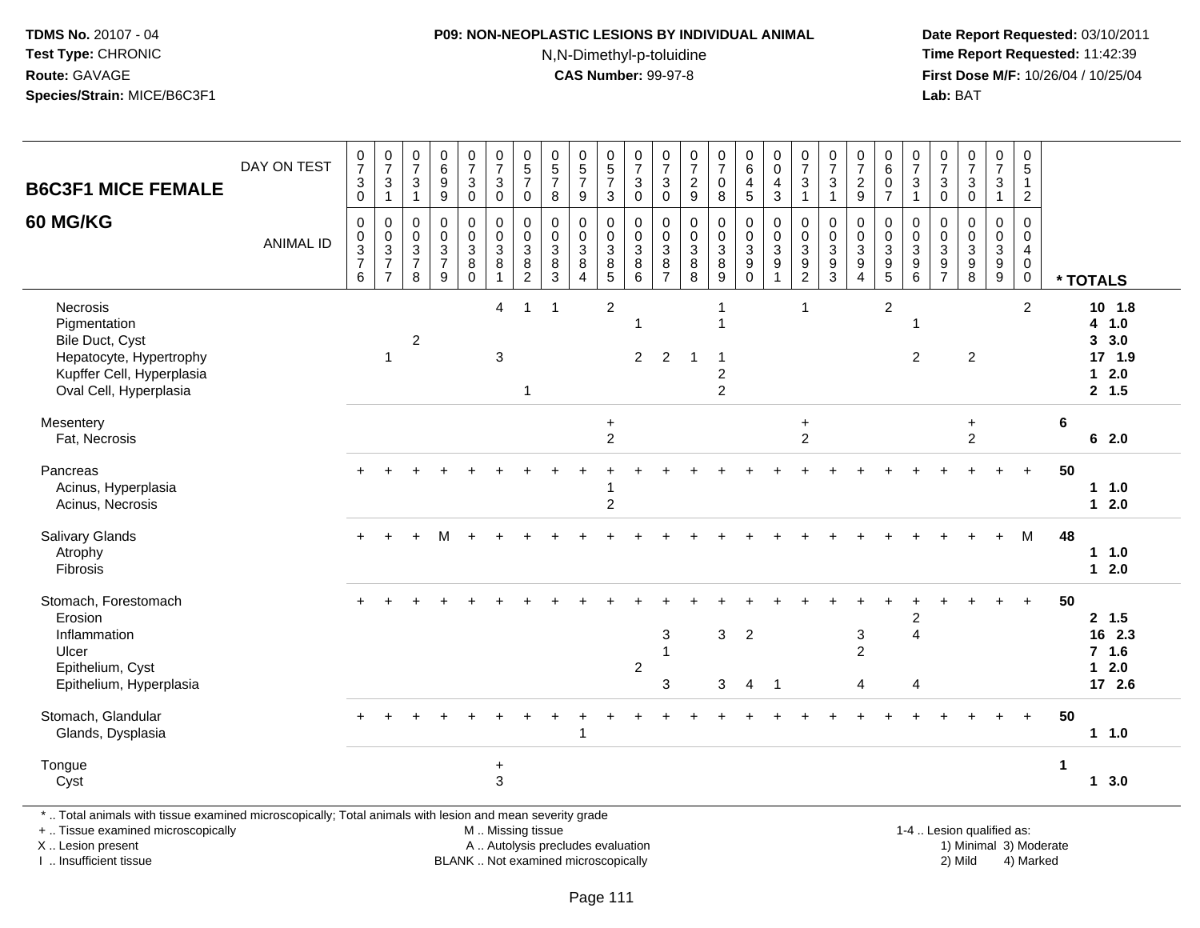**B6C3F1 MICE FEMALE**

**60 MG/KG**

| | 0376 | 0377 | 0378 | 0379 | 0380 | 0381 | 0382 | 0383 | 0384 | 0385 | 0386 | 0387 | 0388 | 0389 | 0390 | 0391 | 0392 | 0393 | 0394 | 0395 | 0396 | 0397 | 0398 | 0399 | 0400 | * TOTALS |
|---|---|---|---|---|---|---|---|---|---|---|---|---|---|---|---|---|---|---|---|---|---|---|---|---|---|---|
| DAY ON TEST | 0730 | 0731 | 0731 | 0699 | 0730 | 0730 | 0570 | 0578 | 0579 | 0573 | 0730 | 0730 | 0729 | 0708 | 0645 | 0043 | 0731 | 0731 | 0729 | 0607 | 0731 | 0730 | 0730 | 0731 | 0512 | |
| Necrosis | | | | | | 4 | 1 | 1 | | 2 | | | | 1 | | | 1 | | | 2 | | | | | 2 | 10 1.8 |
| Pigmentation | | | | | | | | | | | 1 | | | 1 | | | | | | | 1 | | | | | 4 1.0 |
| Bile Duct, Cyst | | | 2 | | | | | | | | | | | | | | | | | | | | | | | 3 3.0 |
| Hepatocyte, Hypertrophy | | 1 | | | | 3 | | | | | 2 | 2 | 1 | 1 | | | | | | | 2 | | 2 | | | 17 1.9 |
| Kupffer Cell, Hyperplasia | | | | | | | | | | | | | | 2 | | | | | | | | | | | | 1 2.0 |
| Oval Cell, Hyperplasia | | | | | | | 1 | | | | | | | 2 | | | | | | | | | | | | 2 1.5 |
| Mesentery | | | | | | | | | | + | | | | | | | + | | | | | | + | | | 6 |
| Fat, Necrosis | | | | | | | | | | 2 | | | | | | | 2 | | | | | | 2 | | | 6 2.0 |
| Pancreas | + | + | + | + | + | + | + | + | + | + | + | + | + | + | + | + | + | + | + | + | + | + | + | + | + | 50 |
| Acinus, Hyperplasia | | | | | | | | | | 1 | | | | | | | | | | | | | | | | 1 1.0 |
| Acinus, Necrosis | | | | | | | | | | 2 | | | | | | | | | | | | | | | | 1 2.0 |
| Salivary Glands | + | + | + | M | + | + | + | + | + | + | + | + | + | + | + | + | + | + | + | + | + | + | + | + | M | 48 |
| Atrophy | | | | | | | | | | | | | | | | | | | | | | | | | | 1 1.0 |
| Fibrosis | | | | | | | | | | | | | | | | | | | | | | | | | | 1 2.0 |
| Stomach, Forestomach | + | + | + | + | + | + | + | + | + | + | + | + | + | + | + | + | + | + | + | + | + | + | + | + | + | 50 |
| Erosion | | | | | | | | | | | | | | | | | | | | | 2 | | | | | 2 1.5 |
| Inflammation | | | | | | | | | | | | 3 | | 3 | 2 | | | | 3 | | 4 | | | | | 16 2.3 |
| Ulcer | | | | | | | | | | | | 1 | | | | | | | 2 | | | | | | | 7 1.6 |
| Epithelium, Cyst | | | | | | | | | | | 2 | | | | | | | | | | | | | | | 1 2.0 |
| Epithelium, Hyperplasia | | | | | | | | | | | | 3 | | 3 | 4 | 1 | | | 4 | | 4 | | | | | 17 2.6 |
| Stomach, Glandular | + | + | + | + | + | + | + | + | + | + | + | + | + | + | + | + | + | + | + | + | + | + | + | + | + | 50 |
| Glands, Dysplasia | | | | | | | | | 1 | | | | | | | | | | | | | | | | | 1 1.0 |
| Tongue | | | | | | + | | | | | | | | | | | | | | | | | | | | 1 |
| Cyst | | | | | | 3 | | | | | | | | | | | | | | | | | | | | 1 3.0 |

* .. Total animals with tissue examined microscopically; Total animals with lesion and mean severity grade
+ .. Tissue examined microscopically
X .. Lesion present
I .. Insufficient tissue
M .. Missing tissue
A .. Autolysis precludes evaluation
BLANK .. Not examined microscopically
1-4 .. Lesion qualified as: 1) Minimal 2) Mild 3) Moderate 4) Marked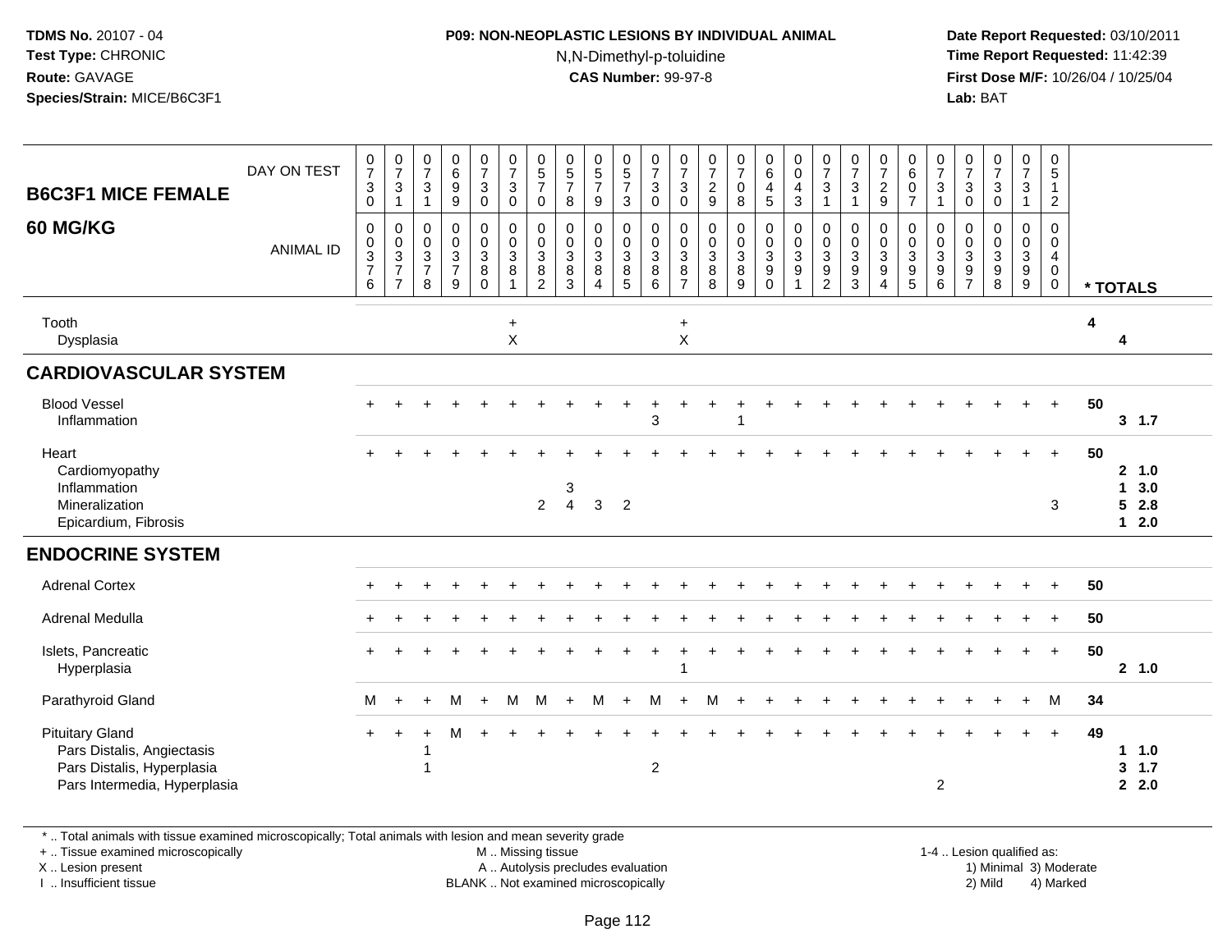**TDMS No.** 20107 - 04
**Test Type:** CHRONIC
**Route:** GAVAGE
**Species/Strain:** MICE/B6C3F1

**P09: NON-NEOPLASTIC LESIONS BY INDIVIDUAL ANIMAL**
N,N-Dimethyl-p-toluidine
**CAS Number:** 99-97-8

**Date Report Requested:** 03/10/2011
**Time Report Requested:** 11:42:39
**First Dose M/F:** 10/26/04 / 10/25/04
**Lab:** BAT

## B6C3F1 MICE FEMALE 60 MG/KG

| DAY ON TEST | 0730 | 0731 | 0731 | 0699 | 0730 | 0730 | 0570 | 0578 | 0579 | 0573 | 0730 | 0730 | 0729 | 0708 | 0645 | 0043 | 0731 | 0731 | 0729 | 0607 | 0731 | 0730 | 0730 | 0731 | 0512 | |
|---|---|---|---|---|---|---|---|---|---|---|---|---|---|---|---|---|---|---|---|---|---|---|---|---|---|---|
| **ANIMAL ID** | 00376 | 00377 | 00378 | 00379 | 00380 | 00381 | 00382 | 00383 | 00384 | 00385 | 00386 | 00387 | 00388 | 00389 | 00390 | 00391 | 00392 | 00393 | 00394 | 00395 | 00396 | 00397 | 00398 | 00399 | 00400 | *** TOTALS** |
| Tooth | | | | | | + | | | | | | + | | | | | | | | | | | | | | 4 |
| Dysplasia | | | | | | X | | | | | | X | | | | | | | | | | | | | | 4 |
| **CARDIOVASCULAR SYSTEM** | | | | | | | | | | | | | | | | | | | | | | | | | | |
| Blood Vessel | + | + | + | + | + | + | + | + | + | + | + | + | + | + | + | + | + | + | + | + | + | + | + | + | + | 50 |
| Inflammation | | | | | | | | | | | 3 | | | 1 | | | | | | | | | | | | 3 1.7 |
| Heart | + | + | + | + | + | + | + | + | + | + | + | + | + | + | + | + | + | + | + | + | + | + | + | + | + | 50 |
| Cardiomyopathy | | | | | | | | | | | | | | | | | | | | | | | | | | 2 1.0 |
| Inflammation | | | | | | | | 3 | | | | | | | | | | | | | | | | | | 1 3.0 |
| Mineralization | | | | | | | 2 | 4 | 3 | 2 | | | | | | | | | | | | | | | 3 | 5 2.8 |
| Epicardium, Fibrosis | | | | | | | | | | | | | | | | | | | | | | | | | | 1 2.0 |
| **ENDOCRINE SYSTEM** | | | | | | | | | | | | | | | | | | | | | | | | | | |
| Adrenal Cortex | + | + | + | + | + | + | + | + | + | + | + | + | + | + | + | + | + | + | + | + | + | + | + | + | + | 50 |
| Adrenal Medulla | + | + | + | + | + | + | + | + | + | + | + | + | + | + | + | + | + | + | + | + | + | + | + | + | + | 50 |
| Islets, Pancreatic | + | + | + | + | + | + | + | + | + | + | + | + | + | + | + | + | + | + | + | + | + | + | + | + | + | 50 |
| Hyperplasia | | | | | | | | | | | | 1 | | | | | | | | | | | | | | 2 1.0 |
| Parathyroid Gland | M | + | + | M | + | M | M | + | M | + | M | + | M | + | + | + | + | + | + | + | + | + | + | + | M | 34 |
| Pituitary Gland | + | + | + | M | + | + | + | + | + | + | + | + | + | + | + | + | + | + | + | + | + | + | + | + | + | 49 |
| Pars Distalis, Angiectasis | | | 1 | | | | | | | | | | | | | | | | | | | | | | | 1 1.0 |
| Pars Distalis, Hyperplasia | | | 1 | | | | | | | | 2 | | | | | | | | | | | | | | | 3 1.7 |
| Pars Intermedia, Hyperplasia | | | | | | | | | | | | | | | | | | | | | 2 | | | | | 2 2.0 |

\* .. Total animals with tissue examined microscopically; Total animals with lesion and mean severity grade
+ .. Tissue examined microscopically
X .. Lesion present
I .. Insufficient tissue

M .. Missing tissue
A .. Autolysis precludes evaluation
BLANK .. Not examined microscopically

1-4 .. Lesion qualified as:
1) Minimal 3) Moderate
2) Mild 4) Marked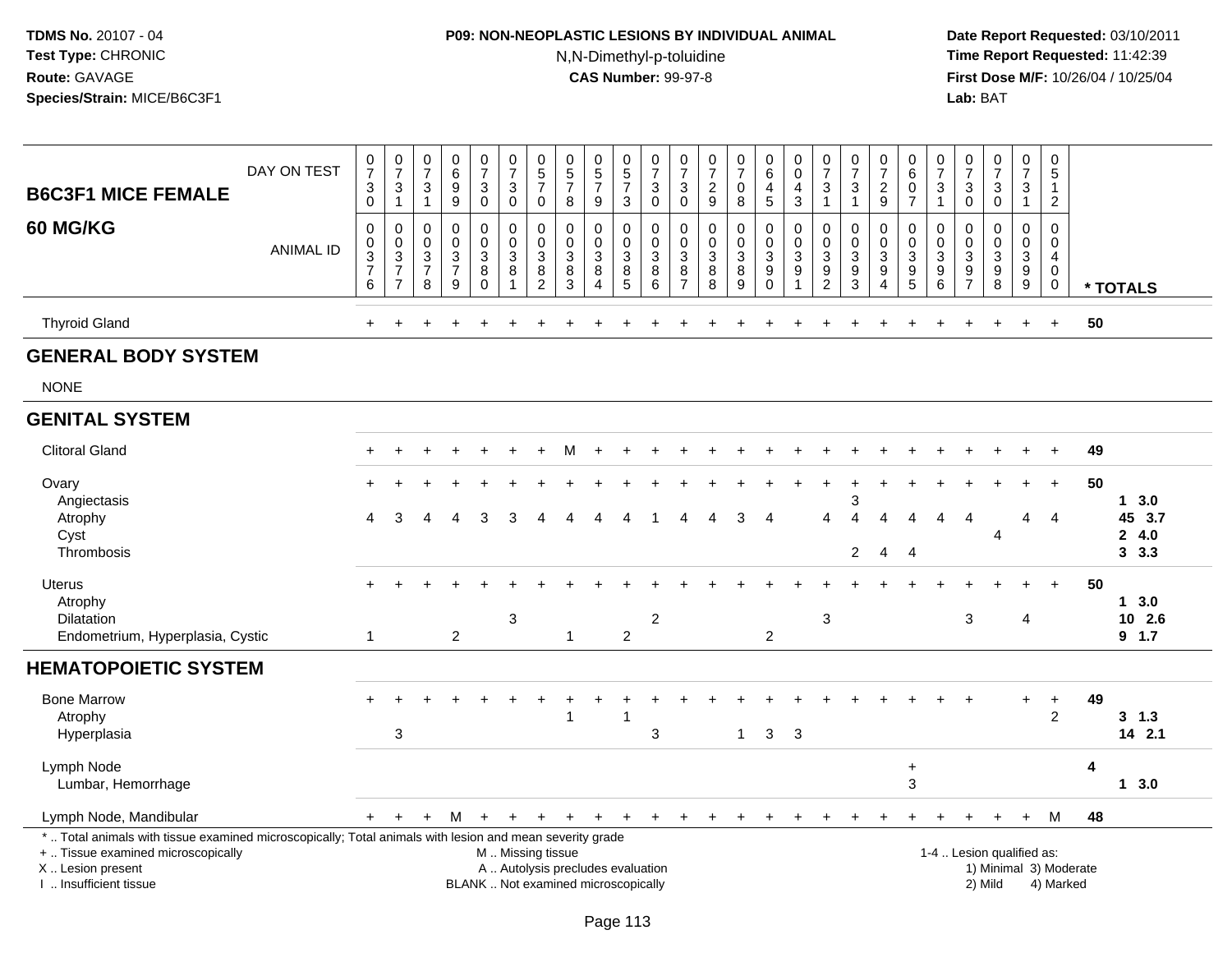TDMS No. 20107 - 04
Test Type: CHRONIC
Route: GAVAGE
Species/Strain: MICE/B6C3F1

**P09: NON-NEOPLASTIC LESIONS BY INDIVIDUAL ANIMAL**
N,N-Dimethyl-p-toluidine
**CAS Number:** 99-97-8

Date Report Requested: 03/10/2011
Time Report Requested: 11:42:39
First Dose M/F: 10/26/04 / 10/25/04
Lab: BAT

| **B6C3F1 MICE FEMALE 60 MG/KG** | | | | | | | | | | | | | | | | | | | | | | | | | | | |
|---|---|---|---|---|---|---|---|---|---|---|---|---|---|---|---|---|---|---|---|---|---|---|---|---|---|---|---|
| DAY ON TEST | 0730 | 0731 | 0731 | 0699 | 0730 | 0730 | 0570 | 0578 | 0579 | 0573 | 0730 | 0730 | 0729 | 0708 | 0645 | 0043 | 0731 | 0731 | 0729 | 0607 | 0731 | 0730 | 0730 | 0731 | 0512 | | |
| ANIMAL ID | 0376 | 0377 | 0378 | 0379 | 0380 | 0381 | 0382 | 0383 | 0384 | 0385 | 0386 | 0387 | 0388 | 0389 | 0390 | 0391 | 0392 | 0393 | 0394 | 0395 | 0396 | 0397 | 0398 | 0399 | 0400 | * TOTALS | |
| Thyroid Gland | + | + | + | + | + | + | + | + | + | + | + | + | + | + | + | + | + | + | + | + | + | + | + | + | + | 50 | |
| **GENERAL BODY SYSTEM** | | | | | | | | | | | | | | | | | | | | | | | | | | | |
| NONE | | | | | | | | | | | | | | | | | | | | | | | | | | | |
| **GENITAL SYSTEM** | | | | | | | | | | | | | | | | | | | | | | | | | | | |
| Clitoral Gland | + | + | + | + | + | + | + | M | + | + | + | + | + | + | + | + | + | + | + | + | + | + | + | + | + | 49 | |
| Ovary | + | + | + | + | + | + | + | + | + | + | + | + | + | + | + | + | + | + | + | + | + | + | + | + | + | 50 | |
| Angiectasis | | | | | | | | | | | | | | | | | | 3 | | | | | | | | | 1 3.0 |
| Atrophy | 4 | 3 | 4 | 4 | 3 | 3 | 4 | 4 | 4 | 4 | 1 | 4 | 4 | 3 | 4 | | 4 | 4 | 4 | 4 | 4 | 4 | | 4 | 4 | | 45 3.7 |
| Cyst | | | | | | | | | | | | | | | | | | | | | | | 4 | | | | 2 4.0 |
| Thrombosis | | | | | | | | | | | | | | | | | | 2 | 4 | 4 | | | | | | | 3 3.3 |
| Uterus | + | + | + | + | + | + | + | + | + | + | + | + | + | + | + | + | + | + | + | + | + | + | + | + | + | 50 | |
| Atrophy | | | | | | | | | | | | | | | | | | | | | | | | | | | 1 3.0 |
| Dilatation | | | | | | 3 | | | | | 2 | | | | | | 3 | | | | | 3 | | 4 | | | 10 2.6 |
| Endometrium, Hyperplasia, Cystic | 1 | | | 2 | | | | 1 | | 2 | | | | | 2 | | | | | | | | | | | | 9 1.7 |
| **HEMATOPOIETIC SYSTEM** | | | | | | | | | | | | | | | | | | | | | | | | | | | |
| Bone Marrow | + | + | + | + | + | + | + | + | + | + | + | + | + | + | + | + | + | + | + | + | + | + | | + | + | 49 | |
| Atrophy | | | | | | | | 1 | | 1 | | | | | | | | | | | | | | | 2 | | 3 1.3 |
| Hyperplasia | | 3 | | | | | | | | | 3 | | | 1 | 3 | 3 | | | | | | | | | | | 14 2.1 |
| Lymph Node | | | | | | | | | | | | | | | | | | | | + | | | | | | 4 | |
| Lumbar, Hemorrhage | | | | | | | | | | | | | | | | | | | | 3 | | | | | | | 1 3.0 |
| Lymph Node, Mandibular | + | + | + | M | + | + | + | + | + | + | + | + | + | + | + | + | + | + | + | + | + | + | + | + | M | 48 | |

\* .. Total animals with tissue examined microscopically; Total animals with lesion and mean severity grade
+ .. Tissue examined microscopically
X .. Lesion present
I .. Insufficient tissue

M .. Missing tissue
A .. Autolysis precludes evaluation
BLANK .. Not examined microscopically

1-4 .. Lesion qualified as:
1) Minimal 3) Moderate
2) Mild 4) Marked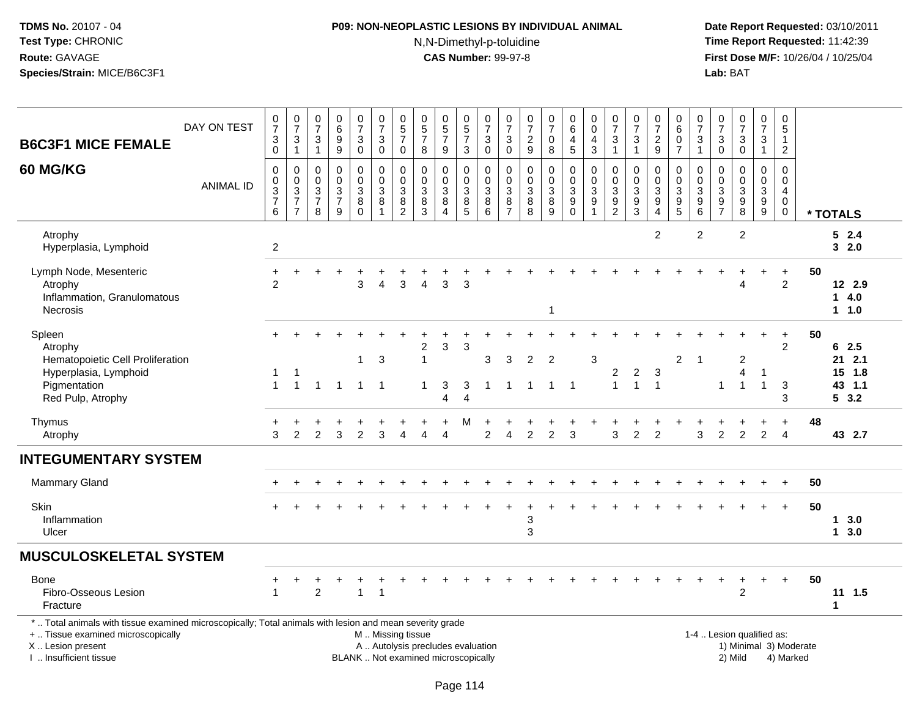**TDMS No.** 20107 - 04
**Test Type:** CHRONIC
**Route:** GAVAGE
**Species/Strain:** MICE/B6C3F1

**P09: NON-NEOPLASTIC LESIONS BY INDIVIDUAL ANIMAL**
N,N-Dimethyl-p-toluidine
**CAS Number:** 99-97-8

**Date Report Requested:** 03/10/2011
**Time Report Requested:** 11:42:39
**First Dose M/F:** 10/26/04 / 10/25/04
**Lab:** BAT

| B6C3F1 MICE FEMALE — DAY ON TEST | 0730 | 0731 | 0731 | 0699 | 0730 | 0730 | 0570 | 0578 | 0579 | 0573 | 0730 | 0730 | 0729 | 0708 | 0645 | 0043 | 0731 | 0731 | 0729 | 0607 | 0731 | 0730 | 0730 | 0731 | 0512 | |
|---|---|---|---|---|---|---|---|---|---|---|---|---|---|---|---|---|---|---|---|---|---|---|---|---|---|---|
| **60 MG/KG** — ANIMAL ID | 0376 | 0377 | 0378 | 0379 | 0380 | 0381 | 0382 | 0383 | 0384 | 0385 | 0386 | 0387 | 0388 | 0389 | 0390 | 0391 | 0392 | 0393 | 0394 | 0395 | 0396 | 0397 | 0398 | 0399 | 0400 | * TOTALS |
| Atrophy | | | | | | | | | | | | | | | | | | | 2 | | 2 | | 2 | | | 5 2.4 |
| Hyperplasia, Lymphoid | 2 | | | | | | | | | | | | | | | | | | | | | | | | | 3 2.0 |
| Lymph Node, Mesenteric | + | + | + | + | + | + | + | + | + | + | + | + | + | + | + | + | + | + | + | + | + | + | + | + | + | 50 |
| Atrophy | 2 | | | | 3 | 4 | 3 | 4 | 3 | 3 | | | | | | | | | | | | | 4 | | 2 | 12 2.9 |
| Inflammation, Granulomatous | | | | | | | | | | | | | | | | | | | | | | | | | | 1 4.0 |
| Necrosis | | | | | | | | | | | | | | 1 | | | | | | | | | | | | 1 1.0 |
| Spleen | + | + | + | + | + | + | + | + | + | + | + | + | + | + | + | + | + | + | + | + | + | + | + | + | + | 50 |
| Atrophy | | | | | | | | 2 | 3 | 3 | | | | | | | | | | | | | | | 2 | 6 2.5 |
| Hematopoietic Cell Proliferation | | | | | 1 | 3 | | 1 | | | 3 | 3 | 2 | 2 | | 3 | | | | 2 | 1 | | 2 | | | 21 2.1 |
| Hyperplasia, Lymphoid | 1 | 1 | | | | | | | | | | | | | | | 2 | 2 | 3 | | | | 4 | 1 | | 15 1.8 |
| Pigmentation | 1 | 1 | 1 | 1 | 1 | 1 | | 1 | 3 | 3 | 1 | 1 | 1 | 1 | 1 | | 1 | 1 | 1 | | | 1 | 1 | 1 | 3 | 43 1.1 |
| Red Pulp, Atrophy | | | | | | | | | 4 | 4 | | | | | | | | | | | | | | | 3 | 5 3.2 |
| Thymus | + | + | + | + | + | + | + | + | + | M | + | + | + | + | + | + | + | + | + | + | + | + | + | + | + | 48 |
| Atrophy | 3 | 2 | 2 | 3 | 2 | 3 | 4 | 4 | 4 | | 2 | 4 | 2 | 2 | 3 | | 3 | 2 | 2 | | 3 | 2 | 2 | 2 | 4 | 43 2.7 |
| **INTEGUMENTARY SYSTEM** | | | | | | | | | | | | | | | | | | | | | | | | | | |
| Mammary Gland | + | + | + | + | + | + | + | + | + | + | + | + | + | + | + | + | + | + | + | + | + | + | + | + | + | 50 |
| Skin | + | + | + | + | + | + | + | + | + | + | + | + | + | + | + | + | + | + | + | + | + | + | + | + | + | 50 |
| Inflammation | | | | | | | | | | | | | 3 | | | | | | | | | | | | | 1 3.0 |
| Ulcer | | | | | | | | | | | | | 3 | | | | | | | | | | | | | 1 3.0 |
| **MUSCULOSKELETAL SYSTEM** | | | | | | | | | | | | | | | | | | | | | | | | | | |
| Bone | + | + | + | + | + | + | + | + | + | + | + | + | + | + | + | + | + | + | + | + | + | + | + | + | + | 50 |
| Fibro-Osseous Lesion | 1 | | 2 | | 1 | 1 | | | | | | | | | | | | | | | | | 2 | | | 11 1.5 |
| Fracture | | | | | | | | | | | | | | | | | | | | | | | | | | 1 |

\* .. Total animals with tissue examined microscopically; Total animals with lesion and mean severity grade
\+ .. Tissue examined microscopically
X .. Lesion present
I .. Insufficient tissue

M .. Missing tissue
A .. Autolysis precludes evaluation
BLANK .. Not examined microscopically

1-4 .. Lesion qualified as:
1) Minimal 3) Moderate
2) Mild 4) Marked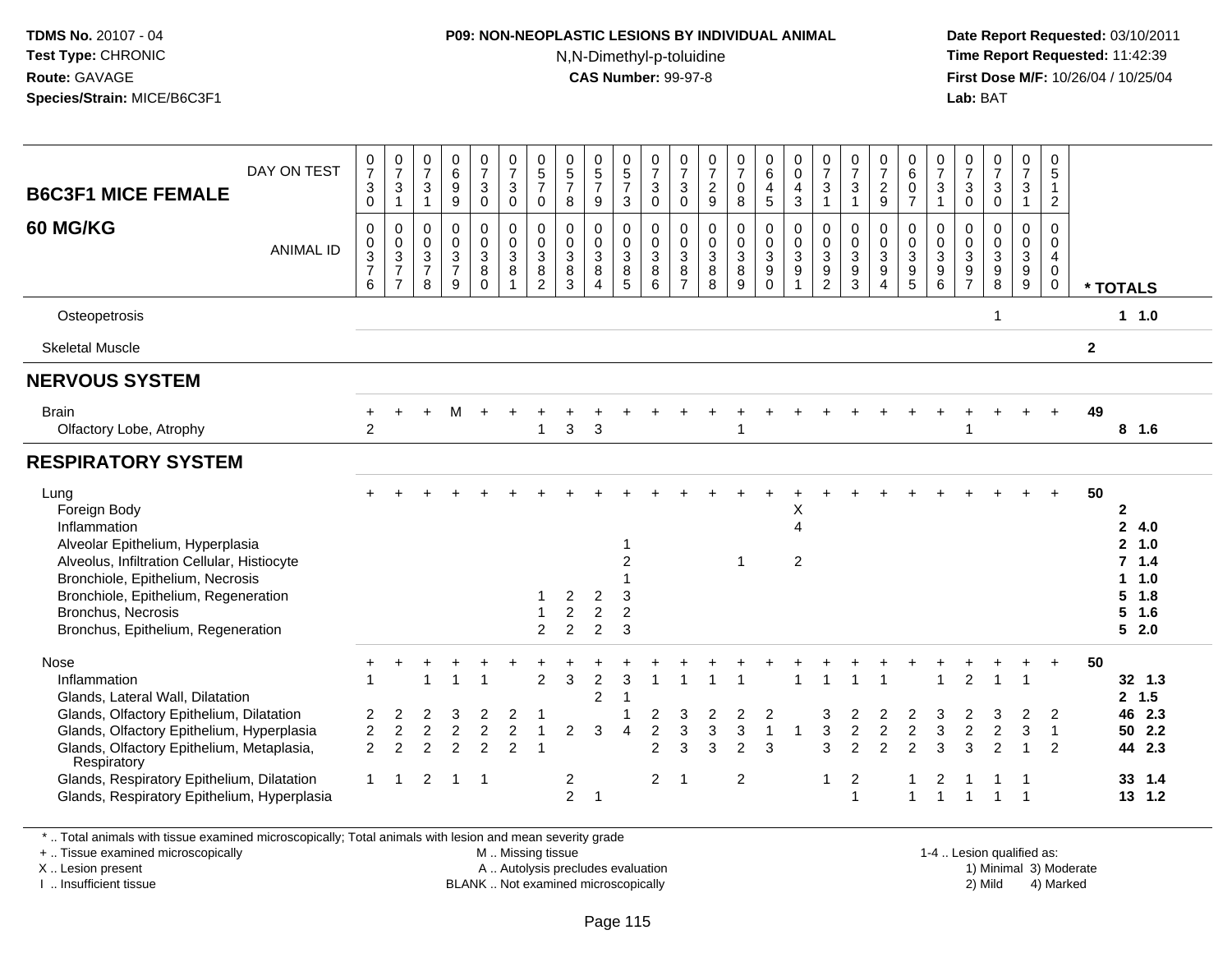**TDMS No.** 20107 - 04
**Test Type:** CHRONIC
**Route:** GAVAGE
**Species/Strain:** MICE/B6C3F1

**P09: NON-NEOPLASTIC LESIONS BY INDIVIDUAL ANIMAL**
N,N-Dimethyl-p-toluidine
**CAS Number:** 99-97-8

**Date Report Requested:** 03/10/2011
**Time Report Requested:** 11:42:39
**First Dose M/F:** 10/26/04 / 10/25/04
**Lab:** BAT

| B6C3F1 MICE FEMALE / 60 MG/KG | | | | | | | | | | | | | | | | | | | | | | | | | | |
|---|---|---|---|---|---|---|---|---|---|---|---|---|---|---|---|---|---|---|---|---|---|---|---|---|---|---|
| DAY ON TEST | 0730 | 0731 | 0731 | 0699 | 0730 | 0730 | 0570 | 0578 | 0579 | 0573 | 0730 | 0730 | 0729 | 0708 | 0645 | 0043 | 0731 | 0731 | 0729 | 0607 | 0731 | 0730 | 0730 | 0731 | 0512 | |
| ANIMAL ID | 00376 | 00377 | 00378 | 00379 | 00380 | 00381 | 00382 | 00383 | 00384 | 00385 | 00386 | 00387 | 00388 | 00389 | 00390 | 00391 | 00392 | 00393 | 00394 | 00395 | 00396 | 00397 | 00398 | 00399 | 00400 | * TOTALS |
| Osteopetrosis | | | | | | | | | | | | | | | | | | | | | | | 1 | | | 1 1.0 |
| Skeletal Muscle | | | | | | | | | | | | | | | | | | | | | | | | | | 2 |
| **NERVOUS SYSTEM** | | | | | | | | | | | | | | | | | | | | | | | | | | |
| Brain | + | + | + | M | + | + | + | + | + | + | + | + | + | + | + | + | + | + | + | + | + | + | + | + | + | 49 |
| Olfactory Lobe, Atrophy | 2 | | | | | | 1 | 3 | 3 | | | | | 1 | | | | | | | | 1 | | | | 8 1.6 |
| **RESPIRATORY SYSTEM** | | | | | | | | | | | | | | | | | | | | | | | | | | |
| Lung | + | + | + | + | + | + | + | + | + | + | + | + | + | + | + | + | + | + | + | + | + | + | + | + | + | 50 |
| Foreign Body | | | | | | | | | | | | | | | | X | | | | | | | | | | 2 |
| Inflammation | | | | | | | | | | | | | | | | 4 | | | | | | | | | | 2 4.0 |
| Alveolar Epithelium, Hyperplasia | | | | | | | | | | 1 | | | | | | | | | | | | | | | | 2 1.0 |
| Alveolus, Infiltration Cellular, Histiocyte | | | | | | | | | | 2 | | | | 1 | | 2 | | | | | | | | | | 7 1.4 |
| Bronchiole, Epithelium, Necrosis | | | | | | | | | | 1 | | | | | | | | | | | | | | | | 1 1.0 |
| Bronchiole, Epithelium, Regeneration | | | | | | | 1 | 2 | 2 | 3 | | | | | | | | | | | | | | | | 5 1.8 |
| Bronchus, Necrosis | | | | | | | 1 | 2 | 2 | 2 | | | | | | | | | | | | | | | | 5 1.6 |
| Bronchus, Epithelium, Regeneration | | | | | | | 2 | 2 | 2 | 3 | | | | | | | | | | | | | | | | 5 2.0 |
| Nose | + | + | + | + | + | + | + | + | + | + | + | + | + | + | + | + | + | + | + | + | + | + | + | + | + | 50 |
| Inflammation | 1 | | 1 | 1 | 1 | | 2 | 3 | 2 | 3 | 1 | 1 | 1 | 1 | | 1 | 1 | 1 | 1 | | 1 | 2 | 1 | 1 | | 32 1.3 |
| Glands, Lateral Wall, Dilatation | | | | | | | | | 2 | 1 | | | | | | | | | | | | | | | | 2 1.5 |
| Glands, Olfactory Epithelium, Dilatation | 2 | 2 | 2 | 3 | 2 | 2 | 1 | | | 1 | 2 | 3 | 2 | 2 | 2 | | 3 | 2 | 2 | 2 | 3 | 2 | 3 | 2 | 2 | 46 2.3 |
| Glands, Olfactory Epithelium, Hyperplasia | 2 | 2 | 2 | 2 | 2 | 2 | 1 | 2 | 3 | 4 | 2 | 3 | 3 | 3 | 1 | 1 | 3 | 2 | 2 | 2 | 3 | 2 | 2 | 3 | 1 | 50 2.2 |
| Glands, Olfactory Epithelium, Metaplasia, Respiratory | 2 | 2 | 2 | 2 | 2 | 2 | 1 | | | | 2 | 3 | 3 | 2 | 3 | | 3 | 2 | 2 | 2 | 3 | 3 | 2 | 1 | 2 | 44 2.3 |
| Glands, Respiratory Epithelium, Dilatation | 1 | 1 | 2 | 1 | 1 | | | 2 | | | 2 | 1 | | 2 | | | 1 | 2 | | 1 | 2 | 1 | 1 | 1 | | 33 1.4 |
| Glands, Respiratory Epithelium, Hyperplasia | | | | | | | | 2 | 1 | | | | | | | | | 1 | | 1 | 1 | 1 | 1 | 1 | | 13 1.2 |

\* .. Total animals with tissue examined microscopically; Total animals with lesion and mean severity grade
\+ .. Tissue examined microscopically
X .. Lesion present
I .. Insufficient tissue

M .. Missing tissue
A .. Autolysis precludes evaluation
BLANK .. Not examined microscopically

1-4 .. Lesion qualified as:
1) Minimal 3) Moderate
2) Mild 4) Marked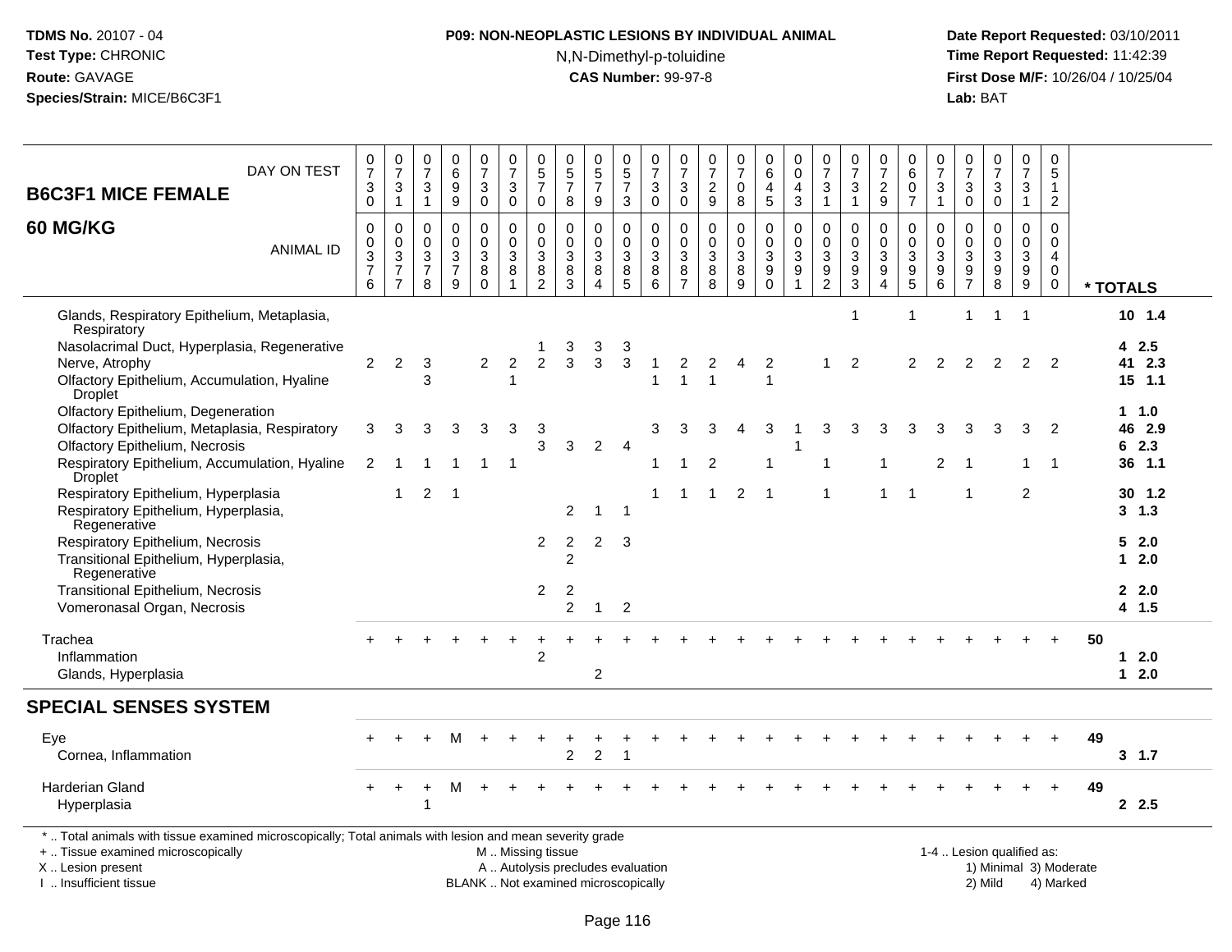**TDMS No.** 20107 - 04
**Test Type:** CHRONIC
**Route:** GAVAGE
**Species/Strain:** MICE/B6C3F1

**P09: NON-NEOPLASTIC LESIONS BY INDIVIDUAL ANIMAL**
N,N-Dimethyl-p-toluidine
**CAS Number:** 99-97-8

**Date Report Requested:** 03/10/2011
**Time Report Requested:** 11:42:39
**First Dose M/F:** 10/26/04 / 10/25/04
**Lab:** BAT

| B6C3F1 MICE FEMALE 60 MG/KG | | | | | | | | | | | | | | | | | | | | | | | | | | |
|---|---|---|---|---|---|---|---|---|---|---|---|---|---|---|---|---|---|---|---|---|---|---|---|---|---|---|
| DAY ON TEST | 0730 | 0731 | 0731 | 0699 | 0730 | 0730 | 0570 | 0578 | 0579 | 0573 | 0730 | 0730 | 0729 | 0708 | 0645 | 0043 | 0731 | 0731 | 0729 | 0607 | 0731 | 0730 | 0730 | 0731 | 0512 | |
| ANIMAL ID | 0376 | 0377 | 0378 | 0379 | 0380 | 0381 | 0382 | 0383 | 0384 | 0385 | 0386 | 0387 | 0388 | 0389 | 0390 | 0391 | 0392 | 0393 | 0394 | 0395 | 0396 | 0397 | 0398 | 0399 | 0400 | * TOTALS |
| Glands, Respiratory Epithelium, Metaplasia, Respiratory | | | | | | | | | | | | | | | | | | 1 | | 1 | | 1 | 1 | 1 | | 10 1.4 |
| Nasolacrimal Duct, Hyperplasia, Regenerative | | | | | | | 1 | 3 | 3 | 3 | | | | | | | | | | | | | | | | 4 2.5 |
| Nerve, Atrophy | 2 | 2 | 3 | | 2 | 2 | 2 | 3 | 3 | 3 | 1 | 2 | 2 | 4 | 2 | | 1 | 2 | | 2 | 2 | 2 | 2 | 2 | 2 | 41 2.3 |
| Olfactory Epithelium, Accumulation, Hyaline Droplet | | | 3 | | | 1 | | | | | 1 | 1 | 1 | | 1 | | | | | | | | | | | 15 1.1 |
| Olfactory Epithelium, Degeneration | | | | | | | | | | | | | | | | | | | | | | | | | | 1 1.0 |
| Olfactory Epithelium, Metaplasia, Respiratory | 3 | 3 | 3 | 3 | 3 | 3 | 3 | | | | 3 | 3 | 3 | 4 | 3 | 1 | 3 | 3 | 3 | 3 | 3 | 3 | 3 | 3 | 2 | 46 2.9 |
| Olfactory Epithelium, Necrosis | | | | | | | 3 | 3 | 2 | 4 | | | | | | 1 | | | | | | | | | | 6 2.3 |
| Respiratory Epithelium, Accumulation, Hyaline Droplet | 2 | 1 | 1 | 1 | 1 | 1 | | | | | 1 | 1 | 2 | | 1 | | 1 | | 1 | | 2 | 1 | | 1 | 1 | 36 1.1 |
| Respiratory Epithelium, Hyperplasia | | 1 | 2 | 1 | | | | | | | 1 | 1 | 1 | 2 | 1 | | 1 | | 1 | 1 | | 1 | | 2 | | 30 1.2 |
| Respiratory Epithelium, Hyperplasia, Regenerative | | | | | | | | 2 | 1 | 1 | | | | | | | | | | | | | | | | 3 1.3 |
| Respiratory Epithelium, Necrosis | | | | | | | 2 | 2 | 2 | 3 | | | | | | | | | | | | | | | | 5 2.0 |
| Transitional Epithelium, Hyperplasia, Regenerative | | | | | | | | 2 | | | | | | | | | | | | | | | | | | 1 2.0 |
| Transitional Epithelium, Necrosis | | | | | | | 2 | 2 | | | | | | | | | | | | | | | | | | 2 2.0 |
| Vomeronasal Organ, Necrosis | | | | | | | | 2 | 1 | 2 | | | | | | | | | | | | | | | | 4 1.5 |
| Trachea | + | + | + | + | + | + | + | + | + | + | + | + | + | + | + | + | + | + | + | + | + | + | + | + | + | 50 |
| Inflammation | | | | | | | 2 | | | | | | | | | | | | | | | | | | | 1 2.0 |
| Glands, Hyperplasia | | | | | | | | | 2 | | | | | | | | | | | | | | | | | 1 2.0 |
| **SPECIAL SENSES SYSTEM** | | | | | | | | | | | | | | | | | | | | | | | | | | |
| Eye | + | + | + | M | + | + | + | + | + | + | + | + | + | + | + | + | + | + | + | + | + | + | + | + | + | 49 |
| Cornea, Inflammation | | | | | | | | 2 | 2 | 1 | | | | | | | | | | | | | | | | 3 1.7 |
| Harderian Gland | + | + | + | M | + | + | + | + | + | + | + | + | + | + | + | + | + | + | + | + | + | + | + | + | + | 49 |
| Hyperplasia | | | 1 | | | | | | | | | | | | | | | | | | | | | | | 2 2.5 |

\* .. Total animals with tissue examined microscopically; Total animals with lesion and mean severity grade
+ .. Tissue examined microscopically
X .. Lesion present
I .. Insufficient tissue

M .. Missing tissue
A .. Autolysis precludes evaluation
BLANK .. Not examined microscopically

1-4 .. Lesion qualified as:
1) Minimal 3) Moderate
2) Mild 4) Marked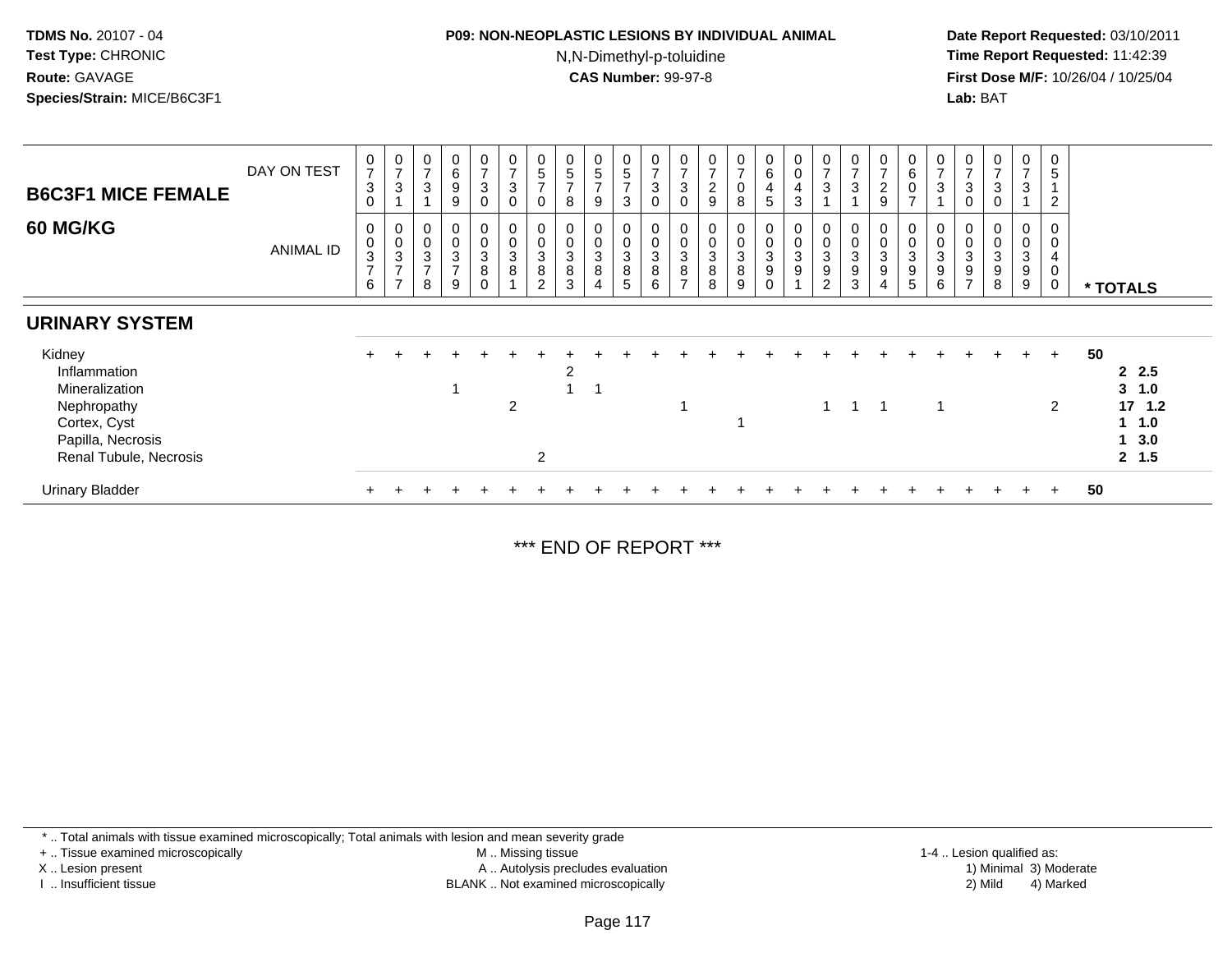**TDMS No.** 20107 - 04
**Test Type:** CHRONIC
**Route:** GAVAGE
**Species/Strain:** MICE/B6C3F1

**P09: NON-NEOPLASTIC LESIONS BY INDIVIDUAL ANIMAL**
N,N-Dimethyl-p-toluidine
**CAS Number:** 99-97-8

**Date Report Requested:** 03/10/2011
**Time Report Requested:** 11:42:39
**First Dose M/F:** 10/26/04 / 10/25/04
**Lab:** BAT

| B6C3F1 MICE FEMALE 60 MG/KG | | | | | | | | | | | | | | | | | | | | | | | | | | |
|---|---|---|---|---|---|---|---|---|---|---|---|---|---|---|---|---|---|---|---|---|---|---|---|---|---|---|
| DAY ON TEST | 0730 | 0731 | 0731 | 0699 | 0730 | 0730 | 0570 | 0578 | 0579 | 0573 | 0730 | 0730 | 0729 | 0708 | 0645 | 0043 | 0731 | 0731 | 0729 | 0607 | 0731 | 0730 | 0730 | 0731 | 0512 | |
| ANIMAL ID | 00376 | 00377 | 00378 | 00379 | 00380 | 00381 | 00382 | 00383 | 00384 | 00385 | 00386 | 00387 | 00388 | 00389 | 00390 | 00391 | 00392 | 00393 | 00394 | 00395 | 00396 | 00397 | 00398 | 00399 | 00400 | * TOTALS |
| **URINARY SYSTEM** | | | | | | | | | | | | | | | | | | | | | | | | | | |
| Kidney | + | + | + | + | + | + | + | + | + | + | + | + | + | + | + | + | + | + | + | + | + | + | + | + | + | 50 |
| Inflammation | | | | | | | | 2 | | | | | | | | | | | | | | | | | | 2 2.5 |
| Mineralization | | | | 1 | | | | 1 | 1 | | | | | | | | | | | | | | | | | 3 1.0 |
| Nephropathy | | | | | | 2 | | | | | | 1 | | | | | 1 | 1 | 1 | | 1 | | | | 2 | 17 1.2 |
| Cortex, Cyst | | | | | | | | | | | | | | 1 | | | | | | | | | | | | 1 1.0 |
| Papilla, Necrosis | | | | | | | | | | | | | | | | | | | | | | | | | | 1 3.0 |
| Renal Tubule, Necrosis | | | | | | | 2 | | | | | | | | | | | | | | | | | | | 2 1.5 |
| Urinary Bladder | + | + | + | + | + | + | + | + | + | + | + | + | + | + | + | + | + | + | + | + | + | + | + | + | + | 50 |

*** END OF REPORT ***

* .. Total animals with tissue examined microscopically; Total animals with lesion and mean severity grade
+ .. Tissue examined microscopically
X .. Lesion present
I .. Insufficient tissue

M .. Missing tissue
A .. Autolysis precludes evaluation
BLANK .. Not examined microscopically

1-4 .. Lesion qualified as:
1) Minimal 3) Moderate
2) Mild 4) Marked